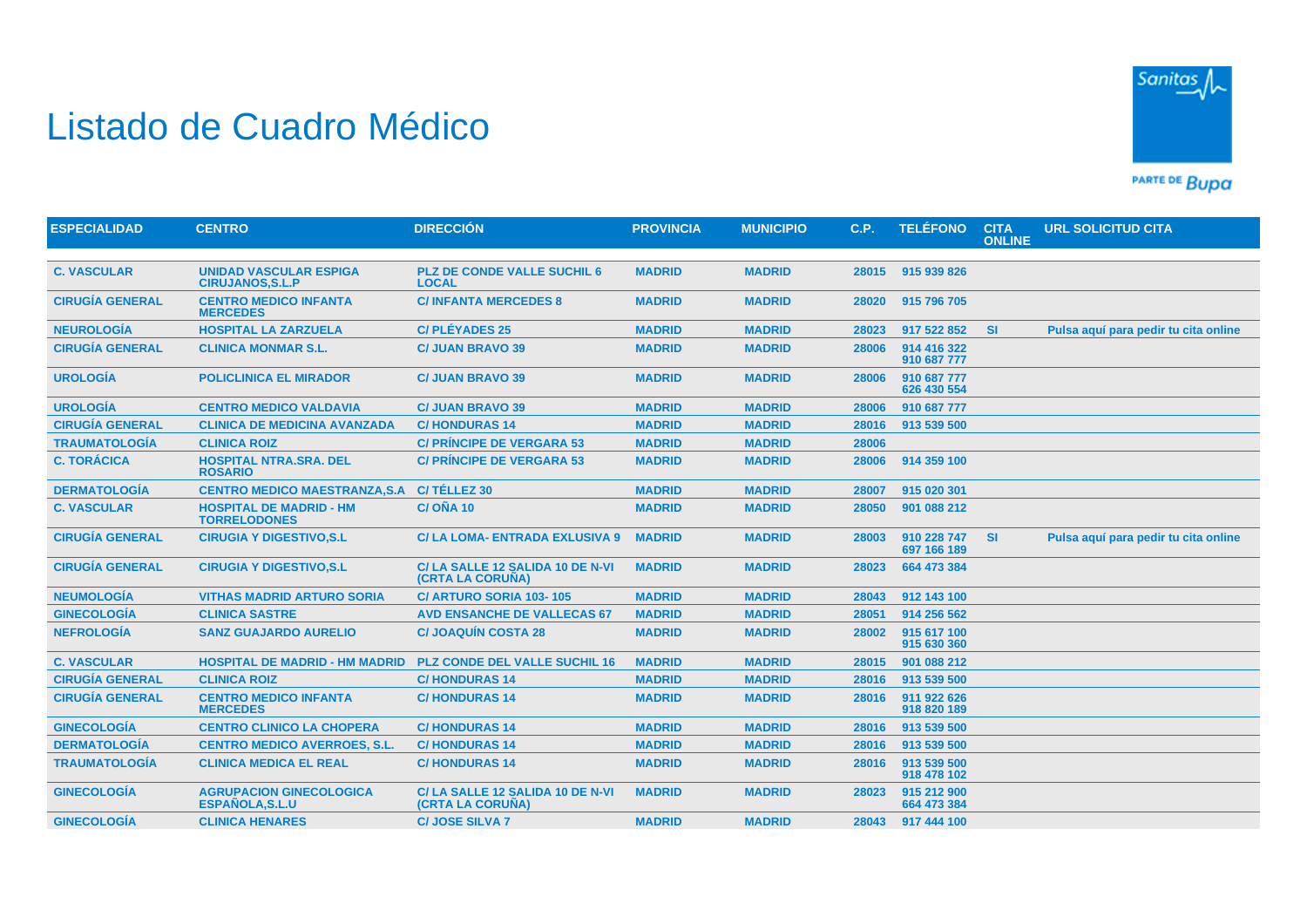# Listado de Cuadro Médico

| ESPECIALIDAD | CENTRO | DIRECCIÓN | PROVINCIA | MUNICIPIO | C.P. | TELÉFONO | CITA ONLINE | URL SOLICITUD CITA |
|---|---|---|---|---|---|---|---|---|
| C. VASCULAR | UNIDAD VASCULAR ESPIGA CIRUJANOS,S.L.P | PLZ DE CONDE VALLE SUCHIL 6 LOCAL | MADRID | MADRID | 28015 | 915 939 826 | | |
| CIRUGÍA GENERAL | CENTRO MEDICO INFANTA MERCEDES | C/ INFANTA MERCEDES 8 | MADRID | MADRID | 28020 | 915 796 705 | | |
| NEUROLOGÍA | HOSPITAL LA ZARZUELA | C/ PLÉYADES 25 | MADRID | MADRID | 28023 | 917 522 852 | SI | Pulsa aquí para pedir tu cita online |
| CIRUGÍA GENERAL | CLINICA MONMAR S.L. | C/ JUAN BRAVO 39 | MADRID | MADRID | 28006 | 914 416 322 910 687 777 | | |
| UROLOGÍA | POLICLINICA EL MIRADOR | C/ JUAN BRAVO 39 | MADRID | MADRID | 28006 | 910 687 777 626 430 554 | | |
| UROLOGÍA | CENTRO MEDICO VALDAVIA | C/ JUAN BRAVO 39 | MADRID | MADRID | 28006 | 910 687 777 | | |
| CIRUGÍA GENERAL | CLINICA DE MEDICINA AVANZADA | C/ HONDURAS 14 | MADRID | MADRID | 28016 | 913 539 500 | | |
| TRAUMATOLOGÍA | CLINICA ROIZ | C/ PRÍNCIPE DE VERGARA 53 | MADRID | MADRID | 28006 | | | |
| C. TORÁCICA | HOSPITAL NTRA.SRA. DEL ROSARIO | C/ PRÍNCIPE DE VERGARA 53 | MADRID | MADRID | 28006 | 914 359 100 | | |
| DERMATOLOGÍA | CENTRO MEDICO MAESTRANZA,S.A | C/ TÉLLEZ 30 | MADRID | MADRID | 28007 | 915 020 301 | | |
| C. VASCULAR | HOSPITAL DE MADRID - HM TORRELODONES | C/ OÑA 10 | MADRID | MADRID | 28050 | 901 088 212 | | |
| CIRUGÍA GENERAL | CIRUGIA Y DIGESTIVO,S.L | C/ LA LOMA- ENTRADA EXLUSIVA 9 | MADRID | MADRID | 28003 | 910 228 747 697 166 189 | SI | Pulsa aquí para pedir tu cita online |
| CIRUGÍA GENERAL | CIRUGIA Y DIGESTIVO,S.L | C/ LA SALLE 12 SALIDA 10 DE N-VI (CRTA LA CORUÑA) | MADRID | MADRID | 28023 | 664 473 384 | | |
| NEUMOLOGÍA | VITHAS MADRID ARTURO SORIA | C/ ARTURO SORIA 103- 105 | MADRID | MADRID | 28043 | 912 143 100 | | |
| GINECOLOGÍA | CLINICA SASTRE | AVD ENSANCHE DE VALLECAS 67 | MADRID | MADRID | 28051 | 914 256 562 | | |
| NEFROLOGÍA | SANZ GUAJARDO AURELIO | C/ JOAQUÍN COSTA 28 | MADRID | MADRID | 28002 | 915 617 100 915 630 360 | | |
| C. VASCULAR | HOSPITAL DE MADRID - HM MADRID | PLZ CONDE DEL VALLE SUCHIL 16 | MADRID | MADRID | 28015 | 901 088 212 | | |
| CIRUGÍA GENERAL | CLINICA ROIZ | C/ HONDURAS 14 | MADRID | MADRID | 28016 | 913 539 500 | | |
| CIRUGÍA GENERAL | CENTRO MEDICO INFANTA MERCEDES | C/ HONDURAS 14 | MADRID | MADRID | 28016 | 911 922 626 918 820 189 | | |
| GINECOLOGÍA | CENTRO CLINICO LA CHOPERA | C/ HONDURAS 14 | MADRID | MADRID | 28016 | 913 539 500 | | |
| DERMATOLOGÍA | CENTRO MEDICO AVERROES, S.L. | C/ HONDURAS 14 | MADRID | MADRID | 28016 | 913 539 500 | | |
| TRAUMATOLOGÍA | CLINICA MEDICA EL REAL | C/ HONDURAS 14 | MADRID | MADRID | 28016 | 913 539 500 918 478 102 | | |
| GINECOLOGÍA | AGRUPACION GINECOLOGICA ESPAÑOLA,S.L.U | C/ LA SALLE 12 SALIDA 10 DE N-VI (CRTA LA CORUÑA) | MADRID | MADRID | 28023 | 915 212 900 664 473 384 | | |
| GINECOLOGÍA | CLINICA HENARES | C/ JOSE SILVA 7 | MADRID | MADRID | 28043 | 917 444 100 | | |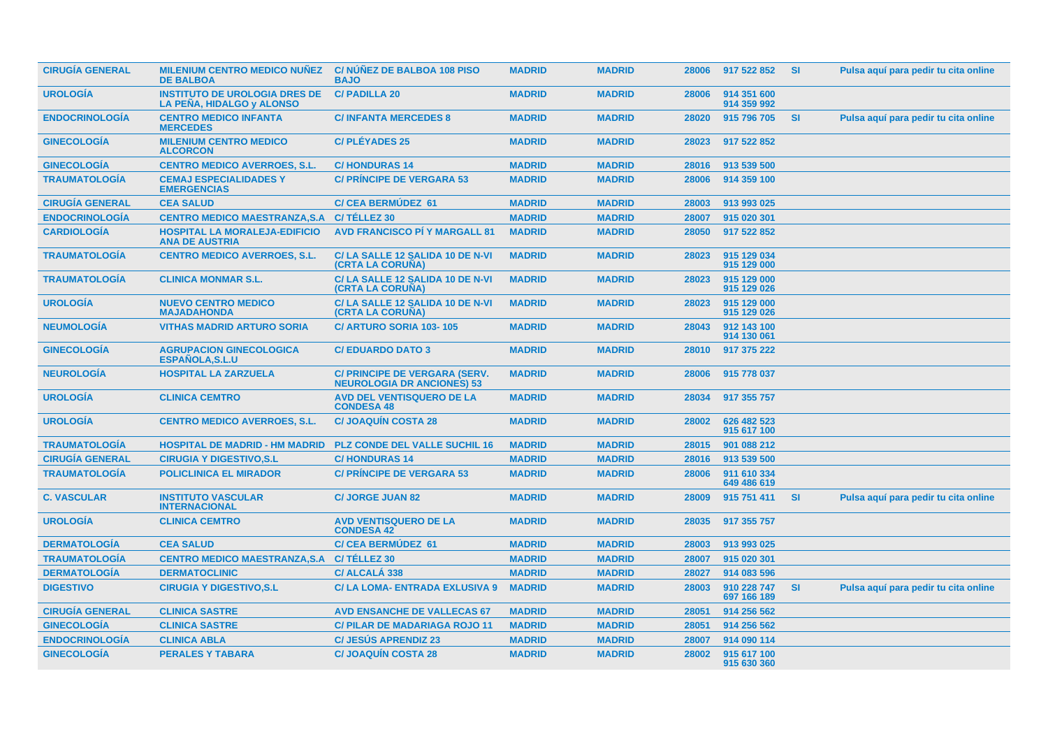| | | | | | | | | |
|---|---|---|---|---|---|---|---|---|
| CIRUGÍA GENERAL | MILENIUM CENTRO MEDICO NUÑEZ DE BALBOA | C/ NÚÑEZ DE BALBOA 108 PISO BAJO | MADRID | MADRID | 28006 | 917 522 852 | SI | Pulsa aquí para pedir tu cita online |
| UROLOGÍA | INSTITUTO DE UROLOGIA DRES DE LA PEÑA, HIDALGO y ALONSO | C/ PADILLA 20 | MADRID | MADRID | 28006 | 914 351 600 914 359 992 | | |
| ENDOCRINOLOGÍA | CENTRO MEDICO INFANTA MERCEDES | C/ INFANTA MERCEDES 8 | MADRID | MADRID | 28020 | 915 796 705 | SI | Pulsa aquí para pedir tu cita online |
| GINECOLOGÍA | MILENIUM CENTRO MEDICO ALCORCON | C/ PLÉYADES 25 | MADRID | MADRID | 28023 | 917 522 852 | | |
| GINECOLOGÍA | CENTRO MEDICO AVERROES, S.L. | C/ HONDURAS 14 | MADRID | MADRID | 28016 | 913 539 500 | | |
| TRAUMATOLOGÍA | CEMAJ ESPECIALIDADES Y EMERGENCIAS | C/ PRÍNCIPE DE VERGARA 53 | MADRID | MADRID | 28006 | 914 359 100 | | |
| CIRUGÍA GENERAL | CEA SALUD | C/ CEA BERMÚDEZ 61 | MADRID | MADRID | 28003 | 913 993 025 | | |
| ENDOCRINOLOGÍA | CENTRO MEDICO MAESTRANZA,S.A | C/ TÉLLEZ 30 | MADRID | MADRID | 28007 | 915 020 301 | | |
| CARDIOLOGÍA | HOSPITAL LA MORALEJA-EDIFICIO ANA DE AUSTRIA | AVD FRANCISCO PÍ Y MARGALL 81 | MADRID | MADRID | 28050 | 917 522 852 | | |
| TRAUMATOLOGÍA | CENTRO MEDICO AVERROES, S.L. | C/ LA SALLE 12 SALIDA 10 DE N-VI (CRTA LA CORUÑA) | MADRID | MADRID | 28023 | 915 129 034 915 129 000 | | |
| TRAUMATOLOGÍA | CLINICA MONMAR S.L. | C/ LA SALLE 12 SALIDA 10 DE N-VI (CRTA LA CORUÑA) | MADRID | MADRID | 28023 | 915 129 000 915 129 026 | | |
| UROLOGÍA | NUEVO CENTRO MEDICO MAJADAHONDA | C/ LA SALLE 12 SALIDA 10 DE N-VI (CRTA LA CORUÑA) | MADRID | MADRID | 28023 | 915 129 000 915 129 026 | | |
| NEUMOLOGÍA | VITHAS MADRID ARTURO SORIA | C/ ARTURO SORIA 103- 105 | MADRID | MADRID | 28043 | 912 143 100 914 130 061 | | |
| GINECOLOGÍA | AGRUPACION GINECOLOGICA ESPAÑOLA,S.L.U | C/ EDUARDO DATO 3 | MADRID | MADRID | 28010 | 917 375 222 | | |
| NEUROLOGÍA | HOSPITAL LA ZARZUELA | C/ PRINCIPE DE VERGARA (SERV. NEUROLOGIA DR ANCIONES) 53 | MADRID | MADRID | 28006 | 915 778 037 | | |
| UROLOGÍA | CLINICA CEMTRO | AVD DEL VENTISQUERO DE LA CONDESA 48 | MADRID | MADRID | 28034 | 917 355 757 | | |
| UROLOGÍA | CENTRO MEDICO AVERROES, S.L. | C/ JOAQUÍN COSTA 28 | MADRID | MADRID | 28002 | 626 482 523 915 617 100 | | |
| TRAUMATOLOGÍA | HOSPITAL DE MADRID - HM MADRID | PLZ CONDE DEL VALLE SUCHIL 16 | MADRID | MADRID | 28015 | 901 088 212 | | |
| CIRUGÍA GENERAL | CIRUGIA Y DIGESTIVO,S.L | C/ HONDURAS 14 | MADRID | MADRID | 28016 | 913 539 500 | | |
| TRAUMATOLOGÍA | POLICLINICA EL MIRADOR | C/ PRÍNCIPE DE VERGARA 53 | MADRID | MADRID | 28006 | 911 610 334 649 486 619 | | |
| C. VASCULAR | INSTITUTO VASCULAR INTERNACIONAL | C/ JORGE JUAN 82 | MADRID | MADRID | 28009 | 915 751 411 | SI | Pulsa aquí para pedir tu cita online |
| UROLOGÍA | CLINICA CEMTRO | AVD VENTISQUERO DE LA CONDESA 42 | MADRID | MADRID | 28035 | 917 355 757 | | |
| DERMATOLOGÍA | CEA SALUD | C/ CEA BERMÚDEZ 61 | MADRID | MADRID | 28003 | 913 993 025 | | |
| TRAUMATOLOGÍA | CENTRO MEDICO MAESTRANZA,S.A | C/ TÉLLEZ 30 | MADRID | MADRID | 28007 | 915 020 301 | | |
| DERMATOLOGÍA | DERMATOCLINIC | C/ ALCALÁ 338 | MADRID | MADRID | 28027 | 914 083 596 | | |
| DIGESTIVO | CIRUGIA Y DIGESTIVO,S.L | C/ LA LOMA- ENTRADA EXLUSIVA 9 | MADRID | MADRID | 28003 | 910 228 747 697 166 189 | SI | Pulsa aquí para pedir tu cita online |
| CIRUGÍA GENERAL | CLINICA SASTRE | AVD ENSANCHE DE VALLECAS 67 | MADRID | MADRID | 28051 | 914 256 562 | | |
| GINECOLOGÍA | CLINICA SASTRE | C/ PILAR DE MADARIAGA ROJO 11 | MADRID | MADRID | 28051 | 914 256 562 | | |
| ENDOCRINOLOGÍA | CLINICA ABLA | C/ JESÚS APRENDIZ 23 | MADRID | MADRID | 28007 | 914 090 114 | | |
| GINECOLOGÍA | PERALES Y TABARA | C/ JOAQUÍN COSTA 28 | MADRID | MADRID | 28002 | 915 617 100 915 630 360 | | |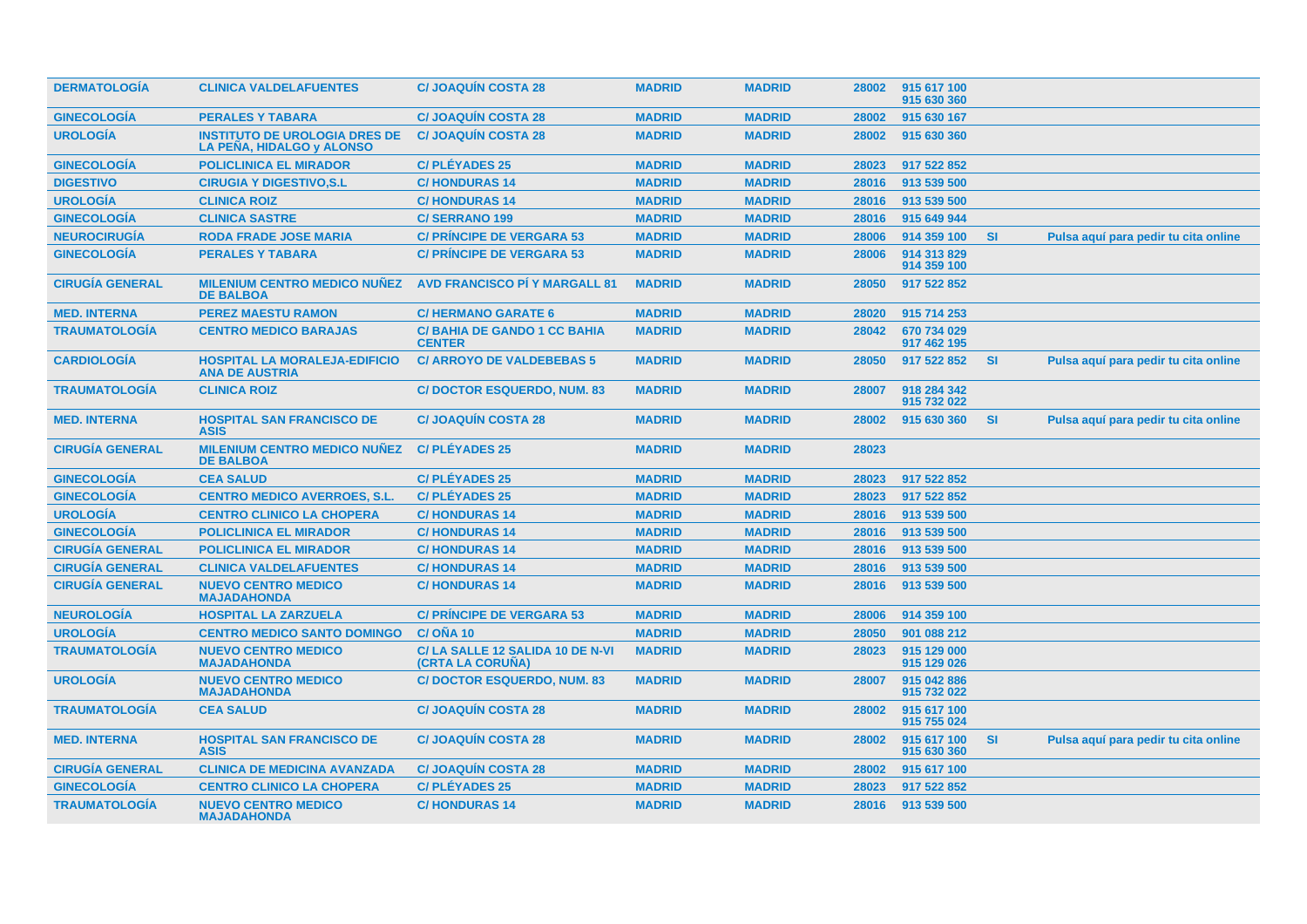| | | | | | | | | |
|---|---|---|---|---|---|---|---|---|
| **DERMATOLOGÍA** | **CLINICA VALDELAFUENTES** | **C/ JOAQUÍN COSTA 28** | **MADRID** | **MADRID** | **28002** | **915 617 100 915 630 360** | | |
| **GINECOLOGÍA** | **PERALES Y TABARA** | **C/ JOAQUÍN COSTA 28** | **MADRID** | **MADRID** | **28002** | **915 630 167** | | |
| **UROLOGÍA** | **INSTITUTO DE UROLOGIA DRES DE LA PEÑA, HIDALGO y ALONSO** | **C/ JOAQUÍN COSTA 28** | **MADRID** | **MADRID** | **28002** | **915 630 360** | | |
| **GINECOLOGÍA** | **POLICLINICA EL MIRADOR** | **C/ PLÉYADES 25** | **MADRID** | **MADRID** | **28023** | **917 522 852** | | |
| **DIGESTIVO** | **CIRUGIA Y DIGESTIVO,S.L** | **C/ HONDURAS 14** | **MADRID** | **MADRID** | **28016** | **913 539 500** | | |
| **UROLOGÍA** | **CLINICA ROIZ** | **C/ HONDURAS 14** | **MADRID** | **MADRID** | **28016** | **913 539 500** | | |
| **GINECOLOGÍA** | **CLINICA SASTRE** | **C/ SERRANO 199** | **MADRID** | **MADRID** | **28016** | **915 649 944** | | |
| **NEUROCIRUGÍA** | **RODA FRADE JOSE MARIA** | **C/ PRÍNCIPE DE VERGARA 53** | **MADRID** | **MADRID** | **28006** | **914 359 100** | **SI** | **Pulsa aquí para pedir tu cita online** |
| **GINECOLOGÍA** | **PERALES Y TABARA** | **C/ PRÍNCIPE DE VERGARA 53** | **MADRID** | **MADRID** | **28006** | **914 313 829 914 359 100** | | |
| **CIRUGÍA GENERAL** | **MILENIUM CENTRO MEDICO NUÑEZ DE BALBOA** | **AVD FRANCISCO PÍ Y MARGALL 81** | **MADRID** | **MADRID** | **28050** | **917 522 852** | | |
| **MED. INTERNA** | **PEREZ MAESTU RAMON** | **C/ HERMANO GARATE 6** | **MADRID** | **MADRID** | **28020** | **915 714 253** | | |
| **TRAUMATOLOGÍA** | **CENTRO MEDICO BARAJAS** | **C/ BAHIA DE GANDO 1 CC BAHIA CENTER** | **MADRID** | **MADRID** | **28042** | **670 734 029 917 462 195** | | |
| **CARDIOLOGÍA** | **HOSPITAL LA MORALEJA-EDIFICIO ANA DE AUSTRIA** | **C/ ARROYO DE VALDEBEBAS 5** | **MADRID** | **MADRID** | **28050** | **917 522 852** | **SI** | **Pulsa aquí para pedir tu cita online** |
| **TRAUMATOLOGÍA** | **CLINICA ROIZ** | **C/ DOCTOR ESQUERDO, NUM. 83** | **MADRID** | **MADRID** | **28007** | **918 284 342 915 732 022** | | |
| **MED. INTERNA** | **HOSPITAL SAN FRANCISCO DE ASIS** | **C/ JOAQUÍN COSTA 28** | **MADRID** | **MADRID** | **28002** | **915 630 360** | **SI** | **Pulsa aquí para pedir tu cita online** |
| **CIRUGÍA GENERAL** | **MILENIUM CENTRO MEDICO NUÑEZ DE BALBOA** | **C/ PLÉYADES 25** | **MADRID** | **MADRID** | **28023** | | | |
| **GINECOLOGÍA** | **CEA SALUD** | **C/ PLÉYADES 25** | **MADRID** | **MADRID** | **28023** | **917 522 852** | | |
| **GINECOLOGÍA** | **CENTRO MEDICO AVERROES, S.L.** | **C/ PLÉYADES 25** | **MADRID** | **MADRID** | **28023** | **917 522 852** | | |
| **UROLOGÍA** | **CENTRO CLINICO LA CHOPERA** | **C/ HONDURAS 14** | **MADRID** | **MADRID** | **28016** | **913 539 500** | | |
| **GINECOLOGÍA** | **POLICLINICA EL MIRADOR** | **C/ HONDURAS 14** | **MADRID** | **MADRID** | **28016** | **913 539 500** | | |
| **CIRUGÍA GENERAL** | **POLICLINICA EL MIRADOR** | **C/ HONDURAS 14** | **MADRID** | **MADRID** | **28016** | **913 539 500** | | |
| **CIRUGÍA GENERAL** | **CLINICA VALDELAFUENTES** | **C/ HONDURAS 14** | **MADRID** | **MADRID** | **28016** | **913 539 500** | | |
| **CIRUGÍA GENERAL** | **NUEVO CENTRO MEDICO MAJADAHONDA** | **C/ HONDURAS 14** | **MADRID** | **MADRID** | **28016** | **913 539 500** | | |
| **NEUROLOGÍA** | **HOSPITAL LA ZARZUELA** | **C/ PRÍNCIPE DE VERGARA 53** | **MADRID** | **MADRID** | **28006** | **914 359 100** | | |
| **UROLOGÍA** | **CENTRO MEDICO SANTO DOMINGO** | **C/ OÑA 10** | **MADRID** | **MADRID** | **28050** | **901 088 212** | | |
| **TRAUMATOLOGÍA** | **NUEVO CENTRO MEDICO MAJADAHONDA** | **C/ LA SALLE 12 SALIDA 10 DE N-VI (CRTA LA CORUÑA)** | **MADRID** | **MADRID** | **28023** | **915 129 000 915 129 026** | | |
| **UROLOGÍA** | **NUEVO CENTRO MEDICO MAJADAHONDA** | **C/ DOCTOR ESQUERDO, NUM. 83** | **MADRID** | **MADRID** | **28007** | **915 042 886 915 732 022** | | |
| **TRAUMATOLOGÍA** | **CEA SALUD** | **C/ JOAQUÍN COSTA 28** | **MADRID** | **MADRID** | **28002** | **915 617 100 915 755 024** | | |
| **MED. INTERNA** | **HOSPITAL SAN FRANCISCO DE ASIS** | **C/ JOAQUÍN COSTA 28** | **MADRID** | **MADRID** | **28002** | **915 617 100 915 630 360** | **SI** | **Pulsa aquí para pedir tu cita online** |
| **CIRUGÍA GENERAL** | **CLINICA DE MEDICINA AVANZADA** | **C/ JOAQUÍN COSTA 28** | **MADRID** | **MADRID** | **28002** | **915 617 100** | | |
| **GINECOLOGÍA** | **CENTRO CLINICO LA CHOPERA** | **C/ PLÉYADES 25** | **MADRID** | **MADRID** | **28023** | **917 522 852** | | |
| **TRAUMATOLOGÍA** | **NUEVO CENTRO MEDICO MAJADAHONDA** | **C/ HONDURAS 14** | **MADRID** | **MADRID** | **28016** | **913 539 500** | | |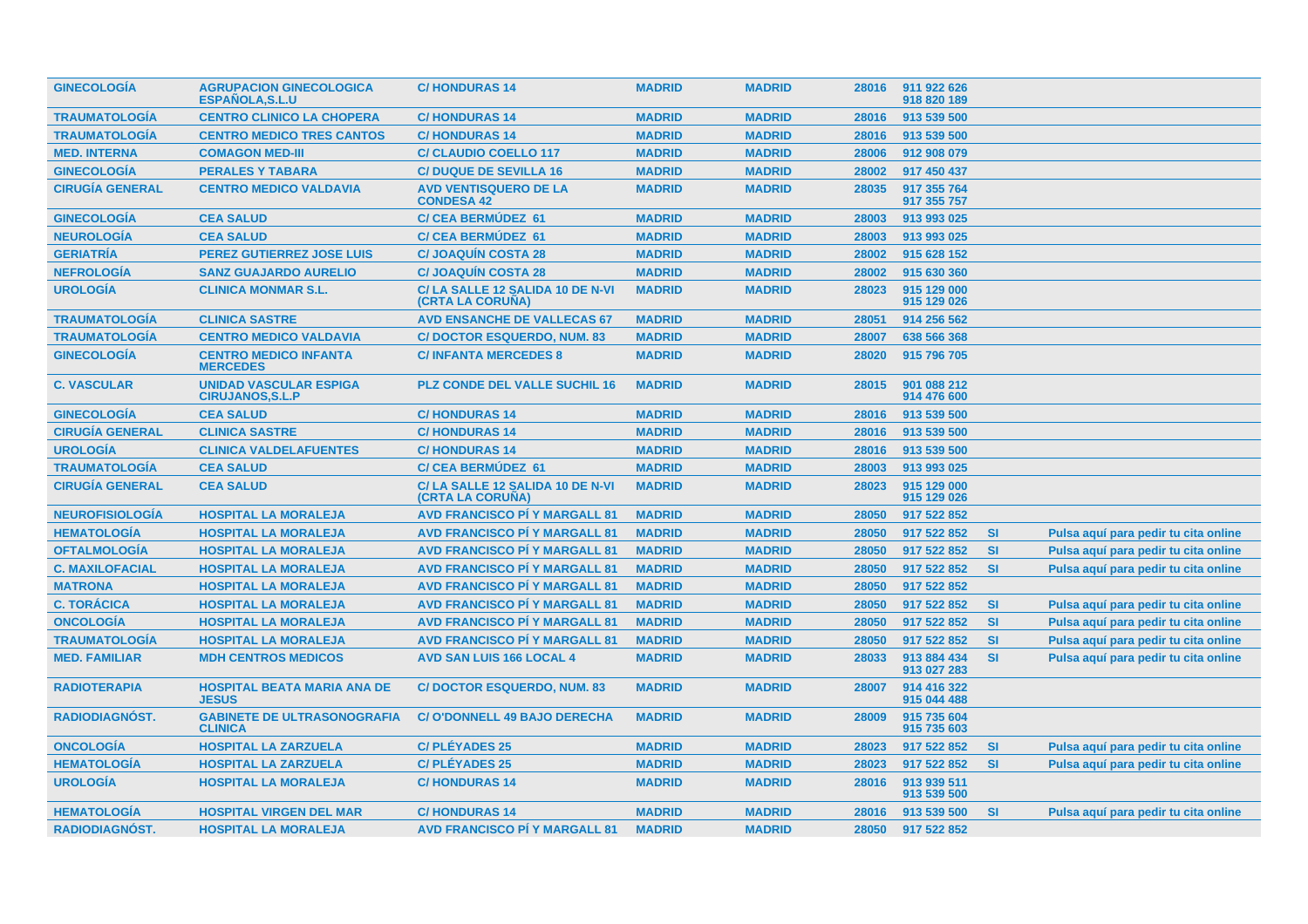| | | | | | | | | |
|---|---|---|---|---|---|---|---|---|
| GINECOLOGÍA | AGRUPACION GINECOLOGICA ESPAÑOLA,S.L.U | C/ HONDURAS 14 | MADRID | MADRID | 28016 | 911 922 626 918 820 189 | | |
| TRAUMATOLOGÍA | CENTRO CLINICO LA CHOPERA | C/ HONDURAS 14 | MADRID | MADRID | 28016 | 913 539 500 | | |
| TRAUMATOLOGÍA | CENTRO MEDICO TRES CANTOS | C/ HONDURAS 14 | MADRID | MADRID | 28016 | 913 539 500 | | |
| MED. INTERNA | COMAGON MED-III | C/ CLAUDIO COELLO 117 | MADRID | MADRID | 28006 | 912 908 079 | | |
| GINECOLOGÍA | PERALES Y TABARA | C/ DUQUE DE SEVILLA 16 | MADRID | MADRID | 28002 | 917 450 437 | | |
| CIRUGÍA GENERAL | CENTRO MEDICO VALDAVIA | AVD VENTISQUERO DE LA CONDESA 42 | MADRID | MADRID | 28035 | 917 355 764 917 355 757 | | |
| GINECOLOGÍA | CEA SALUD | C/ CEA BERMÚDEZ 61 | MADRID | MADRID | 28003 | 913 993 025 | | |
| NEUROLOGÍA | CEA SALUD | C/ CEA BERMÚDEZ 61 | MADRID | MADRID | 28003 | 913 993 025 | | |
| GERIATRÍA | PEREZ GUTIERREZ JOSE LUIS | C/ JOAQUÍN COSTA 28 | MADRID | MADRID | 28002 | 915 628 152 | | |
| NEFROLOGÍA | SANZ GUAJARDO AURELIO | C/ JOAQUÍN COSTA 28 | MADRID | MADRID | 28002 | 915 630 360 | | |
| UROLOGÍA | CLINICA MONMAR S.L. | C/ LA SALLE 12 SALIDA 10 DE N-VI (CRTA LA CORUÑA) | MADRID | MADRID | 28023 | 915 129 000 915 129 026 | | |
| TRAUMATOLOGÍA | CLINICA SASTRE | AVD ENSANCHE DE VALLECAS 67 | MADRID | MADRID | 28051 | 914 256 562 | | |
| TRAUMATOLOGÍA | CENTRO MEDICO VALDAVIA | C/ DOCTOR ESQUERDO, NUM. 83 | MADRID | MADRID | 28007 | 638 566 368 | | |
| GINECOLOGÍA | CENTRO MEDICO INFANTA MERCEDES | C/ INFANTA MERCEDES 8 | MADRID | MADRID | 28020 | 915 796 705 | | |
| C. VASCULAR | UNIDAD VASCULAR ESPIGA CIRUJANOS,S.L.P | PLZ CONDE DEL VALLE SUCHIL 16 | MADRID | MADRID | 28015 | 901 088 212 914 476 600 | | |
| GINECOLOGÍA | CEA SALUD | C/ HONDURAS 14 | MADRID | MADRID | 28016 | 913 539 500 | | |
| CIRUGÍA GENERAL | CLINICA SASTRE | C/ HONDURAS 14 | MADRID | MADRID | 28016 | 913 539 500 | | |
| UROLOGÍA | CLINICA VALDELAFUENTES | C/ HONDURAS 14 | MADRID | MADRID | 28016 | 913 539 500 | | |
| TRAUMATOLOGÍA | CEA SALUD | C/ CEA BERMÚDEZ 61 | MADRID | MADRID | 28003 | 913 993 025 | | |
| CIRUGÍA GENERAL | CEA SALUD | C/ LA SALLE 12 SALIDA 10 DE N-VI (CRTA LA CORUÑA) | MADRID | MADRID | 28023 | 915 129 000 915 129 026 | | |
| NEUROFISIOLOGÍA | HOSPITAL LA MORALEJA | AVD FRANCISCO PÍ Y MARGALL 81 | MADRID | MADRID | 28050 | 917 522 852 | | |
| HEMATOLOGÍA | HOSPITAL LA MORALEJA | AVD FRANCISCO PÍ Y MARGALL 81 | MADRID | MADRID | 28050 | 917 522 852 | SI | Pulsa aquí para pedir tu cita online |
| OFTALMOLOGÍA | HOSPITAL LA MORALEJA | AVD FRANCISCO PÍ Y MARGALL 81 | MADRID | MADRID | 28050 | 917 522 852 | SI | Pulsa aquí para pedir tu cita online |
| C. MAXILOFACIAL | HOSPITAL LA MORALEJA | AVD FRANCISCO PÍ Y MARGALL 81 | MADRID | MADRID | 28050 | 917 522 852 | SI | Pulsa aquí para pedir tu cita online |
| MATRONA | HOSPITAL LA MORALEJA | AVD FRANCISCO PÍ Y MARGALL 81 | MADRID | MADRID | 28050 | 917 522 852 | | |
| C. TORÁCICA | HOSPITAL LA MORALEJA | AVD FRANCISCO PÍ Y MARGALL 81 | MADRID | MADRID | 28050 | 917 522 852 | SI | Pulsa aquí para pedir tu cita online |
| ONCOLOGÍA | HOSPITAL LA MORALEJA | AVD FRANCISCO PÍ Y MARGALL 81 | MADRID | MADRID | 28050 | 917 522 852 | SI | Pulsa aquí para pedir tu cita online |
| TRAUMATOLOGÍA | HOSPITAL LA MORALEJA | AVD FRANCISCO PÍ Y MARGALL 81 | MADRID | MADRID | 28050 | 917 522 852 | SI | Pulsa aquí para pedir tu cita online |
| MED. FAMILIAR | MDH CENTROS MEDICOS | AVD SAN LUIS 166 LOCAL 4 | MADRID | MADRID | 28033 | 913 884 434 913 027 283 | SI | Pulsa aquí para pedir tu cita online |
| RADIOTERAPIA | HOSPITAL BEATA MARIA ANA DE JESUS | C/ DOCTOR ESQUERDO, NUM. 83 | MADRID | MADRID | 28007 | 914 416 322 915 044 488 | | |
| RADIODIAGNÓST. | GABINETE DE ULTRASONOGRAFIA CLINICA | C/ O'DONNELL 49 BAJO DERECHA | MADRID | MADRID | 28009 | 915 735 604 915 735 603 | | |
| ONCOLOGÍA | HOSPITAL LA ZARZUELA | C/ PLÉYADES 25 | MADRID | MADRID | 28023 | 917 522 852 | SI | Pulsa aquí para pedir tu cita online |
| HEMATOLOGÍA | HOSPITAL LA ZARZUELA | C/ PLÉYADES 25 | MADRID | MADRID | 28023 | 917 522 852 | SI | Pulsa aquí para pedir tu cita online |
| UROLOGÍA | HOSPITAL LA MORALEJA | C/ HONDURAS 14 | MADRID | MADRID | 28016 | 913 939 511 913 539 500 | | |
| HEMATOLOGÍA | HOSPITAL VIRGEN DEL MAR | C/ HONDURAS 14 | MADRID | MADRID | 28016 | 913 539 500 | SI | Pulsa aquí para pedir tu cita online |
| RADIODIAGNÓST. | HOSPITAL LA MORALEJA | AVD FRANCISCO PÍ Y MARGALL 81 | MADRID | MADRID | 28050 | 917 522 852 | | |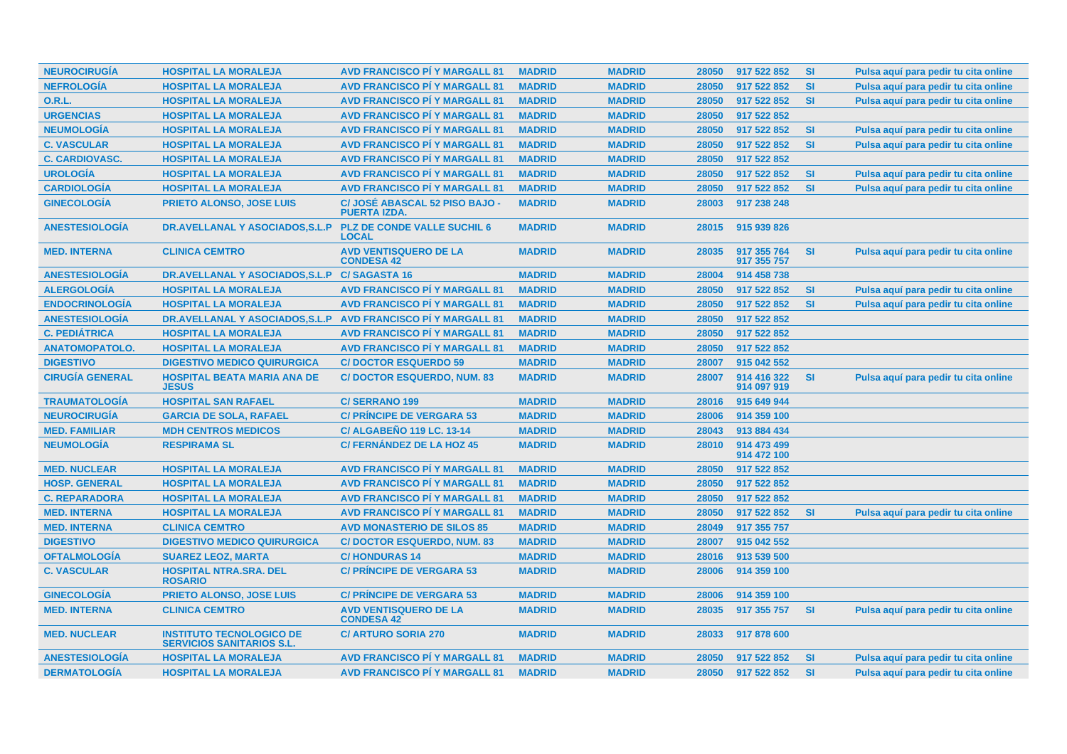| | | | | | | | | |
|---|---|---|---|---|---|---|---|---|
| NEUROCIRUGÍA | HOSPITAL LA MORALEJA | AVD FRANCISCO PÍ Y MARGALL 81 | MADRID | MADRID | 28050 | 917 522 852 | SI | Pulsa aquí para pedir tu cita online |
| NEFROLOGÍA | HOSPITAL LA MORALEJA | AVD FRANCISCO PÍ Y MARGALL 81 | MADRID | MADRID | 28050 | 917 522 852 | SI | Pulsa aquí para pedir tu cita online |
| O.R.L. | HOSPITAL LA MORALEJA | AVD FRANCISCO PÍ Y MARGALL 81 | MADRID | MADRID | 28050 | 917 522 852 | SI | Pulsa aquí para pedir tu cita online |
| URGENCIAS | HOSPITAL LA MORALEJA | AVD FRANCISCO PÍ Y MARGALL 81 | MADRID | MADRID | 28050 | 917 522 852 | | |
| NEUMOLOGÍA | HOSPITAL LA MORALEJA | AVD FRANCISCO PÍ Y MARGALL 81 | MADRID | MADRID | 28050 | 917 522 852 | SI | Pulsa aquí para pedir tu cita online |
| C. VASCULAR | HOSPITAL LA MORALEJA | AVD FRANCISCO PÍ Y MARGALL 81 | MADRID | MADRID | 28050 | 917 522 852 | SI | Pulsa aquí para pedir tu cita online |
| C. CARDIOVASC. | HOSPITAL LA MORALEJA | AVD FRANCISCO PÍ Y MARGALL 81 | MADRID | MADRID | 28050 | 917 522 852 | | |
| UROLOGÍA | HOSPITAL LA MORALEJA | AVD FRANCISCO PÍ Y MARGALL 81 | MADRID | MADRID | 28050 | 917 522 852 | SI | Pulsa aquí para pedir tu cita online |
| CARDIOLOGÍA | HOSPITAL LA MORALEJA | AVD FRANCISCO PÍ Y MARGALL 81 | MADRID | MADRID | 28050 | 917 522 852 | SI | Pulsa aquí para pedir tu cita online |
| GINECOLOGÍA | PRIETO ALONSO, JOSE LUIS | C/ JOSÉ ABASCAL 52 PISO BAJO - PUERTA IZDA. | MADRID | MADRID | 28003 | 917 238 248 | | |
| ANESTESIOLOGÍA | DR.AVELLANAL Y ASOCIADOS,S.L.P | PLZ DE CONDE VALLE SUCHIL 6 LOCAL | MADRID | MADRID | 28015 | 915 939 826 | | |
| MED. INTERNA | CLINICA CEMTRO | AVD VENTISQUERO DE LA CONDESA 42 | MADRID | MADRID | 28035 | 917 355 764 917 355 757 | SI | Pulsa aquí para pedir tu cita online |
| ANESTESIOLOGÍA | DR.AVELLANAL Y ASOCIADOS,S.L.P | C/ SAGASTA 16 | MADRID | MADRID | 28004 | 914 458 738 | | |
| ALERGOLOGÍA | HOSPITAL LA MORALEJA | AVD FRANCISCO PÍ Y MARGALL 81 | MADRID | MADRID | 28050 | 917 522 852 | SI | Pulsa aquí para pedir tu cita online |
| ENDOCRINOLOGÍA | HOSPITAL LA MORALEJA | AVD FRANCISCO PÍ Y MARGALL 81 | MADRID | MADRID | 28050 | 917 522 852 | SI | Pulsa aquí para pedir tu cita online |
| ANESTESIOLOGÍA | DR.AVELLANAL Y ASOCIADOS,S.L.P | AVD FRANCISCO PÍ Y MARGALL 81 | MADRID | MADRID | 28050 | 917 522 852 | | |
| C. PEDIÁTRICA | HOSPITAL LA MORALEJA | AVD FRANCISCO PÍ Y MARGALL 81 | MADRID | MADRID | 28050 | 917 522 852 | | |
| ANATOMOPATOLO. | HOSPITAL LA MORALEJA | AVD FRANCISCO PÍ Y MARGALL 81 | MADRID | MADRID | 28050 | 917 522 852 | | |
| DIGESTIVO | DIGESTIVO MEDICO QUIRURGICA | C/ DOCTOR ESQUERDO 59 | MADRID | MADRID | 28007 | 915 042 552 | | |
| CIRUGÍA GENERAL | HOSPITAL BEATA MARIA ANA DE JESUS | C/ DOCTOR ESQUERDO, NUM. 83 | MADRID | MADRID | 28007 | 914 416 322 914 097 919 | SI | Pulsa aquí para pedir tu cita online |
| TRAUMATOLOGÍA | HOSPITAL SAN RAFAEL | C/ SERRANO 199 | MADRID | MADRID | 28016 | 915 649 944 | | |
| NEUROCIRUGÍA | GARCIA DE SOLA, RAFAEL | C/ PRÍNCIPE DE VERGARA 53 | MADRID | MADRID | 28006 | 914 359 100 | | |
| MED. FAMILIAR | MDH CENTROS MEDICOS | C/ ALGABEÑO 119 LC. 13-14 | MADRID | MADRID | 28043 | 913 884 434 | | |
| NEUMOLOGÍA | RESPIRAMA SL | C/ FERNÁNDEZ DE LA HOZ 45 | MADRID | MADRID | 28010 | 914 473 499 914 472 100 | | |
| MED. NUCLEAR | HOSPITAL LA MORALEJA | AVD FRANCISCO PÍ Y MARGALL 81 | MADRID | MADRID | 28050 | 917 522 852 | | |
| HOSP. GENERAL | HOSPITAL LA MORALEJA | AVD FRANCISCO PÍ Y MARGALL 81 | MADRID | MADRID | 28050 | 917 522 852 | | |
| C. REPARADORA | HOSPITAL LA MORALEJA | AVD FRANCISCO PÍ Y MARGALL 81 | MADRID | MADRID | 28050 | 917 522 852 | | |
| MED. INTERNA | HOSPITAL LA MORALEJA | AVD FRANCISCO PÍ Y MARGALL 81 | MADRID | MADRID | 28050 | 917 522 852 | SI | Pulsa aquí para pedir tu cita online |
| MED. INTERNA | CLINICA CEMTRO | AVD MONASTERIO DE SILOS 85 | MADRID | MADRID | 28049 | 917 355 757 | | |
| DIGESTIVO | DIGESTIVO MEDICO QUIRURGICA | C/ DOCTOR ESQUERDO, NUM. 83 | MADRID | MADRID | 28007 | 915 042 552 | | |
| OFTALMOLOGÍA | SUAREZ LEOZ, MARTA | C/ HONDURAS 14 | MADRID | MADRID | 28016 | 913 539 500 | | |
| C. VASCULAR | HOSPITAL NTRA.SRA. DEL ROSARIO | C/ PRÍNCIPE DE VERGARA 53 | MADRID | MADRID | 28006 | 914 359 100 | | |
| GINECOLOGÍA | PRIETO ALONSO, JOSE LUIS | C/ PRÍNCIPE DE VERGARA 53 | MADRID | MADRID | 28006 | 914 359 100 | | |
| MED. INTERNA | CLINICA CEMTRO | AVD VENTISQUERO DE LA CONDESA 42 | MADRID | MADRID | 28035 | 917 355 757 | SI | Pulsa aquí para pedir tu cita online |
| MED. NUCLEAR | INSTITUTO TECNOLOGICO DE SERVICIOS SANITARIOS S.L. | C/ ARTURO SORIA 270 | MADRID | MADRID | 28033 | 917 878 600 | | |
| ANESTESIOLOGÍA | HOSPITAL LA MORALEJA | AVD FRANCISCO PÍ Y MARGALL 81 | MADRID | MADRID | 28050 | 917 522 852 | SI | Pulsa aquí para pedir tu cita online |
| DERMATOLOGÍA | HOSPITAL LA MORALEJA | AVD FRANCISCO PÍ Y MARGALL 81 | MADRID | MADRID | 28050 | 917 522 852 | SI | Pulsa aquí para pedir tu cita online |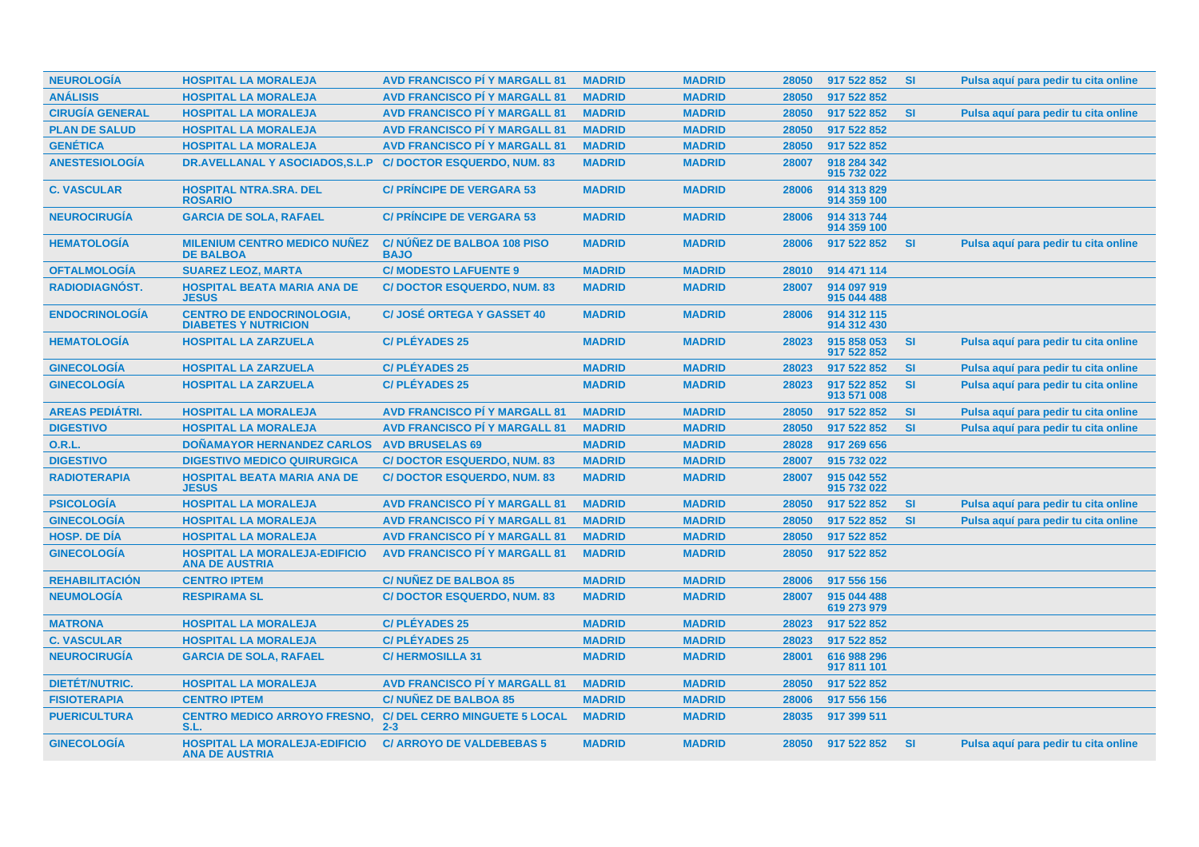| | | | | | | | | |
|---|---|---|---|---|---|---|---|---|
| NEUROLOGÍA | HOSPITAL LA MORALEJA | AVD FRANCISCO PÍ Y MARGALL 81 | MADRID | MADRID | 28050 | 917 522 852 | SI | Pulsa aquí para pedir tu cita online |
| ANÁLISIS | HOSPITAL LA MORALEJA | AVD FRANCISCO PÍ Y MARGALL 81 | MADRID | MADRID | 28050 | 917 522 852 | | |
| CIRUGÍA GENERAL | HOSPITAL LA MORALEJA | AVD FRANCISCO PÍ Y MARGALL 81 | MADRID | MADRID | 28050 | 917 522 852 | SI | Pulsa aquí para pedir tu cita online |
| PLAN DE SALUD | HOSPITAL LA MORALEJA | AVD FRANCISCO PÍ Y MARGALL 81 | MADRID | MADRID | 28050 | 917 522 852 | | |
| GENÉTICA | HOSPITAL LA MORALEJA | AVD FRANCISCO PÍ Y MARGALL 81 | MADRID | MADRID | 28050 | 917 522 852 | | |
| ANESTESIOLOGÍA | DR.AVELLANAL Y ASOCIADOS,S.L.P | C/ DOCTOR ESQUERDO, NUM. 83 | MADRID | MADRID | 28007 | 918 284 342<br>915 732 022 | | |
| C. VASCULAR | HOSPITAL NTRA.SRA. DEL ROSARIO | C/ PRÍNCIPE DE VERGARA 53 | MADRID | MADRID | 28006 | 914 313 829<br>914 359 100 | | |
| NEUROCIRUGÍA | GARCIA DE SOLA, RAFAEL | C/ PRÍNCIPE DE VERGARA 53 | MADRID | MADRID | 28006 | 914 313 744<br>914 359 100 | | |
| HEMATOLOGÍA | MILENIUM CENTRO MEDICO NUÑEZ DE BALBOA | C/ NÚÑEZ DE BALBOA 108 PISO BAJO | MADRID | MADRID | 28006 | 917 522 852 | SI | Pulsa aquí para pedir tu cita online |
| OFTALMOLOGÍA | SUAREZ LEOZ, MARTA | C/ MODESTO LAFUENTE 9 | MADRID | MADRID | 28010 | 914 471 114 | | |
| RADIODIAGNÓST. | HOSPITAL BEATA MARIA ANA DE JESUS | C/ DOCTOR ESQUERDO, NUM. 83 | MADRID | MADRID | 28007 | 914 097 919<br>915 044 488 | | |
| ENDOCRINOLOGÍA | CENTRO DE ENDOCRINOLOGIA, DIABETES Y NUTRICION | C/ JOSÉ ORTEGA Y GASSET 40 | MADRID | MADRID | 28006 | 914 312 115<br>914 312 430 | | |
| HEMATOLOGÍA | HOSPITAL LA ZARZUELA | C/ PLÉYADES 25 | MADRID | MADRID | 28023 | 915 858 053<br>917 522 852 | SI | Pulsa aquí para pedir tu cita online |
| GINECOLOGÍA | HOSPITAL LA ZARZUELA | C/ PLÉYADES 25 | MADRID | MADRID | 28023 | 917 522 852 | SI | Pulsa aquí para pedir tu cita online |
| GINECOLOGÍA | HOSPITAL LA ZARZUELA | C/ PLÉYADES 25 | MADRID | MADRID | 28023 | 917 522 852<br>913 571 008 | SI | Pulsa aquí para pedir tu cita online |
| AREAS PEDIÁTRI. | HOSPITAL LA MORALEJA | AVD FRANCISCO PÍ Y MARGALL 81 | MADRID | MADRID | 28050 | 917 522 852 | SI | Pulsa aquí para pedir tu cita online |
| DIGESTIVO | HOSPITAL LA MORALEJA | AVD FRANCISCO PÍ Y MARGALL 81 | MADRID | MADRID | 28050 | 917 522 852 | SI | Pulsa aquí para pedir tu cita online |
| O.R.L. | DOÑAMAYOR HERNANDEZ CARLOS | AVD BRUSELAS 69 | MADRID | MADRID | 28028 | 917 269 656 | | |
| DIGESTIVO | DIGESTIVO MEDICO QUIRURGICA | C/ DOCTOR ESQUERDO, NUM. 83 | MADRID | MADRID | 28007 | 915 732 022 | | |
| RADIOTERAPIA | HOSPITAL BEATA MARIA ANA DE JESUS | C/ DOCTOR ESQUERDO, NUM. 83 | MADRID | MADRID | 28007 | 915 042 552<br>915 732 022 | | |
| PSICOLOGÍA | HOSPITAL LA MORALEJA | AVD FRANCISCO PÍ Y MARGALL 81 | MADRID | MADRID | 28050 | 917 522 852 | SI | Pulsa aquí para pedir tu cita online |
| GINECOLOGÍA | HOSPITAL LA MORALEJA | AVD FRANCISCO PÍ Y MARGALL 81 | MADRID | MADRID | 28050 | 917 522 852 | SI | Pulsa aquí para pedir tu cita online |
| HOSP. DE DÍA | HOSPITAL LA MORALEJA | AVD FRANCISCO PÍ Y MARGALL 81 | MADRID | MADRID | 28050 | 917 522 852 | | |
| GINECOLOGÍA | HOSPITAL LA MORALEJA-EDIFICIO ANA DE AUSTRIA | AVD FRANCISCO PÍ Y MARGALL 81 | MADRID | MADRID | 28050 | 917 522 852 | | |
| REHABILITACIÓN | CENTRO IPTEM | C/ NUÑEZ DE BALBOA 85 | MADRID | MADRID | 28006 | 917 556 156 | | |
| NEUMOLOGÍA | RESPIRAMA SL | C/ DOCTOR ESQUERDO, NUM. 83 | MADRID | MADRID | 28007 | 915 044 488<br>619 273 979 | | |
| MATRONA | HOSPITAL LA MORALEJA | C/ PLÉYADES 25 | MADRID | MADRID | 28023 | 917 522 852 | | |
| C. VASCULAR | HOSPITAL LA MORALEJA | C/ PLÉYADES 25 | MADRID | MADRID | 28023 | 917 522 852 | | |
| NEUROCIRUGÍA | GARCIA DE SOLA, RAFAEL | C/ HERMOSILLA 31 | MADRID | MADRID | 28001 | 616 988 296<br>917 811 101 | | |
| DIETÉT/NUTRIC. | HOSPITAL LA MORALEJA | AVD FRANCISCO PÍ Y MARGALL 81 | MADRID | MADRID | 28050 | 917 522 852 | | |
| FISIOTERAPIA | CENTRO IPTEM | C/ NUÑEZ DE BALBOA 85 | MADRID | MADRID | 28006 | 917 556 156 | | |
| PUERICULTURA | CENTRO MEDICO ARROYO FRESNO, S.L. | C/ DEL CERRO MINGUETE 5 LOCAL 2-3 | MADRID | MADRID | 28035 | 917 399 511 | | |
| GINECOLOGÍA | HOSPITAL LA MORALEJA-EDIFICIO ANA DE AUSTRIA | C/ ARROYO DE VALDEBEBAS 5 | MADRID | MADRID | 28050 | 917 522 852 | SI | Pulsa aquí para pedir tu cita online |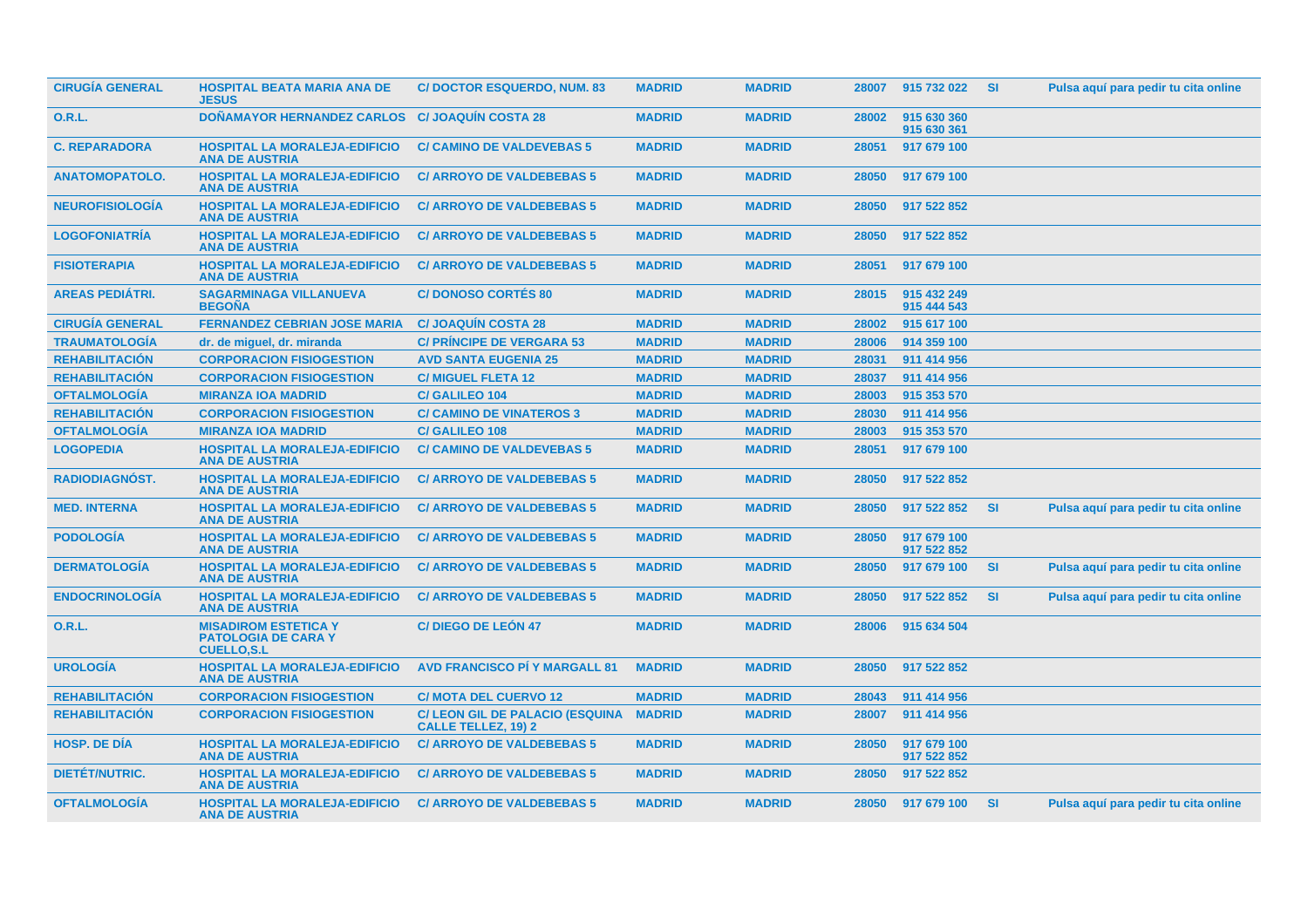| | | | | | | | | |
|---|---|---|---|---|---|---|---|---|
| CIRUGÍA GENERAL | HOSPITAL BEATA MARIA ANA DE JESUS | C/ DOCTOR ESQUERDO, NUM. 83 | MADRID | MADRID | 28007 | 915 732 022 | SI | Pulsa aquí para pedir tu cita online |
| O.R.L. | DOÑAMAYOR HERNANDEZ CARLOS | C/ JOAQUÍN COSTA 28 | MADRID | MADRID | 28002 | 915 630 360<br>915 630 361 | | |
| C. REPARADORA | HOSPITAL LA MORALEJA-EDIFICIO ANA DE AUSTRIA | C/ CAMINO DE VALDEVEBAS 5 | MADRID | MADRID | 28051 | 917 679 100 | | |
| ANATOMOPATOLO. | HOSPITAL LA MORALEJA-EDIFICIO ANA DE AUSTRIA | C/ ARROYO DE VALDEBEBAS 5 | MADRID | MADRID | 28050 | 917 679 100 | | |
| NEUROFISIOLOGÍA | HOSPITAL LA MORALEJA-EDIFICIO ANA DE AUSTRIA | C/ ARROYO DE VALDEBEBAS 5 | MADRID | MADRID | 28050 | 917 522 852 | | |
| LOGOFONIATRÍA | HOSPITAL LA MORALEJA-EDIFICIO ANA DE AUSTRIA | C/ ARROYO DE VALDEBEBAS 5 | MADRID | MADRID | 28050 | 917 522 852 | | |
| FISIOTERAPIA | HOSPITAL LA MORALEJA-EDIFICIO ANA DE AUSTRIA | C/ ARROYO DE VALDEBEBAS 5 | MADRID | MADRID | 28051 | 917 679 100 | | |
| AREAS PEDIÁTRI. | SAGARMINAGA VILLANUEVA BEGOÑA | C/ DONOSO CORTÉS 80 | MADRID | MADRID | 28015 | 915 432 249<br>915 444 543 | | |
| CIRUGÍA GENERAL | FERNANDEZ CEBRIAN JOSE MARIA | C/ JOAQUÍN COSTA 28 | MADRID | MADRID | 28002 | 915 617 100 | | |
| TRAUMATOLOGÍA | dr. de miguel, dr. miranda | C/ PRÍNCIPE DE VERGARA 53 | MADRID | MADRID | 28006 | 914 359 100 | | |
| REHABILITACIÓN | CORPORACION FISIOGESTION | AVD SANTA EUGENIA 25 | MADRID | MADRID | 28031 | 911 414 956 | | |
| REHABILITACIÓN | CORPORACION FISIOGESTION | C/ MIGUEL FLETA 12 | MADRID | MADRID | 28037 | 911 414 956 | | |
| OFTALMOLOGÍA | MIRANZA IOA MADRID | C/ GALILEO 104 | MADRID | MADRID | 28003 | 915 353 570 | | |
| REHABILITACIÓN | CORPORACION FISIOGESTION | C/ CAMINO DE VINATEROS 3 | MADRID | MADRID | 28030 | 911 414 956 | | |
| OFTALMOLOGÍA | MIRANZA IOA MADRID | C/ GALILEO 108 | MADRID | MADRID | 28003 | 915 353 570 | | |
| LOGOPEDIA | HOSPITAL LA MORALEJA-EDIFICIO ANA DE AUSTRIA | C/ CAMINO DE VALDEVEBAS 5 | MADRID | MADRID | 28051 | 917 679 100 | | |
| RADIODIAGNÓST. | HOSPITAL LA MORALEJA-EDIFICIO ANA DE AUSTRIA | C/ ARROYO DE VALDEBEBAS 5 | MADRID | MADRID | 28050 | 917 522 852 | | |
| MED. INTERNA | HOSPITAL LA MORALEJA-EDIFICIO ANA DE AUSTRIA | C/ ARROYO DE VALDEBEBAS 5 | MADRID | MADRID | 28050 | 917 522 852 | SI | Pulsa aquí para pedir tu cita online |
| PODOLOGÍA | HOSPITAL LA MORALEJA-EDIFICIO ANA DE AUSTRIA | C/ ARROYO DE VALDEBEBAS 5 | MADRID | MADRID | 28050 | 917 679 100<br>917 522 852 | | |
| DERMATOLOGÍA | HOSPITAL LA MORALEJA-EDIFICIO ANA DE AUSTRIA | C/ ARROYO DE VALDEBEBAS 5 | MADRID | MADRID | 28050 | 917 679 100 | SI | Pulsa aquí para pedir tu cita online |
| ENDOCRINOLOGÍA | HOSPITAL LA MORALEJA-EDIFICIO ANA DE AUSTRIA | C/ ARROYO DE VALDEBEBAS 5 | MADRID | MADRID | 28050 | 917 522 852 | SI | Pulsa aquí para pedir tu cita online |
| O.R.L. | MISADIROM ESTETICA Y PATOLOGIA DE CARA Y CUELLO,S.L | C/ DIEGO DE LEÓN 47 | MADRID | MADRID | 28006 | 915 634 504 | | |
| UROLOGÍA | HOSPITAL LA MORALEJA-EDIFICIO ANA DE AUSTRIA | AVD FRANCISCO PÍ Y MARGALL 81 | MADRID | MADRID | 28050 | 917 522 852 | | |
| REHABILITACIÓN | CORPORACION FISIOGESTION | C/ MOTA DEL CUERVO 12 | MADRID | MADRID | 28043 | 911 414 956 | | |
| REHABILITACIÓN | CORPORACION FISIOGESTION | C/ LEON GIL DE PALACIO (ESQUINA CALLE TELLEZ, 19) 2 | MADRID | MADRID | 28007 | 911 414 956 | | |
| HOSP. DE DÍA | HOSPITAL LA MORALEJA-EDIFICIO ANA DE AUSTRIA | C/ ARROYO DE VALDEBEBAS 5 | MADRID | MADRID | 28050 | 917 679 100<br>917 522 852 | | |
| DIETÉT/NUTRIC. | HOSPITAL LA MORALEJA-EDIFICIO ANA DE AUSTRIA | C/ ARROYO DE VALDEBEBAS 5 | MADRID | MADRID | 28050 | 917 522 852 | | |
| OFTALMOLOGÍA | HOSPITAL LA MORALEJA-EDIFICIO ANA DE AUSTRIA | C/ ARROYO DE VALDEBEBAS 5 | MADRID | MADRID | 28050 | 917 679 100 | SI | Pulsa aquí para pedir tu cita online |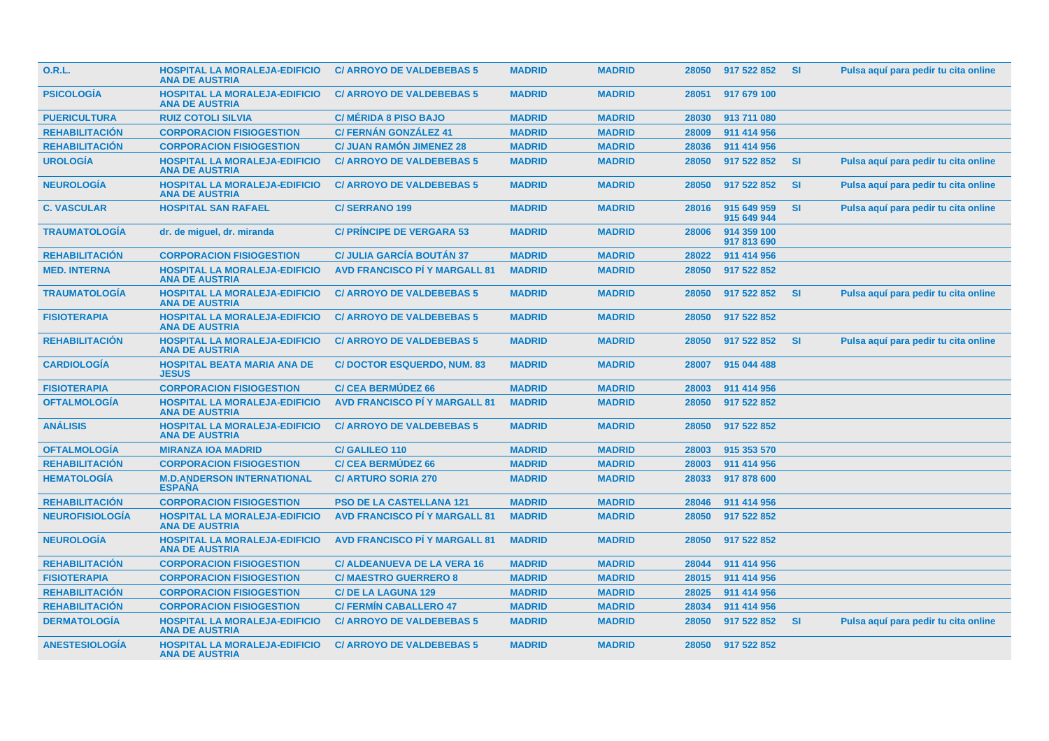| | | | | | | | | |
|---|---|---|---|---|---|---|---|---|
| **O.R.L.** | **HOSPITAL LA MORALEJA-EDIFICIO ANA DE AUSTRIA** | **C/ ARROYO DE VALDEBEBAS 5** | **MADRID** | **MADRID** | **28050** | **917 522 852** | **SI** | **Pulsa aquí para pedir tu cita online** |
| **PSICOLOGÍA** | **HOSPITAL LA MORALEJA-EDIFICIO ANA DE AUSTRIA** | **C/ ARROYO DE VALDEBEBAS 5** | **MADRID** | **MADRID** | **28051** | **917 679 100** | | |
| **PUERICULTURA** | **RUIZ COTOLI SILVIA** | **C/ MÉRIDA 8 PISO BAJO** | **MADRID** | **MADRID** | **28030** | **913 711 080** | | |
| **REHABILITACIÓN** | **CORPORACION FISIOGESTION** | **C/ FERNÁN GONZÁLEZ 41** | **MADRID** | **MADRID** | **28009** | **911 414 956** | | |
| **REHABILITACIÓN** | **CORPORACION FISIOGESTION** | **C/ JUAN RAMÓN JIMENEZ 28** | **MADRID** | **MADRID** | **28036** | **911 414 956** | | |
| **UROLOGÍA** | **HOSPITAL LA MORALEJA-EDIFICIO ANA DE AUSTRIA** | **C/ ARROYO DE VALDEBEBAS 5** | **MADRID** | **MADRID** | **28050** | **917 522 852** | **SI** | **Pulsa aquí para pedir tu cita online** |
| **NEUROLOGÍA** | **HOSPITAL LA MORALEJA-EDIFICIO ANA DE AUSTRIA** | **C/ ARROYO DE VALDEBEBAS 5** | **MADRID** | **MADRID** | **28050** | **917 522 852** | **SI** | **Pulsa aquí para pedir tu cita online** |
| **C. VASCULAR** | **HOSPITAL SAN RAFAEL** | **C/ SERRANO 199** | **MADRID** | **MADRID** | **28016** | **915 649 959 915 649 944** | **SI** | **Pulsa aquí para pedir tu cita online** |
| **TRAUMATOLOGÍA** | **dr. de miguel, dr. miranda** | **C/ PRÍNCIPE DE VERGARA 53** | **MADRID** | **MADRID** | **28006** | **914 359 100 917 813 690** | | |
| **REHABILITACIÓN** | **CORPORACION FISIOGESTION** | **C/ JULIA GARCÍA BOUTÁN 37** | **MADRID** | **MADRID** | **28022** | **911 414 956** | | |
| **MED. INTERNA** | **HOSPITAL LA MORALEJA-EDIFICIO ANA DE AUSTRIA** | **AVD FRANCISCO PÍ Y MARGALL 81** | **MADRID** | **MADRID** | **28050** | **917 522 852** | | |
| **TRAUMATOLOGÍA** | **HOSPITAL LA MORALEJA-EDIFICIO ANA DE AUSTRIA** | **C/ ARROYO DE VALDEBEBAS 5** | **MADRID** | **MADRID** | **28050** | **917 522 852** | **SI** | **Pulsa aquí para pedir tu cita online** |
| **FISIOTERAPIA** | **HOSPITAL LA MORALEJA-EDIFICIO ANA DE AUSTRIA** | **C/ ARROYO DE VALDEBEBAS 5** | **MADRID** | **MADRID** | **28050** | **917 522 852** | | |
| **REHABILITACIÓN** | **HOSPITAL LA MORALEJA-EDIFICIO ANA DE AUSTRIA** | **C/ ARROYO DE VALDEBEBAS 5** | **MADRID** | **MADRID** | **28050** | **917 522 852** | **SI** | **Pulsa aquí para pedir tu cita online** |
| **CARDIOLOGÍA** | **HOSPITAL BEATA MARIA ANA DE JESUS** | **C/ DOCTOR ESQUERDO, NUM. 83** | **MADRID** | **MADRID** | **28007** | **915 044 488** | | |
| **FISIOTERAPIA** | **CORPORACION FISIOGESTION** | **C/ CEA BERMÚDEZ 66** | **MADRID** | **MADRID** | **28003** | **911 414 956** | | |
| **OFTALMOLOGÍA** | **HOSPITAL LA MORALEJA-EDIFICIO ANA DE AUSTRIA** | **AVD FRANCISCO PÍ Y MARGALL 81** | **MADRID** | **MADRID** | **28050** | **917 522 852** | | |
| **ANÁLISIS** | **HOSPITAL LA MORALEJA-EDIFICIO ANA DE AUSTRIA** | **C/ ARROYO DE VALDEBEBAS 5** | **MADRID** | **MADRID** | **28050** | **917 522 852** | | |
| **OFTALMOLOGÍA** | **MIRANZA IOA MADRID** | **C/ GALILEO 110** | **MADRID** | **MADRID** | **28003** | **915 353 570** | | |
| **REHABILITACIÓN** | **CORPORACION FISIOGESTION** | **C/ CEA BERMÚDEZ 66** | **MADRID** | **MADRID** | **28003** | **911 414 956** | | |
| **HEMATOLOGÍA** | **M.D.ANDERSON INTERNATIONAL ESPAÑA** | **C/ ARTURO SORIA 270** | **MADRID** | **MADRID** | **28033** | **917 878 600** | | |
| **REHABILITACIÓN** | **CORPORACION FISIOGESTION** | **PSO DE LA CASTELLANA 121** | **MADRID** | **MADRID** | **28046** | **911 414 956** | | |
| **NEUROFISIOLOGÍA** | **HOSPITAL LA MORALEJA-EDIFICIO ANA DE AUSTRIA** | **AVD FRANCISCO PÍ Y MARGALL 81** | **MADRID** | **MADRID** | **28050** | **917 522 852** | | |
| **NEUROLOGÍA** | **HOSPITAL LA MORALEJA-EDIFICIO ANA DE AUSTRIA** | **AVD FRANCISCO PÍ Y MARGALL 81** | **MADRID** | **MADRID** | **28050** | **917 522 852** | | |
| **REHABILITACIÓN** | **CORPORACION FISIOGESTION** | **C/ ALDEANUEVA DE LA VERA 16** | **MADRID** | **MADRID** | **28044** | **911 414 956** | | |
| **FISIOTERAPIA** | **CORPORACION FISIOGESTION** | **C/ MAESTRO GUERRERO 8** | **MADRID** | **MADRID** | **28015** | **911 414 956** | | |
| **REHABILITACIÓN** | **CORPORACION FISIOGESTION** | **C/ DE LA LAGUNA 129** | **MADRID** | **MADRID** | **28025** | **911 414 956** | | |
| **REHABILITACIÓN** | **CORPORACION FISIOGESTION** | **C/ FERMÍN CABALLERO 47** | **MADRID** | **MADRID** | **28034** | **911 414 956** | | |
| **DERMATOLOGÍA** | **HOSPITAL LA MORALEJA-EDIFICIO ANA DE AUSTRIA** | **C/ ARROYO DE VALDEBEBAS 5** | **MADRID** | **MADRID** | **28050** | **917 522 852** | **SI** | **Pulsa aquí para pedir tu cita online** |
| **ANESTESIOLOGÍA** | **HOSPITAL LA MORALEJA-EDIFICIO ANA DE AUSTRIA** | **C/ ARROYO DE VALDEBEBAS 5** | **MADRID** | **MADRID** | **28050** | **917 522 852** | | |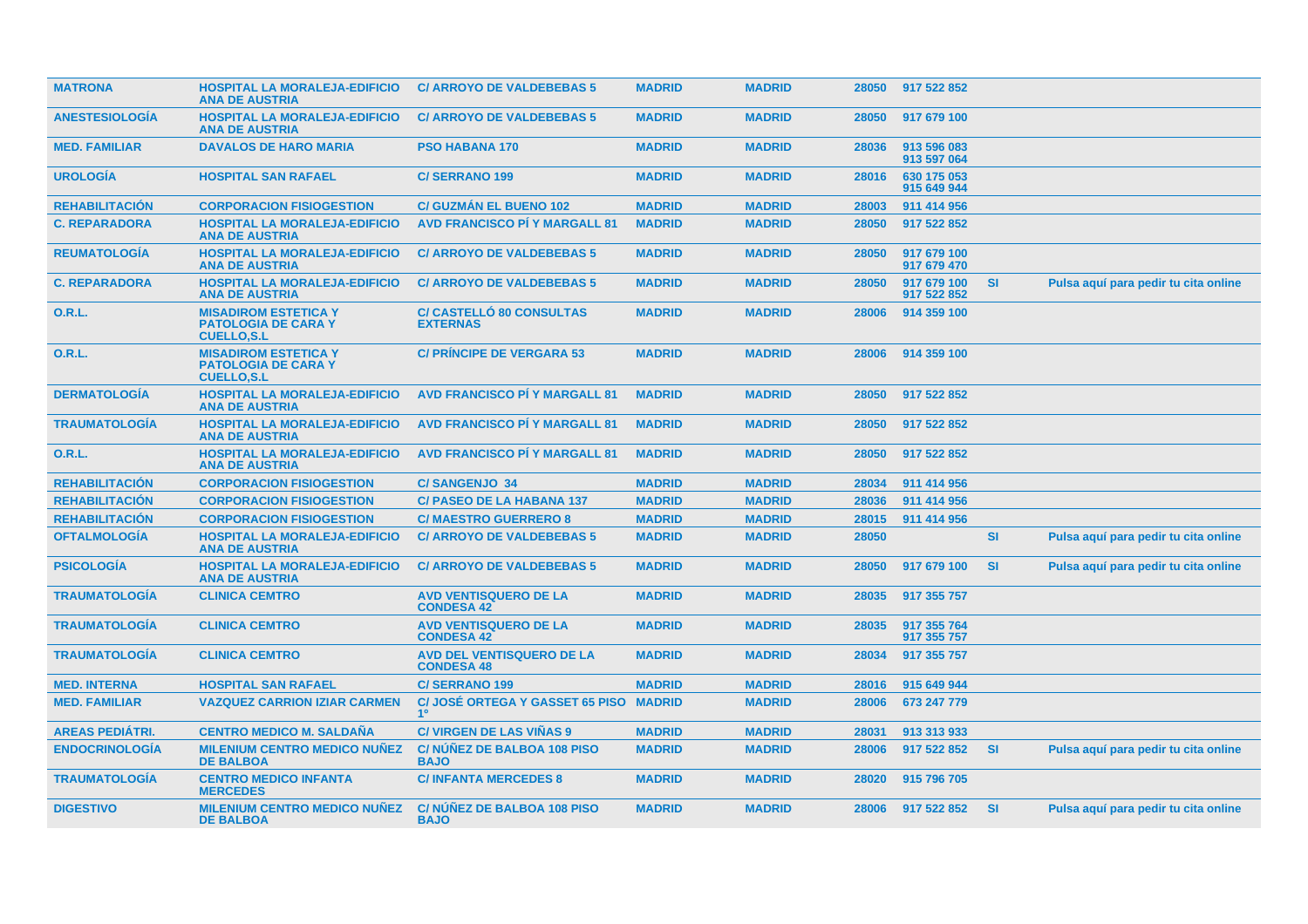| | | | | | | | | |
|---|---|---|---|---|---|---|---|---|
| MATRONA | HOSPITAL LA MORALEJA-EDIFICIO ANA DE AUSTRIA | C/ ARROYO DE VALDEBEBAS 5 | MADRID | MADRID | 28050 | 917 522 852 | | |
| ANESTESIOLOGÍA | HOSPITAL LA MORALEJA-EDIFICIO ANA DE AUSTRIA | C/ ARROYO DE VALDEBEBAS 5 | MADRID | MADRID | 28050 | 917 679 100 | | |
| MED. FAMILIAR | DAVALOS DE HARO MARIA | PSO HABANA 170 | MADRID | MADRID | 28036 | 913 596 083 913 597 064 | | |
| UROLOGÍA | HOSPITAL SAN RAFAEL | C/ SERRANO 199 | MADRID | MADRID | 28016 | 630 175 053 915 649 944 | | |
| REHABILITACIÓN | CORPORACION FISIOGESTION | C/ GUZMÁN EL BUENO 102 | MADRID | MADRID | 28003 | 911 414 956 | | |
| C. REPARADORA | HOSPITAL LA MORALEJA-EDIFICIO ANA DE AUSTRIA | AVD FRANCISCO PÍ Y MARGALL 81 | MADRID | MADRID | 28050 | 917 522 852 | | |
| REUMATOLOGÍA | HOSPITAL LA MORALEJA-EDIFICIO ANA DE AUSTRIA | C/ ARROYO DE VALDEBEBAS 5 | MADRID | MADRID | 28050 | 917 679 100 917 679 470 | | |
| C. REPARADORA | HOSPITAL LA MORALEJA-EDIFICIO ANA DE AUSTRIA | C/ ARROYO DE VALDEBEBAS 5 | MADRID | MADRID | 28050 | 917 679 100 917 522 852 | SI | Pulsa aquí para pedir tu cita online |
| O.R.L. | MISADIROM ESTETICA Y PATOLOGIA DE CARA Y CUELLO,S.L | C/ CASTELLÓ 80 CONSULTAS EXTERNAS | MADRID | MADRID | 28006 | 914 359 100 | | |
| O.R.L. | MISADIROM ESTETICA Y PATOLOGIA DE CARA Y CUELLO,S.L | C/ PRÍNCIPE DE VERGARA 53 | MADRID | MADRID | 28006 | 914 359 100 | | |
| DERMATOLOGÍA | HOSPITAL LA MORALEJA-EDIFICIO ANA DE AUSTRIA | AVD FRANCISCO PÍ Y MARGALL 81 | MADRID | MADRID | 28050 | 917 522 852 | | |
| TRAUMATOLOGÍA | HOSPITAL LA MORALEJA-EDIFICIO ANA DE AUSTRIA | AVD FRANCISCO PÍ Y MARGALL 81 | MADRID | MADRID | 28050 | 917 522 852 | | |
| O.R.L. | HOSPITAL LA MORALEJA-EDIFICIO ANA DE AUSTRIA | AVD FRANCISCO PÍ Y MARGALL 81 | MADRID | MADRID | 28050 | 917 522 852 | | |
| REHABILITACIÓN | CORPORACION FISIOGESTION | C/ SANGENJO 34 | MADRID | MADRID | 28034 | 911 414 956 | | |
| REHABILITACIÓN | CORPORACION FISIOGESTION | C/ PASEO DE LA HABANA 137 | MADRID | MADRID | 28036 | 911 414 956 | | |
| REHABILITACIÓN | CORPORACION FISIOGESTION | C/ MAESTRO GUERRERO 8 | MADRID | MADRID | 28015 | 911 414 956 | | |
| OFTALMOLOGÍA | HOSPITAL LA MORALEJA-EDIFICIO ANA DE AUSTRIA | C/ ARROYO DE VALDEBEBAS 5 | MADRID | MADRID | 28050 | | SI | Pulsa aquí para pedir tu cita online |
| PSICOLOGÍA | HOSPITAL LA MORALEJA-EDIFICIO ANA DE AUSTRIA | C/ ARROYO DE VALDEBEBAS 5 | MADRID | MADRID | 28050 | 917 679 100 | SI | Pulsa aquí para pedir tu cita online |
| TRAUMATOLOGÍA | CLINICA CEMTRO | AVD VENTISQUERO DE LA CONDESA 42 | MADRID | MADRID | 28035 | 917 355 757 | | |
| TRAUMATOLOGÍA | CLINICA CEMTRO | AVD VENTISQUERO DE LA CONDESA 42 | MADRID | MADRID | 28035 | 917 355 764 917 355 757 | | |
| TRAUMATOLOGÍA | CLINICA CEMTRO | AVD DEL VENTISQUERO DE LA CONDESA 48 | MADRID | MADRID | 28034 | 917 355 757 | | |
| MED. INTERNA | HOSPITAL SAN RAFAEL | C/ SERRANO 199 | MADRID | MADRID | 28016 | 915 649 944 | | |
| MED. FAMILIAR | VAZQUEZ CARRION IZIAR CARMEN | C/ JOSÉ ORTEGA Y GASSET 65 PISO 1º | MADRID | MADRID | 28006 | 673 247 779 | | |
| AREAS PEDIÁTRI. | CENTRO MEDICO M. SALDAÑA | C/ VIRGEN DE LAS VIÑAS 9 | MADRID | MADRID | 28031 | 913 313 933 | | |
| ENDOCRINOLOGÍA | MILENIUM CENTRO MEDICO NUÑEZ DE BALBOA | C/ NÚÑEZ DE BALBOA 108 PISO BAJO | MADRID | MADRID | 28006 | 917 522 852 | SI | Pulsa aquí para pedir tu cita online |
| TRAUMATOLOGÍA | CENTRO MEDICO INFANTA MERCEDES | C/ INFANTA MERCEDES 8 | MADRID | MADRID | 28020 | 915 796 705 | | |
| DIGESTIVO | MILENIUM CENTRO MEDICO NUÑEZ DE BALBOA | C/ NÚÑEZ DE BALBOA 108 PISO BAJO | MADRID | MADRID | 28006 | 917 522 852 | SI | Pulsa aquí para pedir tu cita online |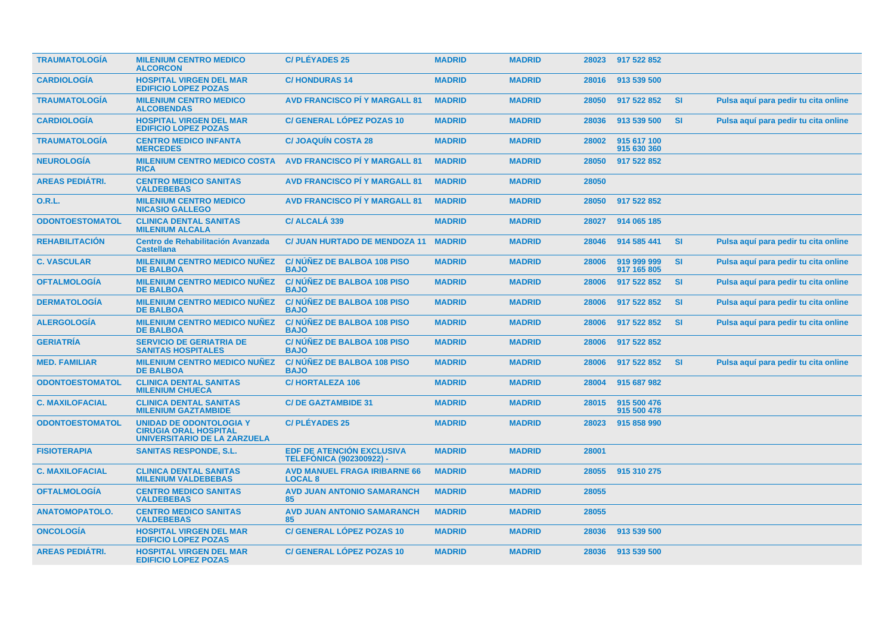| | | | | | | | | |
|---|---|---|---|---|---|---|---|---|
| TRAUMATOLOGÍA | MILENIUM CENTRO MEDICO ALCORCON | C/ PLÉYADES 25 | MADRID | MADRID | 28023 | 917 522 852 | | |
| CARDIOLOGÍA | HOSPITAL VIRGEN DEL MAR EDIFICIO LOPEZ POZAS | C/ HONDURAS 14 | MADRID | MADRID | 28016 | 913 539 500 | | |
| TRAUMATOLOGÍA | MILENIUM CENTRO MEDICO ALCOBENDAS | AVD FRANCISCO PÍ Y MARGALL 81 | MADRID | MADRID | 28050 | 917 522 852 | SI | Pulsa aquí para pedir tu cita online |
| CARDIOLOGÍA | HOSPITAL VIRGEN DEL MAR EDIFICIO LOPEZ POZAS | C/ GENERAL LÓPEZ POZAS 10 | MADRID | MADRID | 28036 | 913 539 500 | SI | Pulsa aquí para pedir tu cita online |
| TRAUMATOLOGÍA | CENTRO MEDICO INFANTA MERCEDES | C/ JOAQUÍN COSTA 28 | MADRID | MADRID | 28002 | 915 617 100 915 630 360 | | |
| NEUROLOGÍA | MILENIUM CENTRO MEDICO COSTA RICA | AVD FRANCISCO PÍ Y MARGALL 81 | MADRID | MADRID | 28050 | 917 522 852 | | |
| AREAS PEDIÁTRI. | CENTRO MEDICO SANITAS VALDEBEBAS | AVD FRANCISCO PÍ Y MARGALL 81 | MADRID | MADRID | 28050 | | | |
| O.R.L. | MILENIUM CENTRO MEDICO NICASIO GALLEGO | AVD FRANCISCO PÍ Y MARGALL 81 | MADRID | MADRID | 28050 | 917 522 852 | | |
| ODONTOESTOMATOL | CLINICA DENTAL SANITAS MILENIUM ALCALA | C/ ALCALÁ 339 | MADRID | MADRID | 28027 | 914 065 185 | | |
| REHABILITACIÓN | Centro de Rehabilitación Avanzada Castellana | C/ JUAN HURTADO DE MENDOZA 11 | MADRID | MADRID | 28046 | 914 585 441 | SI | Pulsa aquí para pedir tu cita online |
| C. VASCULAR | MILENIUM CENTRO MEDICO NUÑEZ DE BALBOA | C/ NÚÑEZ DE BALBOA 108 PISO BAJO | MADRID | MADRID | 28006 | 919 999 999 917 165 805 | SI | Pulsa aquí para pedir tu cita online |
| OFTALMOLOGÍA | MILENIUM CENTRO MEDICO NUÑEZ DE BALBOA | C/ NÚÑEZ DE BALBOA 108 PISO BAJO | MADRID | MADRID | 28006 | 917 522 852 | SI | Pulsa aquí para pedir tu cita online |
| DERMATOLOGÍA | MILENIUM CENTRO MEDICO NUÑEZ DE BALBOA | C/ NÚÑEZ DE BALBOA 108 PISO BAJO | MADRID | MADRID | 28006 | 917 522 852 | SI | Pulsa aquí para pedir tu cita online |
| ALERGOLOGÍA | MILENIUM CENTRO MEDICO NUÑEZ DE BALBOA | C/ NÚÑEZ DE BALBOA 108 PISO BAJO | MADRID | MADRID | 28006 | 917 522 852 | SI | Pulsa aquí para pedir tu cita online |
| GERIATRÍA | SERVICIO DE GERIATRIA DE SANITAS HOSPITALES | C/ NÚÑEZ DE BALBOA 108 PISO BAJO | MADRID | MADRID | 28006 | 917 522 852 | | |
| MED. FAMILIAR | MILENIUM CENTRO MEDICO NUÑEZ DE BALBOA | C/ NÚÑEZ DE BALBOA 108 PISO BAJO | MADRID | MADRID | 28006 | 917 522 852 | SI | Pulsa aquí para pedir tu cita online |
| ODONTOESTOMATOL | CLINICA DENTAL SANITAS MILENIUM CHUECA | C/ HORTALEZA 106 | MADRID | MADRID | 28004 | 915 687 982 | | |
| C. MAXILOFACIAL | CLINICA DENTAL SANITAS MILENIUM GAZTAMBIDE | C/ DE GAZTAMBIDE 31 | MADRID | MADRID | 28015 | 915 500 476 915 500 478 | | |
| ODONTOESTOMATOL | UNIDAD DE ODONTOLOGIA Y CIRUGIA ORAL HOSPITAL UNIVERSITARIO DE LA ZARZUELA | C/ PLÉYADES 25 | MADRID | MADRID | 28023 | 915 858 990 | | |
| FISIOTERAPIA | SANITAS RESPONDE, S.L. | EDF DE ATENCIÓN EXCLUSIVA TELEFÓNICA (902300922) - | MADRID | MADRID | 28001 | | | |
| C. MAXILOFACIAL | CLINICA DENTAL SANITAS MILENIUM VALDEBEBAS | AVD MANUEL FRAGA IRIBARNE 66 LOCAL 8 | MADRID | MADRID | 28055 | 915 310 275 | | |
| OFTALMOLOGÍA | CENTRO MEDICO SANITAS VALDEBEBAS | AVD JUAN ANTONIO SAMARANCH 85 | MADRID | MADRID | 28055 | | | |
| ANATOMOPATOLO. | CENTRO MEDICO SANITAS VALDEBEBAS | AVD JUAN ANTONIO SAMARANCH 85 | MADRID | MADRID | 28055 | | | |
| ONCOLOGÍA | HOSPITAL VIRGEN DEL MAR EDIFICIO LOPEZ POZAS | C/ GENERAL LÓPEZ POZAS 10 | MADRID | MADRID | 28036 | 913 539 500 | | |
| AREAS PEDIÁTRI. | HOSPITAL VIRGEN DEL MAR EDIFICIO LOPEZ POZAS | C/ GENERAL LÓPEZ POZAS 10 | MADRID | MADRID | 28036 | 913 539 500 | | |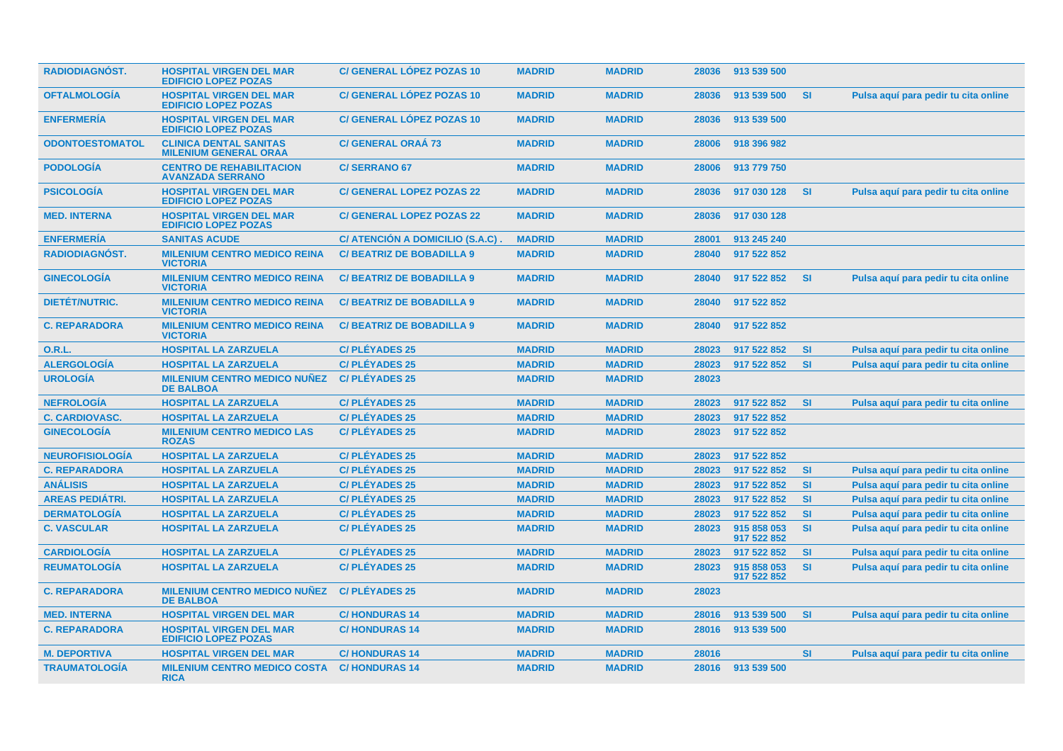| | | | | | | | | |
|---|---|---|---|---|---|---|---|---|
| RADIODIAGNÓST. | HOSPITAL VIRGEN DEL MAR EDIFICIO LOPEZ POZAS | C/ GENERAL LÓPEZ POZAS 10 | MADRID | MADRID | 28036 | 913 539 500 | | |
| OFTALMOLOGÍA | HOSPITAL VIRGEN DEL MAR EDIFICIO LOPEZ POZAS | C/ GENERAL LÓPEZ POZAS 10 | MADRID | MADRID | 28036 | 913 539 500 | SI | Pulsa aquí para pedir tu cita online |
| ENFERMERÍA | HOSPITAL VIRGEN DEL MAR EDIFICIO LOPEZ POZAS | C/ GENERAL LÓPEZ POZAS 10 | MADRID | MADRID | 28036 | 913 539 500 | | |
| ODONTOESTOMATOL | CLINICA DENTAL SANITAS MILENIUM GENERAL ORAA | C/ GENERAL ORAÁ 73 | MADRID | MADRID | 28006 | 918 396 982 | | |
| PODOLOGÍA | CENTRO DE REHABILITACION AVANZADA SERRANO | C/ SERRANO 67 | MADRID | MADRID | 28006 | 913 779 750 | | |
| PSICOLOGÍA | HOSPITAL VIRGEN DEL MAR EDIFICIO LOPEZ POZAS | C/ GENERAL LOPEZ POZAS 22 | MADRID | MADRID | 28036 | 917 030 128 | SI | Pulsa aquí para pedir tu cita online |
| MED. INTERNA | HOSPITAL VIRGEN DEL MAR EDIFICIO LOPEZ POZAS | C/ GENERAL LOPEZ POZAS 22 | MADRID | MADRID | 28036 | 917 030 128 | | |
| ENFERMERÍA | SANITAS ACUDE | C/ ATENCIÓN A DOMICILIO (S.A.C) . | MADRID | MADRID | 28001 | 913 245 240 | | |
| RADIODIAGNÓST. | MILENIUM CENTRO MEDICO REINA VICTORIA | C/ BEATRIZ DE BOBADILLA 9 | MADRID | MADRID | 28040 | 917 522 852 | | |
| GINECOLOGÍA | MILENIUM CENTRO MEDICO REINA VICTORIA | C/ BEATRIZ DE BOBADILLA 9 | MADRID | MADRID | 28040 | 917 522 852 | SI | Pulsa aquí para pedir tu cita online |
| DIETÉT/NUTRIC. | MILENIUM CENTRO MEDICO REINA VICTORIA | C/ BEATRIZ DE BOBADILLA 9 | MADRID | MADRID | 28040 | 917 522 852 | | |
| C. REPARADORA | MILENIUM CENTRO MEDICO REINA VICTORIA | C/ BEATRIZ DE BOBADILLA 9 | MADRID | MADRID | 28040 | 917 522 852 | | |
| O.R.L. | HOSPITAL LA ZARZUELA | C/ PLÉYADES 25 | MADRID | MADRID | 28023 | 917 522 852 | SI | Pulsa aquí para pedir tu cita online |
| ALERGOLOGÍA | HOSPITAL LA ZARZUELA | C/ PLÉYADES 25 | MADRID | MADRID | 28023 | 917 522 852 | SI | Pulsa aquí para pedir tu cita online |
| UROLOGÍA | MILENIUM CENTRO MEDICO NUÑEZ DE BALBOA | C/ PLÉYADES 25 | MADRID | MADRID | 28023 | | | |
| NEFROLOGÍA | HOSPITAL LA ZARZUELA | C/ PLÉYADES 25 | MADRID | MADRID | 28023 | 917 522 852 | SI | Pulsa aquí para pedir tu cita online |
| C. CARDIOVASC. | HOSPITAL LA ZARZUELA | C/ PLÉYADES 25 | MADRID | MADRID | 28023 | 917 522 852 | | |
| GINECOLOGÍA | MILENIUM CENTRO MEDICO LAS ROZAS | C/ PLÉYADES 25 | MADRID | MADRID | 28023 | 917 522 852 | | |
| NEUROFISIOLOGÍA | HOSPITAL LA ZARZUELA | C/ PLÉYADES 25 | MADRID | MADRID | 28023 | 917 522 852 | | |
| C. REPARADORA | HOSPITAL LA ZARZUELA | C/ PLÉYADES 25 | MADRID | MADRID | 28023 | 917 522 852 | SI | Pulsa aquí para pedir tu cita online |
| ANÁLISIS | HOSPITAL LA ZARZUELA | C/ PLÉYADES 25 | MADRID | MADRID | 28023 | 917 522 852 | SI | Pulsa aquí para pedir tu cita online |
| AREAS PEDIÁTRI. | HOSPITAL LA ZARZUELA | C/ PLÉYADES 25 | MADRID | MADRID | 28023 | 917 522 852 | SI | Pulsa aquí para pedir tu cita online |
| DERMATOLOGÍA | HOSPITAL LA ZARZUELA | C/ PLÉYADES 25 | MADRID | MADRID | 28023 | 917 522 852 | SI | Pulsa aquí para pedir tu cita online |
| C. VASCULAR | HOSPITAL LA ZARZUELA | C/ PLÉYADES 25 | MADRID | MADRID | 28023 | 915 858 053 917 522 852 | SI | Pulsa aquí para pedir tu cita online |
| CARDIOLOGÍA | HOSPITAL LA ZARZUELA | C/ PLÉYADES 25 | MADRID | MADRID | 28023 | 917 522 852 | SI | Pulsa aquí para pedir tu cita online |
| REUMATOLOGÍA | HOSPITAL LA ZARZUELA | C/ PLÉYADES 25 | MADRID | MADRID | 28023 | 915 858 053 917 522 852 | SI | Pulsa aquí para pedir tu cita online |
| C. REPARADORA | MILENIUM CENTRO MEDICO NUÑEZ DE BALBOA | C/ PLÉYADES 25 | MADRID | MADRID | 28023 | | | |
| MED. INTERNA | HOSPITAL VIRGEN DEL MAR | C/ HONDURAS 14 | MADRID | MADRID | 28016 | 913 539 500 | SI | Pulsa aquí para pedir tu cita online |
| C. REPARADORA | HOSPITAL VIRGEN DEL MAR EDIFICIO LOPEZ POZAS | C/ HONDURAS 14 | MADRID | MADRID | 28016 | 913 539 500 | | |
| M. DEPORTIVA | HOSPITAL VIRGEN DEL MAR | C/ HONDURAS 14 | MADRID | MADRID | 28016 | | SI | Pulsa aquí para pedir tu cita online |
| TRAUMATOLOGÍA | MILENIUM CENTRO MEDICO COSTA RICA | C/ HONDURAS 14 | MADRID | MADRID | 28016 | 913 539 500 | | |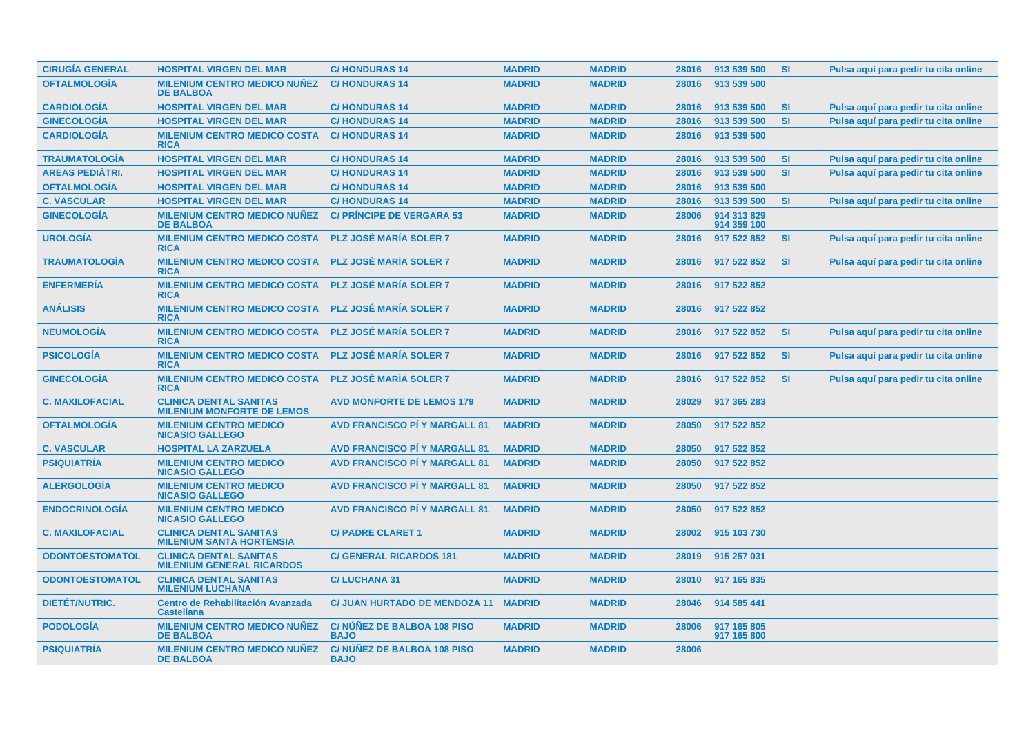| | | | | | | | | |
|---|---|---|---|---|---|---|---|---|
| CIRUGÍA GENERAL | HOSPITAL VIRGEN DEL MAR | C/ HONDURAS 14 | MADRID | MADRID | 28016 | 913 539 500 | SI | Pulsa aquí para pedir tu cita online |
| OFTALMOLOGÍA | MILENIUM CENTRO MEDICO NUÑEZ DE BALBOA | C/ HONDURAS 14 | MADRID | MADRID | 28016 | 913 539 500 | | |
| CARDIOLOGÍA | HOSPITAL VIRGEN DEL MAR | C/ HONDURAS 14 | MADRID | MADRID | 28016 | 913 539 500 | SI | Pulsa aquí para pedir tu cita online |
| GINECOLOGÍA | HOSPITAL VIRGEN DEL MAR | C/ HONDURAS 14 | MADRID | MADRID | 28016 | 913 539 500 | SI | Pulsa aquí para pedir tu cita online |
| CARDIOLOGÍA | MILENIUM CENTRO MEDICO COSTA RICA | C/ HONDURAS 14 | MADRID | MADRID | 28016 | 913 539 500 | | |
| TRAUMATOLOGÍA | HOSPITAL VIRGEN DEL MAR | C/ HONDURAS 14 | MADRID | MADRID | 28016 | 913 539 500 | SI | Pulsa aquí para pedir tu cita online |
| AREAS PEDIÁTRI. | HOSPITAL VIRGEN DEL MAR | C/ HONDURAS 14 | MADRID | MADRID | 28016 | 913 539 500 | SI | Pulsa aquí para pedir tu cita online |
| OFTALMOLOGÍA | HOSPITAL VIRGEN DEL MAR | C/ HONDURAS 14 | MADRID | MADRID | 28016 | 913 539 500 | | |
| C. VASCULAR | HOSPITAL VIRGEN DEL MAR | C/ HONDURAS 14 | MADRID | MADRID | 28016 | 913 539 500 | SI | Pulsa aquí para pedir tu cita online |
| GINECOLOGÍA | MILENIUM CENTRO MEDICO NUÑEZ DE BALBOA | C/ PRÍNCIPE DE VERGARA 53 | MADRID | MADRID | 28006 | 914 313 829 914 359 100 | | |
| UROLOGÍA | MILENIUM CENTRO MEDICO COSTA RICA | PLZ JOSÉ MARÍA SOLER 7 | MADRID | MADRID | 28016 | 917 522 852 | SI | Pulsa aquí para pedir tu cita online |
| TRAUMATOLOGÍA | MILENIUM CENTRO MEDICO COSTA RICA | PLZ JOSÉ MARÍA SOLER 7 | MADRID | MADRID | 28016 | 917 522 852 | SI | Pulsa aquí para pedir tu cita online |
| ENFERMERÍA | MILENIUM CENTRO MEDICO COSTA RICA | PLZ JOSÉ MARÍA SOLER 7 | MADRID | MADRID | 28016 | 917 522 852 | | |
| ANÁLISIS | MILENIUM CENTRO MEDICO COSTA RICA | PLZ JOSÉ MARÍA SOLER 7 | MADRID | MADRID | 28016 | 917 522 852 | | |
| NEUMOLOGÍA | MILENIUM CENTRO MEDICO COSTA RICA | PLZ JOSÉ MARÍA SOLER 7 | MADRID | MADRID | 28016 | 917 522 852 | SI | Pulsa aquí para pedir tu cita online |
| PSICOLOGÍA | MILENIUM CENTRO MEDICO COSTA RICA | PLZ JOSÉ MARÍA SOLER 7 | MADRID | MADRID | 28016 | 917 522 852 | SI | Pulsa aquí para pedir tu cita online |
| GINECOLOGÍA | MILENIUM CENTRO MEDICO COSTA RICA | PLZ JOSÉ MARÍA SOLER 7 | MADRID | MADRID | 28016 | 917 522 852 | SI | Pulsa aquí para pedir tu cita online |
| C. MAXILOFACIAL | CLINICA DENTAL SANITAS MILENIUM MONFORTE DE LEMOS | AVD MONFORTE DE LEMOS 179 | MADRID | MADRID | 28029 | 917 365 283 | | |
| OFTALMOLOGÍA | MILENIUM CENTRO MEDICO NICASIO GALLEGO | AVD FRANCISCO PÍ Y MARGALL 81 | MADRID | MADRID | 28050 | 917 522 852 | | |
| C. VASCULAR | HOSPITAL LA ZARZUELA | AVD FRANCISCO PÍ Y MARGALL 81 | MADRID | MADRID | 28050 | 917 522 852 | | |
| PSIQUIATRÍA | MILENIUM CENTRO MEDICO NICASIO GALLEGO | AVD FRANCISCO PÍ Y MARGALL 81 | MADRID | MADRID | 28050 | 917 522 852 | | |
| ALERGOLOGÍA | MILENIUM CENTRO MEDICO NICASIO GALLEGO | AVD FRANCISCO PÍ Y MARGALL 81 | MADRID | MADRID | 28050 | 917 522 852 | | |
| ENDOCRINOLOGÍA | MILENIUM CENTRO MEDICO NICASIO GALLEGO | AVD FRANCISCO PÍ Y MARGALL 81 | MADRID | MADRID | 28050 | 917 522 852 | | |
| C. MAXILOFACIAL | CLINICA DENTAL SANITAS MILENIUM SANTA HORTENSIA | C/ PADRE CLARET 1 | MADRID | MADRID | 28002 | 915 103 730 | | |
| ODONTOESTOMATOL | CLINICA DENTAL SANITAS MILENIUM GENERAL RICARDOS | C/ GENERAL RICARDOS 181 | MADRID | MADRID | 28019 | 915 257 031 | | |
| ODONTOESTOMATOL | CLINICA DENTAL SANITAS MILENIUM LUCHANA | C/ LUCHANA 31 | MADRID | MADRID | 28010 | 917 165 835 | | |
| DIETÉT/NUTRIC. | Centro de Rehabilitación Avanzada Castellana | C/ JUAN HURTADO DE MENDOZA 11 | MADRID | MADRID | 28046 | 914 585 441 | | |
| PODOLOGÍA | MILENIUM CENTRO MEDICO NUÑEZ DE BALBOA | C/ NÚÑEZ DE BALBOA 108 PISO BAJO | MADRID | MADRID | 28006 | 917 165 805 917 165 800 | | |
| PSIQUIATRÍA | MILENIUM CENTRO MEDICO NUÑEZ DE BALBOA | C/ NÚÑEZ DE BALBOA 108 PISO BAJO | MADRID | MADRID | 28006 | | | |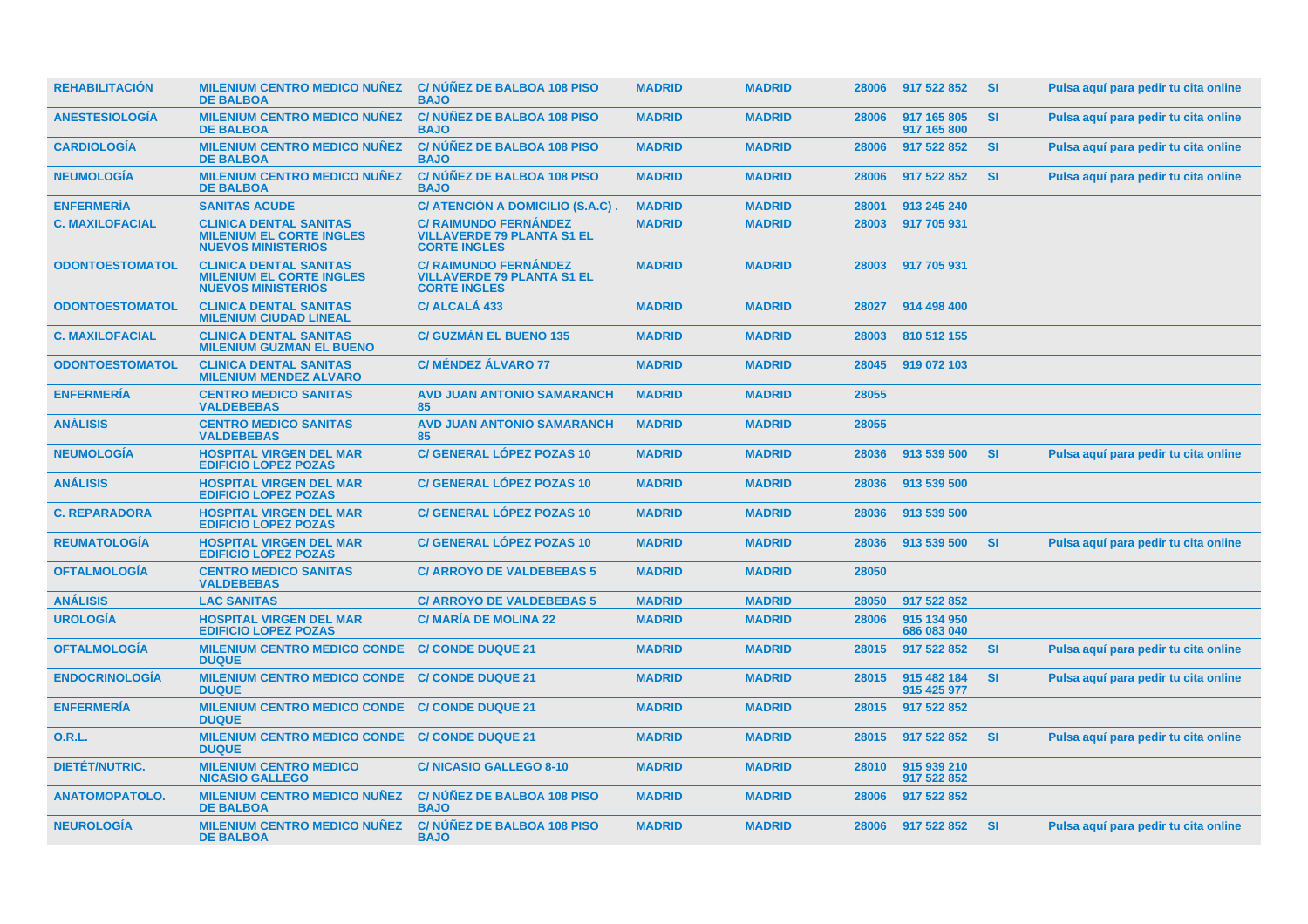| REHABILITACIÓN | MILENIUM CENTRO MEDICO NUÑEZ DE BALBOA | C/ NÚÑEZ DE BALBOA 108 PISO BAJO | MADRID | MADRID | 28006 | 917 522 852 | SI | Pulsa aquí para pedir tu cita online |
|---|---|---|---|---|---|---|---|---|
| ANESTESIOLOGÍA | MILENIUM CENTRO MEDICO NUÑEZ DE BALBOA | C/ NÚÑEZ DE BALBOA 108 PISO BAJO | MADRID | MADRID | 28006 | 917 165 805 917 165 800 | SI | Pulsa aquí para pedir tu cita online |
| CARDIOLOGÍA | MILENIUM CENTRO MEDICO NUÑEZ DE BALBOA | C/ NÚÑEZ DE BALBOA 108 PISO BAJO | MADRID | MADRID | 28006 | 917 522 852 | SI | Pulsa aquí para pedir tu cita online |
| NEUMOLOGÍA | MILENIUM CENTRO MEDICO NUÑEZ DE BALBOA | C/ NÚÑEZ DE BALBOA 108 PISO BAJO | MADRID | MADRID | 28006 | 917 522 852 | SI | Pulsa aquí para pedir tu cita online |
| ENFERMERÍA | SANITAS ACUDE | C/ ATENCIÓN A DOMICILIO (S.A.C) . | MADRID | MADRID | 28001 | 913 245 240 | | |
| C. MAXILOFACIAL | CLINICA DENTAL SANITAS MILENIUM EL CORTE INGLES NUEVOS MINISTERIOS | C/ RAIMUNDO FERNÁNDEZ VILLAVERDE 79 PLANTA S1 EL CORTE INGLES | MADRID | MADRID | 28003 | 917 705 931 | | |
| ODONTOESTOMATOL | CLINICA DENTAL SANITAS MILENIUM EL CORTE INGLES NUEVOS MINISTERIOS | C/ RAIMUNDO FERNÁNDEZ VILLAVERDE 79 PLANTA S1 EL CORTE INGLES | MADRID | MADRID | 28003 | 917 705 931 | | |
| ODONTOESTOMATOL | CLINICA DENTAL SANITAS MILENIUM CIUDAD LINEAL | C/ ALCALÁ 433 | MADRID | MADRID | 28027 | 914 498 400 | | |
| C. MAXILOFACIAL | CLINICA DENTAL SANITAS MILENIUM GUZMAN EL BUENO | C/ GUZMÁN EL BUENO 135 | MADRID | MADRID | 28003 | 810 512 155 | | |
| ODONTOESTOMATOL | CLINICA DENTAL SANITAS MILENIUM MENDEZ ALVARO | C/ MÉNDEZ ÁLVARO 77 | MADRID | MADRID | 28045 | 919 072 103 | | |
| ENFERMERÍA | CENTRO MEDICO SANITAS VALDEBEBAS | AVD JUAN ANTONIO SAMARANCH 85 | MADRID | MADRID | 28055 | | | |
| ANÁLISIS | CENTRO MEDICO SANITAS VALDEBEBAS | AVD JUAN ANTONIO SAMARANCH 85 | MADRID | MADRID | 28055 | | | |
| NEUMOLOGÍA | HOSPITAL VIRGEN DEL MAR EDIFICIO LOPEZ POZAS | C/ GENERAL LÓPEZ POZAS 10 | MADRID | MADRID | 28036 | 913 539 500 | SI | Pulsa aquí para pedir tu cita online |
| ANÁLISIS | HOSPITAL VIRGEN DEL MAR EDIFICIO LOPEZ POZAS | C/ GENERAL LÓPEZ POZAS 10 | MADRID | MADRID | 28036 | 913 539 500 | | |
| C. REPARADORA | HOSPITAL VIRGEN DEL MAR EDIFICIO LOPEZ POZAS | C/ GENERAL LÓPEZ POZAS 10 | MADRID | MADRID | 28036 | 913 539 500 | | |
| REUMATOLOGÍA | HOSPITAL VIRGEN DEL MAR EDIFICIO LOPEZ POZAS | C/ GENERAL LÓPEZ POZAS 10 | MADRID | MADRID | 28036 | 913 539 500 | SI | Pulsa aquí para pedir tu cita online |
| OFTALMOLOGÍA | CENTRO MEDICO SANITAS VALDEBEBAS | C/ ARROYO DE VALDEBEBAS 5 | MADRID | MADRID | 28050 | | | |
| ANÁLISIS | LAC SANITAS | C/ ARROYO DE VALDEBEBAS 5 | MADRID | MADRID | 28050 | 917 522 852 | | |
| UROLOGÍA | HOSPITAL VIRGEN DEL MAR EDIFICIO LOPEZ POZAS | C/ MARÍA DE MOLINA 22 | MADRID | MADRID | 28006 | 915 134 950 686 083 040 | | |
| OFTALMOLOGÍA | MILENIUM CENTRO MEDICO CONDE DUQUE | C/ CONDE DUQUE 21 | MADRID | MADRID | 28015 | 917 522 852 | SI | Pulsa aquí para pedir tu cita online |
| ENDOCRINOLOGÍA | MILENIUM CENTRO MEDICO CONDE DUQUE | C/ CONDE DUQUE 21 | MADRID | MADRID | 28015 | 915 482 184 915 425 977 | SI | Pulsa aquí para pedir tu cita online |
| ENFERMERÍA | MILENIUM CENTRO MEDICO CONDE DUQUE | C/ CONDE DUQUE 21 | MADRID | MADRID | 28015 | 917 522 852 | | |
| O.R.L. | MILENIUM CENTRO MEDICO CONDE DUQUE | C/ CONDE DUQUE 21 | MADRID | MADRID | 28015 | 917 522 852 | SI | Pulsa aquí para pedir tu cita online |
| DIETÉT/NUTRIC. | MILENIUM CENTRO MEDICO NICASIO GALLEGO | C/ NICASIO GALLEGO 8-10 | MADRID | MADRID | 28010 | 915 939 210 917 522 852 | | |
| ANATOMOPATOLO. | MILENIUM CENTRO MEDICO NUÑEZ DE BALBOA | C/ NÚÑEZ DE BALBOA 108 PISO BAJO | MADRID | MADRID | 28006 | 917 522 852 | | |
| NEUROLOGÍA | MILENIUM CENTRO MEDICO NUÑEZ DE BALBOA | C/ NÚÑEZ DE BALBOA 108 PISO BAJO | MADRID | MADRID | 28006 | 917 522 852 | SI | Pulsa aquí para pedir tu cita online |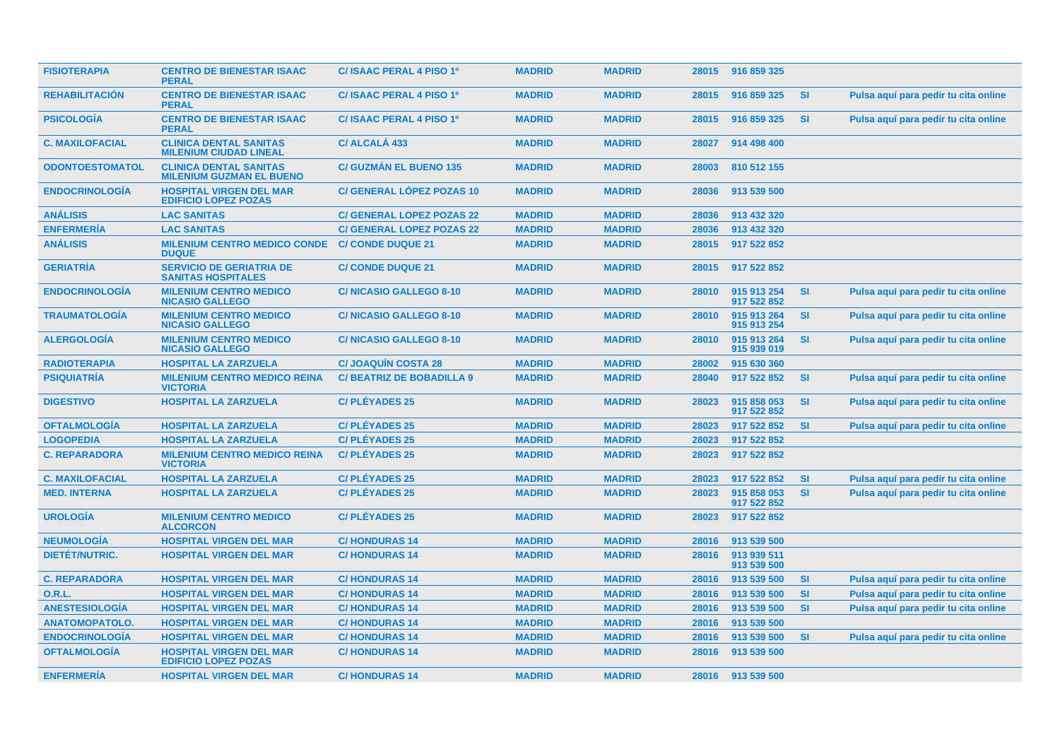| | | | | | | | | |
|---|---|---|---|---|---|---|---|---|
| FISIOTERAPIA | CENTRO DE BIENESTAR ISAAC PERAL | C/ ISAAC PERAL 4 PISO 1º | MADRID | MADRID | 28015 | 916 859 325 | | |
| REHABILITACIÓN | CENTRO DE BIENESTAR ISAAC PERAL | C/ ISAAC PERAL 4 PISO 1º | MADRID | MADRID | 28015 | 916 859 325 | SI | Pulsa aquí para pedir tu cita online |
| PSICOLOGÍA | CENTRO DE BIENESTAR ISAAC PERAL | C/ ISAAC PERAL 4 PISO 1º | MADRID | MADRID | 28015 | 916 859 325 | SI | Pulsa aquí para pedir tu cita online |
| C. MAXILOFACIAL | CLINICA DENTAL SANITAS MILENIUM CIUDAD LINEAL | C/ ALCALÁ 433 | MADRID | MADRID | 28027 | 914 498 400 | | |
| ODONTOESTOMATOL | CLINICA DENTAL SANITAS MILENIUM GUZMAN EL BUENO | C/ GUZMÁN EL BUENO 135 | MADRID | MADRID | 28003 | 810 512 155 | | |
| ENDOCRINOLOGÍA | HOSPITAL VIRGEN DEL MAR EDIFICIO LOPEZ POZAS | C/ GENERAL LÓPEZ POZAS 10 | MADRID | MADRID | 28036 | 913 539 500 | | |
| ANÁLISIS | LAC SANITAS | C/ GENERAL LOPEZ POZAS 22 | MADRID | MADRID | 28036 | 913 432 320 | | |
| ENFERMERÍA | LAC SANITAS | C/ GENERAL LOPEZ POZAS 22 | MADRID | MADRID | 28036 | 913 432 320 | | |
| ANÁLISIS | MILENIUM CENTRO MEDICO CONDE DUQUE | C/ CONDE DUQUE 21 | MADRID | MADRID | 28015 | 917 522 852 | | |
| GERIATRÍA | SERVICIO DE GERIATRIA DE SANITAS HOSPITALES | C/ CONDE DUQUE 21 | MADRID | MADRID | 28015 | 917 522 852 | | |
| ENDOCRINOLOGÍA | MILENIUM CENTRO MEDICO NICASIO GALLEGO | C/ NICASIO GALLEGO 8-10 | MADRID | MADRID | 28010 | 915 913 254 917 522 852 | SI | Pulsa aquí para pedir tu cita online |
| TRAUMATOLOGÍA | MILENIUM CENTRO MEDICO NICASIO GALLEGO | C/ NICASIO GALLEGO 8-10 | MADRID | MADRID | 28010 | 915 913 264 915 913 254 | SI | Pulsa aquí para pedir tu cita online |
| ALERGOLOGÍA | MILENIUM CENTRO MEDICO NICASIO GALLEGO | C/ NICASIO GALLEGO 8-10 | MADRID | MADRID | 28010 | 915 913 264 915 939 019 | SI | Pulsa aquí para pedir tu cita online |
| RADIOTERAPIA | HOSPITAL LA ZARZUELA | C/ JOAQUÍN COSTA 28 | MADRID | MADRID | 28002 | 915 630 360 | | |
| PSIQUIATRÍA | MILENIUM CENTRO MEDICO REINA VICTORIA | C/ BEATRIZ DE BOBADILLA 9 | MADRID | MADRID | 28040 | 917 522 852 | SI | Pulsa aquí para pedir tu cita online |
| DIGESTIVO | HOSPITAL LA ZARZUELA | C/ PLÉYADES 25 | MADRID | MADRID | 28023 | 915 858 053 917 522 852 | SI | Pulsa aquí para pedir tu cita online |
| OFTALMOLOGÍA | HOSPITAL LA ZARZUELA | C/ PLÉYADES 25 | MADRID | MADRID | 28023 | 917 522 852 | SI | Pulsa aquí para pedir tu cita online |
| LOGOPEDIA | HOSPITAL LA ZARZUELA | C/ PLÉYADES 25 | MADRID | MADRID | 28023 | 917 522 852 | | |
| C. REPARADORA | MILENIUM CENTRO MEDICO REINA VICTORIA | C/ PLÉYADES 25 | MADRID | MADRID | 28023 | 917 522 852 | | |
| C. MAXILOFACIAL | HOSPITAL LA ZARZUELA | C/ PLÉYADES 25 | MADRID | MADRID | 28023 | 917 522 852 | SI | Pulsa aquí para pedir tu cita online |
| MED. INTERNA | HOSPITAL LA ZARZUELA | C/ PLÉYADES 25 | MADRID | MADRID | 28023 | 915 858 053 917 522 852 | SI | Pulsa aquí para pedir tu cita online |
| UROLOGÍA | MILENIUM CENTRO MEDICO ALCORCON | C/ PLÉYADES 25 | MADRID | MADRID | 28023 | 917 522 852 | | |
| NEUMOLOGÍA | HOSPITAL VIRGEN DEL MAR | C/ HONDURAS 14 | MADRID | MADRID | 28016 | 913 539 500 | | |
| DIETÉT/NUTRIC. | HOSPITAL VIRGEN DEL MAR | C/ HONDURAS 14 | MADRID | MADRID | 28016 | 913 939 511 913 539 500 | | |
| C. REPARADORA | HOSPITAL VIRGEN DEL MAR | C/ HONDURAS 14 | MADRID | MADRID | 28016 | 913 539 500 | SI | Pulsa aquí para pedir tu cita online |
| O.R.L. | HOSPITAL VIRGEN DEL MAR | C/ HONDURAS 14 | MADRID | MADRID | 28016 | 913 539 500 | SI | Pulsa aquí para pedir tu cita online |
| ANESTESIOLOGÍA | HOSPITAL VIRGEN DEL MAR | C/ HONDURAS 14 | MADRID | MADRID | 28016 | 913 539 500 | SI | Pulsa aquí para pedir tu cita online |
| ANATOMOPATOLO. | HOSPITAL VIRGEN DEL MAR | C/ HONDURAS 14 | MADRID | MADRID | 28016 | 913 539 500 | | |
| ENDOCRINOLOGÍA | HOSPITAL VIRGEN DEL MAR | C/ HONDURAS 14 | MADRID | MADRID | 28016 | 913 539 500 | SI | Pulsa aquí para pedir tu cita online |
| OFTALMOLOGÍA | HOSPITAL VIRGEN DEL MAR EDIFICIO LOPEZ POZAS | C/ HONDURAS 14 | MADRID | MADRID | 28016 | 913 539 500 | | |
| ENFERMERÍA | HOSPITAL VIRGEN DEL MAR | C/ HONDURAS 14 | MADRID | MADRID | 28016 | 913 539 500 | | |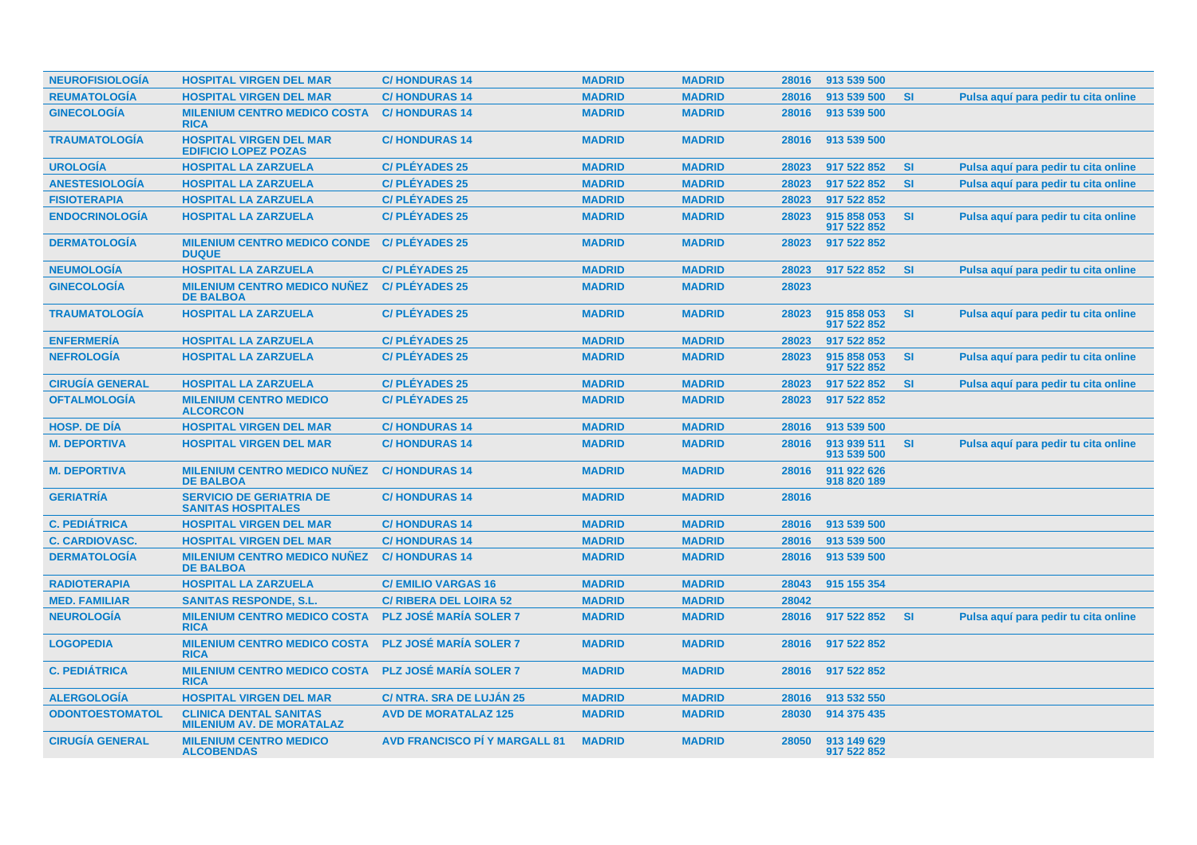| | | | | | | | | |
|---|---|---|---|---|---|---|---|---|
| NEUROFISIOLOGÍA | HOSPITAL VIRGEN DEL MAR | C/ HONDURAS 14 | MADRID | MADRID | 28016 | 913 539 500 | | |
| REUMATOLOGÍA | HOSPITAL VIRGEN DEL MAR | C/ HONDURAS 14 | MADRID | MADRID | 28016 | 913 539 500 | SI | Pulsa aquí para pedir tu cita online |
| GINECOLOGÍA | MILENIUM CENTRO MEDICO COSTA RICA | C/ HONDURAS 14 | MADRID | MADRID | 28016 | 913 539 500 | | |
| TRAUMATOLOGÍA | HOSPITAL VIRGEN DEL MAR EDIFICIO LOPEZ POZAS | C/ HONDURAS 14 | MADRID | MADRID | 28016 | 913 539 500 | | |
| UROLOGÍA | HOSPITAL LA ZARZUELA | C/ PLÉYADES 25 | MADRID | MADRID | 28023 | 917 522 852 | SI | Pulsa aquí para pedir tu cita online |
| ANESTESIOLOGÍA | HOSPITAL LA ZARZUELA | C/ PLÉYADES 25 | MADRID | MADRID | 28023 | 917 522 852 | SI | Pulsa aquí para pedir tu cita online |
| FISIOTERAPIA | HOSPITAL LA ZARZUELA | C/ PLÉYADES 25 | MADRID | MADRID | 28023 | 917 522 852 | | |
| ENDOCRINOLOGÍA | HOSPITAL LA ZARZUELA | C/ PLÉYADES 25 | MADRID | MADRID | 28023 | 915 858 053 917 522 852 | SI | Pulsa aquí para pedir tu cita online |
| DERMATOLOGÍA | MILENIUM CENTRO MEDICO CONDE DUQUE | C/ PLÉYADES 25 | MADRID | MADRID | 28023 | 917 522 852 | | |
| NEUMOLOGÍA | HOSPITAL LA ZARZUELA | C/ PLÉYADES 25 | MADRID | MADRID | 28023 | 917 522 852 | SI | Pulsa aquí para pedir tu cita online |
| GINECOLOGÍA | MILENIUM CENTRO MEDICO NUÑEZ DE BALBOA | C/ PLÉYADES 25 | MADRID | MADRID | 28023 | | | |
| TRAUMATOLOGÍA | HOSPITAL LA ZARZUELA | C/ PLÉYADES 25 | MADRID | MADRID | 28023 | 915 858 053 917 522 852 | SI | Pulsa aquí para pedir tu cita online |
| ENFERMERÍA | HOSPITAL LA ZARZUELA | C/ PLÉYADES 25 | MADRID | MADRID | 28023 | 917 522 852 | | |
| NEFROLOGÍA | HOSPITAL LA ZARZUELA | C/ PLÉYADES 25 | MADRID | MADRID | 28023 | 915 858 053 917 522 852 | SI | Pulsa aquí para pedir tu cita online |
| CIRUGÍA GENERAL | HOSPITAL LA ZARZUELA | C/ PLÉYADES 25 | MADRID | MADRID | 28023 | 917 522 852 | SI | Pulsa aquí para pedir tu cita online |
| OFTALMOLOGÍA | MILENIUM CENTRO MEDICO ALCORCON | C/ PLÉYADES 25 | MADRID | MADRID | 28023 | 917 522 852 | | |
| HOSP. DE DÍA | HOSPITAL VIRGEN DEL MAR | C/ HONDURAS 14 | MADRID | MADRID | 28016 | 913 539 500 | | |
| M. DEPORTIVA | HOSPITAL VIRGEN DEL MAR | C/ HONDURAS 14 | MADRID | MADRID | 28016 | 913 939 511 913 539 500 | SI | Pulsa aquí para pedir tu cita online |
| M. DEPORTIVA | MILENIUM CENTRO MEDICO NUÑEZ DE BALBOA | C/ HONDURAS 14 | MADRID | MADRID | 28016 | 911 922 626 918 820 189 | | |
| GERIATRÍA | SERVICIO DE GERIATRIA DE SANITAS HOSPITALES | C/ HONDURAS 14 | MADRID | MADRID | 28016 | | | |
| C. PEDIÁTRICA | HOSPITAL VIRGEN DEL MAR | C/ HONDURAS 14 | MADRID | MADRID | 28016 | 913 539 500 | | |
| C. CARDIOVASC. | HOSPITAL VIRGEN DEL MAR | C/ HONDURAS 14 | MADRID | MADRID | 28016 | 913 539 500 | | |
| DERMATOLOGÍA | MILENIUM CENTRO MEDICO NUÑEZ DE BALBOA | C/ HONDURAS 14 | MADRID | MADRID | 28016 | 913 539 500 | | |
| RADIOTERAPIA | HOSPITAL LA ZARZUELA | C/ EMILIO VARGAS 16 | MADRID | MADRID | 28043 | 915 155 354 | | |
| MED. FAMILIAR | SANITAS RESPONDE, S.L. | C/ RIBERA DEL LOIRA 52 | MADRID | MADRID | 28042 | | | |
| NEUROLOGÍA | MILENIUM CENTRO MEDICO COSTA RICA | PLZ JOSÉ MARÍA SOLER 7 | MADRID | MADRID | 28016 | 917 522 852 | SI | Pulsa aquí para pedir tu cita online |
| LOGOPEDIA | MILENIUM CENTRO MEDICO COSTA RICA | PLZ JOSÉ MARÍA SOLER 7 | MADRID | MADRID | 28016 | 917 522 852 | | |
| C. PEDIÁTRICA | MILENIUM CENTRO MEDICO COSTA RICA | PLZ JOSÉ MARÍA SOLER 7 | MADRID | MADRID | 28016 | 917 522 852 | | |
| ALERGOLOGÍA | HOSPITAL VIRGEN DEL MAR | C/ NTRA. SRA DE LUJÁN 25 | MADRID | MADRID | 28016 | 913 532 550 | | |
| ODONTOESTOMATOL | CLINICA DENTAL SANITAS MILENIUM AV. DE MORATALAZ | AVD DE MORATALAZ 125 | MADRID | MADRID | 28030 | 914 375 435 | | |
| CIRUGÍA GENERAL | MILENIUM CENTRO MEDICO ALCOBENDAS | AVD FRANCISCO PÍ Y MARGALL 81 | MADRID | MADRID | 28050 | 913 149 629 917 522 852 | | |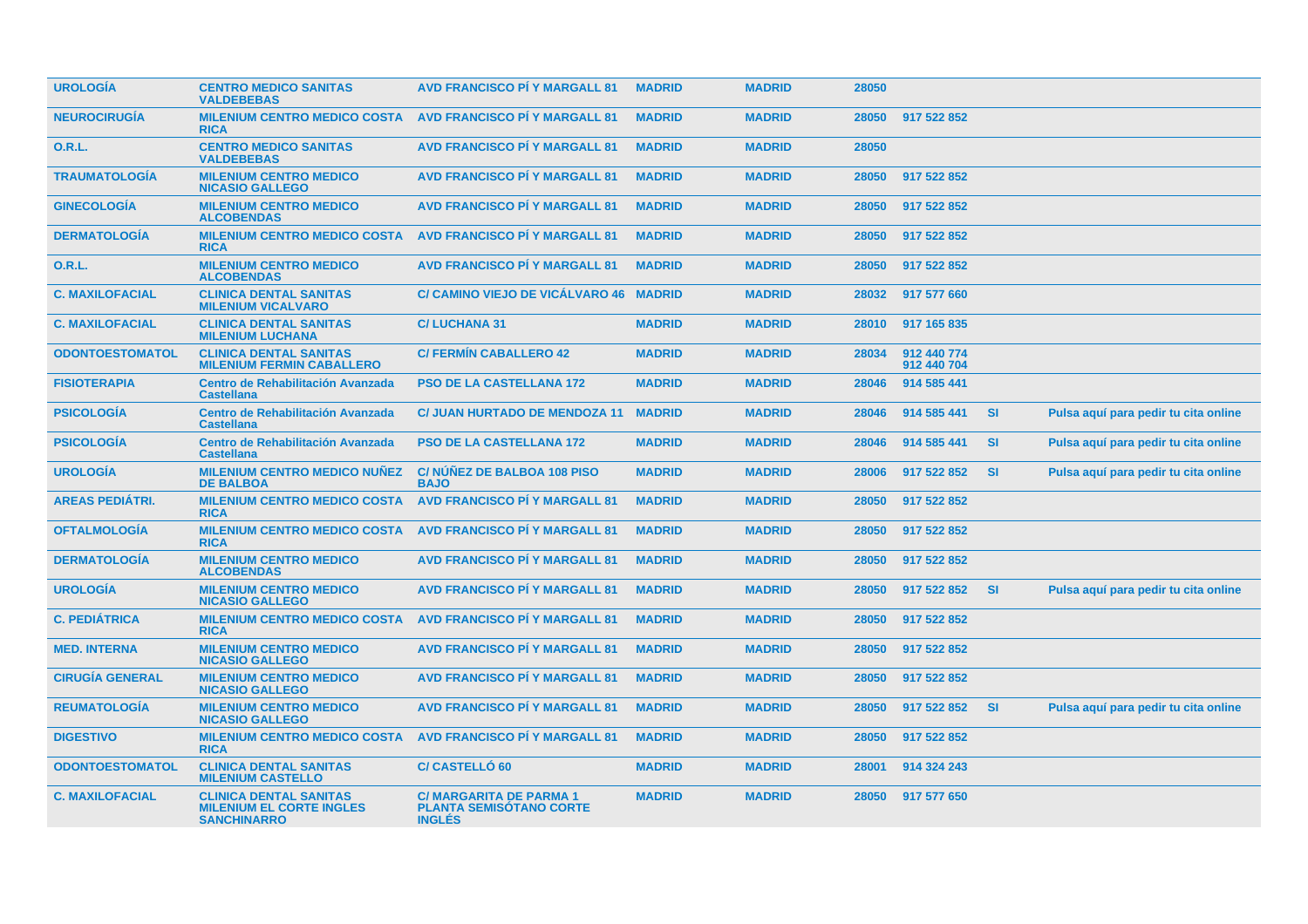| | | | | | | | | |
|---|---|---|---|---|---|---|---|---|
| UROLOGÍA | CENTRO MEDICO SANITAS VALDEBEBAS | AVD FRANCISCO PÍ Y MARGALL 81 | MADRID | MADRID | 28050 | | | |
| NEUROCIRUGÍA | MILENIUM CENTRO MEDICO COSTA RICA | AVD FRANCISCO PÍ Y MARGALL 81 | MADRID | MADRID | 28050 | 917 522 852 | | |
| O.R.L. | CENTRO MEDICO SANITAS VALDEBEBAS | AVD FRANCISCO PÍ Y MARGALL 81 | MADRID | MADRID | 28050 | | | |
| TRAUMATOLOGÍA | MILENIUM CENTRO MEDICO NICASIO GALLEGO | AVD FRANCISCO PÍ Y MARGALL 81 | MADRID | MADRID | 28050 | 917 522 852 | | |
| GINECOLOGÍA | MILENIUM CENTRO MEDICO ALCOBENDAS | AVD FRANCISCO PÍ Y MARGALL 81 | MADRID | MADRID | 28050 | 917 522 852 | | |
| DERMATOLOGÍA | MILENIUM CENTRO MEDICO COSTA RICA | AVD FRANCISCO PÍ Y MARGALL 81 | MADRID | MADRID | 28050 | 917 522 852 | | |
| O.R.L. | MILENIUM CENTRO MEDICO ALCOBENDAS | AVD FRANCISCO PÍ Y MARGALL 81 | MADRID | MADRID | 28050 | 917 522 852 | | |
| C. MAXILOFACIAL | CLINICA DENTAL SANITAS MILENIUM VICALVARO | C/ CAMINO VIEJO DE VICÁLVARO 46 | MADRID | MADRID | 28032 | 917 577 660 | | |
| C. MAXILOFACIAL | CLINICA DENTAL SANITAS MILENIUM LUCHANA | C/ LUCHANA 31 | MADRID | MADRID | 28010 | 917 165 835 | | |
| ODONTOESTOMATOL | CLINICA DENTAL SANITAS MILENIUM FERMIN CABALLERO | C/ FERMÍN CABALLERO 42 | MADRID | MADRID | 28034 | 912 440 774 912 440 704 | | |
| FISIOTERAPIA | Centro de Rehabilitación Avanzada Castellana | PSO DE LA CASTELLANA 172 | MADRID | MADRID | 28046 | 914 585 441 | | |
| PSICOLOGÍA | Centro de Rehabilitación Avanzada Castellana | C/ JUAN HURTADO DE MENDOZA 11 | MADRID | MADRID | 28046 | 914 585 441 | SI | Pulsa aquí para pedir tu cita online |
| PSICOLOGÍA | Centro de Rehabilitación Avanzada Castellana | PSO DE LA CASTELLANA 172 | MADRID | MADRID | 28046 | 914 585 441 | SI | Pulsa aquí para pedir tu cita online |
| UROLOGÍA | MILENIUM CENTRO MEDICO NUÑEZ DE BALBOA | C/ NÚÑEZ DE BALBOA 108 PISO BAJO | MADRID | MADRID | 28006 | 917 522 852 | SI | Pulsa aquí para pedir tu cita online |
| AREAS PEDIÁTRI. | MILENIUM CENTRO MEDICO COSTA RICA | AVD FRANCISCO PÍ Y MARGALL 81 | MADRID | MADRID | 28050 | 917 522 852 | | |
| OFTALMOLOGÍA | MILENIUM CENTRO MEDICO COSTA RICA | AVD FRANCISCO PÍ Y MARGALL 81 | MADRID | MADRID | 28050 | 917 522 852 | | |
| DERMATOLOGÍA | MILENIUM CENTRO MEDICO ALCOBENDAS | AVD FRANCISCO PÍ Y MARGALL 81 | MADRID | MADRID | 28050 | 917 522 852 | | |
| UROLOGÍA | MILENIUM CENTRO MEDICO NICASIO GALLEGO | AVD FRANCISCO PÍ Y MARGALL 81 | MADRID | MADRID | 28050 | 917 522 852 | SI | Pulsa aquí para pedir tu cita online |
| C. PEDIÁTRICA | MILENIUM CENTRO MEDICO COSTA RICA | AVD FRANCISCO PÍ Y MARGALL 81 | MADRID | MADRID | 28050 | 917 522 852 | | |
| MED. INTERNA | MILENIUM CENTRO MEDICO NICASIO GALLEGO | AVD FRANCISCO PÍ Y MARGALL 81 | MADRID | MADRID | 28050 | 917 522 852 | | |
| CIRUGÍA GENERAL | MILENIUM CENTRO MEDICO NICASIO GALLEGO | AVD FRANCISCO PÍ Y MARGALL 81 | MADRID | MADRID | 28050 | 917 522 852 | | |
| REUMATOLOGÍA | MILENIUM CENTRO MEDICO NICASIO GALLEGO | AVD FRANCISCO PÍ Y MARGALL 81 | MADRID | MADRID | 28050 | 917 522 852 | SI | Pulsa aquí para pedir tu cita online |
| DIGESTIVO | MILENIUM CENTRO MEDICO COSTA RICA | AVD FRANCISCO PÍ Y MARGALL 81 | MADRID | MADRID | 28050 | 917 522 852 | | |
| ODONTOESTOMATOL | CLINICA DENTAL SANITAS MILENIUM CASTELLO | C/ CASTELLÓ 60 | MADRID | MADRID | 28001 | 914 324 243 | | |
| C. MAXILOFACIAL | CLINICA DENTAL SANITAS MILENIUM EL CORTE INGLES SANCHINARRO | C/ MARGARITA DE PARMA 1 PLANTA SEMISÓTANO CORTE INGLÉS | MADRID | MADRID | 28050 | 917 577 650 | | |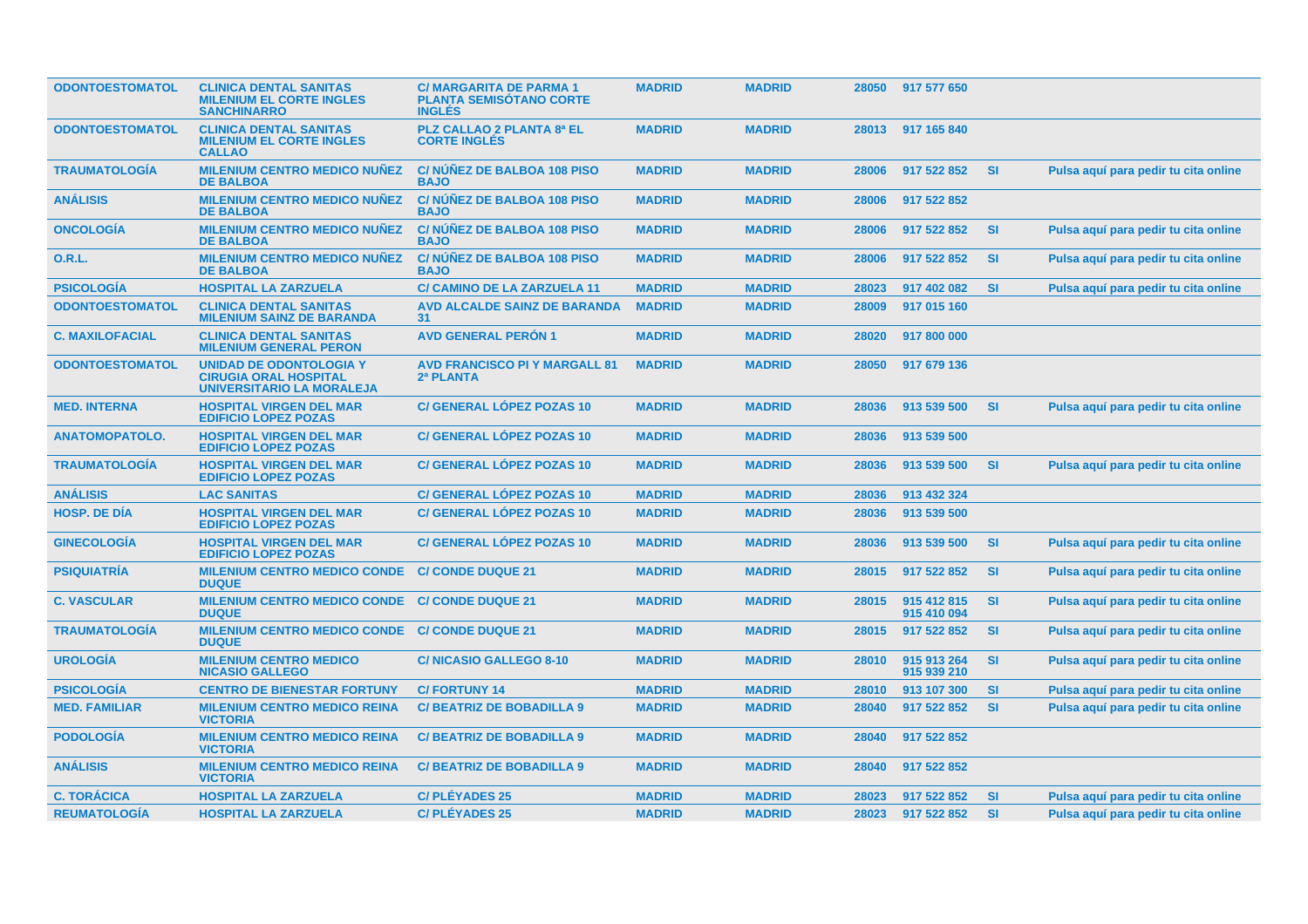| ODONTOESTOMATOL | CLINICA DENTAL SANITAS MILENIUM EL CORTE INGLES SANCHINARRO | C/ MARGARITA DE PARMA 1 PLANTA SEMISÓTANO CORTE INGLÉS | MADRID | MADRID | 28050 | 917 577 650 | | |
|---|---|---|---|---|---|---|---|---|
| ODONTOESTOMATOL | CLINICA DENTAL SANITAS MILENIUM EL CORTE INGLES CALLAO | PLZ CALLAO 2 PLANTA 8ª EL CORTE INGLÉS | MADRID | MADRID | 28013 | 917 165 840 | | |
| TRAUMATOLOGÍA | MILENIUM CENTRO MEDICO NUÑEZ DE BALBOA | C/ NÚÑEZ DE BALBOA 108 PISO BAJO | MADRID | MADRID | 28006 | 917 522 852 | SI | Pulsa aquí para pedir tu cita online |
| ANÁLISIS | MILENIUM CENTRO MEDICO NUÑEZ DE BALBOA | C/ NÚÑEZ DE BALBOA 108 PISO BAJO | MADRID | MADRID | 28006 | 917 522 852 | | |
| ONCOLOGÍA | MILENIUM CENTRO MEDICO NUÑEZ DE BALBOA | C/ NÚÑEZ DE BALBOA 108 PISO BAJO | MADRID | MADRID | 28006 | 917 522 852 | SI | Pulsa aquí para pedir tu cita online |
| O.R.L. | MILENIUM CENTRO MEDICO NUÑEZ DE BALBOA | C/ NÚÑEZ DE BALBOA 108 PISO BAJO | MADRID | MADRID | 28006 | 917 522 852 | SI | Pulsa aquí para pedir tu cita online |
| PSICOLOGÍA | HOSPITAL LA ZARZUELA | C/ CAMINO DE LA ZARZUELA 11 | MADRID | MADRID | 28023 | 917 402 082 | SI | Pulsa aquí para pedir tu cita online |
| ODONTOESTOMATOL | CLINICA DENTAL SANITAS MILENIUM SAINZ DE BARANDA | AVD ALCALDE SAINZ DE BARANDA 31 | MADRID | MADRID | 28009 | 917 015 160 | | |
| C. MAXILOFACIAL | CLINICA DENTAL SANITAS MILENIUM GENERAL PERON | AVD GENERAL PERÓN 1 | MADRID | MADRID | 28020 | 917 800 000 | | |
| ODONTOESTOMATOL | UNIDAD DE ODONTOLOGIA Y CIRUGIA ORAL HOSPITAL UNIVERSITARIO LA MORALEJA | AVD FRANCISCO PI Y MARGALL 81 2ª PLANTA | MADRID | MADRID | 28050 | 917 679 136 | | |
| MED. INTERNA | HOSPITAL VIRGEN DEL MAR EDIFICIO LOPEZ POZAS | C/ GENERAL LÓPEZ POZAS 10 | MADRID | MADRID | 28036 | 913 539 500 | SI | Pulsa aquí para pedir tu cita online |
| ANATOMOPATOLO. | HOSPITAL VIRGEN DEL MAR EDIFICIO LOPEZ POZAS | C/ GENERAL LÓPEZ POZAS 10 | MADRID | MADRID | 28036 | 913 539 500 | | |
| TRAUMATOLOGÍA | HOSPITAL VIRGEN DEL MAR EDIFICIO LOPEZ POZAS | C/ GENERAL LÓPEZ POZAS 10 | MADRID | MADRID | 28036 | 913 539 500 | SI | Pulsa aquí para pedir tu cita online |
| ANÁLISIS | LAC SANITAS | C/ GENERAL LÓPEZ POZAS 10 | MADRID | MADRID | 28036 | 913 432 324 | | |
| HOSP. DE DÍA | HOSPITAL VIRGEN DEL MAR EDIFICIO LOPEZ POZAS | C/ GENERAL LÓPEZ POZAS 10 | MADRID | MADRID | 28036 | 913 539 500 | | |
| GINECOLOGÍA | HOSPITAL VIRGEN DEL MAR EDIFICIO LOPEZ POZAS | C/ GENERAL LÓPEZ POZAS 10 | MADRID | MADRID | 28036 | 913 539 500 | SI | Pulsa aquí para pedir tu cita online |
| PSIQUIATRÍA | MILENIUM CENTRO MEDICO CONDE DUQUE | C/ CONDE DUQUE 21 | MADRID | MADRID | 28015 | 917 522 852 | SI | Pulsa aquí para pedir tu cita online |
| C. VASCULAR | MILENIUM CENTRO MEDICO CONDE DUQUE | C/ CONDE DUQUE 21 | MADRID | MADRID | 28015 | 915 412 815 915 410 094 | SI | Pulsa aquí para pedir tu cita online |
| TRAUMATOLOGÍA | MILENIUM CENTRO MEDICO CONDE DUQUE | C/ CONDE DUQUE 21 | MADRID | MADRID | 28015 | 917 522 852 | SI | Pulsa aquí para pedir tu cita online |
| UROLOGÍA | MILENIUM CENTRO MEDICO NICASIO GALLEGO | C/ NICASIO GALLEGO 8-10 | MADRID | MADRID | 28010 | 915 913 264 915 939 210 | SI | Pulsa aquí para pedir tu cita online |
| PSICOLOGÍA | CENTRO DE BIENESTAR FORTUNY | C/ FORTUNY 14 | MADRID | MADRID | 28010 | 913 107 300 | SI | Pulsa aquí para pedir tu cita online |
| MED. FAMILIAR | MILENIUM CENTRO MEDICO REINA VICTORIA | C/ BEATRIZ DE BOBADILLA 9 | MADRID | MADRID | 28040 | 917 522 852 | SI | Pulsa aquí para pedir tu cita online |
| PODOLOGÍA | MILENIUM CENTRO MEDICO REINA VICTORIA | C/ BEATRIZ DE BOBADILLA 9 | MADRID | MADRID | 28040 | 917 522 852 | | |
| ANÁLISIS | MILENIUM CENTRO MEDICO REINA VICTORIA | C/ BEATRIZ DE BOBADILLA 9 | MADRID | MADRID | 28040 | 917 522 852 | | |
| C. TORÁCICA | HOSPITAL LA ZARZUELA | C/ PLÉYADES 25 | MADRID | MADRID | 28023 | 917 522 852 | SI | Pulsa aquí para pedir tu cita online |
| REUMATOLOGÍA | HOSPITAL LA ZARZUELA | C/ PLÉYADES 25 | MADRID | MADRID | 28023 | 917 522 852 | SI | Pulsa aquí para pedir tu cita online |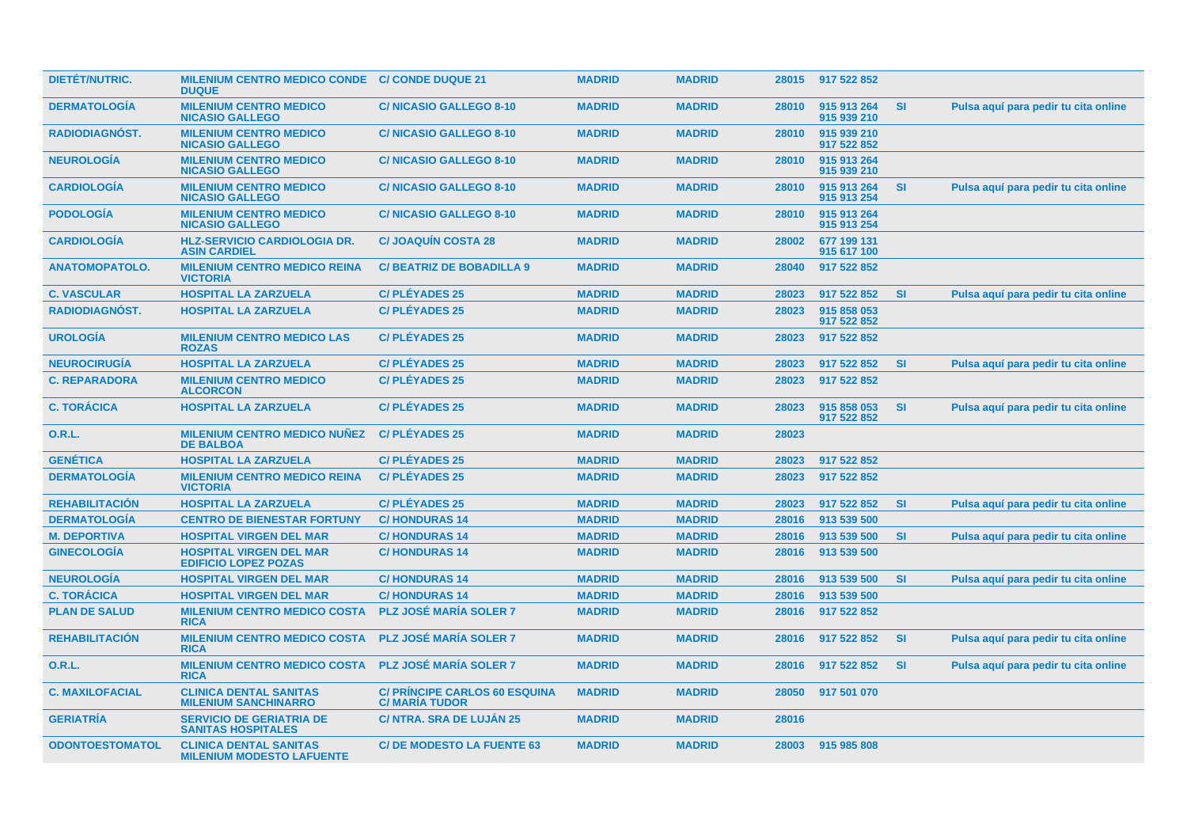| | | | | | | | | |
|---|---|---|---|---|---|---|---|---|
| DIETÉT/NUTRIC. | MILENIUM CENTRO MEDICO CONDE DUQUE | C/ CONDE DUQUE 21 | MADRID | MADRID | 28015 | 917 522 852 | | |
| DERMATOLOGÍA | MILENIUM CENTRO MEDICO NICASIO GALLEGO | C/ NICASIO GALLEGO 8-10 | MADRID | MADRID | 28010 | 915 913 264 915 939 210 | SI | Pulsa aquí para pedir tu cita online |
| RADIODIAGNÓST. | MILENIUM CENTRO MEDICO NICASIO GALLEGO | C/ NICASIO GALLEGO 8-10 | MADRID | MADRID | 28010 | 915 939 210 917 522 852 | | |
| NEUROLOGÍA | MILENIUM CENTRO MEDICO NICASIO GALLEGO | C/ NICASIO GALLEGO 8-10 | MADRID | MADRID | 28010 | 915 913 264 915 939 210 | | |
| CARDIOLOGÍA | MILENIUM CENTRO MEDICO NICASIO GALLEGO | C/ NICASIO GALLEGO 8-10 | MADRID | MADRID | 28010 | 915 913 264 915 913 254 | SI | Pulsa aquí para pedir tu cita online |
| PODOLOGÍA | MILENIUM CENTRO MEDICO NICASIO GALLEGO | C/ NICASIO GALLEGO 8-10 | MADRID | MADRID | 28010 | 915 913 264 915 913 254 | | |
| CARDIOLOGÍA | HLZ-SERVICIO CARDIOLOGIA DR. ASIN CARDIEL | C/ JOAQUÍN COSTA 28 | MADRID | MADRID | 28002 | 677 199 131 915 617 100 | | |
| ANATOMOPATOLO. | MILENIUM CENTRO MEDICO REINA VICTORIA | C/ BEATRIZ DE BOBADILLA 9 | MADRID | MADRID | 28040 | 917 522 852 | | |
| C. VASCULAR | HOSPITAL LA ZARZUELA | C/ PLÉYADES 25 | MADRID | MADRID | 28023 | 917 522 852 | SI | Pulsa aquí para pedir tu cita online |
| RADIODIAGNÓST. | HOSPITAL LA ZARZUELA | C/ PLÉYADES 25 | MADRID | MADRID | 28023 | 915 858 053 917 522 852 | | |
| UROLOGÍA | MILENIUM CENTRO MEDICO LAS ROZAS | C/ PLÉYADES 25 | MADRID | MADRID | 28023 | 917 522 852 | | |
| NEUROCIRUGÍA | HOSPITAL LA ZARZUELA | C/ PLÉYADES 25 | MADRID | MADRID | 28023 | 917 522 852 | SI | Pulsa aquí para pedir tu cita online |
| C. REPARADORA | MILENIUM CENTRO MEDICO ALCORCON | C/ PLÉYADES 25 | MADRID | MADRID | 28023 | 917 522 852 | | |
| C. TORÁCICA | HOSPITAL LA ZARZUELA | C/ PLÉYADES 25 | MADRID | MADRID | 28023 | 915 858 053 917 522 852 | SI | Pulsa aquí para pedir tu cita online |
| O.R.L. | MILENIUM CENTRO MEDICO NUÑEZ DE BALBOA | C/ PLÉYADES 25 | MADRID | MADRID | 28023 | | | |
| GENÉTICA | HOSPITAL LA ZARZUELA | C/ PLÉYADES 25 | MADRID | MADRID | 28023 | 917 522 852 | | |
| DERMATOLOGÍA | MILENIUM CENTRO MEDICO REINA VICTORIA | C/ PLÉYADES 25 | MADRID | MADRID | 28023 | 917 522 852 | | |
| REHABILITACIÓN | HOSPITAL LA ZARZUELA | C/ PLÉYADES 25 | MADRID | MADRID | 28023 | 917 522 852 | SI | Pulsa aquí para pedir tu cita online |
| DERMATOLOGÍA | CENTRO DE BIENESTAR FORTUNY | C/ HONDURAS 14 | MADRID | MADRID | 28016 | 913 539 500 | | |
| M. DEPORTIVA | HOSPITAL VIRGEN DEL MAR | C/ HONDURAS 14 | MADRID | MADRID | 28016 | 913 539 500 | SI | Pulsa aquí para pedir tu cita online |
| GINECOLOGÍA | HOSPITAL VIRGEN DEL MAR EDIFICIO LOPEZ POZAS | C/ HONDURAS 14 | MADRID | MADRID | 28016 | 913 539 500 | | |
| NEUROLOGÍA | HOSPITAL VIRGEN DEL MAR | C/ HONDURAS 14 | MADRID | MADRID | 28016 | 913 539 500 | SI | Pulsa aquí para pedir tu cita online |
| C. TORÁCICA | HOSPITAL VIRGEN DEL MAR | C/ HONDURAS 14 | MADRID | MADRID | 28016 | 913 539 500 | | |
| PLAN DE SALUD | MILENIUM CENTRO MEDICO COSTA RICA | PLZ JOSÉ MARÍA SOLER 7 | MADRID | MADRID | 28016 | 917 522 852 | | |
| REHABILITACIÓN | MILENIUM CENTRO MEDICO COSTA RICA | PLZ JOSÉ MARÍA SOLER 7 | MADRID | MADRID | 28016 | 917 522 852 | SI | Pulsa aquí para pedir tu cita online |
| O.R.L. | MILENIUM CENTRO MEDICO COSTA RICA | PLZ JOSÉ MARÍA SOLER 7 | MADRID | MADRID | 28016 | 917 522 852 | SI | Pulsa aquí para pedir tu cita online |
| C. MAXILOFACIAL | CLINICA DENTAL SANITAS MILENIUM SANCHINARRO | C/ PRÍNCIPE CARLOS 60 ESQUINA C/ MARÍA TUDOR | MADRID | MADRID | 28050 | 917 501 070 | | |
| GERIATRÍA | SERVICIO DE GERIATRIA DE SANITAS HOSPITALES | C/ NTRA. SRA DE LUJÁN 25 | MADRID | MADRID | 28016 | | | |
| ODONTOESTOMATOL | CLINICA DENTAL SANITAS MILENIUM MODESTO LAFUENTE | C/ DE MODESTO LA FUENTE 63 | MADRID | MADRID | 28003 | 915 985 808 | | |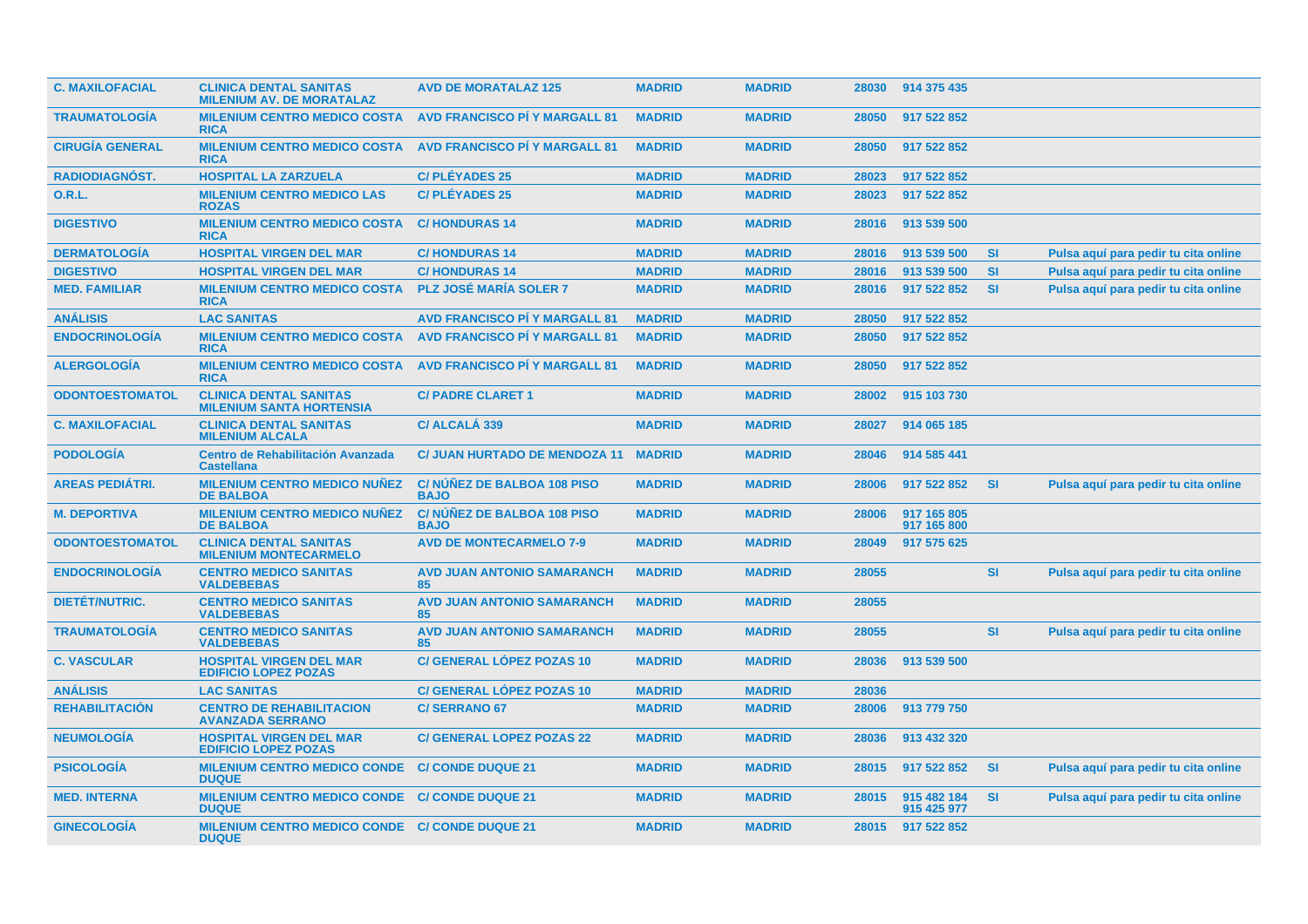| | | | | | | | | |
|---|---|---|---|---|---|---|---|---|
| C. MAXILOFACIAL | CLINICA DENTAL SANITAS MILENIUM AV. DE MORATALAZ | AVD DE MORATALAZ 125 | MADRID | MADRID | 28030 | 914 375 435 | | |
| TRAUMATOLOGÍA | MILENIUM CENTRO MEDICO COSTA RICA | AVD FRANCISCO PÍ Y MARGALL 81 | MADRID | MADRID | 28050 | 917 522 852 | | |
| CIRUGÍA GENERAL | MILENIUM CENTRO MEDICO COSTA RICA | AVD FRANCISCO PÍ Y MARGALL 81 | MADRID | MADRID | 28050 | 917 522 852 | | |
| RADIODIAGNÓST. | HOSPITAL LA ZARZUELA | C/ PLÉYADES 25 | MADRID | MADRID | 28023 | 917 522 852 | | |
| O.R.L. | MILENIUM CENTRO MEDICO LAS ROZAS | C/ PLÉYADES 25 | MADRID | MADRID | 28023 | 917 522 852 | | |
| DIGESTIVO | MILENIUM CENTRO MEDICO COSTA RICA | C/ HONDURAS 14 | MADRID | MADRID | 28016 | 913 539 500 | | |
| DERMATOLOGÍA | HOSPITAL VIRGEN DEL MAR | C/ HONDURAS 14 | MADRID | MADRID | 28016 | 913 539 500 | SI | Pulsa aquí para pedir tu cita online |
| DIGESTIVO | HOSPITAL VIRGEN DEL MAR | C/ HONDURAS 14 | MADRID | MADRID | 28016 | 913 539 500 | SI | Pulsa aquí para pedir tu cita online |
| MED. FAMILIAR | MILENIUM CENTRO MEDICO COSTA RICA | PLZ JOSÉ MARÍA SOLER 7 | MADRID | MADRID | 28016 | 917 522 852 | SI | Pulsa aquí para pedir tu cita online |
| ANÁLISIS | LAC SANITAS | AVD FRANCISCO PÍ Y MARGALL 81 | MADRID | MADRID | 28050 | 917 522 852 | | |
| ENDOCRINOLOGÍA | MILENIUM CENTRO MEDICO COSTA RICA | AVD FRANCISCO PÍ Y MARGALL 81 | MADRID | MADRID | 28050 | 917 522 852 | | |
| ALERGOLOGÍA | MILENIUM CENTRO MEDICO COSTA RICA | AVD FRANCISCO PÍ Y MARGALL 81 | MADRID | MADRID | 28050 | 917 522 852 | | |
| ODONTOESTOMATOL | CLINICA DENTAL SANITAS MILENIUM SANTA HORTENSIA | C/ PADRE CLARET 1 | MADRID | MADRID | 28002 | 915 103 730 | | |
| C. MAXILOFACIAL | CLINICA DENTAL SANITAS MILENIUM ALCALA | C/ ALCALÁ 339 | MADRID | MADRID | 28027 | 914 065 185 | | |
| PODOLOGÍA | Centro de Rehabilitación Avanzada Castellana | C/ JUAN HURTADO DE MENDOZA 11 | MADRID | MADRID | 28046 | 914 585 441 | | |
| AREAS PEDIÁTRI. | MILENIUM CENTRO MEDICO NUÑEZ DE BALBOA | C/ NÚÑEZ DE BALBOA 108 PISO BAJO | MADRID | MADRID | 28006 | 917 522 852 | SI | Pulsa aquí para pedir tu cita online |
| M. DEPORTIVA | MILENIUM CENTRO MEDICO NUÑEZ DE BALBOA | C/ NÚÑEZ DE BALBOA 108 PISO BAJO | MADRID | MADRID | 28006 | 917 165 805 917 165 800 | | |
| ODONTOESTOMATOL | CLINICA DENTAL SANITAS MILENIUM MONTECARMELO | AVD DE MONTECARMELO 7-9 | MADRID | MADRID | 28049 | 917 575 625 | | |
| ENDOCRINOLOGÍA | CENTRO MEDICO SANITAS VALDEBEBAS | AVD JUAN ANTONIO SAMARANCH 85 | MADRID | MADRID | 28055 | | SI | Pulsa aquí para pedir tu cita online |
| DIETÉT/NUTRIC. | CENTRO MEDICO SANITAS VALDEBEBAS | AVD JUAN ANTONIO SAMARANCH 85 | MADRID | MADRID | 28055 | | | |
| TRAUMATOLOGÍA | CENTRO MEDICO SANITAS VALDEBEBAS | AVD JUAN ANTONIO SAMARANCH 85 | MADRID | MADRID | 28055 | | SI | Pulsa aquí para pedir tu cita online |
| C. VASCULAR | HOSPITAL VIRGEN DEL MAR EDIFICIO LOPEZ POZAS | C/ GENERAL LÓPEZ POZAS 10 | MADRID | MADRID | 28036 | 913 539 500 | | |
| ANÁLISIS | LAC SANITAS | C/ GENERAL LÓPEZ POZAS 10 | MADRID | MADRID | 28036 | | | |
| REHABILITACIÓN | CENTRO DE REHABILITACION AVANZADA SERRANO | C/ SERRANO 67 | MADRID | MADRID | 28006 | 913 779 750 | | |
| NEUMOLOGÍA | HOSPITAL VIRGEN DEL MAR EDIFICIO LOPEZ POZAS | C/ GENERAL LOPEZ POZAS 22 | MADRID | MADRID | 28036 | 913 432 320 | | |
| PSICOLOGÍA | MILENIUM CENTRO MEDICO CONDE DUQUE | C/ CONDE DUQUE 21 | MADRID | MADRID | 28015 | 917 522 852 | SI | Pulsa aquí para pedir tu cita online |
| MED. INTERNA | MILENIUM CENTRO MEDICO CONDE DUQUE | C/ CONDE DUQUE 21 | MADRID | MADRID | 28015 | 915 482 184 915 425 977 | SI | Pulsa aquí para pedir tu cita online |
| GINECOLOGÍA | MILENIUM CENTRO MEDICO CONDE DUQUE | C/ CONDE DUQUE 21 | MADRID | MADRID | 28015 | 917 522 852 | | |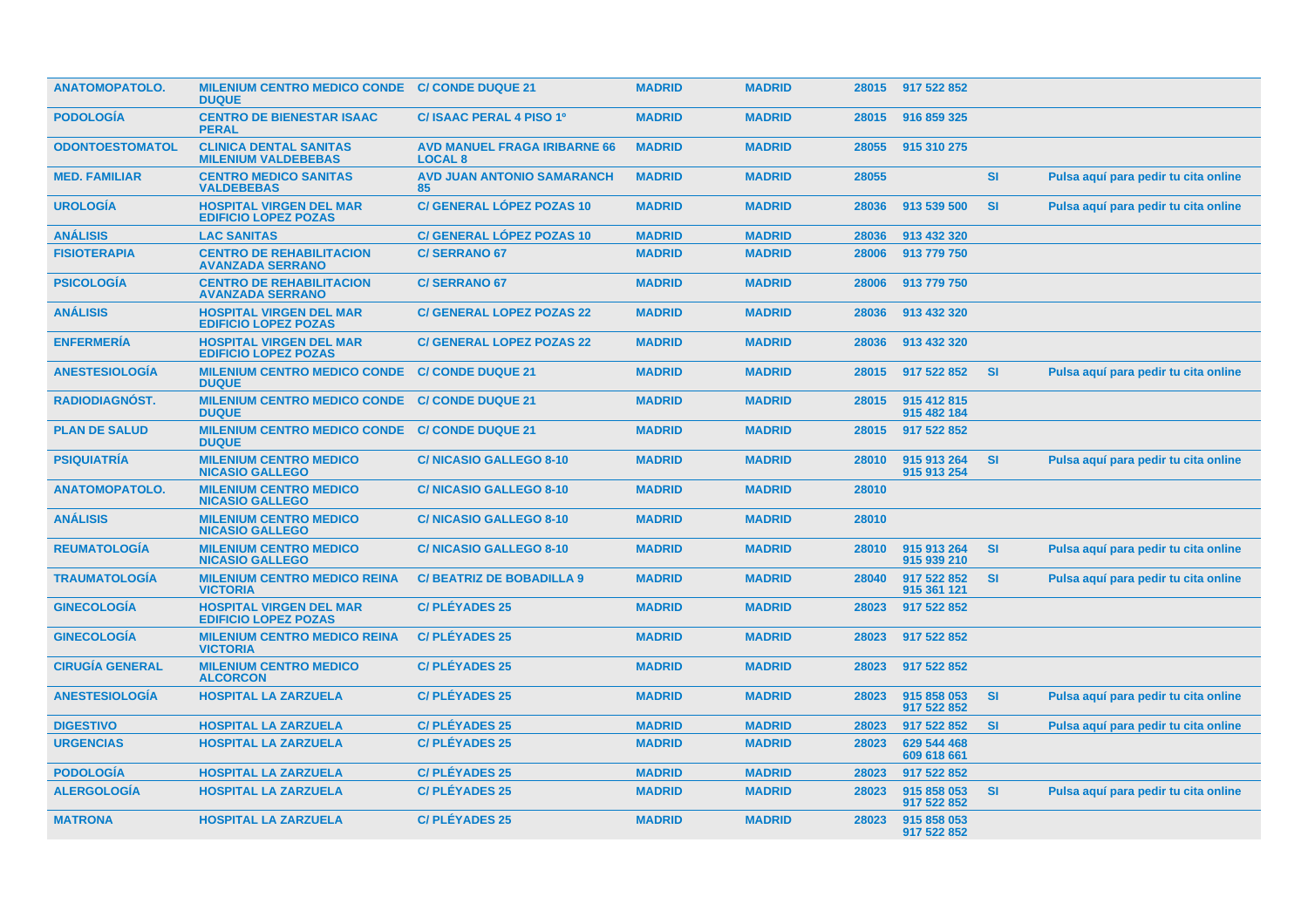| | | | | | | | | |
|---|---|---|---|---|---|---|---|---|
| ANATOMOPATOLO. | MILENIUM CENTRO MEDICO CONDE DUQUE | C/ CONDE DUQUE 21 | MADRID | MADRID | 28015 | 917 522 852 | | |
| PODOLOGÍA | CENTRO DE BIENESTAR ISAAC PERAL | C/ ISAAC PERAL 4 PISO 1º | MADRID | MADRID | 28015 | 916 859 325 | | |
| ODONTOESTOMATOL | CLINICA DENTAL SANITAS MILENIUM VALDEBEBAS | AVD MANUEL FRAGA IRIBARNE 66 LOCAL 8 | MADRID | MADRID | 28055 | 915 310 275 | | |
| MED. FAMILIAR | CENTRO MEDICO SANITAS VALDEBEBAS | AVD JUAN ANTONIO SAMARANCH 85 | MADRID | MADRID | 28055 | | SI | Pulsa aquí para pedir tu cita online |
| UROLOGÍA | HOSPITAL VIRGEN DEL MAR EDIFICIO LOPEZ POZAS | C/ GENERAL LÓPEZ POZAS 10 | MADRID | MADRID | 28036 | 913 539 500 | SI | Pulsa aquí para pedir tu cita online |
| ANÁLISIS | LAC SANITAS | C/ GENERAL LÓPEZ POZAS 10 | MADRID | MADRID | 28036 | 913 432 320 | | |
| FISIOTERAPIA | CENTRO DE REHABILITACION AVANZADA SERRANO | C/ SERRANO 67 | MADRID | MADRID | 28006 | 913 779 750 | | |
| PSICOLOGÍA | CENTRO DE REHABILITACION AVANZADA SERRANO | C/ SERRANO 67 | MADRID | MADRID | 28006 | 913 779 750 | | |
| ANÁLISIS | HOSPITAL VIRGEN DEL MAR EDIFICIO LOPEZ POZAS | C/ GENERAL LOPEZ POZAS 22 | MADRID | MADRID | 28036 | 913 432 320 | | |
| ENFERMERÍA | HOSPITAL VIRGEN DEL MAR EDIFICIO LOPEZ POZAS | C/ GENERAL LOPEZ POZAS 22 | MADRID | MADRID | 28036 | 913 432 320 | | |
| ANESTESIOLOGÍA | MILENIUM CENTRO MEDICO CONDE DUQUE | C/ CONDE DUQUE 21 | MADRID | MADRID | 28015 | 917 522 852 | SI | Pulsa aquí para pedir tu cita online |
| RADIODIAGNÓST. | MILENIUM CENTRO MEDICO CONDE DUQUE | C/ CONDE DUQUE 21 | MADRID | MADRID | 28015 | 915 412 815 915 482 184 | | |
| PLAN DE SALUD | MILENIUM CENTRO MEDICO CONDE DUQUE | C/ CONDE DUQUE 21 | MADRID | MADRID | 28015 | 917 522 852 | | |
| PSIQUIATRÍA | MILENIUM CENTRO MEDICO NICASIO GALLEGO | C/ NICASIO GALLEGO 8-10 | MADRID | MADRID | 28010 | 915 913 264 915 913 254 | SI | Pulsa aquí para pedir tu cita online |
| ANATOMOPATOLO. | MILENIUM CENTRO MEDICO NICASIO GALLEGO | C/ NICASIO GALLEGO 8-10 | MADRID | MADRID | 28010 | | | |
| ANÁLISIS | MILENIUM CENTRO MEDICO NICASIO GALLEGO | C/ NICASIO GALLEGO 8-10 | MADRID | MADRID | 28010 | | | |
| REUMATOLOGÍA | MILENIUM CENTRO MEDICO NICASIO GALLEGO | C/ NICASIO GALLEGO 8-10 | MADRID | MADRID | 28010 | 915 913 264 915 939 210 | SI | Pulsa aquí para pedir tu cita online |
| TRAUMATOLOGÍA | MILENIUM CENTRO MEDICO REINA VICTORIA | C/ BEATRIZ DE BOBADILLA 9 | MADRID | MADRID | 28040 | 917 522 852 915 361 121 | SI | Pulsa aquí para pedir tu cita online |
| GINECOLOGÍA | HOSPITAL VIRGEN DEL MAR EDIFICIO LOPEZ POZAS | C/ PLÉYADES 25 | MADRID | MADRID | 28023 | 917 522 852 | | |
| GINECOLOGÍA | MILENIUM CENTRO MEDICO REINA VICTORIA | C/ PLÉYADES 25 | MADRID | MADRID | 28023 | 917 522 852 | | |
| CIRUGÍA GENERAL | MILENIUM CENTRO MEDICO ALCORCON | C/ PLÉYADES 25 | MADRID | MADRID | 28023 | 917 522 852 | | |
| ANESTESIOLOGÍA | HOSPITAL LA ZARZUELA | C/ PLÉYADES 25 | MADRID | MADRID | 28023 | 915 858 053 917 522 852 | SI | Pulsa aquí para pedir tu cita online |
| DIGESTIVO | HOSPITAL LA ZARZUELA | C/ PLÉYADES 25 | MADRID | MADRID | 28023 | 917 522 852 | SI | Pulsa aquí para pedir tu cita online |
| URGENCIAS | HOSPITAL LA ZARZUELA | C/ PLÉYADES 25 | MADRID | MADRID | 28023 | 629 544 468 609 618 661 | | |
| PODOLOGÍA | HOSPITAL LA ZARZUELA | C/ PLÉYADES 25 | MADRID | MADRID | 28023 | 917 522 852 | | |
| ALERGOLOGÍA | HOSPITAL LA ZARZUELA | C/ PLÉYADES 25 | MADRID | MADRID | 28023 | 915 858 053 917 522 852 | SI | Pulsa aquí para pedir tu cita online |
| MATRONA | HOSPITAL LA ZARZUELA | C/ PLÉYADES 25 | MADRID | MADRID | 28023 | 915 858 053 917 522 852 | | |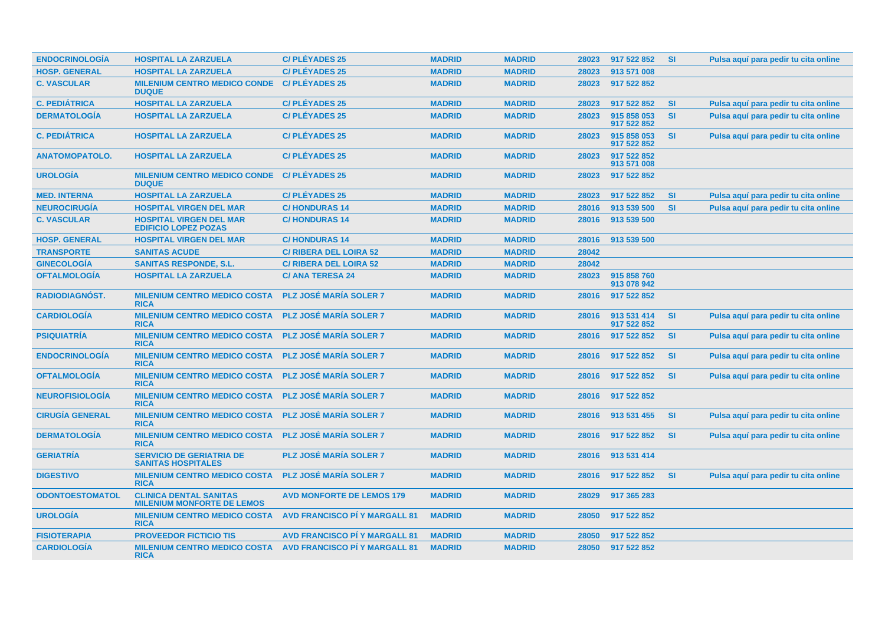| | | | | | | | | |
|---|---|---|---|---|---|---|---|---|
| ENDOCRINOLOGÍA | HOSPITAL LA ZARZUELA | C/ PLÉYADES 25 | MADRID | MADRID | 28023 | 917 522 852 | SI | Pulsa aquí para pedir tu cita online |
| HOSP. GENERAL | HOSPITAL LA ZARZUELA | C/ PLÉYADES 25 | MADRID | MADRID | 28023 | 913 571 008 | | |
| C. VASCULAR | MILENIUM CENTRO MEDICO CONDE DUQUE | C/ PLÉYADES 25 | MADRID | MADRID | 28023 | 917 522 852 | | |
| C. PEDIÁTRICA | HOSPITAL LA ZARZUELA | C/ PLÉYADES 25 | MADRID | MADRID | 28023 | 917 522 852 | SI | Pulsa aquí para pedir tu cita online |
| DERMATOLOGÍA | HOSPITAL LA ZARZUELA | C/ PLÉYADES 25 | MADRID | MADRID | 28023 | 915 858 053 917 522 852 | SI | Pulsa aquí para pedir tu cita online |
| C. PEDIÁTRICA | HOSPITAL LA ZARZUELA | C/ PLÉYADES 25 | MADRID | MADRID | 28023 | 915 858 053 917 522 852 | SI | Pulsa aquí para pedir tu cita online |
| ANATOMOPATOLO. | HOSPITAL LA ZARZUELA | C/ PLÉYADES 25 | MADRID | MADRID | 28023 | 917 522 852 913 571 008 | | |
| UROLOGÍA | MILENIUM CENTRO MEDICO CONDE DUQUE | C/ PLÉYADES 25 | MADRID | MADRID | 28023 | 917 522 852 | | |
| MED. INTERNA | HOSPITAL LA ZARZUELA | C/ PLÉYADES 25 | MADRID | MADRID | 28023 | 917 522 852 | SI | Pulsa aquí para pedir tu cita online |
| NEUROCIRUGÍA | HOSPITAL VIRGEN DEL MAR | C/ HONDURAS 14 | MADRID | MADRID | 28016 | 913 539 500 | SI | Pulsa aquí para pedir tu cita online |
| C. VASCULAR | HOSPITAL VIRGEN DEL MAR EDIFICIO LOPEZ POZAS | C/ HONDURAS 14 | MADRID | MADRID | 28016 | 913 539 500 | | |
| HOSP. GENERAL | HOSPITAL VIRGEN DEL MAR | C/ HONDURAS 14 | MADRID | MADRID | 28016 | 913 539 500 | | |
| TRANSPORTE | SANITAS ACUDE | C/ RIBERA DEL LOIRA 52 | MADRID | MADRID | 28042 | | | |
| GINECOLOGÍA | SANITAS RESPONDE, S.L. | C/ RIBERA DEL LOIRA 52 | MADRID | MADRID | 28042 | | | |
| OFTALMOLOGÍA | HOSPITAL LA ZARZUELA | C/ ANA TERESA 24 | MADRID | MADRID | 28023 | 915 858 760 913 078 942 | | |
| RADIODIAGNÓST. | MILENIUM CENTRO MEDICO COSTA RICA | PLZ JOSÉ MARÍA SOLER 7 | MADRID | MADRID | 28016 | 917 522 852 | | |
| CARDIOLOGÍA | MILENIUM CENTRO MEDICO COSTA RICA | PLZ JOSÉ MARÍA SOLER 7 | MADRID | MADRID | 28016 | 913 531 414 917 522 852 | SI | Pulsa aquí para pedir tu cita online |
| PSIQUIATRÍA | MILENIUM CENTRO MEDICO COSTA RICA | PLZ JOSÉ MARÍA SOLER 7 | MADRID | MADRID | 28016 | 917 522 852 | SI | Pulsa aquí para pedir tu cita online |
| ENDOCRINOLOGÍA | MILENIUM CENTRO MEDICO COSTA RICA | PLZ JOSÉ MARÍA SOLER 7 | MADRID | MADRID | 28016 | 917 522 852 | SI | Pulsa aquí para pedir tu cita online |
| OFTALMOLOGÍA | MILENIUM CENTRO MEDICO COSTA RICA | PLZ JOSÉ MARÍA SOLER 7 | MADRID | MADRID | 28016 | 917 522 852 | SI | Pulsa aquí para pedir tu cita online |
| NEUROFISIOLOGÍA | MILENIUM CENTRO MEDICO COSTA RICA | PLZ JOSÉ MARÍA SOLER 7 | MADRID | MADRID | 28016 | 917 522 852 | | |
| CIRUGÍA GENERAL | MILENIUM CENTRO MEDICO COSTA RICA | PLZ JOSÉ MARÍA SOLER 7 | MADRID | MADRID | 28016 | 913 531 455 | SI | Pulsa aquí para pedir tu cita online |
| DERMATOLOGÍA | MILENIUM CENTRO MEDICO COSTA RICA | PLZ JOSÉ MARÍA SOLER 7 | MADRID | MADRID | 28016 | 917 522 852 | SI | Pulsa aquí para pedir tu cita online |
| GERIATRÍA | SERVICIO DE GERIATRIA DE SANITAS HOSPITALES | PLZ JOSÉ MARÍA SOLER 7 | MADRID | MADRID | 28016 | 913 531 414 | | |
| DIGESTIVO | MILENIUM CENTRO MEDICO COSTA RICA | PLZ JOSÉ MARÍA SOLER 7 | MADRID | MADRID | 28016 | 917 522 852 | SI | Pulsa aquí para pedir tu cita online |
| ODONTOESTOMATOL | CLINICA DENTAL SANITAS MILENIUM MONFORTE DE LEMOS | AVD MONFORTE DE LEMOS 179 | MADRID | MADRID | 28029 | 917 365 283 | | |
| UROLOGÍA | MILENIUM CENTRO MEDICO COSTA RICA | AVD FRANCISCO PÍ Y MARGALL 81 | MADRID | MADRID | 28050 | 917 522 852 | | |
| FISIOTERAPIA | PROVEEDOR FICTICIO TIS | AVD FRANCISCO PÍ Y MARGALL 81 | MADRID | MADRID | 28050 | 917 522 852 | | |
| CARDIOLOGÍA | MILENIUM CENTRO MEDICO COSTA RICA | AVD FRANCISCO PÍ Y MARGALL 81 | MADRID | MADRID | 28050 | 917 522 852 | | |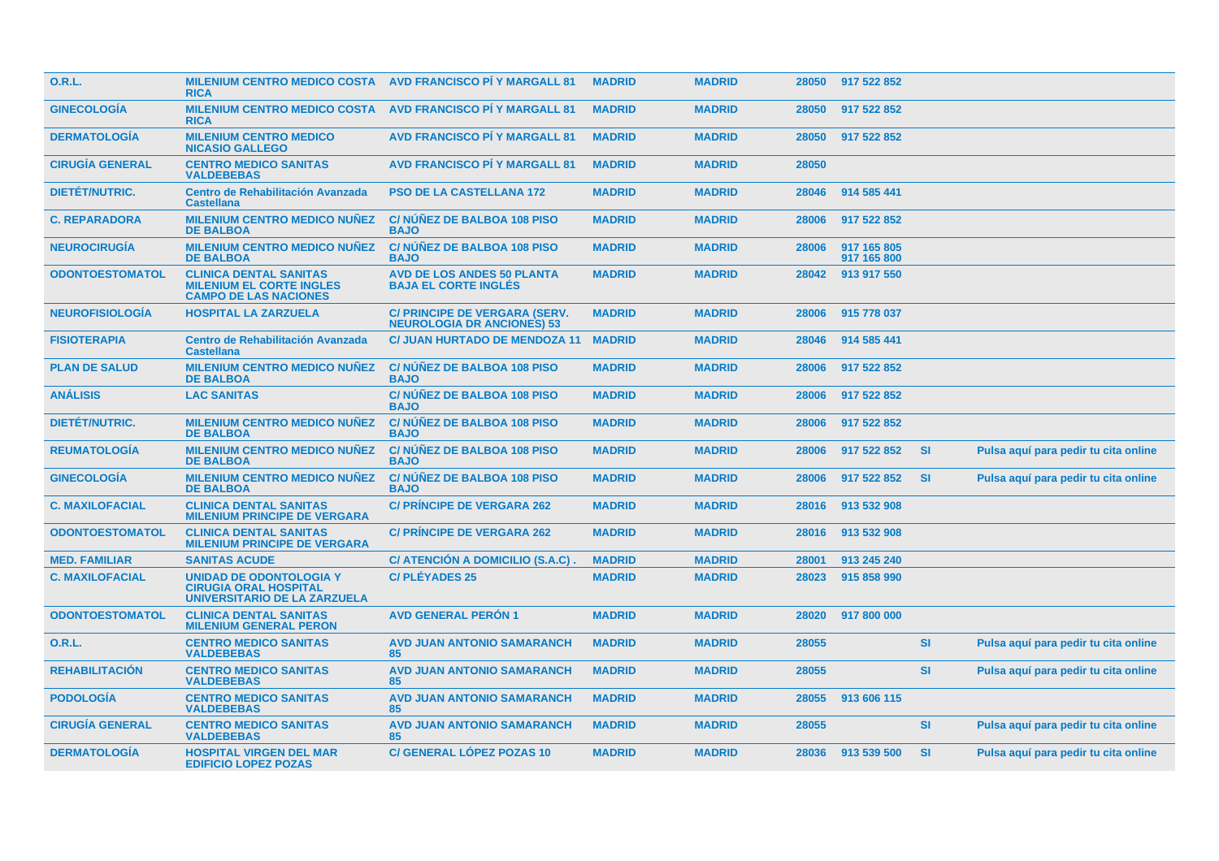| | | | | | | | | |
|---|---|---|---|---|---|---|---|---|
| O.R.L. | MILENIUM CENTRO MEDICO COSTA RICA | AVD FRANCISCO PÍ Y MARGALL 81 | MADRID | MADRID | 28050 | 917 522 852 | | |
| GINECOLOGÍA | MILENIUM CENTRO MEDICO COSTA RICA | AVD FRANCISCO PÍ Y MARGALL 81 | MADRID | MADRID | 28050 | 917 522 852 | | |
| DERMATOLOGÍA | MILENIUM CENTRO MEDICO NICASIO GALLEGO | AVD FRANCISCO PÍ Y MARGALL 81 | MADRID | MADRID | 28050 | 917 522 852 | | |
| CIRUGÍA GENERAL | CENTRO MEDICO SANITAS VALDEBEBAS | AVD FRANCISCO PÍ Y MARGALL 81 | MADRID | MADRID | 28050 | | | |
| DIETÉT/NUTRIC. | Centro de Rehabilitación Avanzada Castellana | PSO DE LA CASTELLANA 172 | MADRID | MADRID | 28046 | 914 585 441 | | |
| C. REPARADORA | MILENIUM CENTRO MEDICO NUÑEZ DE BALBOA | C/ NÚÑEZ DE BALBOA 108 PISO BAJO | MADRID | MADRID | 28006 | 917 522 852 | | |
| NEUROCIRUGÍA | MILENIUM CENTRO MEDICO NUÑEZ DE BALBOA | C/ NÚÑEZ DE BALBOA 108 PISO BAJO | MADRID | MADRID | 28006 | 917 165 805 917 165 800 | | |
| ODONTOESTOMATOL | CLINICA DENTAL SANITAS MILENIUM EL CORTE INGLES CAMPO DE LAS NACIONES | AVD DE LOS ANDES 50 PLANTA BAJA EL CORTE INGLÉS | MADRID | MADRID | 28042 | 913 917 550 | | |
| NEUROFISIOLOGÍA | HOSPITAL LA ZARZUELA | C/ PRINCIPE DE VERGARA (SERV. NEUROLOGIA DR ANCIONES) 53 | MADRID | MADRID | 28006 | 915 778 037 | | |
| FISIOTERAPIA | Centro de Rehabilitación Avanzada Castellana | C/ JUAN HURTADO DE MENDOZA 11 | MADRID | MADRID | 28046 | 914 585 441 | | |
| PLAN DE SALUD | MILENIUM CENTRO MEDICO NUÑEZ DE BALBOA | C/ NÚÑEZ DE BALBOA 108 PISO BAJO | MADRID | MADRID | 28006 | 917 522 852 | | |
| ANÁLISIS | LAC SANITAS | C/ NÚÑEZ DE BALBOA 108 PISO BAJO | MADRID | MADRID | 28006 | 917 522 852 | | |
| DIETÉT/NUTRIC. | MILENIUM CENTRO MEDICO NUÑEZ DE BALBOA | C/ NÚÑEZ DE BALBOA 108 PISO BAJO | MADRID | MADRID | 28006 | 917 522 852 | | |
| REUMATOLOGÍA | MILENIUM CENTRO MEDICO NUÑEZ DE BALBOA | C/ NÚÑEZ DE BALBOA 108 PISO BAJO | MADRID | MADRID | 28006 | 917 522 852 | SI | Pulsa aquí para pedir tu cita online |
| GINECOLOGÍA | MILENIUM CENTRO MEDICO NUÑEZ DE BALBOA | C/ NÚÑEZ DE BALBOA 108 PISO BAJO | MADRID | MADRID | 28006 | 917 522 852 | SI | Pulsa aquí para pedir tu cita online |
| C. MAXILOFACIAL | CLINICA DENTAL SANITAS MILENIUM PRINCIPE DE VERGARA | C/ PRÍNCIPE DE VERGARA 262 | MADRID | MADRID | 28016 | 913 532 908 | | |
| ODONTOESTOMATOL | CLINICA DENTAL SANITAS MILENIUM PRINCIPE DE VERGARA | C/ PRÍNCIPE DE VERGARA 262 | MADRID | MADRID | 28016 | 913 532 908 | | |
| MED. FAMILIAR | SANITAS ACUDE | C/ ATENCIÓN A DOMICILIO (S.A.C) . | MADRID | MADRID | 28001 | 913 245 240 | | |
| C. MAXILOFACIAL | UNIDAD DE ODONTOLOGIA Y CIRUGIA ORAL HOSPITAL UNIVERSITARIO DE LA ZARZUELA | C/ PLÉYADES 25 | MADRID | MADRID | 28023 | 915 858 990 | | |
| ODONTOESTOMATOL | CLINICA DENTAL SANITAS MILENIUM GENERAL PERON | AVD GENERAL PERÓN 1 | MADRID | MADRID | 28020 | 917 800 000 | | |
| O.R.L. | CENTRO MEDICO SANITAS VALDEBEBAS | AVD JUAN ANTONIO SAMARANCH 85 | MADRID | MADRID | 28055 | | SI | Pulsa aquí para pedir tu cita online |
| REHABILITACIÓN | CENTRO MEDICO SANITAS VALDEBEBAS | AVD JUAN ANTONIO SAMARANCH 85 | MADRID | MADRID | 28055 | | SI | Pulsa aquí para pedir tu cita online |
| PODOLOGÍA | CENTRO MEDICO SANITAS VALDEBEBAS | AVD JUAN ANTONIO SAMARANCH 85 | MADRID | MADRID | 28055 | 913 606 115 | | |
| CIRUGÍA GENERAL | CENTRO MEDICO SANITAS VALDEBEBAS | AVD JUAN ANTONIO SAMARANCH 85 | MADRID | MADRID | 28055 | | SI | Pulsa aquí para pedir tu cita online |
| DERMATOLOGÍA | HOSPITAL VIRGEN DEL MAR EDIFICIO LOPEZ POZAS | C/ GENERAL LÓPEZ POZAS 10 | MADRID | MADRID | 28036 | 913 539 500 | SI | Pulsa aquí para pedir tu cita online |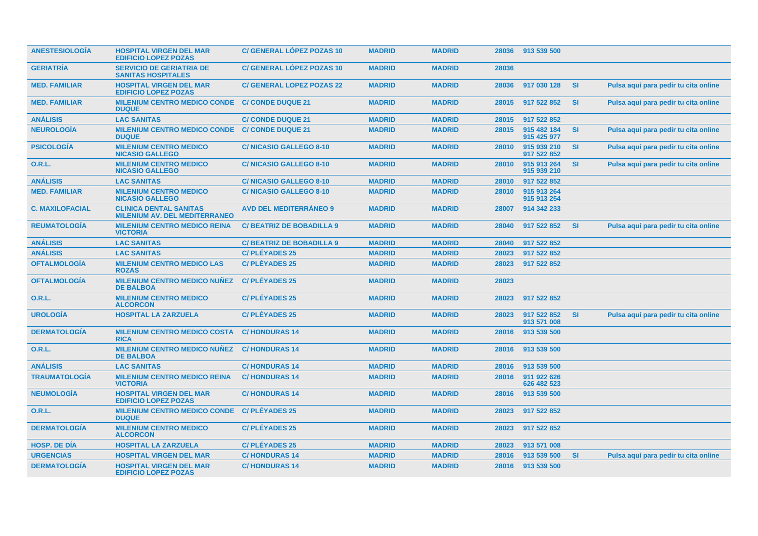| | | | | | | | | |
|---|---|---|---|---|---|---|---|---|
| **ANESTESIOLOGÍA** | **HOSPITAL VIRGEN DEL MAR EDIFICIO LOPEZ POZAS** | **C/ GENERAL LÓPEZ POZAS 10** | **MADRID** | **MADRID** | **28036** | **913 539 500** | | |
| **GERIATRÍA** | **SERVICIO DE GERIATRIA DE SANITAS HOSPITALES** | **C/ GENERAL LÓPEZ POZAS 10** | **MADRID** | **MADRID** | **28036** | | | |
| **MED. FAMILIAR** | **HOSPITAL VIRGEN DEL MAR EDIFICIO LOPEZ POZAS** | **C/ GENERAL LOPEZ POZAS 22** | **MADRID** | **MADRID** | **28036** | **917 030 128** | **SI** | **Pulsa aquí para pedir tu cita online** |
| **MED. FAMILIAR** | **MILENIUM CENTRO MEDICO CONDE DUQUE** | **C/ CONDE DUQUE 21** | **MADRID** | **MADRID** | **28015** | **917 522 852** | **SI** | **Pulsa aquí para pedir tu cita online** |
| **ANÁLISIS** | **LAC SANITAS** | **C/ CONDE DUQUE 21** | **MADRID** | **MADRID** | **28015** | **917 522 852** | | |
| **NEUROLOGÍA** | **MILENIUM CENTRO MEDICO CONDE DUQUE** | **C/ CONDE DUQUE 21** | **MADRID** | **MADRID** | **28015** | **915 482 184 915 425 977** | **SI** | **Pulsa aquí para pedir tu cita online** |
| **PSICOLOGÍA** | **MILENIUM CENTRO MEDICO NICASIO GALLEGO** | **C/ NICASIO GALLEGO 8-10** | **MADRID** | **MADRID** | **28010** | **915 939 210 917 522 852** | **SI** | **Pulsa aquí para pedir tu cita online** |
| **O.R.L.** | **MILENIUM CENTRO MEDICO NICASIO GALLEGO** | **C/ NICASIO GALLEGO 8-10** | **MADRID** | **MADRID** | **28010** | **915 913 264 915 939 210** | **SI** | **Pulsa aquí para pedir tu cita online** |
| **ANÁLISIS** | **LAC SANITAS** | **C/ NICASIO GALLEGO 8-10** | **MADRID** | **MADRID** | **28010** | **917 522 852** | | |
| **MED. FAMILIAR** | **MILENIUM CENTRO MEDICO NICASIO GALLEGO** | **C/ NICASIO GALLEGO 8-10** | **MADRID** | **MADRID** | **28010** | **915 913 264 915 913 254** | | |
| **C. MAXILOFACIAL** | **CLINICA DENTAL SANITAS MILENIUM AV. DEL MEDITERRANEO** | **AVD DEL MEDITERRÁNEO 9** | **MADRID** | **MADRID** | **28007** | **914 342 233** | | |
| **REUMATOLOGÍA** | **MILENIUM CENTRO MEDICO REINA VICTORIA** | **C/ BEATRIZ DE BOBADILLA 9** | **MADRID** | **MADRID** | **28040** | **917 522 852** | **SI** | **Pulsa aquí para pedir tu cita online** |
| **ANÁLISIS** | **LAC SANITAS** | **C/ BEATRIZ DE BOBADILLA 9** | **MADRID** | **MADRID** | **28040** | **917 522 852** | | |
| **ANÁLISIS** | **LAC SANITAS** | **C/ PLÉYADES 25** | **MADRID** | **MADRID** | **28023** | **917 522 852** | | |
| **OFTALMOLOGÍA** | **MILENIUM CENTRO MEDICO LAS ROZAS** | **C/ PLÉYADES 25** | **MADRID** | **MADRID** | **28023** | **917 522 852** | | |
| **OFTALMOLOGÍA** | **MILENIUM CENTRO MEDICO NUÑEZ DE BALBOA** | **C/ PLÉYADES 25** | **MADRID** | **MADRID** | **28023** | | | |
| **O.R.L.** | **MILENIUM CENTRO MEDICO ALCORCON** | **C/ PLÉYADES 25** | **MADRID** | **MADRID** | **28023** | **917 522 852** | | |
| **UROLOGÍA** | **HOSPITAL LA ZARZUELA** | **C/ PLÉYADES 25** | **MADRID** | **MADRID** | **28023** | **917 522 852 913 571 008** | **SI** | **Pulsa aquí para pedir tu cita online** |
| **DERMATOLOGÍA** | **MILENIUM CENTRO MEDICO COSTA RICA** | **C/ HONDURAS 14** | **MADRID** | **MADRID** | **28016** | **913 539 500** | | |
| **O.R.L.** | **MILENIUM CENTRO MEDICO NUÑEZ DE BALBOA** | **C/ HONDURAS 14** | **MADRID** | **MADRID** | **28016** | **913 539 500** | | |
| **ANÁLISIS** | **LAC SANITAS** | **C/ HONDURAS 14** | **MADRID** | **MADRID** | **28016** | **913 539 500** | | |
| **TRAUMATOLOGÍA** | **MILENIUM CENTRO MEDICO REINA VICTORIA** | **C/ HONDURAS 14** | **MADRID** | **MADRID** | **28016** | **911 922 626 626 482 523** | | |
| **NEUMOLOGÍA** | **HOSPITAL VIRGEN DEL MAR EDIFICIO LOPEZ POZAS** | **C/ HONDURAS 14** | **MADRID** | **MADRID** | **28016** | **913 539 500** | | |
| **O.R.L.** | **MILENIUM CENTRO MEDICO CONDE DUQUE** | **C/ PLÉYADES 25** | **MADRID** | **MADRID** | **28023** | **917 522 852** | | |
| **DERMATOLOGÍA** | **MILENIUM CENTRO MEDICO ALCORCON** | **C/ PLÉYADES 25** | **MADRID** | **MADRID** | **28023** | **917 522 852** | | |
| **HOSP. DE DÍA** | **HOSPITAL LA ZARZUELA** | **C/ PLÉYADES 25** | **MADRID** | **MADRID** | **28023** | **913 571 008** | | |
| **URGENCIAS** | **HOSPITAL VIRGEN DEL MAR** | **C/ HONDURAS 14** | **MADRID** | **MADRID** | **28016** | **913 539 500** | **SI** | **Pulsa aquí para pedir tu cita online** |
| **DERMATOLOGÍA** | **HOSPITAL VIRGEN DEL MAR EDIFICIO LOPEZ POZAS** | **C/ HONDURAS 14** | **MADRID** | **MADRID** | **28016** | **913 539 500** | | |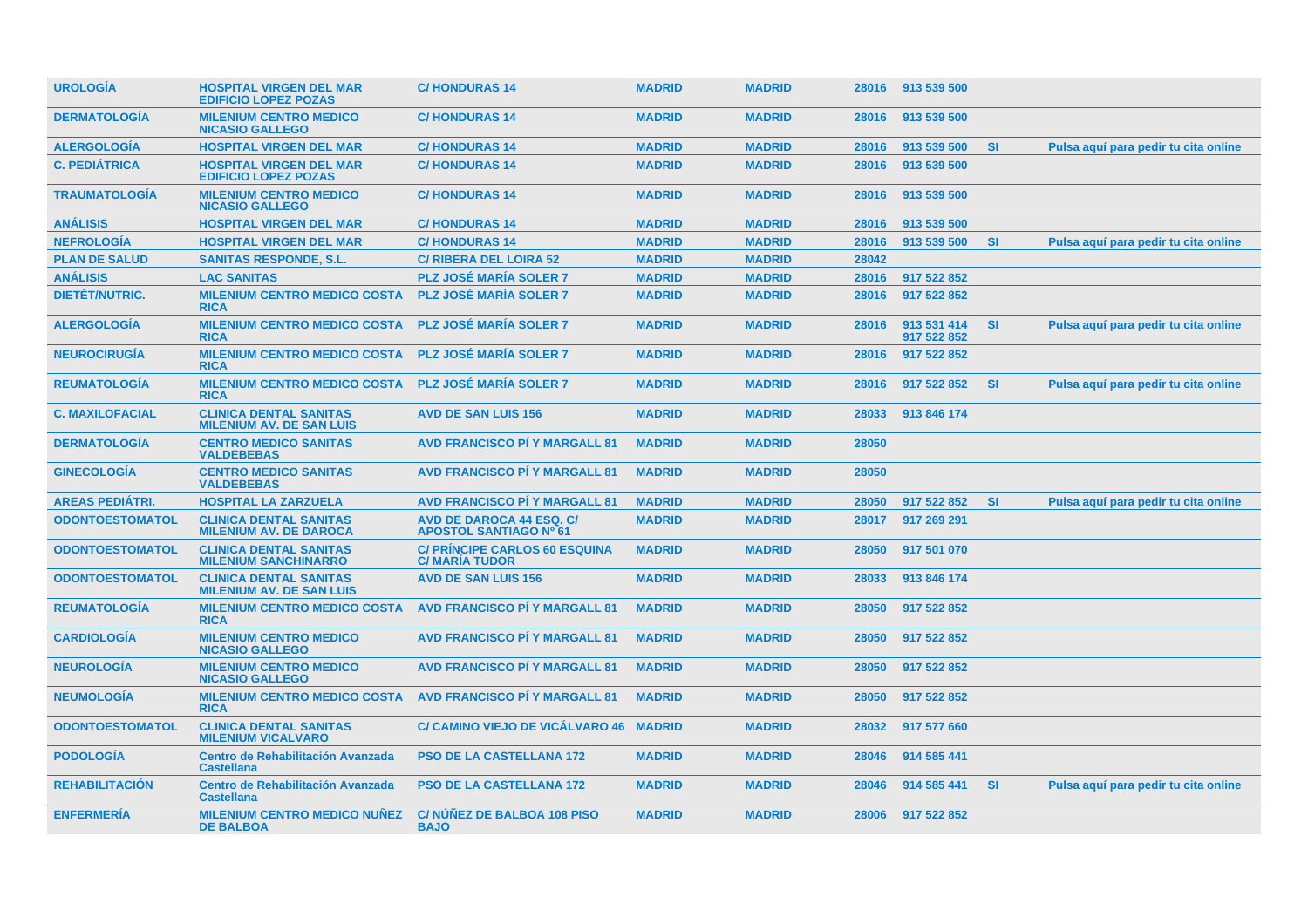| | | | | | | | | |
|---|---|---|---|---|---|---|---|---|
| **UROLOGÍA** | **HOSPITAL VIRGEN DEL MAR EDIFICIO LOPEZ POZAS** | **C/ HONDURAS 14** | **MADRID** | **MADRID** | **28016** | **913 539 500** | | |
| **DERMATOLOGÍA** | **MILENIUM CENTRO MEDICO NICASIO GALLEGO** | **C/ HONDURAS 14** | **MADRID** | **MADRID** | **28016** | **913 539 500** | | |
| **ALERGOLOGÍA** | **HOSPITAL VIRGEN DEL MAR** | **C/ HONDURAS 14** | **MADRID** | **MADRID** | **28016** | **913 539 500** | **SI** | **Pulsa aquí para pedir tu cita online** |
| **C. PEDIÁTRICA** | **HOSPITAL VIRGEN DEL MAR EDIFICIO LOPEZ POZAS** | **C/ HONDURAS 14** | **MADRID** | **MADRID** | **28016** | **913 539 500** | | |
| **TRAUMATOLOGÍA** | **MILENIUM CENTRO MEDICO NICASIO GALLEGO** | **C/ HONDURAS 14** | **MADRID** | **MADRID** | **28016** | **913 539 500** | | |
| **ANÁLISIS** | **HOSPITAL VIRGEN DEL MAR** | **C/ HONDURAS 14** | **MADRID** | **MADRID** | **28016** | **913 539 500** | | |
| **NEFROLOGÍA** | **HOSPITAL VIRGEN DEL MAR** | **C/ HONDURAS 14** | **MADRID** | **MADRID** | **28016** | **913 539 500** | **SI** | **Pulsa aquí para pedir tu cita online** |
| **PLAN DE SALUD** | **SANITAS RESPONDE, S.L.** | **C/ RIBERA DEL LOIRA 52** | **MADRID** | **MADRID** | **28042** | | | |
| **ANÁLISIS** | **LAC SANITAS** | **PLZ JOSÉ MARÍA SOLER 7** | **MADRID** | **MADRID** | **28016** | **917 522 852** | | |
| **DIETÉT/NUTRIC.** | **MILENIUM CENTRO MEDICO COSTA RICA** | **PLZ JOSÉ MARÍA SOLER 7** | **MADRID** | **MADRID** | **28016** | **917 522 852** | | |
| **ALERGOLOGÍA** | **MILENIUM CENTRO MEDICO COSTA RICA** | **PLZ JOSÉ MARÍA SOLER 7** | **MADRID** | **MADRID** | **28016** | **913 531 414 917 522 852** | **SI** | **Pulsa aquí para pedir tu cita online** |
| **NEUROCIRUGÍA** | **MILENIUM CENTRO MEDICO COSTA RICA** | **PLZ JOSÉ MARÍA SOLER 7** | **MADRID** | **MADRID** | **28016** | **917 522 852** | | |
| **REUMATOLOGÍA** | **MILENIUM CENTRO MEDICO COSTA RICA** | **PLZ JOSÉ MARÍA SOLER 7** | **MADRID** | **MADRID** | **28016** | **917 522 852** | **SI** | **Pulsa aquí para pedir tu cita online** |
| **C. MAXILOFACIAL** | **CLINICA DENTAL SANITAS MILENIUM AV. DE SAN LUIS** | **AVD DE SAN LUIS 156** | **MADRID** | **MADRID** | **28033** | **913 846 174** | | |
| **DERMATOLOGÍA** | **CENTRO MEDICO SANITAS VALDEBEBAS** | **AVD FRANCISCO PÍ Y MARGALL 81** | **MADRID** | **MADRID** | **28050** | | | |
| **GINECOLOGÍA** | **CENTRO MEDICO SANITAS VALDEBEBAS** | **AVD FRANCISCO PÍ Y MARGALL 81** | **MADRID** | **MADRID** | **28050** | | | |
| **AREAS PEDIÁTRI.** | **HOSPITAL LA ZARZUELA** | **AVD FRANCISCO PÍ Y MARGALL 81** | **MADRID** | **MADRID** | **28050** | **917 522 852** | **SI** | **Pulsa aquí para pedir tu cita online** |
| **ODONTOESTOMATOL** | **CLINICA DENTAL SANITAS MILENIUM AV. DE DAROCA** | **AVD DE DAROCA 44 ESQ. C/ APOSTOL SANTIAGO Nº 61** | **MADRID** | **MADRID** | **28017** | **917 269 291** | | |
| **ODONTOESTOMATOL** | **CLINICA DENTAL SANITAS MILENIUM SANCHINARRO** | **C/ PRÍNCIPE CARLOS 60 ESQUINA C/ MARÍA TUDOR** | **MADRID** | **MADRID** | **28050** | **917 501 070** | | |
| **ODONTOESTOMATOL** | **CLINICA DENTAL SANITAS MILENIUM AV. DE SAN LUIS** | **AVD DE SAN LUIS 156** | **MADRID** | **MADRID** | **28033** | **913 846 174** | | |
| **REUMATOLOGÍA** | **MILENIUM CENTRO MEDICO COSTA RICA** | **AVD FRANCISCO PÍ Y MARGALL 81** | **MADRID** | **MADRID** | **28050** | **917 522 852** | | |
| **CARDIOLOGÍA** | **MILENIUM CENTRO MEDICO NICASIO GALLEGO** | **AVD FRANCISCO PÍ Y MARGALL 81** | **MADRID** | **MADRID** | **28050** | **917 522 852** | | |
| **NEUROLOGÍA** | **MILENIUM CENTRO MEDICO NICASIO GALLEGO** | **AVD FRANCISCO PÍ Y MARGALL 81** | **MADRID** | **MADRID** | **28050** | **917 522 852** | | |
| **NEUMOLOGÍA** | **MILENIUM CENTRO MEDICO COSTA RICA** | **AVD FRANCISCO PÍ Y MARGALL 81** | **MADRID** | **MADRID** | **28050** | **917 522 852** | | |
| **ODONTOESTOMATOL** | **CLINICA DENTAL SANITAS MILENIUM VICALVARO** | **C/ CAMINO VIEJO DE VICÁLVARO 46** | **MADRID** | **MADRID** | **28032** | **917 577 660** | | |
| **PODOLOGÍA** | **Centro de Rehabilitación Avanzada Castellana** | **PSO DE LA CASTELLANA 172** | **MADRID** | **MADRID** | **28046** | **914 585 441** | | |
| **REHABILITACIÓN** | **Centro de Rehabilitación Avanzada Castellana** | **PSO DE LA CASTELLANA 172** | **MADRID** | **MADRID** | **28046** | **914 585 441** | **SI** | **Pulsa aquí para pedir tu cita online** |
| **ENFERMERÍA** | **MILENIUM CENTRO MEDICO NUÑEZ DE BALBOA** | **C/ NÚÑEZ DE BALBOA 108 PISO BAJO** | **MADRID** | **MADRID** | **28006** | **917 522 852** | | |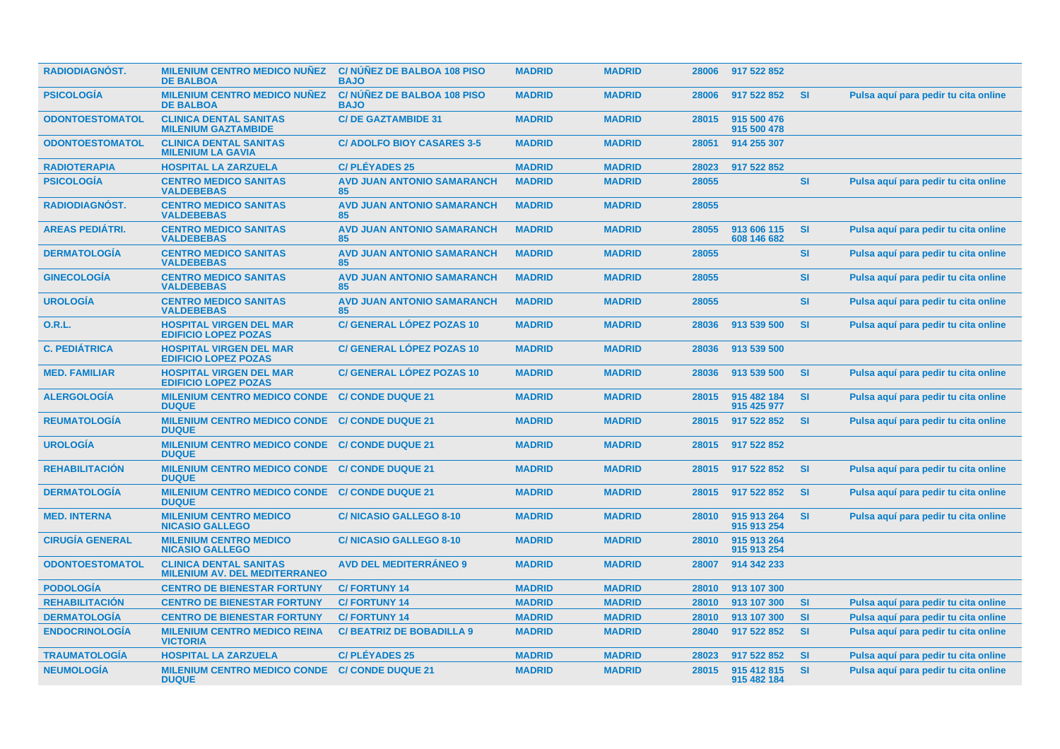| | | | | | | | | |
|---|---|---|---|---|---|---|---|---|
| RADIODIAGNÓST. | MILENIUM CENTRO MEDICO NUÑEZ DE BALBOA | C/ NÚÑEZ DE BALBOA 108 PISO BAJO | MADRID | MADRID | 28006 | 917 522 852 | | |
| PSICOLOGÍA | MILENIUM CENTRO MEDICO NUÑEZ DE BALBOA | C/ NÚÑEZ DE BALBOA 108 PISO BAJO | MADRID | MADRID | 28006 | 917 522 852 | SI | Pulsa aquí para pedir tu cita online |
| ODONTOESTOMATOL | CLINICA DENTAL SANITAS MILENIUM GAZTAMBIDE | C/ DE GAZTAMBIDE 31 | MADRID | MADRID | 28015 | 915 500 476 915 500 478 | | |
| ODONTOESTOMATOL | CLINICA DENTAL SANITAS MILENIUM LA GAVIA | C/ ADOLFO BIOY CASARES 3-5 | MADRID | MADRID | 28051 | 914 255 307 | | |
| RADIOTERAPIA | HOSPITAL LA ZARZUELA | C/ PLÉYADES 25 | MADRID | MADRID | 28023 | 917 522 852 | | |
| PSICOLOGÍA | CENTRO MEDICO SANITAS VALDEBEBAS | AVD JUAN ANTONIO SAMARANCH 85 | MADRID | MADRID | 28055 | | SI | Pulsa aquí para pedir tu cita online |
| RADIODIAGNÓST. | CENTRO MEDICO SANITAS VALDEBEBAS | AVD JUAN ANTONIO SAMARANCH 85 | MADRID | MADRID | 28055 | | | |
| AREAS PEDIÁTRI. | CENTRO MEDICO SANITAS VALDEBEBAS | AVD JUAN ANTONIO SAMARANCH 85 | MADRID | MADRID | 28055 | 913 606 115 608 146 682 | SI | Pulsa aquí para pedir tu cita online |
| DERMATOLOGÍA | CENTRO MEDICO SANITAS VALDEBEBAS | AVD JUAN ANTONIO SAMARANCH 85 | MADRID | MADRID | 28055 | | SI | Pulsa aquí para pedir tu cita online |
| GINECOLOGÍA | CENTRO MEDICO SANITAS VALDEBEBAS | AVD JUAN ANTONIO SAMARANCH 85 | MADRID | MADRID | 28055 | | SI | Pulsa aquí para pedir tu cita online |
| UROLOGÍA | CENTRO MEDICO SANITAS VALDEBEBAS | AVD JUAN ANTONIO SAMARANCH 85 | MADRID | MADRID | 28055 | | SI | Pulsa aquí para pedir tu cita online |
| O.R.L. | HOSPITAL VIRGEN DEL MAR EDIFICIO LOPEZ POZAS | C/ GENERAL LÓPEZ POZAS 10 | MADRID | MADRID | 28036 | 913 539 500 | SI | Pulsa aquí para pedir tu cita online |
| C. PEDIÁTRICA | HOSPITAL VIRGEN DEL MAR EDIFICIO LOPEZ POZAS | C/ GENERAL LÓPEZ POZAS 10 | MADRID | MADRID | 28036 | 913 539 500 | | |
| MED. FAMILIAR | HOSPITAL VIRGEN DEL MAR EDIFICIO LOPEZ POZAS | C/ GENERAL LÓPEZ POZAS 10 | MADRID | MADRID | 28036 | 913 539 500 | SI | Pulsa aquí para pedir tu cita online |
| ALERGOLOGÍA | MILENIUM CENTRO MEDICO CONDE DUQUE | C/ CONDE DUQUE 21 | MADRID | MADRID | 28015 | 915 482 184 915 425 977 | SI | Pulsa aquí para pedir tu cita online |
| REUMATOLOGÍA | MILENIUM CENTRO MEDICO CONDE DUQUE | C/ CONDE DUQUE 21 | MADRID | MADRID | 28015 | 917 522 852 | SI | Pulsa aquí para pedir tu cita online |
| UROLOGÍA | MILENIUM CENTRO MEDICO CONDE DUQUE | C/ CONDE DUQUE 21 | MADRID | MADRID | 28015 | 917 522 852 | | |
| REHABILITACIÓN | MILENIUM CENTRO MEDICO CONDE DUQUE | C/ CONDE DUQUE 21 | MADRID | MADRID | 28015 | 917 522 852 | SI | Pulsa aquí para pedir tu cita online |
| DERMATOLOGÍA | MILENIUM CENTRO MEDICO CONDE DUQUE | C/ CONDE DUQUE 21 | MADRID | MADRID | 28015 | 917 522 852 | SI | Pulsa aquí para pedir tu cita online |
| MED. INTERNA | MILENIUM CENTRO MEDICO NICASIO GALLEGO | C/ NICASIO GALLEGO 8-10 | MADRID | MADRID | 28010 | 915 913 264 915 913 254 | SI | Pulsa aquí para pedir tu cita online |
| CIRUGÍA GENERAL | MILENIUM CENTRO MEDICO NICASIO GALLEGO | C/ NICASIO GALLEGO 8-10 | MADRID | MADRID | 28010 | 915 913 264 915 913 254 | | |
| ODONTOESTOMATOL | CLINICA DENTAL SANITAS MILENIUM AV. DEL MEDITERRANEO | AVD DEL MEDITERRÁNEO 9 | MADRID | MADRID | 28007 | 914 342 233 | | |
| PODOLOGÍA | CENTRO DE BIENESTAR FORTUNY | C/ FORTUNY 14 | MADRID | MADRID | 28010 | 913 107 300 | | |
| REHABILITACIÓN | CENTRO DE BIENESTAR FORTUNY | C/ FORTUNY 14 | MADRID | MADRID | 28010 | 913 107 300 | SI | Pulsa aquí para pedir tu cita online |
| DERMATOLOGÍA | CENTRO DE BIENESTAR FORTUNY | C/ FORTUNY 14 | MADRID | MADRID | 28010 | 913 107 300 | SI | Pulsa aquí para pedir tu cita online |
| ENDOCRINOLOGÍA | MILENIUM CENTRO MEDICO REINA VICTORIA | C/ BEATRIZ DE BOBADILLA 9 | MADRID | MADRID | 28040 | 917 522 852 | SI | Pulsa aquí para pedir tu cita online |
| TRAUMATOLOGÍA | HOSPITAL LA ZARZUELA | C/ PLÉYADES 25 | MADRID | MADRID | 28023 | 917 522 852 | SI | Pulsa aquí para pedir tu cita online |
| NEUMOLOGÍA | MILENIUM CENTRO MEDICO CONDE DUQUE | C/ CONDE DUQUE 21 | MADRID | MADRID | 28015 | 915 412 815 915 482 184 | SI | Pulsa aquí para pedir tu cita online |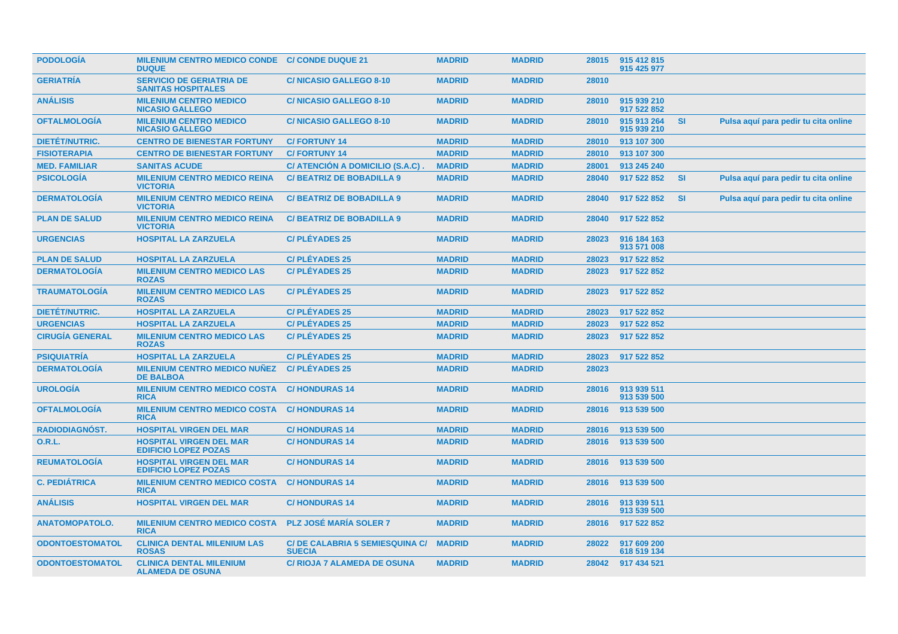| | | | | | | | | |
|---|---|---|---|---|---|---|---|---|
| PODOLOGÍA | MILENIUM CENTRO MEDICO CONDE DUQUE | C/ CONDE DUQUE 21 | MADRID | MADRID | 28015 | 915 412 815<br>915 425 977 | | |
| GERIATRÍA | SERVICIO DE GERIATRIA DE SANITAS HOSPITALES | C/ NICASIO GALLEGO 8-10 | MADRID | MADRID | 28010 | | | |
| ANÁLISIS | MILENIUM CENTRO MEDICO NICASIO GALLEGO | C/ NICASIO GALLEGO 8-10 | MADRID | MADRID | 28010 | 915 939 210<br>917 522 852 | | |
| OFTALMOLOGÍA | MILENIUM CENTRO MEDICO NICASIO GALLEGO | C/ NICASIO GALLEGO 8-10 | MADRID | MADRID | 28010 | 915 913 264<br>915 939 210 | SI | Pulsa aquí para pedir tu cita online |
| DIETÉT/NUTRIC. | CENTRO DE BIENESTAR FORTUNY | C/ FORTUNY 14 | MADRID | MADRID | 28010 | 913 107 300 | | |
| FISIOTERAPIA | CENTRO DE BIENESTAR FORTUNY | C/ FORTUNY 14 | MADRID | MADRID | 28010 | 913 107 300 | | |
| MED. FAMILIAR | SANITAS ACUDE | C/ ATENCIÓN A DOMICILIO (S.A.C) . | MADRID | MADRID | 28001 | 913 245 240 | | |
| PSICOLOGÍA | MILENIUM CENTRO MEDICO REINA VICTORIA | C/ BEATRIZ DE BOBADILLA 9 | MADRID | MADRID | 28040 | 917 522 852 | SI | Pulsa aquí para pedir tu cita online |
| DERMATOLOGÍA | MILENIUM CENTRO MEDICO REINA VICTORIA | C/ BEATRIZ DE BOBADILLA 9 | MADRID | MADRID | 28040 | 917 522 852 | SI | Pulsa aquí para pedir tu cita online |
| PLAN DE SALUD | MILENIUM CENTRO MEDICO REINA VICTORIA | C/ BEATRIZ DE BOBADILLA 9 | MADRID | MADRID | 28040 | 917 522 852 | | |
| URGENCIAS | HOSPITAL LA ZARZUELA | C/ PLÉYADES 25 | MADRID | MADRID | 28023 | 916 184 163<br>913 571 008 | | |
| PLAN DE SALUD | HOSPITAL LA ZARZUELA | C/ PLÉYADES 25 | MADRID | MADRID | 28023 | 917 522 852 | | |
| DERMATOLOGÍA | MILENIUM CENTRO MEDICO LAS ROZAS | C/ PLÉYADES 25 | MADRID | MADRID | 28023 | 917 522 852 | | |
| TRAUMATOLOGÍA | MILENIUM CENTRO MEDICO LAS ROZAS | C/ PLÉYADES 25 | MADRID | MADRID | 28023 | 917 522 852 | | |
| DIETÉT/NUTRIC. | HOSPITAL LA ZARZUELA | C/ PLÉYADES 25 | MADRID | MADRID | 28023 | 917 522 852 | | |
| URGENCIAS | HOSPITAL LA ZARZUELA | C/ PLÉYADES 25 | MADRID | MADRID | 28023 | 917 522 852 | | |
| CIRUGÍA GENERAL | MILENIUM CENTRO MEDICO LAS ROZAS | C/ PLÉYADES 25 | MADRID | MADRID | 28023 | 917 522 852 | | |
| PSIQUIATRÍA | HOSPITAL LA ZARZUELA | C/ PLÉYADES 25 | MADRID | MADRID | 28023 | 917 522 852 | | |
| DERMATOLOGÍA | MILENIUM CENTRO MEDICO NUÑEZ DE BALBOA | C/ PLÉYADES 25 | MADRID | MADRID | 28023 | | | |
| UROLOGÍA | MILENIUM CENTRO MEDICO COSTA RICA | C/ HONDURAS 14 | MADRID | MADRID | 28016 | 913 939 511<br>913 539 500 | | |
| OFTALMOLOGÍA | MILENIUM CENTRO MEDICO COSTA RICA | C/ HONDURAS 14 | MADRID | MADRID | 28016 | 913 539 500 | | |
| RADIODIAGNÓST. | HOSPITAL VIRGEN DEL MAR | C/ HONDURAS 14 | MADRID | MADRID | 28016 | 913 539 500 | | |
| O.R.L. | HOSPITAL VIRGEN DEL MAR EDIFICIO LOPEZ POZAS | C/ HONDURAS 14 | MADRID | MADRID | 28016 | 913 539 500 | | |
| REUMATOLOGÍA | HOSPITAL VIRGEN DEL MAR EDIFICIO LOPEZ POZAS | C/ HONDURAS 14 | MADRID | MADRID | 28016 | 913 539 500 | | |
| C. PEDIÁTRICA | MILENIUM CENTRO MEDICO COSTA RICA | C/ HONDURAS 14 | MADRID | MADRID | 28016 | 913 539 500 | | |
| ANÁLISIS | HOSPITAL VIRGEN DEL MAR | C/ HONDURAS 14 | MADRID | MADRID | 28016 | 913 939 511<br>913 539 500 | | |
| ANATOMOPATOLO. | MILENIUM CENTRO MEDICO COSTA RICA | PLZ JOSÉ MARÍA SOLER 7 | MADRID | MADRID | 28016 | 917 522 852 | | |
| ODONTOESTOMATOL | CLINICA DENTAL MILENIUM LAS ROSAS | C/ DE CALABRIA 5 SEMIESQUINA C/ SUECIA | MADRID | MADRID | 28022 | 917 609 200<br>618 519 134 | | |
| ODONTOESTOMATOL | CLINICA DENTAL MILENIUM ALAMEDA DE OSUNA | C/ RIOJA 7 ALAMEDA DE OSUNA | MADRID | MADRID | 28042 | 917 434 521 | | |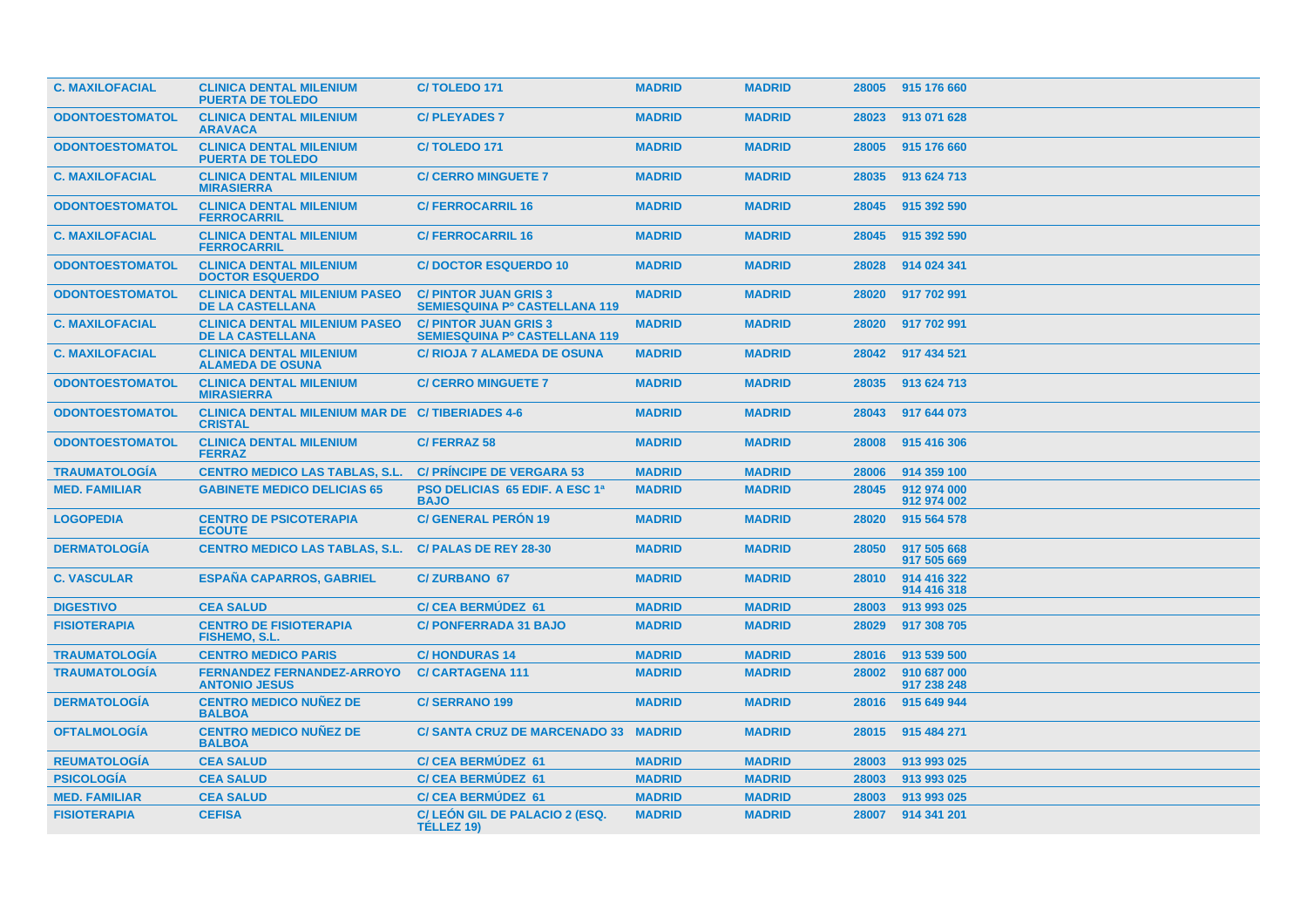| | | | | | | |
|---|---|---|---|---|---|---|
| **C. MAXILOFACIAL** | **CLINICA DENTAL MILENIUM PUERTA DE TOLEDO** | **C/ TOLEDO 171** | **MADRID** | **MADRID** | **28005** | **915 176 660** |
| **ODONTOESTOMATOL** | **CLINICA DENTAL MILENIUM ARAVACA** | **C/ PLEYADES 7** | **MADRID** | **MADRID** | **28023** | **913 071 628** |
| **ODONTOESTOMATOL** | **CLINICA DENTAL MILENIUM PUERTA DE TOLEDO** | **C/ TOLEDO 171** | **MADRID** | **MADRID** | **28005** | **915 176 660** |
| **C. MAXILOFACIAL** | **CLINICA DENTAL MILENIUM MIRASIERRA** | **C/ CERRO MINGUETE 7** | **MADRID** | **MADRID** | **28035** | **913 624 713** |
| **ODONTOESTOMATOL** | **CLINICA DENTAL MILENIUM FERROCARRIL** | **C/ FERROCARRIL 16** | **MADRID** | **MADRID** | **28045** | **915 392 590** |
| **C. MAXILOFACIAL** | **CLINICA DENTAL MILENIUM FERROCARRIL** | **C/ FERROCARRIL 16** | **MADRID** | **MADRID** | **28045** | **915 392 590** |
| **ODONTOESTOMATOL** | **CLINICA DENTAL MILENIUM DOCTOR ESQUERDO** | **C/ DOCTOR ESQUERDO 10** | **MADRID** | **MADRID** | **28028** | **914 024 341** |
| **ODONTOESTOMATOL** | **CLINICA DENTAL MILENIUM PASEO DE LA CASTELLANA** | **C/ PINTOR JUAN GRIS 3 SEMIESQUINA Pº CASTELLANA 119** | **MADRID** | **MADRID** | **28020** | **917 702 991** |
| **C. MAXILOFACIAL** | **CLINICA DENTAL MILENIUM PASEO DE LA CASTELLANA** | **C/ PINTOR JUAN GRIS 3 SEMIESQUINA Pº CASTELLANA 119** | **MADRID** | **MADRID** | **28020** | **917 702 991** |
| **C. MAXILOFACIAL** | **CLINICA DENTAL MILENIUM ALAMEDA DE OSUNA** | **C/ RIOJA 7 ALAMEDA DE OSUNA** | **MADRID** | **MADRID** | **28042** | **917 434 521** |
| **ODONTOESTOMATOL** | **CLINICA DENTAL MILENIUM MIRASIERRA** | **C/ CERRO MINGUETE 7** | **MADRID** | **MADRID** | **28035** | **913 624 713** |
| **ODONTOESTOMATOL** | **CLINICA DENTAL MILENIUM MAR DE CRISTAL** | **C/ TIBERIADES 4-6** | **MADRID** | **MADRID** | **28043** | **917 644 073** |
| **ODONTOESTOMATOL** | **CLINICA DENTAL MILENIUM FERRAZ** | **C/ FERRAZ 58** | **MADRID** | **MADRID** | **28008** | **915 416 306** |
| **TRAUMATOLOGÍA** | **CENTRO MEDICO LAS TABLAS, S.L.** | **C/ PRÍNCIPE DE VERGARA 53** | **MADRID** | **MADRID** | **28006** | **914 359 100** |
| **MED. FAMILIAR** | **GABINETE MEDICO DELICIAS 65** | **PSO DELICIAS 65 EDIF. A ESC 1ª BAJO** | **MADRID** | **MADRID** | **28045** | **912 974 000 912 974 002** |
| **LOGOPEDIA** | **CENTRO DE PSICOTERAPIA ECOUTE** | **C/ GENERAL PERÓN 19** | **MADRID** | **MADRID** | **28020** | **915 564 578** |
| **DERMATOLOGÍA** | **CENTRO MEDICO LAS TABLAS, S.L.** | **C/ PALAS DE REY 28-30** | **MADRID** | **MADRID** | **28050** | **917 505 668 917 505 669** |
| **C. VASCULAR** | **ESPAÑA CAPARROS, GABRIEL** | **C/ ZURBANO 67** | **MADRID** | **MADRID** | **28010** | **914 416 322 914 416 318** |
| **DIGESTIVO** | **CEA SALUD** | **C/ CEA BERMÚDEZ 61** | **MADRID** | **MADRID** | **28003** | **913 993 025** |
| **FISIOTERAPIA** | **CENTRO DE FISIOTERAPIA FISHEMO, S.L.** | **C/ PONFERRADA 31 BAJO** | **MADRID** | **MADRID** | **28029** | **917 308 705** |
| **TRAUMATOLOGÍA** | **CENTRO MEDICO PARIS** | **C/ HONDURAS 14** | **MADRID** | **MADRID** | **28016** | **913 539 500** |
| **TRAUMATOLOGÍA** | **FERNANDEZ FERNANDEZ-ARROYO ANTONIO JESUS** | **C/ CARTAGENA 111** | **MADRID** | **MADRID** | **28002** | **910 687 000 917 238 248** |
| **DERMATOLOGÍA** | **CENTRO MEDICO NUÑEZ DE BALBOA** | **C/ SERRANO 199** | **MADRID** | **MADRID** | **28016** | **915 649 944** |
| **OFTALMOLOGÍA** | **CENTRO MEDICO NUÑEZ DE BALBOA** | **C/ SANTA CRUZ DE MARCENADO 33** | **MADRID** | **MADRID** | **28015** | **915 484 271** |
| **REUMATOLOGÍA** | **CEA SALUD** | **C/ CEA BERMÚDEZ 61** | **MADRID** | **MADRID** | **28003** | **913 993 025** |
| **PSICOLOGÍA** | **CEA SALUD** | **C/ CEA BERMÚDEZ 61** | **MADRID** | **MADRID** | **28003** | **913 993 025** |
| **MED. FAMILIAR** | **CEA SALUD** | **C/ CEA BERMÚDEZ 61** | **MADRID** | **MADRID** | **28003** | **913 993 025** |
| **FISIOTERAPIA** | **CEFISA** | **C/ LEÓN GIL DE PALACIO 2 (ESQ. TÉLLEZ 19)** | **MADRID** | **MADRID** | **28007** | **914 341 201** |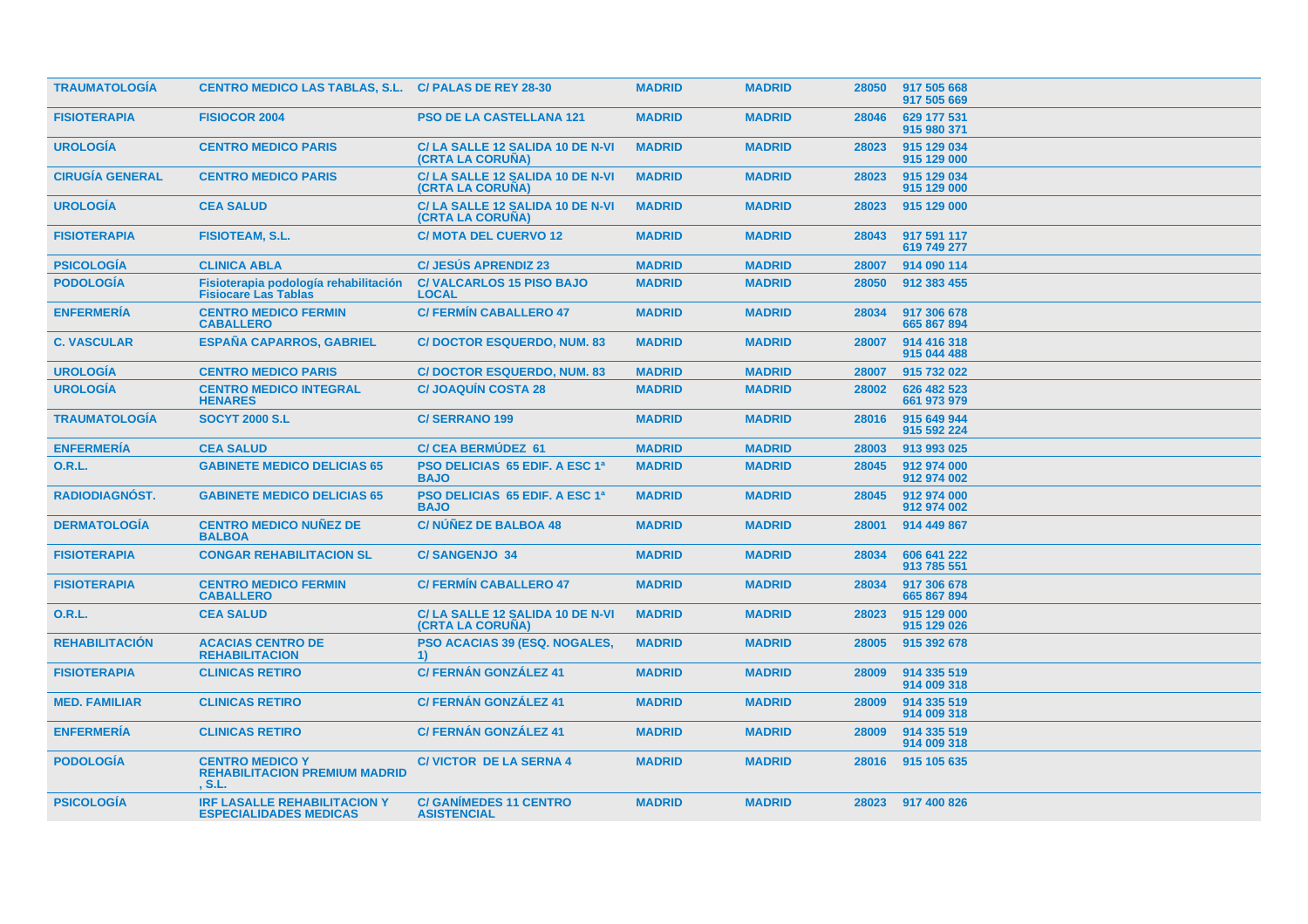| | | | | | | |
|---|---|---|---|---|---|---|
| TRAUMATOLOGÍA | CENTRO MEDICO LAS TABLAS, S.L. | C/ PALAS DE REY 28-30 | MADRID | MADRID | 28050 | 917 505 668<br>917 505 669 |
| FISIOTERAPIA | FISIOCOR 2004 | PSO DE LA CASTELLANA 121 | MADRID | MADRID | 28046 | 629 177 531<br>915 980 371 |
| UROLOGÍA | CENTRO MEDICO PARIS | C/ LA SALLE 12 SALIDA 10 DE N-VI (CRTA LA CORUÑA) | MADRID | MADRID | 28023 | 915 129 034<br>915 129 000 |
| CIRUGÍA GENERAL | CENTRO MEDICO PARIS | C/ LA SALLE 12 SALIDA 10 DE N-VI (CRTA LA CORUÑA) | MADRID | MADRID | 28023 | 915 129 034<br>915 129 000 |
| UROLOGÍA | CEA SALUD | C/ LA SALLE 12 SALIDA 10 DE N-VI (CRTA LA CORUÑA) | MADRID | MADRID | 28023 | 915 129 000 |
| FISIOTERAPIA | FISIOTEAM, S.L. | C/ MOTA DEL CUERVO 12 | MADRID | MADRID | 28043 | 917 591 117<br>619 749 277 |
| PSICOLOGÍA | CLINICA ABLA | C/ JESÚS APRENDIZ 23 | MADRID | MADRID | 28007 | 914 090 114 |
| PODOLOGÍA | Fisioterapia podología rehabilitación Fisiocare Las Tablas | C/ VALCARLOS 15 PISO BAJO LOCAL | MADRID | MADRID | 28050 | 912 383 455 |
| ENFERMERÍA | CENTRO MEDICO FERMIN CABALLERO | C/ FERMÍN CABALLERO 47 | MADRID | MADRID | 28034 | 917 306 678<br>665 867 894 |
| C. VASCULAR | ESPAÑA CAPARROS, GABRIEL | C/ DOCTOR ESQUERDO, NUM. 83 | MADRID | MADRID | 28007 | 914 416 318<br>915 044 488 |
| UROLOGÍA | CENTRO MEDICO PARIS | C/ DOCTOR ESQUERDO, NUM. 83 | MADRID | MADRID | 28007 | 915 732 022 |
| UROLOGÍA | CENTRO MEDICO INTEGRAL HENARES | C/ JOAQUÍN COSTA 28 | MADRID | MADRID | 28002 | 626 482 523<br>661 973 979 |
| TRAUMATOLOGÍA | SOCYT 2000 S.L | C/ SERRANO 199 | MADRID | MADRID | 28016 | 915 649 944<br>915 592 224 |
| ENFERMERÍA | CEA SALUD | C/ CEA BERMÚDEZ 61 | MADRID | MADRID | 28003 | 913 993 025 |
| O.R.L. | GABINETE MEDICO DELICIAS 65 | PSO DELICIAS 65 EDIF. A ESC 1ª BAJO | MADRID | MADRID | 28045 | 912 974 000<br>912 974 002 |
| RADIODIAGNÓST. | GABINETE MEDICO DELICIAS 65 | PSO DELICIAS 65 EDIF. A ESC 1ª BAJO | MADRID | MADRID | 28045 | 912 974 000<br>912 974 002 |
| DERMATOLOGÍA | CENTRO MEDICO NUÑEZ DE BALBOA | C/ NÚÑEZ DE BALBOA 48 | MADRID | MADRID | 28001 | 914 449 867 |
| FISIOTERAPIA | CONGAR REHABILITACION SL | C/ SANGENJO 34 | MADRID | MADRID | 28034 | 606 641 222<br>913 785 551 |
| FISIOTERAPIA | CENTRO MEDICO FERMIN CABALLERO | C/ FERMÍN CABALLERO 47 | MADRID | MADRID | 28034 | 917 306 678<br>665 867 894 |
| O.R.L. | CEA SALUD | C/ LA SALLE 12 SALIDA 10 DE N-VI (CRTA LA CORUÑA) | MADRID | MADRID | 28023 | 915 129 000<br>915 129 026 |
| REHABILITACIÓN | ACACIAS CENTRO DE REHABILITACION | PSO ACACIAS 39 (ESQ. NOGALES, 1) | MADRID | MADRID | 28005 | 915 392 678 |
| FISIOTERAPIA | CLINICAS RETIRO | C/ FERNÁN GONZÁLEZ 41 | MADRID | MADRID | 28009 | 914 335 519<br>914 009 318 |
| MED. FAMILIAR | CLINICAS RETIRO | C/ FERNÁN GONZÁLEZ 41 | MADRID | MADRID | 28009 | 914 335 519<br>914 009 318 |
| ENFERMERÍA | CLINICAS RETIRO | C/ FERNÁN GONZÁLEZ 41 | MADRID | MADRID | 28009 | 914 335 519<br>914 009 318 |
| PODOLOGÍA | CENTRO MEDICO Y REHABILITACION PREMIUM MADRID , S.L. | C/ VICTOR DE LA SERNA 4 | MADRID | MADRID | 28016 | 915 105 635 |
| PSICOLOGÍA | IRF LASALLE REHABILITACION Y ESPECIALIDADES MEDICAS | C/ GANÍMEDES 11 CENTRO ASISTENCIAL | MADRID | MADRID | 28023 | 917 400 826 |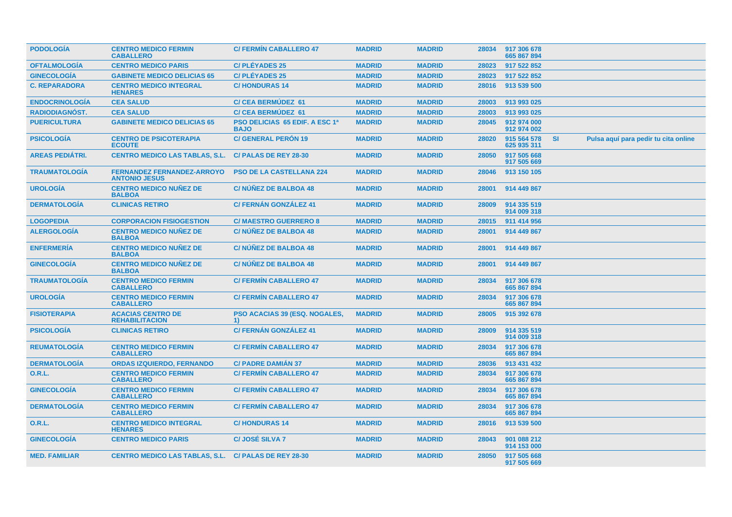| | | | | | | | | |
|---|---|---|---|---|---|---|---|---|
| PODOLOGÍA | CENTRO MEDICO FERMIN CABALLERO | C/ FERMÍN CABALLERO 47 | MADRID | MADRID | 28034 | 917 306 678 665 867 894 | | |
| OFTALMOLOGÍA | CENTRO MEDICO PARIS | C/ PLÉYADES 25 | MADRID | MADRID | 28023 | 917 522 852 | | |
| GINECOLOGÍA | GABINETE MEDICO DELICIAS 65 | C/ PLÉYADES 25 | MADRID | MADRID | 28023 | 917 522 852 | | |
| C. REPARADORA | CENTRO MEDICO INTEGRAL HENARES | C/ HONDURAS 14 | MADRID | MADRID | 28016 | 913 539 500 | | |
| ENDOCRINOLOGÍA | CEA SALUD | C/ CEA BERMÚDEZ 61 | MADRID | MADRID | 28003 | 913 993 025 | | |
| RADIODIAGNÓST. | CEA SALUD | C/ CEA BERMÚDEZ 61 | MADRID | MADRID | 28003 | 913 993 025 | | |
| PUERICULTURA | GABINETE MEDICO DELICIAS 65 | PSO DELICIAS 65 EDIF. A ESC 1ª BAJO | MADRID | MADRID | 28045 | 912 974 000 912 974 002 | | |
| PSICOLOGÍA | CENTRO DE PSICOTERAPIA ECOUTE | C/ GENERAL PERÓN 19 | MADRID | MADRID | 28020 | 915 564 578 625 935 311 | SI | Pulsa aquí para pedir tu cita online |
| AREAS PEDIÁTRI. | CENTRO MEDICO LAS TABLAS, S.L. | C/ PALAS DE REY 28-30 | MADRID | MADRID | 28050 | 917 505 668 917 505 669 | | |
| TRAUMATOLOGÍA | FERNANDEZ FERNANDEZ-ARROYO ANTONIO JESUS | PSO DE LA CASTELLANA 224 | MADRID | MADRID | 28046 | 913 150 105 | | |
| UROLOGÍA | CENTRO MEDICO NUÑEZ DE BALBOA | C/ NÚÑEZ DE BALBOA 48 | MADRID | MADRID | 28001 | 914 449 867 | | |
| DERMATOLOGÍA | CLINICAS RETIRO | C/ FERNÁN GONZÁLEZ 41 | MADRID | MADRID | 28009 | 914 335 519 914 009 318 | | |
| LOGOPEDIA | CORPORACION FISIOGESTION | C/ MAESTRO GUERRERO 8 | MADRID | MADRID | 28015 | 911 414 956 | | |
| ALERGOLOGÍA | CENTRO MEDICO NUÑEZ DE BALBOA | C/ NÚÑEZ DE BALBOA 48 | MADRID | MADRID | 28001 | 914 449 867 | | |
| ENFERMERÍA | CENTRO MEDICO NUÑEZ DE BALBOA | C/ NÚÑEZ DE BALBOA 48 | MADRID | MADRID | 28001 | 914 449 867 | | |
| GINECOLOGÍA | CENTRO MEDICO NUÑEZ DE BALBOA | C/ NÚÑEZ DE BALBOA 48 | MADRID | MADRID | 28001 | 914 449 867 | | |
| TRAUMATOLOGÍA | CENTRO MEDICO FERMIN CABALLERO | C/ FERMÍN CABALLERO 47 | MADRID | MADRID | 28034 | 917 306 678 665 867 894 | | |
| UROLOGÍA | CENTRO MEDICO FERMIN CABALLERO | C/ FERMÍN CABALLERO 47 | MADRID | MADRID | 28034 | 917 306 678 665 867 894 | | |
| FISIOTERAPIA | ACACIAS CENTRO DE REHABILITACION | PSO ACACIAS 39 (ESQ. NOGALES, 1) | MADRID | MADRID | 28005 | 915 392 678 | | |
| PSICOLOGÍA | CLINICAS RETIRO | C/ FERNÁN GONZÁLEZ 41 | MADRID | MADRID | 28009 | 914 335 519 914 009 318 | | |
| REUMATOLOGÍA | CENTRO MEDICO FERMIN CABALLERO | C/ FERMÍN CABALLERO 47 | MADRID | MADRID | 28034 | 917 306 678 665 867 894 | | |
| DERMATOLOGÍA | ORDAS IZQUIERDO, FERNANDO | C/ PADRE DAMIÁN 37 | MADRID | MADRID | 28036 | 913 431 432 | | |
| O.R.L. | CENTRO MEDICO FERMIN CABALLERO | C/ FERMÍN CABALLERO 47 | MADRID | MADRID | 28034 | 917 306 678 665 867 894 | | |
| GINECOLOGÍA | CENTRO MEDICO FERMIN CABALLERO | C/ FERMÍN CABALLERO 47 | MADRID | MADRID | 28034 | 917 306 678 665 867 894 | | |
| DERMATOLOGÍA | CENTRO MEDICO FERMIN CABALLERO | C/ FERMÍN CABALLERO 47 | MADRID | MADRID | 28034 | 917 306 678 665 867 894 | | |
| O.R.L. | CENTRO MEDICO INTEGRAL HENARES | C/ HONDURAS 14 | MADRID | MADRID | 28016 | 913 539 500 | | |
| GINECOLOGÍA | CENTRO MEDICO PARIS | C/ JOSÉ SILVA 7 | MADRID | MADRID | 28043 | 901 088 212 914 153 000 | | |
| MED. FAMILIAR | CENTRO MEDICO LAS TABLAS, S.L. | C/ PALAS DE REY 28-30 | MADRID | MADRID | 28050 | 917 505 668 917 505 669 | | |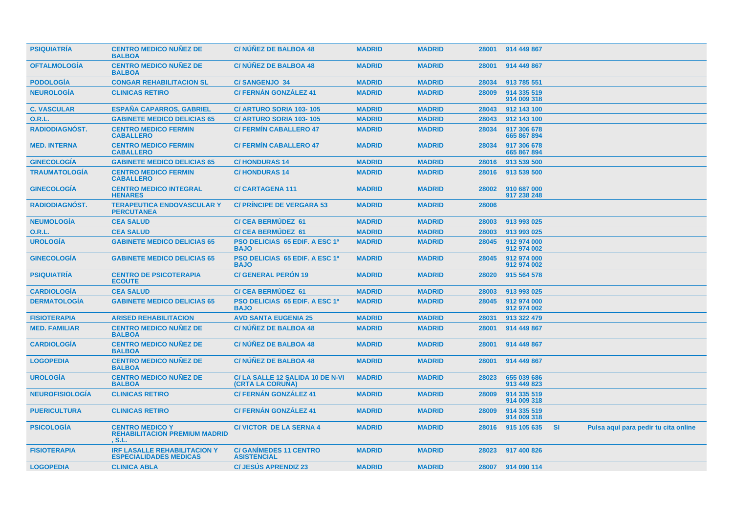| | | | | | | | | |
|---|---|---|---|---|---|---|---|---|
| PSIQUIATRÍA | CENTRO MEDICO NUÑEZ DE BALBOA | C/ NÚÑEZ DE BALBOA 48 | MADRID | MADRID | 28001 | 914 449 867 | | |
| OFTALMOLOGÍA | CENTRO MEDICO NUÑEZ DE BALBOA | C/ NÚÑEZ DE BALBOA 48 | MADRID | MADRID | 28001 | 914 449 867 | | |
| PODOLOGÍA | CONGAR REHABILITACION SL | C/ SANGENJO 34 | MADRID | MADRID | 28034 | 913 785 551 | | |
| NEUROLOGÍA | CLINICAS RETIRO | C/ FERNÁN GONZÁLEZ 41 | MADRID | MADRID | 28009 | 914 335 519<br>914 009 318 | | |
| C. VASCULAR | ESPAÑA CAPARROS, GABRIEL | C/ ARTURO SORIA 103- 105 | MADRID | MADRID | 28043 | 912 143 100 | | |
| O.R.L. | GABINETE MEDICO DELICIAS 65 | C/ ARTURO SORIA 103- 105 | MADRID | MADRID | 28043 | 912 143 100 | | |
| RADIODIAGNÓST. | CENTRO MEDICO FERMIN CABALLERO | C/ FERMÍN CABALLERO 47 | MADRID | MADRID | 28034 | 917 306 678<br>665 867 894 | | |
| MED. INTERNA | CENTRO MEDICO FERMIN CABALLERO | C/ FERMÍN CABALLERO 47 | MADRID | MADRID | 28034 | 917 306 678<br>665 867 894 | | |
| GINECOLOGÍA | GABINETE MEDICO DELICIAS 65 | C/ HONDURAS 14 | MADRID | MADRID | 28016 | 913 539 500 | | |
| TRAUMATOLOGÍA | CENTRO MEDICO FERMIN CABALLERO | C/ HONDURAS 14 | MADRID | MADRID | 28016 | 913 539 500 | | |
| GINECOLOGÍA | CENTRO MEDICO INTEGRAL HENARES | C/ CARTAGENA 111 | MADRID | MADRID | 28002 | 910 687 000<br>917 238 248 | | |
| RADIODIAGNÓST. | TERAPEUTICA ENDOVASCULAR Y PERCUTANEA | C/ PRÍNCIPE DE VERGARA 53 | MADRID | MADRID | 28006 | | | |
| NEUMOLOGÍA | CEA SALUD | C/ CEA BERMÚDEZ 61 | MADRID | MADRID | 28003 | 913 993 025 | | |
| O.R.L. | CEA SALUD | C/ CEA BERMÚDEZ 61 | MADRID | MADRID | 28003 | 913 993 025 | | |
| UROLOGÍA | GABINETE MEDICO DELICIAS 65 | PSO DELICIAS 65 EDIF. A ESC 1ª BAJO | MADRID | MADRID | 28045 | 912 974 000<br>912 974 002 | | |
| GINECOLOGÍA | GABINETE MEDICO DELICIAS 65 | PSO DELICIAS 65 EDIF. A ESC 1ª BAJO | MADRID | MADRID | 28045 | 912 974 000<br>912 974 002 | | |
| PSIQUIATRÍA | CENTRO DE PSICOTERAPIA ECOUTE | C/ GENERAL PERÓN 19 | MADRID | MADRID | 28020 | 915 564 578 | | |
| CARDIOLOGÍA | CEA SALUD | C/ CEA BERMÚDEZ 61 | MADRID | MADRID | 28003 | 913 993 025 | | |
| DERMATOLOGÍA | GABINETE MEDICO DELICIAS 65 | PSO DELICIAS 65 EDIF. A ESC 1ª BAJO | MADRID | MADRID | 28045 | 912 974 000<br>912 974 002 | | |
| FISIOTERAPIA | ARISED REHABILITACION | AVD SANTA EUGENIA 25 | MADRID | MADRID | 28031 | 913 322 479 | | |
| MED. FAMILIAR | CENTRO MEDICO NUÑEZ DE BALBOA | C/ NÚÑEZ DE BALBOA 48 | MADRID | MADRID | 28001 | 914 449 867 | | |
| CARDIOLOGÍA | CENTRO MEDICO NUÑEZ DE BALBOA | C/ NÚÑEZ DE BALBOA 48 | MADRID | MADRID | 28001 | 914 449 867 | | |
| LOGOPEDIA | CENTRO MEDICO NUÑEZ DE BALBOA | C/ NÚÑEZ DE BALBOA 48 | MADRID | MADRID | 28001 | 914 449 867 | | |
| UROLOGÍA | CENTRO MEDICO NUÑEZ DE BALBOA | C/ LA SALLE 12 SALIDA 10 DE N-VI (CRTA LA CORUÑA) | MADRID | MADRID | 28023 | 655 039 686<br>913 449 823 | | |
| NEUROFISIOLOGÍA | CLINICAS RETIRO | C/ FERNÁN GONZÁLEZ 41 | MADRID | MADRID | 28009 | 914 335 519<br>914 009 318 | | |
| PUERICULTURA | CLINICAS RETIRO | C/ FERNÁN GONZÁLEZ 41 | MADRID | MADRID | 28009 | 914 335 519<br>914 009 318 | | |
| PSICOLOGÍA | CENTRO MEDICO Y REHABILITACION PREMIUM MADRID , S.L. | C/ VICTOR DE LA SERNA 4 | MADRID | MADRID | 28016 | 915 105 635 | SI | Pulsa aquí para pedir tu cita online |
| FISIOTERAPIA | IRF LASALLE REHABILITACION Y ESPECIALIDADES MEDICAS | C/ GANÍMEDES 11 CENTRO ASISTENCIAL | MADRID | MADRID | 28023 | 917 400 826 | | |
| LOGOPEDIA | CLINICA ABLA | C/ JESÚS APRENDIZ 23 | MADRID | MADRID | 28007 | 914 090 114 | | |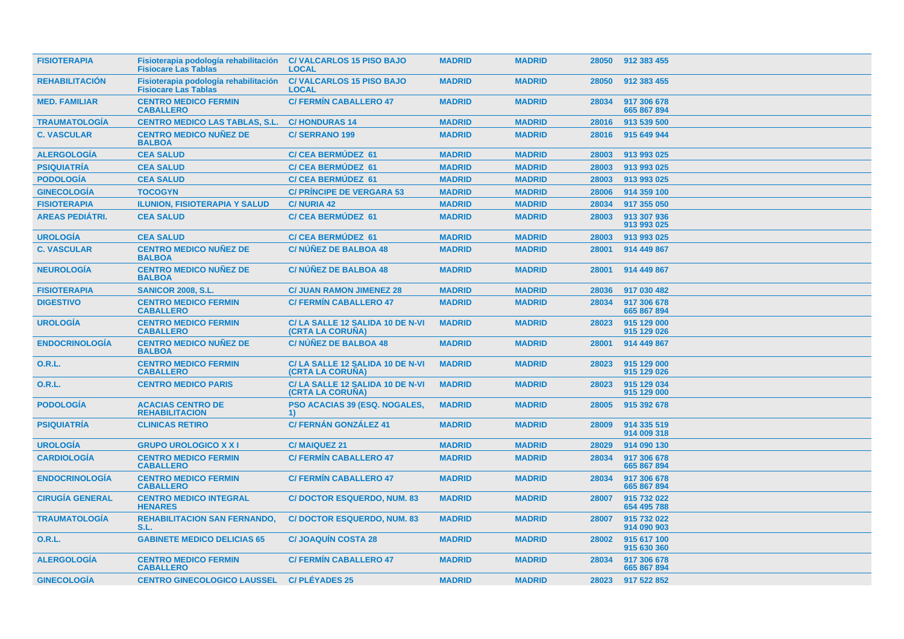| | | | | | | |
|---|---|---|---|---|---|---|
| FISIOTERAPIA | Fisioterapia podología rehabilitación Fisiocare Las Tablas | C/ VALCARLOS 15 PISO BAJO LOCAL | MADRID | MADRID | 28050 | 912 383 455 |
| REHABILITACIÓN | Fisioterapia podología rehabilitación Fisiocare Las Tablas | C/ VALCARLOS 15 PISO BAJO LOCAL | MADRID | MADRID | 28050 | 912 383 455 |
| MED. FAMILIAR | CENTRO MEDICO FERMIN CABALLERO | C/ FERMÍN CABALLERO 47 | MADRID | MADRID | 28034 | 917 306 678<br>665 867 894 |
| TRAUMATOLOGÍA | CENTRO MEDICO LAS TABLAS, S.L. | C/ HONDURAS 14 | MADRID | MADRID | 28016 | 913 539 500 |
| C. VASCULAR | CENTRO MEDICO NUÑEZ DE BALBOA | C/ SERRANO 199 | MADRID | MADRID | 28016 | 915 649 944 |
| ALERGOLOGÍA | CEA SALUD | C/ CEA BERMÚDEZ 61 | MADRID | MADRID | 28003 | 913 993 025 |
| PSIQUIATRÍA | CEA SALUD | C/ CEA BERMÚDEZ 61 | MADRID | MADRID | 28003 | 913 993 025 |
| PODOLOGÍA | CEA SALUD | C/ CEA BERMÚDEZ 61 | MADRID | MADRID | 28003 | 913 993 025 |
| GINECOLOGÍA | TOCOGYN | C/ PRÍNCIPE DE VERGARA 53 | MADRID | MADRID | 28006 | 914 359 100 |
| FISIOTERAPIA | ILUNION, FISIOTERAPIA Y SALUD | C/ NURIA 42 | MADRID | MADRID | 28034 | 917 355 050 |
| AREAS PEDIÁTRI. | CEA SALUD | C/ CEA BERMÚDEZ 61 | MADRID | MADRID | 28003 | 913 307 936<br>913 993 025 |
| UROLOGÍA | CEA SALUD | C/ CEA BERMÚDEZ 61 | MADRID | MADRID | 28003 | 913 993 025 |
| C. VASCULAR | CENTRO MEDICO NUÑEZ DE BALBOA | C/ NÚÑEZ DE BALBOA 48 | MADRID | MADRID | 28001 | 914 449 867 |
| NEUROLOGÍA | CENTRO MEDICO NUÑEZ DE BALBOA | C/ NÚÑEZ DE BALBOA 48 | MADRID | MADRID | 28001 | 914 449 867 |
| FISIOTERAPIA | SANICOR 2008, S.L. | C/ JUAN RAMON JIMENEZ 28 | MADRID | MADRID | 28036 | 917 030 482 |
| DIGESTIVO | CENTRO MEDICO FERMIN CABALLERO | C/ FERMÍN CABALLERO 47 | MADRID | MADRID | 28034 | 917 306 678<br>665 867 894 |
| UROLOGÍA | CENTRO MEDICO FERMIN CABALLERO | C/ LA SALLE 12 SALIDA 10 DE N-VI (CRTA LA CORUÑA) | MADRID | MADRID | 28023 | 915 129 000<br>915 129 026 |
| ENDOCRINOLOGÍA | CENTRO MEDICO NUÑEZ DE BALBOA | C/ NÚÑEZ DE BALBOA 48 | MADRID | MADRID | 28001 | 914 449 867 |
| O.R.L. | CENTRO MEDICO FERMIN CABALLERO | C/ LA SALLE 12 SALIDA 10 DE N-VI (CRTA LA CORUÑA) | MADRID | MADRID | 28023 | 915 129 000<br>915 129 026 |
| O.R.L. | CENTRO MEDICO PARIS | C/ LA SALLE 12 SALIDA 10 DE N-VI (CRTA LA CORUÑA) | MADRID | MADRID | 28023 | 915 129 034<br>915 129 000 |
| PODOLOGÍA | ACACIAS CENTRO DE REHABILITACION | PSO ACACIAS 39 (ESQ. NOGALES, 1) | MADRID | MADRID | 28005 | 915 392 678 |
| PSIQUIATRÍA | CLINICAS RETIRO | C/ FERNÁN GONZÁLEZ 41 | MADRID | MADRID | 28009 | 914 335 519<br>914 009 318 |
| UROLOGÍA | GRUPO UROLOGICO X X I | C/ MAIQUEZ 21 | MADRID | MADRID | 28029 | 914 090 130 |
| CARDIOLOGÍA | CENTRO MEDICO FERMIN CABALLERO | C/ FERMÍN CABALLERO 47 | MADRID | MADRID | 28034 | 917 306 678<br>665 867 894 |
| ENDOCRINOLOGÍA | CENTRO MEDICO FERMIN CABALLERO | C/ FERMÍN CABALLERO 47 | MADRID | MADRID | 28034 | 917 306 678<br>665 867 894 |
| CIRUGÍA GENERAL | CENTRO MEDICO INTEGRAL HENARES | C/ DOCTOR ESQUERDO, NUM. 83 | MADRID | MADRID | 28007 | 915 732 022<br>654 495 788 |
| TRAUMATOLOGÍA | REHABILITACION SAN FERNANDO, S.L. | C/ DOCTOR ESQUERDO, NUM. 83 | MADRID | MADRID | 28007 | 915 732 022<br>914 090 903 |
| O.R.L. | GABINETE MEDICO DELICIAS 65 | C/ JOAQUÍN COSTA 28 | MADRID | MADRID | 28002 | 915 617 100<br>915 630 360 |
| ALERGOLOGÍA | CENTRO MEDICO FERMIN CABALLERO | C/ FERMÍN CABALLERO 47 | MADRID | MADRID | 28034 | 917 306 678<br>665 867 894 |
| GINECOLOGÍA | CENTRO GINECOLOGICO LAUSSEL | C/ PLÉYADES 25 | MADRID | MADRID | 28023 | 917 522 852 |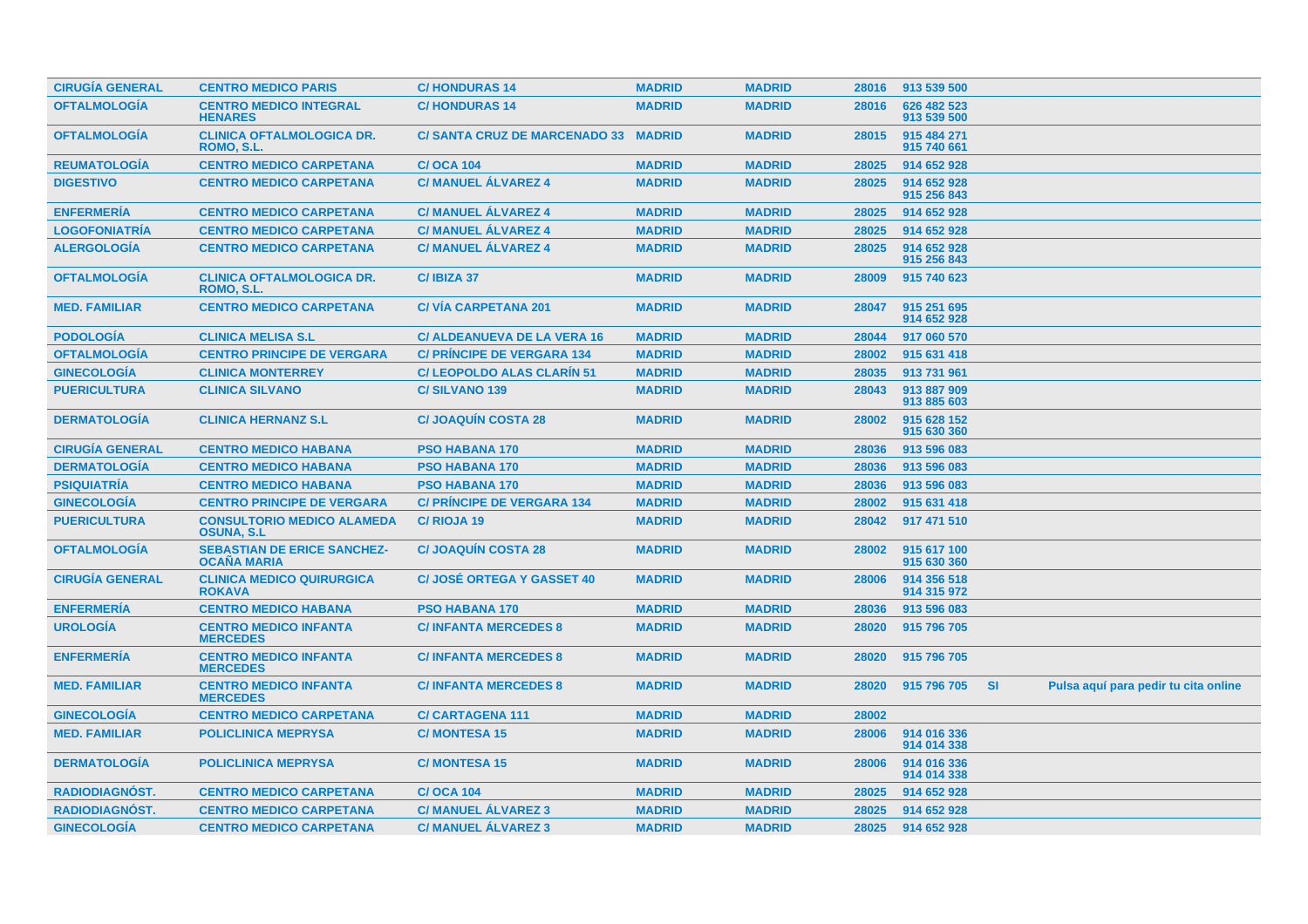| | | | | | | | | |
|---|---|---|---|---|---|---|---|---|
| CIRUGÍA GENERAL | CENTRO MEDICO PARIS | C/ HONDURAS 14 | MADRID | MADRID | 28016 | 913 539 500 | | |
| OFTALMOLOGÍA | CENTRO MEDICO INTEGRAL HENARES | C/ HONDURAS 14 | MADRID | MADRID | 28016 | 626 482 523<br>913 539 500 | | |
| OFTALMOLOGÍA | CLINICA OFTALMOLOGICA DR. ROMO, S.L. | C/ SANTA CRUZ DE MARCENADO 33 | MADRID | MADRID | 28015 | 915 484 271<br>915 740 661 | | |
| REUMATOLOGÍA | CENTRO MEDICO CARPETANA | C/ OCA 104 | MADRID | MADRID | 28025 | 914 652 928 | | |
| DIGESTIVO | CENTRO MEDICO CARPETANA | C/ MANUEL ÁLVAREZ 4 | MADRID | MADRID | 28025 | 914 652 928<br>915 256 843 | | |
| ENFERMERÍA | CENTRO MEDICO CARPETANA | C/ MANUEL ÁLVAREZ 4 | MADRID | MADRID | 28025 | 914 652 928 | | |
| LOGOFONIATRÍA | CENTRO MEDICO CARPETANA | C/ MANUEL ÁLVAREZ 4 | MADRID | MADRID | 28025 | 914 652 928 | | |
| ALERGOLOGÍA | CENTRO MEDICO CARPETANA | C/ MANUEL ÁLVAREZ 4 | MADRID | MADRID | 28025 | 914 652 928<br>915 256 843 | | |
| OFTALMOLOGÍA | CLINICA OFTALMOLOGICA DR. ROMO, S.L. | C/ IBIZA 37 | MADRID | MADRID | 28009 | 915 740 623 | | |
| MED. FAMILIAR | CENTRO MEDICO CARPETANA | C/ VÍA CARPETANA 201 | MADRID | MADRID | 28047 | 915 251 695<br>914 652 928 | | |
| PODOLOGÍA | CLINICA MELISA S.L | C/ ALDEANUEVA DE LA VERA 16 | MADRID | MADRID | 28044 | 917 060 570 | | |
| OFTALMOLOGÍA | CENTRO PRINCIPE DE VERGARA | C/ PRÍNCIPE DE VERGARA 134 | MADRID | MADRID | 28002 | 915 631 418 | | |
| GINECOLOGÍA | CLINICA MONTERREY | C/ LEOPOLDO ALAS CLARÍN 51 | MADRID | MADRID | 28035 | 913 731 961 | | |
| PUERICULTURA | CLINICA SILVANO | C/ SILVANO 139 | MADRID | MADRID | 28043 | 913 887 909<br>913 885 603 | | |
| DERMATOLOGÍA | CLINICA HERNANZ S.L | C/ JOAQUÍN COSTA 28 | MADRID | MADRID | 28002 | 915 628 152<br>915 630 360 | | |
| CIRUGÍA GENERAL | CENTRO MEDICO HABANA | PSO HABANA 170 | MADRID | MADRID | 28036 | 913 596 083 | | |
| DERMATOLOGÍA | CENTRO MEDICO HABANA | PSO HABANA 170 | MADRID | MADRID | 28036 | 913 596 083 | | |
| PSIQUIATRÍA | CENTRO MEDICO HABANA | PSO HABANA 170 | MADRID | MADRID | 28036 | 913 596 083 | | |
| GINECOLOGÍA | CENTRO PRINCIPE DE VERGARA | C/ PRÍNCIPE DE VERGARA 134 | MADRID | MADRID | 28002 | 915 631 418 | | |
| PUERICULTURA | CONSULTORIO MEDICO ALAMEDA OSUNA, S.L | C/ RIOJA 19 | MADRID | MADRID | 28042 | 917 471 510 | | |
| OFTALMOLOGÍA | SEBASTIAN DE ERICE SANCHEZ-OCAÑA MARIA | C/ JOAQUÍN COSTA 28 | MADRID | MADRID | 28002 | 915 617 100<br>915 630 360 | | |
| CIRUGÍA GENERAL | CLINICA MEDICO QUIRURGICA ROKAVA | C/ JOSÉ ORTEGA Y GASSET 40 | MADRID | MADRID | 28006 | 914 356 518<br>914 315 972 | | |
| ENFERMERÍA | CENTRO MEDICO HABANA | PSO HABANA 170 | MADRID | MADRID | 28036 | 913 596 083 | | |
| UROLOGÍA | CENTRO MEDICO INFANTA MERCEDES | C/ INFANTA MERCEDES 8 | MADRID | MADRID | 28020 | 915 796 705 | | |
| ENFERMERÍA | CENTRO MEDICO INFANTA MERCEDES | C/ INFANTA MERCEDES 8 | MADRID | MADRID | 28020 | 915 796 705 | | |
| MED. FAMILIAR | CENTRO MEDICO INFANTA MERCEDES | C/ INFANTA MERCEDES 8 | MADRID | MADRID | 28020 | 915 796 705 | SI | Pulsa aquí para pedir tu cita online |
| GINECOLOGÍA | CENTRO MEDICO CARPETANA | C/ CARTAGENA 111 | MADRID | MADRID | 28002 | | | |
| MED. FAMILIAR | POLICLINICA MEPRYSA | C/ MONTESA 15 | MADRID | MADRID | 28006 | 914 016 336<br>914 014 338 | | |
| DERMATOLOGÍA | POLICLINICA MEPRYSA | C/ MONTESA 15 | MADRID | MADRID | 28006 | 914 016 336<br>914 014 338 | | |
| RADIODIAGNÓST. | CENTRO MEDICO CARPETANA | C/ OCA 104 | MADRID | MADRID | 28025 | 914 652 928 | | |
| RADIODIAGNÓST. | CENTRO MEDICO CARPETANA | C/ MANUEL ÁLVAREZ 3 | MADRID | MADRID | 28025 | 914 652 928 | | |
| GINECOLOGÍA | CENTRO MEDICO CARPETANA | C/ MANUEL ÁLVAREZ 3 | MADRID | MADRID | 28025 | 914 652 928 | | |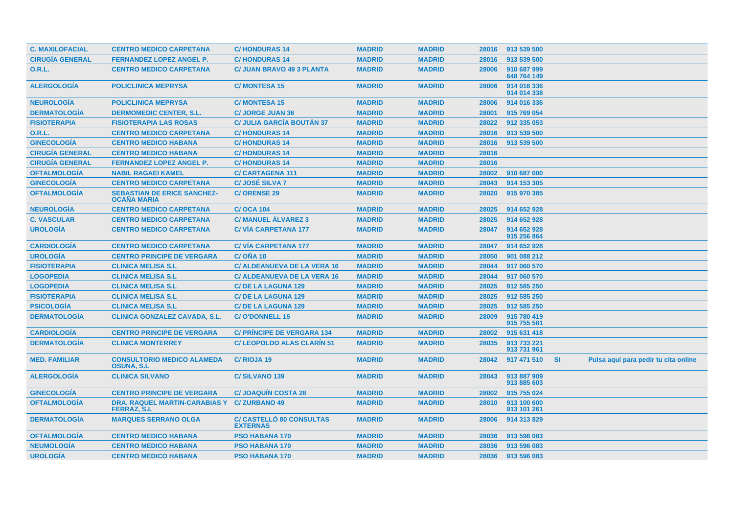| | | | | | | | | |
|---|---|---|---|---|---|---|---|---|
| C. MAXILOFACIAL | CENTRO MEDICO CARPETANA | C/ HONDURAS 14 | MADRID | MADRID | 28016 | 913 539 500 | | |
| CIRUGÍA GENERAL | FERNANDEZ LOPEZ ANGEL P. | C/ HONDURAS 14 | MADRID | MADRID | 28016 | 913 539 500 | | |
| O.R.L. | CENTRO MEDICO CARPETANA | C/ JUAN BRAVO 49 3 PLANTA | MADRID | MADRID | 28006 | 910 687 999 648 764 149 | | |
| ALERGOLOGÍA | POLICLINICA MEPRYSA | C/ MONTESA 15 | MADRID | MADRID | 28006 | 914 016 336 914 014 338 | | |
| NEUROLOGÍA | POLICLINICA MEPRYSA | C/ MONTESA 15 | MADRID | MADRID | 28006 | 914 016 336 | | |
| DERMATOLOGÍA | DERMOMEDIC CENTER, S.L. | C/ JORGE JUAN 36 | MADRID | MADRID | 28001 | 915 769 054 | | |
| FISIOTERAPIA | FISIOTERAPIA LAS ROSAS | C/ JULIA GARCÍA BOUTÁN 37 | MADRID | MADRID | 28022 | 912 335 053 | | |
| O.R.L. | CENTRO MEDICO CARPETANA | C/ HONDURAS 14 | MADRID | MADRID | 28016 | 913 539 500 | | |
| GINECOLOGÍA | CENTRO MEDICO HABANA | C/ HONDURAS 14 | MADRID | MADRID | 28016 | 913 539 500 | | |
| CIRUGÍA GENERAL | CENTRO MEDICO HABANA | C/ HONDURAS 14 | MADRID | MADRID | 28016 | | | |
| CIRUGÍA GENERAL | FERNANDEZ LOPEZ ANGEL P. | C/ HONDURAS 14 | MADRID | MADRID | 28016 | | | |
| OFTALMOLOGÍA | NABIL RAGAEI KAMEL | C/ CARTAGENA 111 | MADRID | MADRID | 28002 | 910 687 000 | | |
| GINECOLOGÍA | CENTRO MEDICO CARPETANA | C/ JOSÉ SILVA 7 | MADRID | MADRID | 28043 | 914 153 305 | | |
| OFTALMOLOGÍA | SEBASTIAN DE ERICE SANCHEZ-OCAÑA MARIA | C/ ORENSE 29 | MADRID | MADRID | 28020 | 915 970 385 | | |
| NEUROLOGÍA | CENTRO MEDICO CARPETANA | C/ OCA 104 | MADRID | MADRID | 28025 | 914 652 928 | | |
| C. VASCULAR | CENTRO MEDICO CARPETANA | C/ MANUEL ÁLVAREZ 3 | MADRID | MADRID | 28025 | 914 652 928 | | |
| UROLOGÍA | CENTRO MEDICO CARPETANA | C/ VÍA CARPETANA 177 | MADRID | MADRID | 28047 | 914 652 928 915 256 864 | | |
| CARDIOLOGÍA | CENTRO MEDICO CARPETANA | C/ VÍA CARPETANA 177 | MADRID | MADRID | 28047 | 914 652 928 | | |
| UROLOGÍA | CENTRO PRINCIPE DE VERGARA | C/ OÑA 10 | MADRID | MADRID | 28050 | 901 088 212 | | |
| FISIOTERAPIA | CLINICA MELISA S.L | C/ ALDEANUEVA DE LA VERA 16 | MADRID | MADRID | 28044 | 917 060 570 | | |
| LOGOPEDIA | CLINICA MELISA S.L | C/ ALDEANUEVA DE LA VERA 16 | MADRID | MADRID | 28044 | 917 060 570 | | |
| LOGOPEDIA | CLINICA MELISA S.L | C/ DE LA LAGUNA 129 | MADRID | MADRID | 28025 | 912 585 250 | | |
| FISIOTERAPIA | CLINICA MELISA S.L | C/ DE LA LAGUNA 129 | MADRID | MADRID | 28025 | 912 585 250 | | |
| PSICOLOGÍA | CLINICA MELISA S.L | C/ DE LA LAGUNA 129 | MADRID | MADRID | 28025 | 912 585 250 | | |
| DERMATOLOGÍA | CLINICA GONZALEZ CAVADA, S.L. | C/ O'DONNELL 15 | MADRID | MADRID | 28009 | 915 780 419 915 755 581 | | |
| CARDIOLOGÍA | CENTRO PRINCIPE DE VERGARA | C/ PRÍNCIPE DE VERGARA 134 | MADRID | MADRID | 28002 | 915 631 418 | | |
| DERMATOLOGÍA | CLINICA MONTERREY | C/ LEOPOLDO ALAS CLARÍN 51 | MADRID | MADRID | 28035 | 913 733 221 913 731 961 | | |
| MED. FAMILIAR | CONSULTORIO MEDICO ALAMEDA OSUNA, S.L | C/ RIOJA 19 | MADRID | MADRID | 28042 | 917 471 510 | SI | Pulsa aquí para pedir tu cita online |
| ALERGOLOGÍA | CLINICA SILVANO | C/ SILVANO 139 | MADRID | MADRID | 28043 | 913 887 909 913 885 603 | | |
| GINECOLOGÍA | CENTRO PRINCIPE DE VERGARA | C/ JOAQUÍN COSTA 28 | MADRID | MADRID | 28002 | 915 755 024 | | |
| OFTALMOLOGÍA | DRA. RAQUEL MARTIN-CARABIAS Y FERRAZ, S.L | C/ ZURBANO 49 | MADRID | MADRID | 28010 | 913 100 600 913 101 261 | | |
| DERMATOLOGÍA | MARQUES SERRANO OLGA | C/ CASTELLÓ 80 CONSULTAS EXTERNAS | MADRID | MADRID | 28006 | 914 313 829 | | |
| OFTALMOLOGÍA | CENTRO MEDICO HABANA | PSO HABANA 170 | MADRID | MADRID | 28036 | 913 596 083 | | |
| NEUMOLOGÍA | CENTRO MEDICO HABANA | PSO HABANA 170 | MADRID | MADRID | 28036 | 913 596 083 | | |
| UROLOGÍA | CENTRO MEDICO HABANA | PSO HABANA 170 | MADRID | MADRID | 28036 | 913 596 083 | | |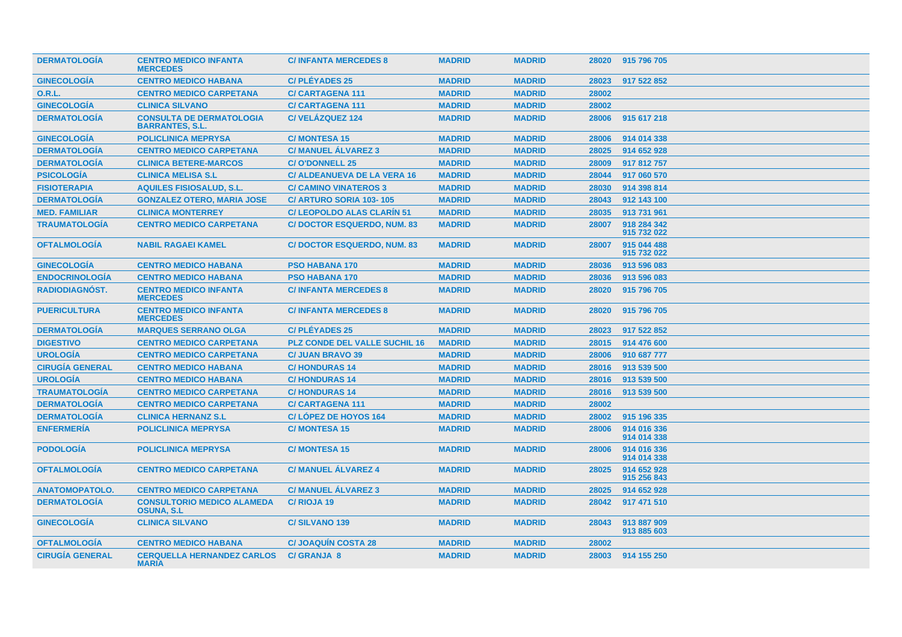| DERMATOLOGÍA | CENTRO MEDICO INFANTA MERCEDES | C/ INFANTA MERCEDES 8 | MADRID | MADRID | 28020 | 915 796 705 |
|---|---|---|---|---|---|---|
| GINECOLOGÍA | CENTRO MEDICO HABANA | C/ PLÉYADES 25 | MADRID | MADRID | 28023 | 917 522 852 |
| O.R.L. | CENTRO MEDICO CARPETANA | C/ CARTAGENA 111 | MADRID | MADRID | 28002 | |
| GINECOLOGÍA | CLINICA SILVANO | C/ CARTAGENA 111 | MADRID | MADRID | 28002 | |
| DERMATOLOGÍA | CONSULTA DE DERMATOLOGIA BARRANTES, S.L. | C/ VELÁZQUEZ 124 | MADRID | MADRID | 28006 | 915 617 218 |
| GINECOLOGÍA | POLICLINICA MEPRYSA | C/ MONTESA 15 | MADRID | MADRID | 28006 | 914 014 338 |
| DERMATOLOGÍA | CENTRO MEDICO CARPETANA | C/ MANUEL ÁLVAREZ 3 | MADRID | MADRID | 28025 | 914 652 928 |
| DERMATOLOGÍA | CLINICA BETERE-MARCOS | C/ O'DONNELL 25 | MADRID | MADRID | 28009 | 917 812 757 |
| PSICOLOGÍA | CLINICA MELISA S.L | C/ ALDEANUEVA DE LA VERA 16 | MADRID | MADRID | 28044 | 917 060 570 |
| FISIOTERAPIA | AQUILES FISIOSALUD, S.L. | C/ CAMINO VINATEROS 3 | MADRID | MADRID | 28030 | 914 398 814 |
| DERMATOLOGÍA | GONZALEZ OTERO, MARIA JOSE | C/ ARTURO SORIA 103- 105 | MADRID | MADRID | 28043 | 912 143 100 |
| MED. FAMILIAR | CLINICA MONTERREY | C/ LEOPOLDO ALAS CLARÍN 51 | MADRID | MADRID | 28035 | 913 731 961 |
| TRAUMATOLOGÍA | CENTRO MEDICO CARPETANA | C/ DOCTOR ESQUERDO, NUM. 83 | MADRID | MADRID | 28007 | 918 284 342 915 732 022 |
| OFTALMOLOGÍA | NABIL RAGAEI KAMEL | C/ DOCTOR ESQUERDO, NUM. 83 | MADRID | MADRID | 28007 | 915 044 488 915 732 022 |
| GINECOLOGÍA | CENTRO MEDICO HABANA | PSO HABANA 170 | MADRID | MADRID | 28036 | 913 596 083 |
| ENDOCRINOLOGÍA | CENTRO MEDICO HABANA | PSO HABANA 170 | MADRID | MADRID | 28036 | 913 596 083 |
| RADIODIAGNÓST. | CENTRO MEDICO INFANTA MERCEDES | C/ INFANTA MERCEDES 8 | MADRID | MADRID | 28020 | 915 796 705 |
| PUERICULTURA | CENTRO MEDICO INFANTA MERCEDES | C/ INFANTA MERCEDES 8 | MADRID | MADRID | 28020 | 915 796 705 |
| DERMATOLOGÍA | MARQUES SERRANO OLGA | C/ PLÉYADES 25 | MADRID | MADRID | 28023 | 917 522 852 |
| DIGESTIVO | CENTRO MEDICO CARPETANA | PLZ CONDE DEL VALLE SUCHIL 16 | MADRID | MADRID | 28015 | 914 476 600 |
| UROLOGÍA | CENTRO MEDICO CARPETANA | C/ JUAN BRAVO 39 | MADRID | MADRID | 28006 | 910 687 777 |
| CIRUGÍA GENERAL | CENTRO MEDICO HABANA | C/ HONDURAS 14 | MADRID | MADRID | 28016 | 913 539 500 |
| UROLOGÍA | CENTRO MEDICO HABANA | C/ HONDURAS 14 | MADRID | MADRID | 28016 | 913 539 500 |
| TRAUMATOLOGÍA | CENTRO MEDICO CARPETANA | C/ HONDURAS 14 | MADRID | MADRID | 28016 | 913 539 500 |
| DERMATOLOGÍA | CENTRO MEDICO CARPETANA | C/ CARTAGENA 111 | MADRID | MADRID | 28002 | |
| DERMATOLOGÍA | CLINICA HERNANZ S.L | C/ LÓPEZ DE HOYOS 164 | MADRID | MADRID | 28002 | 915 196 335 |
| ENFERMERÍA | POLICLINICA MEPRYSA | C/ MONTESA 15 | MADRID | MADRID | 28006 | 914 016 336 914 014 338 |
| PODOLOGÍA | POLICLINICA MEPRYSA | C/ MONTESA 15 | MADRID | MADRID | 28006 | 914 016 336 914 014 338 |
| OFTALMOLOGÍA | CENTRO MEDICO CARPETANA | C/ MANUEL ÁLVAREZ 4 | MADRID | MADRID | 28025 | 914 652 928 915 256 843 |
| ANATOMOPATOLO. | CENTRO MEDICO CARPETANA | C/ MANUEL ÁLVAREZ 3 | MADRID | MADRID | 28025 | 914 652 928 |
| DERMATOLOGÍA | CONSULTORIO MEDICO ALAMEDA OSUNA, S.L | C/ RIOJA 19 | MADRID | MADRID | 28042 | 917 471 510 |
| GINECOLOGÍA | CLINICA SILVANO | C/ SILVANO 139 | MADRID | MADRID | 28043 | 913 887 909 913 885 603 |
| OFTALMOLOGÍA | CENTRO MEDICO HABANA | C/ JOAQUÍN COSTA 28 | MADRID | MADRID | 28002 | |
| CIRUGÍA GENERAL | CERQUELLA HERNANDEZ CARLOS MARIA | C/ GRANJA 8 | MADRID | MADRID | 28003 | 914 155 250 |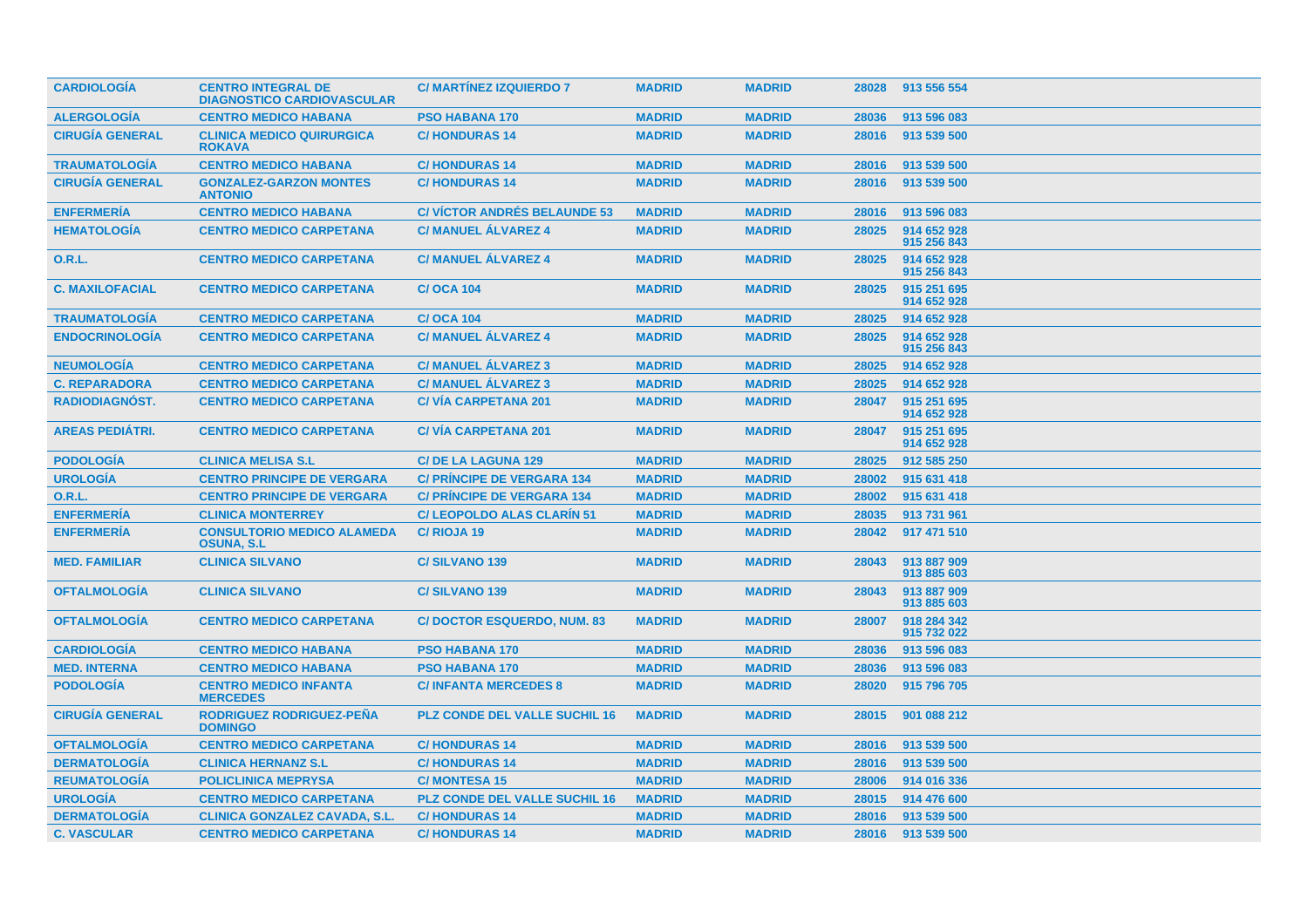| | | | | | | |
|---|---|---|---|---|---|---|
| **CARDIOLOGÍA** | **CENTRO INTEGRAL DE DIAGNOSTICO CARDIOVASCULAR** | **C/ MARTÍNEZ IZQUIERDO 7** | **MADRID** | **MADRID** | **28028** | **913 556 554** |
| **ALERGOLOGÍA** | **CENTRO MEDICO HABANA** | **PSO HABANA 170** | **MADRID** | **MADRID** | **28036** | **913 596 083** |
| **CIRUGÍA GENERAL** | **CLINICA MEDICO QUIRURGICA ROKAVA** | **C/ HONDURAS 14** | **MADRID** | **MADRID** | **28016** | **913 539 500** |
| **TRAUMATOLOGÍA** | **CENTRO MEDICO HABANA** | **C/ HONDURAS 14** | **MADRID** | **MADRID** | **28016** | **913 539 500** |
| **CIRUGÍA GENERAL** | **GONZALEZ-GARZON MONTES ANTONIO** | **C/ HONDURAS 14** | **MADRID** | **MADRID** | **28016** | **913 539 500** |
| **ENFERMERÍA** | **CENTRO MEDICO HABANA** | **C/ VÍCTOR ANDRÉS BELAUNDE 53** | **MADRID** | **MADRID** | **28016** | **913 596 083** |
| **HEMATOLOGÍA** | **CENTRO MEDICO CARPETANA** | **C/ MANUEL ÁLVAREZ 4** | **MADRID** | **MADRID** | **28025** | **914 652 928 915 256 843** |
| **O.R.L.** | **CENTRO MEDICO CARPETANA** | **C/ MANUEL ÁLVAREZ 4** | **MADRID** | **MADRID** | **28025** | **914 652 928 915 256 843** |
| **C. MAXILOFACIAL** | **CENTRO MEDICO CARPETANA** | **C/ OCA 104** | **MADRID** | **MADRID** | **28025** | **915 251 695 914 652 928** |
| **TRAUMATOLOGÍA** | **CENTRO MEDICO CARPETANA** | **C/ OCA 104** | **MADRID** | **MADRID** | **28025** | **914 652 928** |
| **ENDOCRINOLOGÍA** | **CENTRO MEDICO CARPETANA** | **C/ MANUEL ÁLVAREZ 4** | **MADRID** | **MADRID** | **28025** | **914 652 928 915 256 843** |
| **NEUMOLOGÍA** | **CENTRO MEDICO CARPETANA** | **C/ MANUEL ÁLVAREZ 3** | **MADRID** | **MADRID** | **28025** | **914 652 928** |
| **C. REPARADORA** | **CENTRO MEDICO CARPETANA** | **C/ MANUEL ÁLVAREZ 3** | **MADRID** | **MADRID** | **28025** | **914 652 928** |
| **RADIODIAGNÓST.** | **CENTRO MEDICO CARPETANA** | **C/ VÍA CARPETANA 201** | **MADRID** | **MADRID** | **28047** | **915 251 695 914 652 928** |
| **AREAS PEDIÁTRI.** | **CENTRO MEDICO CARPETANA** | **C/ VÍA CARPETANA 201** | **MADRID** | **MADRID** | **28047** | **915 251 695 914 652 928** |
| **PODOLOGÍA** | **CLINICA MELISA S.L** | **C/ DE LA LAGUNA 129** | **MADRID** | **MADRID** | **28025** | **912 585 250** |
| **UROLOGÍA** | **CENTRO PRINCIPE DE VERGARA** | **C/ PRÍNCIPE DE VERGARA 134** | **MADRID** | **MADRID** | **28002** | **915 631 418** |
| **O.R.L.** | **CENTRO PRINCIPE DE VERGARA** | **C/ PRÍNCIPE DE VERGARA 134** | **MADRID** | **MADRID** | **28002** | **915 631 418** |
| **ENFERMERÍA** | **CLINICA MONTERREY** | **C/ LEOPOLDO ALAS CLARÍN 51** | **MADRID** | **MADRID** | **28035** | **913 731 961** |
| **ENFERMERÍA** | **CONSULTORIO MEDICO ALAMEDA OSUNA, S.L** | **C/ RIOJA 19** | **MADRID** | **MADRID** | **28042** | **917 471 510** |
| **MED. FAMILIAR** | **CLINICA SILVANO** | **C/ SILVANO 139** | **MADRID** | **MADRID** | **28043** | **913 887 909 913 885 603** |
| **OFTALMOLOGÍA** | **CLINICA SILVANO** | **C/ SILVANO 139** | **MADRID** | **MADRID** | **28043** | **913 887 909 913 885 603** |
| **OFTALMOLOGÍA** | **CENTRO MEDICO CARPETANA** | **C/ DOCTOR ESQUERDO, NUM. 83** | **MADRID** | **MADRID** | **28007** | **918 284 342 915 732 022** |
| **CARDIOLOGÍA** | **CENTRO MEDICO HABANA** | **PSO HABANA 170** | **MADRID** | **MADRID** | **28036** | **913 596 083** |
| **MED. INTERNA** | **CENTRO MEDICO HABANA** | **PSO HABANA 170** | **MADRID** | **MADRID** | **28036** | **913 596 083** |
| **PODOLOGÍA** | **CENTRO MEDICO INFANTA MERCEDES** | **C/ INFANTA MERCEDES 8** | **MADRID** | **MADRID** | **28020** | **915 796 705** |
| **CIRUGÍA GENERAL** | **RODRIGUEZ RODRIGUEZ-PEÑA DOMINGO** | **PLZ CONDE DEL VALLE SUCHIL 16** | **MADRID** | **MADRID** | **28015** | **901 088 212** |
| **OFTALMOLOGÍA** | **CENTRO MEDICO CARPETANA** | **C/ HONDURAS 14** | **MADRID** | **MADRID** | **28016** | **913 539 500** |
| **DERMATOLOGÍA** | **CLINICA HERNANZ S.L** | **C/ HONDURAS 14** | **MADRID** | **MADRID** | **28016** | **913 539 500** |
| **REUMATOLOGÍA** | **POLICLINICA MEPRYSA** | **C/ MONTESA 15** | **MADRID** | **MADRID** | **28006** | **914 016 336** |
| **UROLOGÍA** | **CENTRO MEDICO CARPETANA** | **PLZ CONDE DEL VALLE SUCHIL 16** | **MADRID** | **MADRID** | **28015** | **914 476 600** |
| **DERMATOLOGÍA** | **CLINICA GONZALEZ CAVADA, S.L.** | **C/ HONDURAS 14** | **MADRID** | **MADRID** | **28016** | **913 539 500** |
| **C. VASCULAR** | **CENTRO MEDICO CARPETANA** | **C/ HONDURAS 14** | **MADRID** | **MADRID** | **28016** | **913 539 500** |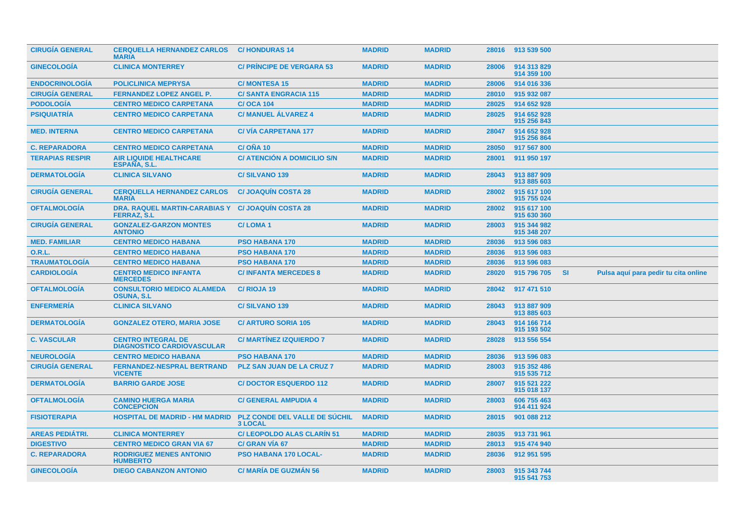| | | | | | | | | |
|---|---|---|---|---|---|---|---|---|
| CIRUGÍA GENERAL | CERQUELLA HERNANDEZ CARLOS MARIA | C/ HONDURAS 14 | MADRID | MADRID | 28016 | 913 539 500 | | |
| GINECOLOGÍA | CLINICA MONTERREY | C/ PRÍNCIPE DE VERGARA 53 | MADRID | MADRID | 28006 | 914 313 829 914 359 100 | | |
| ENDOCRINOLOGÍA | POLICLINICA MEPRYSA | C/ MONTESA 15 | MADRID | MADRID | 28006 | 914 016 336 | | |
| CIRUGÍA GENERAL | FERNANDEZ LOPEZ ANGEL P. | C/ SANTA ENGRACIA 115 | MADRID | MADRID | 28010 | 915 932 087 | | |
| PODOLOGÍA | CENTRO MEDICO CARPETANA | C/ OCA 104 | MADRID | MADRID | 28025 | 914 652 928 | | |
| PSIQUIATRÍA | CENTRO MEDICO CARPETANA | C/ MANUEL ÁLVAREZ 4 | MADRID | MADRID | 28025 | 914 652 928 915 256 843 | | |
| MED. INTERNA | CENTRO MEDICO CARPETANA | C/ VÍA CARPETANA 177 | MADRID | MADRID | 28047 | 914 652 928 915 256 864 | | |
| C. REPARADORA | CENTRO MEDICO CARPETANA | C/ OÑA 10 | MADRID | MADRID | 28050 | 917 567 800 | | |
| TERAPIAS RESPIR | AIR LIQUIDE HEALTHCARE ESPAÑA, S.L. | C/ ATENCIÓN A DOMICILIO S/N | MADRID | MADRID | 28001 | 911 950 197 | | |
| DERMATOLOGÍA | CLINICA SILVANO | C/ SILVANO 139 | MADRID | MADRID | 28043 | 913 887 909 913 885 603 | | |
| CIRUGÍA GENERAL | CERQUELLA HERNANDEZ CARLOS MARIA | C/ JOAQUÍN COSTA 28 | MADRID | MADRID | 28002 | 915 617 100 915 755 024 | | |
| OFTALMOLOGÍA | DRA. RAQUEL MARTIN-CARABIAS Y FERRAZ, S.L | C/ JOAQUÍN COSTA 28 | MADRID | MADRID | 28002 | 915 617 100 915 630 360 | | |
| CIRUGÍA GENERAL | GONZALEZ-GARZON MONTES ANTONIO | C/ LOMA 1 | MADRID | MADRID | 28003 | 915 344 982 915 348 207 | | |
| MED. FAMILIAR | CENTRO MEDICO HABANA | PSO HABANA 170 | MADRID | MADRID | 28036 | 913 596 083 | | |
| O.R.L. | CENTRO MEDICO HABANA | PSO HABANA 170 | MADRID | MADRID | 28036 | 913 596 083 | | |
| TRAUMATOLOGÍA | CENTRO MEDICO HABANA | PSO HABANA 170 | MADRID | MADRID | 28036 | 913 596 083 | | |
| CARDIOLOGÍA | CENTRO MEDICO INFANTA MERCEDES | C/ INFANTA MERCEDES 8 | MADRID | MADRID | 28020 | 915 796 705 | SI | Pulsa aquí para pedir tu cita online |
| OFTALMOLOGÍA | CONSULTORIO MEDICO ALAMEDA OSUNA, S.L | C/ RIOJA 19 | MADRID | MADRID | 28042 | 917 471 510 | | |
| ENFERMERÍA | CLINICA SILVANO | C/ SILVANO 139 | MADRID | MADRID | 28043 | 913 887 909 913 885 603 | | |
| DERMATOLOGÍA | GONZALEZ OTERO, MARIA JOSE | C/ ARTURO SORIA 105 | MADRID | MADRID | 28043 | 914 166 714 915 193 502 | | |
| C. VASCULAR | CENTRO INTEGRAL DE DIAGNOSTICO CARDIOVASCULAR | C/ MARTÍNEZ IZQUIERDO 7 | MADRID | MADRID | 28028 | 913 556 554 | | |
| NEUROLOGÍA | CENTRO MEDICO HABANA | PSO HABANA 170 | MADRID | MADRID | 28036 | 913 596 083 | | |
| CIRUGÍA GENERAL | FERNANDEZ-NESPRAL BERTRAND VICENTE | PLZ SAN JUAN DE LA CRUZ 7 | MADRID | MADRID | 28003 | 915 352 486 915 535 712 | | |
| DERMATOLOGÍA | BARRIO GARDE JOSE | C/ DOCTOR ESQUERDO 112 | MADRID | MADRID | 28007 | 915 521 222 915 018 137 | | |
| OFTALMOLOGÍA | CAMINO HUERGA MARIA CONCEPCION | C/ GENERAL AMPUDIA 4 | MADRID | MADRID | 28003 | 606 755 463 914 411 924 | | |
| FISIOTERAPIA | HOSPITAL DE MADRID - HM MADRID | PLZ CONDE DEL VALLE DE SÚCHIL 3 LOCAL | MADRID | MADRID | 28015 | 901 088 212 | | |
| AREAS PEDIÁTRI. | CLINICA MONTERREY | C/ LEOPOLDO ALAS CLARÍN 51 | MADRID | MADRID | 28035 | 913 731 961 | | |
| DIGESTIVO | CENTRO MEDICO GRAN VIA 67 | C/ GRAN VÍA 67 | MADRID | MADRID | 28013 | 915 474 940 | | |
| C. REPARADORA | RODRIGUEZ MENES ANTONIO HUMBERTO | PSO HABANA 170 LOCAL- | MADRID | MADRID | 28036 | 912 951 595 | | |
| GINECOLOGÍA | DIEGO CABANZON ANTONIO | C/ MARÍA DE GUZMÁN 56 | MADRID | MADRID | 28003 | 915 343 744 915 541 753 | | |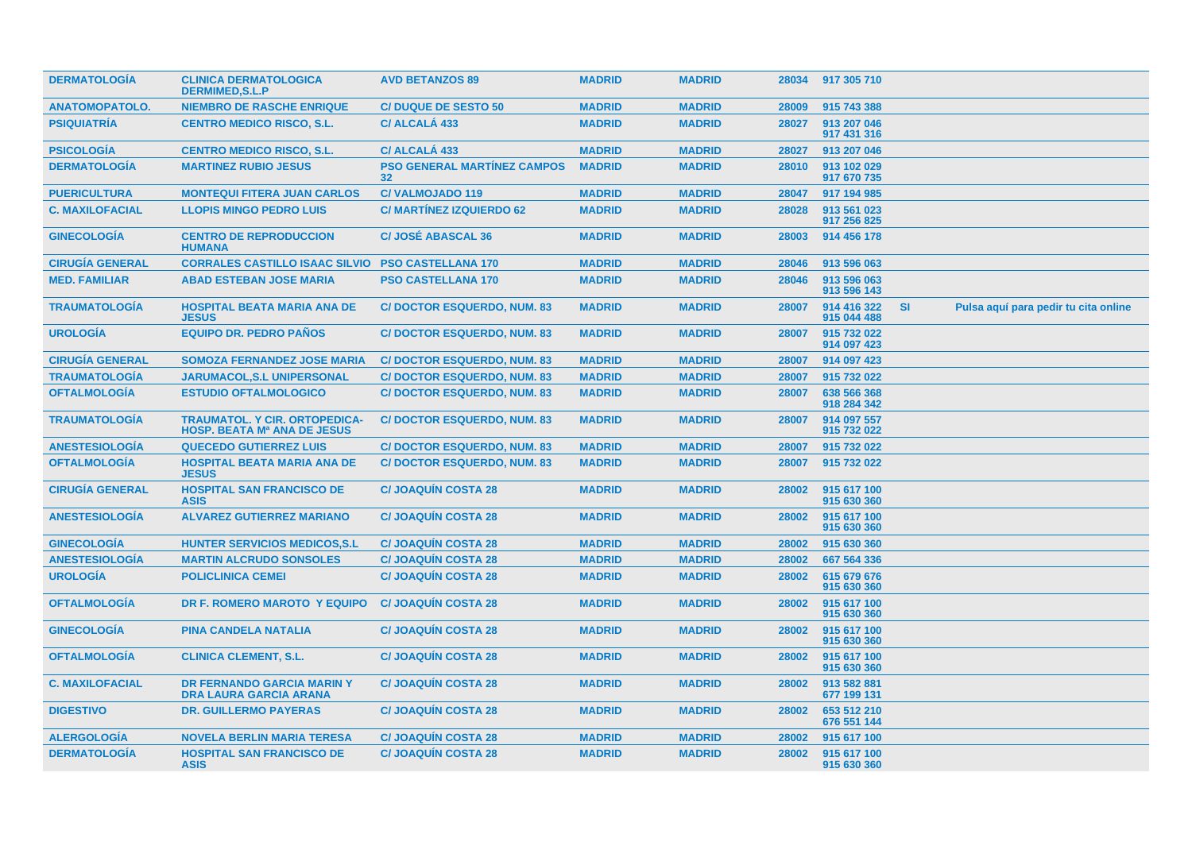| | | | | | | | | |
|---|---|---|---|---|---|---|---|---|
| DERMATOLOGÍA | CLINICA DERMATOLOGICA DERMIMED,S.L.P | AVD BETANZOS 89 | MADRID | MADRID | 28034 | 917 305 710 | | |
| ANATOMOPATOLO. | NIEMBRO DE RASCHE ENRIQUE | C/ DUQUE DE SESTO 50 | MADRID | MADRID | 28009 | 915 743 388 | | |
| PSIQUIATRÍA | CENTRO MEDICO RISCO, S.L. | C/ ALCALÁ 433 | MADRID | MADRID | 28027 | 913 207 046<br>917 431 316 | | |
| PSICOLOGÍA | CENTRO MEDICO RISCO, S.L. | C/ ALCALÁ 433 | MADRID | MADRID | 28027 | 913 207 046 | | |
| DERMATOLOGÍA | MARTINEZ RUBIO JESUS | PSO GENERAL MARTÍNEZ CAMPOS 32 | MADRID | MADRID | 28010 | 913 102 029<br>917 670 735 | | |
| PUERICULTURA | MONTEQUI FITERA JUAN CARLOS | C/ VALMOJADO 119 | MADRID | MADRID | 28047 | 917 194 985 | | |
| C. MAXILOFACIAL | LLOPIS MINGO PEDRO LUIS | C/ MARTÍNEZ IZQUIERDO 62 | MADRID | MADRID | 28028 | 913 561 023<br>917 256 825 | | |
| GINECOLOGÍA | CENTRO DE REPRODUCCION HUMANA | C/ JOSÉ ABASCAL 36 | MADRID | MADRID | 28003 | 914 456 178 | | |
| CIRUGÍA GENERAL | CORRALES CASTILLO ISAAC SILVIO | PSO CASTELLANA 170 | MADRID | MADRID | 28046 | 913 596 063 | | |
| MED. FAMILIAR | ABAD ESTEBAN JOSE MARIA | PSO CASTELLANA 170 | MADRID | MADRID | 28046 | 913 596 063<br>913 596 143 | | |
| TRAUMATOLOGÍA | HOSPITAL BEATA MARIA ANA DE JESUS | C/ DOCTOR ESQUERDO, NUM. 83 | MADRID | MADRID | 28007 | 914 416 322<br>915 044 488 | SI | Pulsa aquí para pedir tu cita online |
| UROLOGÍA | EQUIPO DR. PEDRO PAÑOS | C/ DOCTOR ESQUERDO, NUM. 83 | MADRID | MADRID | 28007 | 915 732 022<br>914 097 423 | | |
| CIRUGÍA GENERAL | SOMOZA FERNANDEZ JOSE MARIA | C/ DOCTOR ESQUERDO, NUM. 83 | MADRID | MADRID | 28007 | 914 097 423 | | |
| TRAUMATOLOGÍA | JARUMACOL,S.L UNIPERSONAL | C/ DOCTOR ESQUERDO, NUM. 83 | MADRID | MADRID | 28007 | 915 732 022 | | |
| OFTALMOLOGÍA | ESTUDIO OFTALMOLOGICO | C/ DOCTOR ESQUERDO, NUM. 83 | MADRID | MADRID | 28007 | 638 566 368<br>918 284 342 | | |
| TRAUMATOLOGÍA | TRAUMATOL. Y CIR. ORTOPEDICA-HOSP. BEATA Mª ANA DE JESUS | C/ DOCTOR ESQUERDO, NUM. 83 | MADRID | MADRID | 28007 | 914 097 557<br>915 732 022 | | |
| ANESTESIOLOGÍA | QUECEDO GUTIERREZ LUIS | C/ DOCTOR ESQUERDO, NUM. 83 | MADRID | MADRID | 28007 | 915 732 022 | | |
| OFTALMOLOGÍA | HOSPITAL BEATA MARIA ANA DE JESUS | C/ DOCTOR ESQUERDO, NUM. 83 | MADRID | MADRID | 28007 | 915 732 022 | | |
| CIRUGÍA GENERAL | HOSPITAL SAN FRANCISCO DE ASIS | C/ JOAQUÍN COSTA 28 | MADRID | MADRID | 28002 | 915 617 100<br>915 630 360 | | |
| ANESTESIOLOGÍA | ALVAREZ GUTIERREZ MARIANO | C/ JOAQUÍN COSTA 28 | MADRID | MADRID | 28002 | 915 617 100<br>915 630 360 | | |
| GINECOLOGÍA | HUNTER SERVICIOS MEDICOS,S.L | C/ JOAQUÍN COSTA 28 | MADRID | MADRID | 28002 | 915 630 360 | | |
| ANESTESIOLOGÍA | MARTIN ALCRUDO SONSOLES | C/ JOAQUÍN COSTA 28 | MADRID | MADRID | 28002 | 667 564 336 | | |
| UROLOGÍA | POLICLINICA CEMEI | C/ JOAQUÍN COSTA 28 | MADRID | MADRID | 28002 | 615 679 676<br>915 630 360 | | |
| OFTALMOLOGÍA | DR F. ROMERO MAROTO Y EQUIPO | C/ JOAQUÍN COSTA 28 | MADRID | MADRID | 28002 | 915 617 100<br>915 630 360 | | |
| GINECOLOGÍA | PINA CANDELA NATALIA | C/ JOAQUÍN COSTA 28 | MADRID | MADRID | 28002 | 915 617 100<br>915 630 360 | | |
| OFTALMOLOGÍA | CLINICA CLEMENT, S.L. | C/ JOAQUÍN COSTA 28 | MADRID | MADRID | 28002 | 915 617 100<br>915 630 360 | | |
| C. MAXILOFACIAL | DR FERNANDO GARCIA MARIN Y DRA LAURA GARCIA ARANA | C/ JOAQUÍN COSTA 28 | MADRID | MADRID | 28002 | 913 582 881<br>677 199 131 | | |
| DIGESTIVO | DR. GUILLERMO PAYERAS | C/ JOAQUÍN COSTA 28 | MADRID | MADRID | 28002 | 653 512 210<br>676 551 144 | | |
| ALERGOLOGÍA | NOVELA BERLIN MARIA TERESA | C/ JOAQUÍN COSTA 28 | MADRID | MADRID | 28002 | 915 617 100 | | |
| DERMATOLOGÍA | HOSPITAL SAN FRANCISCO DE ASIS | C/ JOAQUÍN COSTA 28 | MADRID | MADRID | 28002 | 915 617 100<br>915 630 360 | | |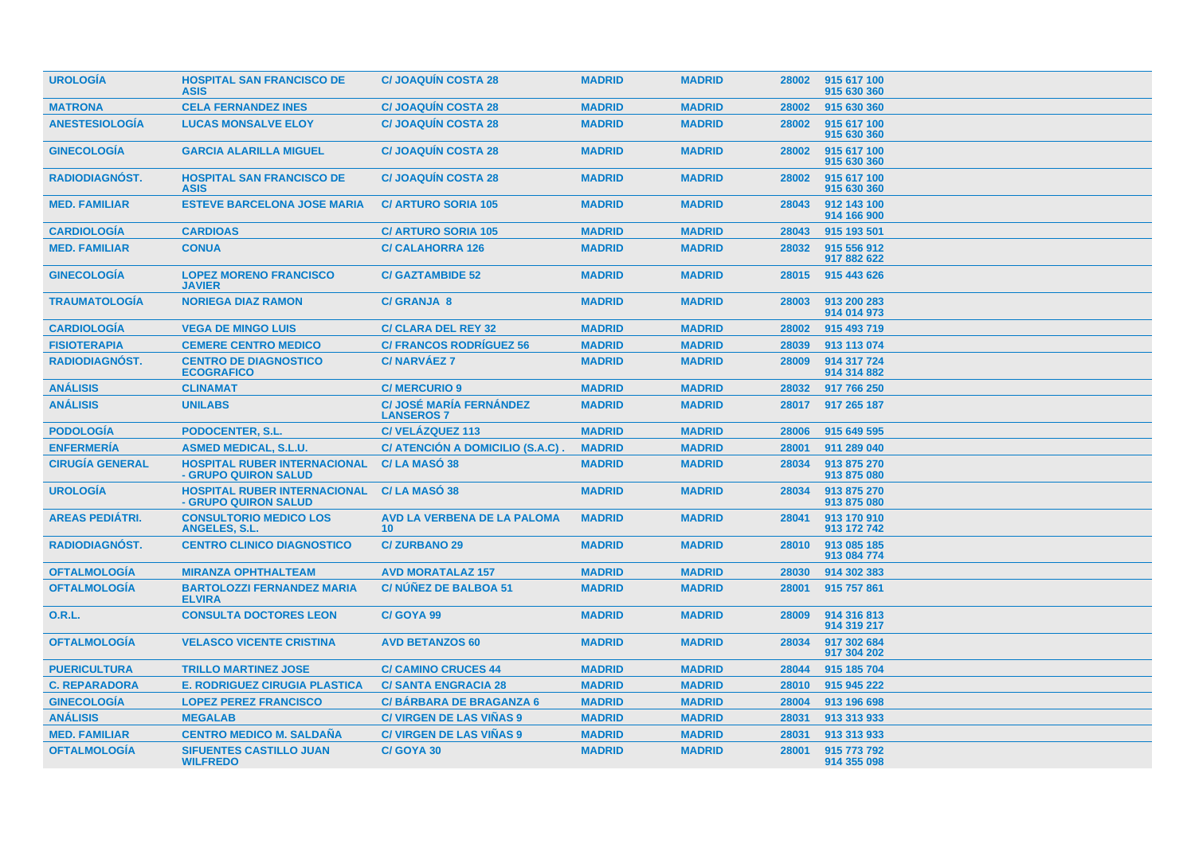| | | | | | | |
|---|---|---|---|---|---|---|
| **UROLOGÍA** | **HOSPITAL SAN FRANCISCO DE ASIS** | **C/ JOAQUÍN COSTA 28** | **MADRID** | **MADRID** | 28002 | 915 617 100<br>915 630 360 |
| **MATRONA** | **CELA FERNANDEZ INES** | **C/ JOAQUÍN COSTA 28** | **MADRID** | **MADRID** | 28002 | 915 630 360 |
| **ANESTESIOLOGÍA** | **LUCAS MONSALVE ELOY** | **C/ JOAQUÍN COSTA 28** | **MADRID** | **MADRID** | 28002 | 915 617 100<br>915 630 360 |
| **GINECOLOGÍA** | **GARCIA ALARILLA MIGUEL** | **C/ JOAQUÍN COSTA 28** | **MADRID** | **MADRID** | 28002 | 915 617 100<br>915 630 360 |
| **RADIODIAGNÓST.** | **HOSPITAL SAN FRANCISCO DE ASIS** | **C/ JOAQUÍN COSTA 28** | **MADRID** | **MADRID** | 28002 | 915 617 100<br>915 630 360 |
| **MED. FAMILIAR** | **ESTEVE BARCELONA JOSE MARIA** | **C/ ARTURO SORIA 105** | **MADRID** | **MADRID** | 28043 | 912 143 100<br>914 166 900 |
| **CARDIOLOGÍA** | **CARDIOAS** | **C/ ARTURO SORIA 105** | **MADRID** | **MADRID** | 28043 | 915 193 501 |
| **MED. FAMILIAR** | **CONUA** | **C/ CALAHORRA 126** | **MADRID** | **MADRID** | 28032 | 915 556 912<br>917 882 622 |
| **GINECOLOGÍA** | **LOPEZ MORENO FRANCISCO JAVIER** | **C/ GAZTAMBIDE 52** | **MADRID** | **MADRID** | 28015 | 915 443 626 |
| **TRAUMATOLOGÍA** | **NORIEGA DIAZ RAMON** | **C/ GRANJA 8** | **MADRID** | **MADRID** | 28003 | 913 200 283<br>914 014 973 |
| **CARDIOLOGÍA** | **VEGA DE MINGO LUIS** | **C/ CLARA DEL REY 32** | **MADRID** | **MADRID** | 28002 | 915 493 719 |
| **FISIOTERAPIA** | **CEMERE CENTRO MEDICO** | **C/ FRANCOS RODRÍGUEZ 56** | **MADRID** | **MADRID** | 28039 | 913 113 074 |
| **RADIODIAGNÓST.** | **CENTRO DE DIAGNOSTICO ECOGRAFICO** | **C/ NARVÁEZ 7** | **MADRID** | **MADRID** | 28009 | 914 317 724<br>914 314 882 |
| **ANÁLISIS** | **CLINAMAT** | **C/ MERCURIO 9** | **MADRID** | **MADRID** | 28032 | 917 766 250 |
| **ANÁLISIS** | **UNILABS** | **C/ JOSÉ MARÍA FERNÁNDEZ LANSEROS 7** | **MADRID** | **MADRID** | 28017 | 917 265 187 |
| **PODOLOGÍA** | **PODOCENTER, S.L.** | **C/ VELÁZQUEZ 113** | **MADRID** | **MADRID** | 28006 | 915 649 595 |
| **ENFERMERÍA** | **ASMED MEDICAL, S.L.U.** | **C/ ATENCIÓN A DOMICILIO (S.A.C) .** | **MADRID** | **MADRID** | 28001 | 911 289 040 |
| **CIRUGÍA GENERAL** | **HOSPITAL RUBER INTERNACIONAL - GRUPO QUIRON SALUD** | **C/ LA MASÓ 38** | **MADRID** | **MADRID** | 28034 | 913 875 270<br>913 875 080 |
| **UROLOGÍA** | **HOSPITAL RUBER INTERNACIONAL - GRUPO QUIRON SALUD** | **C/ LA MASÓ 38** | **MADRID** | **MADRID** | 28034 | 913 875 270<br>913 875 080 |
| **AREAS PEDIÁTRI.** | **CONSULTORIO MEDICO LOS ANGELES, S.L.** | **AVD LA VERBENA DE LA PALOMA 10** | **MADRID** | **MADRID** | 28041 | 913 170 910<br>913 172 742 |
| **RADIODIAGNÓST.** | **CENTRO CLINICO DIAGNOSTICO** | **C/ ZURBANO 29** | **MADRID** | **MADRID** | 28010 | 913 085 185<br>913 084 774 |
| **OFTALMOLOGÍA** | **MIRANZA OPHTHALTEAM** | **AVD MORATALAZ 157** | **MADRID** | **MADRID** | 28030 | 914 302 383 |
| **OFTALMOLOGÍA** | **BARTOLOZZI FERNANDEZ MARIA ELVIRA** | **C/ NÚÑEZ DE BALBOA 51** | **MADRID** | **MADRID** | 28001 | 915 757 861 |
| **O.R.L.** | **CONSULTA DOCTORES LEON** | **C/ GOYA 99** | **MADRID** | **MADRID** | 28009 | 914 316 813<br>914 319 217 |
| **OFTALMOLOGÍA** | **VELASCO VICENTE CRISTINA** | **AVD BETANZOS 60** | **MADRID** | **MADRID** | 28034 | 917 302 684<br>917 304 202 |
| **PUERICULTURA** | **TRILLO MARTINEZ JOSE** | **C/ CAMINO CRUCES 44** | **MADRID** | **MADRID** | 28044 | 915 185 704 |
| **C. REPARADORA** | **E. RODRIGUEZ CIRUGIA PLASTICA** | **C/ SANTA ENGRACIA 28** | **MADRID** | **MADRID** | 28010 | 915 945 222 |
| **GINECOLOGÍA** | **LOPEZ PEREZ FRANCISCO** | **C/ BÁRBARA DE BRAGANZA 6** | **MADRID** | **MADRID** | 28004 | 913 196 698 |
| **ANÁLISIS** | **MEGALAB** | **C/ VIRGEN DE LAS VIÑAS 9** | **MADRID** | **MADRID** | 28031 | 913 313 933 |
| **MED. FAMILIAR** | **CENTRO MEDICO M. SALDAÑA** | **C/ VIRGEN DE LAS VIÑAS 9** | **MADRID** | **MADRID** | 28031 | 913 313 933 |
| **OFTALMOLOGÍA** | **SIFUENTES CASTILLO JUAN WILFREDO** | **C/ GOYA 30** | **MADRID** | **MADRID** | 28001 | 915 773 792<br>914 355 098 |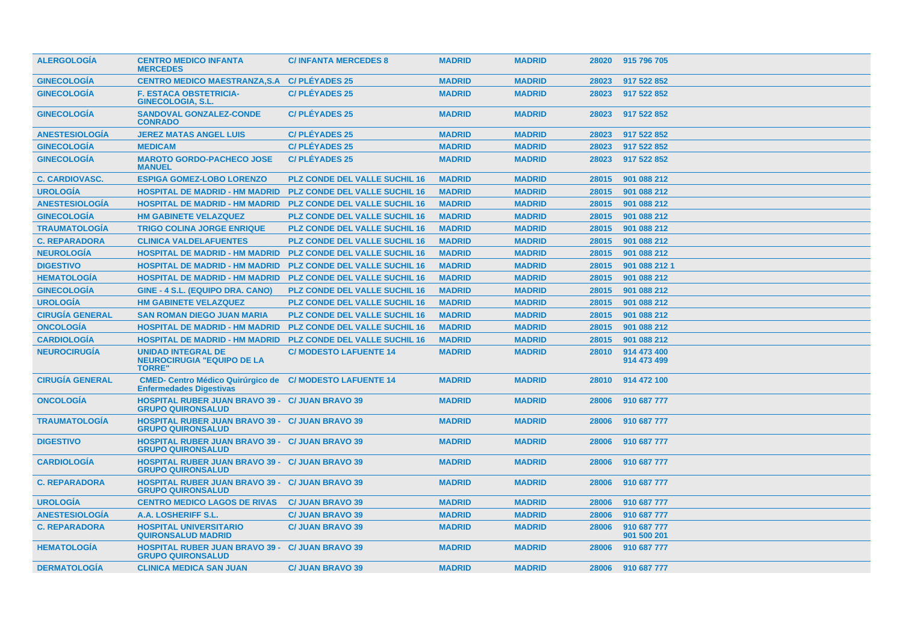| ALERGOLOGÍA | CENTRO MEDICO INFANTA MERCEDES | C/ INFANTA MERCEDES 8 | MADRID | MADRID | 28020 | 915 796 705 |
|---|---|---|---|---|---|---|
| GINECOLOGÍA | CENTRO MEDICO MAESTRANZA,S.A | C/ PLÉYADES 25 | MADRID | MADRID | 28023 | 917 522 852 |
| GINECOLOGÍA | F. ESTACA OBSTETRICIA-GINECOLOGIA, S.L. | C/ PLÉYADES 25 | MADRID | MADRID | 28023 | 917 522 852 |
| GINECOLOGÍA | SANDOVAL GONZALEZ-CONDE CONRADO | C/ PLÉYADES 25 | MADRID | MADRID | 28023 | 917 522 852 |
| ANESTESIOLOGÍA | JEREZ MATAS ANGEL LUIS | C/ PLÉYADES 25 | MADRID | MADRID | 28023 | 917 522 852 |
| GINECOLOGÍA | MEDICAM | C/ PLÉYADES 25 | MADRID | MADRID | 28023 | 917 522 852 |
| GINECOLOGÍA | MAROTO GORDO-PACHECO JOSE MANUEL | C/ PLÉYADES 25 | MADRID | MADRID | 28023 | 917 522 852 |
| C. CARDIOVASC. | ESPIGA GOMEZ-LOBO LORENZO | PLZ CONDE DEL VALLE SUCHIL 16 | MADRID | MADRID | 28015 | 901 088 212 |
| UROLOGÍA | HOSPITAL DE MADRID - HM MADRID | PLZ CONDE DEL VALLE SUCHIL 16 | MADRID | MADRID | 28015 | 901 088 212 |
| ANESTESIOLOGÍA | HOSPITAL DE MADRID - HM MADRID | PLZ CONDE DEL VALLE SUCHIL 16 | MADRID | MADRID | 28015 | 901 088 212 |
| GINECOLOGÍA | HM GABINETE VELAZQUEZ | PLZ CONDE DEL VALLE SUCHIL 16 | MADRID | MADRID | 28015 | 901 088 212 |
| TRAUMATOLOGÍA | TRIGO COLINA JORGE ENRIQUE | PLZ CONDE DEL VALLE SUCHIL 16 | MADRID | MADRID | 28015 | 901 088 212 |
| C. REPARADORA | CLINICA VALDELAFUENTES | PLZ CONDE DEL VALLE SUCHIL 16 | MADRID | MADRID | 28015 | 901 088 212 |
| NEUROLOGÍA | HOSPITAL DE MADRID - HM MADRID | PLZ CONDE DEL VALLE SUCHIL 16 | MADRID | MADRID | 28015 | 901 088 212 |
| DIGESTIVO | HOSPITAL DE MADRID - HM MADRID | PLZ CONDE DEL VALLE SUCHIL 16 | MADRID | MADRID | 28015 | 901 088 212 1 |
| HEMATOLOGÍA | HOSPITAL DE MADRID - HM MADRID | PLZ CONDE DEL VALLE SUCHIL 16 | MADRID | MADRID | 28015 | 901 088 212 |
| GINECOLOGÍA | GINE - 4 S.L. (EQUIPO DRA. CANO) | PLZ CONDE DEL VALLE SUCHIL 16 | MADRID | MADRID | 28015 | 901 088 212 |
| UROLOGÍA | HM GABINETE VELAZQUEZ | PLZ CONDE DEL VALLE SUCHIL 16 | MADRID | MADRID | 28015 | 901 088 212 |
| CIRUGÍA GENERAL | SAN ROMAN DIEGO JUAN MARIA | PLZ CONDE DEL VALLE SUCHIL 16 | MADRID | MADRID | 28015 | 901 088 212 |
| ONCOLOGÍA | HOSPITAL DE MADRID - HM MADRID | PLZ CONDE DEL VALLE SUCHIL 16 | MADRID | MADRID | 28015 | 901 088 212 |
| CARDIOLOGÍA | HOSPITAL DE MADRID - HM MADRID | PLZ CONDE DEL VALLE SUCHIL 16 | MADRID | MADRID | 28015 | 901 088 212 |
| NEUROCIRUGÍA | UNIDAD INTEGRAL DE NEUROCIRUGIA "EQUIPO DE LA TORRE" | C/ MODESTO LAFUENTE 14 | MADRID | MADRID | 28010 | 914 473 400 914 473 499 |
| CIRUGÍA GENERAL | CMED- Centro Médico Quirúrgico de Enfermedades Digestivas | C/ MODESTO LAFUENTE 14 | MADRID | MADRID | 28010 | 914 472 100 |
| ONCOLOGÍA | HOSPITAL RUBER JUAN BRAVO 39 - GRUPO QUIRONSALUD | C/ JUAN BRAVO 39 | MADRID | MADRID | 28006 | 910 687 777 |
| TRAUMATOLOGÍA | HOSPITAL RUBER JUAN BRAVO 39 - GRUPO QUIRONSALUD | C/ JUAN BRAVO 39 | MADRID | MADRID | 28006 | 910 687 777 |
| DIGESTIVO | HOSPITAL RUBER JUAN BRAVO 39 - GRUPO QUIRONSALUD | C/ JUAN BRAVO 39 | MADRID | MADRID | 28006 | 910 687 777 |
| CARDIOLOGÍA | HOSPITAL RUBER JUAN BRAVO 39 - GRUPO QUIRONSALUD | C/ JUAN BRAVO 39 | MADRID | MADRID | 28006 | 910 687 777 |
| C. REPARADORA | HOSPITAL RUBER JUAN BRAVO 39 - GRUPO QUIRONSALUD | C/ JUAN BRAVO 39 | MADRID | MADRID | 28006 | 910 687 777 |
| UROLOGÍA | CENTRO MEDICO LAGOS DE RIVAS | C/ JUAN BRAVO 39 | MADRID | MADRID | 28006 | 910 687 777 |
| ANESTESIOLOGÍA | A.A. LOSHERIFF S.L. | C/ JUAN BRAVO 39 | MADRID | MADRID | 28006 | 910 687 777 |
| C. REPARADORA | HOSPITAL UNIVERSITARIO QUIRONSALUD MADRID | C/ JUAN BRAVO 39 | MADRID | MADRID | 28006 | 910 687 777 901 500 201 |
| HEMATOLOGÍA | HOSPITAL RUBER JUAN BRAVO 39 - GRUPO QUIRONSALUD | C/ JUAN BRAVO 39 | MADRID | MADRID | 28006 | 910 687 777 |
| DERMATOLOGÍA | CLINICA MEDICA SAN JUAN | C/ JUAN BRAVO 39 | MADRID | MADRID | 28006 | 910 687 777 |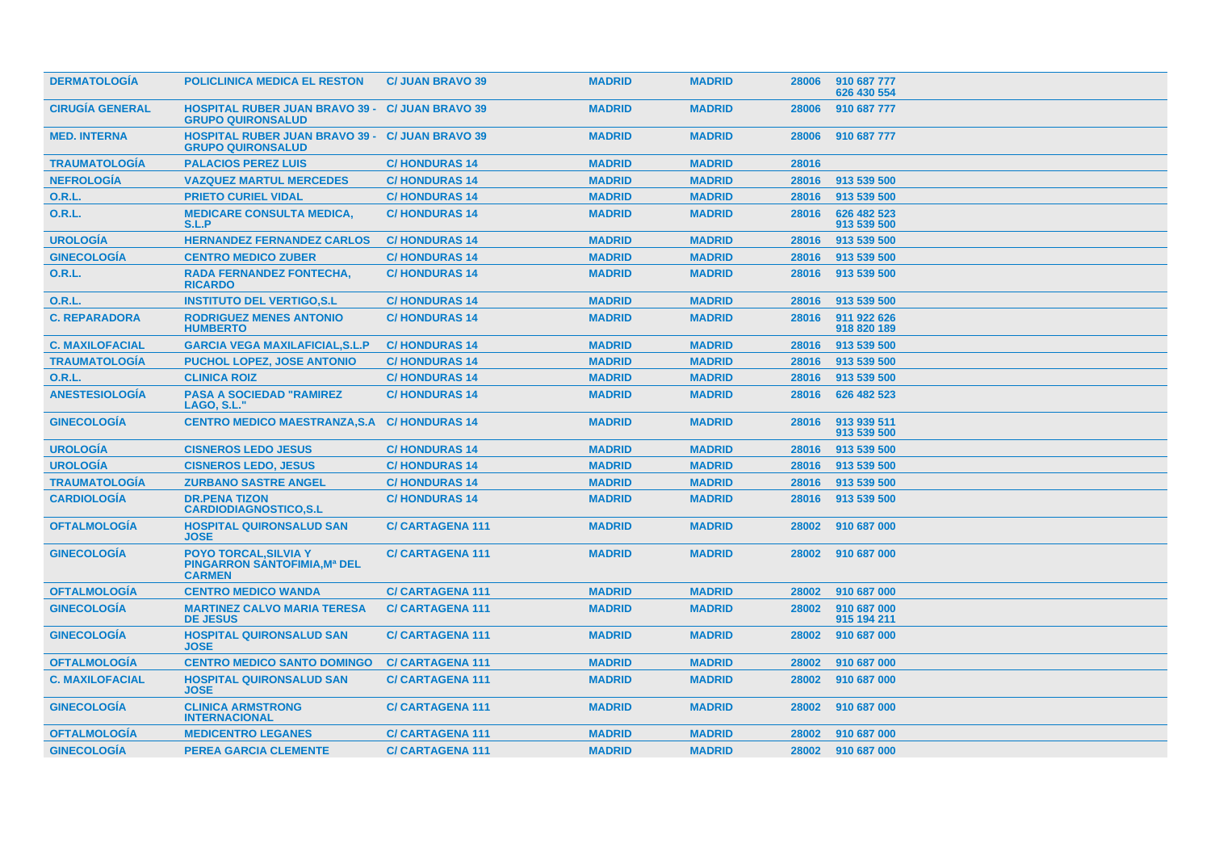| | | | | | | |
|---|---|---|---|---|---|---|
| **DERMATOLOGÍA** | **POLICLINICA MEDICA EL RESTON** | **C/ JUAN BRAVO 39** | **MADRID** | **MADRID** | **28006** | **910 687 777**<br>**626 430 554** |
| **CIRUGÍA GENERAL** | **HOSPITAL RUBER JUAN BRAVO 39 - GRUPO QUIRONSALUD** | **C/ JUAN BRAVO 39** | **MADRID** | **MADRID** | **28006** | **910 687 777** |
| **MED. INTERNA** | **HOSPITAL RUBER JUAN BRAVO 39 - GRUPO QUIRONSALUD** | **C/ JUAN BRAVO 39** | **MADRID** | **MADRID** | **28006** | **910 687 777** |
| **TRAUMATOLOGÍA** | **PALACIOS PEREZ LUIS** | **C/ HONDURAS 14** | **MADRID** | **MADRID** | **28016** | |
| **NEFROLOGÍA** | **VAZQUEZ MARTUL MERCEDES** | **C/ HONDURAS 14** | **MADRID** | **MADRID** | **28016** | **913 539 500** |
| **O.R.L.** | **PRIETO CURIEL VIDAL** | **C/ HONDURAS 14** | **MADRID** | **MADRID** | **28016** | **913 539 500** |
| **O.R.L.** | **MEDICARE CONSULTA MEDICA, S.L.P** | **C/ HONDURAS 14** | **MADRID** | **MADRID** | **28016** | **626 482 523**<br>**913 539 500** |
| **UROLOGÍA** | **HERNANDEZ FERNANDEZ CARLOS** | **C/ HONDURAS 14** | **MADRID** | **MADRID** | **28016** | **913 539 500** |
| **GINECOLOGÍA** | **CENTRO MEDICO ZUBER** | **C/ HONDURAS 14** | **MADRID** | **MADRID** | **28016** | **913 539 500** |
| **O.R.L.** | **RADA FERNANDEZ FONTECHA, RICARDO** | **C/ HONDURAS 14** | **MADRID** | **MADRID** | **28016** | **913 539 500** |
| **O.R.L.** | **INSTITUTO DEL VERTIGO,S.L** | **C/ HONDURAS 14** | **MADRID** | **MADRID** | **28016** | **913 539 500** |
| **C. REPARADORA** | **RODRIGUEZ MENES ANTONIO HUMBERTO** | **C/ HONDURAS 14** | **MADRID** | **MADRID** | **28016** | **911 922 626**<br>**918 820 189** |
| **C. MAXILOFACIAL** | **GARCIA VEGA MAXILAFICIAL,S.L.P** | **C/ HONDURAS 14** | **MADRID** | **MADRID** | **28016** | **913 539 500** |
| **TRAUMATOLOGÍA** | **PUCHOL LOPEZ, JOSE ANTONIO** | **C/ HONDURAS 14** | **MADRID** | **MADRID** | **28016** | **913 539 500** |
| **O.R.L.** | **CLINICA ROIZ** | **C/ HONDURAS 14** | **MADRID** | **MADRID** | **28016** | **913 539 500** |
| **ANESTESIOLOGÍA** | **PASA A SOCIEDAD "RAMIREZ LAGO, S.L."** | **C/ HONDURAS 14** | **MADRID** | **MADRID** | **28016** | **626 482 523** |
| **GINECOLOGÍA** | **CENTRO MEDICO MAESTRANZA,S.A** | **C/ HONDURAS 14** | **MADRID** | **MADRID** | **28016** | **913 939 511**<br>**913 539 500** |
| **UROLOGÍA** | **CISNEROS LEDO JESUS** | **C/ HONDURAS 14** | **MADRID** | **MADRID** | **28016** | **913 539 500** |
| **UROLOGÍA** | **CISNEROS LEDO, JESUS** | **C/ HONDURAS 14** | **MADRID** | **MADRID** | **28016** | **913 539 500** |
| **TRAUMATOLOGÍA** | **ZURBANO SASTRE ANGEL** | **C/ HONDURAS 14** | **MADRID** | **MADRID** | **28016** | **913 539 500** |
| **CARDIOLOGÍA** | **DR.PENA TIZON CARDIODIAGNOSTICO,S.L** | **C/ HONDURAS 14** | **MADRID** | **MADRID** | **28016** | **913 539 500** |
| **OFTALMOLOGÍA** | **HOSPITAL QUIRONSALUD SAN JOSE** | **C/ CARTAGENA 111** | **MADRID** | **MADRID** | **28002** | **910 687 000** |
| **GINECOLOGÍA** | **POYO TORCAL,SILVIA Y PINGARRON SANTOFIMIA,Mª DEL CARMEN** | **C/ CARTAGENA 111** | **MADRID** | **MADRID** | **28002** | **910 687 000** |
| **OFTALMOLOGÍA** | **CENTRO MEDICO WANDA** | **C/ CARTAGENA 111** | **MADRID** | **MADRID** | **28002** | **910 687 000** |
| **GINECOLOGÍA** | **MARTINEZ CALVO MARIA TERESA DE JESUS** | **C/ CARTAGENA 111** | **MADRID** | **MADRID** | **28002** | **910 687 000**<br>**915 194 211** |
| **GINECOLOGÍA** | **HOSPITAL QUIRONSALUD SAN JOSE** | **C/ CARTAGENA 111** | **MADRID** | **MADRID** | **28002** | **910 687 000** |
| **OFTALMOLOGÍA** | **CENTRO MEDICO SANTO DOMINGO** | **C/ CARTAGENA 111** | **MADRID** | **MADRID** | **28002** | **910 687 000** |
| **C. MAXILOFACIAL** | **HOSPITAL QUIRONSALUD SAN JOSE** | **C/ CARTAGENA 111** | **MADRID** | **MADRID** | **28002** | **910 687 000** |
| **GINECOLOGÍA** | **CLINICA ARMSTRONG INTERNACIONAL** | **C/ CARTAGENA 111** | **MADRID** | **MADRID** | **28002** | **910 687 000** |
| **OFTALMOLOGÍA** | **MEDICENTRO LEGANES** | **C/ CARTAGENA 111** | **MADRID** | **MADRID** | **28002** | **910 687 000** |
| **GINECOLOGÍA** | **PEREA GARCIA CLEMENTE** | **C/ CARTAGENA 111** | **MADRID** | **MADRID** | **28002** | **910 687 000** |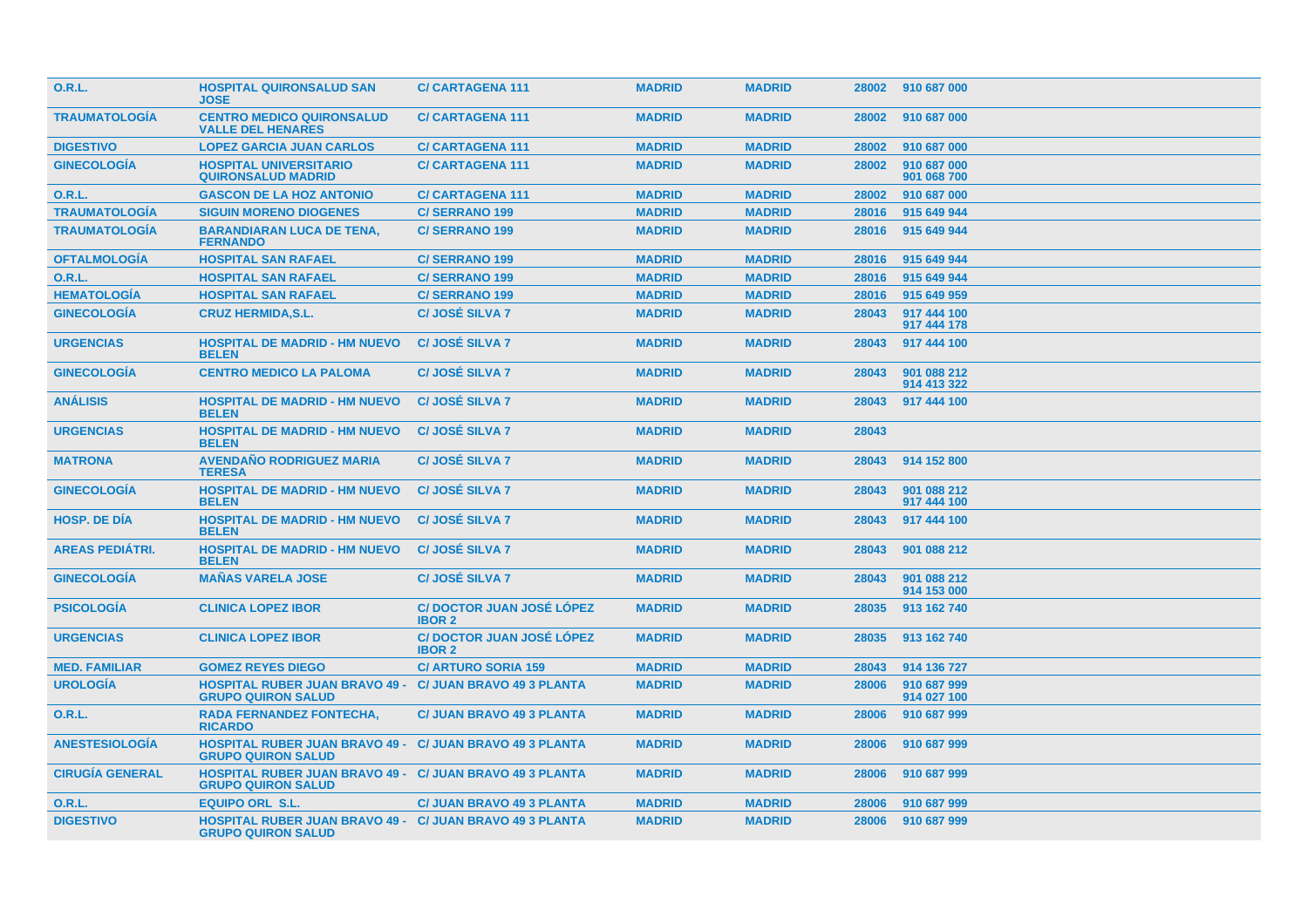| O.R.L. | HOSPITAL QUIRONSALUD SAN JOSE | C/ CARTAGENA 111 | MADRID | MADRID | 28002 | 910 687 000 |
|---|---|---|---|---|---|---|
| TRAUMATOLOGÍA | CENTRO MEDICO QUIRONSALUD VALLE DEL HENARES | C/ CARTAGENA 111 | MADRID | MADRID | 28002 | 910 687 000 |
| DIGESTIVO | LOPEZ GARCIA JUAN CARLOS | C/ CARTAGENA 111 | MADRID | MADRID | 28002 | 910 687 000 |
| GINECOLOGÍA | HOSPITAL UNIVERSITARIO QUIRONSALUD MADRID | C/ CARTAGENA 111 | MADRID | MADRID | 28002 | 910 687 000<br>901 068 700 |
| O.R.L. | GASCON DE LA HOZ ANTONIO | C/ CARTAGENA 111 | MADRID | MADRID | 28002 | 910 687 000 |
| TRAUMATOLOGÍA | SIGUIN MORENO DIOGENES | C/ SERRANO 199 | MADRID | MADRID | 28016 | 915 649 944 |
| TRAUMATOLOGÍA | BARANDIARAN LUCA DE TENA, FERNANDO | C/ SERRANO 199 | MADRID | MADRID | 28016 | 915 649 944 |
| OFTALMOLOGÍA | HOSPITAL SAN RAFAEL | C/ SERRANO 199 | MADRID | MADRID | 28016 | 915 649 944 |
| O.R.L. | HOSPITAL SAN RAFAEL | C/ SERRANO 199 | MADRID | MADRID | 28016 | 915 649 944 |
| HEMATOLOGÍA | HOSPITAL SAN RAFAEL | C/ SERRANO 199 | MADRID | MADRID | 28016 | 915 649 959 |
| GINECOLOGÍA | CRUZ HERMIDA,S.L. | C/ JOSÉ SILVA 7 | MADRID | MADRID | 28043 | 917 444 100<br>917 444 178 |
| URGENCIAS | HOSPITAL DE MADRID - HM NUEVO BELEN | C/ JOSÉ SILVA 7 | MADRID | MADRID | 28043 | 917 444 100 |
| GINECOLOGÍA | CENTRO MEDICO LA PALOMA | C/ JOSÉ SILVA 7 | MADRID | MADRID | 28043 | 901 088 212<br>914 413 322 |
| ANÁLISIS | HOSPITAL DE MADRID - HM NUEVO BELEN | C/ JOSÉ SILVA 7 | MADRID | MADRID | 28043 | 917 444 100 |
| URGENCIAS | HOSPITAL DE MADRID - HM NUEVO BELEN | C/ JOSÉ SILVA 7 | MADRID | MADRID | 28043 | |
| MATRONA | AVENDAÑO RODRIGUEZ MARIA TERESA | C/ JOSÉ SILVA 7 | MADRID | MADRID | 28043 | 914 152 800 |
| GINECOLOGÍA | HOSPITAL DE MADRID - HM NUEVO BELEN | C/ JOSÉ SILVA 7 | MADRID | MADRID | 28043 | 901 088 212<br>917 444 100 |
| HOSP. DE DÍA | HOSPITAL DE MADRID - HM NUEVO BELEN | C/ JOSÉ SILVA 7 | MADRID | MADRID | 28043 | 917 444 100 |
| AREAS PEDIÁTRI. | HOSPITAL DE MADRID - HM NUEVO BELEN | C/ JOSÉ SILVA 7 | MADRID | MADRID | 28043 | 901 088 212 |
| GINECOLOGÍA | MAÑAS VARELA JOSE | C/ JOSÉ SILVA 7 | MADRID | MADRID | 28043 | 901 088 212<br>914 153 000 |
| PSICOLOGÍA | CLINICA LOPEZ IBOR | C/ DOCTOR JUAN JOSÉ LÓPEZ IBOR 2 | MADRID | MADRID | 28035 | 913 162 740 |
| URGENCIAS | CLINICA LOPEZ IBOR | C/ DOCTOR JUAN JOSÉ LÓPEZ IBOR 2 | MADRID | MADRID | 28035 | 913 162 740 |
| MED. FAMILIAR | GOMEZ REYES DIEGO | C/ ARTURO SORIA 159 | MADRID | MADRID | 28043 | 914 136 727 |
| UROLOGÍA | HOSPITAL RUBER JUAN BRAVO 49 - GRUPO QUIRON SALUD | C/ JUAN BRAVO 49 3 PLANTA | MADRID | MADRID | 28006 | 910 687 999<br>914 027 100 |
| O.R.L. | RADA FERNANDEZ FONTECHA, RICARDO | C/ JUAN BRAVO 49 3 PLANTA | MADRID | MADRID | 28006 | 910 687 999 |
| ANESTESIOLOGÍA | HOSPITAL RUBER JUAN BRAVO 49 - GRUPO QUIRON SALUD | C/ JUAN BRAVO 49 3 PLANTA | MADRID | MADRID | 28006 | 910 687 999 |
| CIRUGÍA GENERAL | HOSPITAL RUBER JUAN BRAVO 49 - GRUPO QUIRON SALUD | C/ JUAN BRAVO 49 3 PLANTA | MADRID | MADRID | 28006 | 910 687 999 |
| O.R.L. | EQUIPO ORL S.L. | C/ JUAN BRAVO 49 3 PLANTA | MADRID | MADRID | 28006 | 910 687 999 |
| DIGESTIVO | HOSPITAL RUBER JUAN BRAVO 49 - GRUPO QUIRON SALUD | C/ JUAN BRAVO 49 3 PLANTA | MADRID | MADRID | 28006 | 910 687 999 |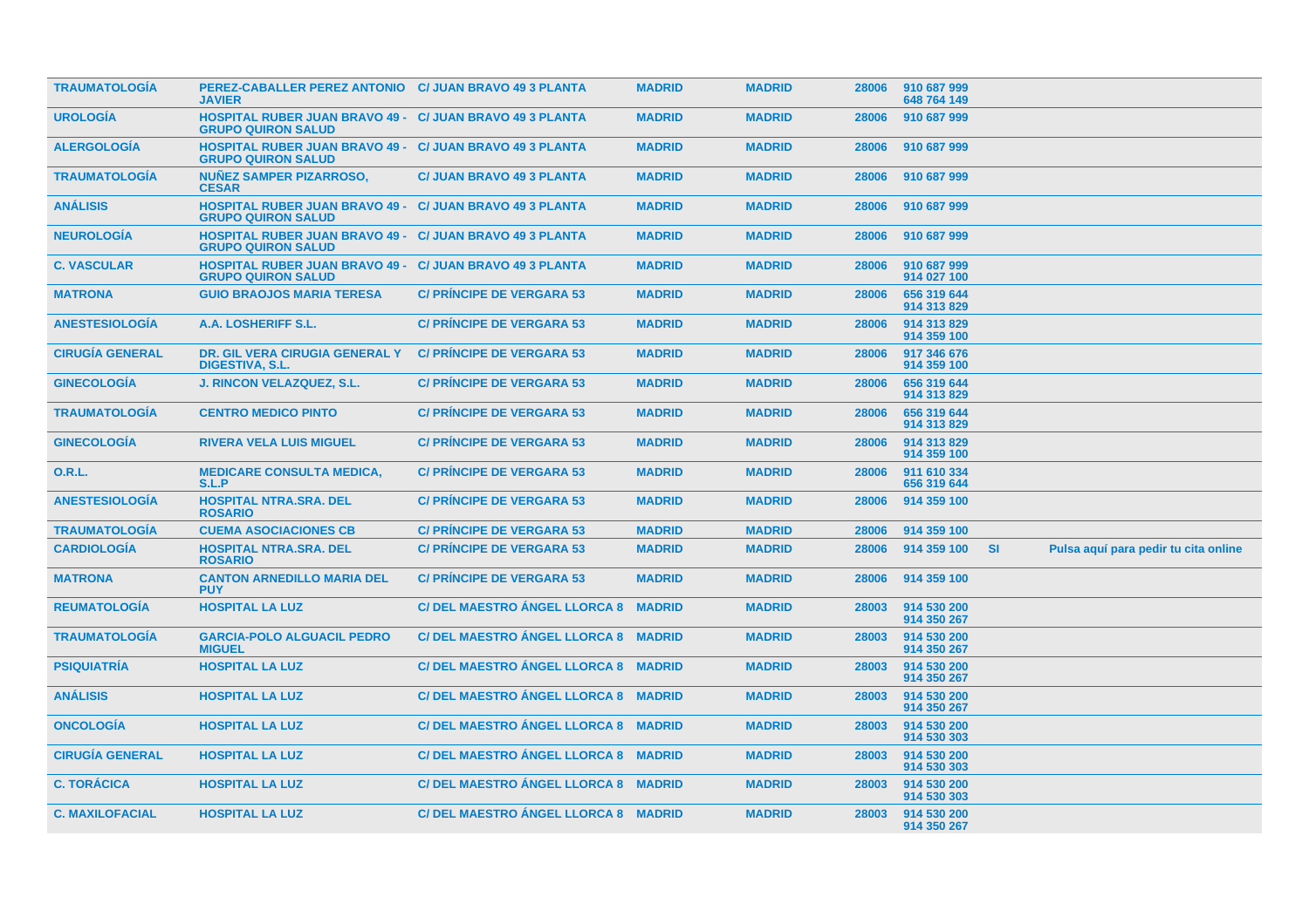| | | | | | | | | |
|---|---|---|---|---|---|---|---|---|
| TRAUMATOLOGÍA | PEREZ-CABALLER PEREZ ANTONIO JAVIER | C/ JUAN BRAVO 49 3 PLANTA | MADRID | MADRID | 28006 | 910 687 999<br>648 764 149 | | |
| UROLOGÍA | HOSPITAL RUBER JUAN BRAVO 49 - GRUPO QUIRON SALUD | C/ JUAN BRAVO 49 3 PLANTA | MADRID | MADRID | 28006 | 910 687 999 | | |
| ALERGOLOGÍA | HOSPITAL RUBER JUAN BRAVO 49 - GRUPO QUIRON SALUD | C/ JUAN BRAVO 49 3 PLANTA | MADRID | MADRID | 28006 | 910 687 999 | | |
| TRAUMATOLOGÍA | NUÑEZ SAMPER PIZARROSO, CESAR | C/ JUAN BRAVO 49 3 PLANTA | MADRID | MADRID | 28006 | 910 687 999 | | |
| ANÁLISIS | HOSPITAL RUBER JUAN BRAVO 49 - GRUPO QUIRON SALUD | C/ JUAN BRAVO 49 3 PLANTA | MADRID | MADRID | 28006 | 910 687 999 | | |
| NEUROLOGÍA | HOSPITAL RUBER JUAN BRAVO 49 - GRUPO QUIRON SALUD | C/ JUAN BRAVO 49 3 PLANTA | MADRID | MADRID | 28006 | 910 687 999 | | |
| C. VASCULAR | HOSPITAL RUBER JUAN BRAVO 49 - GRUPO QUIRON SALUD | C/ JUAN BRAVO 49 3 PLANTA | MADRID | MADRID | 28006 | 910 687 999<br>914 027 100 | | |
| MATRONA | GUIO BRAOJOS MARIA TERESA | C/ PRÍNCIPE DE VERGARA 53 | MADRID | MADRID | 28006 | 656 319 644<br>914 313 829 | | |
| ANESTESIOLOGÍA | A.A. LOSHERIFF S.L. | C/ PRÍNCIPE DE VERGARA 53 | MADRID | MADRID | 28006 | 914 313 829<br>914 359 100 | | |
| CIRUGÍA GENERAL | DR. GIL VERA CIRUGIA GENERAL Y DIGESTIVA, S.L. | C/ PRÍNCIPE DE VERGARA 53 | MADRID | MADRID | 28006 | 917 346 676<br>914 359 100 | | |
| GINECOLOGÍA | J. RINCON VELAZQUEZ, S.L. | C/ PRÍNCIPE DE VERGARA 53 | MADRID | MADRID | 28006 | 656 319 644<br>914 313 829 | | |
| TRAUMATOLOGÍA | CENTRO MEDICO PINTO | C/ PRÍNCIPE DE VERGARA 53 | MADRID | MADRID | 28006 | 656 319 644<br>914 313 829 | | |
| GINECOLOGÍA | RIVERA VELA LUIS MIGUEL | C/ PRÍNCIPE DE VERGARA 53 | MADRID | MADRID | 28006 | 914 313 829<br>914 359 100 | | |
| O.R.L. | MEDICARE CONSULTA MEDICA, S.L.P | C/ PRÍNCIPE DE VERGARA 53 | MADRID | MADRID | 28006 | 911 610 334<br>656 319 644 | | |
| ANESTESIOLOGÍA | HOSPITAL NTRA.SRA. DEL ROSARIO | C/ PRÍNCIPE DE VERGARA 53 | MADRID | MADRID | 28006 | 914 359 100 | | |
| TRAUMATOLOGÍA | CUEMA ASOCIACIONES CB | C/ PRÍNCIPE DE VERGARA 53 | MADRID | MADRID | 28006 | 914 359 100 | | |
| CARDIOLOGÍA | HOSPITAL NTRA.SRA. DEL ROSARIO | C/ PRÍNCIPE DE VERGARA 53 | MADRID | MADRID | 28006 | 914 359 100 | SI | Pulsa aquí para pedir tu cita online |
| MATRONA | CANTON ARNEDILLO MARIA DEL PUY | C/ PRÍNCIPE DE VERGARA 53 | MADRID | MADRID | 28006 | 914 359 100 | | |
| REUMATOLOGÍA | HOSPITAL LA LUZ | C/ DEL MAESTRO ÁNGEL LLORCA 8 | MADRID | MADRID | 28003 | 914 530 200<br>914 350 267 | | |
| TRAUMATOLOGÍA | GARCIA-POLO ALGUACIL PEDRO MIGUEL | C/ DEL MAESTRO ÁNGEL LLORCA 8 | MADRID | MADRID | 28003 | 914 530 200<br>914 350 267 | | |
| PSIQUIATRÍA | HOSPITAL LA LUZ | C/ DEL MAESTRO ÁNGEL LLORCA 8 | MADRID | MADRID | 28003 | 914 530 200<br>914 350 267 | | |
| ANÁLISIS | HOSPITAL LA LUZ | C/ DEL MAESTRO ÁNGEL LLORCA 8 | MADRID | MADRID | 28003 | 914 530 200<br>914 350 267 | | |
| ONCOLOGÍA | HOSPITAL LA LUZ | C/ DEL MAESTRO ÁNGEL LLORCA 8 | MADRID | MADRID | 28003 | 914 530 200<br>914 530 303 | | |
| CIRUGÍA GENERAL | HOSPITAL LA LUZ | C/ DEL MAESTRO ÁNGEL LLORCA 8 | MADRID | MADRID | 28003 | 914 530 200<br>914 530 303 | | |
| C. TORÁCICA | HOSPITAL LA LUZ | C/ DEL MAESTRO ÁNGEL LLORCA 8 | MADRID | MADRID | 28003 | 914 530 200<br>914 530 303 | | |
| C. MAXILOFACIAL | HOSPITAL LA LUZ | C/ DEL MAESTRO ÁNGEL LLORCA 8 | MADRID | MADRID | 28003 | 914 530 200<br>914 350 267 | | |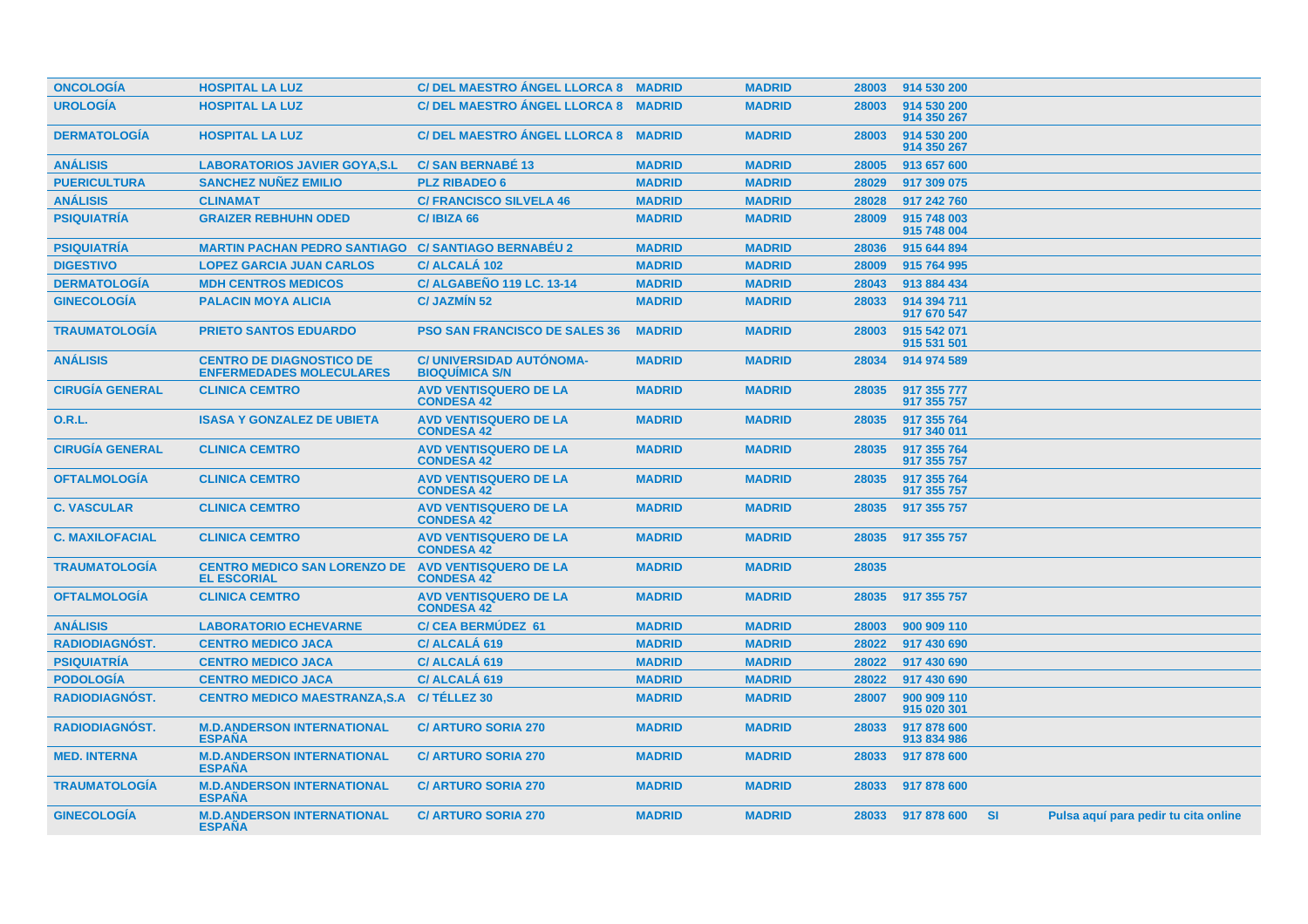| | | | | | | | | |
|---|---|---|---|---|---|---|---|---|
| ONCOLOGÍA | HOSPITAL LA LUZ | C/ DEL MAESTRO ÁNGEL LLORCA 8 | MADRID | MADRID | 28003 | 914 530 200 | | |
| UROLOGÍA | HOSPITAL LA LUZ | C/ DEL MAESTRO ÁNGEL LLORCA 8 | MADRID | MADRID | 28003 | 914 530 200<br>914 350 267 | | |
| DERMATOLOGÍA | HOSPITAL LA LUZ | C/ DEL MAESTRO ÁNGEL LLORCA 8 | MADRID | MADRID | 28003 | 914 530 200<br>914 350 267 | | |
| ANÁLISIS | LABORATORIOS JAVIER GOYA,S.L | C/ SAN BERNABÉ 13 | MADRID | MADRID | 28005 | 913 657 600 | | |
| PUERICULTURA | SANCHEZ NUÑEZ EMILIO | PLZ RIBADEO 6 | MADRID | MADRID | 28029 | 917 309 075 | | |
| ANÁLISIS | CLINAMAT | C/ FRANCISCO SILVELA 46 | MADRID | MADRID | 28028 | 917 242 760 | | |
| PSIQUIATRÍA | GRAIZER REBHUHN ODED | C/ IBIZA 66 | MADRID | MADRID | 28009 | 915 748 003<br>915 748 004 | | |
| PSIQUIATRÍA | MARTIN PACHAN PEDRO SANTIAGO | C/ SANTIAGO BERNABÉU 2 | MADRID | MADRID | 28036 | 915 644 894 | | |
| DIGESTIVO | LOPEZ GARCIA JUAN CARLOS | C/ ALCALÁ 102 | MADRID | MADRID | 28009 | 915 764 995 | | |
| DERMATOLOGÍA | MDH CENTROS MEDICOS | C/ ALGABEÑO 119 LC. 13-14 | MADRID | MADRID | 28043 | 913 884 434 | | |
| GINECOLOGÍA | PALACIN MOYA ALICIA | C/ JAZMÍN 52 | MADRID | MADRID | 28033 | 914 394 711<br>917 670 547 | | |
| TRAUMATOLOGÍA | PRIETO SANTOS EDUARDO | PSO SAN FRANCISCO DE SALES 36 | MADRID | MADRID | 28003 | 915 542 071<br>915 531 501 | | |
| ANÁLISIS | CENTRO DE DIAGNOSTICO DE ENFERMEDADES MOLECULARES | C/ UNIVERSIDAD AUTÓNOMA-BIOQUÍMICA S/N | MADRID | MADRID | 28034 | 914 974 589 | | |
| CIRUGÍA GENERAL | CLINICA CEMTRO | AVD VENTISQUERO DE LA CONDESA 42 | MADRID | MADRID | 28035 | 917 355 777<br>917 355 757 | | |
| O.R.L. | ISASA Y GONZALEZ DE UBIETA | AVD VENTISQUERO DE LA CONDESA 42 | MADRID | MADRID | 28035 | 917 355 764<br>917 340 011 | | |
| CIRUGÍA GENERAL | CLINICA CEMTRO | AVD VENTISQUERO DE LA CONDESA 42 | MADRID | MADRID | 28035 | 917 355 764<br>917 355 757 | | |
| OFTALMOLOGÍA | CLINICA CEMTRO | AVD VENTISQUERO DE LA CONDESA 42 | MADRID | MADRID | 28035 | 917 355 764<br>917 355 757 | | |
| C. VASCULAR | CLINICA CEMTRO | AVD VENTISQUERO DE LA CONDESA 42 | MADRID | MADRID | 28035 | 917 355 757 | | |
| C. MAXILOFACIAL | CLINICA CEMTRO | AVD VENTISQUERO DE LA CONDESA 42 | MADRID | MADRID | 28035 | 917 355 757 | | |
| TRAUMATOLOGÍA | CENTRO MEDICO SAN LORENZO DE EL ESCORIAL | AVD VENTISQUERO DE LA CONDESA 42 | MADRID | MADRID | 28035 | | | |
| OFTALMOLOGÍA | CLINICA CEMTRO | AVD VENTISQUERO DE LA CONDESA 42 | MADRID | MADRID | 28035 | 917 355 757 | | |
| ANÁLISIS | LABORATORIO ECHEVARNE | C/ CEA BERMÚDEZ 61 | MADRID | MADRID | 28003 | 900 909 110 | | |
| RADIODIAGNÓST. | CENTRO MEDICO JACA | C/ ALCALÁ 619 | MADRID | MADRID | 28022 | 917 430 690 | | |
| PSIQUIATRÍA | CENTRO MEDICO JACA | C/ ALCALÁ 619 | MADRID | MADRID | 28022 | 917 430 690 | | |
| PODOLOGÍA | CENTRO MEDICO JACA | C/ ALCALÁ 619 | MADRID | MADRID | 28022 | 917 430 690 | | |
| RADIODIAGNÓST. | CENTRO MEDICO MAESTRANZA,S.A | C/ TÉLLEZ 30 | MADRID | MADRID | 28007 | 900 909 110<br>915 020 301 | | |
| RADIODIAGNÓST. | M.D.ANDERSON INTERNATIONAL ESPAÑA | C/ ARTURO SORIA 270 | MADRID | MADRID | 28033 | 917 878 600<br>913 834 986 | | |
| MED. INTERNA | M.D.ANDERSON INTERNATIONAL ESPAÑA | C/ ARTURO SORIA 270 | MADRID | MADRID | 28033 | 917 878 600 | | |
| TRAUMATOLOGÍA | M.D.ANDERSON INTERNATIONAL ESPAÑA | C/ ARTURO SORIA 270 | MADRID | MADRID | 28033 | 917 878 600 | | |
| GINECOLOGÍA | M.D.ANDERSON INTERNATIONAL ESPAÑA | C/ ARTURO SORIA 270 | MADRID | MADRID | 28033 | 917 878 600 | SI | Pulsa aquí para pedir tu cita online |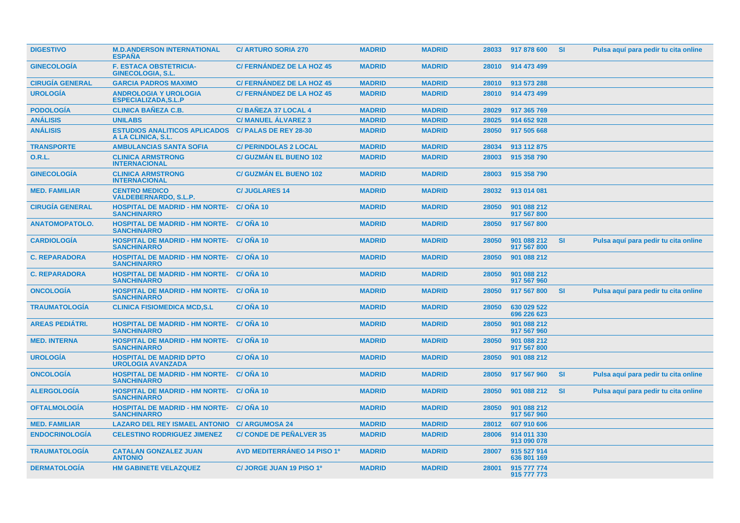| | | | | | | | | |
|---|---|---|---|---|---|---|---|---|
| DIGESTIVO | M.D.ANDERSON INTERNATIONAL ESPAÑA | C/ ARTURO SORIA 270 | MADRID | MADRID | 28033 | 917 878 600 | SI | Pulsa aquí para pedir tu cita online |
| GINECOLOGÍA | F. ESTACA OBSTETRICIA-GINECOLOGIA, S.L. | C/ FERNÁNDEZ DE LA HOZ 45 | MADRID | MADRID | 28010 | 914 473 499 | | |
| CIRUGÍA GENERAL | GARCIA PADROS MAXIMO | C/ FERNÁNDEZ DE LA HOZ 45 | MADRID | MADRID | 28010 | 913 573 288 | | |
| UROLOGÍA | ANDROLOGIA Y UROLOGIA ESPECIALIZADA,S.L.P | C/ FERNÁNDEZ DE LA HOZ 45 | MADRID | MADRID | 28010 | 914 473 499 | | |
| PODOLOGÍA | CLINICA BAÑEZA C.B. | C/ BAÑEZA 37 LOCAL 4 | MADRID | MADRID | 28029 | 917 365 769 | | |
| ANÁLISIS | UNILABS | C/ MANUEL ÁLVAREZ 3 | MADRID | MADRID | 28025 | 914 652 928 | | |
| ANÁLISIS | ESTUDIOS ANALITICOS APLICADOS A LA CLINICA, S.L. | C/ PALAS DE REY 28-30 | MADRID | MADRID | 28050 | 917 505 668 | | |
| TRANSPORTE | AMBULANCIAS SANTA SOFIA | C/ PERINDOLAS 2 LOCAL | MADRID | MADRID | 28034 | 913 112 875 | | |
| O.R.L. | CLINICA ARMSTRONG INTERNACIONAL | C/ GUZMÁN EL BUENO 102 | MADRID | MADRID | 28003 | 915 358 790 | | |
| GINECOLOGÍA | CLINICA ARMSTRONG INTERNACIONAL | C/ GUZMÁN EL BUENO 102 | MADRID | MADRID | 28003 | 915 358 790 | | |
| MED. FAMILIAR | CENTRO MEDICO VALDEBERNARDO, S.L.P. | C/ JUGLARES 14 | MADRID | MADRID | 28032 | 913 014 081 | | |
| CIRUGÍA GENERAL | HOSPITAL DE MADRID - HM NORTE-SANCHINARRO | C/ OÑA 10 | MADRID | MADRID | 28050 | 901 088 212<br>917 567 800 | | |
| ANATOMOPATOLO. | HOSPITAL DE MADRID - HM NORTE-SANCHINARRO | C/ OÑA 10 | MADRID | MADRID | 28050 | 917 567 800 | | |
| CARDIOLOGÍA | HOSPITAL DE MADRID - HM NORTE-SANCHINARRO | C/ OÑA 10 | MADRID | MADRID | 28050 | 901 088 212<br>917 567 800 | SI | Pulsa aquí para pedir tu cita online |
| C. REPARADORA | HOSPITAL DE MADRID - HM NORTE-SANCHINARRO | C/ OÑA 10 | MADRID | MADRID | 28050 | 901 088 212 | | |
| C. REPARADORA | HOSPITAL DE MADRID - HM NORTE-SANCHINARRO | C/ OÑA 10 | MADRID | MADRID | 28050 | 901 088 212<br>917 567 960 | | |
| ONCOLOGÍA | HOSPITAL DE MADRID - HM NORTE-SANCHINARRO | C/ OÑA 10 | MADRID | MADRID | 28050 | 917 567 800 | SI | Pulsa aquí para pedir tu cita online |
| TRAUMATOLOGÍA | CLINICA FISIOMEDICA MCD,S.L | C/ OÑA 10 | MADRID | MADRID | 28050 | 630 029 522<br>696 226 623 | | |
| AREAS PEDIÁTRI. | HOSPITAL DE MADRID - HM NORTE-SANCHINARRO | C/ OÑA 10 | MADRID | MADRID | 28050 | 901 088 212<br>917 567 960 | | |
| MED. INTERNA | HOSPITAL DE MADRID - HM NORTE-SANCHINARRO | C/ OÑA 10 | MADRID | MADRID | 28050 | 901 088 212<br>917 567 800 | | |
| UROLOGÍA | HOSPITAL DE MADRID DPTO UROLOGIA AVANZADA | C/ OÑA 10 | MADRID | MADRID | 28050 | 901 088 212 | | |
| ONCOLOGÍA | HOSPITAL DE MADRID - HM NORTE-SANCHINARRO | C/ OÑA 10 | MADRID | MADRID | 28050 | 917 567 960 | SI | Pulsa aquí para pedir tu cita online |
| ALERGOLOGÍA | HOSPITAL DE MADRID - HM NORTE-SANCHINARRO | C/ OÑA 10 | MADRID | MADRID | 28050 | 901 088 212 | SI | Pulsa aquí para pedir tu cita online |
| OFTALMOLOGÍA | HOSPITAL DE MADRID - HM NORTE-SANCHINARRO | C/ OÑA 10 | MADRID | MADRID | 28050 | 901 088 212<br>917 567 960 | | |
| MED. FAMILIAR | LAZARO DEL REY ISMAEL ANTONIO | C/ ARGUMOSA 24 | MADRID | MADRID | 28012 | 607 910 606 | | |
| ENDOCRINOLOGÍA | CELESTINO RODRIGUEZ JIMENEZ | C/ CONDE DE PEÑALVER 35 | MADRID | MADRID | 28006 | 914 011 330<br>913 090 078 | | |
| TRAUMATOLOGÍA | CATALAN GONZALEZ JUAN ANTONIO | AVD MEDITERRÁNEO 14 PISO 1º | MADRID | MADRID | 28007 | 915 527 914<br>636 801 169 | | |
| DERMATOLOGÍA | HM GABINETE VELAZQUEZ | C/ JORGE JUAN 19 PISO 1º | MADRID | MADRID | 28001 | 915 777 774<br>915 777 773 | | |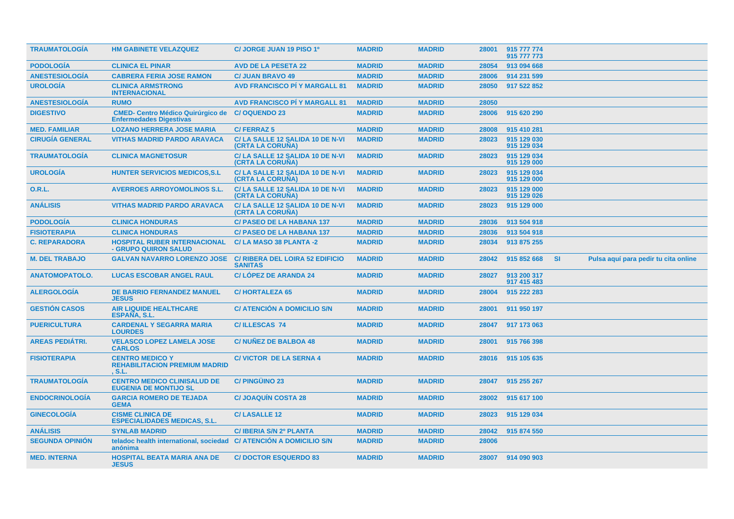| TRAUMATOLOGÍA | HM GABINETE VELAZQUEZ | C/ JORGE JUAN 19 PISO 1º | MADRID | MADRID | 28001 | 915 777 774 915 777 773 | | |
|---|---|---|---|---|---|---|---|---|
| PODOLOGÍA | CLINICA EL PINAR | AVD DE LA PESETA 22 | MADRID | MADRID | 28054 | 913 094 668 | | |
| ANESTESIOLOGÍA | CABRERA FERIA JOSE RAMON | C/ JUAN BRAVO 49 | MADRID | MADRID | 28006 | 914 231 599 | | |
| UROLOGÍA | CLINICA ARMSTRONG INTERNACIONAL | AVD FRANCISCO PÍ Y MARGALL 81 | MADRID | MADRID | 28050 | 917 522 852 | | |
| ANESTESIOLOGÍA | RUMO | AVD FRANCISCO PÍ Y MARGALL 81 | MADRID | MADRID | 28050 | | | |
| DIGESTIVO | CMED- Centro Médico Quirúrgico de Enfermedades Digestivas | C/ OQUENDO 23 | MADRID | MADRID | 28006 | 915 620 290 | | |
| MED. FAMILIAR | LOZANO HERRERA JOSE MARIA | C/ FERRAZ 5 | MADRID | MADRID | 28008 | 915 410 281 | | |
| CIRUGÍA GENERAL | VITHAS MADRID PARDO ARAVACA | C/ LA SALLE 12 SALIDA 10 DE N-VI (CRTA LA CORUÑA) | MADRID | MADRID | 28023 | 915 129 030 915 129 034 | | |
| TRAUMATOLOGÍA | CLINICA MAGNETOSUR | C/ LA SALLE 12 SALIDA 10 DE N-VI (CRTA LA CORUÑA) | MADRID | MADRID | 28023 | 915 129 034 915 129 000 | | |
| UROLOGÍA | HUNTER SERVICIOS MEDICOS,S.L | C/ LA SALLE 12 SALIDA 10 DE N-VI (CRTA LA CORUÑA) | MADRID | MADRID | 28023 | 915 129 034 915 129 000 | | |
| O.R.L. | AVERROES ARROYOMOLINOS S.L. | C/ LA SALLE 12 SALIDA 10 DE N-VI (CRTA LA CORUÑA) | MADRID | MADRID | 28023 | 915 129 000 915 129 026 | | |
| ANÁLISIS | VITHAS MADRID PARDO ARAVACA | C/ LA SALLE 12 SALIDA 10 DE N-VI (CRTA LA CORUÑA) | MADRID | MADRID | 28023 | 915 129 000 | | |
| PODOLOGÍA | CLINICA HONDURAS | C/ PASEO DE LA HABANA 137 | MADRID | MADRID | 28036 | 913 504 918 | | |
| FISIOTERAPIA | CLINICA HONDURAS | C/ PASEO DE LA HABANA 137 | MADRID | MADRID | 28036 | 913 504 918 | | |
| C. REPARADORA | HOSPITAL RUBER INTERNACIONAL - GRUPO QUIRON SALUD | C/ LA MASO 38 PLANTA -2 | MADRID | MADRID | 28034 | 913 875 255 | | |
| M. DEL TRABAJO | GALVAN NAVARRO LORENZO JOSE | C/ RIBERA DEL LOIRA 52 EDIFICIO SANITAS | MADRID | MADRID | 28042 | 915 852 668 | SI | Pulsa aquí para pedir tu cita online |
| ANATOMOPATOLO. | LUCAS ESCOBAR ANGEL RAUL | C/ LÓPEZ DE ARANDA 24 | MADRID | MADRID | 28027 | 913 200 317 917 415 483 | | |
| ALERGOLOGÍA | DE BARRIO FERNANDEZ MANUEL JESUS | C/ HORTALEZA 65 | MADRID | MADRID | 28004 | 915 222 283 | | |
| GESTIÓN CASOS | AIR LIQUIDE HEALTHCARE ESPAÑA, S.L. | C/ ATENCIÓN A DOMICILIO S/N | MADRID | MADRID | 28001 | 911 950 197 | | |
| PUERICULTURA | CARDENAL Y SEGARRA MARIA LOURDES | C/ ILLESCAS 74 | MADRID | MADRID | 28047 | 917 173 063 | | |
| AREAS PEDIÁTRI. | VELASCO LOPEZ LAMELA JOSE CARLOS | C/ NUÑEZ DE BALBOA 48 | MADRID | MADRID | 28001 | 915 766 398 | | |
| FISIOTERAPIA | CENTRO MEDICO Y REHABILITACION PREMIUM MADRID , S.L. | C/ VICTOR DE LA SERNA 4 | MADRID | MADRID | 28016 | 915 105 635 | | |
| TRAUMATOLOGÍA | CENTRO MEDICO CLINISALUD DE EUGENIA DE MONTIJO SL | C/ PINGÜINO 23 | MADRID | MADRID | 28047 | 915 255 267 | | |
| ENDOCRINOLOGÍA | GARCIA ROMERO DE TEJADA GEMA | C/ JOAQUÍN COSTA 28 | MADRID | MADRID | 28002 | 915 617 100 | | |
| GINECOLOGÍA | CISME CLINICA DE ESPECIALIDADES MEDICAS, S.L. | C/ LASALLE 12 | MADRID | MADRID | 28023 | 915 129 034 | | |
| ANÁLISIS | SYNLAB MADRID | C/ IBERIA S/N 2º PLANTA | MADRID | MADRID | 28042 | 915 874 550 | | |
| SEGUNDA OPINIÓN | teladoc health international, sociedad anónima | C/ ATENCIÓN A DOMICILIO S/N | MADRID | MADRID | 28006 | | | |
| MED. INTERNA | HOSPITAL BEATA MARIA ANA DE JESUS | C/ DOCTOR ESQUERDO 83 | MADRID | MADRID | 28007 | 914 090 903 | | |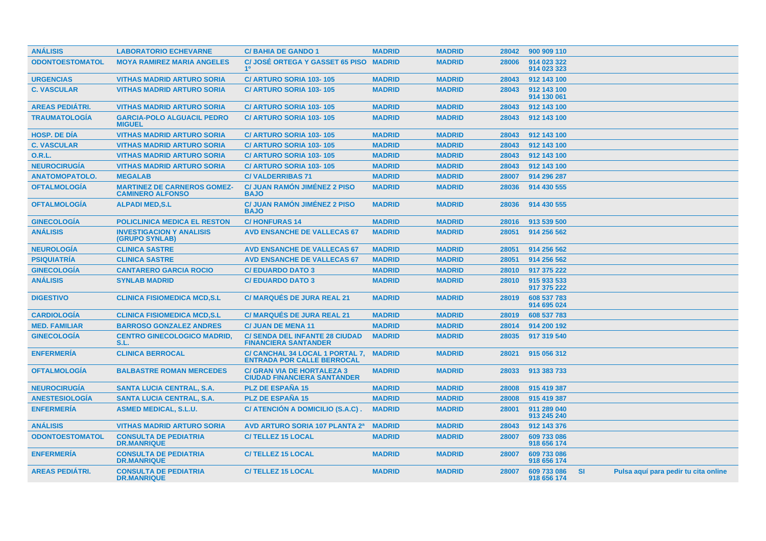| ANÁLISIS | LABORATORIO ECHEVARNE | C/ BAHIA DE GANDO 1 | MADRID | MADRID | 28042 | 900 909 110 | | |
|---|---|---|---|---|---|---|---|---|
| ODONTOESTOMATOL | MOYA RAMIREZ MARIA ANGELES | C/ JOSÉ ORTEGA Y GASSET 65 PISO 1º | MADRID | MADRID | 28006 | 914 023 322 914 023 323 | | |
| URGENCIAS | VITHAS MADRID ARTURO SORIA | C/ ARTURO SORIA 103- 105 | MADRID | MADRID | 28043 | 912 143 100 | | |
| C. VASCULAR | VITHAS MADRID ARTURO SORIA | C/ ARTURO SORIA 103- 105 | MADRID | MADRID | 28043 | 912 143 100 914 130 061 | | |
| AREAS PEDIÁTRI. | VITHAS MADRID ARTURO SORIA | C/ ARTURO SORIA 103- 105 | MADRID | MADRID | 28043 | 912 143 100 | | |
| TRAUMATOLOGÍA | GARCIA-POLO ALGUACIL PEDRO MIGUEL | C/ ARTURO SORIA 103- 105 | MADRID | MADRID | 28043 | 912 143 100 | | |
| HOSP. DE DÍA | VITHAS MADRID ARTURO SORIA | C/ ARTURO SORIA 103- 105 | MADRID | MADRID | 28043 | 912 143 100 | | |
| C. VASCULAR | VITHAS MADRID ARTURO SORIA | C/ ARTURO SORIA 103- 105 | MADRID | MADRID | 28043 | 912 143 100 | | |
| O.R.L. | VITHAS MADRID ARTURO SORIA | C/ ARTURO SORIA 103- 105 | MADRID | MADRID | 28043 | 912 143 100 | | |
| NEUROCIRUGÍA | VITHAS MADRID ARTURO SORIA | C/ ARTURO SORIA 103- 105 | MADRID | MADRID | 28043 | 912 143 100 | | |
| ANATOMOPATOLO. | MEGALAB | C/ VALDERRIBAS 71 | MADRID | MADRID | 28007 | 914 296 287 | | |
| OFTALMOLOGÍA | MARTINEZ DE CARNEROS GOMEZ-CAMINERO ALFONSO | C/ JUAN RAMÓN JIMÉNEZ 2 PISO BAJO | MADRID | MADRID | 28036 | 914 430 555 | | |
| OFTALMOLOGÍA | ALPADI MED,S.L | C/ JUAN RAMÓN JIMÉNEZ 2 PISO BAJO | MADRID | MADRID | 28036 | 914 430 555 | | |
| GINECOLOGÍA | POLICLINICA MEDICA EL RESTON | C/ HONFURAS 14 | MADRID | MADRID | 28016 | 913 539 500 | | |
| ANÁLISIS | INVESTIGACION Y ANALISIS (GRUPO SYNLAB) | AVD ENSANCHE DE VALLECAS 67 | MADRID | MADRID | 28051 | 914 256 562 | | |
| NEUROLOGÍA | CLINICA SASTRE | AVD ENSANCHE DE VALLECAS 67 | MADRID | MADRID | 28051 | 914 256 562 | | |
| PSIQUIATRÍA | CLINICA SASTRE | AVD ENSANCHE DE VALLECAS 67 | MADRID | MADRID | 28051 | 914 256 562 | | |
| GINECOLOGÍA | CANTARERO GARCIA ROCIO | C/ EDUARDO DATO 3 | MADRID | MADRID | 28010 | 917 375 222 | | |
| ANÁLISIS | SYNLAB MADRID | C/ EDUARDO DATO 3 | MADRID | MADRID | 28010 | 915 933 533 917 375 222 | | |
| DIGESTIVO | CLINICA FISIOMEDICA MCD,S.L | C/ MARQUÉS DE JURA REAL 21 | MADRID | MADRID | 28019 | 608 537 783 914 695 024 | | |
| CARDIOLOGÍA | CLINICA FISIOMEDICA MCD,S.L | C/ MARQUÉS DE JURA REAL 21 | MADRID | MADRID | 28019 | 608 537 783 | | |
| MED. FAMILIAR | BARROSO GONZALEZ ANDRES | C/ JUAN DE MENA 11 | MADRID | MADRID | 28014 | 914 200 192 | | |
| GINECOLOGÍA | CENTRO GINECOLOGICO MADRID, S.L. | C/ SENDA DEL INFANTE 28 CIUDAD FINANCIERA SANTANDER | MADRID | MADRID | 28035 | 917 319 540 | | |
| ENFERMERÍA | CLINICA BERROCAL | C/ CANCHAL 34 LOCAL 1 PORTAL 7, ENTRADA POR CALLE BERROCAL | MADRID | MADRID | 28021 | 915 056 312 | | |
| OFTALMOLOGÍA | BALBASTRE ROMAN MERCEDES | C/ GRAN VIA DE HORTALEZA 3 CIUDAD FINANCIERA SANTANDER | MADRID | MADRID | 28033 | 913 383 733 | | |
| NEUROCIRUGÍA | SANTA LUCIA CENTRAL, S.A. | PLZ DE ESPAÑA 15 | MADRID | MADRID | 28008 | 915 419 387 | | |
| ANESTESIOLOGÍA | SANTA LUCIA CENTRAL, S.A. | PLZ DE ESPAÑA 15 | MADRID | MADRID | 28008 | 915 419 387 | | |
| ENFERMERÍA | ASMED MEDICAL, S.L.U. | C/ ATENCIÓN A DOMICILIO (S.A.C) . | MADRID | MADRID | 28001 | 911 289 040 913 245 240 | | |
| ANÁLISIS | VITHAS MADRID ARTURO SORIA | AVD ARTURO SORIA 107 PLANTA 2ª | MADRID | MADRID | 28043 | 912 143 376 | | |
| ODONTOESTOMATOL | CONSULTA DE PEDIATRIA DR.MANRIQUE | C/ TELLEZ 15 LOCAL | MADRID | MADRID | 28007 | 609 733 086 918 656 174 | | |
| ENFERMERÍA | CONSULTA DE PEDIATRIA DR.MANRIQUE | C/ TELLEZ 15 LOCAL | MADRID | MADRID | 28007 | 609 733 086 918 656 174 | | |
| AREAS PEDIÁTRI. | CONSULTA DE PEDIATRIA DR.MANRIQUE | C/ TELLEZ 15 LOCAL | MADRID | MADRID | 28007 | 609 733 086 918 656 174 | SI | Pulsa aquí para pedir tu cita online |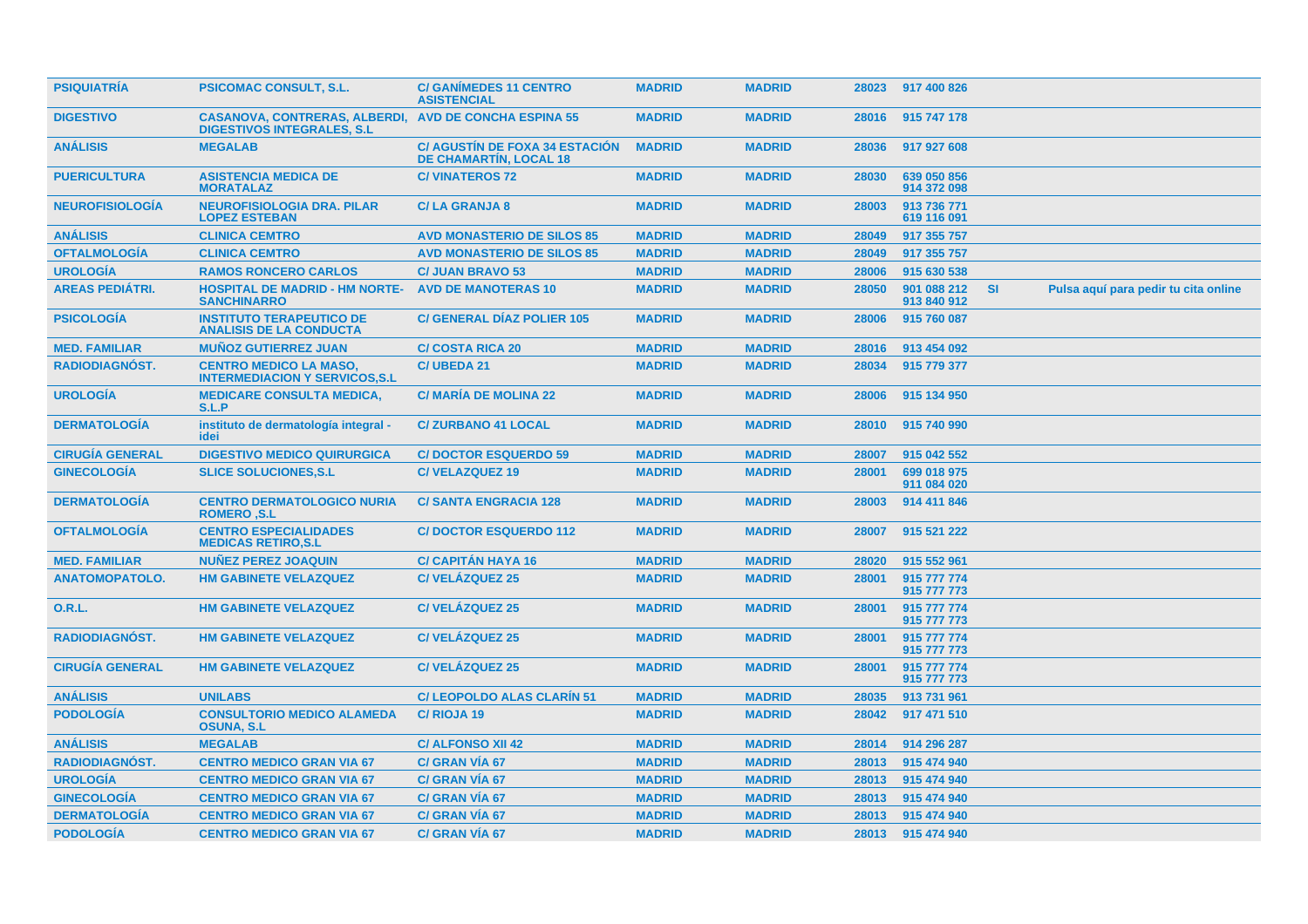| | | | | | | | | |
|---|---|---|---|---|---|---|---|---|
| **PSIQUIATRÍA** | **PSICOMAC CONSULT, S.L.** | **C/ GANÍMEDES 11 CENTRO ASISTENCIAL** | **MADRID** | **MADRID** | **28023** | **917 400 826** | | |
| **DIGESTIVO** | **CASANOVA, CONTRERAS, ALBERDI, DIGESTIVOS INTEGRALES, S.L** | **AVD DE CONCHA ESPINA 55** | **MADRID** | **MADRID** | **28016** | **915 747 178** | | |
| **ANÁLISIS** | **MEGALAB** | **C/ AGUSTÍN DE FOXA 34 ESTACIÓN DE CHAMARTÍN, LOCAL 18** | **MADRID** | **MADRID** | **28036** | **917 927 608** | | |
| **PUERICULTURA** | **ASISTENCIA MEDICA DE MORATALAZ** | **C/ VINATEROS 72** | **MADRID** | **MADRID** | **28030** | **639 050 856 914 372 098** | | |
| **NEUROFISIOLOGÍA** | **NEUROFISIOLOGIA DRA. PILAR LOPEZ ESTEBAN** | **C/ LA GRANJA 8** | **MADRID** | **MADRID** | **28003** | **913 736 771 619 116 091** | | |
| **ANÁLISIS** | **CLINICA CEMTRO** | **AVD MONASTERIO DE SILOS 85** | **MADRID** | **MADRID** | **28049** | **917 355 757** | | |
| **OFTALMOLOGÍA** | **CLINICA CEMTRO** | **AVD MONASTERIO DE SILOS 85** | **MADRID** | **MADRID** | **28049** | **917 355 757** | | |
| **UROLOGÍA** | **RAMOS RONCERO CARLOS** | **C/ JUAN BRAVO 53** | **MADRID** | **MADRID** | **28006** | **915 630 538** | | |
| **AREAS PEDIÁTRI.** | **HOSPITAL DE MADRID - HM NORTE-SANCHINARRO** | **AVD DE MANOTERAS 10** | **MADRID** | **MADRID** | **28050** | **901 088 212 913 840 912** | **SI** | **Pulsa aquí para pedir tu cita online** |
| **PSICOLOGÍA** | **INSTITUTO TERAPEUTICO DE ANALISIS DE LA CONDUCTA** | **C/ GENERAL DÍAZ POLIER 105** | **MADRID** | **MADRID** | **28006** | **915 760 087** | | |
| **MED. FAMILIAR** | **MUÑOZ GUTIERREZ JUAN** | **C/ COSTA RICA 20** | **MADRID** | **MADRID** | **28016** | **913 454 092** | | |
| **RADIODIAGNÓST.** | **CENTRO MEDICO LA MASO, INTERMEDIACION Y SERVICOS,S.L** | **C/ UBEDA 21** | **MADRID** | **MADRID** | **28034** | **915 779 377** | | |
| **UROLOGÍA** | **MEDICARE CONSULTA MEDICA, S.L.P** | **C/ MARÍA DE MOLINA 22** | **MADRID** | **MADRID** | **28006** | **915 134 950** | | |
| **DERMATOLOGÍA** | **instituto de dermatología integral - idei** | **C/ ZURBANO 41 LOCAL** | **MADRID** | **MADRID** | **28010** | **915 740 990** | | |
| **CIRUGÍA GENERAL** | **DIGESTIVO MEDICO QUIRURGICA** | **C/ DOCTOR ESQUERDO 59** | **MADRID** | **MADRID** | **28007** | **915 042 552** | | |
| **GINECOLOGÍA** | **SLICE SOLUCIONES,S.L** | **C/ VELAZQUEZ 19** | **MADRID** | **MADRID** | **28001** | **699 018 975 911 084 020** | | |
| **DERMATOLOGÍA** | **CENTRO DERMATOLOGICO NURIA ROMERO ,S.L** | **C/ SANTA ENGRACIA 128** | **MADRID** | **MADRID** | **28003** | **914 411 846** | | |
| **OFTALMOLOGÍA** | **CENTRO ESPECIALIDADES MEDICAS RETIRO,S.L** | **C/ DOCTOR ESQUERDO 112** | **MADRID** | **MADRID** | **28007** | **915 521 222** | | |
| **MED. FAMILIAR** | **NUÑEZ PEREZ JOAQUIN** | **C/ CAPITÁN HAYA 16** | **MADRID** | **MADRID** | **28020** | **915 552 961** | | |
| **ANATOMOPATOLO.** | **HM GABINETE VELAZQUEZ** | **C/ VELÁZQUEZ 25** | **MADRID** | **MADRID** | **28001** | **915 777 774 915 777 773** | | |
| **O.R.L.** | **HM GABINETE VELAZQUEZ** | **C/ VELÁZQUEZ 25** | **MADRID** | **MADRID** | **28001** | **915 777 774 915 777 773** | | |
| **RADIODIAGNÓST.** | **HM GABINETE VELAZQUEZ** | **C/ VELÁZQUEZ 25** | **MADRID** | **MADRID** | **28001** | **915 777 774 915 777 773** | | |
| **CIRUGÍA GENERAL** | **HM GABINETE VELAZQUEZ** | **C/ VELÁZQUEZ 25** | **MADRID** | **MADRID** | **28001** | **915 777 774 915 777 773** | | |
| **ANÁLISIS** | **UNILABS** | **C/ LEOPOLDO ALAS CLARÍN 51** | **MADRID** | **MADRID** | **28035** | **913 731 961** | | |
| **PODOLOGÍA** | **CONSULTORIO MEDICO ALAMEDA OSUNA, S.L** | **C/ RIOJA 19** | **MADRID** | **MADRID** | **28042** | **917 471 510** | | |
| **ANÁLISIS** | **MEGALAB** | **C/ ALFONSO XII 42** | **MADRID** | **MADRID** | **28014** | **914 296 287** | | |
| **RADIODIAGNÓST.** | **CENTRO MEDICO GRAN VIA 67** | **C/ GRAN VÍA 67** | **MADRID** | **MADRID** | **28013** | **915 474 940** | | |
| **UROLOGÍA** | **CENTRO MEDICO GRAN VIA 67** | **C/ GRAN VÍA 67** | **MADRID** | **MADRID** | **28013** | **915 474 940** | | |
| **GINECOLOGÍA** | **CENTRO MEDICO GRAN VIA 67** | **C/ GRAN VÍA 67** | **MADRID** | **MADRID** | **28013** | **915 474 940** | | |
| **DERMATOLOGÍA** | **CENTRO MEDICO GRAN VIA 67** | **C/ GRAN VÍA 67** | **MADRID** | **MADRID** | **28013** | **915 474 940** | | |
| **PODOLOGÍA** | **CENTRO MEDICO GRAN VIA 67** | **C/ GRAN VÍA 67** | **MADRID** | **MADRID** | **28013** | **915 474 940** | | |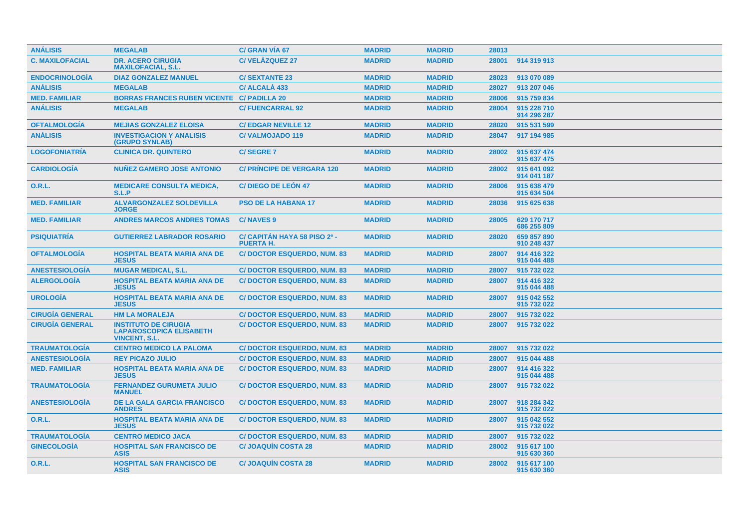| | | | | | | |
|---|---|---|---|---|---|---|
| **ANÁLISIS** | **MEGALAB** | **C/ GRAN VÍA 67** | **MADRID** | **MADRID** | 28013 | |
| **C. MAXILOFACIAL** | **DR. ACERO CIRUGIA MAXILOFACIAL, S.L.** | **C/ VELÁZQUEZ 27** | **MADRID** | **MADRID** | 28001 | 914 319 913 |
| **ENDOCRINOLOGÍA** | **DIAZ GONZALEZ MANUEL** | **C/ SEXTANTE 23** | **MADRID** | **MADRID** | 28023 | 913 070 089 |
| **ANÁLISIS** | **MEGALAB** | **C/ ALCALÁ 433** | **MADRID** | **MADRID** | 28027 | 913 207 046 |
| **MED. FAMILIAR** | **BORRAS FRANCES RUBEN VICENTE** | **C/ PADILLA 20** | **MADRID** | **MADRID** | 28006 | 915 759 834 |
| **ANÁLISIS** | **MEGALAB** | **C/ FUENCARRAL 92** | **MADRID** | **MADRID** | 28004 | 915 228 710<br>914 296 287 |
| **OFTALMOLOGÍA** | **MEJIAS GONZALEZ ELOISA** | **C/ EDGAR NEVILLE 12** | **MADRID** | **MADRID** | 28020 | 915 531 599 |
| **ANÁLISIS** | **INVESTIGACION Y ANALISIS (GRUPO SYNLAB)** | **C/ VALMOJADO 119** | **MADRID** | **MADRID** | 28047 | 917 194 985 |
| **LOGOFONIATRÍA** | **CLINICA DR. QUINTERO** | **C/ SEGRE 7** | **MADRID** | **MADRID** | 28002 | 915 637 474<br>915 637 475 |
| **CARDIOLOGÍA** | **NUÑEZ GAMERO JOSE ANTONIO** | **C/ PRÍNCIPE DE VERGARA 120** | **MADRID** | **MADRID** | 28002 | 915 641 092<br>914 041 187 |
| **O.R.L.** | **MEDICARE CONSULTA MEDICA, S.L.P** | **C/ DIEGO DE LEÓN 47** | **MADRID** | **MADRID** | 28006 | 915 638 479<br>915 634 504 |
| **MED. FAMILIAR** | **ALVARGONZALEZ SOLDEVILLA JORGE** | **PSO DE LA HABANA 17** | **MADRID** | **MADRID** | 28036 | 915 625 638 |
| **MED. FAMILIAR** | **ANDRES MARCOS ANDRES TOMAS** | **C/ NAVES 9** | **MADRID** | **MADRID** | 28005 | 629 170 717<br>686 255 809 |
| **PSIQUIATRÍA** | **GUTIERREZ LABRADOR ROSARIO** | **C/ CAPITÁN HAYA 58 PISO 2º - PUERTA H.** | **MADRID** | **MADRID** | 28020 | 659 857 890<br>910 248 437 |
| **OFTALMOLOGÍA** | **HOSPITAL BEATA MARIA ANA DE JESUS** | **C/ DOCTOR ESQUERDO, NUM. 83** | **MADRID** | **MADRID** | 28007 | 914 416 322<br>915 044 488 |
| **ANESTESIOLOGÍA** | **MUGAR MEDICAL, S.L.** | **C/ DOCTOR ESQUERDO, NUM. 83** | **MADRID** | **MADRID** | 28007 | 915 732 022 |
| **ALERGOLOGÍA** | **HOSPITAL BEATA MARIA ANA DE JESUS** | **C/ DOCTOR ESQUERDO, NUM. 83** | **MADRID** | **MADRID** | 28007 | 914 416 322<br>915 044 488 |
| **UROLOGÍA** | **HOSPITAL BEATA MARIA ANA DE JESUS** | **C/ DOCTOR ESQUERDO, NUM. 83** | **MADRID** | **MADRID** | 28007 | 915 042 552<br>915 732 022 |
| **CIRUGÍA GENERAL** | **HM LA MORALEJA** | **C/ DOCTOR ESQUERDO, NUM. 83** | **MADRID** | **MADRID** | 28007 | 915 732 022 |
| **CIRUGÍA GENERAL** | **INSTITUTO DE CIRUGIA LAPAROSCOPICA ELISABETH VINCENT, S.L.** | **C/ DOCTOR ESQUERDO, NUM. 83** | **MADRID** | **MADRID** | 28007 | 915 732 022 |
| **TRAUMATOLOGÍA** | **CENTRO MEDICO LA PALOMA** | **C/ DOCTOR ESQUERDO, NUM. 83** | **MADRID** | **MADRID** | 28007 | 915 732 022 |
| **ANESTESIOLOGÍA** | **REY PICAZO JULIO** | **C/ DOCTOR ESQUERDO, NUM. 83** | **MADRID** | **MADRID** | 28007 | 915 044 488 |
| **MED. FAMILIAR** | **HOSPITAL BEATA MARIA ANA DE JESUS** | **C/ DOCTOR ESQUERDO, NUM. 83** | **MADRID** | **MADRID** | 28007 | 914 416 322<br>915 044 488 |
| **TRAUMATOLOGÍA** | **FERNANDEZ GURUMETA JULIO MANUEL** | **C/ DOCTOR ESQUERDO, NUM. 83** | **MADRID** | **MADRID** | 28007 | 915 732 022 |
| **ANESTESIOLOGÍA** | **DE LA GALA GARCIA FRANCISCO ANDRES** | **C/ DOCTOR ESQUERDO, NUM. 83** | **MADRID** | **MADRID** | 28007 | 918 284 342<br>915 732 022 |
| **O.R.L.** | **HOSPITAL BEATA MARIA ANA DE JESUS** | **C/ DOCTOR ESQUERDO, NUM. 83** | **MADRID** | **MADRID** | 28007 | 915 042 552<br>915 732 022 |
| **TRAUMATOLOGÍA** | **CENTRO MEDICO JACA** | **C/ DOCTOR ESQUERDO, NUM. 83** | **MADRID** | **MADRID** | 28007 | 915 732 022 |
| **GINECOLOGÍA** | **HOSPITAL SAN FRANCISCO DE ASIS** | **C/ JOAQUÍN COSTA 28** | **MADRID** | **MADRID** | 28002 | 915 617 100<br>915 630 360 |
| **O.R.L.** | **HOSPITAL SAN FRANCISCO DE ASIS** | **C/ JOAQUÍN COSTA 28** | **MADRID** | **MADRID** | 28002 | 915 617 100<br>915 630 360 |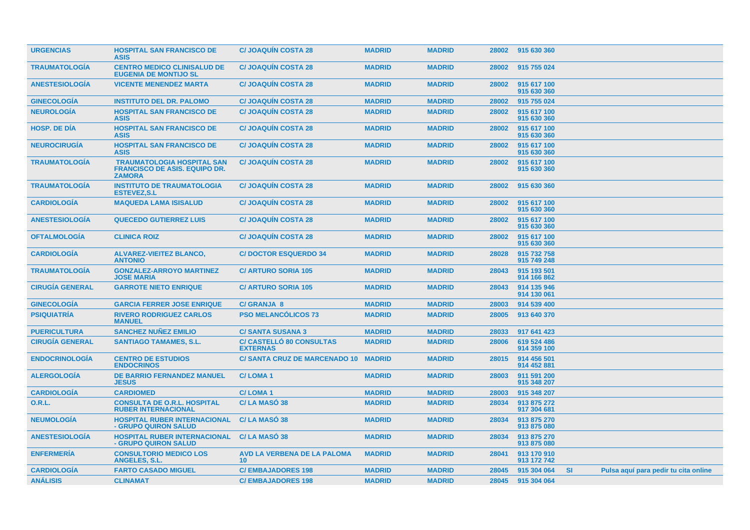| | | | | | | | | |
|---|---|---|---|---|---|---|---|---|
| URGENCIAS | HOSPITAL SAN FRANCISCO DE ASIS | C/ JOAQUÍN COSTA 28 | MADRID | MADRID | 28002 | 915 630 360 | | |
| TRAUMATOLOGÍA | CENTRO MEDICO CLINISALUD DE EUGENIA DE MONTIJO SL | C/ JOAQUÍN COSTA 28 | MADRID | MADRID | 28002 | 915 755 024 | | |
| ANESTESIOLOGÍA | VICENTE MENENDEZ MARTA | C/ JOAQUÍN COSTA 28 | MADRID | MADRID | 28002 | 915 617 100<br>915 630 360 | | |
| GINECOLOGÍA | INSTITUTO DEL DR. PALOMO | C/ JOAQUÍN COSTA 28 | MADRID | MADRID | 28002 | 915 755 024 | | |
| NEUROLOGÍA | HOSPITAL SAN FRANCISCO DE ASIS | C/ JOAQUÍN COSTA 28 | MADRID | MADRID | 28002 | 915 617 100<br>915 630 360 | | |
| HOSP. DE DÍA | HOSPITAL SAN FRANCISCO DE ASIS | C/ JOAQUÍN COSTA 28 | MADRID | MADRID | 28002 | 915 617 100<br>915 630 360 | | |
| NEUROCIRUGÍA | HOSPITAL SAN FRANCISCO DE ASIS | C/ JOAQUÍN COSTA 28 | MADRID | MADRID | 28002 | 915 617 100<br>915 630 360 | | |
| TRAUMATOLOGÍA | TRAUMATOLOGIA HOSPITAL SAN FRANCISCO DE ASIS. EQUIPO DR. ZAMORA | C/ JOAQUÍN COSTA 28 | MADRID | MADRID | 28002 | 915 617 100<br>915 630 360 | | |
| TRAUMATOLOGÍA | INSTITUTO DE TRAUMATOLOGIA ESTEVEZ,S.L | C/ JOAQUÍN COSTA 28 | MADRID | MADRID | 28002 | 915 630 360 | | |
| CARDIOLOGÍA | MAQUEDA LAMA ISISALUD | C/ JOAQUÍN COSTA 28 | MADRID | MADRID | 28002 | 915 617 100<br>915 630 360 | | |
| ANESTESIOLOGÍA | QUECEDO GUTIERREZ LUIS | C/ JOAQUÍN COSTA 28 | MADRID | MADRID | 28002 | 915 617 100<br>915 630 360 | | |
| OFTALMOLOGÍA | CLINICA ROIZ | C/ JOAQUÍN COSTA 28 | MADRID | MADRID | 28002 | 915 617 100<br>915 630 360 | | |
| CARDIOLOGÍA | ALVAREZ-VIEITEZ BLANCO, ANTONIO | C/ DOCTOR ESQUERDO 34 | MADRID | MADRID | 28028 | 915 732 758<br>915 749 248 | | |
| TRAUMATOLOGÍA | GONZALEZ-ARROYO MARTINEZ JOSE MARIA | C/ ARTURO SORIA 105 | MADRID | MADRID | 28043 | 915 193 501<br>914 166 862 | | |
| CIRUGÍA GENERAL | GARROTE NIETO ENRIQUE | C/ ARTURO SORIA 105 | MADRID | MADRID | 28043 | 914 135 946<br>914 130 061 | | |
| GINECOLOGÍA | GARCIA FERRER JOSE ENRIQUE | C/ GRANJA 8 | MADRID | MADRID | 28003 | 914 539 400 | | |
| PSIQUIATRÍA | RIVERO RODRIGUEZ CARLOS MANUEL | PSO MELANCÓLICOS 73 | MADRID | MADRID | 28005 | 913 640 370 | | |
| PUERICULTURA | SANCHEZ NUÑEZ EMILIO | C/ SANTA SUSANA 3 | MADRID | MADRID | 28033 | 917 641 423 | | |
| CIRUGÍA GENERAL | SANTIAGO TAMAMES, S.L. | C/ CASTELLÓ 80 CONSULTAS EXTERNAS | MADRID | MADRID | 28006 | 619 524 486<br>914 359 100 | | |
| ENDOCRINOLOGÍA | CENTRO DE ESTUDIOS ENDOCRINOS | C/ SANTA CRUZ DE MARCENADO 10 | MADRID | MADRID | 28015 | 914 456 501<br>914 452 881 | | |
| ALERGOLOGÍA | DE BARRIO FERNANDEZ MANUEL JESUS | C/ LOMA 1 | MADRID | MADRID | 28003 | 911 591 200<br>915 348 207 | | |
| CARDIOLOGÍA | CARDIOMED | C/ LOMA 1 | MADRID | MADRID | 28003 | 915 348 207 | | |
| O.R.L. | CONSULTA DE O.R.L. HOSPITAL RUBER INTERNACIONAL | C/ LA MASÓ 38 | MADRID | MADRID | 28034 | 913 875 272<br>917 304 681 | | |
| NEUMOLOGÍA | HOSPITAL RUBER INTERNACIONAL - GRUPO QUIRON SALUD | C/ LA MASÓ 38 | MADRID | MADRID | 28034 | 913 875 270<br>913 875 080 | | |
| ANESTESIOLOGÍA | HOSPITAL RUBER INTERNACIONAL - GRUPO QUIRON SALUD | C/ LA MASÓ 38 | MADRID | MADRID | 28034 | 913 875 270<br>913 875 080 | | |
| ENFERMERÍA | CONSULTORIO MEDICO LOS ANGELES, S.L. | AVD LA VERBENA DE LA PALOMA 10 | MADRID | MADRID | 28041 | 913 170 910<br>913 172 742 | | |
| CARDIOLOGÍA | FARTO CASADO MIGUEL | C/ EMBAJADORES 198 | MADRID | MADRID | 28045 | 915 304 064 | SI | Pulsa aquí para pedir tu cita online |
| ANÁLISIS | CLINAMAT | C/ EMBAJADORES 198 | MADRID | MADRID | 28045 | 915 304 064 | | |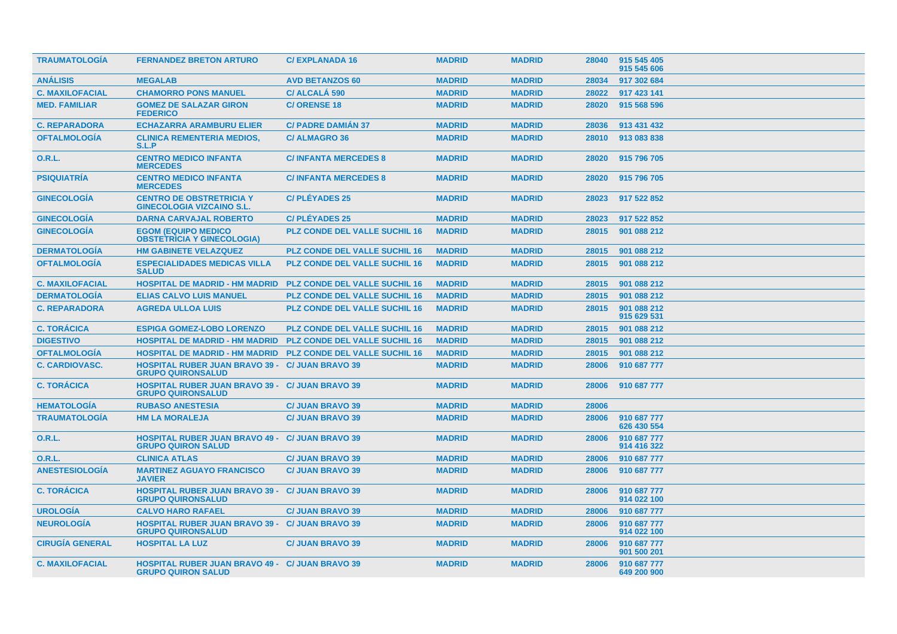| | | | | | | |
|---|---|---|---|---|---|---|
| TRAUMATOLOGÍA | FERNANDEZ BRETON ARTURO | C/ EXPLANADA 16 | MADRID | MADRID | 28040 | 915 545 405<br>915 545 606 |
| ANÁLISIS | MEGALAB | AVD BETANZOS 60 | MADRID | MADRID | 28034 | 917 302 684 |
| C. MAXILOFACIAL | CHAMORRO PONS MANUEL | C/ ALCALÁ 590 | MADRID | MADRID | 28022 | 917 423 141 |
| MED. FAMILIAR | GOMEZ DE SALAZAR GIRON FEDERICO | C/ ORENSE 18 | MADRID | MADRID | 28020 | 915 568 596 |
| C. REPARADORA | ECHAZARRA ARAMBURU ELIER | C/ PADRE DAMIÁN 37 | MADRID | MADRID | 28036 | 913 431 432 |
| OFTALMOLOGÍA | CLINICA REMENTERIA MEDIOS, S.L.P | C/ ALMAGRO 36 | MADRID | MADRID | 28010 | 913 083 838 |
| O.R.L. | CENTRO MEDICO INFANTA MERCEDES | C/ INFANTA MERCEDES 8 | MADRID | MADRID | 28020 | 915 796 705 |
| PSIQUIATRÍA | CENTRO MEDICO INFANTA MERCEDES | C/ INFANTA MERCEDES 8 | MADRID | MADRID | 28020 | 915 796 705 |
| GINECOLOGÍA | CENTRO DE OBSTRETRICIA Y GINECOLOGIA VIZCAINO S.L. | C/ PLÉYADES 25 | MADRID | MADRID | 28023 | 917 522 852 |
| GINECOLOGÍA | DARNA CARVAJAL ROBERTO | C/ PLÉYADES 25 | MADRID | MADRID | 28023 | 917 522 852 |
| GINECOLOGÍA | EGOM (EQUIPO MEDICO OBSTETRICIA Y GINECOLOGIA) | PLZ CONDE DEL VALLE SUCHIL 16 | MADRID | MADRID | 28015 | 901 088 212 |
| DERMATOLOGÍA | HM GABINETE VELAZQUEZ | PLZ CONDE DEL VALLE SUCHIL 16 | MADRID | MADRID | 28015 | 901 088 212 |
| OFTALMOLOGÍA | ESPECIALIDADES MEDICAS VILLA SALUD | PLZ CONDE DEL VALLE SUCHIL 16 | MADRID | MADRID | 28015 | 901 088 212 |
| C. MAXILOFACIAL | HOSPITAL DE MADRID - HM MADRID | PLZ CONDE DEL VALLE SUCHIL 16 | MADRID | MADRID | 28015 | 901 088 212 |
| DERMATOLOGÍA | ELIAS CALVO LUIS MANUEL | PLZ CONDE DEL VALLE SUCHIL 16 | MADRID | MADRID | 28015 | 901 088 212 |
| C. REPARADORA | AGREDA ULLOA LUIS | PLZ CONDE DEL VALLE SUCHIL 16 | MADRID | MADRID | 28015 | 901 088 212<br>915 629 531 |
| C. TORÁCICA | ESPIGA GOMEZ-LOBO LORENZO | PLZ CONDE DEL VALLE SUCHIL 16 | MADRID | MADRID | 28015 | 901 088 212 |
| DIGESTIVO | HOSPITAL DE MADRID - HM MADRID | PLZ CONDE DEL VALLE SUCHIL 16 | MADRID | MADRID | 28015 | 901 088 212 |
| OFTALMOLOGÍA | HOSPITAL DE MADRID - HM MADRID | PLZ CONDE DEL VALLE SUCHIL 16 | MADRID | MADRID | 28015 | 901 088 212 |
| C. CARDIOVASC. | HOSPITAL RUBER JUAN BRAVO 39 - GRUPO QUIRONSALUD | C/ JUAN BRAVO 39 | MADRID | MADRID | 28006 | 910 687 777 |
| C. TORÁCICA | HOSPITAL RUBER JUAN BRAVO 39 - GRUPO QUIRONSALUD | C/ JUAN BRAVO 39 | MADRID | MADRID | 28006 | 910 687 777 |
| HEMATOLOGÍA | RUBASO ANESTESIA | C/ JUAN BRAVO 39 | MADRID | MADRID | 28006 | |
| TRAUMATOLOGÍA | HM LA MORALEJA | C/ JUAN BRAVO 39 | MADRID | MADRID | 28006 | 910 687 777<br>626 430 554 |
| O.R.L. | HOSPITAL RUBER JUAN BRAVO 49 - GRUPO QUIRON SALUD | C/ JUAN BRAVO 39 | MADRID | MADRID | 28006 | 910 687 777<br>914 416 322 |
| O.R.L. | CLINICA ATLAS | C/ JUAN BRAVO 39 | MADRID | MADRID | 28006 | 910 687 777 |
| ANESTESIOLOGÍA | MARTINEZ AGUAYO FRANCISCO JAVIER | C/ JUAN BRAVO 39 | MADRID | MADRID | 28006 | 910 687 777 |
| C. TORÁCICA | HOSPITAL RUBER JUAN BRAVO 39 - GRUPO QUIRONSALUD | C/ JUAN BRAVO 39 | MADRID | MADRID | 28006 | 910 687 777<br>914 022 100 |
| UROLOGÍA | CALVO HARO RAFAEL | C/ JUAN BRAVO 39 | MADRID | MADRID | 28006 | 910 687 777 |
| NEUROLOGÍA | HOSPITAL RUBER JUAN BRAVO 39 - GRUPO QUIRONSALUD | C/ JUAN BRAVO 39 | MADRID | MADRID | 28006 | 910 687 777<br>914 022 100 |
| CIRUGÍA GENERAL | HOSPITAL LA LUZ | C/ JUAN BRAVO 39 | MADRID | MADRID | 28006 | 910 687 777<br>901 500 201 |
| C. MAXILOFACIAL | HOSPITAL RUBER JUAN BRAVO 49 - GRUPO QUIRON SALUD | C/ JUAN BRAVO 39 | MADRID | MADRID | 28006 | 910 687 777<br>649 200 900 |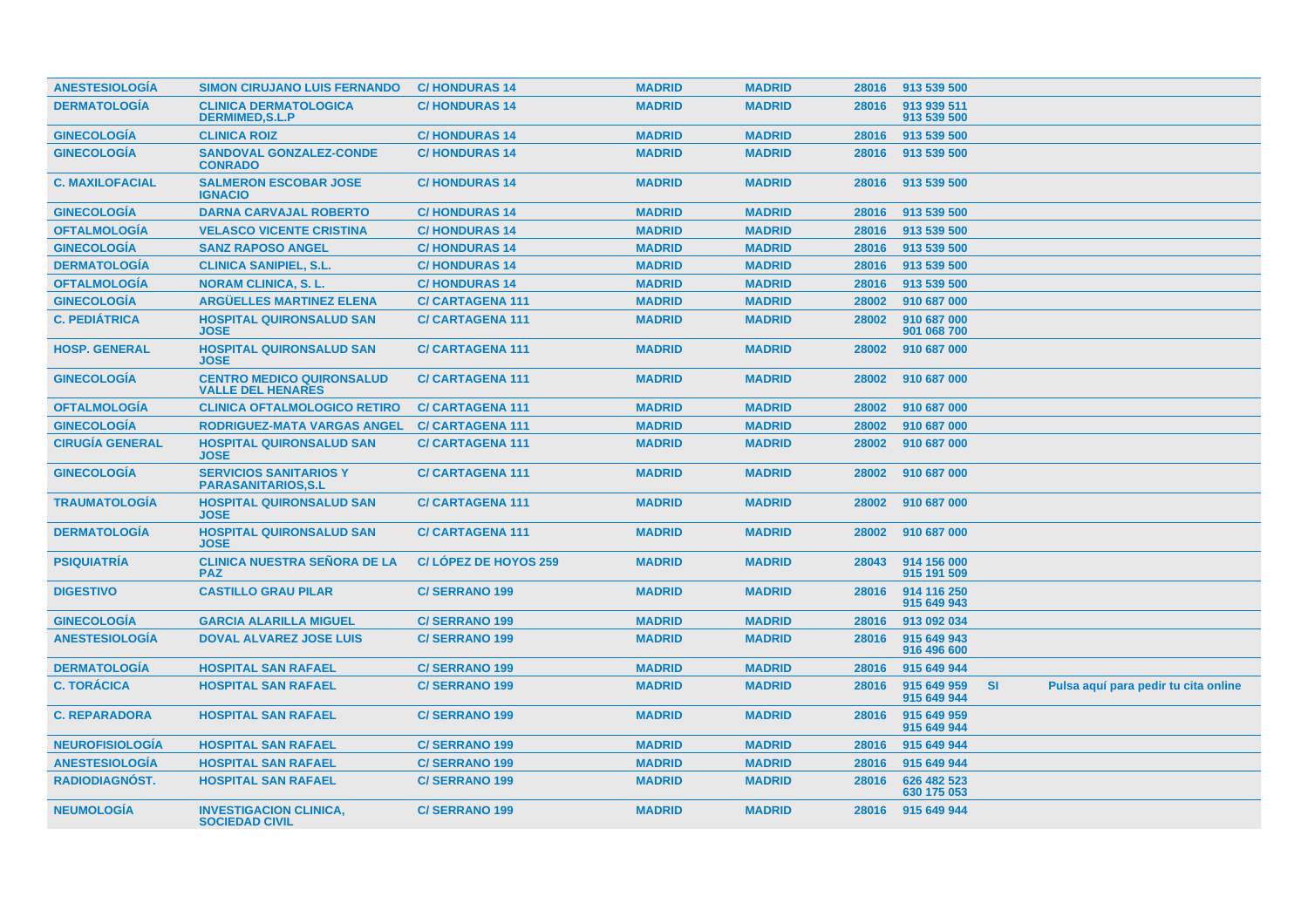| | | | | | | | | |
|---|---|---|---|---|---|---|---|---|
| ANESTESIOLOGÍA | SIMON CIRUJANO LUIS FERNANDO | C/ HONDURAS 14 | MADRID | MADRID | 28016 | 913 539 500 | | |
| DERMATOLOGÍA | CLINICA DERMATOLOGICA DERMIMED,S.L.P | C/ HONDURAS 14 | MADRID | MADRID | 28016 | 913 939 511<br>913 539 500 | | |
| GINECOLOGÍA | CLINICA ROIZ | C/ HONDURAS 14 | MADRID | MADRID | 28016 | 913 539 500 | | |
| GINECOLOGÍA | SANDOVAL GONZALEZ-CONDE CONRADO | C/ HONDURAS 14 | MADRID | MADRID | 28016 | 913 539 500 | | |
| C. MAXILOFACIAL | SALMERON ESCOBAR JOSE IGNACIO | C/ HONDURAS 14 | MADRID | MADRID | 28016 | 913 539 500 | | |
| GINECOLOGÍA | DARNA CARVAJAL ROBERTO | C/ HONDURAS 14 | MADRID | MADRID | 28016 | 913 539 500 | | |
| OFTALMOLOGÍA | VELASCO VICENTE CRISTINA | C/ HONDURAS 14 | MADRID | MADRID | 28016 | 913 539 500 | | |
| GINECOLOGÍA | SANZ RAPOSO ANGEL | C/ HONDURAS 14 | MADRID | MADRID | 28016 | 913 539 500 | | |
| DERMATOLOGÍA | CLINICA SANIPIEL, S.L. | C/ HONDURAS 14 | MADRID | MADRID | 28016 | 913 539 500 | | |
| OFTALMOLOGÍA | NORAM CLINICA, S. L. | C/ HONDURAS 14 | MADRID | MADRID | 28016 | 913 539 500 | | |
| GINECOLOGÍA | ARGÜELLES MARTINEZ ELENA | C/ CARTAGENA 111 | MADRID | MADRID | 28002 | 910 687 000 | | |
| C. PEDIÁTRICA | HOSPITAL QUIRONSALUD SAN JOSE | C/ CARTAGENA 111 | MADRID | MADRID | 28002 | 910 687 000<br>901 068 700 | | |
| HOSP. GENERAL | HOSPITAL QUIRONSALUD SAN JOSE | C/ CARTAGENA 111 | MADRID | MADRID | 28002 | 910 687 000 | | |
| GINECOLOGÍA | CENTRO MEDICO QUIRONSALUD VALLE DEL HENARES | C/ CARTAGENA 111 | MADRID | MADRID | 28002 | 910 687 000 | | |
| OFTALMOLOGÍA | CLINICA OFTALMOLOGICO RETIRO | C/ CARTAGENA 111 | MADRID | MADRID | 28002 | 910 687 000 | | |
| GINECOLOGÍA | RODRIGUEZ-MATA VARGAS ANGEL | C/ CARTAGENA 111 | MADRID | MADRID | 28002 | 910 687 000 | | |
| CIRUGÍA GENERAL | HOSPITAL QUIRONSALUD SAN JOSE | C/ CARTAGENA 111 | MADRID | MADRID | 28002 | 910 687 000 | | |
| GINECOLOGÍA | SERVICIOS SANITARIOS Y PARASANITARIOS,S.L | C/ CARTAGENA 111 | MADRID | MADRID | 28002 | 910 687 000 | | |
| TRAUMATOLOGÍA | HOSPITAL QUIRONSALUD SAN JOSE | C/ CARTAGENA 111 | MADRID | MADRID | 28002 | 910 687 000 | | |
| DERMATOLOGÍA | HOSPITAL QUIRONSALUD SAN JOSE | C/ CARTAGENA 111 | MADRID | MADRID | 28002 | 910 687 000 | | |
| PSIQUIATRÍA | CLINICA NUESTRA SEÑORA DE LA PAZ | C/ LÓPEZ DE HOYOS 259 | MADRID | MADRID | 28043 | 914 156 000<br>915 191 509 | | |
| DIGESTIVO | CASTILLO GRAU PILAR | C/ SERRANO 199 | MADRID | MADRID | 28016 | 914 116 250<br>915 649 943 | | |
| GINECOLOGÍA | GARCIA ALARILLA MIGUEL | C/ SERRANO 199 | MADRID | MADRID | 28016 | 913 092 034 | | |
| ANESTESIOLOGÍA | DOVAL ALVAREZ JOSE LUIS | C/ SERRANO 199 | MADRID | MADRID | 28016 | 915 649 943<br>916 496 600 | | |
| DERMATOLOGÍA | HOSPITAL SAN RAFAEL | C/ SERRANO 199 | MADRID | MADRID | 28016 | 915 649 944 | | |
| C. TORÁCICA | HOSPITAL SAN RAFAEL | C/ SERRANO 199 | MADRID | MADRID | 28016 | 915 649 959<br>915 649 944 | SI | Pulsa aquí para pedir tu cita online |
| C. REPARADORA | HOSPITAL SAN RAFAEL | C/ SERRANO 199 | MADRID | MADRID | 28016 | 915 649 959<br>915 649 944 | | |
| NEUROFISIOLOGÍA | HOSPITAL SAN RAFAEL | C/ SERRANO 199 | MADRID | MADRID | 28016 | 915 649 944 | | |
| ANESTESIOLOGÍA | HOSPITAL SAN RAFAEL | C/ SERRANO 199 | MADRID | MADRID | 28016 | 915 649 944 | | |
| RADIODIAGNÓST. | HOSPITAL SAN RAFAEL | C/ SERRANO 199 | MADRID | MADRID | 28016 | 626 482 523<br>630 175 053 | | |
| NEUMOLOGÍA | INVESTIGACION CLINICA, SOCIEDAD CIVIL | C/ SERRANO 199 | MADRID | MADRID | 28016 | 915 649 944 | | |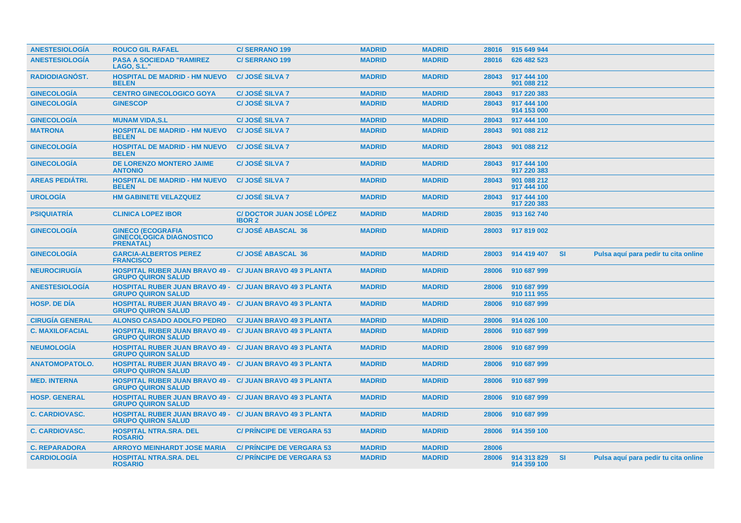| | | | | | | | | |
|---|---|---|---|---|---|---|---|---|
| ANESTESIOLOGÍA | ROUCO GIL RAFAEL | C/ SERRANO 199 | MADRID | MADRID | 28016 | 915 649 944 | | |
| ANESTESIOLOGÍA | PASA A SOCIEDAD "RAMIREZ LAGO, S.L." | C/ SERRANO 199 | MADRID | MADRID | 28016 | 626 482 523 | | |
| RADIODIAGNÓST. | HOSPITAL DE MADRID - HM NUEVO BELEN | C/ JOSÉ SILVA 7 | MADRID | MADRID | 28043 | 917 444 100<br>901 088 212 | | |
| GINECOLOGÍA | CENTRO GINECOLOGICO GOYA | C/ JOSÉ SILVA 7 | MADRID | MADRID | 28043 | 917 220 383 | | |
| GINECOLOGÍA | GINESCOP | C/ JOSÉ SILVA 7 | MADRID | MADRID | 28043 | 917 444 100<br>914 153 000 | | |
| GINECOLOGÍA | MUNAM VIDA,S.L | C/ JOSÉ SILVA 7 | MADRID | MADRID | 28043 | 917 444 100 | | |
| MATRONA | HOSPITAL DE MADRID - HM NUEVO BELEN | C/ JOSÉ SILVA 7 | MADRID | MADRID | 28043 | 901 088 212 | | |
| GINECOLOGÍA | HOSPITAL DE MADRID - HM NUEVO BELEN | C/ JOSÉ SILVA 7 | MADRID | MADRID | 28043 | 901 088 212 | | |
| GINECOLOGÍA | DE LORENZO MONTERO JAIME ANTONIO | C/ JOSÉ SILVA 7 | MADRID | MADRID | 28043 | 917 444 100<br>917 220 383 | | |
| AREAS PEDIÁTRI. | HOSPITAL DE MADRID - HM NUEVO BELEN | C/ JOSÉ SILVA 7 | MADRID | MADRID | 28043 | 901 088 212<br>917 444 100 | | |
| UROLOGÍA | HM GABINETE VELAZQUEZ | C/ JOSÉ SILVA 7 | MADRID | MADRID | 28043 | 917 444 100<br>917 220 383 | | |
| PSIQUIATRÍA | CLINICA LOPEZ IBOR | C/ DOCTOR JUAN JOSÉ LÓPEZ IBOR 2 | MADRID | MADRID | 28035 | 913 162 740 | | |
| GINECOLOGÍA | GINECO (ECOGRAFIA GINECOLOGICA DIAGNOSTICO PRENATAL) | C/ JOSÉ ABASCAL 36 | MADRID | MADRID | 28003 | 917 819 002 | | |
| GINECOLOGÍA | GARCIA-ALBERTOS PEREZ FRANCISCO | C/ JOSÉ ABASCAL 36 | MADRID | MADRID | 28003 | 914 419 407 | SI | Pulsa aquí para pedir tu cita online |
| NEUROCIRUGÍA | HOSPITAL RUBER JUAN BRAVO 49 - GRUPO QUIRON SALUD | C/ JUAN BRAVO 49 3 PLANTA | MADRID | MADRID | 28006 | 910 687 999 | | |
| ANESTESIOLOGÍA | HOSPITAL RUBER JUAN BRAVO 49 - GRUPO QUIRON SALUD | C/ JUAN BRAVO 49 3 PLANTA | MADRID | MADRID | 28006 | 910 687 999<br>910 111 955 | | |
| HOSP. DE DÍA | HOSPITAL RUBER JUAN BRAVO 49 - GRUPO QUIRON SALUD | C/ JUAN BRAVO 49 3 PLANTA | MADRID | MADRID | 28006 | 910 687 999 | | |
| CIRUGÍA GENERAL | ALONSO CASADO ADOLFO PEDRO | C/ JUAN BRAVO 49 3 PLANTA | MADRID | MADRID | 28006 | 914 026 100 | | |
| C. MAXILOFACIAL | HOSPITAL RUBER JUAN BRAVO 49 - GRUPO QUIRON SALUD | C/ JUAN BRAVO 49 3 PLANTA | MADRID | MADRID | 28006 | 910 687 999 | | |
| NEUMOLOGÍA | HOSPITAL RUBER JUAN BRAVO 49 - GRUPO QUIRON SALUD | C/ JUAN BRAVO 49 3 PLANTA | MADRID | MADRID | 28006 | 910 687 999 | | |
| ANATOMOPATOLO. | HOSPITAL RUBER JUAN BRAVO 49 - GRUPO QUIRON SALUD | C/ JUAN BRAVO 49 3 PLANTA | MADRID | MADRID | 28006 | 910 687 999 | | |
| MED. INTERNA | HOSPITAL RUBER JUAN BRAVO 49 - GRUPO QUIRON SALUD | C/ JUAN BRAVO 49 3 PLANTA | MADRID | MADRID | 28006 | 910 687 999 | | |
| HOSP. GENERAL | HOSPITAL RUBER JUAN BRAVO 49 - GRUPO QUIRON SALUD | C/ JUAN BRAVO 49 3 PLANTA | MADRID | MADRID | 28006 | 910 687 999 | | |
| C. CARDIOVASC. | HOSPITAL RUBER JUAN BRAVO 49 - GRUPO QUIRON SALUD | C/ JUAN BRAVO 49 3 PLANTA | MADRID | MADRID | 28006 | 910 687 999 | | |
| C. CARDIOVASC. | HOSPITAL NTRA.SRA. DEL ROSARIO | C/ PRÍNCIPE DE VERGARA 53 | MADRID | MADRID | 28006 | 914 359 100 | | |
| C. REPARADORA | ARROYO MEINHARDT JOSE MARIA | C/ PRÍNCIPE DE VERGARA 53 | MADRID | MADRID | 28006 | | | |
| CARDIOLOGÍA | HOSPITAL NTRA.SRA. DEL ROSARIO | C/ PRÍNCIPE DE VERGARA 53 | MADRID | MADRID | 28006 | 914 313 829<br>914 359 100 | SI | Pulsa aquí para pedir tu cita online |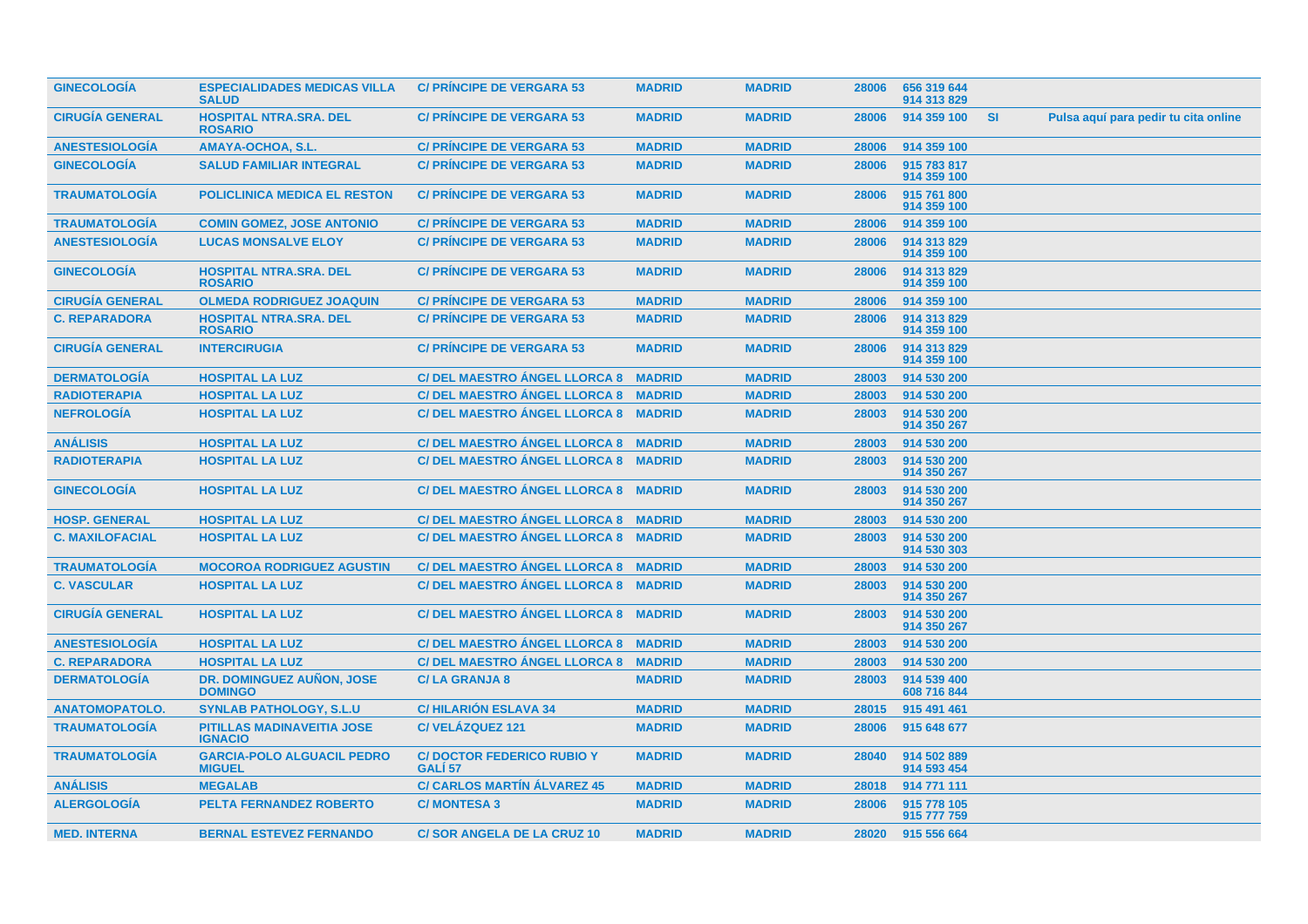| | | | | | | | | |
|---|---|---|---|---|---|---|---|---|
| GINECOLOGÍA | ESPECIALIDADES MEDICAS VILLA SALUD | C/ PRÍNCIPE DE VERGARA 53 | MADRID | MADRID | 28006 | 656 319 644<br>914 313 829 | | |
| CIRUGÍA GENERAL | HOSPITAL NTRA.SRA. DEL ROSARIO | C/ PRÍNCIPE DE VERGARA 53 | MADRID | MADRID | 28006 | 914 359 100 | SI | Pulsa aquí para pedir tu cita online |
| ANESTESIOLOGÍA | AMAYA-OCHOA, S.L. | C/ PRÍNCIPE DE VERGARA 53 | MADRID | MADRID | 28006 | 914 359 100 | | |
| GINECOLOGÍA | SALUD FAMILIAR INTEGRAL | C/ PRÍNCIPE DE VERGARA 53 | MADRID | MADRID | 28006 | 915 783 817<br>914 359 100 | | |
| TRAUMATOLOGÍA | POLICLINICA MEDICA EL RESTON | C/ PRÍNCIPE DE VERGARA 53 | MADRID | MADRID | 28006 | 915 761 800<br>914 359 100 | | |
| TRAUMATOLOGÍA | COMIN GOMEZ, JOSE ANTONIO | C/ PRÍNCIPE DE VERGARA 53 | MADRID | MADRID | 28006 | 914 359 100 | | |
| ANESTESIOLOGÍA | LUCAS MONSALVE ELOY | C/ PRÍNCIPE DE VERGARA 53 | MADRID | MADRID | 28006 | 914 313 829<br>914 359 100 | | |
| GINECOLOGÍA | HOSPITAL NTRA.SRA. DEL ROSARIO | C/ PRÍNCIPE DE VERGARA 53 | MADRID | MADRID | 28006 | 914 313 829<br>914 359 100 | | |
| CIRUGÍA GENERAL | OLMEDA RODRIGUEZ JOAQUIN | C/ PRÍNCIPE DE VERGARA 53 | MADRID | MADRID | 28006 | 914 359 100 | | |
| C. REPARADORA | HOSPITAL NTRA.SRA. DEL ROSARIO | C/ PRÍNCIPE DE VERGARA 53 | MADRID | MADRID | 28006 | 914 313 829<br>914 359 100 | | |
| CIRUGÍA GENERAL | INTERCIRUGIA | C/ PRÍNCIPE DE VERGARA 53 | MADRID | MADRID | 28006 | 914 313 829<br>914 359 100 | | |
| DERMATOLOGÍA | HOSPITAL LA LUZ | C/ DEL MAESTRO ÁNGEL LLORCA 8 | MADRID | MADRID | 28003 | 914 530 200 | | |
| RADIOTERAPIA | HOSPITAL LA LUZ | C/ DEL MAESTRO ÁNGEL LLORCA 8 | MADRID | MADRID | 28003 | 914 530 200 | | |
| NEFROLOGÍA | HOSPITAL LA LUZ | C/ DEL MAESTRO ÁNGEL LLORCA 8 | MADRID | MADRID | 28003 | 914 530 200<br>914 350 267 | | |
| ANÁLISIS | HOSPITAL LA LUZ | C/ DEL MAESTRO ÁNGEL LLORCA 8 | MADRID | MADRID | 28003 | 914 530 200 | | |
| RADIOTERAPIA | HOSPITAL LA LUZ | C/ DEL MAESTRO ÁNGEL LLORCA 8 | MADRID | MADRID | 28003 | 914 530 200<br>914 350 267 | | |
| GINECOLOGÍA | HOSPITAL LA LUZ | C/ DEL MAESTRO ÁNGEL LLORCA 8 | MADRID | MADRID | 28003 | 914 530 200<br>914 350 267 | | |
| HOSP. GENERAL | HOSPITAL LA LUZ | C/ DEL MAESTRO ÁNGEL LLORCA 8 | MADRID | MADRID | 28003 | 914 530 200 | | |
| C. MAXILOFACIAL | HOSPITAL LA LUZ | C/ DEL MAESTRO ÁNGEL LLORCA 8 | MADRID | MADRID | 28003 | 914 530 200<br>914 530 303 | | |
| TRAUMATOLOGÍA | MOCOROA RODRIGUEZ AGUSTIN | C/ DEL MAESTRO ÁNGEL LLORCA 8 | MADRID | MADRID | 28003 | 914 530 200 | | |
| C. VASCULAR | HOSPITAL LA LUZ | C/ DEL MAESTRO ÁNGEL LLORCA 8 | MADRID | MADRID | 28003 | 914 530 200<br>914 350 267 | | |
| CIRUGÍA GENERAL | HOSPITAL LA LUZ | C/ DEL MAESTRO ÁNGEL LLORCA 8 | MADRID | MADRID | 28003 | 914 530 200<br>914 350 267 | | |
| ANESTESIOLOGÍA | HOSPITAL LA LUZ | C/ DEL MAESTRO ÁNGEL LLORCA 8 | MADRID | MADRID | 28003 | 914 530 200 | | |
| C. REPARADORA | HOSPITAL LA LUZ | C/ DEL MAESTRO ÁNGEL LLORCA 8 | MADRID | MADRID | 28003 | 914 530 200 | | |
| DERMATOLOGÍA | DR. DOMINGUEZ AUÑON, JOSE DOMINGO | C/ LA GRANJA 8 | MADRID | MADRID | 28003 | 914 539 400<br>608 716 844 | | |
| ANATOMOPATOLO. | SYNLAB PATHOLOGY, S.L.U | C/ HILARIÓN ESLAVA 34 | MADRID | MADRID | 28015 | 915 491 461 | | |
| TRAUMATOLOGÍA | PITILLAS MADINAVEITIA JOSE IGNACIO | C/ VELÁZQUEZ 121 | MADRID | MADRID | 28006 | 915 648 677 | | |
| TRAUMATOLOGÍA | GARCIA-POLO ALGUACIL PEDRO MIGUEL | C/ DOCTOR FEDERICO RUBIO Y GALÍ 57 | MADRID | MADRID | 28040 | 914 502 889<br>914 593 454 | | |
| ANÁLISIS | MEGALAB | C/ CARLOS MARTÍN ÁLVAREZ 45 | MADRID | MADRID | 28018 | 914 771 111 | | |
| ALERGOLOGÍA | PELTA FERNANDEZ ROBERTO | C/ MONTESA 3 | MADRID | MADRID | 28006 | 915 778 105<br>915 777 759 | | |
| MED. INTERNA | BERNAL ESTEVEZ FERNANDO | C/ SOR ANGELA DE LA CRUZ 10 | MADRID | MADRID | 28020 | 915 556 664 | | |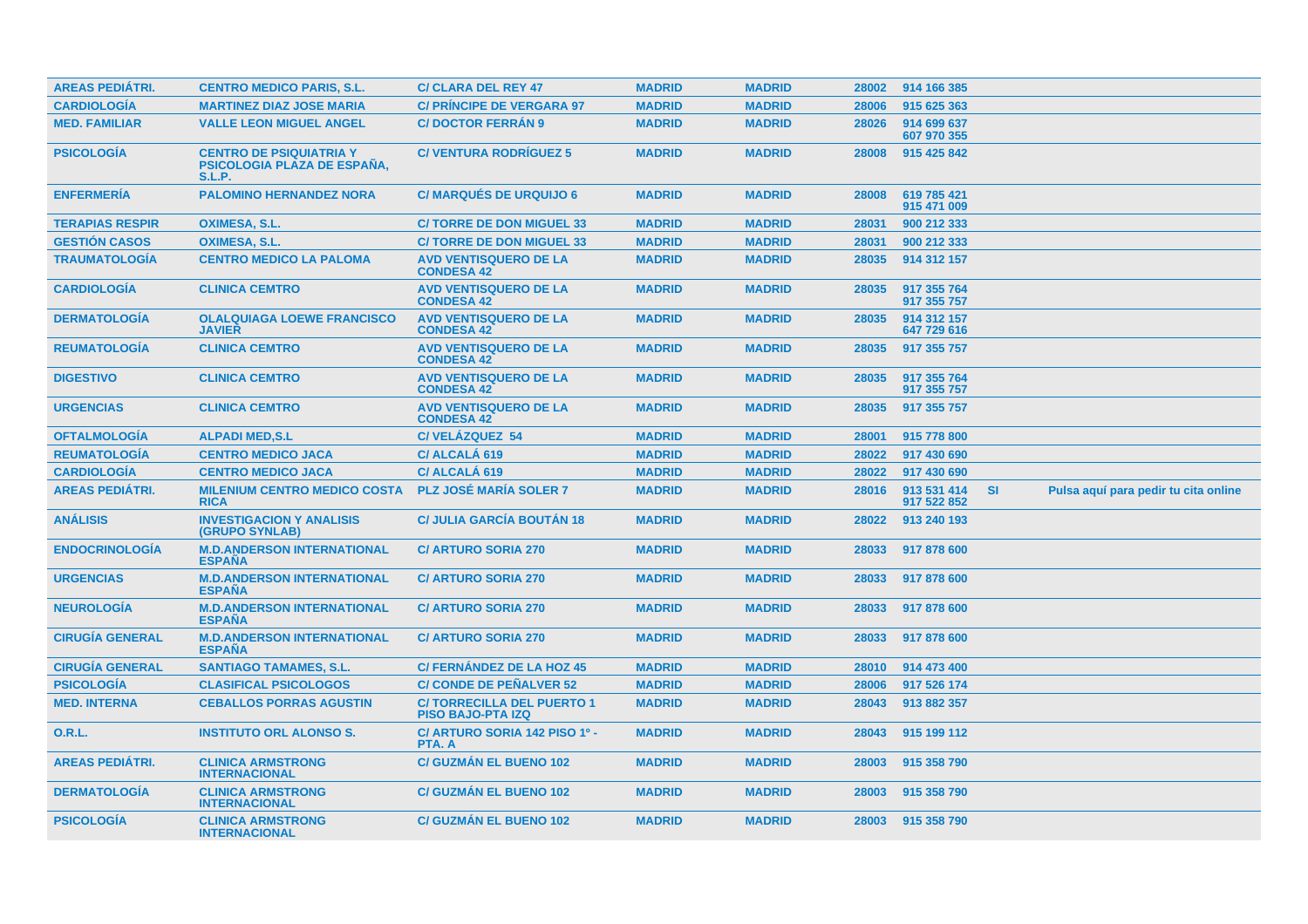| | | | | | | | | |
|---|---|---|---|---|---|---|---|---|
| AREAS PEDIÁTRI. | CENTRO MEDICO PARIS, S.L. | C/ CLARA DEL REY 47 | MADRID | MADRID | 28002 | 914 166 385 | | |
| CARDIOLOGÍA | MARTINEZ DIAZ JOSE MARIA | C/ PRÍNCIPE DE VERGARA 97 | MADRID | MADRID | 28006 | 915 625 363 | | |
| MED. FAMILIAR | VALLE LEON MIGUEL ANGEL | C/ DOCTOR FERRÁN 9 | MADRID | MADRID | 28026 | 914 699 637 607 970 355 | | |
| PSICOLOGÍA | CENTRO DE PSIQUIATRIA Y PSICOLOGIA PLAZA DE ESPAÑA, S.L.P. | C/ VENTURA RODRÍGUEZ 5 | MADRID | MADRID | 28008 | 915 425 842 | | |
| ENFERMERÍA | PALOMINO HERNANDEZ NORA | C/ MARQUÉS DE URQUIJO 6 | MADRID | MADRID | 28008 | 619 785 421 915 471 009 | | |
| TERAPIAS RESPIR | OXIMESA, S.L. | C/ TORRE DE DON MIGUEL 33 | MADRID | MADRID | 28031 | 900 212 333 | | |
| GESTIÓN CASOS | OXIMESA, S.L. | C/ TORRE DE DON MIGUEL 33 | MADRID | MADRID | 28031 | 900 212 333 | | |
| TRAUMATOLOGÍA | CENTRO MEDICO LA PALOMA | AVD VENTISQUERO DE LA CONDESA 42 | MADRID | MADRID | 28035 | 914 312 157 | | |
| CARDIOLOGÍA | CLINICA CEMTRO | AVD VENTISQUERO DE LA CONDESA 42 | MADRID | MADRID | 28035 | 917 355 764 917 355 757 | | |
| DERMATOLOGÍA | OLALQUIAGA LOEWE FRANCISCO JAVIER | AVD VENTISQUERO DE LA CONDESA 42 | MADRID | MADRID | 28035 | 914 312 157 647 729 616 | | |
| REUMATOLOGÍA | CLINICA CEMTRO | AVD VENTISQUERO DE LA CONDESA 42 | MADRID | MADRID | 28035 | 917 355 757 | | |
| DIGESTIVO | CLINICA CEMTRO | AVD VENTISQUERO DE LA CONDESA 42 | MADRID | MADRID | 28035 | 917 355 764 917 355 757 | | |
| URGENCIAS | CLINICA CEMTRO | AVD VENTISQUERO DE LA CONDESA 42 | MADRID | MADRID | 28035 | 917 355 757 | | |
| OFTALMOLOGÍA | ALPADI MED,S.L | C/ VELÁZQUEZ 54 | MADRID | MADRID | 28001 | 915 778 800 | | |
| REUMATOLOGÍA | CENTRO MEDICO JACA | C/ ALCALÁ 619 | MADRID | MADRID | 28022 | 917 430 690 | | |
| CARDIOLOGÍA | CENTRO MEDICO JACA | C/ ALCALÁ 619 | MADRID | MADRID | 28022 | 917 430 690 | | |
| AREAS PEDIÁTRI. | MILENIUM CENTRO MEDICO COSTA RICA | PLZ JOSÉ MARÍA SOLER 7 | MADRID | MADRID | 28016 | 913 531 414 917 522 852 | SI | Pulsa aquí para pedir tu cita online |
| ANÁLISIS | INVESTIGACION Y ANALISIS (GRUPO SYNLAB) | C/ JULIA GARCÍA BOUTÁN 18 | MADRID | MADRID | 28022 | 913 240 193 | | |
| ENDOCRINOLOGÍA | M.D.ANDERSON INTERNATIONAL ESPAÑA | C/ ARTURO SORIA 270 | MADRID | MADRID | 28033 | 917 878 600 | | |
| URGENCIAS | M.D.ANDERSON INTERNATIONAL ESPAÑA | C/ ARTURO SORIA 270 | MADRID | MADRID | 28033 | 917 878 600 | | |
| NEUROLOGÍA | M.D.ANDERSON INTERNATIONAL ESPAÑA | C/ ARTURO SORIA 270 | MADRID | MADRID | 28033 | 917 878 600 | | |
| CIRUGÍA GENERAL | M.D.ANDERSON INTERNATIONAL ESPAÑA | C/ ARTURO SORIA 270 | MADRID | MADRID | 28033 | 917 878 600 | | |
| CIRUGÍA GENERAL | SANTIAGO TAMAMES, S.L. | C/ FERNÁNDEZ DE LA HOZ 45 | MADRID | MADRID | 28010 | 914 473 400 | | |
| PSICOLOGÍA | CLASIFICAL PSICOLOGOS | C/ CONDE DE PEÑALVER 52 | MADRID | MADRID | 28006 | 917 526 174 | | |
| MED. INTERNA | CEBALLOS PORRAS AGUSTIN | C/ TORRECILLA DEL PUERTO 1 PISO BAJO-PTA IZQ | MADRID | MADRID | 28043 | 913 882 357 | | |
| O.R.L. | INSTITUTO ORL ALONSO S. | C/ ARTURO SORIA 142 PISO 1º - PTA. A | MADRID | MADRID | 28043 | 915 199 112 | | |
| AREAS PEDIÁTRI. | CLINICA ARMSTRONG INTERNACIONAL | C/ GUZMÁN EL BUENO 102 | MADRID | MADRID | 28003 | 915 358 790 | | |
| DERMATOLOGÍA | CLINICA ARMSTRONG INTERNACIONAL | C/ GUZMÁN EL BUENO 102 | MADRID | MADRID | 28003 | 915 358 790 | | |
| PSICOLOGÍA | CLINICA ARMSTRONG INTERNACIONAL | C/ GUZMÁN EL BUENO 102 | MADRID | MADRID | 28003 | 915 358 790 | | |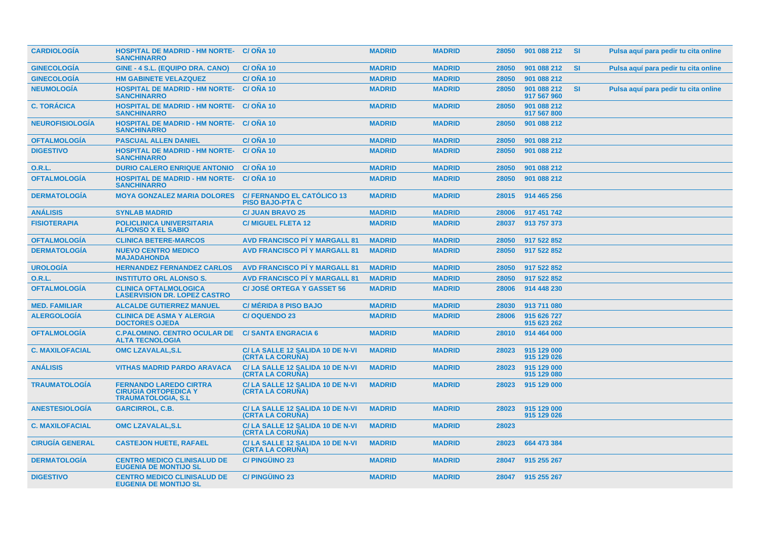| | | | | | | | | |
|---|---|---|---|---|---|---|---|---|
| **CARDIOLOGÍA** | **HOSPITAL DE MADRID - HM NORTE-SANCHINARRO** | **C/ OÑA 10** | **MADRID** | **MADRID** | **28050** | **901 088 212** | **SI** | **Pulsa aquí para pedir tu cita online** |
| **GINECOLOGÍA** | **GINE - 4 S.L. (EQUIPO DRA. CANO)** | **C/ OÑA 10** | **MADRID** | **MADRID** | **28050** | **901 088 212** | **SI** | **Pulsa aquí para pedir tu cita online** |
| **GINECOLOGÍA** | **HM GABINETE VELAZQUEZ** | **C/ OÑA 10** | **MADRID** | **MADRID** | **28050** | **901 088 212** | | |
| **NEUMOLOGÍA** | **HOSPITAL DE MADRID - HM NORTE-SANCHINARRO** | **C/ OÑA 10** | **MADRID** | **MADRID** | **28050** | **901 088 212 917 567 960** | **SI** | **Pulsa aquí para pedir tu cita online** |
| **C. TORÁCICA** | **HOSPITAL DE MADRID - HM NORTE-SANCHINARRO** | **C/ OÑA 10** | **MADRID** | **MADRID** | **28050** | **901 088 212 917 567 800** | | |
| **NEUROFISIOLOGÍA** | **HOSPITAL DE MADRID - HM NORTE-SANCHINARRO** | **C/ OÑA 10** | **MADRID** | **MADRID** | **28050** | **901 088 212** | | |
| **OFTALMOLOGÍA** | **PASCUAL ALLEN DANIEL** | **C/ OÑA 10** | **MADRID** | **MADRID** | **28050** | **901 088 212** | | |
| **DIGESTIVO** | **HOSPITAL DE MADRID - HM NORTE-SANCHINARRO** | **C/ OÑA 10** | **MADRID** | **MADRID** | **28050** | **901 088 212** | | |
| **O.R.L.** | **DURIO CALERO ENRIQUE ANTONIO** | **C/ OÑA 10** | **MADRID** | **MADRID** | **28050** | **901 088 212** | | |
| **OFTALMOLOGÍA** | **HOSPITAL DE MADRID - HM NORTE-SANCHINARRO** | **C/ OÑA 10** | **MADRID** | **MADRID** | **28050** | **901 088 212** | | |
| **DERMATOLOGÍA** | **MOYA GONZALEZ MARIA DOLORES** | **C/ FERNANDO EL CATÓLICO 13 PISO BAJO-PTA C** | **MADRID** | **MADRID** | **28015** | **914 465 256** | | |
| **ANÁLISIS** | **SYNLAB MADRID** | **C/ JUAN BRAVO 25** | **MADRID** | **MADRID** | **28006** | **917 451 742** | | |
| **FISIOTERAPIA** | **POLICLINICA UNIVERSITARIA ALFONSO X EL SABIO** | **C/ MIGUEL FLETA 12** | **MADRID** | **MADRID** | **28037** | **913 757 373** | | |
| **OFTALMOLOGÍA** | **CLINICA BETERE-MARCOS** | **AVD FRANCISCO PÍ Y MARGALL 81** | **MADRID** | **MADRID** | **28050** | **917 522 852** | | |
| **DERMATOLOGÍA** | **NUEVO CENTRO MEDICO MAJADAHONDA** | **AVD FRANCISCO PÍ Y MARGALL 81** | **MADRID** | **MADRID** | **28050** | **917 522 852** | | |
| **UROLOGÍA** | **HERNANDEZ FERNANDEZ CARLOS** | **AVD FRANCISCO PÍ Y MARGALL 81** | **MADRID** | **MADRID** | **28050** | **917 522 852** | | |
| **O.R.L.** | **INSTITUTO ORL ALONSO S.** | **AVD FRANCISCO PÍ Y MARGALL 81** | **MADRID** | **MADRID** | **28050** | **917 522 852** | | |
| **OFTALMOLOGÍA** | **CLINICA OFTALMOLOGICA LASERVISION DR. LOPEZ CASTRO** | **C/ JOSÉ ORTEGA Y GASSET 56** | **MADRID** | **MADRID** | **28006** | **914 448 230** | | |
| **MED. FAMILIAR** | **ALCALDE GUTIERREZ MANUEL** | **C/ MÉRIDA 8 PISO BAJO** | **MADRID** | **MADRID** | **28030** | **913 711 080** | | |
| **ALERGOLOGÍA** | **CLINICA DE ASMA Y ALERGIA DOCTORES OJEDA** | **C/ OQUENDO 23** | **MADRID** | **MADRID** | **28006** | **915 626 727 915 623 262** | | |
| **OFTALMOLOGÍA** | **C.PALOMINO. CENTRO OCULAR DE ALTA TECNOLOGIA** | **C/ SANTA ENGRACIA 6** | **MADRID** | **MADRID** | **28010** | **914 464 000** | | |
| **C. MAXILOFACIAL** | **OMC LZAVALAL,S.L** | **C/ LA SALLE 12 SALIDA 10 DE N-VI (CRTA LA CORUÑA)** | **MADRID** | **MADRID** | **28023** | **915 129 000 915 129 026** | | |
| **ANÁLISIS** | **VITHAS MADRID PARDO ARAVACA** | **C/ LA SALLE 12 SALIDA 10 DE N-VI (CRTA LA CORUÑA)** | **MADRID** | **MADRID** | **28023** | **915 129 000 915 129 080** | | |
| **TRAUMATOLOGÍA** | **FERNANDO LAREDO CIRTRA CIRUGIA ORTOPEDICA Y TRAUMATOLOGIA, S.L** | **C/ LA SALLE 12 SALIDA 10 DE N-VI (CRTA LA CORUÑA)** | **MADRID** | **MADRID** | **28023** | **915 129 000** | | |
| **ANESTESIOLOGÍA** | **GARCIRROL, C.B.** | **C/ LA SALLE 12 SALIDA 10 DE N-VI (CRTA LA CORUÑA)** | **MADRID** | **MADRID** | **28023** | **915 129 000 915 129 026** | | |
| **C. MAXILOFACIAL** | **OMC LZAVALAL,S.L** | **C/ LA SALLE 12 SALIDA 10 DE N-VI (CRTA LA CORUÑA)** | **MADRID** | **MADRID** | **28023** | | | |
| **CIRUGÍA GENERAL** | **CASTEJON HUETE, RAFAEL** | **C/ LA SALLE 12 SALIDA 10 DE N-VI (CRTA LA CORUÑA)** | **MADRID** | **MADRID** | **28023** | **664 473 384** | | |
| **DERMATOLOGÍA** | **CENTRO MEDICO CLINISALUD DE EUGENIA DE MONTIJO SL** | **C/ PINGÜINO 23** | **MADRID** | **MADRID** | **28047** | **915 255 267** | | |
| **DIGESTIVO** | **CENTRO MEDICO CLINISALUD DE EUGENIA DE MONTIJO SL** | **C/ PINGÜINO 23** | **MADRID** | **MADRID** | **28047** | **915 255 267** | | |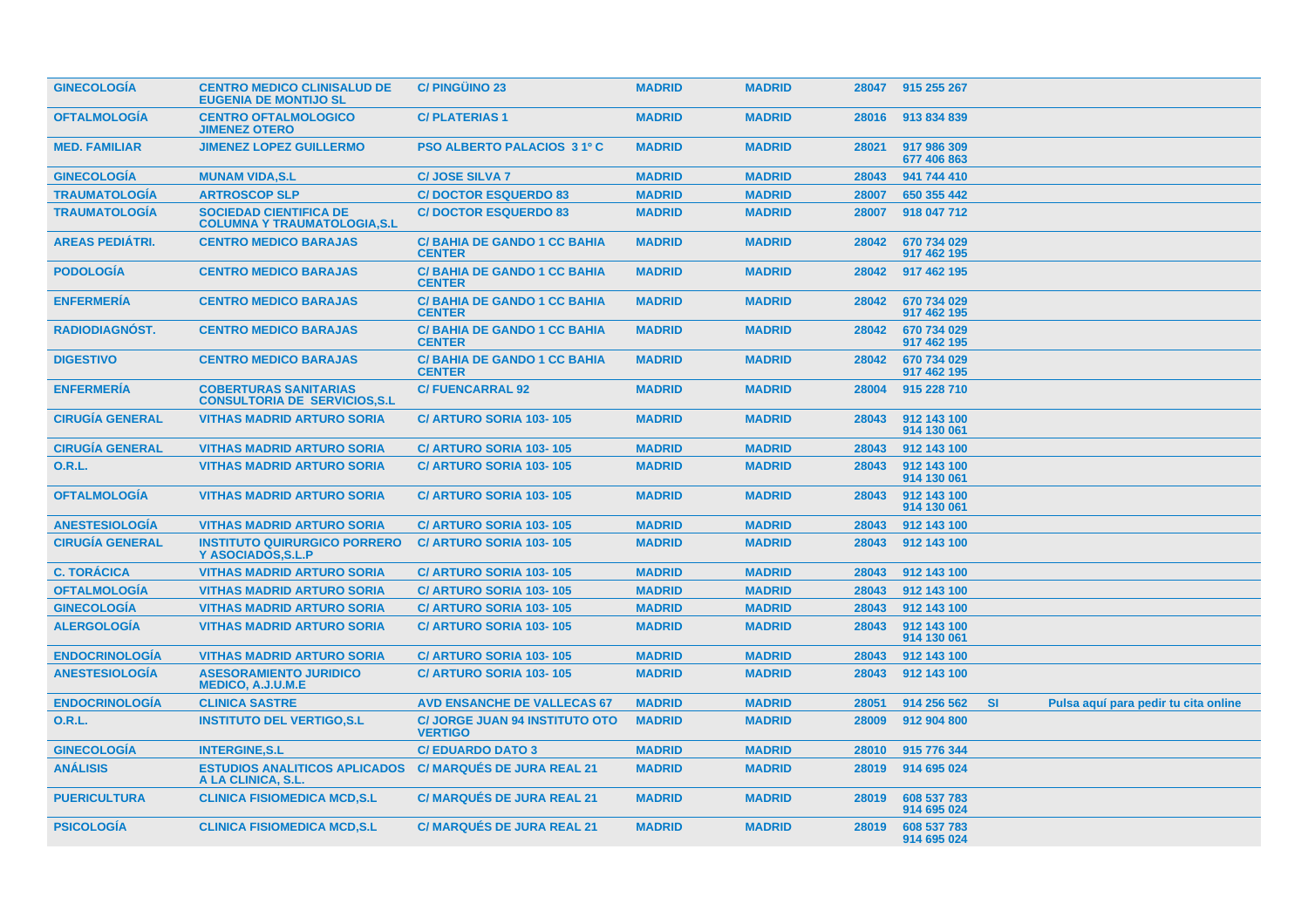| | | | | | | | | |
|---|---|---|---|---|---|---|---|---|
| **GINECOLOGÍA** | **CENTRO MEDICO CLINISALUD DE EUGENIA DE MONTIJO SL** | **C/ PINGÜINO 23** | **MADRID** | **MADRID** | 28047 | 915 255 267 | | |
| **OFTALMOLOGÍA** | **CENTRO OFTALMOLOGICO JIMENEZ OTERO** | **C/ PLATERIAS 1** | **MADRID** | **MADRID** | 28016 | 913 834 839 | | |
| **MED. FAMILIAR** | **JIMENEZ LOPEZ GUILLERMO** | **PSO ALBERTO PALACIOS 3 1º C** | **MADRID** | **MADRID** | 28021 | 917 986 309<br>677 406 863 | | |
| **GINECOLOGÍA** | **MUNAM VIDA,S.L** | **C/ JOSE SILVA 7** | **MADRID** | **MADRID** | 28043 | 941 744 410 | | |
| **TRAUMATOLOGÍA** | **ARTROSCOP SLP** | **C/ DOCTOR ESQUERDO 83** | **MADRID** | **MADRID** | 28007 | 650 355 442 | | |
| **TRAUMATOLOGÍA** | **SOCIEDAD CIENTIFICA DE COLUMNA Y TRAUMATOLOGIA,S.L** | **C/ DOCTOR ESQUERDO 83** | **MADRID** | **MADRID** | 28007 | 918 047 712 | | |
| **AREAS PEDIÁTRI.** | **CENTRO MEDICO BARAJAS** | **C/ BAHIA DE GANDO 1 CC BAHIA CENTER** | **MADRID** | **MADRID** | 28042 | 670 734 029<br>917 462 195 | | |
| **PODOLOGÍA** | **CENTRO MEDICO BARAJAS** | **C/ BAHIA DE GANDO 1 CC BAHIA CENTER** | **MADRID** | **MADRID** | 28042 | 917 462 195 | | |
| **ENFERMERÍA** | **CENTRO MEDICO BARAJAS** | **C/ BAHIA DE GANDO 1 CC BAHIA CENTER** | **MADRID** | **MADRID** | 28042 | 670 734 029<br>917 462 195 | | |
| **RADIODIAGNÓST.** | **CENTRO MEDICO BARAJAS** | **C/ BAHIA DE GANDO 1 CC BAHIA CENTER** | **MADRID** | **MADRID** | 28042 | 670 734 029<br>917 462 195 | | |
| **DIGESTIVO** | **CENTRO MEDICO BARAJAS** | **C/ BAHIA DE GANDO 1 CC BAHIA CENTER** | **MADRID** | **MADRID** | 28042 | 670 734 029<br>917 462 195 | | |
| **ENFERMERÍA** | **COBERTURAS SANITARIAS CONSULTORIA DE SERVICIOS,S.L** | **C/ FUENCARRAL 92** | **MADRID** | **MADRID** | 28004 | 915 228 710 | | |
| **CIRUGÍA GENERAL** | **VITHAS MADRID ARTURO SORIA** | **C/ ARTURO SORIA 103- 105** | **MADRID** | **MADRID** | 28043 | 912 143 100<br>914 130 061 | | |
| **CIRUGÍA GENERAL** | **VITHAS MADRID ARTURO SORIA** | **C/ ARTURO SORIA 103- 105** | **MADRID** | **MADRID** | 28043 | 912 143 100 | | |
| **O.R.L.** | **VITHAS MADRID ARTURO SORIA** | **C/ ARTURO SORIA 103- 105** | **MADRID** | **MADRID** | 28043 | 912 143 100<br>914 130 061 | | |
| **OFTALMOLOGÍA** | **VITHAS MADRID ARTURO SORIA** | **C/ ARTURO SORIA 103- 105** | **MADRID** | **MADRID** | 28043 | 912 143 100<br>914 130 061 | | |
| **ANESTESIOLOGÍA** | **VITHAS MADRID ARTURO SORIA** | **C/ ARTURO SORIA 103- 105** | **MADRID** | **MADRID** | 28043 | 912 143 100 | | |
| **CIRUGÍA GENERAL** | **INSTITUTO QUIRURGICO PORRERO Y ASOCIADOS,S.L.P** | **C/ ARTURO SORIA 103- 105** | **MADRID** | **MADRID** | 28043 | 912 143 100 | | |
| **C. TORÁCICA** | **VITHAS MADRID ARTURO SORIA** | **C/ ARTURO SORIA 103- 105** | **MADRID** | **MADRID** | 28043 | 912 143 100 | | |
| **OFTALMOLOGÍA** | **VITHAS MADRID ARTURO SORIA** | **C/ ARTURO SORIA 103- 105** | **MADRID** | **MADRID** | 28043 | 912 143 100 | | |
| **GINECOLOGÍA** | **VITHAS MADRID ARTURO SORIA** | **C/ ARTURO SORIA 103- 105** | **MADRID** | **MADRID** | 28043 | 912 143 100 | | |
| **ALERGOLOGÍA** | **VITHAS MADRID ARTURO SORIA** | **C/ ARTURO SORIA 103- 105** | **MADRID** | **MADRID** | 28043 | 912 143 100<br>914 130 061 | | |
| **ENDOCRINOLOGÍA** | **VITHAS MADRID ARTURO SORIA** | **C/ ARTURO SORIA 103- 105** | **MADRID** | **MADRID** | 28043 | 912 143 100 | | |
| **ANESTESIOLOGÍA** | **ASESORAMIENTO JURIDICO MEDICO, A.J.U.M.E** | **C/ ARTURO SORIA 103- 105** | **MADRID** | **MADRID** | 28043 | 912 143 100 | | |
| **ENDOCRINOLOGÍA** | **CLINICA SASTRE** | **AVD ENSANCHE DE VALLECAS 67** | **MADRID** | **MADRID** | 28051 | 914 256 562 | **SI** | **Pulsa aquí para pedir tu cita online** |
| **O.R.L.** | **INSTITUTO DEL VERTIGO,S.L** | **C/ JORGE JUAN 94 INSTITUTO OTO VERTIGO** | **MADRID** | **MADRID** | 28009 | 912 904 800 | | |
| **GINECOLOGÍA** | **INTERGINE,S.L** | **C/ EDUARDO DATO 3** | **MADRID** | **MADRID** | 28010 | 915 776 344 | | |
| **ANÁLISIS** | **ESTUDIOS ANALITICOS APLICADOS A LA CLINICA, S.L.** | **C/ MARQUÉS DE JURA REAL 21** | **MADRID** | **MADRID** | 28019 | 914 695 024 | | |
| **PUERICULTURA** | **CLINICA FISIOMEDICA MCD,S.L** | **C/ MARQUÉS DE JURA REAL 21** | **MADRID** | **MADRID** | 28019 | 608 537 783<br>914 695 024 | | |
| **PSICOLOGÍA** | **CLINICA FISIOMEDICA MCD,S.L** | **C/ MARQUÉS DE JURA REAL 21** | **MADRID** | **MADRID** | 28019 | 608 537 783<br>914 695 024 | | |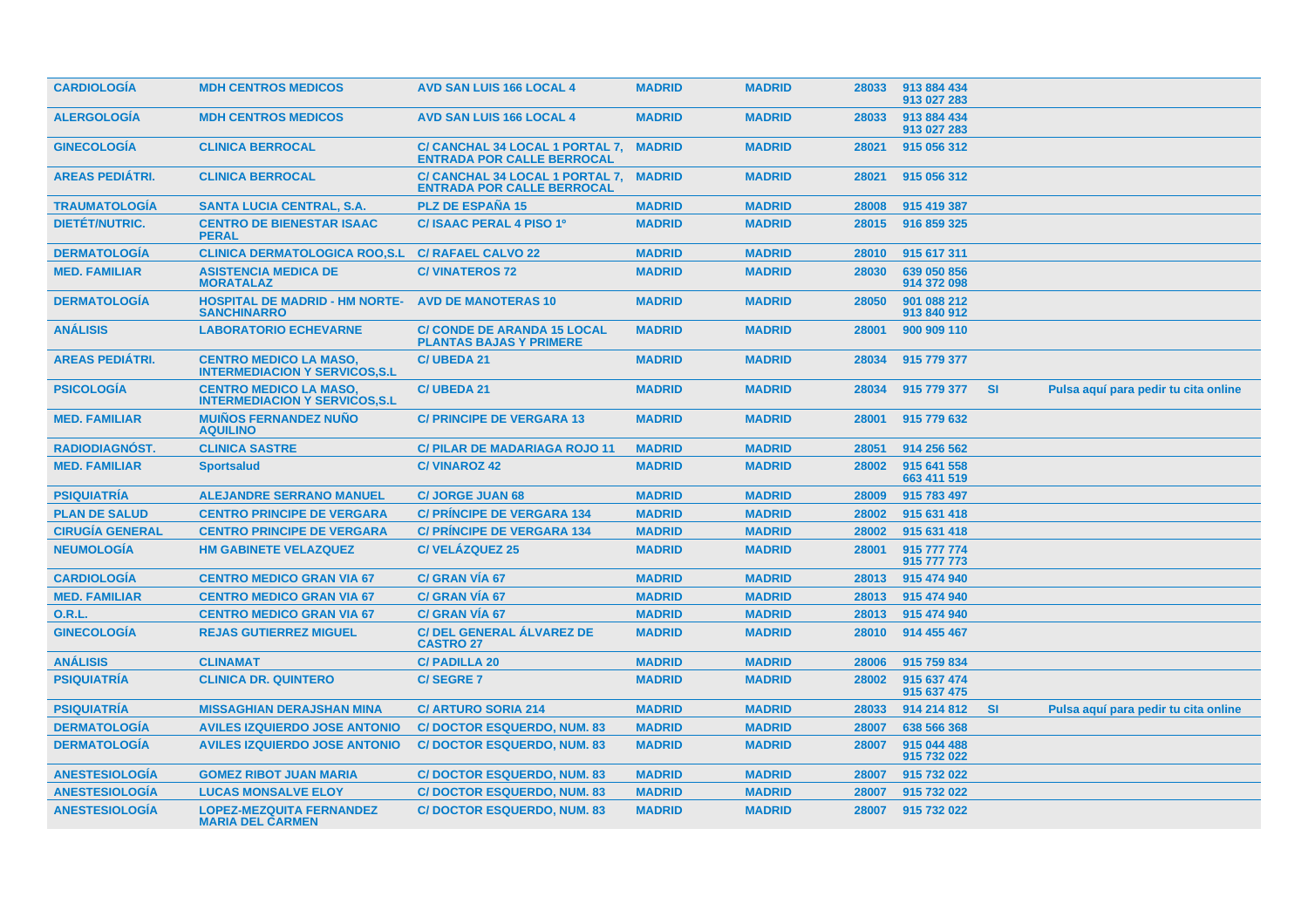| | | | | | | | | |
|---|---|---|---|---|---|---|---|---|
| **CARDIOLOGÍA** | **MDH CENTROS MEDICOS** | **AVD SAN LUIS 166 LOCAL 4** | **MADRID** | **MADRID** | **28033** | **913 884 434**<br>**913 027 283** | | |
| **ALERGOLOGÍA** | **MDH CENTROS MEDICOS** | **AVD SAN LUIS 166 LOCAL 4** | **MADRID** | **MADRID** | **28033** | **913 884 434**<br>**913 027 283** | | |
| **GINECOLOGÍA** | **CLINICA BERROCAL** | **C/ CANCHAL 34 LOCAL 1 PORTAL 7, ENTRADA POR CALLE BERROCAL** | **MADRID** | **MADRID** | **28021** | **915 056 312** | | |
| **AREAS PEDIÁTRI.** | **CLINICA BERROCAL** | **C/ CANCHAL 34 LOCAL 1 PORTAL 7, ENTRADA POR CALLE BERROCAL** | **MADRID** | **MADRID** | **28021** | **915 056 312** | | |
| **TRAUMATOLOGÍA** | **SANTA LUCIA CENTRAL, S.A.** | **PLZ DE ESPAÑA 15** | **MADRID** | **MADRID** | **28008** | **915 419 387** | | |
| **DIETÉT/NUTRIC.** | **CENTRO DE BIENESTAR ISAAC PERAL** | **C/ ISAAC PERAL 4 PISO 1º** | **MADRID** | **MADRID** | **28015** | **916 859 325** | | |
| **DERMATOLOGÍA** | **CLINICA DERMATOLOGICA ROO,S.L** | **C/ RAFAEL CALVO 22** | **MADRID** | **MADRID** | **28010** | **915 617 311** | | |
| **MED. FAMILIAR** | **ASISTENCIA MEDICA DE MORATALAZ** | **C/ VINATEROS 72** | **MADRID** | **MADRID** | **28030** | **639 050 856**<br>**914 372 098** | | |
| **DERMATOLOGÍA** | **HOSPITAL DE MADRID - HM NORTE-SANCHINARRO** | **AVD DE MANOTERAS 10** | **MADRID** | **MADRID** | **28050** | **901 088 212**<br>**913 840 912** | | |
| **ANÁLISIS** | **LABORATORIO ECHEVARNE** | **C/ CONDE DE ARANDA 15 LOCAL PLANTAS BAJAS Y PRIMERE** | **MADRID** | **MADRID** | **28001** | **900 909 110** | | |
| **AREAS PEDIÁTRI.** | **CENTRO MEDICO LA MASO, INTERMEDIACION Y SERVICOS,S.L** | **C/ UBEDA 21** | **MADRID** | **MADRID** | **28034** | **915 779 377** | | |
| **PSICOLOGÍA** | **CENTRO MEDICO LA MASO, INTERMEDIACION Y SERVICOS,S.L** | **C/ UBEDA 21** | **MADRID** | **MADRID** | **28034** | **915 779 377** | **SI** | **Pulsa aquí para pedir tu cita online** |
| **MED. FAMILIAR** | **MUIÑOS FERNANDEZ NUÑO AQUILINO** | **C/ PRINCIPE DE VERGARA 13** | **MADRID** | **MADRID** | **28001** | **915 779 632** | | |
| **RADIODIAGNÓST.** | **CLINICA SASTRE** | **C/ PILAR DE MADARIAGA ROJO 11** | **MADRID** | **MADRID** | **28051** | **914 256 562** | | |
| **MED. FAMILIAR** | **Sportsalud** | **C/ VINAROZ 42** | **MADRID** | **MADRID** | **28002** | **915 641 558**<br>**663 411 519** | | |
| **PSIQUIATRÍA** | **ALEJANDRE SERRANO MANUEL** | **C/ JORGE JUAN 68** | **MADRID** | **MADRID** | **28009** | **915 783 497** | | |
| **PLAN DE SALUD** | **CENTRO PRINCIPE DE VERGARA** | **C/ PRÍNCIPE DE VERGARA 134** | **MADRID** | **MADRID** | **28002** | **915 631 418** | | |
| **CIRUGÍA GENERAL** | **CENTRO PRINCIPE DE VERGARA** | **C/ PRÍNCIPE DE VERGARA 134** | **MADRID** | **MADRID** | **28002** | **915 631 418** | | |
| **NEUMOLOGÍA** | **HM GABINETE VELAZQUEZ** | **C/ VELÁZQUEZ 25** | **MADRID** | **MADRID** | **28001** | **915 777 774**<br>**915 777 773** | | |
| **CARDIOLOGÍA** | **CENTRO MEDICO GRAN VIA 67** | **C/ GRAN VÍA 67** | **MADRID** | **MADRID** | **28013** | **915 474 940** | | |
| **MED. FAMILIAR** | **CENTRO MEDICO GRAN VIA 67** | **C/ GRAN VÍA 67** | **MADRID** | **MADRID** | **28013** | **915 474 940** | | |
| **O.R.L.** | **CENTRO MEDICO GRAN VIA 67** | **C/ GRAN VÍA 67** | **MADRID** | **MADRID** | **28013** | **915 474 940** | | |
| **GINECOLOGÍA** | **REJAS GUTIERREZ MIGUEL** | **C/ DEL GENERAL ÁLVAREZ DE CASTRO 27** | **MADRID** | **MADRID** | **28010** | **914 455 467** | | |
| **ANÁLISIS** | **CLINAMAT** | **C/ PADILLA 20** | **MADRID** | **MADRID** | **28006** | **915 759 834** | | |
| **PSIQUIATRÍA** | **CLINICA DR. QUINTERO** | **C/ SEGRE 7** | **MADRID** | **MADRID** | **28002** | **915 637 474**<br>**915 637 475** | | |
| **PSIQUIATRÍA** | **MISSAGHIAN DERAJSHAN MINA** | **C/ ARTURO SORIA 214** | **MADRID** | **MADRID** | **28033** | **914 214 812** | **SI** | **Pulsa aquí para pedir tu cita online** |
| **DERMATOLOGÍA** | **AVILES IZQUIERDO JOSE ANTONIO** | **C/ DOCTOR ESQUERDO, NUM. 83** | **MADRID** | **MADRID** | **28007** | **638 566 368** | | |
| **DERMATOLOGÍA** | **AVILES IZQUIERDO JOSE ANTONIO** | **C/ DOCTOR ESQUERDO, NUM. 83** | **MADRID** | **MADRID** | **28007** | **915 044 488**<br>**915 732 022** | | |
| **ANESTESIOLOGÍA** | **GOMEZ RIBOT JUAN MARIA** | **C/ DOCTOR ESQUERDO, NUM. 83** | **MADRID** | **MADRID** | **28007** | **915 732 022** | | |
| **ANESTESIOLOGÍA** | **LUCAS MONSALVE ELOY** | **C/ DOCTOR ESQUERDO, NUM. 83** | **MADRID** | **MADRID** | **28007** | **915 732 022** | | |
| **ANESTESIOLOGÍA** | **LOPEZ-MEZQUITA FERNANDEZ MARIA DEL CARMEN** | **C/ DOCTOR ESQUERDO, NUM. 83** | **MADRID** | **MADRID** | **28007** | **915 732 022** | | |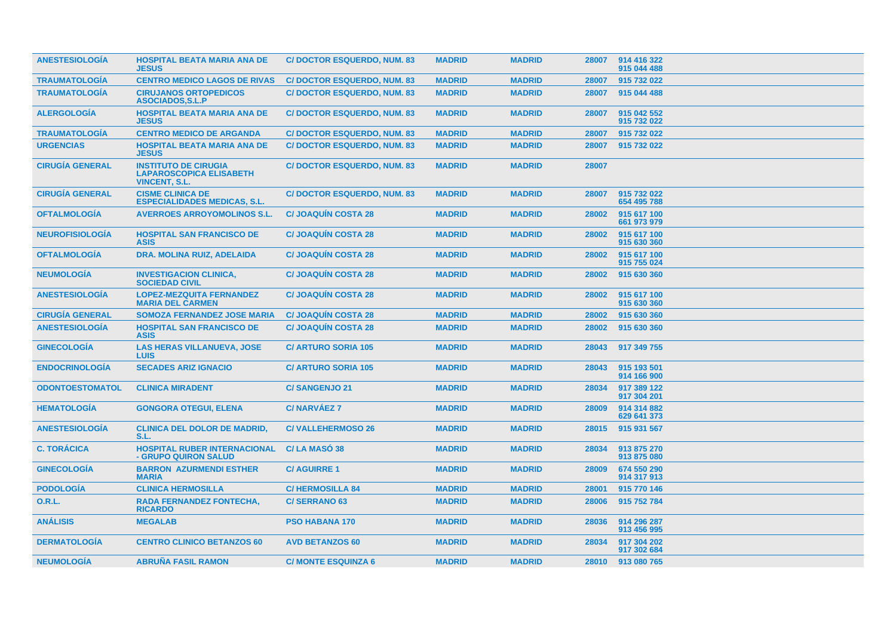| | | | | | | |
|---|---|---|---|---|---|---|
| ANESTESIOLOGÍA | HOSPITAL BEATA MARIA ANA DE JESUS | C/ DOCTOR ESQUERDO, NUM. 83 | MADRID | MADRID | 28007 | 914 416 322<br>915 044 488 |
| TRAUMATOLOGÍA | CENTRO MEDICO LAGOS DE RIVAS | C/ DOCTOR ESQUERDO, NUM. 83 | MADRID | MADRID | 28007 | 915 732 022 |
| TRAUMATOLOGÍA | CIRUJANOS ORTOPEDICOS ASOCIADOS,S.L.P | C/ DOCTOR ESQUERDO, NUM. 83 | MADRID | MADRID | 28007 | 915 044 488 |
| ALERGOLOGÍA | HOSPITAL BEATA MARIA ANA DE JESUS | C/ DOCTOR ESQUERDO, NUM. 83 | MADRID | MADRID | 28007 | 915 042 552<br>915 732 022 |
| TRAUMATOLOGÍA | CENTRO MEDICO DE ARGANDA | C/ DOCTOR ESQUERDO, NUM. 83 | MADRID | MADRID | 28007 | 915 732 022 |
| URGENCIAS | HOSPITAL BEATA MARIA ANA DE JESUS | C/ DOCTOR ESQUERDO, NUM. 83 | MADRID | MADRID | 28007 | 915 732 022 |
| CIRUGÍA GENERAL | INSTITUTO DE CIRUGIA LAPAROSCOPICA ELISABETH VINCENT, S.L. | C/ DOCTOR ESQUERDO, NUM. 83 | MADRID | MADRID | 28007 | |
| CIRUGÍA GENERAL | CISME CLINICA DE ESPECIALIDADES MEDICAS, S.L. | C/ DOCTOR ESQUERDO, NUM. 83 | MADRID | MADRID | 28007 | 915 732 022<br>654 495 788 |
| OFTALMOLOGÍA | AVERROES ARROYOMOLINOS S.L. | C/ JOAQUÍN COSTA 28 | MADRID | MADRID | 28002 | 915 617 100<br>661 973 979 |
| NEUROFISIOLOGÍA | HOSPITAL SAN FRANCISCO DE ASIS | C/ JOAQUÍN COSTA 28 | MADRID | MADRID | 28002 | 915 617 100<br>915 630 360 |
| OFTALMOLOGÍA | DRA. MOLINA RUIZ, ADELAIDA | C/ JOAQUÍN COSTA 28 | MADRID | MADRID | 28002 | 915 617 100<br>915 755 024 |
| NEUMOLOGÍA | INVESTIGACION CLINICA, SOCIEDAD CIVIL | C/ JOAQUÍN COSTA 28 | MADRID | MADRID | 28002 | 915 630 360 |
| ANESTESIOLOGÍA | LOPEZ-MEZQUITA FERNANDEZ MARIA DEL CARMEN | C/ JOAQUÍN COSTA 28 | MADRID | MADRID | 28002 | 915 617 100<br>915 630 360 |
| CIRUGÍA GENERAL | SOMOZA FERNANDEZ JOSE MARIA | C/ JOAQUÍN COSTA 28 | MADRID | MADRID | 28002 | 915 630 360 |
| ANESTESIOLOGÍA | HOSPITAL SAN FRANCISCO DE ASIS | C/ JOAQUÍN COSTA 28 | MADRID | MADRID | 28002 | 915 630 360 |
| GINECOLOGÍA | LAS HERAS VILLANUEVA, JOSE LUIS | C/ ARTURO SORIA 105 | MADRID | MADRID | 28043 | 917 349 755 |
| ENDOCRINOLOGÍA | SECADES ARIZ IGNACIO | C/ ARTURO SORIA 105 | MADRID | MADRID | 28043 | 915 193 501<br>914 166 900 |
| ODONTOESTOMATOL | CLINICA MIRADENT | C/ SANGENJO 21 | MADRID | MADRID | 28034 | 917 389 122<br>917 304 201 |
| HEMATOLOGÍA | GONGORA OTEGUI, ELENA | C/ NARVÁEZ 7 | MADRID | MADRID | 28009 | 914 314 882<br>629 641 373 |
| ANESTESIOLOGÍA | CLINICA DEL DOLOR DE MADRID, S.L. | C/ VALLEHERMOSO 26 | MADRID | MADRID | 28015 | 915 931 567 |
| C. TORÁCICA | HOSPITAL RUBER INTERNACIONAL - GRUPO QUIRON SALUD | C/ LA MASÓ 38 | MADRID | MADRID | 28034 | 913 875 270<br>913 875 080 |
| GINECOLOGÍA | BARRON AZURMENDI ESTHER MARIA | C/ AGUIRRE 1 | MADRID | MADRID | 28009 | 674 550 290<br>914 317 913 |
| PODOLOGÍA | CLINICA HERMOSILLA | C/ HERMOSILLA 84 | MADRID | MADRID | 28001 | 915 770 146 |
| O.R.L. | RADA FERNANDEZ FONTECHA, RICARDO | C/ SERRANO 63 | MADRID | MADRID | 28006 | 915 752 784 |
| ANÁLISIS | MEGALAB | PSO HABANA 170 | MADRID | MADRID | 28036 | 914 296 287<br>913 456 995 |
| DERMATOLOGÍA | CENTRO CLINICO BETANZOS 60 | AVD BETANZOS 60 | MADRID | MADRID | 28034 | 917 304 202<br>917 302 684 |
| NEUMOLOGÍA | ABRUÑA FASIL RAMON | C/ MONTE ESQUINZA 6 | MADRID | MADRID | 28010 | 913 080 765 |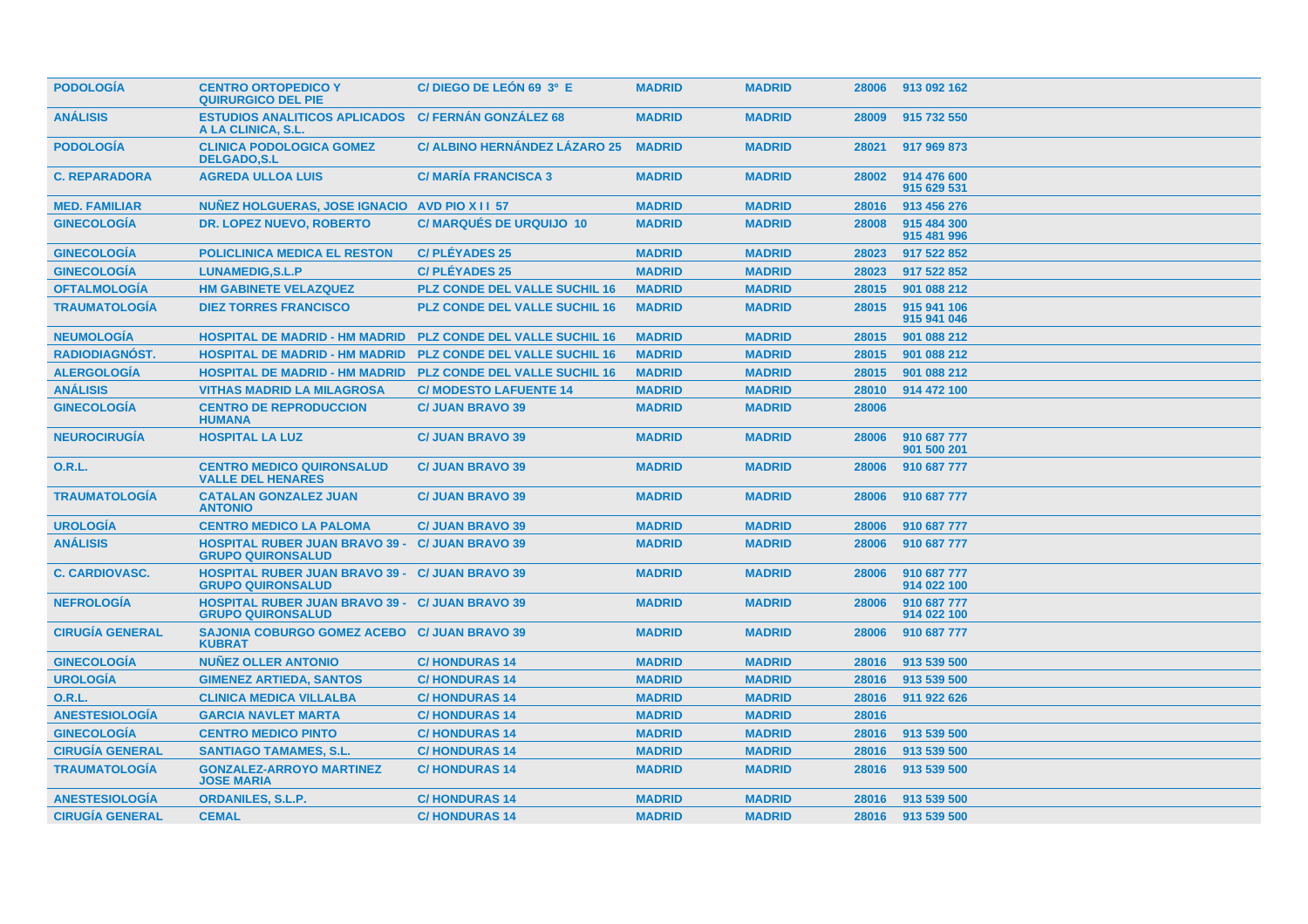| | | | | | | |
|---|---|---|---|---|---|---|
| PODOLOGÍA | CENTRO ORTOPEDICO Y QUIRURGICO DEL PIE | C/ DIEGO DE LEÓN 69 3º E | MADRID | MADRID | 28006 | 913 092 162 |
| ANÁLISIS | ESTUDIOS ANALITICOS APLICADOS A LA CLINICA, S.L. | C/ FERNÁN GONZÁLEZ 68 | MADRID | MADRID | 28009 | 915 732 550 |
| PODOLOGÍA | CLINICA PODOLOGICA GOMEZ DELGADO,S.L | C/ ALBINO HERNÁNDEZ LÁZARO 25 | MADRID | MADRID | 28021 | 917 969 873 |
| C. REPARADORA | AGREDA ULLOA LUIS | C/ MARÍA FRANCISCA 3 | MADRID | MADRID | 28002 | 914 476 600 915 629 531 |
| MED. FAMILIAR | NUÑEZ HOLGUERAS, JOSE IGNACIO | AVD PIO X I I 57 | MADRID | MADRID | 28016 | 913 456 276 |
| GINECOLOGÍA | DR. LOPEZ NUEVO, ROBERTO | C/ MARQUÉS DE URQUIJO 10 | MADRID | MADRID | 28008 | 915 484 300 915 481 996 |
| GINECOLOGÍA | POLICLINICA MEDICA EL RESTON | C/ PLÉYADES 25 | MADRID | MADRID | 28023 | 917 522 852 |
| GINECOLOGÍA | LUNAMEDIG,S.L.P | C/ PLÉYADES 25 | MADRID | MADRID | 28023 | 917 522 852 |
| OFTALMOLOGÍA | HM GABINETE VELAZQUEZ | PLZ CONDE DEL VALLE SUCHIL 16 | MADRID | MADRID | 28015 | 901 088 212 |
| TRAUMATOLOGÍA | DIEZ TORRES FRANCISCO | PLZ CONDE DEL VALLE SUCHIL 16 | MADRID | MADRID | 28015 | 915 941 106 915 941 046 |
| NEUMOLOGÍA | HOSPITAL DE MADRID - HM MADRID | PLZ CONDE DEL VALLE SUCHIL 16 | MADRID | MADRID | 28015 | 901 088 212 |
| RADIODIAGNÓST. | HOSPITAL DE MADRID - HM MADRID | PLZ CONDE DEL VALLE SUCHIL 16 | MADRID | MADRID | 28015 | 901 088 212 |
| ALERGOLOGÍA | HOSPITAL DE MADRID - HM MADRID | PLZ CONDE DEL VALLE SUCHIL 16 | MADRID | MADRID | 28015 | 901 088 212 |
| ANÁLISIS | VITHAS MADRID LA MILAGROSA | C/ MODESTO LAFUENTE 14 | MADRID | MADRID | 28010 | 914 472 100 |
| GINECOLOGÍA | CENTRO DE REPRODUCCION HUMANA | C/ JUAN BRAVO 39 | MADRID | MADRID | 28006 | |
| NEUROCIRUGÍA | HOSPITAL LA LUZ | C/ JUAN BRAVO 39 | MADRID | MADRID | 28006 | 910 687 777 901 500 201 |
| O.R.L. | CENTRO MEDICO QUIRONSALUD VALLE DEL HENARES | C/ JUAN BRAVO 39 | MADRID | MADRID | 28006 | 910 687 777 |
| TRAUMATOLOGÍA | CATALAN GONZALEZ JUAN ANTONIO | C/ JUAN BRAVO 39 | MADRID | MADRID | 28006 | 910 687 777 |
| UROLOGÍA | CENTRO MEDICO LA PALOMA | C/ JUAN BRAVO 39 | MADRID | MADRID | 28006 | 910 687 777 |
| ANÁLISIS | HOSPITAL RUBER JUAN BRAVO 39 - GRUPO QUIRONSALUD | C/ JUAN BRAVO 39 | MADRID | MADRID | 28006 | 910 687 777 |
| C. CARDIOVASC. | HOSPITAL RUBER JUAN BRAVO 39 - GRUPO QUIRONSALUD | C/ JUAN BRAVO 39 | MADRID | MADRID | 28006 | 910 687 777 914 022 100 |
| NEFROLOGÍA | HOSPITAL RUBER JUAN BRAVO 39 - GRUPO QUIRONSALUD | C/ JUAN BRAVO 39 | MADRID | MADRID | 28006 | 910 687 777 914 022 100 |
| CIRUGÍA GENERAL | SAJONIA COBURGO GOMEZ ACEBO KUBRAT | C/ JUAN BRAVO 39 | MADRID | MADRID | 28006 | 910 687 777 |
| GINECOLOGÍA | NUÑEZ OLLER ANTONIO | C/ HONDURAS 14 | MADRID | MADRID | 28016 | 913 539 500 |
| UROLOGÍA | GIMENEZ ARTIEDA, SANTOS | C/ HONDURAS 14 | MADRID | MADRID | 28016 | 913 539 500 |
| O.R.L. | CLINICA MEDICA VILLALBA | C/ HONDURAS 14 | MADRID | MADRID | 28016 | 911 922 626 |
| ANESTESIOLOGÍA | GARCIA NAVLET MARTA | C/ HONDURAS 14 | MADRID | MADRID | 28016 | |
| GINECOLOGÍA | CENTRO MEDICO PINTO | C/ HONDURAS 14 | MADRID | MADRID | 28016 | 913 539 500 |
| CIRUGÍA GENERAL | SANTIAGO TAMAMES, S.L. | C/ HONDURAS 14 | MADRID | MADRID | 28016 | 913 539 500 |
| TRAUMATOLOGÍA | GONZALEZ-ARROYO MARTINEZ JOSE MARIA | C/ HONDURAS 14 | MADRID | MADRID | 28016 | 913 539 500 |
| ANESTESIOLOGÍA | ORDANILES, S.L.P. | C/ HONDURAS 14 | MADRID | MADRID | 28016 | 913 539 500 |
| CIRUGÍA GENERAL | CEMAL | C/ HONDURAS 14 | MADRID | MADRID | 28016 | 913 539 500 |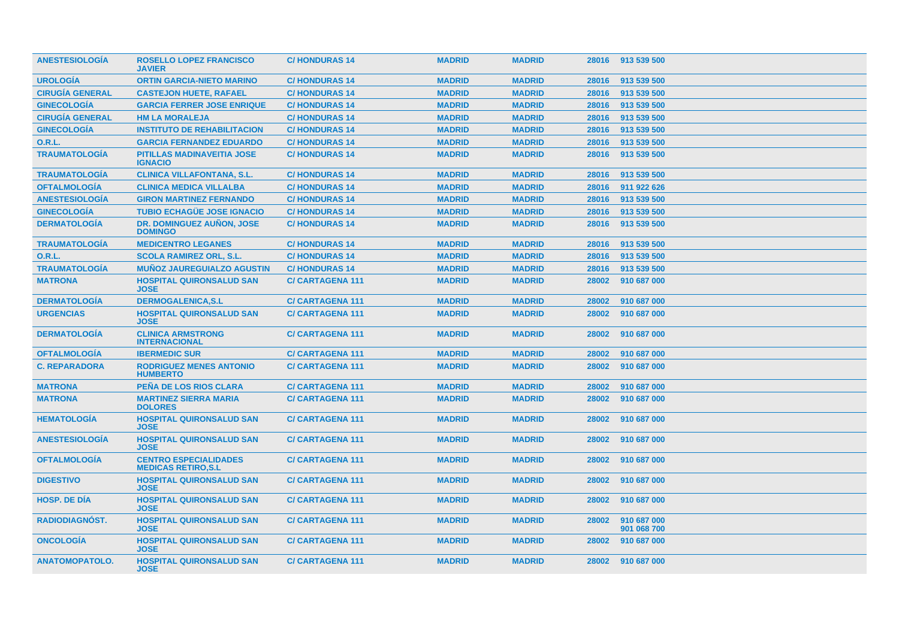| | | | | | | |
|---|---|---|---|---|---|---|
| ANESTESIOLOGÍA | ROSELLO LOPEZ FRANCISCO JAVIER | C/ HONDURAS 14 | MADRID | MADRID | 28016 | 913 539 500 |
| UROLOGÍA | ORTIN GARCIA-NIETO MARINO | C/ HONDURAS 14 | MADRID | MADRID | 28016 | 913 539 500 |
| CIRUGÍA GENERAL | CASTEJON HUETE, RAFAEL | C/ HONDURAS 14 | MADRID | MADRID | 28016 | 913 539 500 |
| GINECOLOGÍA | GARCIA FERRER JOSE ENRIQUE | C/ HONDURAS 14 | MADRID | MADRID | 28016 | 913 539 500 |
| CIRUGÍA GENERAL | HM LA MORALEJA | C/ HONDURAS 14 | MADRID | MADRID | 28016 | 913 539 500 |
| GINECOLOGÍA | INSTITUTO DE REHABILITACION | C/ HONDURAS 14 | MADRID | MADRID | 28016 | 913 539 500 |
| O.R.L. | GARCIA FERNANDEZ EDUARDO | C/ HONDURAS 14 | MADRID | MADRID | 28016 | 913 539 500 |
| TRAUMATOLOGÍA | PITILLAS MADINAVEITIA JOSE IGNACIO | C/ HONDURAS 14 | MADRID | MADRID | 28016 | 913 539 500 |
| TRAUMATOLOGÍA | CLINICA VILLAFONTANA, S.L. | C/ HONDURAS 14 | MADRID | MADRID | 28016 | 913 539 500 |
| OFTALMOLOGÍA | CLINICA MEDICA VILLALBA | C/ HONDURAS 14 | MADRID | MADRID | 28016 | 911 922 626 |
| ANESTESIOLOGÍA | GIRON MARTINEZ FERNANDO | C/ HONDURAS 14 | MADRID | MADRID | 28016 | 913 539 500 |
| GINECOLOGÍA | TUBIO ECHAGÜE JOSE IGNACIO | C/ HONDURAS 14 | MADRID | MADRID | 28016 | 913 539 500 |
| DERMATOLOGÍA | DR. DOMINGUEZ AUÑON, JOSE DOMINGO | C/ HONDURAS 14 | MADRID | MADRID | 28016 | 913 539 500 |
| TRAUMATOLOGÍA | MEDICENTRO LEGANES | C/ HONDURAS 14 | MADRID | MADRID | 28016 | 913 539 500 |
| O.R.L. | SCOLA RAMIREZ ORL, S.L. | C/ HONDURAS 14 | MADRID | MADRID | 28016 | 913 539 500 |
| TRAUMATOLOGÍA | MUÑOZ JAUREGUIALZO AGUSTIN | C/ HONDURAS 14 | MADRID | MADRID | 28016 | 913 539 500 |
| MATRONA | HOSPITAL QUIRONSALUD SAN JOSE | C/ CARTAGENA 111 | MADRID | MADRID | 28002 | 910 687 000 |
| DERMATOLOGÍA | DERMOGALENICA,S.L | C/ CARTAGENA 111 | MADRID | MADRID | 28002 | 910 687 000 |
| URGENCIAS | HOSPITAL QUIRONSALUD SAN JOSE | C/ CARTAGENA 111 | MADRID | MADRID | 28002 | 910 687 000 |
| DERMATOLOGÍA | CLINICA ARMSTRONG INTERNACIONAL | C/ CARTAGENA 111 | MADRID | MADRID | 28002 | 910 687 000 |
| OFTALMOLOGÍA | IBERMEDIC SUR | C/ CARTAGENA 111 | MADRID | MADRID | 28002 | 910 687 000 |
| C. REPARADORA | RODRIGUEZ MENES ANTONIO HUMBERTO | C/ CARTAGENA 111 | MADRID | MADRID | 28002 | 910 687 000 |
| MATRONA | PEÑA DE LOS RIOS CLARA | C/ CARTAGENA 111 | MADRID | MADRID | 28002 | 910 687 000 |
| MATRONA | MARTINEZ SIERRA MARIA DOLORES | C/ CARTAGENA 111 | MADRID | MADRID | 28002 | 910 687 000 |
| HEMATOLOGÍA | HOSPITAL QUIRONSALUD SAN JOSE | C/ CARTAGENA 111 | MADRID | MADRID | 28002 | 910 687 000 |
| ANESTESIOLOGÍA | HOSPITAL QUIRONSALUD SAN JOSE | C/ CARTAGENA 111 | MADRID | MADRID | 28002 | 910 687 000 |
| OFTALMOLOGÍA | CENTRO ESPECIALIDADES MEDICAS RETIRO,S.L | C/ CARTAGENA 111 | MADRID | MADRID | 28002 | 910 687 000 |
| DIGESTIVO | HOSPITAL QUIRONSALUD SAN JOSE | C/ CARTAGENA 111 | MADRID | MADRID | 28002 | 910 687 000 |
| HOSP. DE DÍA | HOSPITAL QUIRONSALUD SAN JOSE | C/ CARTAGENA 111 | MADRID | MADRID | 28002 | 910 687 000 |
| RADIODIAGNÓST. | HOSPITAL QUIRONSALUD SAN JOSE | C/ CARTAGENA 111 | MADRID | MADRID | 28002 | 910 687 000 901 068 700 |
| ONCOLOGÍA | HOSPITAL QUIRONSALUD SAN JOSE | C/ CARTAGENA 111 | MADRID | MADRID | 28002 | 910 687 000 |
| ANATOMOPATOLO. | HOSPITAL QUIRONSALUD SAN JOSE | C/ CARTAGENA 111 | MADRID | MADRID | 28002 | 910 687 000 |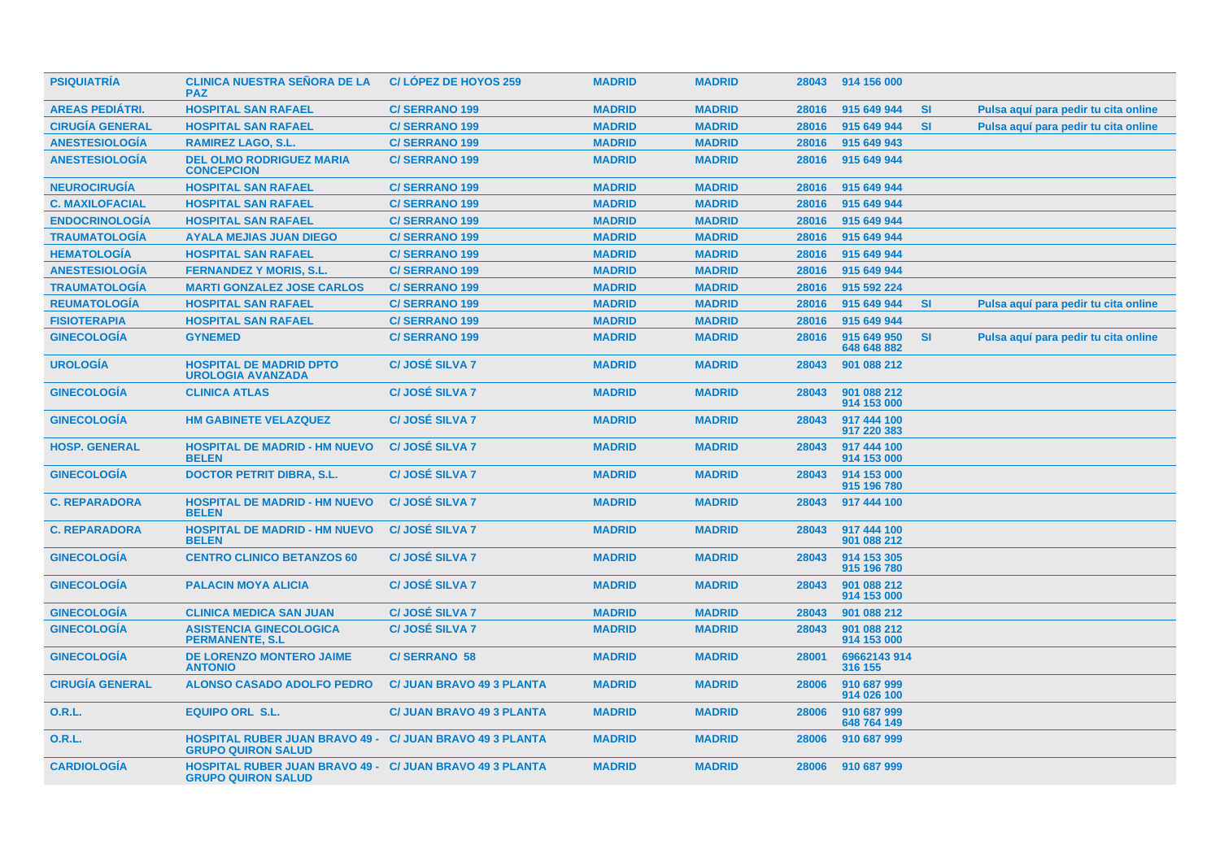| | | | | | | | | |
|---|---|---|---|---|---|---|---|---|
| PSIQUIATRÍA | CLINICA NUESTRA SEÑORA DE LA PAZ | C/ LÓPEZ DE HOYOS 259 | MADRID | MADRID | 28043 | 914 156 000 | | |
| AREAS PEDIÁTRI. | HOSPITAL SAN RAFAEL | C/ SERRANO 199 | MADRID | MADRID | 28016 | 915 649 944 | SI | Pulsa aquí para pedir tu cita online |
| CIRUGÍA GENERAL | HOSPITAL SAN RAFAEL | C/ SERRANO 199 | MADRID | MADRID | 28016 | 915 649 944 | SI | Pulsa aquí para pedir tu cita online |
| ANESTESIOLOGÍA | RAMIREZ LAGO, S.L. | C/ SERRANO 199 | MADRID | MADRID | 28016 | 915 649 943 | | |
| ANESTESIOLOGÍA | DEL OLMO RODRIGUEZ MARIA CONCEPCION | C/ SERRANO 199 | MADRID | MADRID | 28016 | 915 649 944 | | |
| NEUROCIRUGÍA | HOSPITAL SAN RAFAEL | C/ SERRANO 199 | MADRID | MADRID | 28016 | 915 649 944 | | |
| C. MAXILOFACIAL | HOSPITAL SAN RAFAEL | C/ SERRANO 199 | MADRID | MADRID | 28016 | 915 649 944 | | |
| ENDOCRINOLOGÍA | HOSPITAL SAN RAFAEL | C/ SERRANO 199 | MADRID | MADRID | 28016 | 915 649 944 | | |
| TRAUMATOLOGÍA | AYALA MEJIAS JUAN DIEGO | C/ SERRANO 199 | MADRID | MADRID | 28016 | 915 649 944 | | |
| HEMATOLOGÍA | HOSPITAL SAN RAFAEL | C/ SERRANO 199 | MADRID | MADRID | 28016 | 915 649 944 | | |
| ANESTESIOLOGÍA | FERNANDEZ Y MORIS, S.L. | C/ SERRANO 199 | MADRID | MADRID | 28016 | 915 649 944 | | |
| TRAUMATOLOGÍA | MARTI GONZALEZ JOSE CARLOS | C/ SERRANO 199 | MADRID | MADRID | 28016 | 915 592 224 | | |
| REUMATOLOGÍA | HOSPITAL SAN RAFAEL | C/ SERRANO 199 | MADRID | MADRID | 28016 | 915 649 944 | SI | Pulsa aquí para pedir tu cita online |
| FISIOTERAPIA | HOSPITAL SAN RAFAEL | C/ SERRANO 199 | MADRID | MADRID | 28016 | 915 649 944 | | |
| GINECOLOGÍA | GYNEMED | C/ SERRANO 199 | MADRID | MADRID | 28016 | 915 649 950 648 648 882 | SI | Pulsa aquí para pedir tu cita online |
| UROLOGÍA | HOSPITAL DE MADRID DPTO UROLOGIA AVANZADA | C/ JOSÉ SILVA 7 | MADRID | MADRID | 28043 | 901 088 212 | | |
| GINECOLOGÍA | CLINICA ATLAS | C/ JOSÉ SILVA 7 | MADRID | MADRID | 28043 | 901 088 212 914 153 000 | | |
| GINECOLOGÍA | HM GABINETE VELAZQUEZ | C/ JOSÉ SILVA 7 | MADRID | MADRID | 28043 | 917 444 100 917 220 383 | | |
| HOSP. GENERAL | HOSPITAL DE MADRID - HM NUEVO BELEN | C/ JOSÉ SILVA 7 | MADRID | MADRID | 28043 | 917 444 100 914 153 000 | | |
| GINECOLOGÍA | DOCTOR PETRIT DIBRA, S.L. | C/ JOSÉ SILVA 7 | MADRID | MADRID | 28043 | 914 153 000 915 196 780 | | |
| C. REPARADORA | HOSPITAL DE MADRID - HM NUEVO BELEN | C/ JOSÉ SILVA 7 | MADRID | MADRID | 28043 | 917 444 100 | | |
| C. REPARADORA | HOSPITAL DE MADRID - HM NUEVO BELEN | C/ JOSÉ SILVA 7 | MADRID | MADRID | 28043 | 917 444 100 901 088 212 | | |
| GINECOLOGÍA | CENTRO CLINICO BETANZOS 60 | C/ JOSÉ SILVA 7 | MADRID | MADRID | 28043 | 914 153 305 915 196 780 | | |
| GINECOLOGÍA | PALACIN MOYA ALICIA | C/ JOSÉ SILVA 7 | MADRID | MADRID | 28043 | 901 088 212 914 153 000 | | |
| GINECOLOGÍA | CLINICA MEDICA SAN JUAN | C/ JOSÉ SILVA 7 | MADRID | MADRID | 28043 | 901 088 212 | | |
| GINECOLOGÍA | ASISTENCIA GINECOLOGICA PERMANENTE, S.L | C/ JOSÉ SILVA 7 | MADRID | MADRID | 28043 | 901 088 212 914 153 000 | | |
| GINECOLOGÍA | DE LORENZO MONTERO JAIME ANTONIO | C/ SERRANO 58 | MADRID | MADRID | 28001 | 69662143 914 316 155 | | |
| CIRUGÍA GENERAL | ALONSO CASADO ADOLFO PEDRO | C/ JUAN BRAVO 49 3 PLANTA | MADRID | MADRID | 28006 | 910 687 999 914 026 100 | | |
| O.R.L. | EQUIPO ORL S.L. | C/ JUAN BRAVO 49 3 PLANTA | MADRID | MADRID | 28006 | 910 687 999 648 764 149 | | |
| O.R.L. | HOSPITAL RUBER JUAN BRAVO 49 - GRUPO QUIRON SALUD | C/ JUAN BRAVO 49 3 PLANTA | MADRID | MADRID | 28006 | 910 687 999 | | |
| CARDIOLOGÍA | HOSPITAL RUBER JUAN BRAVO 49 - GRUPO QUIRON SALUD | C/ JUAN BRAVO 49 3 PLANTA | MADRID | MADRID | 28006 | 910 687 999 | | |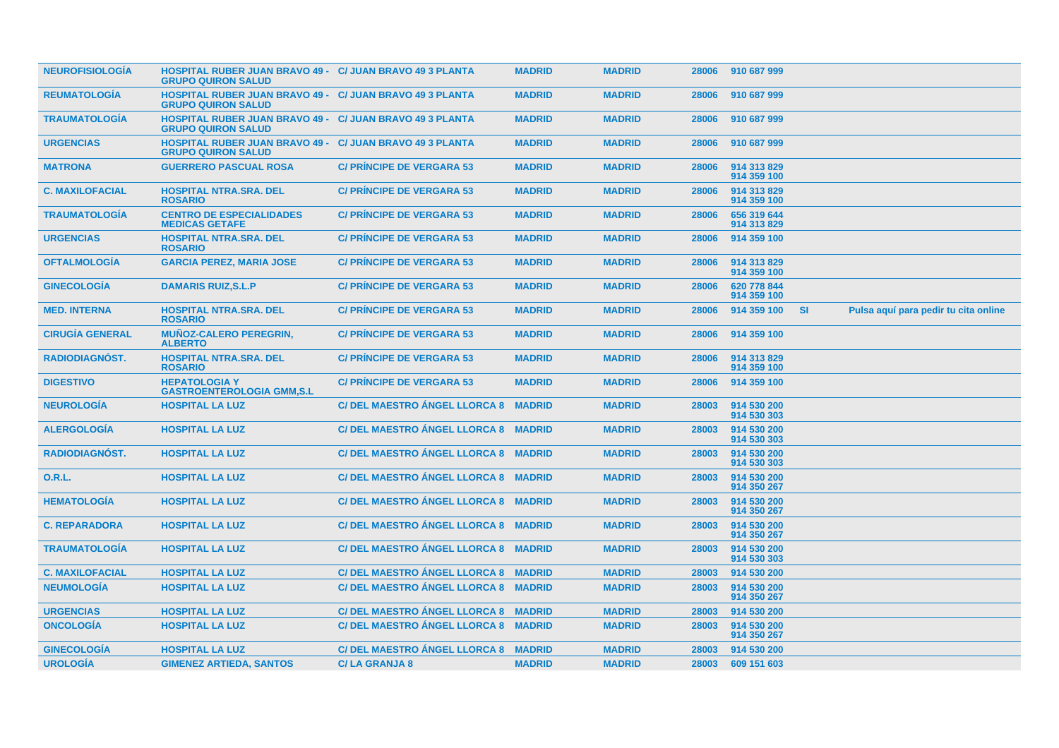| | | | | | | | | |
|---|---|---|---|---|---|---|---|---|
| NEUROFISIOLOGÍA | HOSPITAL RUBER JUAN BRAVO 49 - GRUPO QUIRON SALUD | C/ JUAN BRAVO 49 3 PLANTA | MADRID | MADRID | 28006 | 910 687 999 | | |
| REUMATOLOGÍA | HOSPITAL RUBER JUAN BRAVO 49 - GRUPO QUIRON SALUD | C/ JUAN BRAVO 49 3 PLANTA | MADRID | MADRID | 28006 | 910 687 999 | | |
| TRAUMATOLOGÍA | HOSPITAL RUBER JUAN BRAVO 49 - GRUPO QUIRON SALUD | C/ JUAN BRAVO 49 3 PLANTA | MADRID | MADRID | 28006 | 910 687 999 | | |
| URGENCIAS | HOSPITAL RUBER JUAN BRAVO 49 - GRUPO QUIRON SALUD | C/ JUAN BRAVO 49 3 PLANTA | MADRID | MADRID | 28006 | 910 687 999 | | |
| MATRONA | GUERRERO PASCUAL ROSA | C/ PRÍNCIPE DE VERGARA 53 | MADRID | MADRID | 28006 | 914 313 829<br>914 359 100 | | |
| C. MAXILOFACIAL | HOSPITAL NTRA.SRA. DEL ROSARIO | C/ PRÍNCIPE DE VERGARA 53 | MADRID | MADRID | 28006 | 914 313 829<br>914 359 100 | | |
| TRAUMATOLOGÍA | CENTRO DE ESPECIALIDADES MEDICAS GETAFE | C/ PRÍNCIPE DE VERGARA 53 | MADRID | MADRID | 28006 | 656 319 644<br>914 313 829 | | |
| URGENCIAS | HOSPITAL NTRA.SRA. DEL ROSARIO | C/ PRÍNCIPE DE VERGARA 53 | MADRID | MADRID | 28006 | 914 359 100 | | |
| OFTALMOLOGÍA | GARCIA PEREZ, MARIA JOSE | C/ PRÍNCIPE DE VERGARA 53 | MADRID | MADRID | 28006 | 914 313 829<br>914 359 100 | | |
| GINECOLOGÍA | DAMARIS RUIZ,S.L.P | C/ PRÍNCIPE DE VERGARA 53 | MADRID | MADRID | 28006 | 620 778 844<br>914 359 100 | | |
| MED. INTERNA | HOSPITAL NTRA.SRA. DEL ROSARIO | C/ PRÍNCIPE DE VERGARA 53 | MADRID | MADRID | 28006 | 914 359 100 | SI | Pulsa aquí para pedir tu cita online |
| CIRUGÍA GENERAL | MUÑOZ-CALERO PEREGRIN, ALBERTO | C/ PRÍNCIPE DE VERGARA 53 | MADRID | MADRID | 28006 | 914 359 100 | | |
| RADIODIAGNÓST. | HOSPITAL NTRA.SRA. DEL ROSARIO | C/ PRÍNCIPE DE VERGARA 53 | MADRID | MADRID | 28006 | 914 313 829<br>914 359 100 | | |
| DIGESTIVO | HEPATOLOGIA Y GASTROENTEROLOGIA GMM,S.L | C/ PRÍNCIPE DE VERGARA 53 | MADRID | MADRID | 28006 | 914 359 100 | | |
| NEUROLOGÍA | HOSPITAL LA LUZ | C/ DEL MAESTRO ÁNGEL LLORCA 8 | MADRID | MADRID | 28003 | 914 530 200<br>914 530 303 | | |
| ALERGOLOGÍA | HOSPITAL LA LUZ | C/ DEL MAESTRO ÁNGEL LLORCA 8 | MADRID | MADRID | 28003 | 914 530 200<br>914 530 303 | | |
| RADIODIAGNÓST. | HOSPITAL LA LUZ | C/ DEL MAESTRO ÁNGEL LLORCA 8 | MADRID | MADRID | 28003 | 914 530 200<br>914 530 303 | | |
| O.R.L. | HOSPITAL LA LUZ | C/ DEL MAESTRO ÁNGEL LLORCA 8 | MADRID | MADRID | 28003 | 914 530 200<br>914 350 267 | | |
| HEMATOLOGÍA | HOSPITAL LA LUZ | C/ DEL MAESTRO ÁNGEL LLORCA 8 | MADRID | MADRID | 28003 | 914 530 200<br>914 350 267 | | |
| C. REPARADORA | HOSPITAL LA LUZ | C/ DEL MAESTRO ÁNGEL LLORCA 8 | MADRID | MADRID | 28003 | 914 530 200<br>914 350 267 | | |
| TRAUMATOLOGÍA | HOSPITAL LA LUZ | C/ DEL MAESTRO ÁNGEL LLORCA 8 | MADRID | MADRID | 28003 | 914 530 200<br>914 530 303 | | |
| C. MAXILOFACIAL | HOSPITAL LA LUZ | C/ DEL MAESTRO ÁNGEL LLORCA 8 | MADRID | MADRID | 28003 | 914 530 200 | | |
| NEUMOLOGÍA | HOSPITAL LA LUZ | C/ DEL MAESTRO ÁNGEL LLORCA 8 | MADRID | MADRID | 28003 | 914 530 200<br>914 350 267 | | |
| URGENCIAS | HOSPITAL LA LUZ | C/ DEL MAESTRO ÁNGEL LLORCA 8 | MADRID | MADRID | 28003 | 914 530 200 | | |
| ONCOLOGÍA | HOSPITAL LA LUZ | C/ DEL MAESTRO ÁNGEL LLORCA 8 | MADRID | MADRID | 28003 | 914 530 200<br>914 350 267 | | |
| GINECOLOGÍA | HOSPITAL LA LUZ | C/ DEL MAESTRO ÁNGEL LLORCA 8 | MADRID | MADRID | 28003 | 914 530 200 | | |
| UROLOGÍA | GIMENEZ ARTIEDA, SANTOS | C/ LA GRANJA 8 | MADRID | MADRID | 28003 | 609 151 603 | | |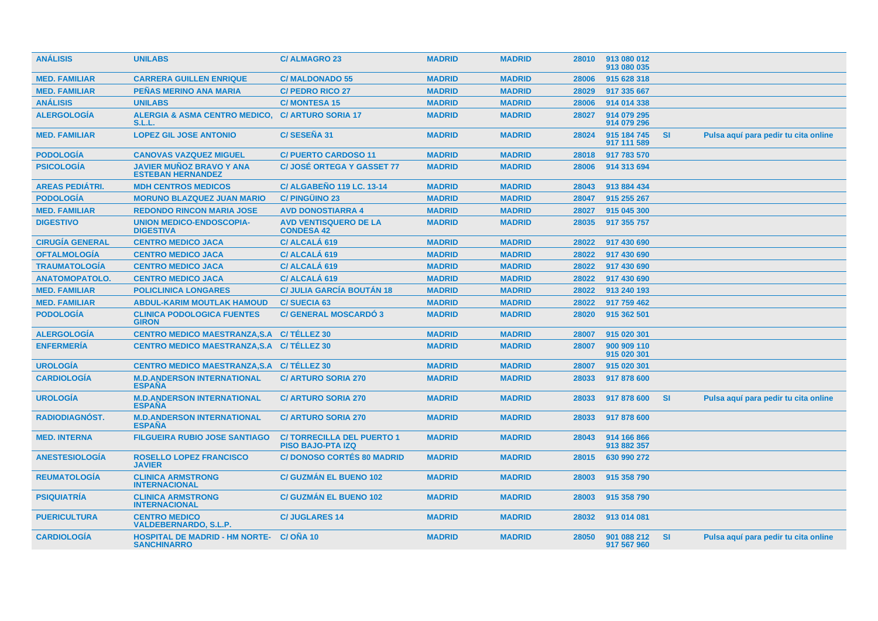| ANÁLISIS | UNILABS | C/ ALMAGRO 23 | MADRID | MADRID | 28010 | 913 080 012 913 080 035 | | |
|---|---|---|---|---|---|---|---|---|
| MED. FAMILIAR | CARRERA GUILLEN ENRIQUE | C/ MALDONADO 55 | MADRID | MADRID | 28006 | 915 628 318 | | |
| MED. FAMILIAR | PEÑAS MERINO ANA MARIA | C/ PEDRO RICO 27 | MADRID | MADRID | 28029 | 917 335 667 | | |
| ANÁLISIS | UNILABS | C/ MONTESA 15 | MADRID | MADRID | 28006 | 914 014 338 | | |
| ALERGOLOGÍA | ALERGIA & ASMA CENTRO MEDICO, S.L.L. | C/ ARTURO SORIA 17 | MADRID | MADRID | 28027 | 914 079 295 914 079 296 | | |
| MED. FAMILIAR | LOPEZ GIL JOSE ANTONIO | C/ SESEÑA 31 | MADRID | MADRID | 28024 | 915 184 745 917 111 589 | SI | Pulsa aquí para pedir tu cita online |
| PODOLOGÍA | CANOVAS VAZQUEZ MIGUEL | C/ PUERTO CARDOSO 11 | MADRID | MADRID | 28018 | 917 783 570 | | |
| PSICOLOGÍA | JAVIER MUÑOZ BRAVO Y ANA ESTEBAN HERNANDEZ | C/ JOSÉ ORTEGA Y GASSET 77 | MADRID | MADRID | 28006 | 914 313 694 | | |
| AREAS PEDIÁTRI. | MDH CENTROS MEDICOS | C/ ALGABEÑO 119 LC. 13-14 | MADRID | MADRID | 28043 | 913 884 434 | | |
| PODOLOGÍA | MORUNO BLAZQUEZ JUAN MARIO | C/ PINGÜINO 23 | MADRID | MADRID | 28047 | 915 255 267 | | |
| MED. FAMILIAR | REDONDO RINCON MARIA JOSE | AVD DONOSTIARRA 4 | MADRID | MADRID | 28027 | 915 045 300 | | |
| DIGESTIVO | UNION MEDICO-ENDOSCOPIA-DIGESTIVA | AVD VENTISQUERO DE LA CONDESA 42 | MADRID | MADRID | 28035 | 917 355 757 | | |
| CIRUGÍA GENERAL | CENTRO MEDICO JACA | C/ ALCALÁ 619 | MADRID | MADRID | 28022 | 917 430 690 | | |
| OFTALMOLOGÍA | CENTRO MEDICO JACA | C/ ALCALÁ 619 | MADRID | MADRID | 28022 | 917 430 690 | | |
| TRAUMATOLOGÍA | CENTRO MEDICO JACA | C/ ALCALÁ 619 | MADRID | MADRID | 28022 | 917 430 690 | | |
| ANATOMOPATOLO. | CENTRO MEDICO JACA | C/ ALCALÁ 619 | MADRID | MADRID | 28022 | 917 430 690 | | |
| MED. FAMILIAR | POLICLINICA LONGARES | C/ JULIA GARCÍA BOUTÁN 18 | MADRID | MADRID | 28022 | 913 240 193 | | |
| MED. FAMILIAR | ABDUL-KARIM MOUTLAK HAMOUD | C/ SUECIA 63 | MADRID | MADRID | 28022 | 917 759 462 | | |
| PODOLOGÍA | CLINICA PODOLOGICA FUENTES GIRON | C/ GENERAL MOSCARDÓ 3 | MADRID | MADRID | 28020 | 915 362 501 | | |
| ALERGOLOGÍA | CENTRO MEDICO MAESTRANZA,S.A | C/ TÉLLEZ 30 | MADRID | MADRID | 28007 | 915 020 301 | | |
| ENFERMERÍA | CENTRO MEDICO MAESTRANZA,S.A | C/ TÉLLEZ 30 | MADRID | MADRID | 28007 | 900 909 110 915 020 301 | | |
| UROLOGÍA | CENTRO MEDICO MAESTRANZA,S.A | C/ TÉLLEZ 30 | MADRID | MADRID | 28007 | 915 020 301 | | |
| CARDIOLOGÍA | M.D.ANDERSON INTERNATIONAL ESPAÑA | C/ ARTURO SORIA 270 | MADRID | MADRID | 28033 | 917 878 600 | | |
| UROLOGÍA | M.D.ANDERSON INTERNATIONAL ESPAÑA | C/ ARTURO SORIA 270 | MADRID | MADRID | 28033 | 917 878 600 | SI | Pulsa aquí para pedir tu cita online |
| RADIODIAGNÓST. | M.D.ANDERSON INTERNATIONAL ESPAÑA | C/ ARTURO SORIA 270 | MADRID | MADRID | 28033 | 917 878 600 | | |
| MED. INTERNA | FILGUEIRA RUBIO JOSE SANTIAGO | C/ TORRECILLA DEL PUERTO 1 PISO BAJO-PTA IZQ | MADRID | MADRID | 28043 | 914 166 866 913 882 357 | | |
| ANESTESIOLOGÍA | ROSELLO LOPEZ FRANCISCO JAVIER | C/ DONOSO CORTÉS 80 MADRID | MADRID | MADRID | 28015 | 630 990 272 | | |
| REUMATOLOGÍA | CLINICA ARMSTRONG INTERNACIONAL | C/ GUZMÁN EL BUENO 102 | MADRID | MADRID | 28003 | 915 358 790 | | |
| PSIQUIATRÍA | CLINICA ARMSTRONG INTERNACIONAL | C/ GUZMÁN EL BUENO 102 | MADRID | MADRID | 28003 | 915 358 790 | | |
| PUERICULTURA | CENTRO MEDICO VALDEBERNARDO, S.L.P. | C/ JUGLARES 14 | MADRID | MADRID | 28032 | 913 014 081 | | |
| CARDIOLOGÍA | HOSPITAL DE MADRID - HM NORTE-SANCHINARRO | C/ OÑA 10 | MADRID | MADRID | 28050 | 901 088 212 917 567 960 | SI | Pulsa aquí para pedir tu cita online |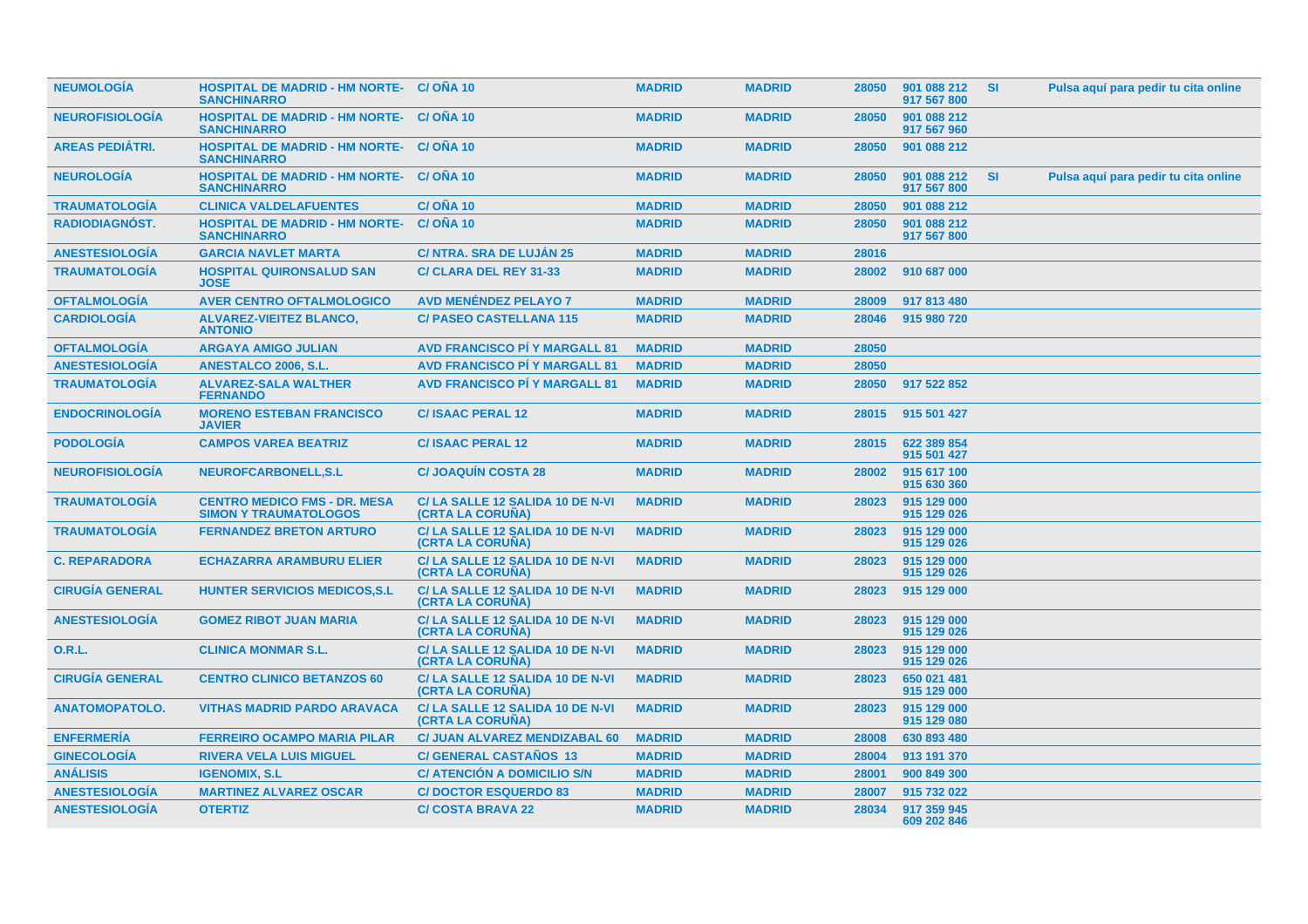| | | | | | | | | |
|---|---|---|---|---|---|---|---|---|
| NEUMOLOGÍA | HOSPITAL DE MADRID - HM NORTE-SANCHINARRO | C/ OÑA 10 | MADRID | MADRID | 28050 | 901 088 212 917 567 800 | SI | Pulsa aquí para pedir tu cita online |
| NEUROFISIOLOGÍA | HOSPITAL DE MADRID - HM NORTE-SANCHINARRO | C/ OÑA 10 | MADRID | MADRID | 28050 | 901 088 212 917 567 960 | | |
| AREAS PEDIÁTRI. | HOSPITAL DE MADRID - HM NORTE-SANCHINARRO | C/ OÑA 10 | MADRID | MADRID | 28050 | 901 088 212 | | |
| NEUROLOGÍA | HOSPITAL DE MADRID - HM NORTE-SANCHINARRO | C/ OÑA 10 | MADRID | MADRID | 28050 | 901 088 212 917 567 800 | SI | Pulsa aquí para pedir tu cita online |
| TRAUMATOLOGÍA | CLINICA VALDELAFUENTES | C/ OÑA 10 | MADRID | MADRID | 28050 | 901 088 212 | | |
| RADIODIAGNÓST. | HOSPITAL DE MADRID - HM NORTE-SANCHINARRO | C/ OÑA 10 | MADRID | MADRID | 28050 | 901 088 212 917 567 800 | | |
| ANESTESIOLOGÍA | GARCIA NAVLET MARTA | C/ NTRA. SRA DE LUJÁN 25 | MADRID | MADRID | 28016 | | | |
| TRAUMATOLOGÍA | HOSPITAL QUIRONSALUD SAN JOSE | C/ CLARA DEL REY 31-33 | MADRID | MADRID | 28002 | 910 687 000 | | |
| OFTALMOLOGÍA | AVER CENTRO OFTALMOLOGICO | AVD MENÉNDEZ PELAYO 7 | MADRID | MADRID | 28009 | 917 813 480 | | |
| CARDIOLOGÍA | ALVAREZ-VIEITEZ BLANCO, ANTONIO | C/ PASEO CASTELLANA 115 | MADRID | MADRID | 28046 | 915 980 720 | | |
| OFTALMOLOGÍA | ARGAYA AMIGO JULIAN | AVD FRANCISCO PÍ Y MARGALL 81 | MADRID | MADRID | 28050 | | | |
| ANESTESIOLOGÍA | ANESTALCO 2006, S.L. | AVD FRANCISCO PÍ Y MARGALL 81 | MADRID | MADRID | 28050 | | | |
| TRAUMATOLOGÍA | ALVAREZ-SALA WALTHER FERNANDO | AVD FRANCISCO PÍ Y MARGALL 81 | MADRID | MADRID | 28050 | 917 522 852 | | |
| ENDOCRINOLOGÍA | MORENO ESTEBAN FRANCISCO JAVIER | C/ ISAAC PERAL 12 | MADRID | MADRID | 28015 | 915 501 427 | | |
| PODOLOGÍA | CAMPOS VAREA BEATRIZ | C/ ISAAC PERAL 12 | MADRID | MADRID | 28015 | 622 389 854 915 501 427 | | |
| NEUROFISIOLOGÍA | NEUROFCARBONELL,S.L | C/ JOAQUÍN COSTA 28 | MADRID | MADRID | 28002 | 915 617 100 915 630 360 | | |
| TRAUMATOLOGÍA | CENTRO MEDICO FMS - DR. MESA SIMON Y TRAUMATOLOGOS | C/ LA SALLE 12 SALIDA 10 DE N-VI (CRTA LA CORUÑA) | MADRID | MADRID | 28023 | 915 129 000 915 129 026 | | |
| TRAUMATOLOGÍA | FERNANDEZ BRETON ARTURO | C/ LA SALLE 12 SALIDA 10 DE N-VI (CRTA LA CORUÑA) | MADRID | MADRID | 28023 | 915 129 000 915 129 026 | | |
| C. REPARADORA | ECHAZARRA ARAMBURU ELIER | C/ LA SALLE 12 SALIDA 10 DE N-VI (CRTA LA CORUÑA) | MADRID | MADRID | 28023 | 915 129 000 915 129 026 | | |
| CIRUGÍA GENERAL | HUNTER SERVICIOS MEDICOS,S.L | C/ LA SALLE 12 SALIDA 10 DE N-VI (CRTA LA CORUÑA) | MADRID | MADRID | 28023 | 915 129 000 | | |
| ANESTESIOLOGÍA | GOMEZ RIBOT JUAN MARIA | C/ LA SALLE 12 SALIDA 10 DE N-VI (CRTA LA CORUÑA) | MADRID | MADRID | 28023 | 915 129 000 915 129 026 | | |
| O.R.L. | CLINICA MONMAR S.L. | C/ LA SALLE 12 SALIDA 10 DE N-VI (CRTA LA CORUÑA) | MADRID | MADRID | 28023 | 915 129 000 915 129 026 | | |
| CIRUGÍA GENERAL | CENTRO CLINICO BETANZOS 60 | C/ LA SALLE 12 SALIDA 10 DE N-VI (CRTA LA CORUÑA) | MADRID | MADRID | 28023 | 650 021 481 915 129 000 | | |
| ANATOMOPATOLO. | VITHAS MADRID PARDO ARAVACA | C/ LA SALLE 12 SALIDA 10 DE N-VI (CRTA LA CORUÑA) | MADRID | MADRID | 28023 | 915 129 000 915 129 080 | | |
| ENFERMERÍA | FERREIRO OCAMPO MARIA PILAR | C/ JUAN ALVAREZ MENDIZABAL 60 | MADRID | MADRID | 28008 | 630 893 480 | | |
| GINECOLOGÍA | RIVERA VELA LUIS MIGUEL | C/ GENERAL CASTAÑOS 13 | MADRID | MADRID | 28004 | 913 191 370 | | |
| ANÁLISIS | IGENOMIX, S.L | C/ ATENCIÓN A DOMICILIO S/N | MADRID | MADRID | 28001 | 900 849 300 | | |
| ANESTESIOLOGÍA | MARTINEZ ALVAREZ OSCAR | C/ DOCTOR ESQUERDO 83 | MADRID | MADRID | 28007 | 915 732 022 | | |
| ANESTESIOLOGÍA | OTERTIZ | C/ COSTA BRAVA 22 | MADRID | MADRID | 28034 | 917 359 945 609 202 846 | | |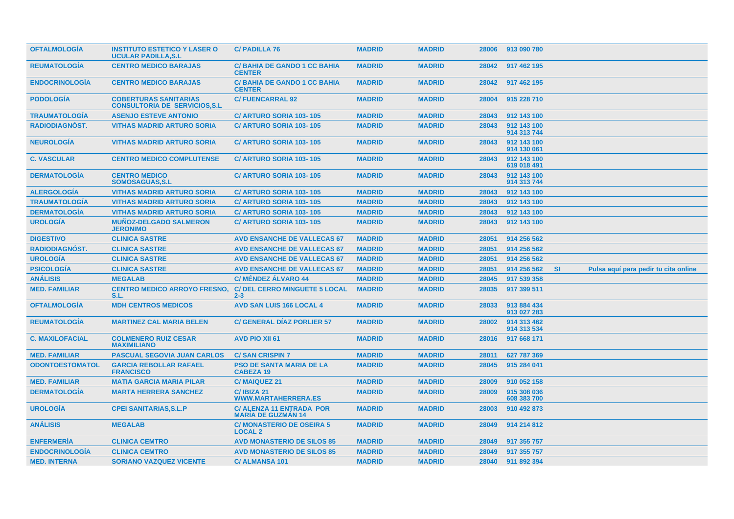| | | | | | | | | |
|---|---|---|---|---|---|---|---|---|
| **OFTALMOLOGÍA** | **INSTITUTO ESTETICO Y LASER O UCULAR PADILLA,S.L** | **C/ PADILLA 76** | **MADRID** | **MADRID** | **28006** | **913 090 780** | | |
| **REUMATOLOGÍA** | **CENTRO MEDICO BARAJAS** | **C/ BAHIA DE GANDO 1 CC BAHIA CENTER** | **MADRID** | **MADRID** | **28042** | **917 462 195** | | |
| **ENDOCRINOLOGÍA** | **CENTRO MEDICO BARAJAS** | **C/ BAHIA DE GANDO 1 CC BAHIA CENTER** | **MADRID** | **MADRID** | **28042** | **917 462 195** | | |
| **PODOLOGÍA** | **COBERTURAS SANITARIAS CONSULTORIA DE SERVICIOS,S.L** | **C/ FUENCARRAL 92** | **MADRID** | **MADRID** | **28004** | **915 228 710** | | |
| **TRAUMATOLOGÍA** | **ASENJO ESTEVE ANTONIO** | **C/ ARTURO SORIA 103- 105** | **MADRID** | **MADRID** | **28043** | **912 143 100** | | |
| **RADIODIAGNÓST.** | **VITHAS MADRID ARTURO SORIA** | **C/ ARTURO SORIA 103- 105** | **MADRID** | **MADRID** | **28043** | **912 143 100 914 313 744** | | |
| **NEUROLOGÍA** | **VITHAS MADRID ARTURO SORIA** | **C/ ARTURO SORIA 103- 105** | **MADRID** | **MADRID** | **28043** | **912 143 100 914 130 061** | | |
| **C. VASCULAR** | **CENTRO MEDICO COMPLUTENSE** | **C/ ARTURO SORIA 103- 105** | **MADRID** | **MADRID** | **28043** | **912 143 100 619 018 491** | | |
| **DERMATOLOGÍA** | **CENTRO MEDICO SOMOSAGUAS,S.L** | **C/ ARTURO SORIA 103- 105** | **MADRID** | **MADRID** | **28043** | **912 143 100 914 313 744** | | |
| **ALERGOLOGÍA** | **VITHAS MADRID ARTURO SORIA** | **C/ ARTURO SORIA 103- 105** | **MADRID** | **MADRID** | **28043** | **912 143 100** | | |
| **TRAUMATOLOGÍA** | **VITHAS MADRID ARTURO SORIA** | **C/ ARTURO SORIA 103- 105** | **MADRID** | **MADRID** | **28043** | **912 143 100** | | |
| **DERMATOLOGÍA** | **VITHAS MADRID ARTURO SORIA** | **C/ ARTURO SORIA 103- 105** | **MADRID** | **MADRID** | **28043** | **912 143 100** | | |
| **UROLOGÍA** | **MUÑOZ-DELGADO SALMERON JERONIMO** | **C/ ARTURO SORIA 103- 105** | **MADRID** | **MADRID** | **28043** | **912 143 100** | | |
| **DIGESTIVO** | **CLINICA SASTRE** | **AVD ENSANCHE DE VALLECAS 67** | **MADRID** | **MADRID** | **28051** | **914 256 562** | | |
| **RADIODIAGNÓST.** | **CLINICA SASTRE** | **AVD ENSANCHE DE VALLECAS 67** | **MADRID** | **MADRID** | **28051** | **914 256 562** | | |
| **UROLOGÍA** | **CLINICA SASTRE** | **AVD ENSANCHE DE VALLECAS 67** | **MADRID** | **MADRID** | **28051** | **914 256 562** | | |
| **PSICOLOGÍA** | **CLINICA SASTRE** | **AVD ENSANCHE DE VALLECAS 67** | **MADRID** | **MADRID** | **28051** | **914 256 562** | **SI** | **Pulsa aquí para pedir tu cita online** |
| **ANÁLISIS** | **MEGALAB** | **C/ MÉNDEZ ÁLVARO 44** | **MADRID** | **MADRID** | **28045** | **917 539 358** | | |
| **MED. FAMILIAR** | **CENTRO MEDICO ARROYO FRESNO, S.L.** | **C/ DEL CERRO MINGUETE 5 LOCAL 2-3** | **MADRID** | **MADRID** | **28035** | **917 399 511** | | |
| **OFTALMOLOGÍA** | **MDH CENTROS MEDICOS** | **AVD SAN LUIS 166 LOCAL 4** | **MADRID** | **MADRID** | **28033** | **913 884 434 913 027 283** | | |
| **REUMATOLOGÍA** | **MARTINEZ CAL MARIA BELEN** | **C/ GENERAL DÍAZ PORLIER 57** | **MADRID** | **MADRID** | **28002** | **914 313 462 914 313 534** | | |
| **C. MAXILOFACIAL** | **COLMENERO RUIZ CESAR MAXIMILIANO** | **AVD PIO XII 61** | **MADRID** | **MADRID** | **28016** | **917 668 171** | | |
| **MED. FAMILIAR** | **PASCUAL SEGOVIA JUAN CARLOS** | **C/ SAN CRISPIN 7** | **MADRID** | **MADRID** | **28011** | **627 787 369** | | |
| **ODONTOESTOMATOL** | **GARCIA REBOLLAR RAFAEL FRANCISCO** | **PSO DE SANTA MARIA DE LA CABEZA 19** | **MADRID** | **MADRID** | **28045** | **915 284 041** | | |
| **MED. FAMILIAR** | **MATIA GARCIA MARIA PILAR** | **C/ MAIQUEZ 21** | **MADRID** | **MADRID** | **28009** | **910 052 158** | | |
| **DERMATOLOGÍA** | **MARTA HERRERA SANCHEZ** | **C/ IBIZA 21 WWW.MARTAHERRERA.ES** | **MADRID** | **MADRID** | **28009** | **915 308 036 608 383 700** | | |
| **UROLOGÍA** | **CPEI SANITARIAS,S.L.P** | **C/ ALENZA 11 ENTRADA POR MARÍA DE GUZMÁN 14** | **MADRID** | **MADRID** | **28003** | **910 492 873** | | |
| **ANÁLISIS** | **MEGALAB** | **C/ MONASTERIO DE OSEIRA 5 LOCAL 2** | **MADRID** | **MADRID** | **28049** | **914 214 812** | | |
| **ENFERMERÍA** | **CLINICA CEMTRO** | **AVD MONASTERIO DE SILOS 85** | **MADRID** | **MADRID** | **28049** | **917 355 757** | | |
| **ENDOCRINOLOGÍA** | **CLINICA CEMTRO** | **AVD MONASTERIO DE SILOS 85** | **MADRID** | **MADRID** | **28049** | **917 355 757** | | |
| **MED. INTERNA** | **SORIANO VAZQUEZ VICENTE** | **C/ ALMANSA 101** | **MADRID** | **MADRID** | **28040** | **911 892 394** | | |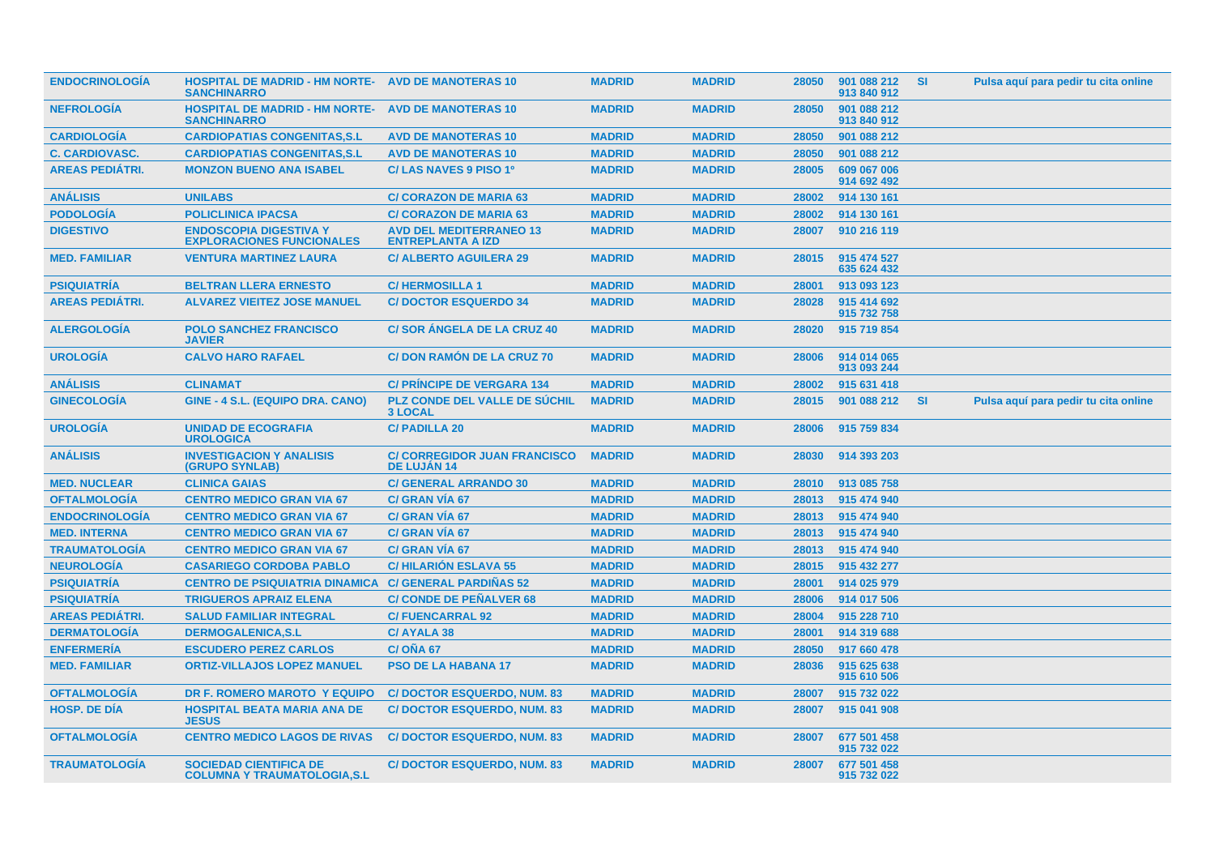| | | | | | | | | |
|---|---|---|---|---|---|---|---|---|
| ENDOCRINOLOGÍA | HOSPITAL DE MADRID - HM NORTE-SANCHINARRO | AVD DE MANOTERAS 10 | MADRID | MADRID | 28050 | 901 088 212 913 840 912 | SI | Pulsa aquí para pedir tu cita online |
| NEFROLOGÍA | HOSPITAL DE MADRID - HM NORTE-SANCHINARRO | AVD DE MANOTERAS 10 | MADRID | MADRID | 28050 | 901 088 212 913 840 912 | | |
| CARDIOLOGÍA | CARDIOPATIAS CONGENITAS,S.L | AVD DE MANOTERAS 10 | MADRID | MADRID | 28050 | 901 088 212 | | |
| C. CARDIOVASC. | CARDIOPATIAS CONGENITAS,S.L | AVD DE MANOTERAS 10 | MADRID | MADRID | 28050 | 901 088 212 | | |
| AREAS PEDIÁTRI. | MONZON BUENO ANA ISABEL | C/ LAS NAVES 9 PISO 1º | MADRID | MADRID | 28005 | 609 067 006 914 692 492 | | |
| ANÁLISIS | UNILABS | C/ CORAZON DE MARIA 63 | MADRID | MADRID | 28002 | 914 130 161 | | |
| PODOLOGÍA | POLICLINICA IPACSA | C/ CORAZON DE MARIA 63 | MADRID | MADRID | 28002 | 914 130 161 | | |
| DIGESTIVO | ENDOSCOPIA DIGESTIVA Y EXPLORACIONES FUNCIONALES | AVD DEL MEDITERRANEO 13 ENTREPLANTA A IZD | MADRID | MADRID | 28007 | 910 216 119 | | |
| MED. FAMILIAR | VENTURA MARTINEZ LAURA | C/ ALBERTO AGUILERA 29 | MADRID | MADRID | 28015 | 915 474 527 635 624 432 | | |
| PSIQUIATRÍA | BELTRAN LLERA ERNESTO | C/ HERMOSILLA 1 | MADRID | MADRID | 28001 | 913 093 123 | | |
| AREAS PEDIÁTRI. | ALVAREZ VIEITEZ JOSE MANUEL | C/ DOCTOR ESQUERDO 34 | MADRID | MADRID | 28028 | 915 414 692 915 732 758 | | |
| ALERGOLOGÍA | POLO SANCHEZ FRANCISCO JAVIER | C/ SOR ÁNGELA DE LA CRUZ 40 | MADRID | MADRID | 28020 | 915 719 854 | | |
| UROLOGÍA | CALVO HARO RAFAEL | C/ DON RAMÓN DE LA CRUZ 70 | MADRID | MADRID | 28006 | 914 014 065 913 093 244 | | |
| ANÁLISIS | CLINAMAT | C/ PRÍNCIPE DE VERGARA 134 | MADRID | MADRID | 28002 | 915 631 418 | | |
| GINECOLOGÍA | GINE - 4 S.L. (EQUIPO DRA. CANO) | PLZ CONDE DEL VALLE DE SÚCHIL 3 LOCAL | MADRID | MADRID | 28015 | 901 088 212 | SI | Pulsa aquí para pedir tu cita online |
| UROLOGÍA | UNIDAD DE ECOGRAFIA UROLOGICA | C/ PADILLA 20 | MADRID | MADRID | 28006 | 915 759 834 | | |
| ANÁLISIS | INVESTIGACION Y ANALISIS (GRUPO SYNLAB) | C/ CORREGIDOR JUAN FRANCISCO DE LUJÁN 14 | MADRID | MADRID | 28030 | 914 393 203 | | |
| MED. NUCLEAR | CLINICA GAIAS | C/ GENERAL ARRANDO 30 | MADRID | MADRID | 28010 | 913 085 758 | | |
| OFTALMOLOGÍA | CENTRO MEDICO GRAN VIA 67 | C/ GRAN VÍA 67 | MADRID | MADRID | 28013 | 915 474 940 | | |
| ENDOCRINOLOGÍA | CENTRO MEDICO GRAN VIA 67 | C/ GRAN VÍA 67 | MADRID | MADRID | 28013 | 915 474 940 | | |
| MED. INTERNA | CENTRO MEDICO GRAN VIA 67 | C/ GRAN VÍA 67 | MADRID | MADRID | 28013 | 915 474 940 | | |
| TRAUMATOLOGÍA | CENTRO MEDICO GRAN VIA 67 | C/ GRAN VÍA 67 | MADRID | MADRID | 28013 | 915 474 940 | | |
| NEUROLOGÍA | CASARIEGO CORDOBA PABLO | C/ HILARIÓN ESLAVA 55 | MADRID | MADRID | 28015 | 915 432 277 | | |
| PSIQUIATRÍA | CENTRO DE PSIQUIATRIA DINAMICA | C/ GENERAL PARDIÑAS 52 | MADRID | MADRID | 28001 | 914 025 979 | | |
| PSIQUIATRÍA | TRIGUEROS APRAIZ ELENA | C/ CONDE DE PEÑALVER 68 | MADRID | MADRID | 28006 | 914 017 506 | | |
| AREAS PEDIÁTRI. | SALUD FAMILIAR INTEGRAL | C/ FUENCARRAL 92 | MADRID | MADRID | 28004 | 915 228 710 | | |
| DERMATOLOGÍA | DERMOGALENICA,S.L | C/ AYALA 38 | MADRID | MADRID | 28001 | 914 319 688 | | |
| ENFERMERÍA | ESCUDERO PEREZ CARLOS | C/ OÑA 67 | MADRID | MADRID | 28050 | 917 660 478 | | |
| MED. FAMILIAR | ORTIZ-VILLAJOS LOPEZ MANUEL | PSO DE LA HABANA 17 | MADRID | MADRID | 28036 | 915 625 638 915 610 506 | | |
| OFTALMOLOGÍA | DR F. ROMERO MAROTO Y EQUIPO | C/ DOCTOR ESQUERDO, NUM. 83 | MADRID | MADRID | 28007 | 915 732 022 | | |
| HOSP. DE DÍA | HOSPITAL BEATA MARIA ANA DE JESUS | C/ DOCTOR ESQUERDO, NUM. 83 | MADRID | MADRID | 28007 | 915 041 908 | | |
| OFTALMOLOGÍA | CENTRO MEDICO LAGOS DE RIVAS | C/ DOCTOR ESQUERDO, NUM. 83 | MADRID | MADRID | 28007 | 677 501 458 915 732 022 | | |
| TRAUMATOLOGÍA | SOCIEDAD CIENTIFICA DE COLUMNA Y TRAUMATOLOGIA,S.L | C/ DOCTOR ESQUERDO, NUM. 83 | MADRID | MADRID | 28007 | 677 501 458 915 732 022 | | |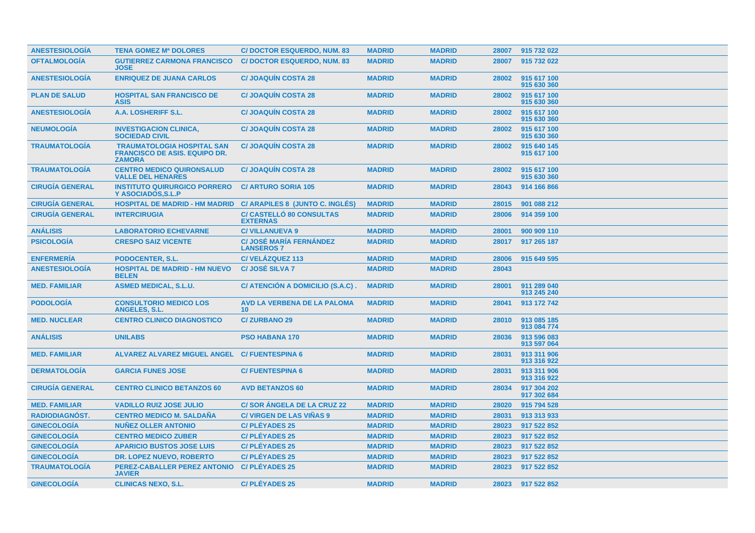| | | | | | | |
|---|---|---|---|---|---|---|
| ANESTESIOLOGÍA | TENA GOMEZ Mª DOLORES | C/ DOCTOR ESQUERDO, NUM. 83 | MADRID | MADRID | 28007 | 915 732 022 |
| OFTALMOLOGÍA | GUTIERREZ CARMONA FRANCISCO JOSE | C/ DOCTOR ESQUERDO, NUM. 83 | MADRID | MADRID | 28007 | 915 732 022 |
| ANESTESIOLOGÍA | ENRIQUEZ DE JUANA CARLOS | C/ JOAQUÍN COSTA 28 | MADRID | MADRID | 28002 | 915 617 100 915 630 360 |
| PLAN DE SALUD | HOSPITAL SAN FRANCISCO DE ASIS | C/ JOAQUÍN COSTA 28 | MADRID | MADRID | 28002 | 915 617 100 915 630 360 |
| ANESTESIOLOGÍA | A.A. LOSHERIFF S.L. | C/ JOAQUÍN COSTA 28 | MADRID | MADRID | 28002 | 915 617 100 915 630 360 |
| NEUMOLOGÍA | INVESTIGACION CLINICA, SOCIEDAD CIVIL | C/ JOAQUÍN COSTA 28 | MADRID | MADRID | 28002 | 915 617 100 915 630 360 |
| TRAUMATOLOGÍA | TRAUMATOLOGIA HOSPITAL SAN FRANCISCO DE ASIS. EQUIPO DR. ZAMORA | C/ JOAQUÍN COSTA 28 | MADRID | MADRID | 28002 | 915 640 145 915 617 100 |
| TRAUMATOLOGÍA | CENTRO MEDICO QUIRONSALUD VALLE DEL HENARES | C/ JOAQUÍN COSTA 28 | MADRID | MADRID | 28002 | 915 617 100 915 630 360 |
| CIRUGÍA GENERAL | INSTITUTO QUIRURGICO PORRERO Y ASOCIADOS,S.L.P | C/ ARTURO SORIA 105 | MADRID | MADRID | 28043 | 914 166 866 |
| CIRUGÍA GENERAL | HOSPITAL DE MADRID - HM MADRID | C/ ARAPILES 8 (JUNTO C. INGLÉS) | MADRID | MADRID | 28015 | 901 088 212 |
| CIRUGÍA GENERAL | INTERCIRUGIA | C/ CASTELLÓ 80 CONSULTAS EXTERNAS | MADRID | MADRID | 28006 | 914 359 100 |
| ANÁLISIS | LABORATORIO ECHEVARNE | C/ VILLANUEVA 9 | MADRID | MADRID | 28001 | 900 909 110 |
| PSICOLOGÍA | CRESPO SAIZ VICENTE | C/ JOSÉ MARÍA FERNÁNDEZ LANSEROS 7 | MADRID | MADRID | 28017 | 917 265 187 |
| ENFERMERÍA | PODOCENTER, S.L. | C/ VELÁZQUEZ 113 | MADRID | MADRID | 28006 | 915 649 595 |
| ANESTESIOLOGÍA | HOSPITAL DE MADRID - HM NUEVO BELEN | C/ JOSÉ SILVA 7 | MADRID | MADRID | 28043 | |
| MED. FAMILIAR | ASMED MEDICAL, S.L.U. | C/ ATENCIÓN A DOMICILIO (S.A.C) . | MADRID | MADRID | 28001 | 911 289 040 913 245 240 |
| PODOLOGÍA | CONSULTORIO MEDICO LOS ANGELES, S.L. | AVD LA VERBENA DE LA PALOMA 10 | MADRID | MADRID | 28041 | 913 172 742 |
| MED. NUCLEAR | CENTRO CLINICO DIAGNOSTICO | C/ ZURBANO 29 | MADRID | MADRID | 28010 | 913 085 185 913 084 774 |
| ANÁLISIS | UNILABS | PSO HABANA 170 | MADRID | MADRID | 28036 | 913 596 083 913 597 064 |
| MED. FAMILIAR | ALVAREZ ALVAREZ MIGUEL ANGEL | C/ FUENTESPINA 6 | MADRID | MADRID | 28031 | 913 311 906 913 316 922 |
| DERMATOLOGÍA | GARCIA FUNES JOSE | C/ FUENTESPINA 6 | MADRID | MADRID | 28031 | 913 311 906 913 316 922 |
| CIRUGÍA GENERAL | CENTRO CLINICO BETANZOS 60 | AVD BETANZOS 60 | MADRID | MADRID | 28034 | 917 304 202 917 302 684 |
| MED. FAMILIAR | VADILLO RUIZ JOSE JULIO | C/ SOR ÁNGELA DE LA CRUZ 22 | MADRID | MADRID | 28020 | 915 794 528 |
| RADIODIAGNÓST. | CENTRO MEDICO M. SALDAÑA | C/ VIRGEN DE LAS VIÑAS 9 | MADRID | MADRID | 28031 | 913 313 933 |
| GINECOLOGÍA | NUÑEZ OLLER ANTONIO | C/ PLÉYADES 25 | MADRID | MADRID | 28023 | 917 522 852 |
| GINECOLOGÍA | CENTRO MEDICO ZUBER | C/ PLÉYADES 25 | MADRID | MADRID | 28023 | 917 522 852 |
| GINECOLOGÍA | APARICIO BUSTOS JOSE LUIS | C/ PLÉYADES 25 | MADRID | MADRID | 28023 | 917 522 852 |
| GINECOLOGÍA | DR. LOPEZ NUEVO, ROBERTO | C/ PLÉYADES 25 | MADRID | MADRID | 28023 | 917 522 852 |
| TRAUMATOLOGÍA | PEREZ-CABALLER PEREZ ANTONIO JAVIER | C/ PLÉYADES 25 | MADRID | MADRID | 28023 | 917 522 852 |
| GINECOLOGÍA | CLINICAS NEXO, S.L. | C/ PLÉYADES 25 | MADRID | MADRID | 28023 | 917 522 852 |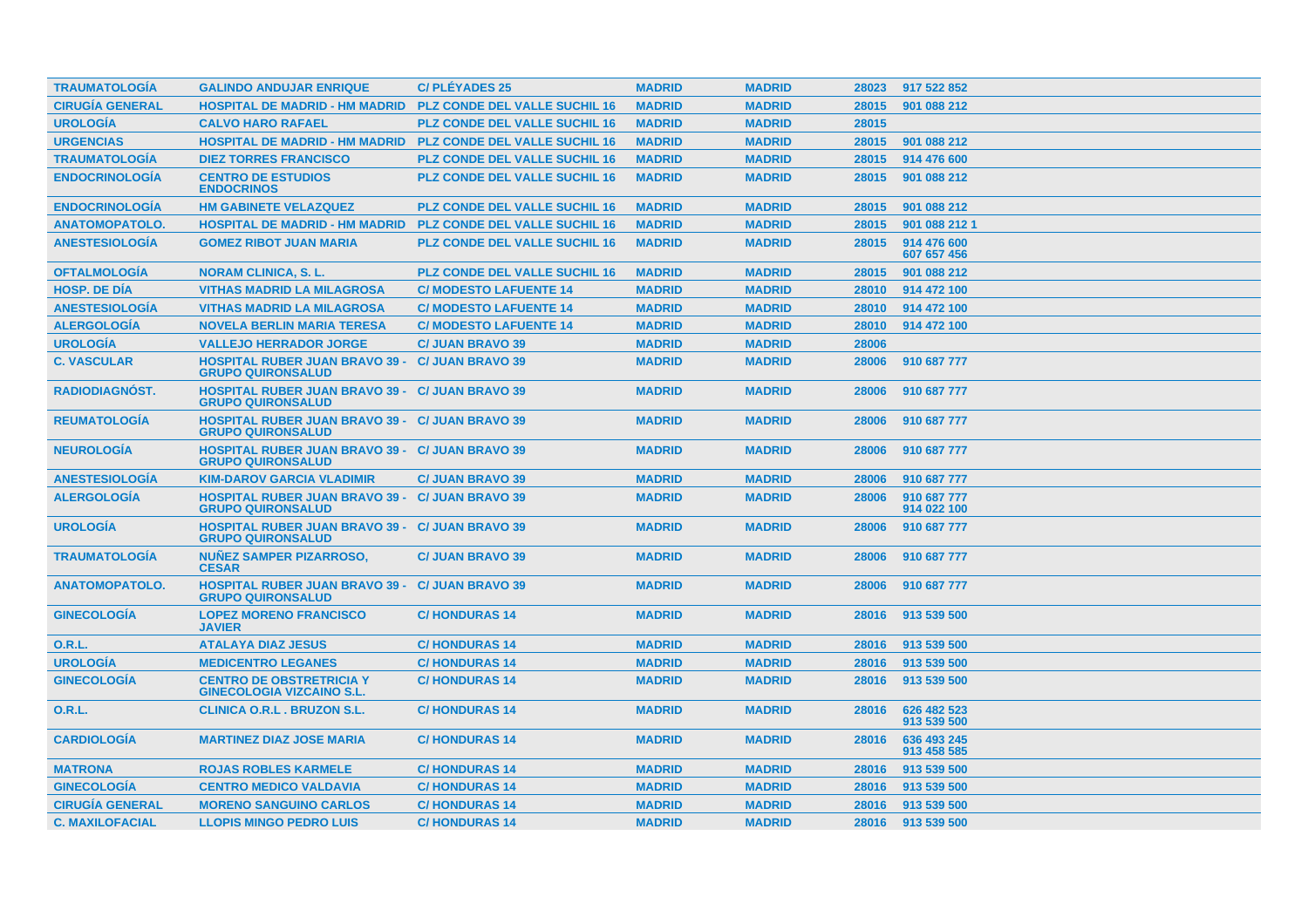| | | | | | | |
|---|---|---|---|---|---|---|
| TRAUMATOLOGÍA | GALINDO ANDUJAR ENRIQUE | C/ PLÉYADES 25 | MADRID | MADRID | 28023 | 917 522 852 |
| CIRUGÍA GENERAL | HOSPITAL DE MADRID - HM MADRID | PLZ CONDE DEL VALLE SUCHIL 16 | MADRID | MADRID | 28015 | 901 088 212 |
| UROLOGÍA | CALVO HARO RAFAEL | PLZ CONDE DEL VALLE SUCHIL 16 | MADRID | MADRID | 28015 | |
| URGENCIAS | HOSPITAL DE MADRID - HM MADRID | PLZ CONDE DEL VALLE SUCHIL 16 | MADRID | MADRID | 28015 | 901 088 212 |
| TRAUMATOLOGÍA | DIEZ TORRES FRANCISCO | PLZ CONDE DEL VALLE SUCHIL 16 | MADRID | MADRID | 28015 | 914 476 600 |
| ENDOCRINOLOGÍA | CENTRO DE ESTUDIOS ENDOCRINOS | PLZ CONDE DEL VALLE SUCHIL 16 | MADRID | MADRID | 28015 | 901 088 212 |
| ENDOCRINOLOGÍA | HM GABINETE VELAZQUEZ | PLZ CONDE DEL VALLE SUCHIL 16 | MADRID | MADRID | 28015 | 901 088 212 |
| ANATOMOPATOLO. | HOSPITAL DE MADRID - HM MADRID | PLZ CONDE DEL VALLE SUCHIL 16 | MADRID | MADRID | 28015 | 901 088 212 1 |
| ANESTESIOLOGÍA | GOMEZ RIBOT JUAN MARIA | PLZ CONDE DEL VALLE SUCHIL 16 | MADRID | MADRID | 28015 | 914 476 600 607 657 456 |
| OFTALMOLOGÍA | NORAM CLINICA, S. L. | PLZ CONDE DEL VALLE SUCHIL 16 | MADRID | MADRID | 28015 | 901 088 212 |
| HOSP. DE DÍA | VITHAS MADRID LA MILAGROSA | C/ MODESTO LAFUENTE 14 | MADRID | MADRID | 28010 | 914 472 100 |
| ANESTESIOLOGÍA | VITHAS MADRID LA MILAGROSA | C/ MODESTO LAFUENTE 14 | MADRID | MADRID | 28010 | 914 472 100 |
| ALERGOLOGÍA | NOVELA BERLIN MARIA TERESA | C/ MODESTO LAFUENTE 14 | MADRID | MADRID | 28010 | 914 472 100 |
| UROLOGÍA | VALLEJO HERRADOR JORGE | C/ JUAN BRAVO 39 | MADRID | MADRID | 28006 | |
| C. VASCULAR | HOSPITAL RUBER JUAN BRAVO 39 - GRUPO QUIRONSALUD | C/ JUAN BRAVO 39 | MADRID | MADRID | 28006 | 910 687 777 |
| RADIODIAGNÓST. | HOSPITAL RUBER JUAN BRAVO 39 - GRUPO QUIRONSALUD | C/ JUAN BRAVO 39 | MADRID | MADRID | 28006 | 910 687 777 |
| REUMATOLOGÍA | HOSPITAL RUBER JUAN BRAVO 39 - GRUPO QUIRONSALUD | C/ JUAN BRAVO 39 | MADRID | MADRID | 28006 | 910 687 777 |
| NEUROLOGÍA | HOSPITAL RUBER JUAN BRAVO 39 - GRUPO QUIRONSALUD | C/ JUAN BRAVO 39 | MADRID | MADRID | 28006 | 910 687 777 |
| ANESTESIOLOGÍA | KIM-DAROV GARCIA VLADIMIR | C/ JUAN BRAVO 39 | MADRID | MADRID | 28006 | 910 687 777 |
| ALERGOLOGÍA | HOSPITAL RUBER JUAN BRAVO 39 - GRUPO QUIRONSALUD | C/ JUAN BRAVO 39 | MADRID | MADRID | 28006 | 910 687 777 914 022 100 |
| UROLOGÍA | HOSPITAL RUBER JUAN BRAVO 39 - GRUPO QUIRONSALUD | C/ JUAN BRAVO 39 | MADRID | MADRID | 28006 | 910 687 777 |
| TRAUMATOLOGÍA | NUÑEZ SAMPER PIZARROSO, CESAR | C/ JUAN BRAVO 39 | MADRID | MADRID | 28006 | 910 687 777 |
| ANATOMOPATOLO. | HOSPITAL RUBER JUAN BRAVO 39 - GRUPO QUIRONSALUD | C/ JUAN BRAVO 39 | MADRID | MADRID | 28006 | 910 687 777 |
| GINECOLOGÍA | LOPEZ MORENO FRANCISCO JAVIER | C/ HONDURAS 14 | MADRID | MADRID | 28016 | 913 539 500 |
| O.R.L. | ATALAYA DIAZ JESUS | C/ HONDURAS 14 | MADRID | MADRID | 28016 | 913 539 500 |
| UROLOGÍA | MEDICENTRO LEGANES | C/ HONDURAS 14 | MADRID | MADRID | 28016 | 913 539 500 |
| GINECOLOGÍA | CENTRO DE OBSTRETRICIA Y GINECOLOGIA VIZCAINO S.L. | C/ HONDURAS 14 | MADRID | MADRID | 28016 | 913 539 500 |
| O.R.L. | CLINICA O.R.L . BRUZON S.L. | C/ HONDURAS 14 | MADRID | MADRID | 28016 | 626 482 523 913 539 500 |
| CARDIOLOGÍA | MARTINEZ DIAZ JOSE MARIA | C/ HONDURAS 14 | MADRID | MADRID | 28016 | 636 493 245 913 458 585 |
| MATRONA | ROJAS ROBLES KARMELE | C/ HONDURAS 14 | MADRID | MADRID | 28016 | 913 539 500 |
| GINECOLOGÍA | CENTRO MEDICO VALDAVIA | C/ HONDURAS 14 | MADRID | MADRID | 28016 | 913 539 500 |
| CIRUGÍA GENERAL | MORENO SANGUINO CARLOS | C/ HONDURAS 14 | MADRID | MADRID | 28016 | 913 539 500 |
| C. MAXILOFACIAL | LLOPIS MINGO PEDRO LUIS | C/ HONDURAS 14 | MADRID | MADRID | 28016 | 913 539 500 |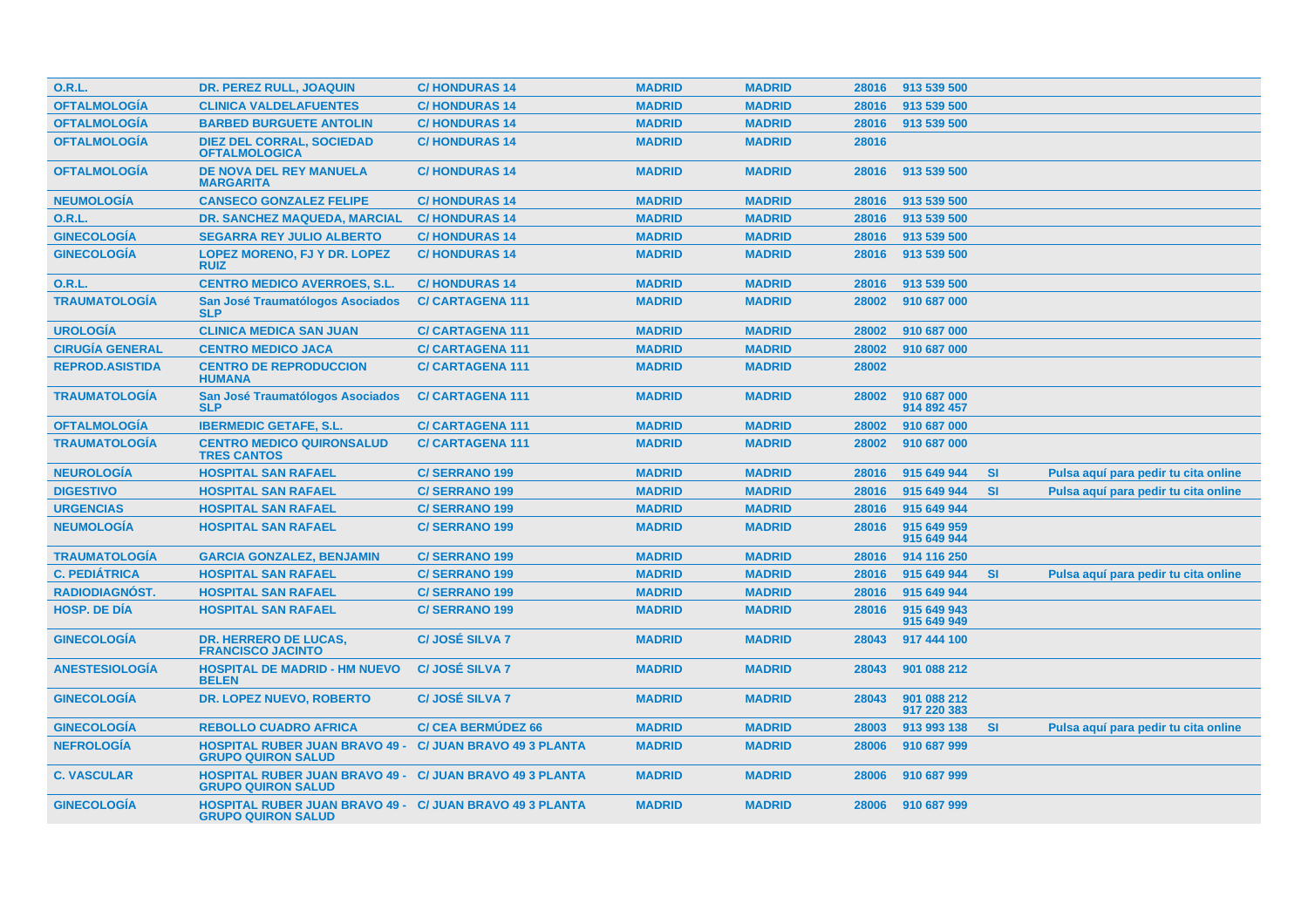| | | | | | | | | |
|---|---|---|---|---|---|---|---|---|
| O.R.L. | DR. PEREZ RULL, JOAQUIN | C/ HONDURAS 14 | MADRID | MADRID | 28016 | 913 539 500 | | |
| OFTALMOLOGÍA | CLINICA VALDELAFUENTES | C/ HONDURAS 14 | MADRID | MADRID | 28016 | 913 539 500 | | |
| OFTALMOLOGÍA | BARBED BURGUETE ANTOLIN | C/ HONDURAS 14 | MADRID | MADRID | 28016 | 913 539 500 | | |
| OFTALMOLOGÍA | DIEZ DEL CORRAL, SOCIEDAD OFTALMOLOGICA | C/ HONDURAS 14 | MADRID | MADRID | 28016 | | | |
| OFTALMOLOGÍA | DE NOVA DEL REY MANUELA MARGARITA | C/ HONDURAS 14 | MADRID | MADRID | 28016 | 913 539 500 | | |
| NEUMOLOGÍA | CANSECO GONZALEZ FELIPE | C/ HONDURAS 14 | MADRID | MADRID | 28016 | 913 539 500 | | |
| O.R.L. | DR. SANCHEZ MAQUEDA, MARCIAL | C/ HONDURAS 14 | MADRID | MADRID | 28016 | 913 539 500 | | |
| GINECOLOGÍA | SEGARRA REY JULIO ALBERTO | C/ HONDURAS 14 | MADRID | MADRID | 28016 | 913 539 500 | | |
| GINECOLOGÍA | LOPEZ MORENO, FJ Y DR. LOPEZ RUIZ | C/ HONDURAS 14 | MADRID | MADRID | 28016 | 913 539 500 | | |
| O.R.L. | CENTRO MEDICO AVERROES, S.L. | C/ HONDURAS 14 | MADRID | MADRID | 28016 | 913 539 500 | | |
| TRAUMATOLOGÍA | San José Traumatólogos Asociados SLP | C/ CARTAGENA 111 | MADRID | MADRID | 28002 | 910 687 000 | | |
| UROLOGÍA | CLINICA MEDICA SAN JUAN | C/ CARTAGENA 111 | MADRID | MADRID | 28002 | 910 687 000 | | |
| CIRUGÍA GENERAL | CENTRO MEDICO JACA | C/ CARTAGENA 111 | MADRID | MADRID | 28002 | 910 687 000 | | |
| REPROD.ASISTIDA | CENTRO DE REPRODUCCION HUMANA | C/ CARTAGENA 111 | MADRID | MADRID | 28002 | | | |
| TRAUMATOLOGÍA | San José Traumatólogos Asociados SLP | C/ CARTAGENA 111 | MADRID | MADRID | 28002 | 910 687 000 914 892 457 | | |
| OFTALMOLOGÍA | IBERMEDIC GETAFE, S.L. | C/ CARTAGENA 111 | MADRID | MADRID | 28002 | 910 687 000 | | |
| TRAUMATOLOGÍA | CENTRO MEDICO QUIRONSALUD TRES CANTOS | C/ CARTAGENA 111 | MADRID | MADRID | 28002 | 910 687 000 | | |
| NEUROLOGÍA | HOSPITAL SAN RAFAEL | C/ SERRANO 199 | MADRID | MADRID | 28016 | 915 649 944 | SI | Pulsa aquí para pedir tu cita online |
| DIGESTIVO | HOSPITAL SAN RAFAEL | C/ SERRANO 199 | MADRID | MADRID | 28016 | 915 649 944 | SI | Pulsa aquí para pedir tu cita online |
| URGENCIAS | HOSPITAL SAN RAFAEL | C/ SERRANO 199 | MADRID | MADRID | 28016 | 915 649 944 | | |
| NEUMOLOGÍA | HOSPITAL SAN RAFAEL | C/ SERRANO 199 | MADRID | MADRID | 28016 | 915 649 959 915 649 944 | | |
| TRAUMATOLOGÍA | GARCIA GONZALEZ, BENJAMIN | C/ SERRANO 199 | MADRID | MADRID | 28016 | 914 116 250 | | |
| C. PEDIÁTRICA | HOSPITAL SAN RAFAEL | C/ SERRANO 199 | MADRID | MADRID | 28016 | 915 649 944 | SI | Pulsa aquí para pedir tu cita online |
| RADIODIAGNÓST. | HOSPITAL SAN RAFAEL | C/ SERRANO 199 | MADRID | MADRID | 28016 | 915 649 944 | | |
| HOSP. DE DÍA | HOSPITAL SAN RAFAEL | C/ SERRANO 199 | MADRID | MADRID | 28016 | 915 649 943 915 649 949 | | |
| GINECOLOGÍA | DR. HERRERO DE LUCAS, FRANCISCO JACINTO | C/ JOSÉ SILVA 7 | MADRID | MADRID | 28043 | 917 444 100 | | |
| ANESTESIOLOGÍA | HOSPITAL DE MADRID - HM NUEVO BELEN | C/ JOSÉ SILVA 7 | MADRID | MADRID | 28043 | 901 088 212 | | |
| GINECOLOGÍA | DR. LOPEZ NUEVO, ROBERTO | C/ JOSÉ SILVA 7 | MADRID | MADRID | 28043 | 901 088 212 917 220 383 | | |
| GINECOLOGÍA | REBOLLO CUADRO AFRICA | C/ CEA BERMÚDEZ 66 | MADRID | MADRID | 28003 | 913 993 138 | SI | Pulsa aquí para pedir tu cita online |
| NEFROLOGÍA | HOSPITAL RUBER JUAN BRAVO 49 - GRUPO QUIRON SALUD | C/ JUAN BRAVO 49 3 PLANTA | MADRID | MADRID | 28006 | 910 687 999 | | |
| C. VASCULAR | HOSPITAL RUBER JUAN BRAVO 49 - GRUPO QUIRON SALUD | C/ JUAN BRAVO 49 3 PLANTA | MADRID | MADRID | 28006 | 910 687 999 | | |
| GINECOLOGÍA | HOSPITAL RUBER JUAN BRAVO 49 - GRUPO QUIRON SALUD | C/ JUAN BRAVO 49 3 PLANTA | MADRID | MADRID | 28006 | 910 687 999 | | |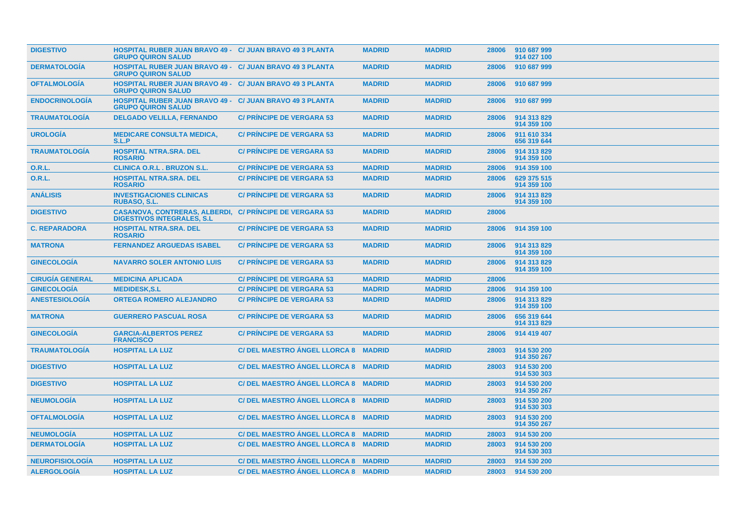| | | | | | | |
|---|---|---|---|---|---|---|
| DIGESTIVO | HOSPITAL RUBER JUAN BRAVO 49 - GRUPO QUIRON SALUD | C/ JUAN BRAVO 49 3 PLANTA | MADRID | MADRID | 28006 | 910 687 999<br>914 027 100 |
| DERMATOLOGÍA | HOSPITAL RUBER JUAN BRAVO 49 - GRUPO QUIRON SALUD | C/ JUAN BRAVO 49 3 PLANTA | MADRID | MADRID | 28006 | 910 687 999 |
| OFTALMOLOGÍA | HOSPITAL RUBER JUAN BRAVO 49 - GRUPO QUIRON SALUD | C/ JUAN BRAVO 49 3 PLANTA | MADRID | MADRID | 28006 | 910 687 999 |
| ENDOCRINOLOGÍA | HOSPITAL RUBER JUAN BRAVO 49 - GRUPO QUIRON SALUD | C/ JUAN BRAVO 49 3 PLANTA | MADRID | MADRID | 28006 | 910 687 999 |
| TRAUMATOLOGÍA | DELGADO VELILLA, FERNANDO | C/ PRÍNCIPE DE VERGARA 53 | MADRID | MADRID | 28006 | 914 313 829<br>914 359 100 |
| UROLOGÍA | MEDICARE CONSULTA MEDICA, S.L.P | C/ PRÍNCIPE DE VERGARA 53 | MADRID | MADRID | 28006 | 911 610 334<br>656 319 644 |
| TRAUMATOLOGÍA | HOSPITAL NTRA.SRA. DEL ROSARIO | C/ PRÍNCIPE DE VERGARA 53 | MADRID | MADRID | 28006 | 914 313 829<br>914 359 100 |
| O.R.L. | CLINICA O.R.L . BRUZON S.L. | C/ PRÍNCIPE DE VERGARA 53 | MADRID | MADRID | 28006 | 914 359 100 |
| O.R.L. | HOSPITAL NTRA.SRA. DEL ROSARIO | C/ PRÍNCIPE DE VERGARA 53 | MADRID | MADRID | 28006 | 629 375 515<br>914 359 100 |
| ANÁLISIS | INVESTIGACIONES CLINICAS RUBASO, S.L. | C/ PRÍNCIPE DE VERGARA 53 | MADRID | MADRID | 28006 | 914 313 829<br>914 359 100 |
| DIGESTIVO | CASANOVA, CONTRERAS, ALBERDI, DIGESTIVOS INTEGRALES, S.L | C/ PRÍNCIPE DE VERGARA 53 | MADRID | MADRID | 28006 | |
| C. REPARADORA | HOSPITAL NTRA.SRA. DEL ROSARIO | C/ PRÍNCIPE DE VERGARA 53 | MADRID | MADRID | 28006 | 914 359 100 |
| MATRONA | FERNANDEZ ARGUEDAS ISABEL | C/ PRÍNCIPE DE VERGARA 53 | MADRID | MADRID | 28006 | 914 313 829<br>914 359 100 |
| GINECOLOGÍA | NAVARRO SOLER ANTONIO LUIS | C/ PRÍNCIPE DE VERGARA 53 | MADRID | MADRID | 28006 | 914 313 829<br>914 359 100 |
| CIRUGÍA GENERAL | MEDICINA APLICADA | C/ PRÍNCIPE DE VERGARA 53 | MADRID | MADRID | 28006 | |
| GINECOLOGÍA | MEDIDESK,S.L | C/ PRÍNCIPE DE VERGARA 53 | MADRID | MADRID | 28006 | 914 359 100 |
| ANESTESIOLOGÍA | ORTEGA ROMERO ALEJANDRO | C/ PRÍNCIPE DE VERGARA 53 | MADRID | MADRID | 28006 | 914 313 829<br>914 359 100 |
| MATRONA | GUERRERO PASCUAL ROSA | C/ PRÍNCIPE DE VERGARA 53 | MADRID | MADRID | 28006 | 656 319 644<br>914 313 829 |
| GINECOLOGÍA | GARCIA-ALBERTOS PEREZ FRANCISCO | C/ PRÍNCIPE DE VERGARA 53 | MADRID | MADRID | 28006 | 914 419 407 |
| TRAUMATOLOGÍA | HOSPITAL LA LUZ | C/ DEL MAESTRO ÁNGEL LLORCA 8 | MADRID | MADRID | 28003 | 914 530 200<br>914 350 267 |
| DIGESTIVO | HOSPITAL LA LUZ | C/ DEL MAESTRO ÁNGEL LLORCA 8 | MADRID | MADRID | 28003 | 914 530 200<br>914 530 303 |
| DIGESTIVO | HOSPITAL LA LUZ | C/ DEL MAESTRO ÁNGEL LLORCA 8 | MADRID | MADRID | 28003 | 914 530 200<br>914 350 267 |
| NEUMOLOGÍA | HOSPITAL LA LUZ | C/ DEL MAESTRO ÁNGEL LLORCA 8 | MADRID | MADRID | 28003 | 914 530 200<br>914 530 303 |
| OFTALMOLOGÍA | HOSPITAL LA LUZ | C/ DEL MAESTRO ÁNGEL LLORCA 8 | MADRID | MADRID | 28003 | 914 530 200<br>914 350 267 |
| NEUMOLOGÍA | HOSPITAL LA LUZ | C/ DEL MAESTRO ÁNGEL LLORCA 8 | MADRID | MADRID | 28003 | 914 530 200 |
| DERMATOLOGÍA | HOSPITAL LA LUZ | C/ DEL MAESTRO ÁNGEL LLORCA 8 | MADRID | MADRID | 28003 | 914 530 200<br>914 530 303 |
| NEUROFISIOLOGÍA | HOSPITAL LA LUZ | C/ DEL MAESTRO ÁNGEL LLORCA 8 | MADRID | MADRID | 28003 | 914 530 200 |
| ALERGOLOGÍA | HOSPITAL LA LUZ | C/ DEL MAESTRO ÁNGEL LLORCA 8 | MADRID | MADRID | 28003 | 914 530 200 |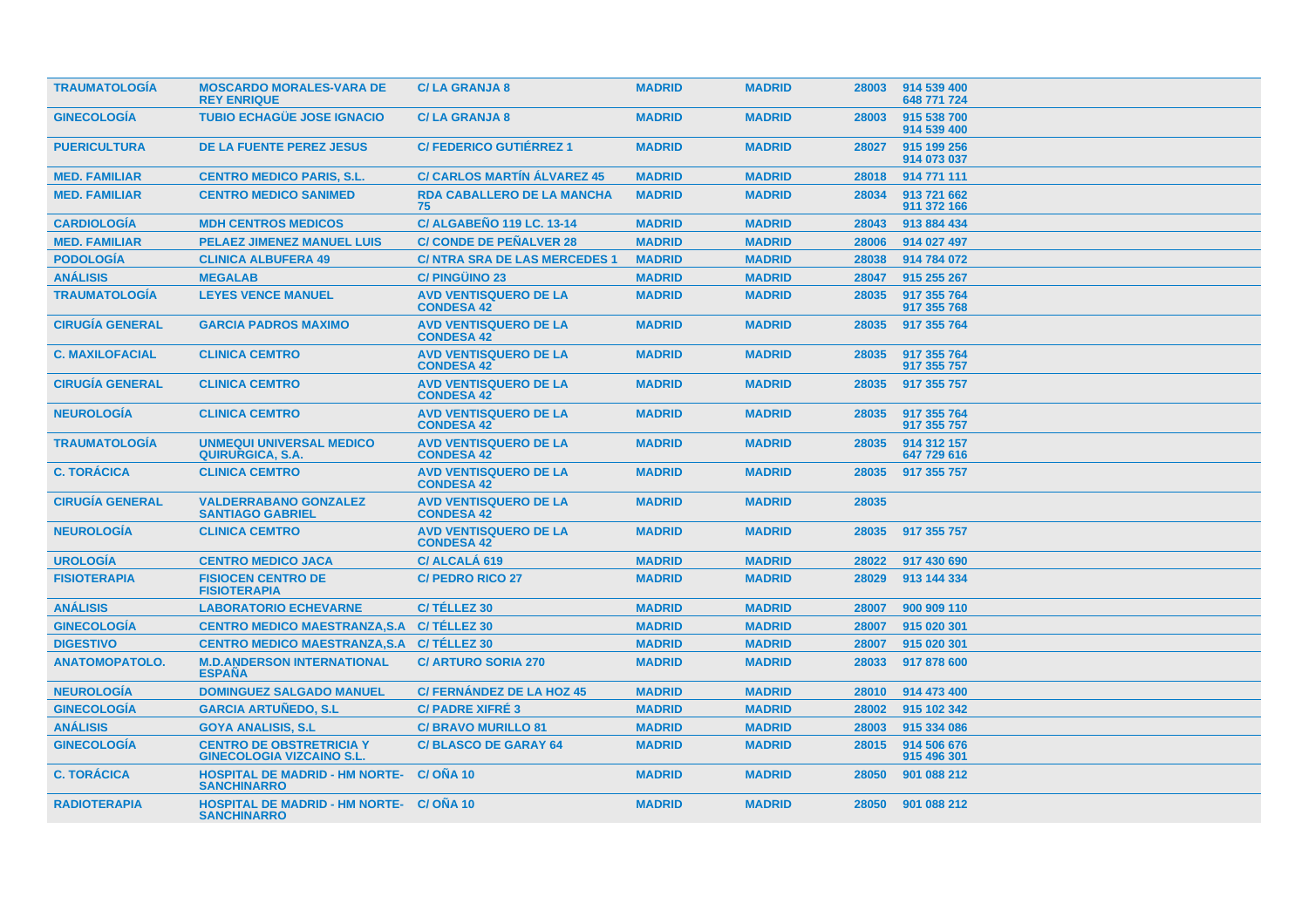| | | | | | | |
|---|---|---|---|---|---|---|
| **TRAUMATOLOGÍA** | **MOSCARDO MORALES-VARA DE REY ENRIQUE** | **C/ LA GRANJA 8** | **MADRID** | **MADRID** | **28003** | **914 539 400 648 771 724** |
| **GINECOLOGÍA** | **TUBIO ECHAGÜE JOSE IGNACIO** | **C/ LA GRANJA 8** | **MADRID** | **MADRID** | **28003** | **915 538 700 914 539 400** |
| **PUERICULTURA** | **DE LA FUENTE PEREZ JESUS** | **C/ FEDERICO GUTIÉRREZ 1** | **MADRID** | **MADRID** | **28027** | **915 199 256 914 073 037** |
| **MED. FAMILIAR** | **CENTRO MEDICO PARIS, S.L.** | **C/ CARLOS MARTÍN ÁLVAREZ 45** | **MADRID** | **MADRID** | **28018** | **914 771 111** |
| **MED. FAMILIAR** | **CENTRO MEDICO SANIMED** | **RDA CABALLERO DE LA MANCHA 75** | **MADRID** | **MADRID** | **28034** | **913 721 662 911 372 166** |
| **CARDIOLOGÍA** | **MDH CENTROS MEDICOS** | **C/ ALGABEÑO 119 LC. 13-14** | **MADRID** | **MADRID** | **28043** | **913 884 434** |
| **MED. FAMILIAR** | **PELAEZ JIMENEZ MANUEL LUIS** | **C/ CONDE DE PEÑALVER 28** | **MADRID** | **MADRID** | **28006** | **914 027 497** |
| **PODOLOGÍA** | **CLINICA ALBUFERA 49** | **C/ NTRA SRA DE LAS MERCEDES 1** | **MADRID** | **MADRID** | **28038** | **914 784 072** |
| **ANÁLISIS** | **MEGALAB** | **C/ PINGÜINO 23** | **MADRID** | **MADRID** | **28047** | **915 255 267** |
| **TRAUMATOLOGÍA** | **LEYES VENCE MANUEL** | **AVD VENTISQUERO DE LA CONDESA 42** | **MADRID** | **MADRID** | **28035** | **917 355 764 917 355 768** |
| **CIRUGÍA GENERAL** | **GARCIA PADROS MAXIMO** | **AVD VENTISQUERO DE LA CONDESA 42** | **MADRID** | **MADRID** | **28035** | **917 355 764** |
| **C. MAXILOFACIAL** | **CLINICA CEMTRO** | **AVD VENTISQUERO DE LA CONDESA 42** | **MADRID** | **MADRID** | **28035** | **917 355 764 917 355 757** |
| **CIRUGÍA GENERAL** | **CLINICA CEMTRO** | **AVD VENTISQUERO DE LA CONDESA 42** | **MADRID** | **MADRID** | **28035** | **917 355 757** |
| **NEUROLOGÍA** | **CLINICA CEMTRO** | **AVD VENTISQUERO DE LA CONDESA 42** | **MADRID** | **MADRID** | **28035** | **917 355 764 917 355 757** |
| **TRAUMATOLOGÍA** | **UNMEQUI UNIVERSAL MEDICO QUIRURGICA, S.A.** | **AVD VENTISQUERO DE LA CONDESA 42** | **MADRID** | **MADRID** | **28035** | **914 312 157 647 729 616** |
| **C. TORÁCICA** | **CLINICA CEMTRO** | **AVD VENTISQUERO DE LA CONDESA 42** | **MADRID** | **MADRID** | **28035** | **917 355 757** |
| **CIRUGÍA GENERAL** | **VALDERRABANO GONZALEZ SANTIAGO GABRIEL** | **AVD VENTISQUERO DE LA CONDESA 42** | **MADRID** | **MADRID** | **28035** | |
| **NEUROLOGÍA** | **CLINICA CEMTRO** | **AVD VENTISQUERO DE LA CONDESA 42** | **MADRID** | **MADRID** | **28035** | **917 355 757** |
| **UROLOGÍA** | **CENTRO MEDICO JACA** | **C/ ALCALÁ 619** | **MADRID** | **MADRID** | **28022** | **917 430 690** |
| **FISIOTERAPIA** | **FISIOCEN CENTRO DE FISIOTERAPIA** | **C/ PEDRO RICO 27** | **MADRID** | **MADRID** | **28029** | **913 144 334** |
| **ANÁLISIS** | **LABORATORIO ECHEVARNE** | **C/ TÉLLEZ 30** | **MADRID** | **MADRID** | **28007** | **900 909 110** |
| **GINECOLOGÍA** | **CENTRO MEDICO MAESTRANZA,S.A** | **C/ TÉLLEZ 30** | **MADRID** | **MADRID** | **28007** | **915 020 301** |
| **DIGESTIVO** | **CENTRO MEDICO MAESTRANZA,S.A** | **C/ TÉLLEZ 30** | **MADRID** | **MADRID** | **28007** | **915 020 301** |
| **ANATOMOPATOLO.** | **M.D.ANDERSON INTERNATIONAL ESPAÑA** | **C/ ARTURO SORIA 270** | **MADRID** | **MADRID** | **28033** | **917 878 600** |
| **NEUROLOGÍA** | **DOMINGUEZ SALGADO MANUEL** | **C/ FERNÁNDEZ DE LA HOZ 45** | **MADRID** | **MADRID** | **28010** | **914 473 400** |
| **GINECOLOGÍA** | **GARCIA ARTUÑEDO, S.L** | **C/ PADRE XIFRÉ 3** | **MADRID** | **MADRID** | **28002** | **915 102 342** |
| **ANÁLISIS** | **GOYA ANALISIS, S.L** | **C/ BRAVO MURILLO 81** | **MADRID** | **MADRID** | **28003** | **915 334 086** |
| **GINECOLOGÍA** | **CENTRO DE OBSTRETRICIA Y GINECOLOGIA VIZCAINO S.L.** | **C/ BLASCO DE GARAY 64** | **MADRID** | **MADRID** | **28015** | **914 506 676 915 496 301** |
| **C. TORÁCICA** | **HOSPITAL DE MADRID - HM NORTE-SANCHINARRO** | **C/ OÑA 10** | **MADRID** | **MADRID** | **28050** | **901 088 212** |
| **RADIOTERAPIA** | **HOSPITAL DE MADRID - HM NORTE-SANCHINARRO** | **C/ OÑA 10** | **MADRID** | **MADRID** | **28050** | **901 088 212** |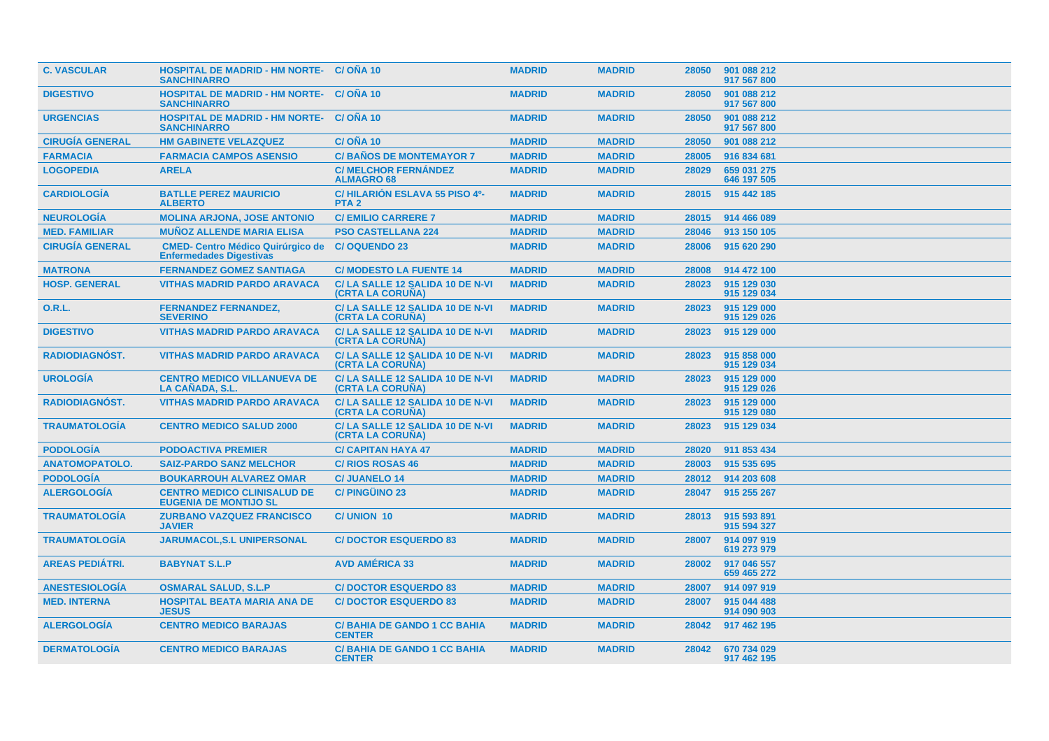| | | | | | | |
|---|---|---|---|---|---|---|
| **C. VASCULAR** | **HOSPITAL DE MADRID - HM NORTE-SANCHINARRO** | **C/ OÑA 10** | **MADRID** | **MADRID** | **28050** | **901 088 212 917 567 800** |
| **DIGESTIVO** | **HOSPITAL DE MADRID - HM NORTE-SANCHINARRO** | **C/ OÑA 10** | **MADRID** | **MADRID** | **28050** | **901 088 212 917 567 800** |
| **URGENCIAS** | **HOSPITAL DE MADRID - HM NORTE-SANCHINARRO** | **C/ OÑA 10** | **MADRID** | **MADRID** | **28050** | **901 088 212 917 567 800** |
| **CIRUGÍA GENERAL** | **HM GABINETE VELAZQUEZ** | **C/ OÑA 10** | **MADRID** | **MADRID** | **28050** | **901 088 212** |
| **FARMACIA** | **FARMACIA CAMPOS ASENSIO** | **C/ BAÑOS DE MONTEMAYOR 7** | **MADRID** | **MADRID** | **28005** | **916 834 681** |
| **LOGOPEDIA** | **ARELA** | **C/ MELCHOR FERNÁNDEZ ALMAGRO 68** | **MADRID** | **MADRID** | **28029** | **659 031 275 646 197 505** |
| **CARDIOLOGÍA** | **BATLLE PEREZ MAURICIO ALBERTO** | **C/ HILARIÓN ESLAVA 55 PISO 4º-PTA 2** | **MADRID** | **MADRID** | **28015** | **915 442 185** |
| **NEUROLOGÍA** | **MOLINA ARJONA, JOSE ANTONIO** | **C/ EMILIO CARRERE 7** | **MADRID** | **MADRID** | **28015** | **914 466 089** |
| **MED. FAMILIAR** | **MUÑOZ ALLENDE MARIA ELISA** | **PSO CASTELLANA 224** | **MADRID** | **MADRID** | **28046** | **913 150 105** |
| **CIRUGÍA GENERAL** | **CMED- Centro Médico Quirúrgico de Enfermedades Digestivas** | **C/ OQUENDO 23** | **MADRID** | **MADRID** | **28006** | **915 620 290** |
| **MATRONA** | **FERNANDEZ GOMEZ SANTIAGA** | **C/ MODESTO LA FUENTE 14** | **MADRID** | **MADRID** | **28008** | **914 472 100** |
| **HOSP. GENERAL** | **VITHAS MADRID PARDO ARAVACA** | **C/ LA SALLE 12 SALIDA 10 DE N-VI (CRTA LA CORUÑA)** | **MADRID** | **MADRID** | **28023** | **915 129 030 915 129 034** |
| **O.R.L.** | **FERNANDEZ FERNANDEZ, SEVERINO** | **C/ LA SALLE 12 SALIDA 10 DE N-VI (CRTA LA CORUÑA)** | **MADRID** | **MADRID** | **28023** | **915 129 000 915 129 026** |
| **DIGESTIVO** | **VITHAS MADRID PARDO ARAVACA** | **C/ LA SALLE 12 SALIDA 10 DE N-VI (CRTA LA CORUÑA)** | **MADRID** | **MADRID** | **28023** | **915 129 000** |
| **RADIODIAGNÓST.** | **VITHAS MADRID PARDO ARAVACA** | **C/ LA SALLE 12 SALIDA 10 DE N-VI (CRTA LA CORUÑA)** | **MADRID** | **MADRID** | **28023** | **915 858 000 915 129 034** |
| **UROLOGÍA** | **CENTRO MEDICO VILLANUEVA DE LA CAÑADA, S.L.** | **C/ LA SALLE 12 SALIDA 10 DE N-VI (CRTA LA CORUÑA)** | **MADRID** | **MADRID** | **28023** | **915 129 000 915 129 026** |
| **RADIODIAGNÓST.** | **VITHAS MADRID PARDO ARAVACA** | **C/ LA SALLE 12 SALIDA 10 DE N-VI (CRTA LA CORUÑA)** | **MADRID** | **MADRID** | **28023** | **915 129 000 915 129 080** |
| **TRAUMATOLOGÍA** | **CENTRO MEDICO SALUD 2000** | **C/ LA SALLE 12 SALIDA 10 DE N-VI (CRTA LA CORUÑA)** | **MADRID** | **MADRID** | **28023** | **915 129 034** |
| **PODOLOGÍA** | **PODOACTIVA PREMIER** | **C/ CAPITAN HAYA 47** | **MADRID** | **MADRID** | **28020** | **911 853 434** |
| **ANATOMOPATOLO.** | **SAIZ-PARDO SANZ MELCHOR** | **C/ RIOS ROSAS 46** | **MADRID** | **MADRID** | **28003** | **915 535 695** |
| **PODOLOGÍA** | **BOUKARROUH ALVAREZ OMAR** | **C/ JUANELO 14** | **MADRID** | **MADRID** | **28012** | **914 203 608** |
| **ALERGOLOGÍA** | **CENTRO MEDICO CLINISALUD DE EUGENIA DE MONTIJO SL** | **C/ PINGÜINO 23** | **MADRID** | **MADRID** | **28047** | **915 255 267** |
| **TRAUMATOLOGÍA** | **ZURBANO VAZQUEZ FRANCISCO JAVIER** | **C/ UNION 10** | **MADRID** | **MADRID** | **28013** | **915 593 891 915 594 327** |
| **TRAUMATOLOGÍA** | **JARUMACOL,S.L UNIPERSONAL** | **C/ DOCTOR ESQUERDO 83** | **MADRID** | **MADRID** | **28007** | **914 097 919 619 273 979** |
| **AREAS PEDIÁTRI.** | **BABYNAT S.L.P** | **AVD AMÉRICA 33** | **MADRID** | **MADRID** | **28002** | **917 046 557 659 465 272** |
| **ANESTESIOLOGÍA** | **OSMARAL SALUD, S.L.P** | **C/ DOCTOR ESQUERDO 83** | **MADRID** | **MADRID** | **28007** | **914 097 919** |
| **MED. INTERNA** | **HOSPITAL BEATA MARIA ANA DE JESUS** | **C/ DOCTOR ESQUERDO 83** | **MADRID** | **MADRID** | **28007** | **915 044 488 914 090 903** |
| **ALERGOLOGÍA** | **CENTRO MEDICO BARAJAS** | **C/ BAHIA DE GANDO 1 CC BAHIA CENTER** | **MADRID** | **MADRID** | **28042** | **917 462 195** |
| **DERMATOLOGÍA** | **CENTRO MEDICO BARAJAS** | **C/ BAHIA DE GANDO 1 CC BAHIA CENTER** | **MADRID** | **MADRID** | **28042** | **670 734 029 917 462 195** |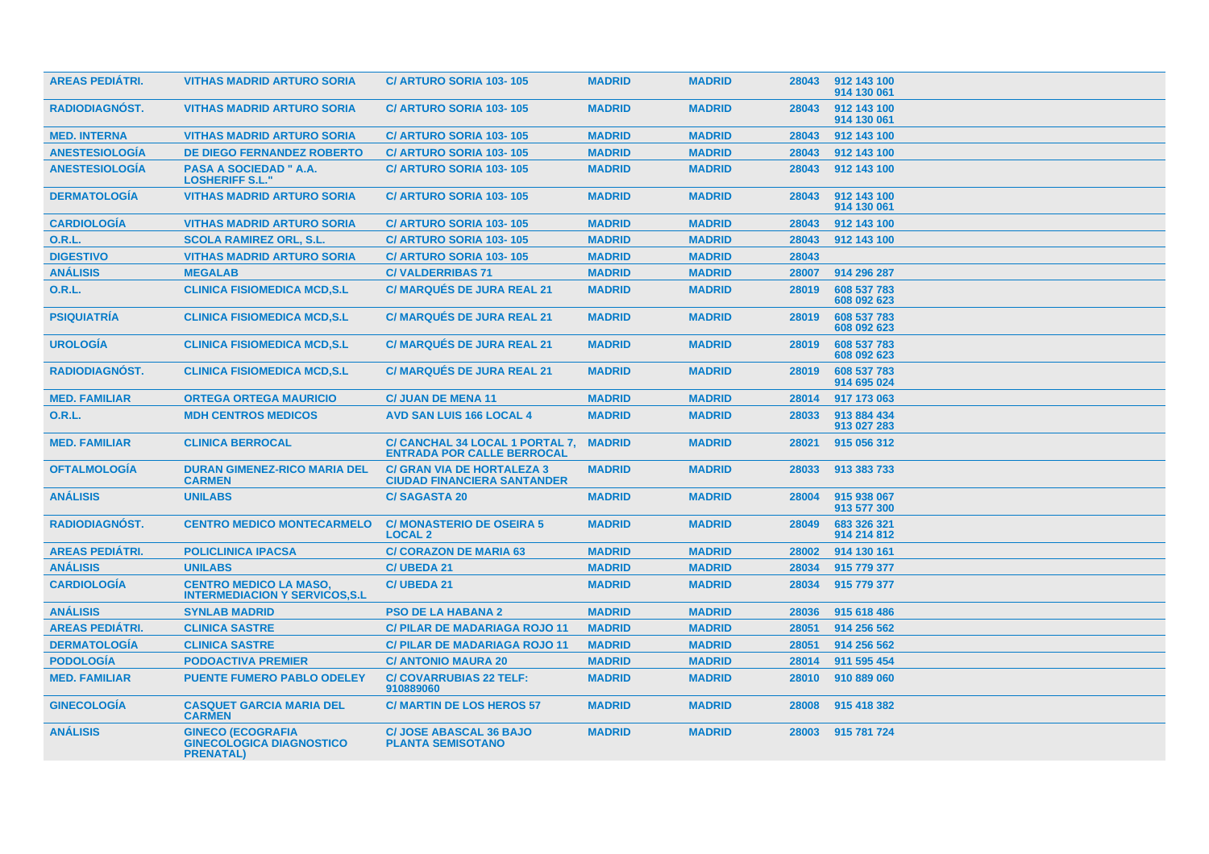| | | | | | | |
|---|---|---|---|---|---|---|
| AREAS PEDIÁTRI. | VITHAS MADRID ARTURO SORIA | C/ ARTURO SORIA 103- 105 | MADRID | MADRID | 28043 | 912 143 100<br>914 130 061 |
| RADIODIAGNÓST. | VITHAS MADRID ARTURO SORIA | C/ ARTURO SORIA 103- 105 | MADRID | MADRID | 28043 | 912 143 100<br>914 130 061 |
| MED. INTERNA | VITHAS MADRID ARTURO SORIA | C/ ARTURO SORIA 103- 105 | MADRID | MADRID | 28043 | 912 143 100 |
| ANESTESIOLOGÍA | DE DIEGO FERNANDEZ ROBERTO | C/ ARTURO SORIA 103- 105 | MADRID | MADRID | 28043 | 912 143 100 |
| ANESTESIOLOGÍA | PASA A SOCIEDAD " A.A. LOSHERIFF S.L." | C/ ARTURO SORIA 103- 105 | MADRID | MADRID | 28043 | 912 143 100 |
| DERMATOLOGÍA | VITHAS MADRID ARTURO SORIA | C/ ARTURO SORIA 103- 105 | MADRID | MADRID | 28043 | 912 143 100<br>914 130 061 |
| CARDIOLOGÍA | VITHAS MADRID ARTURO SORIA | C/ ARTURO SORIA 103- 105 | MADRID | MADRID | 28043 | 912 143 100 |
| O.R.L. | SCOLA RAMIREZ ORL, S.L. | C/ ARTURO SORIA 103- 105 | MADRID | MADRID | 28043 | 912 143 100 |
| DIGESTIVO | VITHAS MADRID ARTURO SORIA | C/ ARTURO SORIA 103- 105 | MADRID | MADRID | 28043 | |
| ANÁLISIS | MEGALAB | C/ VALDERRIBAS 71 | MADRID | MADRID | 28007 | 914 296 287 |
| O.R.L. | CLINICA FISIOMEDICA MCD,S.L | C/ MARQUÉS DE JURA REAL 21 | MADRID | MADRID | 28019 | 608 537 783<br>608 092 623 |
| PSIQUIATRÍA | CLINICA FISIOMEDICA MCD,S.L | C/ MARQUÉS DE JURA REAL 21 | MADRID | MADRID | 28019 | 608 537 783<br>608 092 623 |
| UROLOGÍA | CLINICA FISIOMEDICA MCD,S.L | C/ MARQUÉS DE JURA REAL 21 | MADRID | MADRID | 28019 | 608 537 783<br>608 092 623 |
| RADIODIAGNÓST. | CLINICA FISIOMEDICA MCD,S.L | C/ MARQUÉS DE JURA REAL 21 | MADRID | MADRID | 28019 | 608 537 783<br>914 695 024 |
| MED. FAMILIAR | ORTEGA ORTEGA MAURICIO | C/ JUAN DE MENA 11 | MADRID | MADRID | 28014 | 917 173 063 |
| O.R.L. | MDH CENTROS MEDICOS | AVD SAN LUIS 166 LOCAL 4 | MADRID | MADRID | 28033 | 913 884 434<br>913 027 283 |
| MED. FAMILIAR | CLINICA BERROCAL | C/ CANCHAL 34 LOCAL 1 PORTAL 7, ENTRADA POR CALLE BERROCAL | MADRID | MADRID | 28021 | 915 056 312 |
| OFTALMOLOGÍA | DURAN GIMENEZ-RICO MARIA DEL CARMEN | C/ GRAN VIA DE HORTALEZA 3 CIUDAD FINANCIERA SANTANDER | MADRID | MADRID | 28033 | 913 383 733 |
| ANÁLISIS | UNILABS | C/ SAGASTA 20 | MADRID | MADRID | 28004 | 915 938 067<br>913 577 300 |
| RADIODIAGNÓST. | CENTRO MEDICO MONTECARMELO | C/ MONASTERIO DE OSEIRA 5 LOCAL 2 | MADRID | MADRID | 28049 | 683 326 321<br>914 214 812 |
| AREAS PEDIÁTRI. | POLICLINICA IPACSA | C/ CORAZON DE MARIA 63 | MADRID | MADRID | 28002 | 914 130 161 |
| ANÁLISIS | UNILABS | C/ UBEDA 21 | MADRID | MADRID | 28034 | 915 779 377 |
| CARDIOLOGÍA | CENTRO MEDICO LA MASO, INTERMEDIACION Y SERVICOS,S.L | C/ UBEDA 21 | MADRID | MADRID | 28034 | 915 779 377 |
| ANÁLISIS | SYNLAB MADRID | PSO DE LA HABANA 2 | MADRID | MADRID | 28036 | 915 618 486 |
| AREAS PEDIÁTRI. | CLINICA SASTRE | C/ PILAR DE MADARIAGA ROJO 11 | MADRID | MADRID | 28051 | 914 256 562 |
| DERMATOLOGÍA | CLINICA SASTRE | C/ PILAR DE MADARIAGA ROJO 11 | MADRID | MADRID | 28051 | 914 256 562 |
| PODOLOGÍA | PODOACTIVA PREMIER | C/ ANTONIO MAURA 20 | MADRID | MADRID | 28014 | 911 595 454 |
| MED. FAMILIAR | PUENTE FUMERO PABLO ODELEY | C/ COVARRUBIAS 22 TELF: 910889060 | MADRID | MADRID | 28010 | 910 889 060 |
| GINECOLOGÍA | CASQUET GARCIA MARIA DEL CARMEN | C/ MARTIN DE LOS HEROS 57 | MADRID | MADRID | 28008 | 915 418 382 |
| ANÁLISIS | GINECO (ECOGRAFIA GINECOLOGICA DIAGNOSTICO PRENATAL) | C/ JOSE ABASCAL 36 BAJO PLANTA SEMISOTANO | MADRID | MADRID | 28003 | 915 781 724 |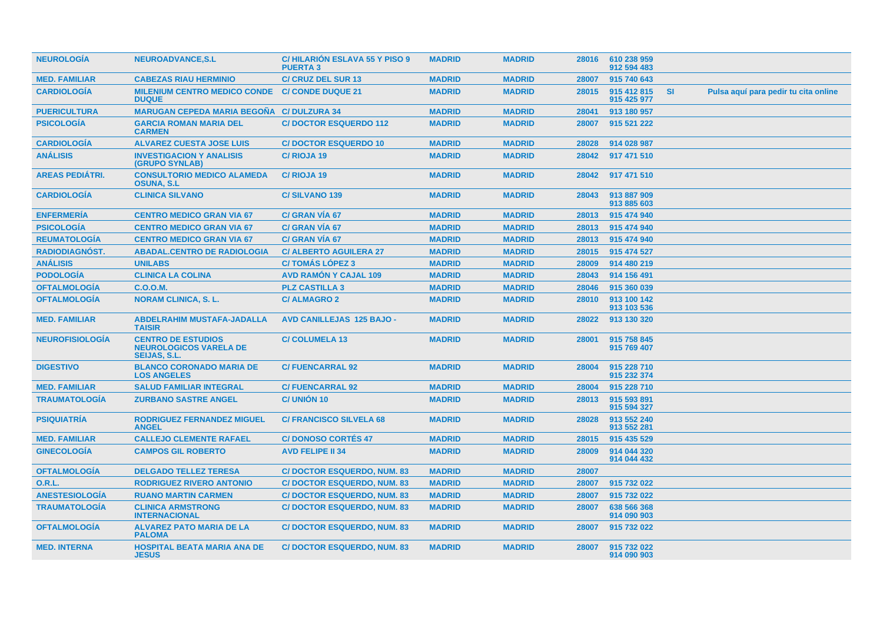| | | | | | | | | |
|---|---|---|---|---|---|---|---|---|
| NEUROLOGÍA | NEUROADVANCE,S.L | C/ HILARIÓN ESLAVA 55 Y PISO 9 PUERTA 3 | MADRID | MADRID | 28016 | 610 238 959<br>912 594 483 | | |
| MED. FAMILIAR | CABEZAS RIAU HERMINIO | C/ CRUZ DEL SUR 13 | MADRID | MADRID | 28007 | 915 740 643 | | |
| CARDIOLOGÍA | MILENIUM CENTRO MEDICO CONDE DUQUE | C/ CONDE DUQUE 21 | MADRID | MADRID | 28015 | 915 412 815<br>915 425 977 | SI | Pulsa aquí para pedir tu cita online |
| PUERICULTURA | MARUGAN CEPEDA MARIA BEGOÑA | C/ DULZURA 34 | MADRID | MADRID | 28041 | 913 180 957 | | |
| PSICOLOGÍA | GARCIA ROMAN MARIA DEL CARMEN | C/ DOCTOR ESQUERDO 112 | MADRID | MADRID | 28007 | 915 521 222 | | |
| CARDIOLOGÍA | ALVAREZ CUESTA JOSE LUIS | C/ DOCTOR ESQUERDO 10 | MADRID | MADRID | 28028 | 914 028 987 | | |
| ANÁLISIS | INVESTIGACION Y ANALISIS (GRUPO SYNLAB) | C/ RIOJA 19 | MADRID | MADRID | 28042 | 917 471 510 | | |
| AREAS PEDIÁTRI. | CONSULTORIO MEDICO ALAMEDA OSUNA, S.L | C/ RIOJA 19 | MADRID | MADRID | 28042 | 917 471 510 | | |
| CARDIOLOGÍA | CLINICA SILVANO | C/ SILVANO 139 | MADRID | MADRID | 28043 | 913 887 909<br>913 885 603 | | |
| ENFERMERÍA | CENTRO MEDICO GRAN VIA 67 | C/ GRAN VÍA 67 | MADRID | MADRID | 28013 | 915 474 940 | | |
| PSICOLOGÍA | CENTRO MEDICO GRAN VIA 67 | C/ GRAN VÍA 67 | MADRID | MADRID | 28013 | 915 474 940 | | |
| REUMATOLOGÍA | CENTRO MEDICO GRAN VIA 67 | C/ GRAN VÍA 67 | MADRID | MADRID | 28013 | 915 474 940 | | |
| RADIODIAGNÓST. | ABADAL.CENTRO DE RADIOLOGIA | C/ ALBERTO AGUILERA 27 | MADRID | MADRID | 28015 | 915 474 527 | | |
| ANÁLISIS | UNILABS | C/ TOMÁS LÓPEZ 3 | MADRID | MADRID | 28009 | 914 480 219 | | |
| PODOLOGÍA | CLINICA LA COLINA | AVD RAMÓN Y CAJAL 109 | MADRID | MADRID | 28043 | 914 156 491 | | |
| OFTALMOLOGÍA | C.O.O.M. | PLZ CASTILLA 3 | MADRID | MADRID | 28046 | 915 360 039 | | |
| OFTALMOLOGÍA | NORAM CLINICA, S. L. | C/ ALMAGRO 2 | MADRID | MADRID | 28010 | 913 100 142<br>913 103 536 | | |
| MED. FAMILIAR | ABDELRAHIM MUSTAFA-JADALLA TAISIR | AVD CANILLEJAS 125 BAJO - | MADRID | MADRID | 28022 | 913 130 320 | | |
| NEUROFISIOLOGÍA | CENTRO DE ESTUDIOS NEUROLOGICOS VARELA DE SEIJAS, S.L. | C/ COLUMELA 13 | MADRID | MADRID | 28001 | 915 758 845<br>915 769 407 | | |
| DIGESTIVO | BLANCO CORONADO MARIA DE LOS ANGELES | C/ FUENCARRAL 92 | MADRID | MADRID | 28004 | 915 228 710<br>915 232 374 | | |
| MED. FAMILIAR | SALUD FAMILIAR INTEGRAL | C/ FUENCARRAL 92 | MADRID | MADRID | 28004 | 915 228 710 | | |
| TRAUMATOLOGÍA | ZURBANO SASTRE ANGEL | C/ UNIÓN 10 | MADRID | MADRID | 28013 | 915 593 891<br>915 594 327 | | |
| PSIQUIATRÍA | RODRIGUEZ FERNANDEZ MIGUEL ANGEL | C/ FRANCISCO SILVELA 68 | MADRID | MADRID | 28028 | 913 552 240<br>913 552 281 | | |
| MED. FAMILIAR | CALLEJO CLEMENTE RAFAEL | C/ DONOSO CORTÉS 47 | MADRID | MADRID | 28015 | 915 435 529 | | |
| GINECOLOGÍA | CAMPOS GIL ROBERTO | AVD FELIPE II 34 | MADRID | MADRID | 28009 | 914 044 320<br>914 044 432 | | |
| OFTALMOLOGÍA | DELGADO TELLEZ TERESA | C/ DOCTOR ESQUERDO, NUM. 83 | MADRID | MADRID | 28007 | | | |
| O.R.L. | RODRIGUEZ RIVERO ANTONIO | C/ DOCTOR ESQUERDO, NUM. 83 | MADRID | MADRID | 28007 | 915 732 022 | | |
| ANESTESIOLOGÍA | RUANO MARTIN CARMEN | C/ DOCTOR ESQUERDO, NUM. 83 | MADRID | MADRID | 28007 | 915 732 022 | | |
| TRAUMATOLOGÍA | CLINICA ARMSTRONG INTERNACIONAL | C/ DOCTOR ESQUERDO, NUM. 83 | MADRID | MADRID | 28007 | 638 566 368<br>914 090 903 | | |
| OFTALMOLOGÍA | ALVAREZ PATO MARIA DE LA PALOMA | C/ DOCTOR ESQUERDO, NUM. 83 | MADRID | MADRID | 28007 | 915 732 022 | | |
| MED. INTERNA | HOSPITAL BEATA MARIA ANA DE JESUS | C/ DOCTOR ESQUERDO, NUM. 83 | MADRID | MADRID | 28007 | 915 732 022<br>914 090 903 | | |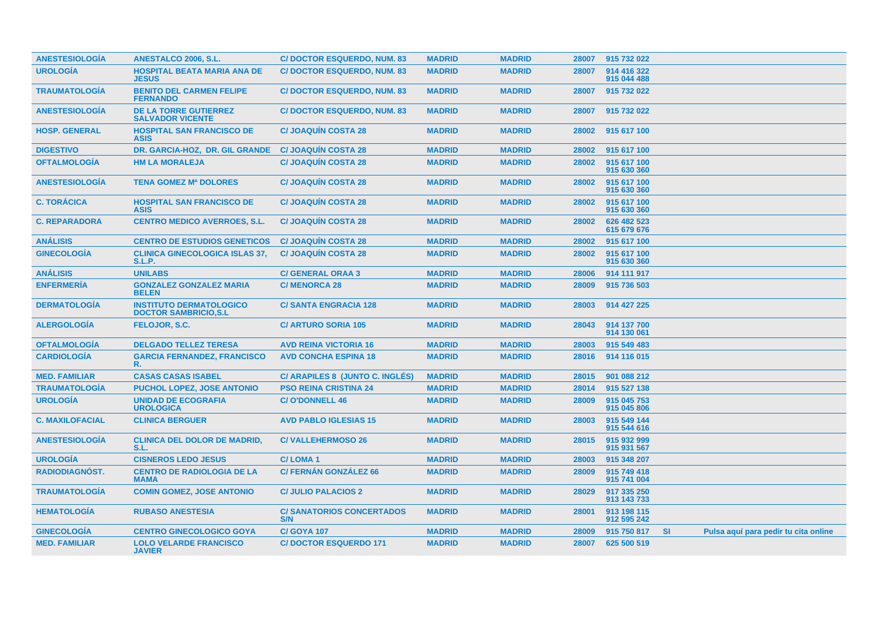| | | | | | | | | |
|---|---|---|---|---|---|---|---|---|
| ANESTESIOLOGÍA | ANESTALCO 2006, S.L. | C/ DOCTOR ESQUERDO, NUM. 83 | MADRID | MADRID | 28007 | 915 732 022 | | |
| UROLOGÍA | HOSPITAL BEATA MARIA ANA DE JESUS | C/ DOCTOR ESQUERDO, NUM. 83 | MADRID | MADRID | 28007 | 914 416 322<br>915 044 488 | | |
| TRAUMATOLOGÍA | BENITO DEL CARMEN FELIPE FERNANDO | C/ DOCTOR ESQUERDO, NUM. 83 | MADRID | MADRID | 28007 | 915 732 022 | | |
| ANESTESIOLOGÍA | DE LA TORRE GUTIERREZ SALVADOR VICENTE | C/ DOCTOR ESQUERDO, NUM. 83 | MADRID | MADRID | 28007 | 915 732 022 | | |
| HOSP. GENERAL | HOSPITAL SAN FRANCISCO DE ASIS | C/ JOAQUÍN COSTA 28 | MADRID | MADRID | 28002 | 915 617 100 | | |
| DIGESTIVO | DR. GARCIA-HOZ, DR. GIL GRANDE | C/ JOAQUÍN COSTA 28 | MADRID | MADRID | 28002 | 915 617 100 | | |
| OFTALMOLOGÍA | HM LA MORALEJA | C/ JOAQUÍN COSTA 28 | MADRID | MADRID | 28002 | 915 617 100<br>915 630 360 | | |
| ANESTESIOLOGÍA | TENA GOMEZ Mª DOLORES | C/ JOAQUÍN COSTA 28 | MADRID | MADRID | 28002 | 915 617 100<br>915 630 360 | | |
| C. TORÁCICA | HOSPITAL SAN FRANCISCO DE ASIS | C/ JOAQUÍN COSTA 28 | MADRID | MADRID | 28002 | 915 617 100<br>915 630 360 | | |
| C. REPARADORA | CENTRO MEDICO AVERROES, S.L. | C/ JOAQUÍN COSTA 28 | MADRID | MADRID | 28002 | 626 482 523<br>615 679 676 | | |
| ANÁLISIS | CENTRO DE ESTUDIOS GENETICOS | C/ JOAQUÍN COSTA 28 | MADRID | MADRID | 28002 | 915 617 100 | | |
| GINECOLOGÍA | CLINICA GINECOLOGICA ISLAS 37, S.L.P. | C/ JOAQUÍN COSTA 28 | MADRID | MADRID | 28002 | 915 617 100<br>915 630 360 | | |
| ANÁLISIS | UNILABS | C/ GENERAL ORAA 3 | MADRID | MADRID | 28006 | 914 111 917 | | |
| ENFERMERÍA | GONZALEZ GONZALEZ MARIA BELEN | C/ MENORCA 28 | MADRID | MADRID | 28009 | 915 736 503 | | |
| DERMATOLOGÍA | INSTITUTO DERMATOLOGICO DOCTOR SAMBRICIO,S.L | C/ SANTA ENGRACIA 128 | MADRID | MADRID | 28003 | 914 427 225 | | |
| ALERGOLOGÍA | FELOJOR, S.C. | C/ ARTURO SORIA 105 | MADRID | MADRID | 28043 | 914 137 700<br>914 130 061 | | |
| OFTALMOLOGÍA | DELGADO TELLEZ TERESA | AVD REINA VICTORIA 16 | MADRID | MADRID | 28003 | 915 549 483 | | |
| CARDIOLOGÍA | GARCIA FERNANDEZ, FRANCISCO R. | AVD CONCHA ESPINA 18 | MADRID | MADRID | 28016 | 914 116 015 | | |
| MED. FAMILIAR | CASAS CASAS ISABEL | C/ ARAPILES 8 (JUNTO C. INGLÉS) | MADRID | MADRID | 28015 | 901 088 212 | | |
| TRAUMATOLOGÍA | PUCHOL LOPEZ, JOSE ANTONIO | PSO REINA CRISTINA 24 | MADRID | MADRID | 28014 | 915 527 138 | | |
| UROLOGÍA | UNIDAD DE ECOGRAFIA UROLOGICA | C/ O'DONNELL 46 | MADRID | MADRID | 28009 | 915 045 753<br>915 045 806 | | |
| C. MAXILOFACIAL | CLINICA BERGUER | AVD PABLO IGLESIAS 15 | MADRID | MADRID | 28003 | 915 549 144<br>915 544 616 | | |
| ANESTESIOLOGÍA | CLINICA DEL DOLOR DE MADRID, S.L. | C/ VALLEHERMOSO 26 | MADRID | MADRID | 28015 | 915 932 999<br>915 931 567 | | |
| UROLOGÍA | CISNEROS LEDO JESUS | C/ LOMA 1 | MADRID | MADRID | 28003 | 915 348 207 | | |
| RADIODIAGNÓST. | CENTRO DE RADIOLOGIA DE LA MAMA | C/ FERNÁN GONZÁLEZ 66 | MADRID | MADRID | 28009 | 915 749 418<br>915 741 004 | | |
| TRAUMATOLOGÍA | COMIN GOMEZ, JOSE ANTONIO | C/ JULIO PALACIOS 2 | MADRID | MADRID | 28029 | 917 335 250<br>913 143 733 | | |
| HEMATOLOGÍA | RUBASO ANESTESIA | C/ SANATORIOS CONCERTADOS S/N | MADRID | MADRID | 28001 | 913 198 115<br>912 595 242 | | |
| GINECOLOGÍA | CENTRO GINECOLOGICO GOYA | C/ GOYA 107 | MADRID | MADRID | 28009 | 915 750 817 | SI | Pulsa aquí para pedir tu cita online |
| MED. FAMILIAR | LOLO VELARDE FRANCISCO JAVIER | C/ DOCTOR ESQUERDO 171 | MADRID | MADRID | 28007 | 625 500 519 | | |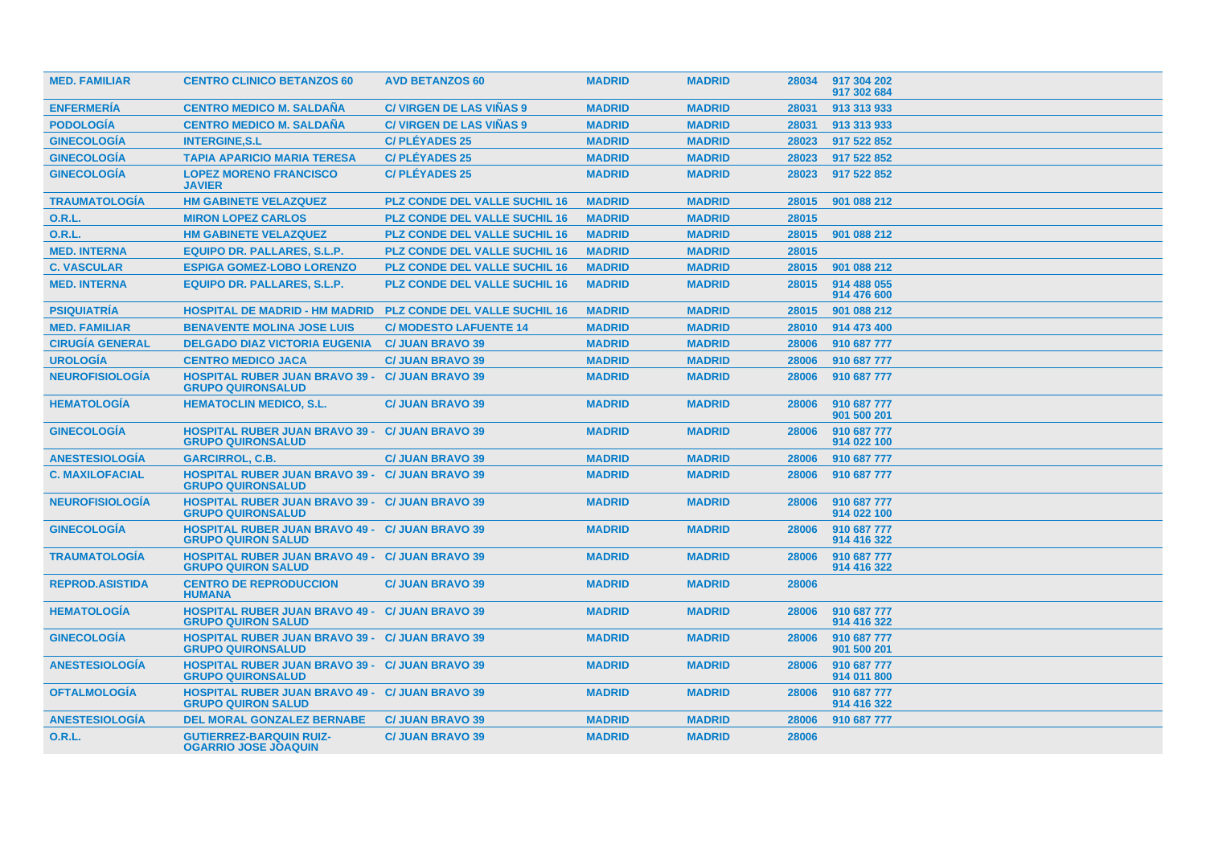| MED. FAMILIAR | CENTRO CLINICO BETANZOS 60 | AVD BETANZOS 60 | MADRID | MADRID | 28034 | 917 304 202 917 302 684 |
|---|---|---|---|---|---|---|
| ENFERMERÍA | CENTRO MEDICO M. SALDAÑA | C/ VIRGEN DE LAS VIÑAS 9 | MADRID | MADRID | 28031 | 913 313 933 |
| PODOLOGÍA | CENTRO MEDICO M. SALDAÑA | C/ VIRGEN DE LAS VIÑAS 9 | MADRID | MADRID | 28031 | 913 313 933 |
| GINECOLOGÍA | INTERGINE,S.L | C/ PLÉYADES 25 | MADRID | MADRID | 28023 | 917 522 852 |
| GINECOLOGÍA | TAPIA APARICIO MARIA TERESA | C/ PLÉYADES 25 | MADRID | MADRID | 28023 | 917 522 852 |
| GINECOLOGÍA | LOPEZ MORENO FRANCISCO JAVIER | C/ PLÉYADES 25 | MADRID | MADRID | 28023 | 917 522 852 |
| TRAUMATOLOGÍA | HM GABINETE VELAZQUEZ | PLZ CONDE DEL VALLE SUCHIL 16 | MADRID | MADRID | 28015 | 901 088 212 |
| O.R.L. | MIRON LOPEZ CARLOS | PLZ CONDE DEL VALLE SUCHIL 16 | MADRID | MADRID | 28015 | |
| O.R.L. | HM GABINETE VELAZQUEZ | PLZ CONDE DEL VALLE SUCHIL 16 | MADRID | MADRID | 28015 | 901 088 212 |
| MED. INTERNA | EQUIPO DR. PALLARES, S.L.P. | PLZ CONDE DEL VALLE SUCHIL 16 | MADRID | MADRID | 28015 | |
| C. VASCULAR | ESPIGA GOMEZ-LOBO LORENZO | PLZ CONDE DEL VALLE SUCHIL 16 | MADRID | MADRID | 28015 | 901 088 212 |
| MED. INTERNA | EQUIPO DR. PALLARES, S.L.P. | PLZ CONDE DEL VALLE SUCHIL 16 | MADRID | MADRID | 28015 | 914 488 055 914 476 600 |
| PSIQUIATRÍA | HOSPITAL DE MADRID - HM MADRID | PLZ CONDE DEL VALLE SUCHIL 16 | MADRID | MADRID | 28015 | 901 088 212 |
| MED. FAMILIAR | BENAVENTE MOLINA JOSE LUIS | C/ MODESTO LAFUENTE 14 | MADRID | MADRID | 28010 | 914 473 400 |
| CIRUGÍA GENERAL | DELGADO DIAZ VICTORIA EUGENIA | C/ JUAN BRAVO 39 | MADRID | MADRID | 28006 | 910 687 777 |
| UROLOGÍA | CENTRO MEDICO JACA | C/ JUAN BRAVO 39 | MADRID | MADRID | 28006 | 910 687 777 |
| NEUROFISIOLOGÍA | HOSPITAL RUBER JUAN BRAVO 39 - GRUPO QUIRONSALUD | C/ JUAN BRAVO 39 | MADRID | MADRID | 28006 | 910 687 777 |
| HEMATOLOGÍA | HEMATOCLIN MEDICO, S.L. | C/ JUAN BRAVO 39 | MADRID | MADRID | 28006 | 910 687 777 901 500 201 |
| GINECOLOGÍA | HOSPITAL RUBER JUAN BRAVO 39 - GRUPO QUIRONSALUD | C/ JUAN BRAVO 39 | MADRID | MADRID | 28006 | 910 687 777 914 022 100 |
| ANESTESIOLOGÍA | GARCIRROL, C.B. | C/ JUAN BRAVO 39 | MADRID | MADRID | 28006 | 910 687 777 |
| C. MAXILOFACIAL | HOSPITAL RUBER JUAN BRAVO 39 - GRUPO QUIRONSALUD | C/ JUAN BRAVO 39 | MADRID | MADRID | 28006 | 910 687 777 |
| NEUROFISIOLOGÍA | HOSPITAL RUBER JUAN BRAVO 39 - GRUPO QUIRONSALUD | C/ JUAN BRAVO 39 | MADRID | MADRID | 28006 | 910 687 777 914 022 100 |
| GINECOLOGÍA | HOSPITAL RUBER JUAN BRAVO 49 - GRUPO QUIRON SALUD | C/ JUAN BRAVO 39 | MADRID | MADRID | 28006 | 910 687 777 914 416 322 |
| TRAUMATOLOGÍA | HOSPITAL RUBER JUAN BRAVO 49 - GRUPO QUIRON SALUD | C/ JUAN BRAVO 39 | MADRID | MADRID | 28006 | 910 687 777 914 416 322 |
| REPROD.ASISTIDA | CENTRO DE REPRODUCCION HUMANA | C/ JUAN BRAVO 39 | MADRID | MADRID | 28006 | |
| HEMATOLOGÍA | HOSPITAL RUBER JUAN BRAVO 49 - GRUPO QUIRON SALUD | C/ JUAN BRAVO 39 | MADRID | MADRID | 28006 | 910 687 777 914 416 322 |
| GINECOLOGÍA | HOSPITAL RUBER JUAN BRAVO 39 - GRUPO QUIRONSALUD | C/ JUAN BRAVO 39 | MADRID | MADRID | 28006 | 910 687 777 901 500 201 |
| ANESTESIOLOGÍA | HOSPITAL RUBER JUAN BRAVO 39 - GRUPO QUIRONSALUD | C/ JUAN BRAVO 39 | MADRID | MADRID | 28006 | 910 687 777 914 011 800 |
| OFTALMOLOGÍA | HOSPITAL RUBER JUAN BRAVO 49 - GRUPO QUIRON SALUD | C/ JUAN BRAVO 39 | MADRID | MADRID | 28006 | 910 687 777 914 416 322 |
| ANESTESIOLOGÍA | DEL MORAL GONZALEZ BERNABE | C/ JUAN BRAVO 39 | MADRID | MADRID | 28006 | 910 687 777 |
| O.R.L. | GUTIERREZ-BARQUIN RUIZ-OGARRIO JOSE JOAQUIN | C/ JUAN BRAVO 39 | MADRID | MADRID | 28006 | |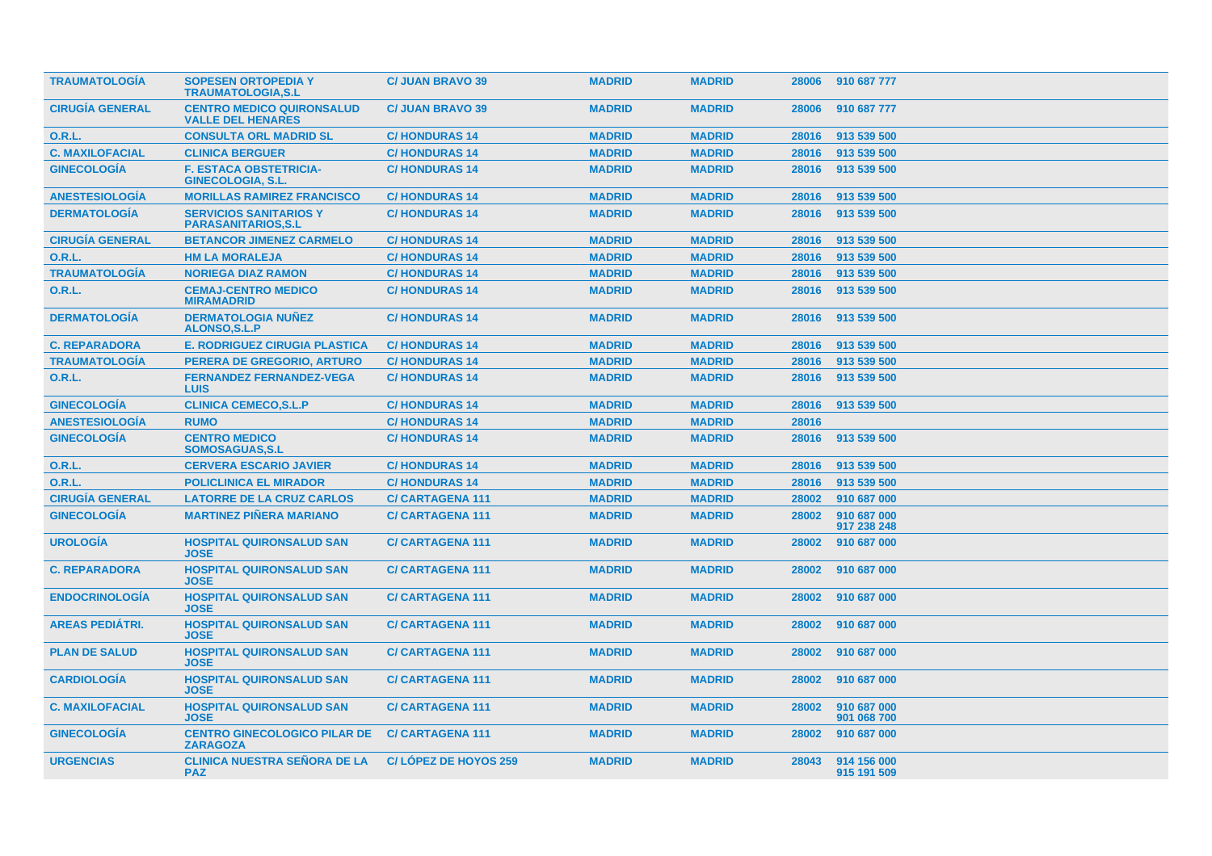| | | | | | | |
|---|---|---|---|---|---|---|
| TRAUMATOLOGÍA | SOPESEN ORTOPEDIA Y TRAUMATOLOGIA,S.L | C/ JUAN BRAVO 39 | MADRID | MADRID | 28006 | 910 687 777 |
| CIRUGÍA GENERAL | CENTRO MEDICO QUIRONSALUD VALLE DEL HENARES | C/ JUAN BRAVO 39 | MADRID | MADRID | 28006 | 910 687 777 |
| O.R.L. | CONSULTA ORL MADRID SL | C/ HONDURAS 14 | MADRID | MADRID | 28016 | 913 539 500 |
| C. MAXILOFACIAL | CLINICA BERGUER | C/ HONDURAS 14 | MADRID | MADRID | 28016 | 913 539 500 |
| GINECOLOGÍA | F. ESTACA OBSTETRICIA-GINECOLOGIA, S.L. | C/ HONDURAS 14 | MADRID | MADRID | 28016 | 913 539 500 |
| ANESTESIOLOGÍA | MORILLAS RAMIREZ FRANCISCO | C/ HONDURAS 14 | MADRID | MADRID | 28016 | 913 539 500 |
| DERMATOLOGÍA | SERVICIOS SANITARIOS Y PARASANITARIOS,S.L | C/ HONDURAS 14 | MADRID | MADRID | 28016 | 913 539 500 |
| CIRUGÍA GENERAL | BETANCOR JIMENEZ CARMELO | C/ HONDURAS 14 | MADRID | MADRID | 28016 | 913 539 500 |
| O.R.L. | HM LA MORALEJA | C/ HONDURAS 14 | MADRID | MADRID | 28016 | 913 539 500 |
| TRAUMATOLOGÍA | NORIEGA DIAZ RAMON | C/ HONDURAS 14 | MADRID | MADRID | 28016 | 913 539 500 |
| O.R.L. | CEMAJ-CENTRO MEDICO MIRAMADRID | C/ HONDURAS 14 | MADRID | MADRID | 28016 | 913 539 500 |
| DERMATOLOGÍA | DERMATOLOGIA NUÑEZ ALONSO,S.L.P | C/ HONDURAS 14 | MADRID | MADRID | 28016 | 913 539 500 |
| C. REPARADORA | E. RODRIGUEZ CIRUGIA PLASTICA | C/ HONDURAS 14 | MADRID | MADRID | 28016 | 913 539 500 |
| TRAUMATOLOGÍA | PERERA DE GREGORIO, ARTURO | C/ HONDURAS 14 | MADRID | MADRID | 28016 | 913 539 500 |
| O.R.L. | FERNANDEZ FERNANDEZ-VEGA LUIS | C/ HONDURAS 14 | MADRID | MADRID | 28016 | 913 539 500 |
| GINECOLOGÍA | CLINICA CEMECO,S.L.P | C/ HONDURAS 14 | MADRID | MADRID | 28016 | 913 539 500 |
| ANESTESIOLOGÍA | RUMO | C/ HONDURAS 14 | MADRID | MADRID | 28016 | |
| GINECOLOGÍA | CENTRO MEDICO SOMOSAGUAS,S.L | C/ HONDURAS 14 | MADRID | MADRID | 28016 | 913 539 500 |
| O.R.L. | CERVERA ESCARIO JAVIER | C/ HONDURAS 14 | MADRID | MADRID | 28016 | 913 539 500 |
| O.R.L. | POLICLINICA EL MIRADOR | C/ HONDURAS 14 | MADRID | MADRID | 28016 | 913 539 500 |
| CIRUGÍA GENERAL | LATORRE DE LA CRUZ CARLOS | C/ CARTAGENA 111 | MADRID | MADRID | 28002 | 910 687 000 |
| GINECOLOGÍA | MARTINEZ PIÑERA MARIANO | C/ CARTAGENA 111 | MADRID | MADRID | 28002 | 910 687 000<br>917 238 248 |
| UROLOGÍA | HOSPITAL QUIRONSALUD SAN JOSE | C/ CARTAGENA 111 | MADRID | MADRID | 28002 | 910 687 000 |
| C. REPARADORA | HOSPITAL QUIRONSALUD SAN JOSE | C/ CARTAGENA 111 | MADRID | MADRID | 28002 | 910 687 000 |
| ENDOCRINOLOGÍA | HOSPITAL QUIRONSALUD SAN JOSE | C/ CARTAGENA 111 | MADRID | MADRID | 28002 | 910 687 000 |
| AREAS PEDIÁTRI. | HOSPITAL QUIRONSALUD SAN JOSE | C/ CARTAGENA 111 | MADRID | MADRID | 28002 | 910 687 000 |
| PLAN DE SALUD | HOSPITAL QUIRONSALUD SAN JOSE | C/ CARTAGENA 111 | MADRID | MADRID | 28002 | 910 687 000 |
| CARDIOLOGÍA | HOSPITAL QUIRONSALUD SAN JOSE | C/ CARTAGENA 111 | MADRID | MADRID | 28002 | 910 687 000 |
| C. MAXILOFACIAL | HOSPITAL QUIRONSALUD SAN JOSE | C/ CARTAGENA 111 | MADRID | MADRID | 28002 | 910 687 000<br>901 068 700 |
| GINECOLOGÍA | CENTRO GINECOLOGICO PILAR DE ZARAGOZA | C/ CARTAGENA 111 | MADRID | MADRID | 28002 | 910 687 000 |
| URGENCIAS | CLINICA NUESTRA SEÑORA DE LA PAZ | C/ LÓPEZ DE HOYOS 259 | MADRID | MADRID | 28043 | 914 156 000<br>915 191 509 |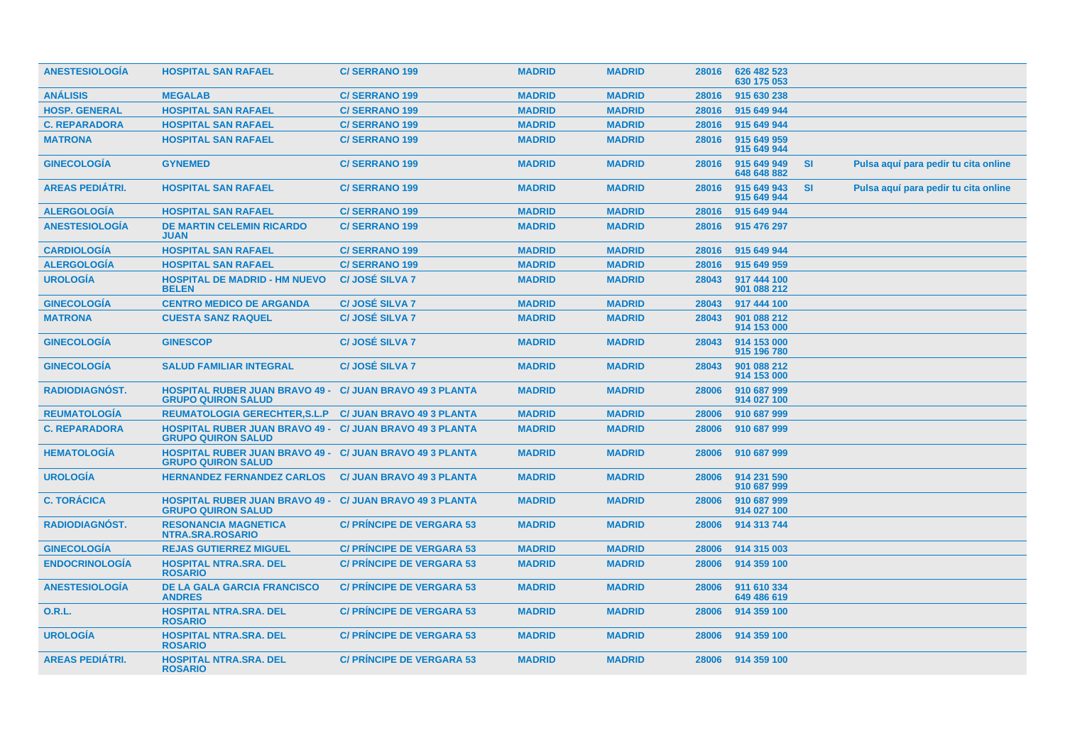| | | | | | | | | |
|---|---|---|---|---|---|---|---|---|
| ANESTESIOLOGÍA | HOSPITAL SAN RAFAEL | C/ SERRANO 199 | MADRID | MADRID | 28016 | 626 482 523 630 175 053 | | |
| ANÁLISIS | MEGALAB | C/ SERRANO 199 | MADRID | MADRID | 28016 | 915 630 238 | | |
| HOSP. GENERAL | HOSPITAL SAN RAFAEL | C/ SERRANO 199 | MADRID | MADRID | 28016 | 915 649 944 | | |
| C. REPARADORA | HOSPITAL SAN RAFAEL | C/ SERRANO 199 | MADRID | MADRID | 28016 | 915 649 944 | | |
| MATRONA | HOSPITAL SAN RAFAEL | C/ SERRANO 199 | MADRID | MADRID | 28016 | 915 649 959 915 649 944 | | |
| GINECOLOGÍA | GYNEMED | C/ SERRANO 199 | MADRID | MADRID | 28016 | 915 649 949 648 648 882 | SI | Pulsa aquí para pedir tu cita online |
| AREAS PEDIÁTRI. | HOSPITAL SAN RAFAEL | C/ SERRANO 199 | MADRID | MADRID | 28016 | 915 649 943 915 649 944 | SI | Pulsa aquí para pedir tu cita online |
| ALERGOLOGÍA | HOSPITAL SAN RAFAEL | C/ SERRANO 199 | MADRID | MADRID | 28016 | 915 649 944 | | |
| ANESTESIOLOGÍA | DE MARTIN CELEMIN RICARDO JUAN | C/ SERRANO 199 | MADRID | MADRID | 28016 | 915 476 297 | | |
| CARDIOLOGÍA | HOSPITAL SAN RAFAEL | C/ SERRANO 199 | MADRID | MADRID | 28016 | 915 649 944 | | |
| ALERGOLOGÍA | HOSPITAL SAN RAFAEL | C/ SERRANO 199 | MADRID | MADRID | 28016 | 915 649 959 | | |
| UROLOGÍA | HOSPITAL DE MADRID - HM NUEVO BELEN | C/ JOSÉ SILVA 7 | MADRID | MADRID | 28043 | 917 444 100 901 088 212 | | |
| GINECOLOGÍA | CENTRO MEDICO DE ARGANDA | C/ JOSÉ SILVA 7 | MADRID | MADRID | 28043 | 917 444 100 | | |
| MATRONA | CUESTA SANZ RAQUEL | C/ JOSÉ SILVA 7 | MADRID | MADRID | 28043 | 901 088 212 914 153 000 | | |
| GINECOLOGÍA | GINESCOP | C/ JOSÉ SILVA 7 | MADRID | MADRID | 28043 | 914 153 000 915 196 780 | | |
| GINECOLOGÍA | SALUD FAMILIAR INTEGRAL | C/ JOSÉ SILVA 7 | MADRID | MADRID | 28043 | 901 088 212 914 153 000 | | |
| RADIODIAGNÓST. | HOSPITAL RUBER JUAN BRAVO 49 - GRUPO QUIRON SALUD | C/ JUAN BRAVO 49 3 PLANTA | MADRID | MADRID | 28006 | 910 687 999 914 027 100 | | |
| REUMATOLOGÍA | REUMATOLOGIA GERECHTER,S.L.P | C/ JUAN BRAVO 49 3 PLANTA | MADRID | MADRID | 28006 | 910 687 999 | | |
| C. REPARADORA | HOSPITAL RUBER JUAN BRAVO 49 - GRUPO QUIRON SALUD | C/ JUAN BRAVO 49 3 PLANTA | MADRID | MADRID | 28006 | 910 687 999 | | |
| HEMATOLOGÍA | HOSPITAL RUBER JUAN BRAVO 49 - GRUPO QUIRON SALUD | C/ JUAN BRAVO 49 3 PLANTA | MADRID | MADRID | 28006 | 910 687 999 | | |
| UROLOGÍA | HERNANDEZ FERNANDEZ CARLOS | C/ JUAN BRAVO 49 3 PLANTA | MADRID | MADRID | 28006 | 914 231 590 910 687 999 | | |
| C. TORÁCICA | HOSPITAL RUBER JUAN BRAVO 49 - GRUPO QUIRON SALUD | C/ JUAN BRAVO 49 3 PLANTA | MADRID | MADRID | 28006 | 910 687 999 914 027 100 | | |
| RADIODIAGNÓST. | RESONANCIA MAGNETICA NTRA.SRA.ROSARIO | C/ PRÍNCIPE DE VERGARA 53 | MADRID | MADRID | 28006 | 914 313 744 | | |
| GINECOLOGÍA | REJAS GUTIERREZ MIGUEL | C/ PRÍNCIPE DE VERGARA 53 | MADRID | MADRID | 28006 | 914 315 003 | | |
| ENDOCRINOLOGÍA | HOSPITAL NTRA.SRA. DEL ROSARIO | C/ PRÍNCIPE DE VERGARA 53 | MADRID | MADRID | 28006 | 914 359 100 | | |
| ANESTESIOLOGÍA | DE LA GALA GARCIA FRANCISCO ANDRES | C/ PRÍNCIPE DE VERGARA 53 | MADRID | MADRID | 28006 | 911 610 334 649 486 619 | | |
| O.R.L. | HOSPITAL NTRA.SRA. DEL ROSARIO | C/ PRÍNCIPE DE VERGARA 53 | MADRID | MADRID | 28006 | 914 359 100 | | |
| UROLOGÍA | HOSPITAL NTRA.SRA. DEL ROSARIO | C/ PRÍNCIPE DE VERGARA 53 | MADRID | MADRID | 28006 | 914 359 100 | | |
| AREAS PEDIÁTRI. | HOSPITAL NTRA.SRA. DEL ROSARIO | C/ PRÍNCIPE DE VERGARA 53 | MADRID | MADRID | 28006 | 914 359 100 | | |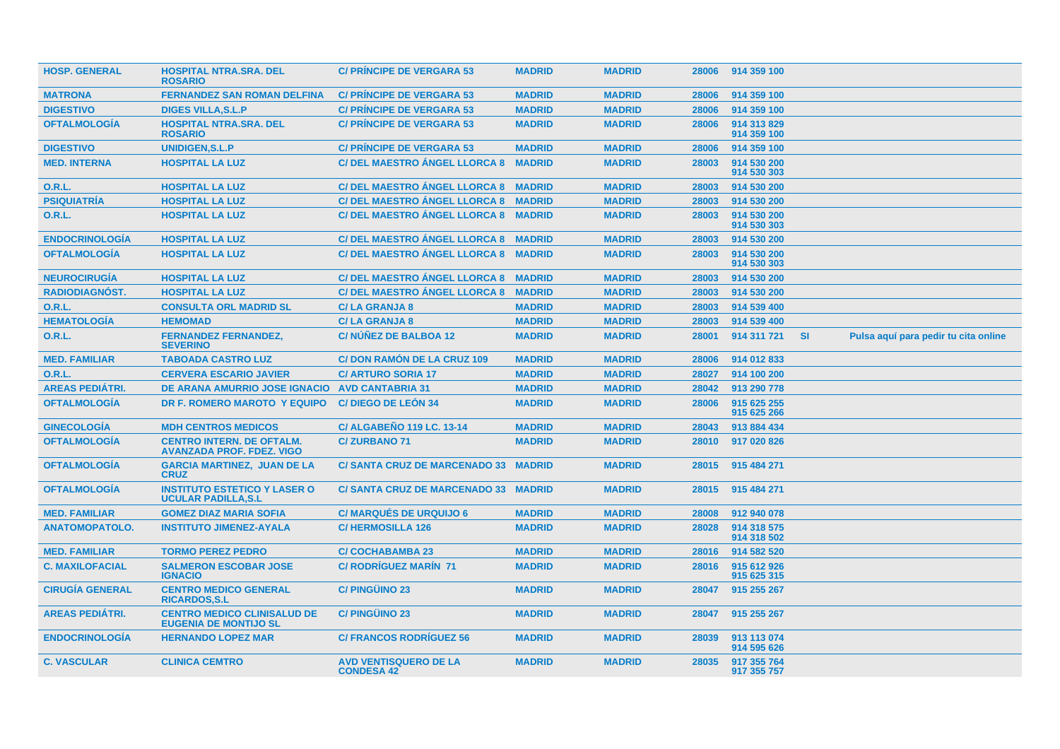| | | | | | | | | |
|---|---|---|---|---|---|---|---|---|
| HOSP. GENERAL | HOSPITAL NTRA.SRA. DEL ROSARIO | C/ PRÍNCIPE DE VERGARA 53 | MADRID | MADRID | 28006 | 914 359 100 | | |
| MATRONA | FERNANDEZ SAN ROMAN DELFINA | C/ PRÍNCIPE DE VERGARA 53 | MADRID | MADRID | 28006 | 914 359 100 | | |
| DIGESTIVO | DIGES VILLA,S.L.P | C/ PRÍNCIPE DE VERGARA 53 | MADRID | MADRID | 28006 | 914 359 100 | | |
| OFTALMOLOGÍA | HOSPITAL NTRA.SRA. DEL ROSARIO | C/ PRÍNCIPE DE VERGARA 53 | MADRID | MADRID | 28006 | 914 313 829<br>914 359 100 | | |
| DIGESTIVO | UNIDIGEN,S.L.P | C/ PRÍNCIPE DE VERGARA 53 | MADRID | MADRID | 28006 | 914 359 100 | | |
| MED. INTERNA | HOSPITAL LA LUZ | C/ DEL MAESTRO ÁNGEL LLORCA 8 | MADRID | MADRID | 28003 | 914 530 200<br>914 530 303 | | |
| O.R.L. | HOSPITAL LA LUZ | C/ DEL MAESTRO ÁNGEL LLORCA 8 | MADRID | MADRID | 28003 | 914 530 200 | | |
| PSIQUIATRÍA | HOSPITAL LA LUZ | C/ DEL MAESTRO ÁNGEL LLORCA 8 | MADRID | MADRID | 28003 | 914 530 200 | | |
| O.R.L. | HOSPITAL LA LUZ | C/ DEL MAESTRO ÁNGEL LLORCA 8 | MADRID | MADRID | 28003 | 914 530 200<br>914 530 303 | | |
| ENDOCRINOLOGÍA | HOSPITAL LA LUZ | C/ DEL MAESTRO ÁNGEL LLORCA 8 | MADRID | MADRID | 28003 | 914 530 200 | | |
| OFTALMOLOGÍA | HOSPITAL LA LUZ | C/ DEL MAESTRO ÁNGEL LLORCA 8 | MADRID | MADRID | 28003 | 914 530 200<br>914 530 303 | | |
| NEUROCIRUGÍA | HOSPITAL LA LUZ | C/ DEL MAESTRO ÁNGEL LLORCA 8 | MADRID | MADRID | 28003 | 914 530 200 | | |
| RADIODIAGNÓST. | HOSPITAL LA LUZ | C/ DEL MAESTRO ÁNGEL LLORCA 8 | MADRID | MADRID | 28003 | 914 530 200 | | |
| O.R.L. | CONSULTA ORL MADRID SL | C/ LA GRANJA 8 | MADRID | MADRID | 28003 | 914 539 400 | | |
| HEMATOLOGÍA | HEMOMAD | C/ LA GRANJA 8 | MADRID | MADRID | 28003 | 914 539 400 | | |
| O.R.L. | FERNANDEZ FERNANDEZ, SEVERINO | C/ NÚÑEZ DE BALBOA 12 | MADRID | MADRID | 28001 | 914 311 721 | SI | Pulsa aquí para pedir tu cita online |
| MED. FAMILIAR | TABOADA CASTRO LUZ | C/ DON RAMÓN DE LA CRUZ 109 | MADRID | MADRID | 28006 | 914 012 833 | | |
| O.R.L. | CERVERA ESCARIO JAVIER | C/ ARTURO SORIA 17 | MADRID | MADRID | 28027 | 914 100 200 | | |
| AREAS PEDIÁTRI. | DE ARANA AMURRIO JOSE IGNACIO | AVD CANTABRIA 31 | MADRID | MADRID | 28042 | 913 290 778 | | |
| OFTALMOLOGÍA | DR F. ROMERO MAROTO Y EQUIPO | C/ DIEGO DE LEÓN 34 | MADRID | MADRID | 28006 | 915 625 255<br>915 625 266 | | |
| GINECOLOGÍA | MDH CENTROS MEDICOS | C/ ALGABEÑO 119 LC. 13-14 | MADRID | MADRID | 28043 | 913 884 434 | | |
| OFTALMOLOGÍA | CENTRO INTERN. DE OFTALM. AVANZADA PROF. FDEZ. VIGO | C/ ZURBANO 71 | MADRID | MADRID | 28010 | 917 020 826 | | |
| OFTALMOLOGÍA | GARCIA MARTINEZ, JUAN DE LA CRUZ | C/ SANTA CRUZ DE MARCENADO 33 | MADRID | MADRID | 28015 | 915 484 271 | | |
| OFTALMOLOGÍA | INSTITUTO ESTETICO Y LASER O UCULAR PADILLA,S.L | C/ SANTA CRUZ DE MARCENADO 33 | MADRID | MADRID | 28015 | 915 484 271 | | |
| MED. FAMILIAR | GOMEZ DIAZ MARIA SOFIA | C/ MARQUÉS DE URQUIJO 6 | MADRID | MADRID | 28008 | 912 940 078 | | |
| ANATOMOPATOLO. | INSTITUTO JIMENEZ-AYALA | C/ HERMOSILLA 126 | MADRID | MADRID | 28028 | 914 318 575<br>914 318 502 | | |
| MED. FAMILIAR | TORMO PEREZ PEDRO | C/ COCHABAMBA 23 | MADRID | MADRID | 28016 | 914 582 520 | | |
| C. MAXILOFACIAL | SALMERON ESCOBAR JOSE IGNACIO | C/ RODRÍGUEZ MARÍN 71 | MADRID | MADRID | 28016 | 915 612 926<br>915 625 315 | | |
| CIRUGÍA GENERAL | CENTRO MEDICO GENERAL RICARDOS,S.L | C/ PINGÜINO 23 | MADRID | MADRID | 28047 | 915 255 267 | | |
| AREAS PEDIÁTRI. | CENTRO MEDICO CLINISALUD DE EUGENIA DE MONTIJO SL | C/ PINGÜINO 23 | MADRID | MADRID | 28047 | 915 255 267 | | |
| ENDOCRINOLOGÍA | HERNANDO LOPEZ MAR | C/ FRANCOS RODRÍGUEZ 56 | MADRID | MADRID | 28039 | 913 113 074<br>914 595 626 | | |
| C. VASCULAR | CLINICA CEMTRO | AVD VENTISQUERO DE LA CONDESA 42 | MADRID | MADRID | 28035 | 917 355 764<br>917 355 757 | | |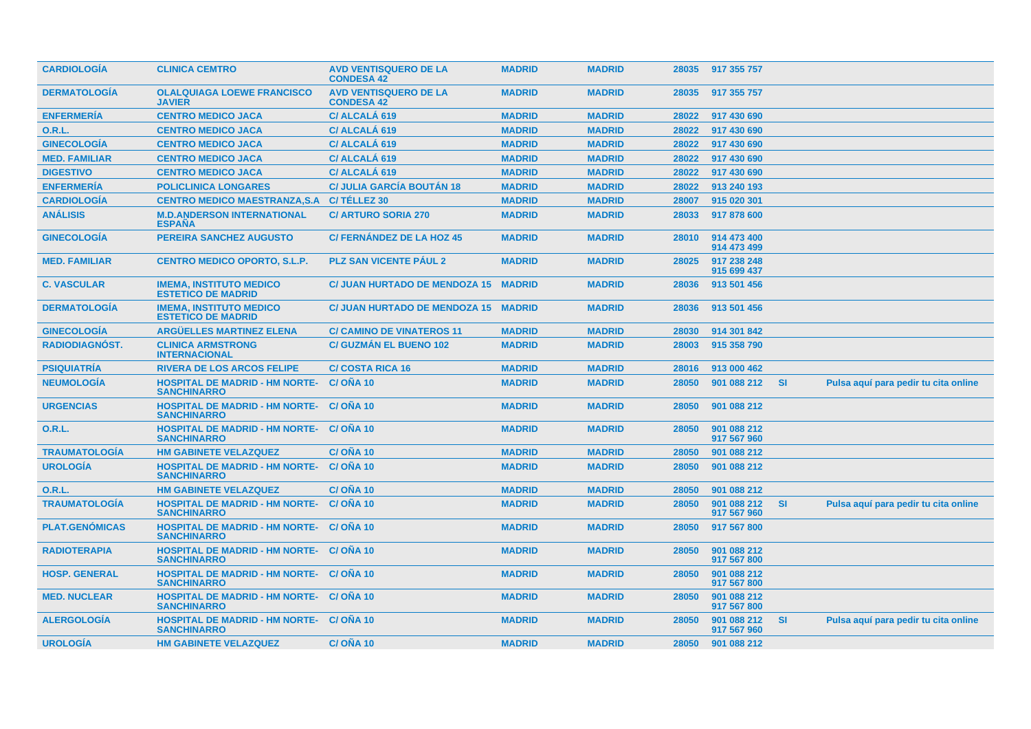| | | | | | | | | |
|---|---|---|---|---|---|---|---|---|
| **CARDIOLOGÍA** | **CLINICA CEMTRO** | **AVD VENTISQUERO DE LA CONDESA 42** | **MADRID** | **MADRID** | **28035** | **917 355 757** | | |
| **DERMATOLOGÍA** | **OLALQUIAGA LOEWE FRANCISCO JAVIER** | **AVD VENTISQUERO DE LA CONDESA 42** | **MADRID** | **MADRID** | **28035** | **917 355 757** | | |
| **ENFERMERÍA** | **CENTRO MEDICO JACA** | **C/ ALCALÁ 619** | **MADRID** | **MADRID** | **28022** | **917 430 690** | | |
| **O.R.L.** | **CENTRO MEDICO JACA** | **C/ ALCALÁ 619** | **MADRID** | **MADRID** | **28022** | **917 430 690** | | |
| **GINECOLOGÍA** | **CENTRO MEDICO JACA** | **C/ ALCALÁ 619** | **MADRID** | **MADRID** | **28022** | **917 430 690** | | |
| **MED. FAMILIAR** | **CENTRO MEDICO JACA** | **C/ ALCALÁ 619** | **MADRID** | **MADRID** | **28022** | **917 430 690** | | |
| **DIGESTIVO** | **CENTRO MEDICO JACA** | **C/ ALCALÁ 619** | **MADRID** | **MADRID** | **28022** | **917 430 690** | | |
| **ENFERMERÍA** | **POLICLINICA LONGARES** | **C/ JULIA GARCÍA BOUTÁN 18** | **MADRID** | **MADRID** | **28022** | **913 240 193** | | |
| **CARDIOLOGÍA** | **CENTRO MEDICO MAESTRANZA,S.A** | **C/ TÉLLEZ 30** | **MADRID** | **MADRID** | **28007** | **915 020 301** | | |
| **ANÁLISIS** | **M.D.ANDERSON INTERNATIONAL ESPAÑA** | **C/ ARTURO SORIA 270** | **MADRID** | **MADRID** | **28033** | **917 878 600** | | |
| **GINECOLOGÍA** | **PEREIRA SANCHEZ AUGUSTO** | **C/ FERNÁNDEZ DE LA HOZ 45** | **MADRID** | **MADRID** | **28010** | **914 473 400 914 473 499** | | |
| **MED. FAMILIAR** | **CENTRO MEDICO OPORTO, S.L.P.** | **PLZ SAN VICENTE PÁUL 2** | **MADRID** | **MADRID** | **28025** | **917 238 248 915 699 437** | | |
| **C. VASCULAR** | **IMEMA, INSTITUTO MEDICO ESTETICO DE MADRID** | **C/ JUAN HURTADO DE MENDOZA 15** | **MADRID** | **MADRID** | **28036** | **913 501 456** | | |
| **DERMATOLOGÍA** | **IMEMA, INSTITUTO MEDICO ESTETICO DE MADRID** | **C/ JUAN HURTADO DE MENDOZA 15** | **MADRID** | **MADRID** | **28036** | **913 501 456** | | |
| **GINECOLOGÍA** | **ARGÜELLES MARTINEZ ELENA** | **C/ CAMINO DE VINATEROS 11** | **MADRID** | **MADRID** | **28030** | **914 301 842** | | |
| **RADIODIAGNÓST.** | **CLINICA ARMSTRONG INTERNACIONAL** | **C/ GUZMÁN EL BUENO 102** | **MADRID** | **MADRID** | **28003** | **915 358 790** | | |
| **PSIQUIATRÍA** | **RIVERA DE LOS ARCOS FELIPE** | **C/ COSTA RICA 16** | **MADRID** | **MADRID** | **28016** | **913 000 462** | | |
| **NEUMOLOGÍA** | **HOSPITAL DE MADRID - HM NORTE-SANCHINARRO** | **C/ OÑA 10** | **MADRID** | **MADRID** | **28050** | **901 088 212** | **SI** | **Pulsa aquí para pedir tu cita online** |
| **URGENCIAS** | **HOSPITAL DE MADRID - HM NORTE-SANCHINARRO** | **C/ OÑA 10** | **MADRID** | **MADRID** | **28050** | **901 088 212** | | |
| **O.R.L.** | **HOSPITAL DE MADRID - HM NORTE-SANCHINARRO** | **C/ OÑA 10** | **MADRID** | **MADRID** | **28050** | **901 088 212 917 567 960** | | |
| **TRAUMATOLOGÍA** | **HM GABINETE VELAZQUEZ** | **C/ OÑA 10** | **MADRID** | **MADRID** | **28050** | **901 088 212** | | |
| **UROLOGÍA** | **HOSPITAL DE MADRID - HM NORTE-SANCHINARRO** | **C/ OÑA 10** | **MADRID** | **MADRID** | **28050** | **901 088 212** | | |
| **O.R.L.** | **HM GABINETE VELAZQUEZ** | **C/ OÑA 10** | **MADRID** | **MADRID** | **28050** | **901 088 212** | | |
| **TRAUMATOLOGÍA** | **HOSPITAL DE MADRID - HM NORTE-SANCHINARRO** | **C/ OÑA 10** | **MADRID** | **MADRID** | **28050** | **901 088 212 917 567 960** | **SI** | **Pulsa aquí para pedir tu cita online** |
| **PLAT.GENÓMICAS** | **HOSPITAL DE MADRID - HM NORTE-SANCHINARRO** | **C/ OÑA 10** | **MADRID** | **MADRID** | **28050** | **917 567 800** | | |
| **RADIOTERAPIA** | **HOSPITAL DE MADRID - HM NORTE-SANCHINARRO** | **C/ OÑA 10** | **MADRID** | **MADRID** | **28050** | **901 088 212 917 567 800** | | |
| **HOSP. GENERAL** | **HOSPITAL DE MADRID - HM NORTE-SANCHINARRO** | **C/ OÑA 10** | **MADRID** | **MADRID** | **28050** | **901 088 212 917 567 800** | | |
| **MED. NUCLEAR** | **HOSPITAL DE MADRID - HM NORTE-SANCHINARRO** | **C/ OÑA 10** | **MADRID** | **MADRID** | **28050** | **901 088 212 917 567 800** | | |
| **ALERGOLOGÍA** | **HOSPITAL DE MADRID - HM NORTE-SANCHINARRO** | **C/ OÑA 10** | **MADRID** | **MADRID** | **28050** | **901 088 212 917 567 960** | **SI** | **Pulsa aquí para pedir tu cita online** |
| **UROLOGÍA** | **HM GABINETE VELAZQUEZ** | **C/ OÑA 10** | **MADRID** | **MADRID** | **28050** | **901 088 212** | | |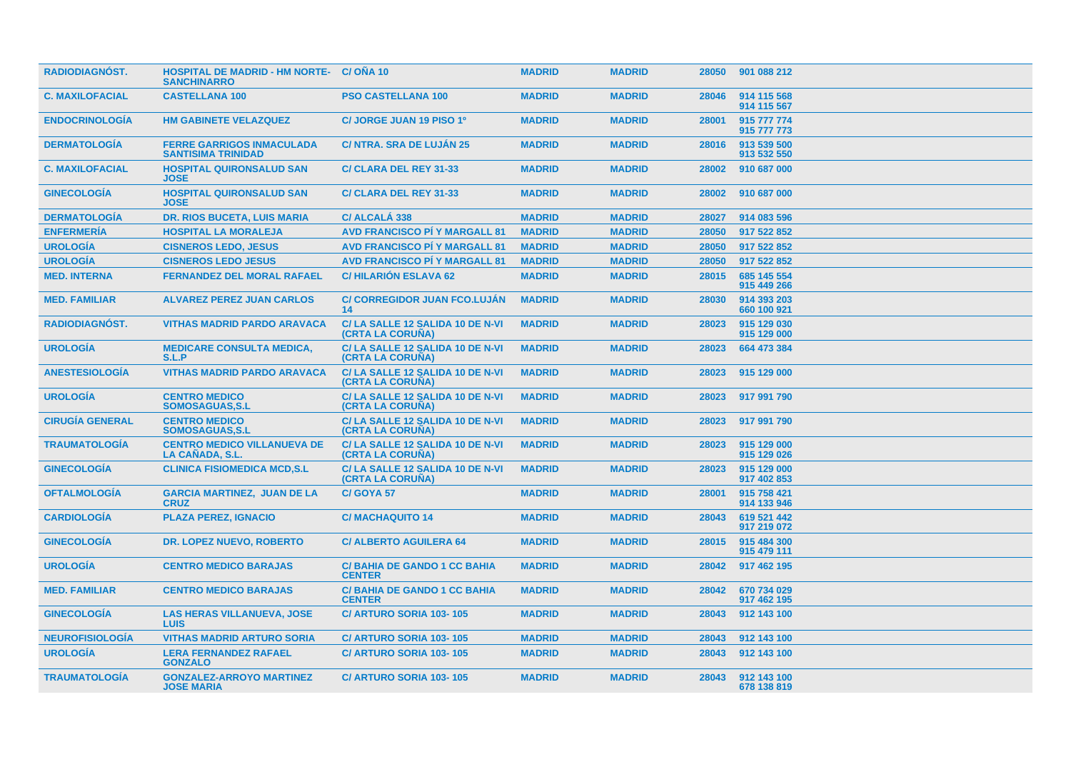| | | | | | | |
|---|---|---|---|---|---|---|
| RADIODIAGNÓST. | HOSPITAL DE MADRID - HM NORTE-SANCHINARRO | C/ OÑA 10 | MADRID | MADRID | 28050 | 901 088 212 |
| C. MAXILOFACIAL | CASTELLANA 100 | PSO CASTELLANA 100 | MADRID | MADRID | 28046 | 914 115 568<br>914 115 567 |
| ENDOCRINOLOGÍA | HM GABINETE VELAZQUEZ | C/ JORGE JUAN 19 PISO 1º | MADRID | MADRID | 28001 | 915 777 774<br>915 777 773 |
| DERMATOLOGÍA | FERRE GARRIGOS INMACULADA SANTISIMA TRINIDAD | C/ NTRA. SRA DE LUJÁN 25 | MADRID | MADRID | 28016 | 913 539 500<br>913 532 550 |
| C. MAXILOFACIAL | HOSPITAL QUIRONSALUD SAN JOSE | C/ CLARA DEL REY 31-33 | MADRID | MADRID | 28002 | 910 687 000 |
| GINECOLOGÍA | HOSPITAL QUIRONSALUD SAN JOSE | C/ CLARA DEL REY 31-33 | MADRID | MADRID | 28002 | 910 687 000 |
| DERMATOLOGÍA | DR. RIOS BUCETA, LUIS MARIA | C/ ALCALÁ 338 | MADRID | MADRID | 28027 | 914 083 596 |
| ENFERMERÍA | HOSPITAL LA MORALEJA | AVD FRANCISCO PÍ Y MARGALL 81 | MADRID | MADRID | 28050 | 917 522 852 |
| UROLOGÍA | CISNEROS LEDO, JESUS | AVD FRANCISCO PÍ Y MARGALL 81 | MADRID | MADRID | 28050 | 917 522 852 |
| UROLOGÍA | CISNEROS LEDO JESUS | AVD FRANCISCO PÍ Y MARGALL 81 | MADRID | MADRID | 28050 | 917 522 852 |
| MED. INTERNA | FERNANDEZ DEL MORAL RAFAEL | C/ HILARIÓN ESLAVA 62 | MADRID | MADRID | 28015 | 685 145 554<br>915 449 266 |
| MED. FAMILIAR | ALVAREZ PEREZ JUAN CARLOS | C/ CORREGIDOR JUAN FCO.LUJÁN 14 | MADRID | MADRID | 28030 | 914 393 203<br>660 100 921 |
| RADIODIAGNÓST. | VITHAS MADRID PARDO ARAVACA | C/ LA SALLE 12 SALIDA 10 DE N-VI (CRTA LA CORUÑA) | MADRID | MADRID | 28023 | 915 129 030<br>915 129 000 |
| UROLOGÍA | MEDICARE CONSULTA MEDICA, S.L.P | C/ LA SALLE 12 SALIDA 10 DE N-VI (CRTA LA CORUÑA) | MADRID | MADRID | 28023 | 664 473 384 |
| ANESTESIOLOGÍA | VITHAS MADRID PARDO ARAVACA | C/ LA SALLE 12 SALIDA 10 DE N-VI (CRTA LA CORUÑA) | MADRID | MADRID | 28023 | 915 129 000 |
| UROLOGÍA | CENTRO MEDICO SOMOSAGUAS,S.L | C/ LA SALLE 12 SALIDA 10 DE N-VI (CRTA LA CORUÑA) | MADRID | MADRID | 28023 | 917 991 790 |
| CIRUGÍA GENERAL | CENTRO MEDICO SOMOSAGUAS,S.L | C/ LA SALLE 12 SALIDA 10 DE N-VI (CRTA LA CORUÑA) | MADRID | MADRID | 28023 | 917 991 790 |
| TRAUMATOLOGÍA | CENTRO MEDICO VILLANUEVA DE LA CAÑADA, S.L. | C/ LA SALLE 12 SALIDA 10 DE N-VI (CRTA LA CORUÑA) | MADRID | MADRID | 28023 | 915 129 000<br>915 129 026 |
| GINECOLOGÍA | CLINICA FISIOMEDICA MCD,S.L | C/ LA SALLE 12 SALIDA 10 DE N-VI (CRTA LA CORUÑA) | MADRID | MADRID | 28023 | 915 129 000<br>917 402 853 |
| OFTALMOLOGÍA | GARCIA MARTINEZ, JUAN DE LA CRUZ | C/ GOYA 57 | MADRID | MADRID | 28001 | 915 758 421<br>914 133 946 |
| CARDIOLOGÍA | PLAZA PEREZ, IGNACIO | C/ MACHAQUITO 14 | MADRID | MADRID | 28043 | 619 521 442<br>917 219 072 |
| GINECOLOGÍA | DR. LOPEZ NUEVO, ROBERTO | C/ ALBERTO AGUILERA 64 | MADRID | MADRID | 28015 | 915 484 300<br>915 479 111 |
| UROLOGÍA | CENTRO MEDICO BARAJAS | C/ BAHIA DE GANDO 1 CC BAHIA CENTER | MADRID | MADRID | 28042 | 917 462 195 |
| MED. FAMILIAR | CENTRO MEDICO BARAJAS | C/ BAHIA DE GANDO 1 CC BAHIA CENTER | MADRID | MADRID | 28042 | 670 734 029<br>917 462 195 |
| GINECOLOGÍA | LAS HERAS VILLANUEVA, JOSE LUIS | C/ ARTURO SORIA 103- 105 | MADRID | MADRID | 28043 | 912 143 100 |
| NEUROFISIOLOGÍA | VITHAS MADRID ARTURO SORIA | C/ ARTURO SORIA 103- 105 | MADRID | MADRID | 28043 | 912 143 100 |
| UROLOGÍA | LERA FERNANDEZ RAFAEL GONZALO | C/ ARTURO SORIA 103- 105 | MADRID | MADRID | 28043 | 912 143 100 |
| TRAUMATOLOGÍA | GONZALEZ-ARROYO MARTINEZ JOSE MARIA | C/ ARTURO SORIA 103- 105 | MADRID | MADRID | 28043 | 912 143 100<br>678 138 819 |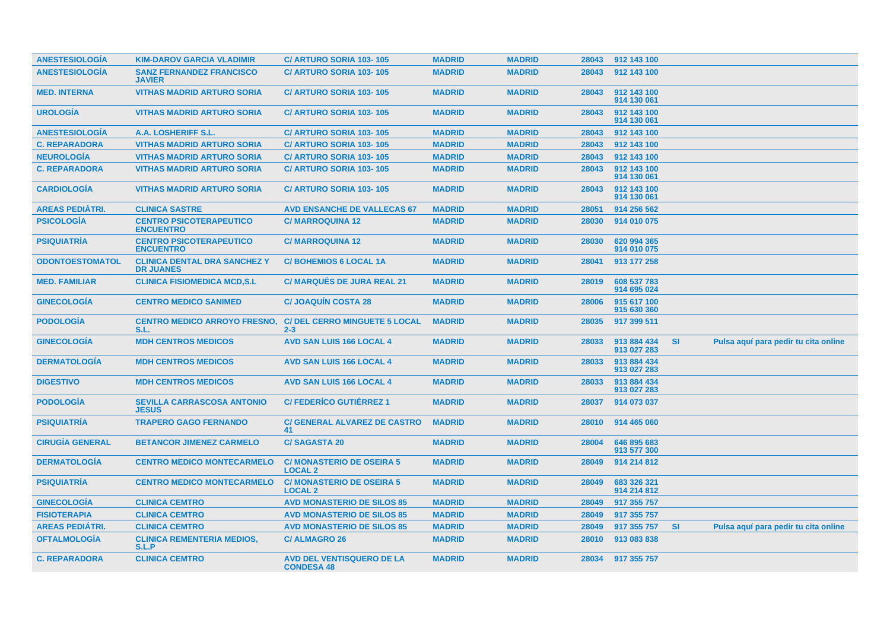| | | | | | | | | |
|---|---|---|---|---|---|---|---|---|
| ANESTESIOLOGÍA | KIM-DAROV GARCIA VLADIMIR | C/ ARTURO SORIA 103- 105 | MADRID | MADRID | 28043 | 912 143 100 | | |
| ANESTESIOLOGÍA | SANZ FERNANDEZ FRANCISCO JAVIER | C/ ARTURO SORIA 103- 105 | MADRID | MADRID | 28043 | 912 143 100 | | |
| MED. INTERNA | VITHAS MADRID ARTURO SORIA | C/ ARTURO SORIA 103- 105 | MADRID | MADRID | 28043 | 912 143 100<br>914 130 061 | | |
| UROLOGÍA | VITHAS MADRID ARTURO SORIA | C/ ARTURO SORIA 103- 105 | MADRID | MADRID | 28043 | 912 143 100<br>914 130 061 | | |
| ANESTESIOLOGÍA | A.A. LOSHERIFF S.L. | C/ ARTURO SORIA 103- 105 | MADRID | MADRID | 28043 | 912 143 100 | | |
| C. REPARADORA | VITHAS MADRID ARTURO SORIA | C/ ARTURO SORIA 103- 105 | MADRID | MADRID | 28043 | 912 143 100 | | |
| NEUROLOGÍA | VITHAS MADRID ARTURO SORIA | C/ ARTURO SORIA 103- 105 | MADRID | MADRID | 28043 | 912 143 100 | | |
| C. REPARADORA | VITHAS MADRID ARTURO SORIA | C/ ARTURO SORIA 103- 105 | MADRID | MADRID | 28043 | 912 143 100<br>914 130 061 | | |
| CARDIOLOGÍA | VITHAS MADRID ARTURO SORIA | C/ ARTURO SORIA 103- 105 | MADRID | MADRID | 28043 | 912 143 100<br>914 130 061 | | |
| AREAS PEDIÁTRI. | CLINICA SASTRE | AVD ENSANCHE DE VALLECAS 67 | MADRID | MADRID | 28051 | 914 256 562 | | |
| PSICOLOGÍA | CENTRO PSICOTERAPEUTICO ENCUENTRO | C/ MARROQUINA 12 | MADRID | MADRID | 28030 | 914 010 075 | | |
| PSIQUIATRÍA | CENTRO PSICOTERAPEUTICO ENCUENTRO | C/ MARROQUINA 12 | MADRID | MADRID | 28030 | 620 994 365<br>914 010 075 | | |
| ODONTOESTOMATOL | CLINICA DENTAL DRA SANCHEZ Y DR JUANES | C/ BOHEMIOS 6 LOCAL 1A | MADRID | MADRID | 28041 | 913 177 258 | | |
| MED. FAMILIAR | CLINICA FISIOMEDICA MCD,S.L | C/ MARQUÉS DE JURA REAL 21 | MADRID | MADRID | 28019 | 608 537 783<br>914 695 024 | | |
| GINECOLOGÍA | CENTRO MEDICO SANIMED | C/ JOAQUÍN COSTA 28 | MADRID | MADRID | 28006 | 915 617 100<br>915 630 360 | | |
| PODOLOGÍA | CENTRO MEDICO ARROYO FRESNO, S.L. | C/ DEL CERRO MINGUETE 5 LOCAL 2-3 | MADRID | MADRID | 28035 | 917 399 511 | | |
| GINECOLOGÍA | MDH CENTROS MEDICOS | AVD SAN LUIS 166 LOCAL 4 | MADRID | MADRID | 28033 | 913 884 434<br>913 027 283 | SI | Pulsa aquí para pedir tu cita online |
| DERMATOLOGÍA | MDH CENTROS MEDICOS | AVD SAN LUIS 166 LOCAL 4 | MADRID | MADRID | 28033 | 913 884 434<br>913 027 283 | | |
| DIGESTIVO | MDH CENTROS MEDICOS | AVD SAN LUIS 166 LOCAL 4 | MADRID | MADRID | 28033 | 913 884 434<br>913 027 283 | | |
| PODOLOGÍA | SEVILLA CARRASCOSA ANTONIO JESUS | C/ FEDERÍCO GUTIÉRREZ 1 | MADRID | MADRID | 28037 | 914 073 037 | | |
| PSIQUIATRÍA | TRAPERO GAGO FERNANDO | C/ GENERAL ALVAREZ DE CASTRO 41 | MADRID | MADRID | 28010 | 914 465 060 | | |
| CIRUGÍA GENERAL | BETANCOR JIMENEZ CARMELO | C/ SAGASTA 20 | MADRID | MADRID | 28004 | 646 895 683<br>913 577 300 | | |
| DERMATOLOGÍA | CENTRO MEDICO MONTECARMELO | C/ MONASTERIO DE OSEIRA 5 LOCAL 2 | MADRID | MADRID | 28049 | 914 214 812 | | |
| PSIQUIATRÍA | CENTRO MEDICO MONTECARMELO | C/ MONASTERIO DE OSEIRA 5 LOCAL 2 | MADRID | MADRID | 28049 | 683 326 321<br>914 214 812 | | |
| GINECOLOGÍA | CLINICA CEMTRO | AVD MONASTERIO DE SILOS 85 | MADRID | MADRID | 28049 | 917 355 757 | | |
| FISIOTERAPIA | CLINICA CEMTRO | AVD MONASTERIO DE SILOS 85 | MADRID | MADRID | 28049 | 917 355 757 | | |
| AREAS PEDIÁTRI. | CLINICA CEMTRO | AVD MONASTERIO DE SILOS 85 | MADRID | MADRID | 28049 | 917 355 757 | SI | Pulsa aquí para pedir tu cita online |
| OFTALMOLOGÍA | CLINICA REMENTERIA MEDIOS, S.L.P | C/ ALMAGRO 26 | MADRID | MADRID | 28010 | 913 083 838 | | |
| C. REPARADORA | CLINICA CEMTRO | AVD DEL VENTISQUERO DE LA CONDESA 48 | MADRID | MADRID | 28034 | 917 355 757 | | |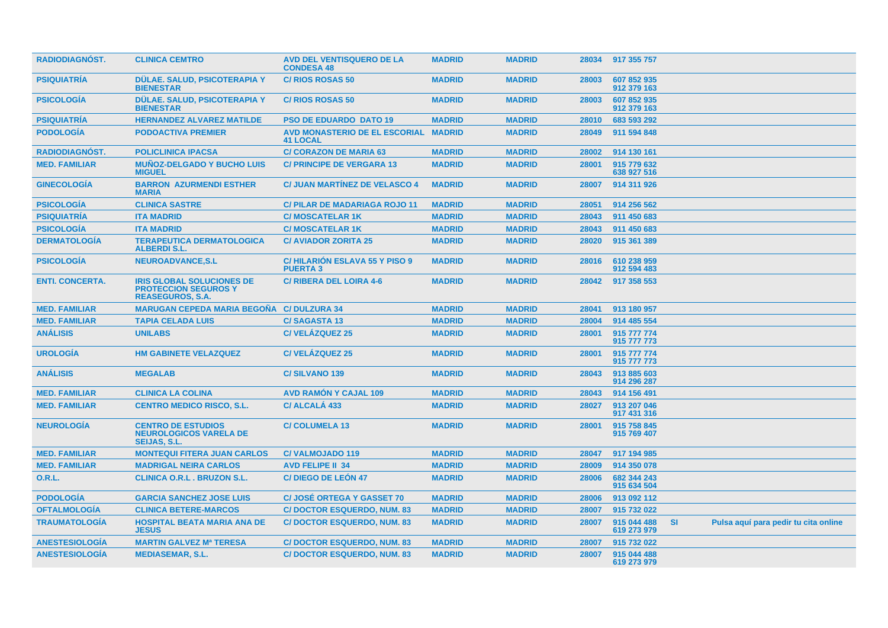| | | | | | | | | |
|---|---|---|---|---|---|---|---|---|
| RADIODIAGNÓST. | CLINICA CEMTRO | AVD DEL VENTISQUERO DE LA CONDESA 48 | MADRID | MADRID | 28034 | 917 355 757 | | |
| PSIQUIATRÍA | DÜLAE. SALUD, PSICOTERAPIA Y BIENESTAR | C/ RIOS ROSAS 50 | MADRID | MADRID | 28003 | 607 852 935<br>912 379 163 | | |
| PSICOLOGÍA | DÜLAE. SALUD, PSICOTERAPIA Y BIENESTAR | C/ RIOS ROSAS 50 | MADRID | MADRID | 28003 | 607 852 935<br>912 379 163 | | |
| PSIQUIATRÍA | HERNANDEZ ALVAREZ MATILDE | PSO DE EDUARDO DATO 19 | MADRID | MADRID | 28010 | 683 593 292 | | |
| PODOLOGÍA | PODOACTIVA PREMIER | AVD MONASTERIO DE EL ESCORIAL 41 LOCAL | MADRID | MADRID | 28049 | 911 594 848 | | |
| RADIODIAGNÓST. | POLICLINICA IPACSA | C/ CORAZON DE MARIA 63 | MADRID | MADRID | 28002 | 914 130 161 | | |
| MED. FAMILIAR | MUÑOZ-DELGADO Y BUCHO LUIS MIGUEL | C/ PRINCIPE DE VERGARA 13 | MADRID | MADRID | 28001 | 915 779 632<br>638 927 516 | | |
| GINECOLOGÍA | BARRON AZURMENDI ESTHER MARIA | C/ JUAN MARTÍNEZ DE VELASCO 4 | MADRID | MADRID | 28007 | 914 311 926 | | |
| PSICOLOGÍA | CLINICA SASTRE | C/ PILAR DE MADARIAGA ROJO 11 | MADRID | MADRID | 28051 | 914 256 562 | | |
| PSIQUIATRÍA | ITA MADRID | C/ MOSCATELAR 1K | MADRID | MADRID | 28043 | 911 450 683 | | |
| PSICOLOGÍA | ITA MADRID | C/ MOSCATELAR 1K | MADRID | MADRID | 28043 | 911 450 683 | | |
| DERMATOLOGÍA | TERAPEUTICA DERMATOLOGICA ALBERDI S.L. | C/ AVIADOR ZORITA 25 | MADRID | MADRID | 28020 | 915 361 389 | | |
| PSICOLOGÍA | NEUROADVANCE,S.L | C/ HILARIÓN ESLAVA 55 Y PISO 9 PUERTA 3 | MADRID | MADRID | 28016 | 610 238 959<br>912 594 483 | | |
| ENTI. CONCERTA. | IRIS GLOBAL SOLUCIONES DE PROTECCION SEGUROS Y REASEGUROS, S.A. | C/ RIBERA DEL LOIRA 4-6 | MADRID | MADRID | 28042 | 917 358 553 | | |
| MED. FAMILIAR | MARUGAN CEPEDA MARIA BEGOÑA | C/ DULZURA 34 | MADRID | MADRID | 28041 | 913 180 957 | | |
| MED. FAMILIAR | TAPIA CELADA LUIS | C/ SAGASTA 13 | MADRID | MADRID | 28004 | 914 485 554 | | |
| ANÁLISIS | UNILABS | C/ VELÁZQUEZ 25 | MADRID | MADRID | 28001 | 915 777 774<br>915 777 773 | | |
| UROLOGÍA | HM GABINETE VELAZQUEZ | C/ VELÁZQUEZ 25 | MADRID | MADRID | 28001 | 915 777 774<br>915 777 773 | | |
| ANÁLISIS | MEGALAB | C/ SILVANO 139 | MADRID | MADRID | 28043 | 913 885 603<br>914 296 287 | | |
| MED. FAMILIAR | CLINICA LA COLINA | AVD RAMÓN Y CAJAL 109 | MADRID | MADRID | 28043 | 914 156 491 | | |
| MED. FAMILIAR | CENTRO MEDICO RISCO, S.L. | C/ ALCALÁ 433 | MADRID | MADRID | 28027 | 913 207 046<br>917 431 316 | | |
| NEUROLOGÍA | CENTRO DE ESTUDIOS NEUROLOGICOS VARELA DE SEIJAS, S.L. | C/ COLUMELA 13 | MADRID | MADRID | 28001 | 915 758 845<br>915 769 407 | | |
| MED. FAMILIAR | MONTEQUI FITERA JUAN CARLOS | C/ VALMOJADO 119 | MADRID | MADRID | 28047 | 917 194 985 | | |
| MED. FAMILIAR | MADRIGAL NEIRA CARLOS | AVD FELIPE II 34 | MADRID | MADRID | 28009 | 914 350 078 | | |
| O.R.L. | CLINICA O.R.L . BRUZON S.L. | C/ DIEGO DE LEÓN 47 | MADRID | MADRID | 28006 | 682 344 243<br>915 634 504 | | |
| PODOLOGÍA | GARCIA SANCHEZ JOSE LUIS | C/ JOSÉ ORTEGA Y GASSET 70 | MADRID | MADRID | 28006 | 913 092 112 | | |
| OFTALMOLOGÍA | CLINICA BETERE-MARCOS | C/ DOCTOR ESQUERDO, NUM. 83 | MADRID | MADRID | 28007 | 915 732 022 | | |
| TRAUMATOLOGÍA | HOSPITAL BEATA MARIA ANA DE JESUS | C/ DOCTOR ESQUERDO, NUM. 83 | MADRID | MADRID | 28007 | 915 044 488<br>619 273 979 | SI | Pulsa aquí para pedir tu cita online |
| ANESTESIOLOGÍA | MARTIN GALVEZ Mª TERESA | C/ DOCTOR ESQUERDO, NUM. 83 | MADRID | MADRID | 28007 | 915 732 022 | | |
| ANESTESIOLOGÍA | MEDIASEMAR, S.L. | C/ DOCTOR ESQUERDO, NUM. 83 | MADRID | MADRID | 28007 | 915 044 488<br>619 273 979 | | |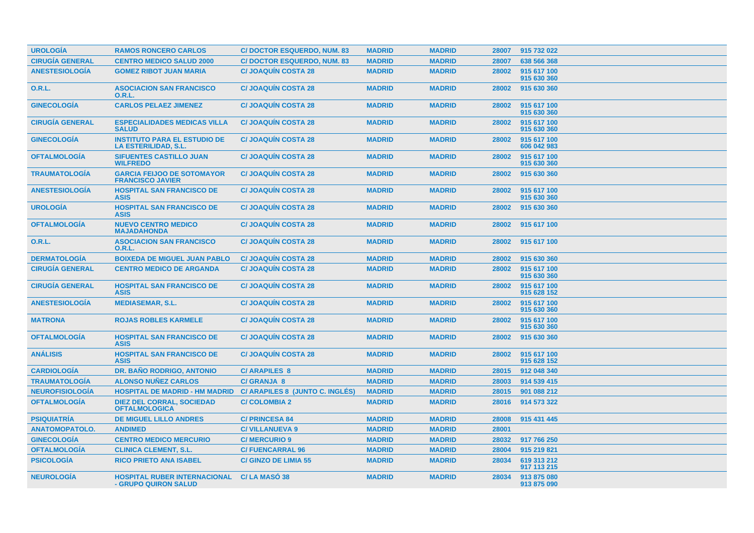| | | | | | | |
|---|---|---|---|---|---|---|
| UROLOGÍA | RAMOS RONCERO CARLOS | C/ DOCTOR ESQUERDO, NUM. 83 | MADRID | MADRID | 28007 | 915 732 022 |
| CIRUGÍA GENERAL | CENTRO MEDICO SALUD 2000 | C/ DOCTOR ESQUERDO, NUM. 83 | MADRID | MADRID | 28007 | 638 566 368 |
| ANESTESIOLOGÍA | GOMEZ RIBOT JUAN MARIA | C/ JOAQUÍN COSTA 28 | MADRID | MADRID | 28002 | 915 617 100<br>915 630 360 |
| O.R.L. | ASOCIACION SAN FRANCISCO O.R.L. | C/ JOAQUÍN COSTA 28 | MADRID | MADRID | 28002 | 915 630 360 |
| GINECOLOGÍA | CARLOS PELAEZ JIMENEZ | C/ JOAQUÍN COSTA 28 | MADRID | MADRID | 28002 | 915 617 100<br>915 630 360 |
| CIRUGÍA GENERAL | ESPECIALIDADES MEDICAS VILLA SALUD | C/ JOAQUÍN COSTA 28 | MADRID | MADRID | 28002 | 915 617 100<br>915 630 360 |
| GINECOLOGÍA | INSTITUTO PARA EL ESTUDIO DE LA ESTERILIDAD, S.L. | C/ JOAQUÍN COSTA 28 | MADRID | MADRID | 28002 | 915 617 100<br>606 042 983 |
| OFTALMOLOGÍA | SIFUENTES CASTILLO JUAN WILFREDO | C/ JOAQUÍN COSTA 28 | MADRID | MADRID | 28002 | 915 617 100<br>915 630 360 |
| TRAUMATOLOGÍA | GARCIA FEIJOO DE SOTOMAYOR FRANCISCO JAVIER | C/ JOAQUÍN COSTA 28 | MADRID | MADRID | 28002 | 915 630 360 |
| ANESTESIOLOGÍA | HOSPITAL SAN FRANCISCO DE ASIS | C/ JOAQUÍN COSTA 28 | MADRID | MADRID | 28002 | 915 617 100<br>915 630 360 |
| UROLOGÍA | HOSPITAL SAN FRANCISCO DE ASIS | C/ JOAQUÍN COSTA 28 | MADRID | MADRID | 28002 | 915 630 360 |
| OFTALMOLOGÍA | NUEVO CENTRO MEDICO MAJADAHONDA | C/ JOAQUÍN COSTA 28 | MADRID | MADRID | 28002 | 915 617 100 |
| O.R.L. | ASOCIACION SAN FRANCISCO O.R.L. | C/ JOAQUÍN COSTA 28 | MADRID | MADRID | 28002 | 915 617 100 |
| DERMATOLOGÍA | BOIXEDA DE MIGUEL JUAN PABLO | C/ JOAQUÍN COSTA 28 | MADRID | MADRID | 28002 | 915 630 360 |
| CIRUGÍA GENERAL | CENTRO MEDICO DE ARGANDA | C/ JOAQUÍN COSTA 28 | MADRID | MADRID | 28002 | 915 617 100<br>915 630 360 |
| CIRUGÍA GENERAL | HOSPITAL SAN FRANCISCO DE ASIS | C/ JOAQUÍN COSTA 28 | MADRID | MADRID | 28002 | 915 617 100<br>915 628 152 |
| ANESTESIOLOGÍA | MEDIASEMAR, S.L. | C/ JOAQUÍN COSTA 28 | MADRID | MADRID | 28002 | 915 617 100<br>915 630 360 |
| MATRONA | ROJAS ROBLES KARMELE | C/ JOAQUÍN COSTA 28 | MADRID | MADRID | 28002 | 915 617 100<br>915 630 360 |
| OFTALMOLOGÍA | HOSPITAL SAN FRANCISCO DE ASIS | C/ JOAQUÍN COSTA 28 | MADRID | MADRID | 28002 | 915 630 360 |
| ANÁLISIS | HOSPITAL SAN FRANCISCO DE ASIS | C/ JOAQUÍN COSTA 28 | MADRID | MADRID | 28002 | 915 617 100<br>915 628 152 |
| CARDIOLOGÍA | DR. BAÑO RODRIGO, ANTONIO | C/ ARAPILES 8 | MADRID | MADRID | 28015 | 912 048 340 |
| TRAUMATOLOGÍA | ALONSO NUÑEZ CARLOS | C/ GRANJA 8 | MADRID | MADRID | 28003 | 914 539 415 |
| NEUROFISIOLOGÍA | HOSPITAL DE MADRID - HM MADRID | C/ ARAPILES 8 (JUNTO C. INGLÉS) | MADRID | MADRID | 28015 | 901 088 212 |
| OFTALMOLOGÍA | DIEZ DEL CORRAL, SOCIEDAD OFTALMOLOGICA | C/ COLOMBIA 2 | MADRID | MADRID | 28016 | 914 573 322 |
| PSIQUIATRÍA | DE MIGUEL LILLO ANDRES | C/ PRINCESA 84 | MADRID | MADRID | 28008 | 915 431 445 |
| ANATOMOPATOLO. | ANDIMED | C/ VILLANUEVA 9 | MADRID | MADRID | 28001 | |
| GINECOLOGÍA | CENTRO MEDICO MERCURIO | C/ MERCURIO 9 | MADRID | MADRID | 28032 | 917 766 250 |
| OFTALMOLOGÍA | CLINICA CLEMENT, S.L. | C/ FUENCARRAL 96 | MADRID | MADRID | 28004 | 915 219 821 |
| PSICOLOGÍA | RICO PRIETO ANA ISABEL | C/ GINZO DE LIMIA 55 | MADRID | MADRID | 28034 | 619 313 212<br>917 113 215 |
| NEUROLOGÍA | HOSPITAL RUBER INTERNACIONAL - GRUPO QUIRON SALUD | C/ LA MASÓ 38 | MADRID | MADRID | 28034 | 913 875 080<br>913 875 090 |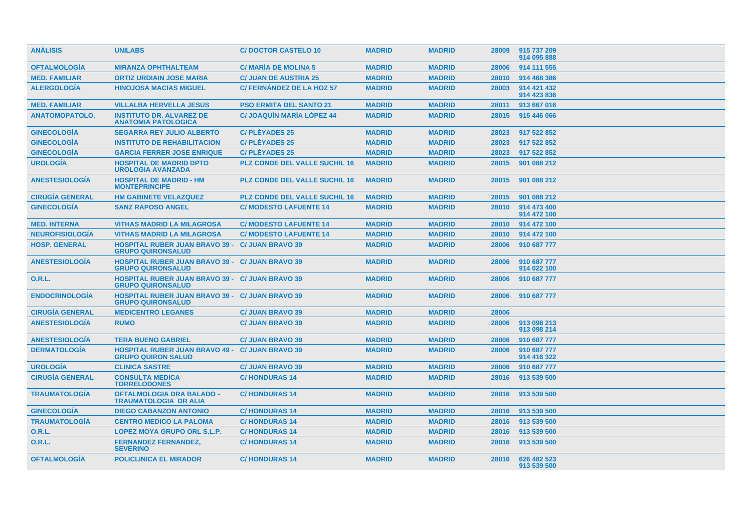| ANÁLISIS | UNILABS | C/ DOCTOR CASTELO 10 | MADRID | MADRID | 28009 | 915 737 209<br>914 095 888 |
|---|---|---|---|---|---|---|
| OFTALMOLOGÍA | MIRANZA OPHTHALTEAM | C/ MARÍA DE MOLINA 5 | MADRID | MADRID | 28006 | 914 111 555 |
| MED. FAMILIAR | ORTIZ URDIAIN JOSE MARIA | C/ JUAN DE AUSTRIA 25 | MADRID | MADRID | 28010 | 914 468 386 |
| ALERGOLOGÍA | HINOJOSA MACIAS MIGUEL | C/ FERNÁNDEZ DE LA HOZ 57 | MADRID | MADRID | 28003 | 914 421 432<br>914 423 836 |
| MED. FAMILIAR | VILLALBA HERVELLA JESUS | PSO ERMITA DEL SANTO 21 | MADRID | MADRID | 28011 | 913 667 016 |
| ANATOMOPATOLO. | INSTITUTO DR. ALVAREZ DE ANATOMIA PATOLOGICA | C/ JOAQUÍN MARÍA LÓPEZ 44 | MADRID | MADRID | 28015 | 915 446 066 |
| GINECOLOGÍA | SEGARRA REY JULIO ALBERTO | C/ PLÉYADES 25 | MADRID | MADRID | 28023 | 917 522 852 |
| GINECOLOGÍA | INSTITUTO DE REHABILITACION | C/ PLÉYADES 25 | MADRID | MADRID | 28023 | 917 522 852 |
| GINECOLOGÍA | GARCIA FERRER JOSE ENRIQUE | C/ PLÉYADES 25 | MADRID | MADRID | 28023 | 917 522 852 |
| UROLOGÍA | HOSPITAL DE MADRID DPTO UROLOGIA AVANZADA | PLZ CONDE DEL VALLE SUCHIL 16 | MADRID | MADRID | 28015 | 901 088 212 |
| ANESTESIOLOGÍA | HOSPITAL DE MADRID - HM MONTEPRINCIPE | PLZ CONDE DEL VALLE SUCHIL 16 | MADRID | MADRID | 28015 | 901 088 212 |
| CIRUGÍA GENERAL | HM GABINETE VELAZQUEZ | PLZ CONDE DEL VALLE SUCHIL 16 | MADRID | MADRID | 28015 | 901 088 212 |
| GINECOLOGÍA | SANZ RAPOSO ANGEL | C/ MODESTO LAFUENTE 14 | MADRID | MADRID | 28010 | 914 473 400<br>914 472 100 |
| MED. INTERNA | VITHAS MADRID LA MILAGROSA | C/ MODESTO LAFUENTE 14 | MADRID | MADRID | 28010 | 914 472 100 |
| NEUROFISIOLOGÍA | VITHAS MADRID LA MILAGROSA | C/ MODESTO LAFUENTE 14 | MADRID | MADRID | 28010 | 914 472 100 |
| HOSP. GENERAL | HOSPITAL RUBER JUAN BRAVO 39 - GRUPO QUIRONSALUD | C/ JUAN BRAVO 39 | MADRID | MADRID | 28006 | 910 687 777 |
| ANESTESIOLOGÍA | HOSPITAL RUBER JUAN BRAVO 39 - GRUPO QUIRONSALUD | C/ JUAN BRAVO 39 | MADRID | MADRID | 28006 | 910 687 777<br>914 022 100 |
| O.R.L. | HOSPITAL RUBER JUAN BRAVO 39 - GRUPO QUIRONSALUD | C/ JUAN BRAVO 39 | MADRID | MADRID | 28006 | 910 687 777 |
| ENDOCRINOLOGÍA | HOSPITAL RUBER JUAN BRAVO 39 - GRUPO QUIRONSALUD | C/ JUAN BRAVO 39 | MADRID | MADRID | 28006 | 910 687 777 |
| CIRUGÍA GENERAL | MEDICENTRO LEGANES | C/ JUAN BRAVO 39 | MADRID | MADRID | 28006 | |
| ANESTESIOLOGÍA | RUMO | C/ JUAN BRAVO 39 | MADRID | MADRID | 28006 | 913 098 213<br>913 098 214 |
| ANESTESIOLOGÍA | TERA BUENO GABRIEL | C/ JUAN BRAVO 39 | MADRID | MADRID | 28006 | 910 687 777 |
| DERMATOLOGÍA | HOSPITAL RUBER JUAN BRAVO 49 - GRUPO QUIRON SALUD | C/ JUAN BRAVO 39 | MADRID | MADRID | 28006 | 910 687 777<br>914 416 322 |
| UROLOGÍA | CLINICA SASTRE | C/ JUAN BRAVO 39 | MADRID | MADRID | 28006 | 910 687 777 |
| CIRUGÍA GENERAL | CONSULTA MEDICA TORRELODONES | C/ HONDURAS 14 | MADRID | MADRID | 28016 | 913 539 500 |
| TRAUMATOLOGÍA | OFTALMOLOGIA DRA BALADO - TRAUMATOLOGIA DR ALIA | C/ HONDURAS 14 | MADRID | MADRID | 28016 | 913 539 500 |
| GINECOLOGÍA | DIEGO CABANZON ANTONIO | C/ HONDURAS 14 | MADRID | MADRID | 28016 | 913 539 500 |
| TRAUMATOLOGÍA | CENTRO MEDICO LA PALOMA | C/ HONDURAS 14 | MADRID | MADRID | 28016 | 913 539 500 |
| O.R.L. | LOPEZ MOYA GRUPO ORL S.L.P. | C/ HONDURAS 14 | MADRID | MADRID | 28016 | 913 539 500 |
| O.R.L. | FERNANDEZ FERNANDEZ, SEVERINO | C/ HONDURAS 14 | MADRID | MADRID | 28016 | 913 539 500 |
| OFTALMOLOGÍA | POLICLINICA EL MIRADOR | C/ HONDURAS 14 | MADRID | MADRID | 28016 | 626 482 523<br>913 539 500 |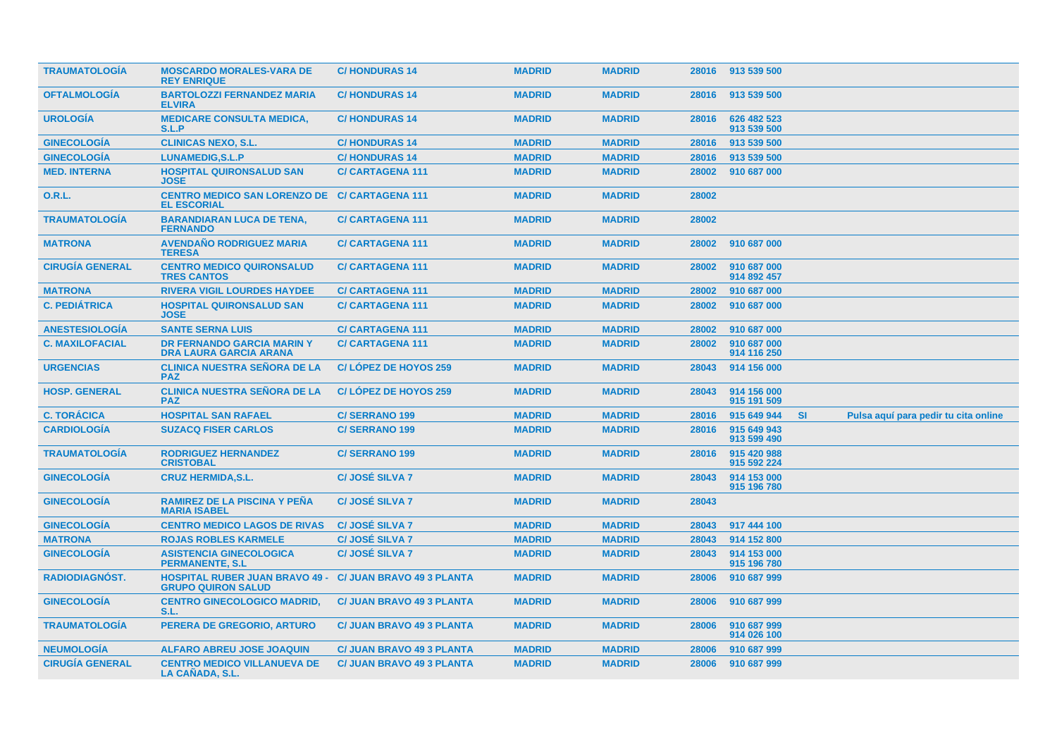| | | | | | | | | |
|---|---|---|---|---|---|---|---|---|
| TRAUMATOLOGÍA | MOSCARDO MORALES-VARA DE REY ENRIQUE | C/ HONDURAS 14 | MADRID | MADRID | 28016 | 913 539 500 | | |
| OFTALMOLOGÍA | BARTOLOZZI FERNANDEZ MARIA ELVIRA | C/ HONDURAS 14 | MADRID | MADRID | 28016 | 913 539 500 | | |
| UROLOGÍA | MEDICARE CONSULTA MEDICA, S.L.P | C/ HONDURAS 14 | MADRID | MADRID | 28016 | 626 482 523<br>913 539 500 | | |
| GINECOLOGÍA | CLINICAS NEXO, S.L. | C/ HONDURAS 14 | MADRID | MADRID | 28016 | 913 539 500 | | |
| GINECOLOGÍA | LUNAMEDIG,S.L.P | C/ HONDURAS 14 | MADRID | MADRID | 28016 | 913 539 500 | | |
| MED. INTERNA | HOSPITAL QUIRONSALUD SAN JOSE | C/ CARTAGENA 111 | MADRID | MADRID | 28002 | 910 687 000 | | |
| O.R.L. | CENTRO MEDICO SAN LORENZO DE EL ESCORIAL | C/ CARTAGENA 111 | MADRID | MADRID | 28002 | | | |
| TRAUMATOLOGÍA | BARANDIARAN LUCA DE TENA, FERNANDO | C/ CARTAGENA 111 | MADRID | MADRID | 28002 | | | |
| MATRONA | AVENDAÑO RODRIGUEZ MARIA TERESA | C/ CARTAGENA 111 | MADRID | MADRID | 28002 | 910 687 000 | | |
| CIRUGÍA GENERAL | CENTRO MEDICO QUIRONSALUD TRES CANTOS | C/ CARTAGENA 111 | MADRID | MADRID | 28002 | 910 687 000<br>914 892 457 | | |
| MATRONA | RIVERA VIGIL LOURDES HAYDEE | C/ CARTAGENA 111 | MADRID | MADRID | 28002 | 910 687 000 | | |
| C. PEDIÁTRICA | HOSPITAL QUIRONSALUD SAN JOSE | C/ CARTAGENA 111 | MADRID | MADRID | 28002 | 910 687 000 | | |
| ANESTESIOLOGÍA | SANTE SERNA LUIS | C/ CARTAGENA 111 | MADRID | MADRID | 28002 | 910 687 000 | | |
| C. MAXILOFACIAL | DR FERNANDO GARCIA MARIN Y DRA LAURA GARCIA ARANA | C/ CARTAGENA 111 | MADRID | MADRID | 28002 | 910 687 000<br>914 116 250 | | |
| URGENCIAS | CLINICA NUESTRA SEÑORA DE LA PAZ | C/ LÓPEZ DE HOYOS 259 | MADRID | MADRID | 28043 | 914 156 000 | | |
| HOSP. GENERAL | CLINICA NUESTRA SEÑORA DE LA PAZ | C/ LÓPEZ DE HOYOS 259 | MADRID | MADRID | 28043 | 914 156 000<br>915 191 509 | | |
| C. TORÁCICA | HOSPITAL SAN RAFAEL | C/ SERRANO 199 | MADRID | MADRID | 28016 | 915 649 944 | SI | Pulsa aquí para pedir tu cita online |
| CARDIOLOGÍA | SUZACQ FISER CARLOS | C/ SERRANO 199 | MADRID | MADRID | 28016 | 915 649 943<br>913 599 490 | | |
| TRAUMATOLOGÍA | RODRIGUEZ HERNANDEZ CRISTOBAL | C/ SERRANO 199 | MADRID | MADRID | 28016 | 915 420 988<br>915 592 224 | | |
| GINECOLOGÍA | CRUZ HERMIDA,S.L. | C/ JOSÉ SILVA 7 | MADRID | MADRID | 28043 | 914 153 000<br>915 196 780 | | |
| GINECOLOGÍA | RAMIREZ DE LA PISCINA Y PEÑA MARIA ISABEL | C/ JOSÉ SILVA 7 | MADRID | MADRID | 28043 | | | |
| GINECOLOGÍA | CENTRO MEDICO LAGOS DE RIVAS | C/ JOSÉ SILVA 7 | MADRID | MADRID | 28043 | 917 444 100 | | |
| MATRONA | ROJAS ROBLES KARMELE | C/ JOSÉ SILVA 7 | MADRID | MADRID | 28043 | 914 152 800 | | |
| GINECOLOGÍA | ASISTENCIA GINECOLOGICA PERMANENTE, S.L | C/ JOSÉ SILVA 7 | MADRID | MADRID | 28043 | 914 153 000<br>915 196 780 | | |
| RADIODIAGNÓST. | HOSPITAL RUBER JUAN BRAVO 49 - GRUPO QUIRON SALUD | C/ JUAN BRAVO 49 3 PLANTA | MADRID | MADRID | 28006 | 910 687 999 | | |
| GINECOLOGÍA | CENTRO GINECOLOGICO MADRID, S.L. | C/ JUAN BRAVO 49 3 PLANTA | MADRID | MADRID | 28006 | 910 687 999 | | |
| TRAUMATOLOGÍA | PERERA DE GREGORIO, ARTURO | C/ JUAN BRAVO 49 3 PLANTA | MADRID | MADRID | 28006 | 910 687 999<br>914 026 100 | | |
| NEUMOLOGÍA | ALFARO ABREU JOSE JOAQUIN | C/ JUAN BRAVO 49 3 PLANTA | MADRID | MADRID | 28006 | 910 687 999 | | |
| CIRUGÍA GENERAL | CENTRO MEDICO VILLANUEVA DE LA CAÑADA, S.L. | C/ JUAN BRAVO 49 3 PLANTA | MADRID | MADRID | 28006 | 910 687 999 | | |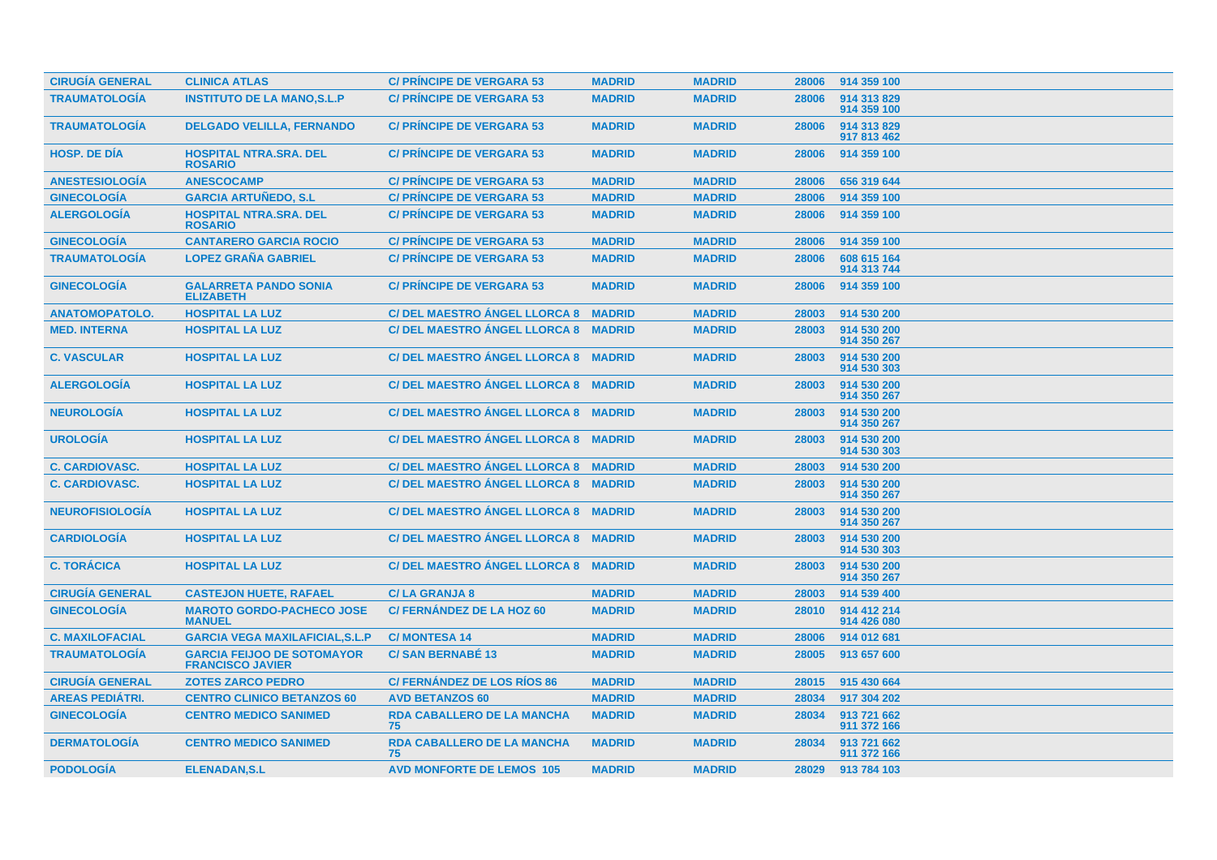| | | | | | | |
|---|---|---|---|---|---|---|
| CIRUGÍA GENERAL | CLINICA ATLAS | C/ PRÍNCIPE DE VERGARA 53 | MADRID | MADRID | 28006 | 914 359 100 |
| TRAUMATOLOGÍA | INSTITUTO DE LA MANO,S.L.P | C/ PRÍNCIPE DE VERGARA 53 | MADRID | MADRID | 28006 | 914 313 829<br>914 359 100 |
| TRAUMATOLOGÍA | DELGADO VELILLA, FERNANDO | C/ PRÍNCIPE DE VERGARA 53 | MADRID | MADRID | 28006 | 914 313 829<br>917 813 462 |
| HOSP. DE DÍA | HOSPITAL NTRA.SRA. DEL ROSARIO | C/ PRÍNCIPE DE VERGARA 53 | MADRID | MADRID | 28006 | 914 359 100 |
| ANESTESIOLOGÍA | ANESCOCAMP | C/ PRÍNCIPE DE VERGARA 53 | MADRID | MADRID | 28006 | 656 319 644 |
| GINECOLOGÍA | GARCIA ARTUÑEDO, S.L | C/ PRÍNCIPE DE VERGARA 53 | MADRID | MADRID | 28006 | 914 359 100 |
| ALERGOLOGÍA | HOSPITAL NTRA.SRA. DEL ROSARIO | C/ PRÍNCIPE DE VERGARA 53 | MADRID | MADRID | 28006 | 914 359 100 |
| GINECOLOGÍA | CANTARERO GARCIA ROCIO | C/ PRÍNCIPE DE VERGARA 53 | MADRID | MADRID | 28006 | 914 359 100 |
| TRAUMATOLOGÍA | LOPEZ GRAÑA GABRIEL | C/ PRÍNCIPE DE VERGARA 53 | MADRID | MADRID | 28006 | 608 615 164<br>914 313 744 |
| GINECOLOGÍA | GALARRETA PANDO SONIA ELIZABETH | C/ PRÍNCIPE DE VERGARA 53 | MADRID | MADRID | 28006 | 914 359 100 |
| ANATOMOPATOLO. | HOSPITAL LA LUZ | C/ DEL MAESTRO ÁNGEL LLORCA 8 | MADRID | MADRID | 28003 | 914 530 200 |
| MED. INTERNA | HOSPITAL LA LUZ | C/ DEL MAESTRO ÁNGEL LLORCA 8 | MADRID | MADRID | 28003 | 914 530 200<br>914 350 267 |
| C. VASCULAR | HOSPITAL LA LUZ | C/ DEL MAESTRO ÁNGEL LLORCA 8 | MADRID | MADRID | 28003 | 914 530 200<br>914 530 303 |
| ALERGOLOGÍA | HOSPITAL LA LUZ | C/ DEL MAESTRO ÁNGEL LLORCA 8 | MADRID | MADRID | 28003 | 914 530 200<br>914 350 267 |
| NEUROLOGÍA | HOSPITAL LA LUZ | C/ DEL MAESTRO ÁNGEL LLORCA 8 | MADRID | MADRID | 28003 | 914 530 200<br>914 350 267 |
| UROLOGÍA | HOSPITAL LA LUZ | C/ DEL MAESTRO ÁNGEL LLORCA 8 | MADRID | MADRID | 28003 | 914 530 200<br>914 530 303 |
| C. CARDIOVASC. | HOSPITAL LA LUZ | C/ DEL MAESTRO ÁNGEL LLORCA 8 | MADRID | MADRID | 28003 | 914 530 200 |
| C. CARDIOVASC. | HOSPITAL LA LUZ | C/ DEL MAESTRO ÁNGEL LLORCA 8 | MADRID | MADRID | 28003 | 914 530 200<br>914 350 267 |
| NEUROFISIOLOGÍA | HOSPITAL LA LUZ | C/ DEL MAESTRO ÁNGEL LLORCA 8 | MADRID | MADRID | 28003 | 914 530 200<br>914 350 267 |
| CARDIOLOGÍA | HOSPITAL LA LUZ | C/ DEL MAESTRO ÁNGEL LLORCA 8 | MADRID | MADRID | 28003 | 914 530 200<br>914 530 303 |
| C. TORÁCICA | HOSPITAL LA LUZ | C/ DEL MAESTRO ÁNGEL LLORCA 8 | MADRID | MADRID | 28003 | 914 530 200<br>914 350 267 |
| CIRUGÍA GENERAL | CASTEJON HUETE, RAFAEL | C/ LA GRANJA 8 | MADRID | MADRID | 28003 | 914 539 400 |
| GINECOLOGÍA | MAROTO GORDO-PACHECO JOSE MANUEL | C/ FERNÁNDEZ DE LA HOZ 60 | MADRID | MADRID | 28010 | 914 412 214<br>914 426 080 |
| C. MAXILOFACIAL | GARCIA VEGA MAXILAFICIAL,S.L.P | C/ MONTESA 14 | MADRID | MADRID | 28006 | 914 012 681 |
| TRAUMATOLOGÍA | GARCIA FEIJOO DE SOTOMAYOR FRANCISCO JAVIER | C/ SAN BERNABÉ 13 | MADRID | MADRID | 28005 | 913 657 600 |
| CIRUGÍA GENERAL | ZOTES ZARCO PEDRO | C/ FERNÁNDEZ DE LOS RÍOS 86 | MADRID | MADRID | 28015 | 915 430 664 |
| AREAS PEDIÁTRI. | CENTRO CLINICO BETANZOS 60 | AVD BETANZOS 60 | MADRID | MADRID | 28034 | 917 304 202 |
| GINECOLOGÍA | CENTRO MEDICO SANIMED | RDA CABALLERO DE LA MANCHA 75 | MADRID | MADRID | 28034 | 913 721 662<br>911 372 166 |
| DERMATOLOGÍA | CENTRO MEDICO SANIMED | RDA CABALLERO DE LA MANCHA 75 | MADRID | MADRID | 28034 | 913 721 662<br>911 372 166 |
| PODOLOGÍA | ELENADAN,S.L | AVD MONFORTE DE LEMOS 105 | MADRID | MADRID | 28029 | 913 784 103 |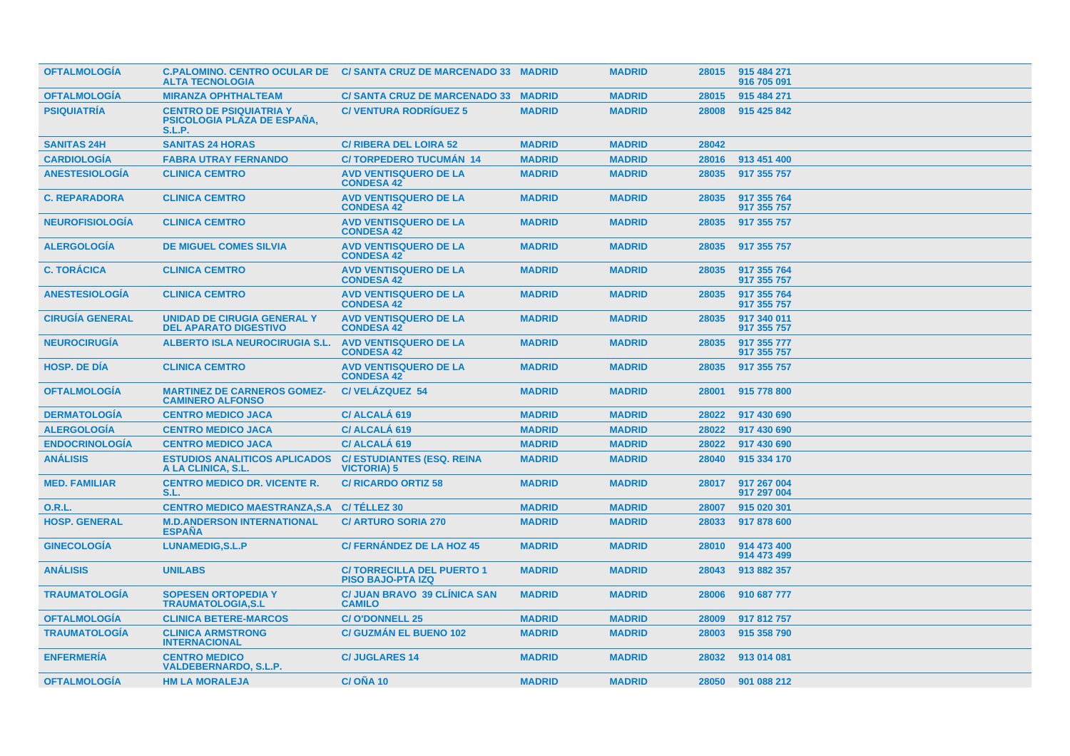| | | | | | | |
|---|---|---|---|---|---|---|
| **OFTALMOLOGÍA** | **C.PALOMINO. CENTRO OCULAR DE ALTA TECNOLOGIA** | **C/ SANTA CRUZ DE MARCENADO 33** | **MADRID** | **MADRID** | **28015** | **915 484 271 916 705 091** |
| **OFTALMOLOGÍA** | **MIRANZA OPHTHALTEAM** | **C/ SANTA CRUZ DE MARCENADO 33** | **MADRID** | **MADRID** | **28015** | **915 484 271** |
| **PSIQUIATRÍA** | **CENTRO DE PSIQUIATRIA Y PSICOLOGIA PLAZA DE ESPAÑA, S.L.P.** | **C/ VENTURA RODRÍGUEZ 5** | **MADRID** | **MADRID** | **28008** | **915 425 842** |
| **SANITAS 24H** | **SANITAS 24 HORAS** | **C/ RIBERA DEL LOIRA 52** | **MADRID** | **MADRID** | **28042** | |
| **CARDIOLOGÍA** | **FABRA UTRAY FERNANDO** | **C/ TORPEDERO TUCUMÁN 14** | **MADRID** | **MADRID** | **28016** | **913 451 400** |
| **ANESTESIOLOGÍA** | **CLINICA CEMTRO** | **AVD VENTISQUERO DE LA CONDESA 42** | **MADRID** | **MADRID** | **28035** | **917 355 757** |
| **C. REPARADORA** | **CLINICA CEMTRO** | **AVD VENTISQUERO DE LA CONDESA 42** | **MADRID** | **MADRID** | **28035** | **917 355 764 917 355 757** |
| **NEUROFISIOLOGÍA** | **CLINICA CEMTRO** | **AVD VENTISQUERO DE LA CONDESA 42** | **MADRID** | **MADRID** | **28035** | **917 355 757** |
| **ALERGOLOGÍA** | **DE MIGUEL COMES SILVIA** | **AVD VENTISQUERO DE LA CONDESA 42** | **MADRID** | **MADRID** | **28035** | **917 355 757** |
| **C. TORÁCICA** | **CLINICA CEMTRO** | **AVD VENTISQUERO DE LA CONDESA 42** | **MADRID** | **MADRID** | **28035** | **917 355 764 917 355 757** |
| **ANESTESIOLOGÍA** | **CLINICA CEMTRO** | **AVD VENTISQUERO DE LA CONDESA 42** | **MADRID** | **MADRID** | **28035** | **917 355 764 917 355 757** |
| **CIRUGÍA GENERAL** | **UNIDAD DE CIRUGIA GENERAL Y DEL APARATO DIGESTIVO** | **AVD VENTISQUERO DE LA CONDESA 42** | **MADRID** | **MADRID** | **28035** | **917 340 011 917 355 757** |
| **NEUROCIRUGÍA** | **ALBERTO ISLA NEUROCIRUGIA S.L.** | **AVD VENTISQUERO DE LA CONDESA 42** | **MADRID** | **MADRID** | **28035** | **917 355 777 917 355 757** |
| **HOSP. DE DÍA** | **CLINICA CEMTRO** | **AVD VENTISQUERO DE LA CONDESA 42** | **MADRID** | **MADRID** | **28035** | **917 355 757** |
| **OFTALMOLOGÍA** | **MARTINEZ DE CARNEROS GOMEZ-CAMINERO ALFONSO** | **C/ VELÁZQUEZ 54** | **MADRID** | **MADRID** | **28001** | **915 778 800** |
| **DERMATOLOGÍA** | **CENTRO MEDICO JACA** | **C/ ALCALÁ 619** | **MADRID** | **MADRID** | **28022** | **917 430 690** |
| **ALERGOLOGÍA** | **CENTRO MEDICO JACA** | **C/ ALCALÁ 619** | **MADRID** | **MADRID** | **28022** | **917 430 690** |
| **ENDOCRINOLOGÍA** | **CENTRO MEDICO JACA** | **C/ ALCALÁ 619** | **MADRID** | **MADRID** | **28022** | **917 430 690** |
| **ANÁLISIS** | **ESTUDIOS ANALITICOS APLICADOS A LA CLINICA, S.L.** | **C/ ESTUDIANTES (ESQ. REINA VICTORIA) 5** | **MADRID** | **MADRID** | **28040** | **915 334 170** |
| **MED. FAMILIAR** | **CENTRO MEDICO DR. VICENTE R. S.L.** | **C/ RICARDO ORTIZ 58** | **MADRID** | **MADRID** | **28017** | **917 267 004 917 297 004** |
| **O.R.L.** | **CENTRO MEDICO MAESTRANZA,S.A** | **C/ TÉLLEZ 30** | **MADRID** | **MADRID** | **28007** | **915 020 301** |
| **HOSP. GENERAL** | **M.D.ANDERSON INTERNATIONAL ESPAÑA** | **C/ ARTURO SORIA 270** | **MADRID** | **MADRID** | **28033** | **917 878 600** |
| **GINECOLOGÍA** | **LUNAMEDIG,S.L.P** | **C/ FERNÁNDEZ DE LA HOZ 45** | **MADRID** | **MADRID** | **28010** | **914 473 400 914 473 499** |
| **ANÁLISIS** | **UNILABS** | **C/ TORRECILLA DEL PUERTO 1 PISO BAJO-PTA IZQ** | **MADRID** | **MADRID** | **28043** | **913 882 357** |
| **TRAUMATOLOGÍA** | **SOPESEN ORTOPEDIA Y TRAUMATOLOGIA,S.L** | **C/ JUAN BRAVO 39 CLÍNICA SAN CAMILO** | **MADRID** | **MADRID** | **28006** | **910 687 777** |
| **OFTALMOLOGÍA** | **CLINICA BETERE-MARCOS** | **C/ O'DONNELL 25** | **MADRID** | **MADRID** | **28009** | **917 812 757** |
| **TRAUMATOLOGÍA** | **CLINICA ARMSTRONG INTERNACIONAL** | **C/ GUZMÁN EL BUENO 102** | **MADRID** | **MADRID** | **28003** | **915 358 790** |
| **ENFERMERÍA** | **CENTRO MEDICO VALDEBERNARDO, S.L.P.** | **C/ JUGLARES 14** | **MADRID** | **MADRID** | **28032** | **913 014 081** |
| **OFTALMOLOGÍA** | **HM LA MORALEJA** | **C/ OÑA 10** | **MADRID** | **MADRID** | **28050** | **901 088 212** |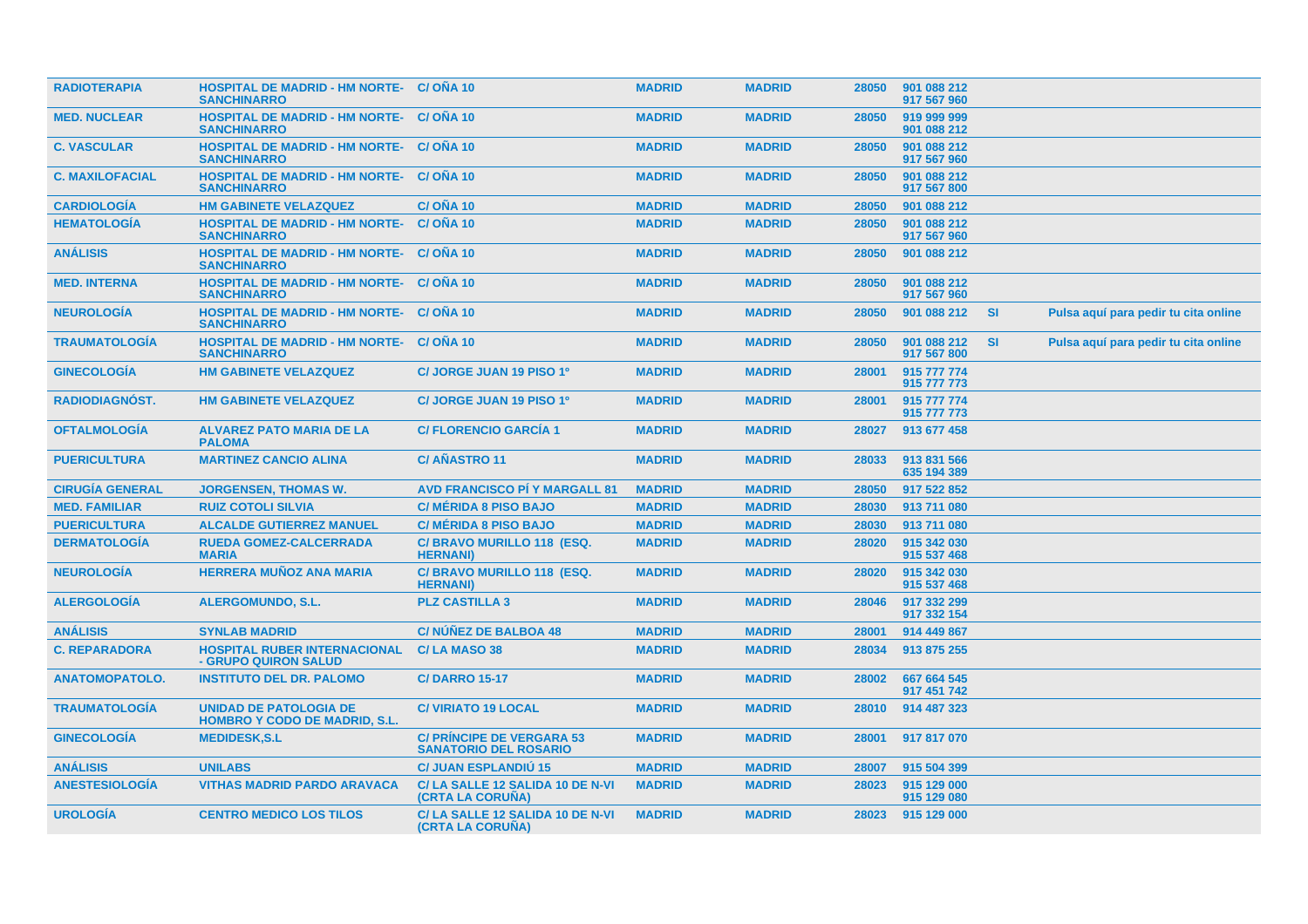| | | | | | | | | |
|---|---|---|---|---|---|---|---|---|
| **RADIOTERAPIA** | **HOSPITAL DE MADRID - HM NORTE-SANCHINARRO** | **C/ OÑA 10** | **MADRID** | **MADRID** | **28050** | **901 088 212 917 567 960** | | |
| **MED. NUCLEAR** | **HOSPITAL DE MADRID - HM NORTE-SANCHINARRO** | **C/ OÑA 10** | **MADRID** | **MADRID** | **28050** | **919 999 999 901 088 212** | | |
| **C. VASCULAR** | **HOSPITAL DE MADRID - HM NORTE-SANCHINARRO** | **C/ OÑA 10** | **MADRID** | **MADRID** | **28050** | **901 088 212 917 567 960** | | |
| **C. MAXILOFACIAL** | **HOSPITAL DE MADRID - HM NORTE-SANCHINARRO** | **C/ OÑA 10** | **MADRID** | **MADRID** | **28050** | **901 088 212 917 567 800** | | |
| **CARDIOLOGÍA** | **HM GABINETE VELAZQUEZ** | **C/ OÑA 10** | **MADRID** | **MADRID** | **28050** | **901 088 212** | | |
| **HEMATOLOGÍA** | **HOSPITAL DE MADRID - HM NORTE-SANCHINARRO** | **C/ OÑA 10** | **MADRID** | **MADRID** | **28050** | **901 088 212 917 567 960** | | |
| **ANÁLISIS** | **HOSPITAL DE MADRID - HM NORTE-SANCHINARRO** | **C/ OÑA 10** | **MADRID** | **MADRID** | **28050** | **901 088 212** | | |
| **MED. INTERNA** | **HOSPITAL DE MADRID - HM NORTE-SANCHINARRO** | **C/ OÑA 10** | **MADRID** | **MADRID** | **28050** | **901 088 212 917 567 960** | | |
| **NEUROLOGÍA** | **HOSPITAL DE MADRID - HM NORTE-SANCHINARRO** | **C/ OÑA 10** | **MADRID** | **MADRID** | **28050** | **901 088 212** | **SI** | **Pulsa aquí para pedir tu cita online** |
| **TRAUMATOLOGÍA** | **HOSPITAL DE MADRID - HM NORTE-SANCHINARRO** | **C/ OÑA 10** | **MADRID** | **MADRID** | **28050** | **901 088 212 917 567 800** | **SI** | **Pulsa aquí para pedir tu cita online** |
| **GINECOLOGÍA** | **HM GABINETE VELAZQUEZ** | **C/ JORGE JUAN 19 PISO 1º** | **MADRID** | **MADRID** | **28001** | **915 777 774 915 777 773** | | |
| **RADIODIAGNÓST.** | **HM GABINETE VELAZQUEZ** | **C/ JORGE JUAN 19 PISO 1º** | **MADRID** | **MADRID** | **28001** | **915 777 774 915 777 773** | | |
| **OFTALMOLOGÍA** | **ALVAREZ PATO MARIA DE LA PALOMA** | **C/ FLORENCIO GARCÍA 1** | **MADRID** | **MADRID** | **28027** | **913 677 458** | | |
| **PUERICULTURA** | **MARTINEZ CANCIO ALINA** | **C/ AÑASTRO 11** | **MADRID** | **MADRID** | **28033** | **913 831 566 635 194 389** | | |
| **CIRUGÍA GENERAL** | **JORGENSEN, THOMAS W.** | **AVD FRANCISCO PÍ Y MARGALL 81** | **MADRID** | **MADRID** | **28050** | **917 522 852** | | |
| **MED. FAMILIAR** | **RUIZ COTOLI SILVIA** | **C/ MÉRIDA 8 PISO BAJO** | **MADRID** | **MADRID** | **28030** | **913 711 080** | | |
| **PUERICULTURA** | **ALCALDE GUTIERREZ MANUEL** | **C/ MÉRIDA 8 PISO BAJO** | **MADRID** | **MADRID** | **28030** | **913 711 080** | | |
| **DERMATOLOGÍA** | **RUEDA GOMEZ-CALCERRADA MARIA** | **C/ BRAVO MURILLO 118 (ESQ. HERNANI)** | **MADRID** | **MADRID** | **28020** | **915 342 030 915 537 468** | | |
| **NEUROLOGÍA** | **HERRERA MUÑOZ ANA MARIA** | **C/ BRAVO MURILLO 118 (ESQ. HERNANI)** | **MADRID** | **MADRID** | **28020** | **915 342 030 915 537 468** | | |
| **ALERGOLOGÍA** | **ALERGOMUNDO, S.L.** | **PLZ CASTILLA 3** | **MADRID** | **MADRID** | **28046** | **917 332 299 917 332 154** | | |
| **ANÁLISIS** | **SYNLAB MADRID** | **C/ NÚÑEZ DE BALBOA 48** | **MADRID** | **MADRID** | **28001** | **914 449 867** | | |
| **C. REPARADORA** | **HOSPITAL RUBER INTERNACIONAL - GRUPO QUIRON SALUD** | **C/ LA MASO 38** | **MADRID** | **MADRID** | **28034** | **913 875 255** | | |
| **ANATOMOPATOLO.** | **INSTITUTO DEL DR. PALOMO** | **C/ DARRO 15-17** | **MADRID** | **MADRID** | **28002** | **667 664 545 917 451 742** | | |
| **TRAUMATOLOGÍA** | **UNIDAD DE PATOLOGIA DE HOMBRO Y CODO DE MADRID, S.L.** | **C/ VIRIATO 19 LOCAL** | **MADRID** | **MADRID** | **28010** | **914 487 323** | | |
| **GINECOLOGÍA** | **MEDIDESK,S.L** | **C/ PRÍNCIPE DE VERGARA 53 SANATORIO DEL ROSARIO** | **MADRID** | **MADRID** | **28001** | **917 817 070** | | |
| **ANÁLISIS** | **UNILABS** | **C/ JUAN ESPLANDIÚ 15** | **MADRID** | **MADRID** | **28007** | **915 504 399** | | |
| **ANESTESIOLOGÍA** | **VITHAS MADRID PARDO ARAVACA** | **C/ LA SALLE 12 SALIDA 10 DE N-VI (CRTA LA CORUÑA)** | **MADRID** | **MADRID** | **28023** | **915 129 000 915 129 080** | | |
| **UROLOGÍA** | **CENTRO MEDICO LOS TILOS** | **C/ LA SALLE 12 SALIDA 10 DE N-VI (CRTA LA CORUÑA)** | **MADRID** | **MADRID** | **28023** | **915 129 000** | | |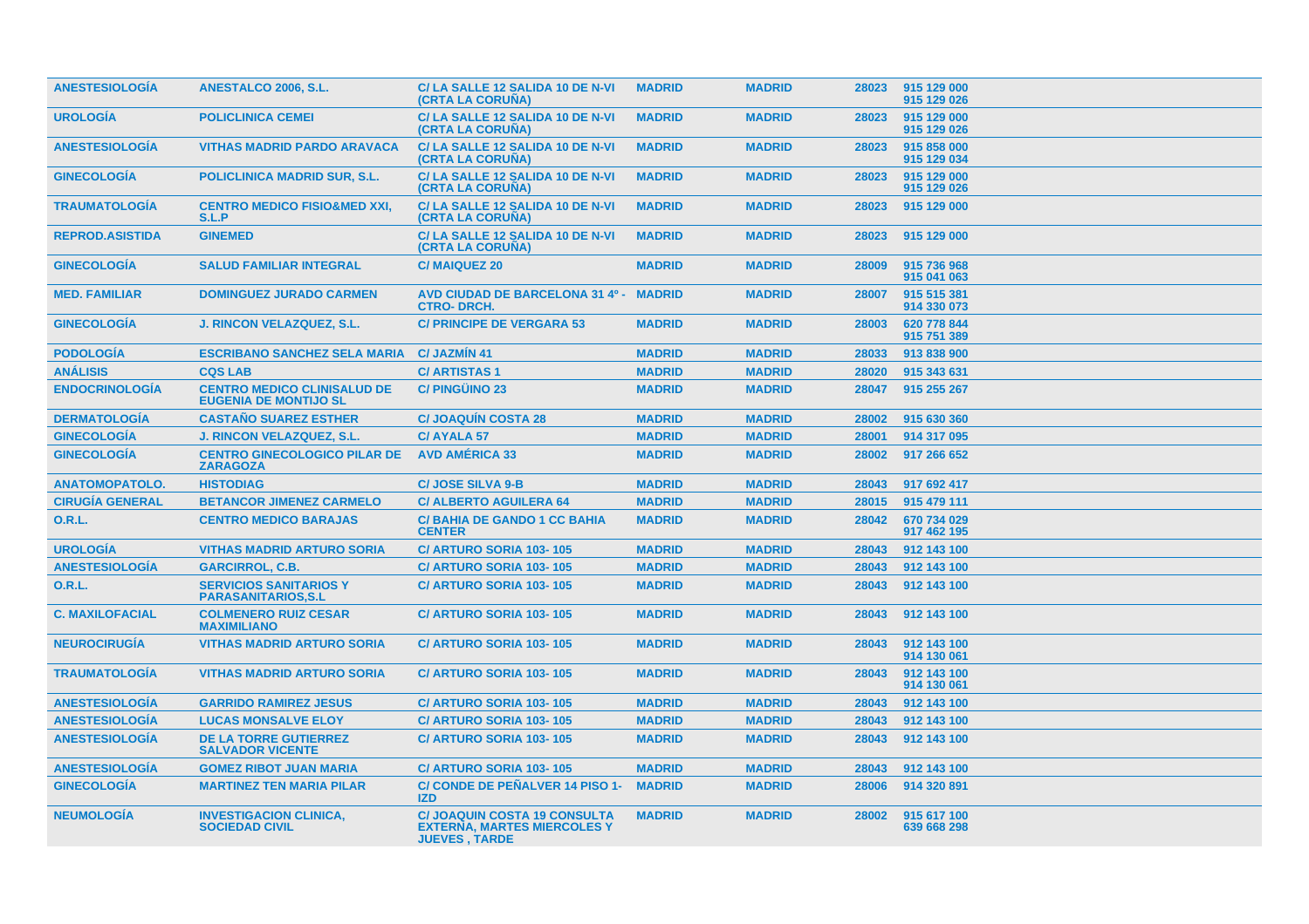| | | | | | | |
|---|---|---|---|---|---|---|
| ANESTESIOLOGÍA | ANESTALCO 2006, S.L. | C/ LA SALLE 12 SALIDA 10 DE N-VI (CRTA LA CORUÑA) | MADRID | MADRID | 28023 | 915 129 000<br>915 129 026 |
| UROLOGÍA | POLICLINICA CEMEI | C/ LA SALLE 12 SALIDA 10 DE N-VI (CRTA LA CORUÑA) | MADRID | MADRID | 28023 | 915 129 000<br>915 129 026 |
| ANESTESIOLOGÍA | VITHAS MADRID PARDO ARAVACA | C/ LA SALLE 12 SALIDA 10 DE N-VI (CRTA LA CORUÑA) | MADRID | MADRID | 28023 | 915 858 000<br>915 129 034 |
| GINECOLOGÍA | POLICLINICA MADRID SUR, S.L. | C/ LA SALLE 12 SALIDA 10 DE N-VI (CRTA LA CORUÑA) | MADRID | MADRID | 28023 | 915 129 000<br>915 129 026 |
| TRAUMATOLOGÍA | CENTRO MEDICO FISIO&MED XXI, S.L.P | C/ LA SALLE 12 SALIDA 10 DE N-VI (CRTA LA CORUÑA) | MADRID | MADRID | 28023 | 915 129 000 |
| REPROD.ASISTIDA | GINEMED | C/ LA SALLE 12 SALIDA 10 DE N-VI (CRTA LA CORUÑA) | MADRID | MADRID | 28023 | 915 129 000 |
| GINECOLOGÍA | SALUD FAMILIAR INTEGRAL | C/ MAIQUEZ 20 | MADRID | MADRID | 28009 | 915 736 968<br>915 041 063 |
| MED. FAMILIAR | DOMINGUEZ JURADO CARMEN | AVD CIUDAD DE BARCELONA 31 4º - CTRO- DRCH. | MADRID | MADRID | 28007 | 915 515 381<br>914 330 073 |
| GINECOLOGÍA | J. RINCON VELAZQUEZ, S.L. | C/ PRINCIPE DE VERGARA 53 | MADRID | MADRID | 28003 | 620 778 844<br>915 751 389 |
| PODOLOGÍA | ESCRIBANO SANCHEZ SELA MARIA | C/ JAZMÍN 41 | MADRID | MADRID | 28033 | 913 838 900 |
| ANÁLISIS | CQS LAB | C/ ARTISTAS 1 | MADRID | MADRID | 28020 | 915 343 631 |
| ENDOCRINOLOGÍA | CENTRO MEDICO CLINISALUD DE EUGENIA DE MONTIJO SL | C/ PINGÜINO 23 | MADRID | MADRID | 28047 | 915 255 267 |
| DERMATOLOGÍA | CASTAÑO SUAREZ ESTHER | C/ JOAQUÍN COSTA 28 | MADRID | MADRID | 28002 | 915 630 360 |
| GINECOLOGÍA | J. RINCON VELAZQUEZ, S.L. | C/ AYALA 57 | MADRID | MADRID | 28001 | 914 317 095 |
| GINECOLOGÍA | CENTRO GINECOLOGICO PILAR DE ZARAGOZA | AVD AMÉRICA 33 | MADRID | MADRID | 28002 | 917 266 652 |
| ANATOMOPATOLO. | HISTODIAG | C/ JOSE SILVA 9-B | MADRID | MADRID | 28043 | 917 692 417 |
| CIRUGÍA GENERAL | BETANCOR JIMENEZ CARMELO | C/ ALBERTO AGUILERA 64 | MADRID | MADRID | 28015 | 915 479 111 |
| O.R.L. | CENTRO MEDICO BARAJAS | C/ BAHIA DE GANDO 1 CC BAHIA CENTER | MADRID | MADRID | 28042 | 670 734 029<br>917 462 195 |
| UROLOGÍA | VITHAS MADRID ARTURO SORIA | C/ ARTURO SORIA 103- 105 | MADRID | MADRID | 28043 | 912 143 100 |
| ANESTESIOLOGÍA | GARCIRROL, C.B. | C/ ARTURO SORIA 103- 105 | MADRID | MADRID | 28043 | 912 143 100 |
| O.R.L. | SERVICIOS SANITARIOS Y PARASANITARIOS,S.L | C/ ARTURO SORIA 103- 105 | MADRID | MADRID | 28043 | 912 143 100 |
| C. MAXILOFACIAL | COLMENERO RUIZ CESAR MAXIMILIANO | C/ ARTURO SORIA 103- 105 | MADRID | MADRID | 28043 | 912 143 100 |
| NEUROCIRUGÍA | VITHAS MADRID ARTURO SORIA | C/ ARTURO SORIA 103- 105 | MADRID | MADRID | 28043 | 912 143 100<br>914 130 061 |
| TRAUMATOLOGÍA | VITHAS MADRID ARTURO SORIA | C/ ARTURO SORIA 103- 105 | MADRID | MADRID | 28043 | 912 143 100<br>914 130 061 |
| ANESTESIOLOGÍA | GARRIDO RAMIREZ JESUS | C/ ARTURO SORIA 103- 105 | MADRID | MADRID | 28043 | 912 143 100 |
| ANESTESIOLOGÍA | LUCAS MONSALVE ELOY | C/ ARTURO SORIA 103- 105 | MADRID | MADRID | 28043 | 912 143 100 |
| ANESTESIOLOGÍA | DE LA TORRE GUTIERREZ SALVADOR VICENTE | C/ ARTURO SORIA 103- 105 | MADRID | MADRID | 28043 | 912 143 100 |
| ANESTESIOLOGÍA | GOMEZ RIBOT JUAN MARIA | C/ ARTURO SORIA 103- 105 | MADRID | MADRID | 28043 | 912 143 100 |
| GINECOLOGÍA | MARTINEZ TEN MARIA PILAR | C/ CONDE DE PEÑALVER 14 PISO 1- IZD | MADRID | MADRID | 28006 | 914 320 891 |
| NEUMOLOGÍA | INVESTIGACION CLINICA, SOCIEDAD CIVIL | C/ JOAQUIN COSTA 19 CONSULTA EXTERNA, MARTES MIERCOLES Y JUEVES , TARDE | MADRID | MADRID | 28002 | 915 617 100<br>639 668 298 |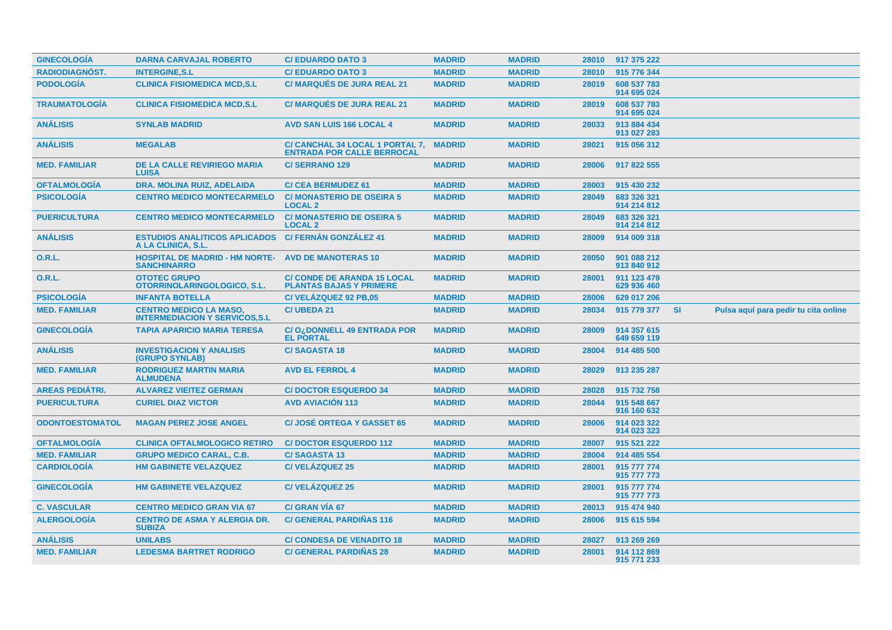| GINECOLOGÍA | DARNA CARVAJAL ROBERTO | C/ EDUARDO DATO 3 | MADRID | MADRID | 28010 | 917 375 222 | | |
|---|---|---|---|---|---|---|---|---|
| RADIODIAGNÓST. | INTERGINE,S.L | C/ EDUARDO DATO 3 | MADRID | MADRID | 28010 | 915 776 344 | | |
| PODOLOGÍA | CLINICA FISIOMEDICA MCD,S.L | C/ MARQUÉS DE JURA REAL 21 | MADRID | MADRID | 28019 | 608 537 783 914 695 024 | | |
| TRAUMATOLOGÍA | CLINICA FISIOMEDICA MCD,S.L | C/ MARQUÉS DE JURA REAL 21 | MADRID | MADRID | 28019 | 608 537 783 914 695 024 | | |
| ANÁLISIS | SYNLAB MADRID | AVD SAN LUIS 166 LOCAL 4 | MADRID | MADRID | 28033 | 913 884 434 913 027 283 | | |
| ANÁLISIS | MEGALAB | C/ CANCHAL 34 LOCAL 1 PORTAL 7, ENTRADA POR CALLE BERROCAL | MADRID | MADRID | 28021 | 915 056 312 | | |
| MED. FAMILIAR | DE LA CALLE REVIRIEGO MARIA LUISA | C/ SERRANO 129 | MADRID | MADRID | 28006 | 917 822 555 | | |
| OFTALMOLOGÍA | DRA. MOLINA RUIZ, ADELAIDA | C/ CEA BERMUDEZ 61 | MADRID | MADRID | 28003 | 915 430 232 | | |
| PSICOLOGÍA | CENTRO MEDICO MONTECARMELO | C/ MONASTERIO DE OSEIRA 5 LOCAL 2 | MADRID | MADRID | 28049 | 683 326 321 914 214 812 | | |
| PUERICULTURA | CENTRO MEDICO MONTECARMELO | C/ MONASTERIO DE OSEIRA 5 LOCAL 2 | MADRID | MADRID | 28049 | 683 326 321 914 214 812 | | |
| ANÁLISIS | ESTUDIOS ANALITICOS APLICADOS A LA CLINICA, S.L. | C/ FERNÁN GONZÁLEZ 41 | MADRID | MADRID | 28009 | 914 009 318 | | |
| O.R.L. | HOSPITAL DE MADRID - HM NORTE-SANCHINARRO | AVD DE MANOTERAS 10 | MADRID | MADRID | 28050 | 901 088 212 913 840 912 | | |
| O.R.L. | OTOTEC GRUPO OTORRINOLARINGOLOGICO, S.L. | C/ CONDE DE ARANDA 15 LOCAL PLANTAS BAJAS Y PRIMERE | MADRID | MADRID | 28001 | 911 123 479 629 936 460 | | |
| PSICOLOGÍA | INFANTA BOTELLA | C/ VELÁZQUEZ 92 PB,05 | MADRID | MADRID | 28006 | 629 017 206 | | |
| MED. FAMILIAR | CENTRO MEDICO LA MASO, INTERMEDIACION Y SERVICOS,S.L | C/ UBEDA 21 | MADRID | MADRID | 28034 | 915 779 377 | SI | Pulsa aquí para pedir tu cita online |
| GINECOLOGÍA | TAPIA APARICIO MARIA TERESA | C/ O¿DONNELL 49 ENTRADA POR EL PORTAL | MADRID | MADRID | 28009 | 914 357 615 649 659 119 | | |
| ANÁLISIS | INVESTIGACION Y ANALISIS (GRUPO SYNLAB) | C/ SAGASTA 18 | MADRID | MADRID | 28004 | 914 485 500 | | |
| MED. FAMILIAR | RODRIGUEZ MARTIN MARIA ALMUDENA | AVD EL FERROL 4 | MADRID | MADRID | 28029 | 913 235 287 | | |
| AREAS PEDIÁTRI. | ALVAREZ VIEITEZ GERMAN | C/ DOCTOR ESQUERDO 34 | MADRID | MADRID | 28028 | 915 732 758 | | |
| PUERICULTURA | CURIEL DIAZ VICTOR | AVD AVIACIÓN 113 | MADRID | MADRID | 28044 | 915 548 667 916 160 632 | | |
| ODONTOESTOMATOL | MAGAN PEREZ JOSE ANGEL | C/ JOSÉ ORTEGA Y GASSET 65 | MADRID | MADRID | 28006 | 914 023 322 914 023 323 | | |
| OFTALMOLOGÍA | CLINICA OFTALMOLOGICO RETIRO | C/ DOCTOR ESQUERDO 112 | MADRID | MADRID | 28007 | 915 521 222 | | |
| MED. FAMILIAR | GRUPO MEDICO CARAL, C.B. | C/ SAGASTA 13 | MADRID | MADRID | 28004 | 914 485 554 | | |
| CARDIOLOGÍA | HM GABINETE VELAZQUEZ | C/ VELÁZQUEZ 25 | MADRID | MADRID | 28001 | 915 777 774 915 777 773 | | |
| GINECOLOGÍA | HM GABINETE VELAZQUEZ | C/ VELÁZQUEZ 25 | MADRID | MADRID | 28001 | 915 777 774 915 777 773 | | |
| C. VASCULAR | CENTRO MEDICO GRAN VIA 67 | C/ GRAN VÍA 67 | MADRID | MADRID | 28013 | 915 474 940 | | |
| ALERGOLOGÍA | CENTRO DE ASMA Y ALERGIA DR. SUBIZA | C/ GENERAL PARDIÑAS 116 | MADRID | MADRID | 28006 | 915 615 594 | | |
| ANÁLISIS | UNILABS | C/ CONDESA DE VENADITO 18 | MADRID | MADRID | 28027 | 913 269 269 | | |
| MED. FAMILIAR | LEDESMA BARTRET RODRIGO | C/ GENERAL PARDIÑAS 28 | MADRID | MADRID | 28001 | 914 112 869 915 771 233 | | |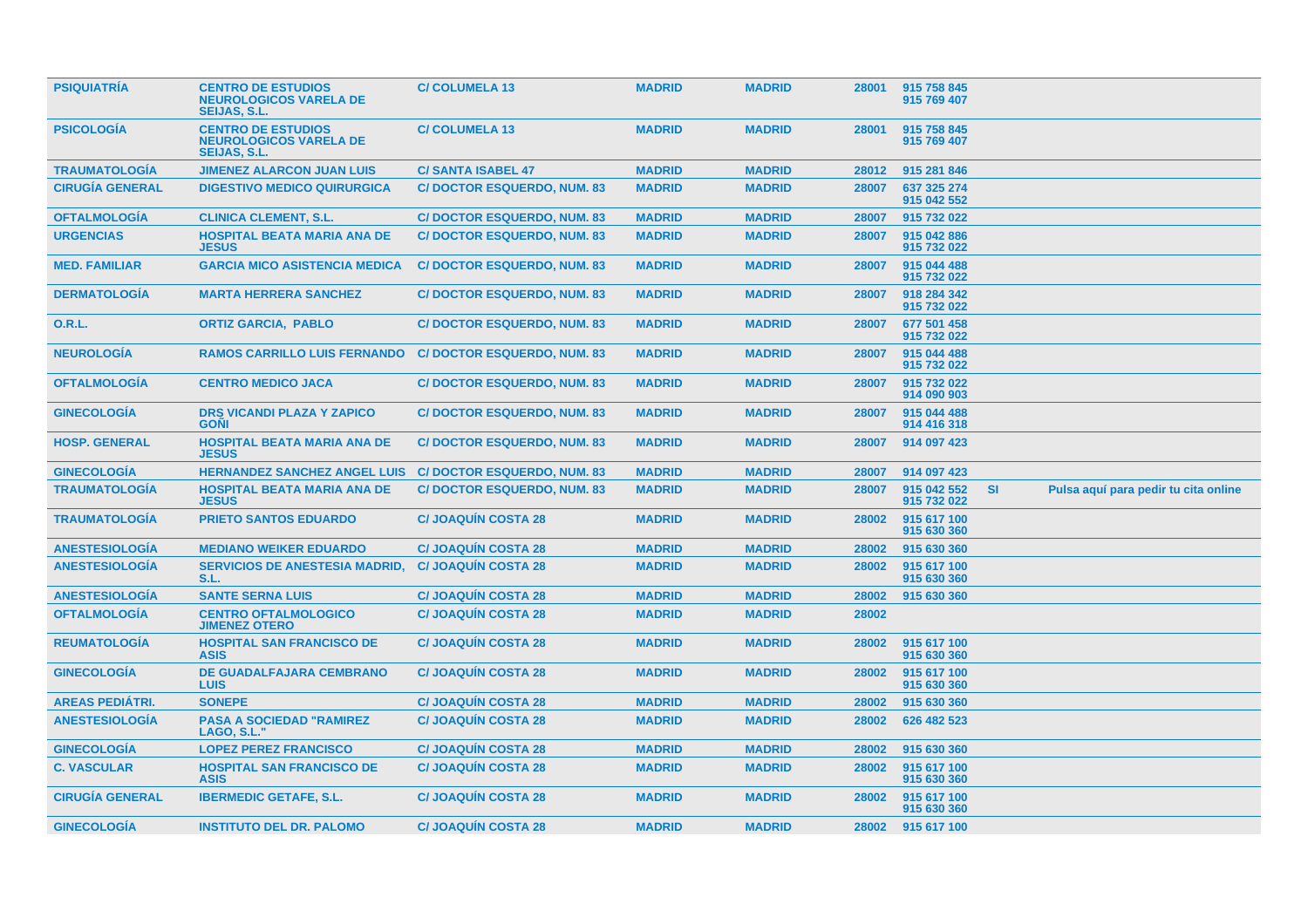| | | | | | | | | |
|---|---|---|---|---|---|---|---|---|
| **PSIQUIATRÍA** | **CENTRO DE ESTUDIOS NEUROLOGICOS VARELA DE SEIJAS, S.L.** | **C/ COLUMELA 13** | **MADRID** | **MADRID** | **28001** | **915 758 845 915 769 407** | | |
| **PSICOLOGÍA** | **CENTRO DE ESTUDIOS NEUROLOGICOS VARELA DE SEIJAS, S.L.** | **C/ COLUMELA 13** | **MADRID** | **MADRID** | **28001** | **915 758 845 915 769 407** | | |
| **TRAUMATOLOGÍA** | **JIMENEZ ALARCON JUAN LUIS** | **C/ SANTA ISABEL 47** | **MADRID** | **MADRID** | **28012** | **915 281 846** | | |
| **CIRUGÍA GENERAL** | **DIGESTIVO MEDICO QUIRURGICA** | **C/ DOCTOR ESQUERDO, NUM. 83** | **MADRID** | **MADRID** | **28007** | **637 325 274 915 042 552** | | |
| **OFTALMOLOGÍA** | **CLINICA CLEMENT, S.L.** | **C/ DOCTOR ESQUERDO, NUM. 83** | **MADRID** | **MADRID** | **28007** | **915 732 022** | | |
| **URGENCIAS** | **HOSPITAL BEATA MARIA ANA DE JESUS** | **C/ DOCTOR ESQUERDO, NUM. 83** | **MADRID** | **MADRID** | **28007** | **915 042 886 915 732 022** | | |
| **MED. FAMILIAR** | **GARCIA MICO ASISTENCIA MEDICA** | **C/ DOCTOR ESQUERDO, NUM. 83** | **MADRID** | **MADRID** | **28007** | **915 044 488 915 732 022** | | |
| **DERMATOLOGÍA** | **MARTA HERRERA SANCHEZ** | **C/ DOCTOR ESQUERDO, NUM. 83** | **MADRID** | **MADRID** | **28007** | **918 284 342 915 732 022** | | |
| **O.R.L.** | **ORTIZ GARCIA, PABLO** | **C/ DOCTOR ESQUERDO, NUM. 83** | **MADRID** | **MADRID** | **28007** | **677 501 458 915 732 022** | | |
| **NEUROLOGÍA** | **RAMOS CARRILLO LUIS FERNANDO** | **C/ DOCTOR ESQUERDO, NUM. 83** | **MADRID** | **MADRID** | **28007** | **915 044 488 915 732 022** | | |
| **OFTALMOLOGÍA** | **CENTRO MEDICO JACA** | **C/ DOCTOR ESQUERDO, NUM. 83** | **MADRID** | **MADRID** | **28007** | **915 732 022 914 090 903** | | |
| **GINECOLOGÍA** | **DRS VICANDI PLAZA Y ZAPICO GOÑI** | **C/ DOCTOR ESQUERDO, NUM. 83** | **MADRID** | **MADRID** | **28007** | **915 044 488 914 416 318** | | |
| **HOSP. GENERAL** | **HOSPITAL BEATA MARIA ANA DE JESUS** | **C/ DOCTOR ESQUERDO, NUM. 83** | **MADRID** | **MADRID** | **28007** | **914 097 423** | | |
| **GINECOLOGÍA** | **HERNANDEZ SANCHEZ ANGEL LUIS** | **C/ DOCTOR ESQUERDO, NUM. 83** | **MADRID** | **MADRID** | **28007** | **914 097 423** | | |
| **TRAUMATOLOGÍA** | **HOSPITAL BEATA MARIA ANA DE JESUS** | **C/ DOCTOR ESQUERDO, NUM. 83** | **MADRID** | **MADRID** | **28007** | **915 042 552 915 732 022** | **SI** | **Pulsa aquí para pedir tu cita online** |
| **TRAUMATOLOGÍA** | **PRIETO SANTOS EDUARDO** | **C/ JOAQUÍN COSTA 28** | **MADRID** | **MADRID** | **28002** | **915 617 100 915 630 360** | | |
| **ANESTESIOLOGÍA** | **MEDIANO WEIKER EDUARDO** | **C/ JOAQUÍN COSTA 28** | **MADRID** | **MADRID** | **28002** | **915 630 360** | | |
| **ANESTESIOLOGÍA** | **SERVICIOS DE ANESTESIA MADRID, S.L.** | **C/ JOAQUÍN COSTA 28** | **MADRID** | **MADRID** | **28002** | **915 617 100 915 630 360** | | |
| **ANESTESIOLOGÍA** | **SANTE SERNA LUIS** | **C/ JOAQUÍN COSTA 28** | **MADRID** | **MADRID** | **28002** | **915 630 360** | | |
| **OFTALMOLOGÍA** | **CENTRO OFTALMOLOGICO JIMENEZ OTERO** | **C/ JOAQUÍN COSTA 28** | **MADRID** | **MADRID** | **28002** | | | |
| **REUMATOLOGÍA** | **HOSPITAL SAN FRANCISCO DE ASIS** | **C/ JOAQUÍN COSTA 28** | **MADRID** | **MADRID** | **28002** | **915 617 100 915 630 360** | | |
| **GINECOLOGÍA** | **DE GUADALFAJARA CEMBRANO LUIS** | **C/ JOAQUÍN COSTA 28** | **MADRID** | **MADRID** | **28002** | **915 617 100 915 630 360** | | |
| **AREAS PEDIÁTRI.** | **SONEPE** | **C/ JOAQUÍN COSTA 28** | **MADRID** | **MADRID** | **28002** | **915 630 360** | | |
| **ANESTESIOLOGÍA** | **PASA A SOCIEDAD "RAMIREZ LAGO, S.L."** | **C/ JOAQUÍN COSTA 28** | **MADRID** | **MADRID** | **28002** | **626 482 523** | | |
| **GINECOLOGÍA** | **LOPEZ PEREZ FRANCISCO** | **C/ JOAQUÍN COSTA 28** | **MADRID** | **MADRID** | **28002** | **915 630 360** | | |
| **C. VASCULAR** | **HOSPITAL SAN FRANCISCO DE ASIS** | **C/ JOAQUÍN COSTA 28** | **MADRID** | **MADRID** | **28002** | **915 617 100 915 630 360** | | |
| **CIRUGÍA GENERAL** | **IBERMEDIC GETAFE, S.L.** | **C/ JOAQUÍN COSTA 28** | **MADRID** | **MADRID** | **28002** | **915 617 100 915 630 360** | | |
| **GINECOLOGÍA** | **INSTITUTO DEL DR. PALOMO** | **C/ JOAQUÍN COSTA 28** | **MADRID** | **MADRID** | **28002** | **915 617 100** | | |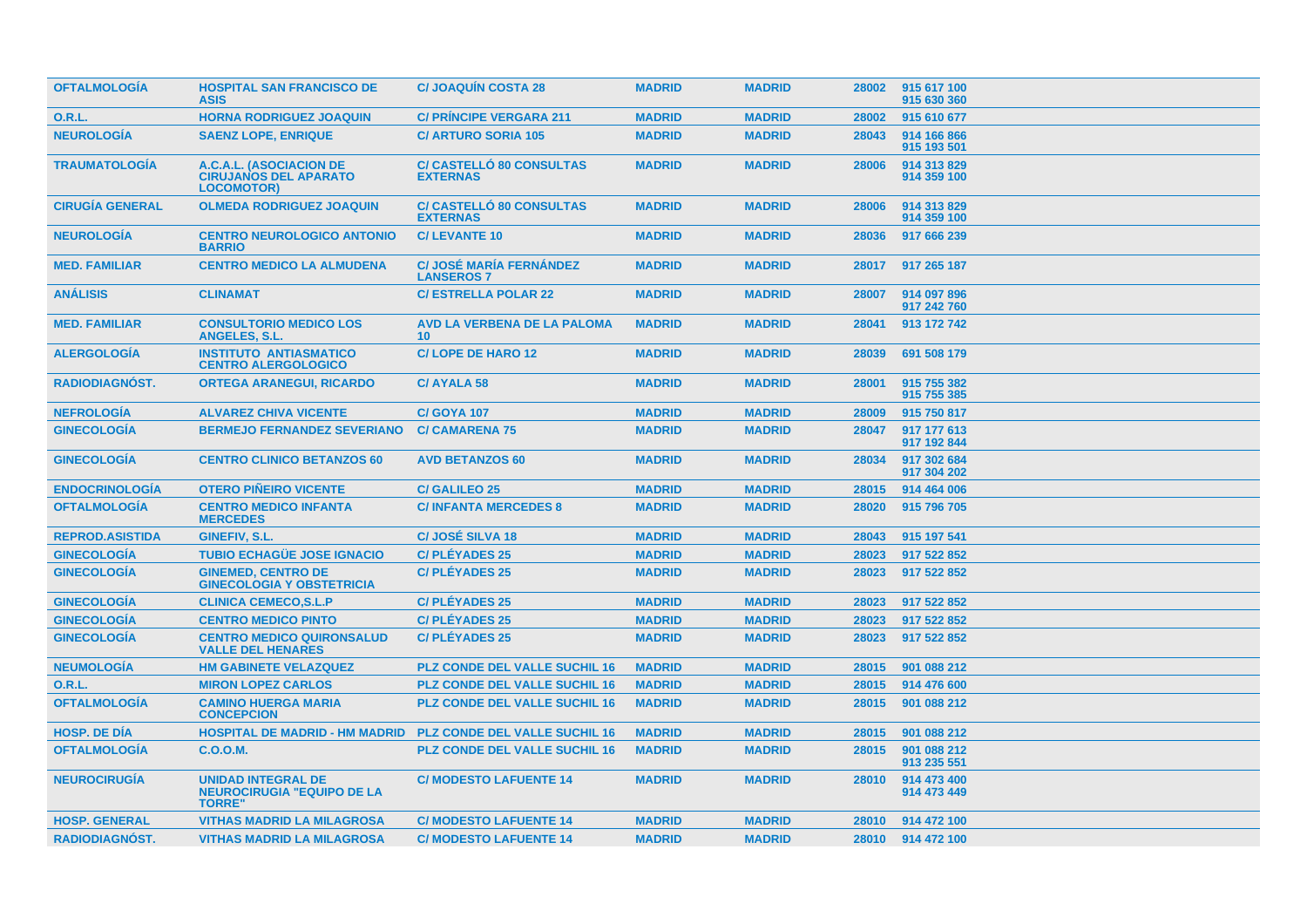| OFTALMOLOGÍA | HOSPITAL SAN FRANCISCO DE ASIS | C/ JOAQUÍN COSTA 28 | MADRID | MADRID | 28002 | 915 617 100 915 630 360 |
|---|---|---|---|---|---|---|
| O.R.L. | HORNA RODRIGUEZ JOAQUIN | C/ PRÍNCIPE VERGARA 211 | MADRID | MADRID | 28002 | 915 610 677 |
| NEUROLOGÍA | SAENZ LOPE, ENRIQUE | C/ ARTURO SORIA 105 | MADRID | MADRID | 28043 | 914 166 866 915 193 501 |
| TRAUMATOLOGÍA | A.C.A.L. (ASOCIACION DE CIRUJANOS DEL APARATO LOCOMOTOR) | C/ CASTELLÓ 80 CONSULTAS EXTERNAS | MADRID | MADRID | 28006 | 914 313 829 914 359 100 |
| CIRUGÍA GENERAL | OLMEDA RODRIGUEZ JOAQUIN | C/ CASTELLÓ 80 CONSULTAS EXTERNAS | MADRID | MADRID | 28006 | 914 313 829 914 359 100 |
| NEUROLOGÍA | CENTRO NEUROLOGICO ANTONIO BARRIO | C/ LEVANTE 10 | MADRID | MADRID | 28036 | 917 666 239 |
| MED. FAMILIAR | CENTRO MEDICO LA ALMUDENA | C/ JOSÉ MARÍA FERNÁNDEZ LANSEROS 7 | MADRID | MADRID | 28017 | 917 265 187 |
| ANÁLISIS | CLINAMAT | C/ ESTRELLA POLAR 22 | MADRID | MADRID | 28007 | 914 097 896 917 242 760 |
| MED. FAMILIAR | CONSULTORIO MEDICO LOS ANGELES, S.L. | AVD LA VERBENA DE LA PALOMA 10 | MADRID | MADRID | 28041 | 913 172 742 |
| ALERGOLOGÍA | INSTITUTO ANTIASMATICO CENTRO ALERGOLOGICO | C/ LOPE DE HARO 12 | MADRID | MADRID | 28039 | 691 508 179 |
| RADIODIAGNÓST. | ORTEGA ARANEGUI, RICARDO | C/ AYALA 58 | MADRID | MADRID | 28001 | 915 755 382 915 755 385 |
| NEFROLOGÍA | ALVAREZ CHIVA VICENTE | C/ GOYA 107 | MADRID | MADRID | 28009 | 915 750 817 |
| GINECOLOGÍA | BERMEJO FERNANDEZ SEVERIANO | C/ CAMARENA 75 | MADRID | MADRID | 28047 | 917 177 613 917 192 844 |
| GINECOLOGÍA | CENTRO CLINICO BETANZOS 60 | AVD BETANZOS 60 | MADRID | MADRID | 28034 | 917 302 684 917 304 202 |
| ENDOCRINOLOGÍA | OTERO PIÑEIRO VICENTE | C/ GALILEO 25 | MADRID | MADRID | 28015 | 914 464 006 |
| OFTALMOLOGÍA | CENTRO MEDICO INFANTA MERCEDES | C/ INFANTA MERCEDES 8 | MADRID | MADRID | 28020 | 915 796 705 |
| REPROD.ASISTIDA | GINEFIV, S.L. | C/ JOSÉ SILVA 18 | MADRID | MADRID | 28043 | 915 197 541 |
| GINECOLOGÍA | TUBIO ECHAGÜE JOSE IGNACIO | C/ PLÉYADES 25 | MADRID | MADRID | 28023 | 917 522 852 |
| GINECOLOGÍA | GINEMED, CENTRO DE GINECOLOGIA Y OBSTETRICIA | C/ PLÉYADES 25 | MADRID | MADRID | 28023 | 917 522 852 |
| GINECOLOGÍA | CLINICA CEMECO,S.L.P | C/ PLÉYADES 25 | MADRID | MADRID | 28023 | 917 522 852 |
| GINECOLOGÍA | CENTRO MEDICO PINTO | C/ PLÉYADES 25 | MADRID | MADRID | 28023 | 917 522 852 |
| GINECOLOGÍA | CENTRO MEDICO QUIRONSALUD VALLE DEL HENARES | C/ PLÉYADES 25 | MADRID | MADRID | 28023 | 917 522 852 |
| NEUMOLOGÍA | HM GABINETE VELAZQUEZ | PLZ CONDE DEL VALLE SUCHIL 16 | MADRID | MADRID | 28015 | 901 088 212 |
| O.R.L. | MIRON LOPEZ CARLOS | PLZ CONDE DEL VALLE SUCHIL 16 | MADRID | MADRID | 28015 | 914 476 600 |
| OFTALMOLOGÍA | CAMINO HUERGA MARIA CONCEPCION | PLZ CONDE DEL VALLE SUCHIL 16 | MADRID | MADRID | 28015 | 901 088 212 |
| HOSP. DE DÍA | HOSPITAL DE MADRID - HM MADRID | PLZ CONDE DEL VALLE SUCHIL 16 | MADRID | MADRID | 28015 | 901 088 212 |
| OFTALMOLOGÍA | C.O.O.M. | PLZ CONDE DEL VALLE SUCHIL 16 | MADRID | MADRID | 28015 | 901 088 212 913 235 551 |
| NEUROCIRUGÍA | UNIDAD INTEGRAL DE NEUROCIRUGIA "EQUIPO DE LA TORRE" | C/ MODESTO LAFUENTE 14 | MADRID | MADRID | 28010 | 914 473 400 914 473 449 |
| HOSP. GENERAL | VITHAS MADRID LA MILAGROSA | C/ MODESTO LAFUENTE 14 | MADRID | MADRID | 28010 | 914 472 100 |
| RADIODIAGNÓST. | VITHAS MADRID LA MILAGROSA | C/ MODESTO LAFUENTE 14 | MADRID | MADRID | 28010 | 914 472 100 |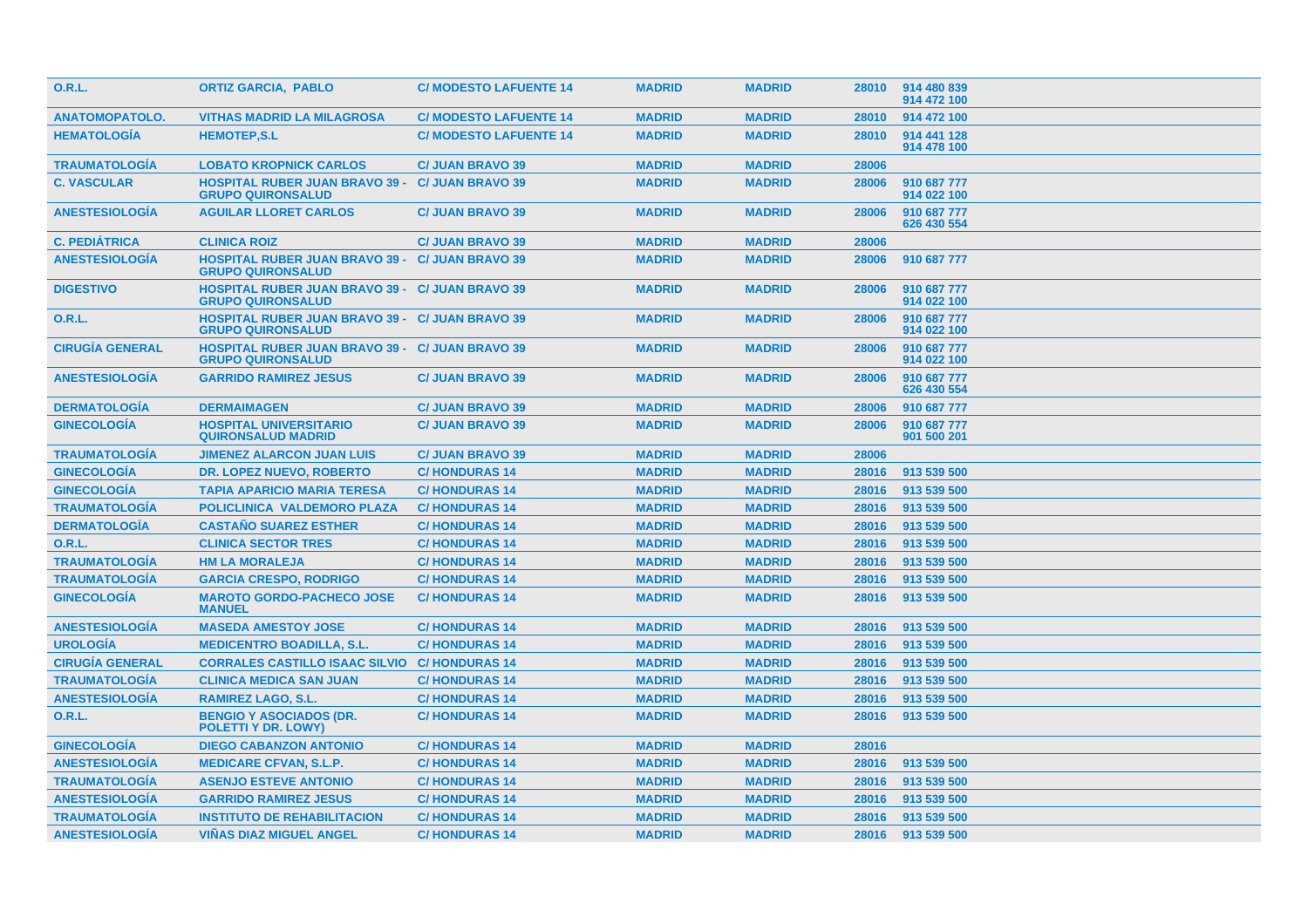| | | | | | | |
|---|---|---|---|---|---|---|
| O.R.L. | ORTIZ GARCIA, PABLO | C/ MODESTO LAFUENTE 14 | MADRID | MADRID | 28010 | 914 480 839<br>914 472 100 |
| ANATOMOPATOLO. | VITHAS MADRID LA MILAGROSA | C/ MODESTO LAFUENTE 14 | MADRID | MADRID | 28010 | 914 472 100 |
| HEMATOLOGÍA | HEMOTEP,S.L | C/ MODESTO LAFUENTE 14 | MADRID | MADRID | 28010 | 914 441 128<br>914 478 100 |
| TRAUMATOLOGÍA | LOBATO KROPNICK CARLOS | C/ JUAN BRAVO 39 | MADRID | MADRID | 28006 | |
| C. VASCULAR | HOSPITAL RUBER JUAN BRAVO 39 - GRUPO QUIRONSALUD | C/ JUAN BRAVO 39 | MADRID | MADRID | 28006 | 910 687 777<br>914 022 100 |
| ANESTESIOLOGÍA | AGUILAR LLORET CARLOS | C/ JUAN BRAVO 39 | MADRID | MADRID | 28006 | 910 687 777<br>626 430 554 |
| C. PEDIÁTRICA | CLINICA ROIZ | C/ JUAN BRAVO 39 | MADRID | MADRID | 28006 | |
| ANESTESIOLOGÍA | HOSPITAL RUBER JUAN BRAVO 39 - GRUPO QUIRONSALUD | C/ JUAN BRAVO 39 | MADRID | MADRID | 28006 | 910 687 777 |
| DIGESTIVO | HOSPITAL RUBER JUAN BRAVO 39 - GRUPO QUIRONSALUD | C/ JUAN BRAVO 39 | MADRID | MADRID | 28006 | 910 687 777<br>914 022 100 |
| O.R.L. | HOSPITAL RUBER JUAN BRAVO 39 - GRUPO QUIRONSALUD | C/ JUAN BRAVO 39 | MADRID | MADRID | 28006 | 910 687 777<br>914 022 100 |
| CIRUGÍA GENERAL | HOSPITAL RUBER JUAN BRAVO 39 - GRUPO QUIRONSALUD | C/ JUAN BRAVO 39 | MADRID | MADRID | 28006 | 910 687 777<br>914 022 100 |
| ANESTESIOLOGÍA | GARRIDO RAMIREZ JESUS | C/ JUAN BRAVO 39 | MADRID | MADRID | 28006 | 910 687 777<br>626 430 554 |
| DERMATOLOGÍA | DERMAIMAGEN | C/ JUAN BRAVO 39 | MADRID | MADRID | 28006 | 910 687 777 |
| GINECOLOGÍA | HOSPITAL UNIVERSITARIO QUIRONSALUD MADRID | C/ JUAN BRAVO 39 | MADRID | MADRID | 28006 | 910 687 777<br>901 500 201 |
| TRAUMATOLOGÍA | JIMENEZ ALARCON JUAN LUIS | C/ JUAN BRAVO 39 | MADRID | MADRID | 28006 | |
| GINECOLOGÍA | DR. LOPEZ NUEVO, ROBERTO | C/ HONDURAS 14 | MADRID | MADRID | 28016 | 913 539 500 |
| GINECOLOGÍA | TAPIA APARICIO MARIA TERESA | C/ HONDURAS 14 | MADRID | MADRID | 28016 | 913 539 500 |
| TRAUMATOLOGÍA | POLICLINICA VALDEMORO PLAZA | C/ HONDURAS 14 | MADRID | MADRID | 28016 | 913 539 500 |
| DERMATOLOGÍA | CASTAÑO SUAREZ ESTHER | C/ HONDURAS 14 | MADRID | MADRID | 28016 | 913 539 500 |
| O.R.L. | CLINICA SECTOR TRES | C/ HONDURAS 14 | MADRID | MADRID | 28016 | 913 539 500 |
| TRAUMATOLOGÍA | HM LA MORALEJA | C/ HONDURAS 14 | MADRID | MADRID | 28016 | 913 539 500 |
| TRAUMATOLOGÍA | GARCIA CRESPO, RODRIGO | C/ HONDURAS 14 | MADRID | MADRID | 28016 | 913 539 500 |
| GINECOLOGÍA | MAROTO GORDO-PACHECO JOSE MANUEL | C/ HONDURAS 14 | MADRID | MADRID | 28016 | 913 539 500 |
| ANESTESIOLOGÍA | MASEDA AMESTOY JOSE | C/ HONDURAS 14 | MADRID | MADRID | 28016 | 913 539 500 |
| UROLOGÍA | MEDICENTRO BOADILLA, S.L. | C/ HONDURAS 14 | MADRID | MADRID | 28016 | 913 539 500 |
| CIRUGÍA GENERAL | CORRALES CASTILLO ISAAC SILVIO | C/ HONDURAS 14 | MADRID | MADRID | 28016 | 913 539 500 |
| TRAUMATOLOGÍA | CLINICA MEDICA SAN JUAN | C/ HONDURAS 14 | MADRID | MADRID | 28016 | 913 539 500 |
| ANESTESIOLOGÍA | RAMIREZ LAGO, S.L. | C/ HONDURAS 14 | MADRID | MADRID | 28016 | 913 539 500 |
| O.R.L. | BENGIO Y ASOCIADOS (DR. POLETTI Y DR. LOWY) | C/ HONDURAS 14 | MADRID | MADRID | 28016 | 913 539 500 |
| GINECOLOGÍA | DIEGO CABANZON ANTONIO | C/ HONDURAS 14 | MADRID | MADRID | 28016 | |
| ANESTESIOLOGÍA | MEDICARE CFVAN, S.L.P. | C/ HONDURAS 14 | MADRID | MADRID | 28016 | 913 539 500 |
| TRAUMATOLOGÍA | ASENJO ESTEVE ANTONIO | C/ HONDURAS 14 | MADRID | MADRID | 28016 | 913 539 500 |
| ANESTESIOLOGÍA | GARRIDO RAMIREZ JESUS | C/ HONDURAS 14 | MADRID | MADRID | 28016 | 913 539 500 |
| TRAUMATOLOGÍA | INSTITUTO DE REHABILITACION | C/ HONDURAS 14 | MADRID | MADRID | 28016 | 913 539 500 |
| ANESTESIOLOGÍA | VIÑAS DIAZ MIGUEL ANGEL | C/ HONDURAS 14 | MADRID | MADRID | 28016 | 913 539 500 |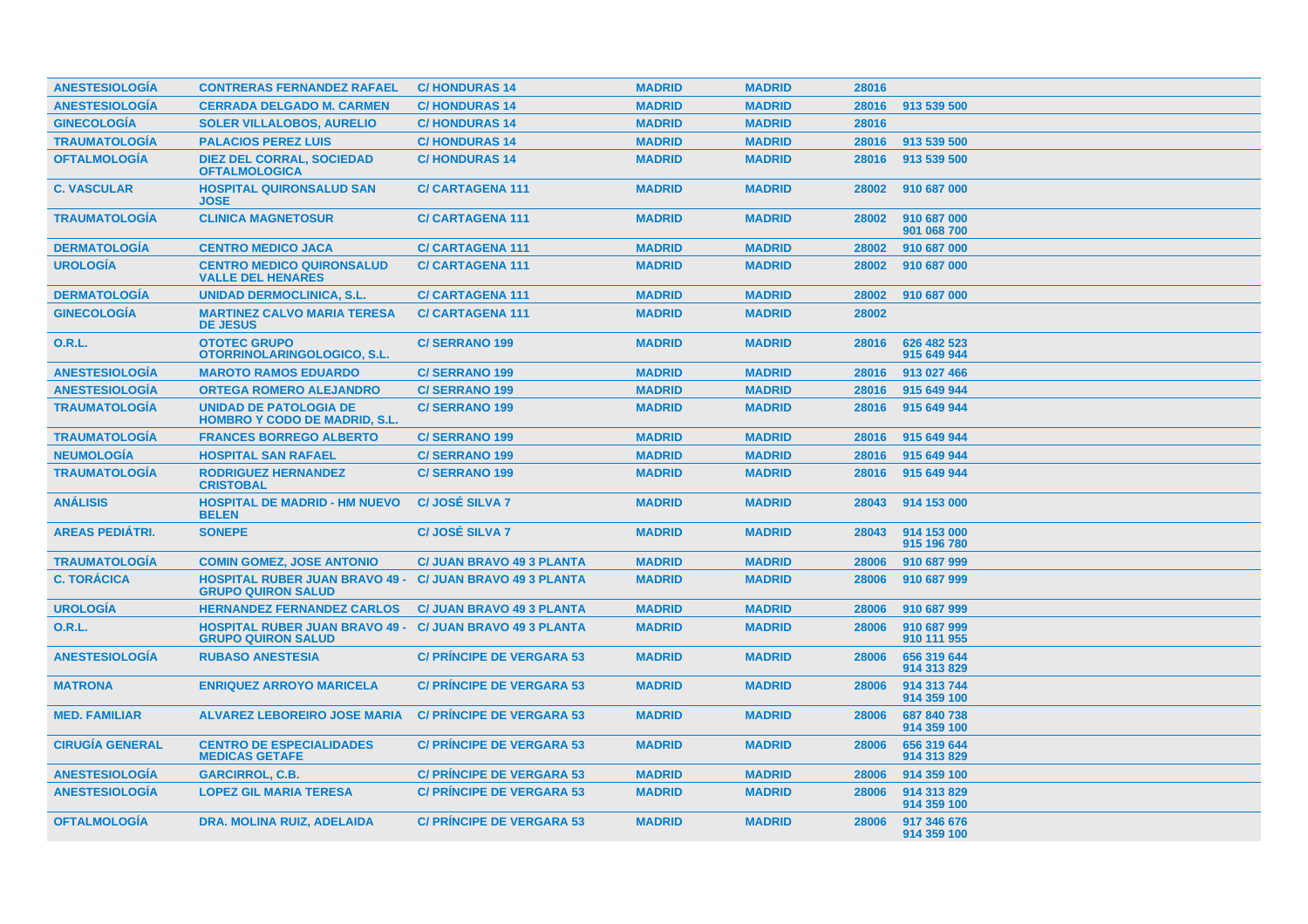| | | | | | | |
|---|---|---|---|---|---|---|
| ANESTESIOLOGÍA | CONTRERAS FERNANDEZ RAFAEL | C/ HONDURAS 14 | MADRID | MADRID | 28016 | |
| ANESTESIOLOGÍA | CERRADA DELGADO M. CARMEN | C/ HONDURAS 14 | MADRID | MADRID | 28016 | 913 539 500 |
| GINECOLOGÍA | SOLER VILLALOBOS, AURELIO | C/ HONDURAS 14 | MADRID | MADRID | 28016 | |
| TRAUMATOLOGÍA | PALACIOS PEREZ LUIS | C/ HONDURAS 14 | MADRID | MADRID | 28016 | 913 539 500 |
| OFTALMOLOGÍA | DIEZ DEL CORRAL, SOCIEDAD OFTALMOLOGICA | C/ HONDURAS 14 | MADRID | MADRID | 28016 | 913 539 500 |
| C. VASCULAR | HOSPITAL QUIRONSALUD SAN JOSE | C/ CARTAGENA 111 | MADRID | MADRID | 28002 | 910 687 000 |
| TRAUMATOLOGÍA | CLINICA MAGNETOSUR | C/ CARTAGENA 111 | MADRID | MADRID | 28002 | 910 687 000<br>901 068 700 |
| DERMATOLOGÍA | CENTRO MEDICO JACA | C/ CARTAGENA 111 | MADRID | MADRID | 28002 | 910 687 000 |
| UROLOGÍA | CENTRO MEDICO QUIRONSALUD VALLE DEL HENARES | C/ CARTAGENA 111 | MADRID | MADRID | 28002 | 910 687 000 |
| DERMATOLOGÍA | UNIDAD DERMOCLINICA, S.L. | C/ CARTAGENA 111 | MADRID | MADRID | 28002 | 910 687 000 |
| GINECOLOGÍA | MARTINEZ CALVO MARIA TERESA DE JESUS | C/ CARTAGENA 111 | MADRID | MADRID | 28002 | |
| O.R.L. | OTOTEC GRUPO OTORRINOLARINGOLOGICO, S.L. | C/ SERRANO 199 | MADRID | MADRID | 28016 | 626 482 523<br>915 649 944 |
| ANESTESIOLOGÍA | MAROTO RAMOS EDUARDO | C/ SERRANO 199 | MADRID | MADRID | 28016 | 913 027 466 |
| ANESTESIOLOGÍA | ORTEGA ROMERO ALEJANDRO | C/ SERRANO 199 | MADRID | MADRID | 28016 | 915 649 944 |
| TRAUMATOLOGÍA | UNIDAD DE PATOLOGIA DE HOMBRO Y CODO DE MADRID, S.L. | C/ SERRANO 199 | MADRID | MADRID | 28016 | 915 649 944 |
| TRAUMATOLOGÍA | FRANCES BORREGO ALBERTO | C/ SERRANO 199 | MADRID | MADRID | 28016 | 915 649 944 |
| NEUMOLOGÍA | HOSPITAL SAN RAFAEL | C/ SERRANO 199 | MADRID | MADRID | 28016 | 915 649 944 |
| TRAUMATOLOGÍA | RODRIGUEZ HERNANDEZ CRISTOBAL | C/ SERRANO 199 | MADRID | MADRID | 28016 | 915 649 944 |
| ANÁLISIS | HOSPITAL DE MADRID - HM NUEVO BELEN | C/ JOSÉ SILVA 7 | MADRID | MADRID | 28043 | 914 153 000 |
| AREAS PEDIÁTRI. | SONEPE | C/ JOSÉ SILVA 7 | MADRID | MADRID | 28043 | 914 153 000<br>915 196 780 |
| TRAUMATOLOGÍA | COMIN GOMEZ, JOSE ANTONIO | C/ JUAN BRAVO 49 3 PLANTA | MADRID | MADRID | 28006 | 910 687 999 |
| C. TORÁCICA | HOSPITAL RUBER JUAN BRAVO 49 - GRUPO QUIRON SALUD | C/ JUAN BRAVO 49 3 PLANTA | MADRID | MADRID | 28006 | 910 687 999 |
| UROLOGÍA | HERNANDEZ FERNANDEZ CARLOS | C/ JUAN BRAVO 49 3 PLANTA | MADRID | MADRID | 28006 | 910 687 999 |
| O.R.L. | HOSPITAL RUBER JUAN BRAVO 49 - GRUPO QUIRON SALUD | C/ JUAN BRAVO 49 3 PLANTA | MADRID | MADRID | 28006 | 910 687 999<br>910 111 955 |
| ANESTESIOLOGÍA | RUBASO ANESTESIA | C/ PRÍNCIPE DE VERGARA 53 | MADRID | MADRID | 28006 | 656 319 644<br>914 313 829 |
| MATRONA | ENRIQUEZ ARROYO MARICELA | C/ PRÍNCIPE DE VERGARA 53 | MADRID | MADRID | 28006 | 914 313 744<br>914 359 100 |
| MED. FAMILIAR | ALVAREZ LEBOREIRO JOSE MARIA | C/ PRÍNCIPE DE VERGARA 53 | MADRID | MADRID | 28006 | 687 840 738<br>914 359 100 |
| CIRUGÍA GENERAL | CENTRO DE ESPECIALIDADES MEDICAS GETAFE | C/ PRÍNCIPE DE VERGARA 53 | MADRID | MADRID | 28006 | 656 319 644<br>914 313 829 |
| ANESTESIOLOGÍA | GARCIRROL, C.B. | C/ PRÍNCIPE DE VERGARA 53 | MADRID | MADRID | 28006 | 914 359 100 |
| ANESTESIOLOGÍA | LOPEZ GIL MARIA TERESA | C/ PRÍNCIPE DE VERGARA 53 | MADRID | MADRID | 28006 | 914 313 829<br>914 359 100 |
| OFTALMOLOGÍA | DRA. MOLINA RUIZ, ADELAIDA | C/ PRÍNCIPE DE VERGARA 53 | MADRID | MADRID | 28006 | 917 346 676<br>914 359 100 |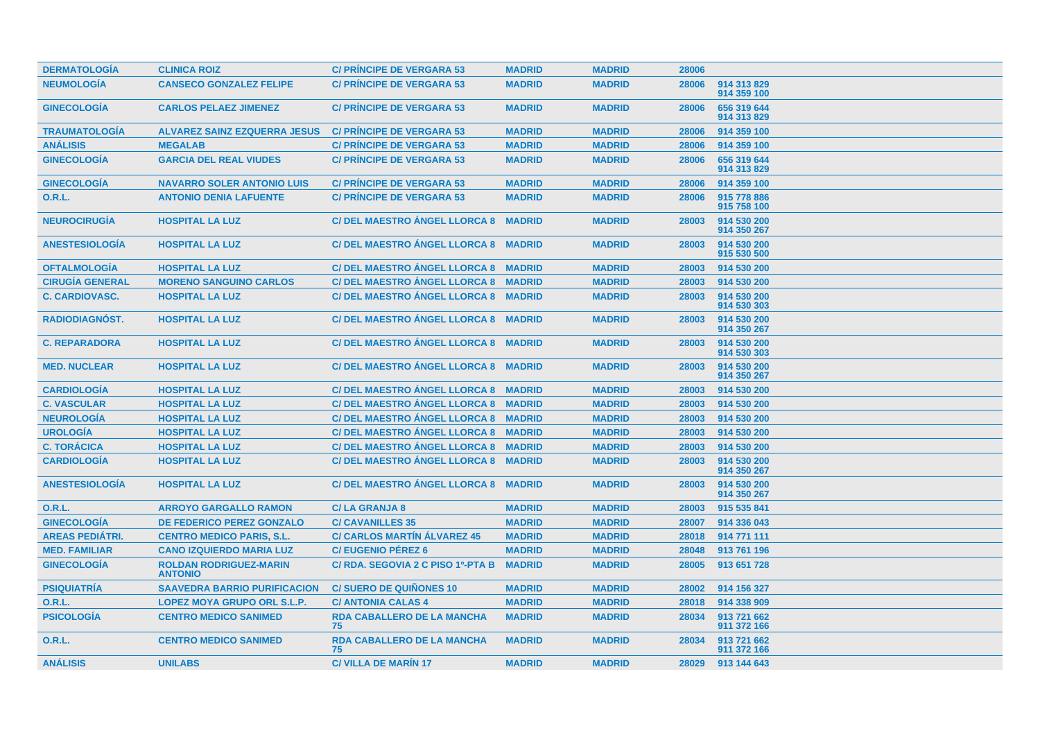| | | | | | | |
|---|---|---|---|---|---|---|
| DERMATOLOGÍA | CLINICA ROIZ | C/ PRÍNCIPE DE VERGARA 53 | MADRID | MADRID | 28006 | |
| NEUMOLOGÍA | CANSECO GONZALEZ FELIPE | C/ PRÍNCIPE DE VERGARA 53 | MADRID | MADRID | 28006 | 914 313 829<br>914 359 100 |
| GINECOLOGÍA | CARLOS PELAEZ JIMENEZ | C/ PRÍNCIPE DE VERGARA 53 | MADRID | MADRID | 28006 | 656 319 644<br>914 313 829 |
| TRAUMATOLOGÍA | ALVAREZ SAINZ EZQUERRA JESUS | C/ PRÍNCIPE DE VERGARA 53 | MADRID | MADRID | 28006 | 914 359 100 |
| ANÁLISIS | MEGALAB | C/ PRÍNCIPE DE VERGARA 53 | MADRID | MADRID | 28006 | 914 359 100 |
| GINECOLOGÍA | GARCIA DEL REAL VIUDES | C/ PRÍNCIPE DE VERGARA 53 | MADRID | MADRID | 28006 | 656 319 644<br>914 313 829 |
| GINECOLOGÍA | NAVARRO SOLER ANTONIO LUIS | C/ PRÍNCIPE DE VERGARA 53 | MADRID | MADRID | 28006 | 914 359 100 |
| O.R.L. | ANTONIO DENIA LAFUENTE | C/ PRÍNCIPE DE VERGARA 53 | MADRID | MADRID | 28006 | 915 778 886<br>915 758 100 |
| NEUROCIRUGÍA | HOSPITAL LA LUZ | C/ DEL MAESTRO ÁNGEL LLORCA 8 | MADRID | MADRID | 28003 | 914 530 200<br>914 350 267 |
| ANESTESIOLOGÍA | HOSPITAL LA LUZ | C/ DEL MAESTRO ÁNGEL LLORCA 8 | MADRID | MADRID | 28003 | 914 530 200<br>915 530 500 |
| OFTALMOLOGÍA | HOSPITAL LA LUZ | C/ DEL MAESTRO ÁNGEL LLORCA 8 | MADRID | MADRID | 28003 | 914 530 200 |
| CIRUGÍA GENERAL | MORENO SANGUINO CARLOS | C/ DEL MAESTRO ÁNGEL LLORCA 8 | MADRID | MADRID | 28003 | 914 530 200 |
| C. CARDIOVASC. | HOSPITAL LA LUZ | C/ DEL MAESTRO ÁNGEL LLORCA 8 | MADRID | MADRID | 28003 | 914 530 200<br>914 530 303 |
| RADIODIAGNÓST. | HOSPITAL LA LUZ | C/ DEL MAESTRO ÁNGEL LLORCA 8 | MADRID | MADRID | 28003 | 914 530 200<br>914 350 267 |
| C. REPARADORA | HOSPITAL LA LUZ | C/ DEL MAESTRO ÁNGEL LLORCA 8 | MADRID | MADRID | 28003 | 914 530 200<br>914 530 303 |
| MED. NUCLEAR | HOSPITAL LA LUZ | C/ DEL MAESTRO ÁNGEL LLORCA 8 | MADRID | MADRID | 28003 | 914 530 200<br>914 350 267 |
| CARDIOLOGÍA | HOSPITAL LA LUZ | C/ DEL MAESTRO ÁNGEL LLORCA 8 | MADRID | MADRID | 28003 | 914 530 200 |
| C. VASCULAR | HOSPITAL LA LUZ | C/ DEL MAESTRO ÁNGEL LLORCA 8 | MADRID | MADRID | 28003 | 914 530 200 |
| NEUROLOGÍA | HOSPITAL LA LUZ | C/ DEL MAESTRO ÁNGEL LLORCA 8 | MADRID | MADRID | 28003 | 914 530 200 |
| UROLOGÍA | HOSPITAL LA LUZ | C/ DEL MAESTRO ÁNGEL LLORCA 8 | MADRID | MADRID | 28003 | 914 530 200 |
| C. TORÁCICA | HOSPITAL LA LUZ | C/ DEL MAESTRO ÁNGEL LLORCA 8 | MADRID | MADRID | 28003 | 914 530 200 |
| CARDIOLOGÍA | HOSPITAL LA LUZ | C/ DEL MAESTRO ÁNGEL LLORCA 8 | MADRID | MADRID | 28003 | 914 530 200<br>914 350 267 |
| ANESTESIOLOGÍA | HOSPITAL LA LUZ | C/ DEL MAESTRO ÁNGEL LLORCA 8 | MADRID | MADRID | 28003 | 914 530 200<br>914 350 267 |
| O.R.L. | ARROYO GARGALLO RAMON | C/ LA GRANJA 8 | MADRID | MADRID | 28003 | 915 535 841 |
| GINECOLOGÍA | DE FEDERICO PEREZ GONZALO | C/ CAVANILLES 35 | MADRID | MADRID | 28007 | 914 336 043 |
| AREAS PEDIÁTRI. | CENTRO MEDICO PARIS, S.L. | C/ CARLOS MARTÍN ÁLVAREZ 45 | MADRID | MADRID | 28018 | 914 771 111 |
| MED. FAMILIAR | CANO IZQUIERDO MARIA LUZ | C/ EUGENIO PÉREZ 6 | MADRID | MADRID | 28048 | 913 761 196 |
| GINECOLOGÍA | ROLDAN RODRIGUEZ-MARIN ANTONIO | C/ RDA. SEGOVIA 2 C PISO 1º-PTA B | MADRID | MADRID | 28005 | 913 651 728 |
| PSIQUIATRÍA | SAAVEDRA BARRIO PURIFICACION | C/ SUERO DE QUIÑONES 10 | MADRID | MADRID | 28002 | 914 156 327 |
| O.R.L. | LOPEZ MOYA GRUPO ORL S.L.P. | C/ ANTONIA CALAS 4 | MADRID | MADRID | 28018 | 914 338 909 |
| PSICOLOGÍA | CENTRO MEDICO SANIMED | RDA CABALLERO DE LA MANCHA 75 | MADRID | MADRID | 28034 | 913 721 662<br>911 372 166 |
| O.R.L. | CENTRO MEDICO SANIMED | RDA CABALLERO DE LA MANCHA 75 | MADRID | MADRID | 28034 | 913 721 662<br>911 372 166 |
| ANÁLISIS | UNILABS | C/ VILLA DE MARÍN 17 | MADRID | MADRID | 28029 | 913 144 643 |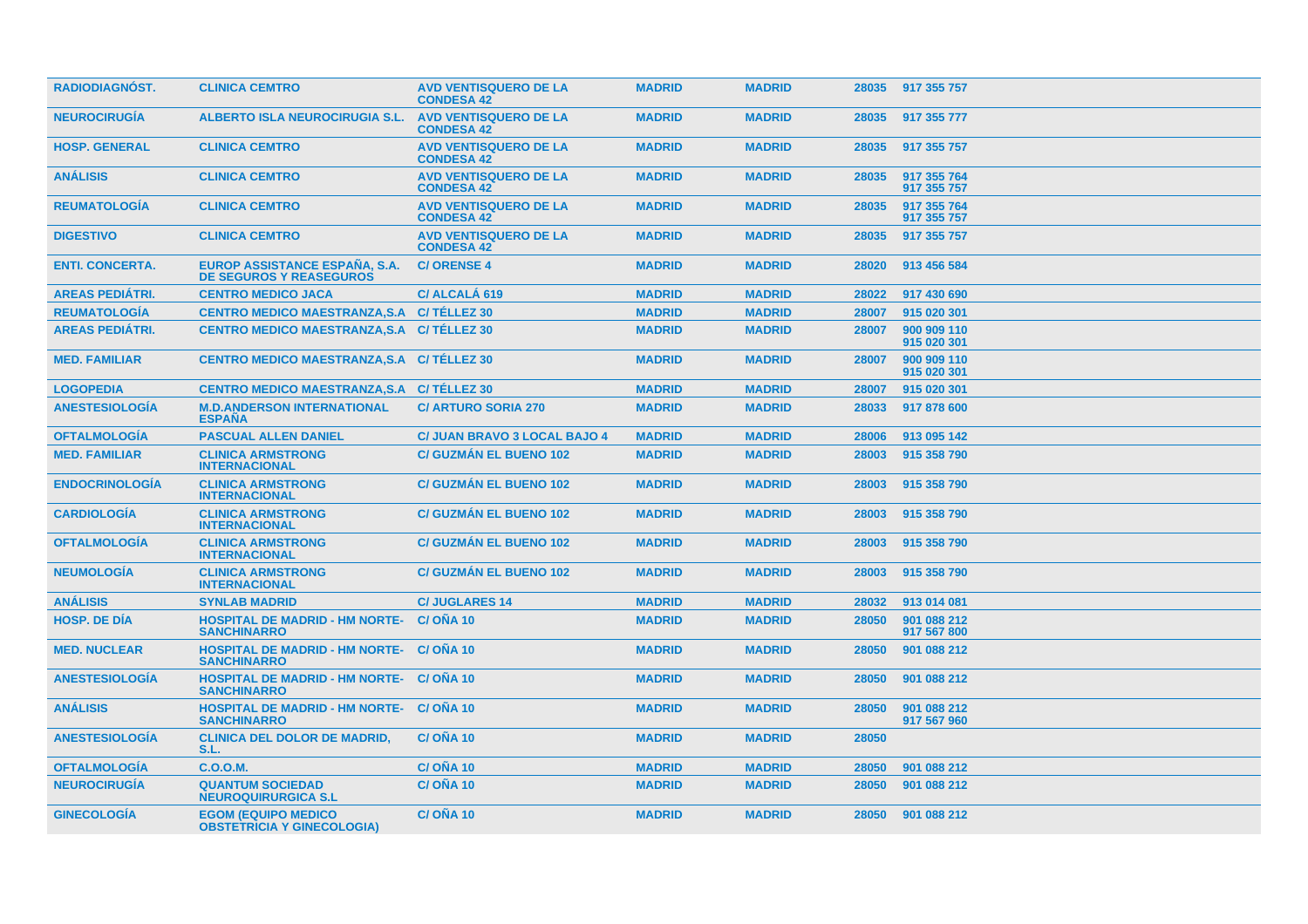| RADIODIAGNÓST. | CLINICA CEMTRO | AVD VENTISQUERO DE LA CONDESA 42 | MADRID | MADRID | 28035 | 917 355 757 |
|---|---|---|---|---|---|---|
| NEUROCIRUGÍA | ALBERTO ISLA NEUROCIRUGIA S.L. | AVD VENTISQUERO DE LA CONDESA 42 | MADRID | MADRID | 28035 | 917 355 777 |
| HOSP. GENERAL | CLINICA CEMTRO | AVD VENTISQUERO DE LA CONDESA 42 | MADRID | MADRID | 28035 | 917 355 757 |
| ANÁLISIS | CLINICA CEMTRO | AVD VENTISQUERO DE LA CONDESA 42 | MADRID | MADRID | 28035 | 917 355 764 917 355 757 |
| REUMATOLOGÍA | CLINICA CEMTRO | AVD VENTISQUERO DE LA CONDESA 42 | MADRID | MADRID | 28035 | 917 355 764 917 355 757 |
| DIGESTIVO | CLINICA CEMTRO | AVD VENTISQUERO DE LA CONDESA 42 | MADRID | MADRID | 28035 | 917 355 757 |
| ENTI. CONCERTA. | EUROP ASSISTANCE ESPAÑA, S.A. DE SEGUROS Y REASEGUROS | C/ ORENSE 4 | MADRID | MADRID | 28020 | 913 456 584 |
| AREAS PEDIÁTRI. | CENTRO MEDICO JACA | C/ ALCALÁ 619 | MADRID | MADRID | 28022 | 917 430 690 |
| REUMATOLOGÍA | CENTRO MEDICO MAESTRANZA,S.A | C/ TÉLLEZ 30 | MADRID | MADRID | 28007 | 915 020 301 |
| AREAS PEDIÁTRI. | CENTRO MEDICO MAESTRANZA,S.A | C/ TÉLLEZ 30 | MADRID | MADRID | 28007 | 900 909 110 915 020 301 |
| MED. FAMILIAR | CENTRO MEDICO MAESTRANZA,S.A | C/ TÉLLEZ 30 | MADRID | MADRID | 28007 | 900 909 110 915 020 301 |
| LOGOPEDIA | CENTRO MEDICO MAESTRANZA,S.A | C/ TÉLLEZ 30 | MADRID | MADRID | 28007 | 915 020 301 |
| ANESTESIOLOGÍA | M.D.ANDERSON INTERNATIONAL ESPAÑA | C/ ARTURO SORIA 270 | MADRID | MADRID | 28033 | 917 878 600 |
| OFTALMOLOGÍA | PASCUAL ALLEN DANIEL | C/ JUAN BRAVO 3 LOCAL BAJO 4 | MADRID | MADRID | 28006 | 913 095 142 |
| MED. FAMILIAR | CLINICA ARMSTRONG INTERNACIONAL | C/ GUZMÁN EL BUENO 102 | MADRID | MADRID | 28003 | 915 358 790 |
| ENDOCRINOLOGÍA | CLINICA ARMSTRONG INTERNACIONAL | C/ GUZMÁN EL BUENO 102 | MADRID | MADRID | 28003 | 915 358 790 |
| CARDIOLOGÍA | CLINICA ARMSTRONG INTERNACIONAL | C/ GUZMÁN EL BUENO 102 | MADRID | MADRID | 28003 | 915 358 790 |
| OFTALMOLOGÍA | CLINICA ARMSTRONG INTERNACIONAL | C/ GUZMÁN EL BUENO 102 | MADRID | MADRID | 28003 | 915 358 790 |
| NEUMOLOGÍA | CLINICA ARMSTRONG INTERNACIONAL | C/ GUZMÁN EL BUENO 102 | MADRID | MADRID | 28003 | 915 358 790 |
| ANÁLISIS | SYNLAB MADRID | C/ JUGLARES 14 | MADRID | MADRID | 28032 | 913 014 081 |
| HOSP. DE DÍA | HOSPITAL DE MADRID - HM NORTE-SANCHINARRO | C/ OÑA 10 | MADRID | MADRID | 28050 | 901 088 212 917 567 800 |
| MED. NUCLEAR | HOSPITAL DE MADRID - HM NORTE-SANCHINARRO | C/ OÑA 10 | MADRID | MADRID | 28050 | 901 088 212 |
| ANESTESIOLOGÍA | HOSPITAL DE MADRID - HM NORTE-SANCHINARRO | C/ OÑA 10 | MADRID | MADRID | 28050 | 901 088 212 |
| ANÁLISIS | HOSPITAL DE MADRID - HM NORTE-SANCHINARRO | C/ OÑA 10 | MADRID | MADRID | 28050 | 901 088 212 917 567 960 |
| ANESTESIOLOGÍA | CLINICA DEL DOLOR DE MADRID, S.L. | C/ OÑA 10 | MADRID | MADRID | 28050 | |
| OFTALMOLOGÍA | C.O.O.M. | C/ OÑA 10 | MADRID | MADRID | 28050 | 901 088 212 |
| NEUROCIRUGÍA | QUANTUM SOCIEDAD NEUROQUIRURGICA S.L | C/ OÑA 10 | MADRID | MADRID | 28050 | 901 088 212 |
| GINECOLOGÍA | EGOM (EQUIPO MEDICO OBSTETRICIA Y GINECOLOGIA) | C/ OÑA 10 | MADRID | MADRID | 28050 | 901 088 212 |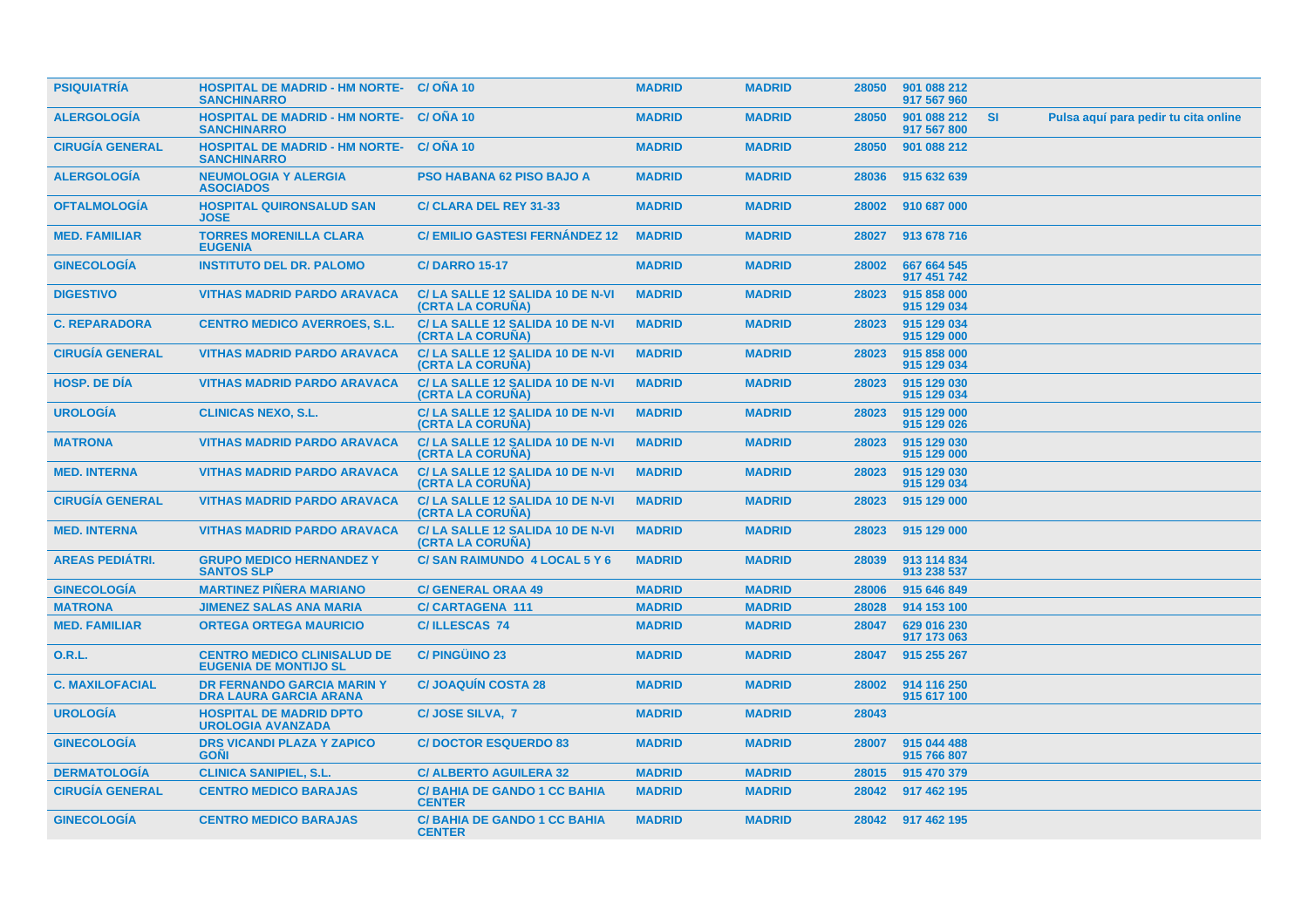| | | | | | | | | |
|---|---|---|---|---|---|---|---|---|
| PSIQUIATRÍA | HOSPITAL DE MADRID - HM NORTE-SANCHINARRO | C/ OÑA 10 | MADRID | MADRID | 28050 | 901 088 212<br>917 567 960 | | |
| ALERGOLOGÍA | HOSPITAL DE MADRID - HM NORTE-SANCHINARRO | C/ OÑA 10 | MADRID | MADRID | 28050 | 901 088 212<br>917 567 800 | SI | Pulsa aquí para pedir tu cita online |
| CIRUGÍA GENERAL | HOSPITAL DE MADRID - HM NORTE-SANCHINARRO | C/ OÑA 10 | MADRID | MADRID | 28050 | 901 088 212 | | |
| ALERGOLOGÍA | NEUMOLOGIA Y ALERGIA ASOCIADOS | PSO HABANA 62 PISO BAJO A | MADRID | MADRID | 28036 | 915 632 639 | | |
| OFTALMOLOGÍA | HOSPITAL QUIRONSALUD SAN JOSE | C/ CLARA DEL REY 31-33 | MADRID | MADRID | 28002 | 910 687 000 | | |
| MED. FAMILIAR | TORRES MORENILLA CLARA EUGENIA | C/ EMILIO GASTESI FERNÁNDEZ 12 | MADRID | MADRID | 28027 | 913 678 716 | | |
| GINECOLOGÍA | INSTITUTO DEL DR. PALOMO | C/ DARRO 15-17 | MADRID | MADRID | 28002 | 667 664 545<br>917 451 742 | | |
| DIGESTIVO | VITHAS MADRID PARDO ARAVACA | C/ LA SALLE 12 SALIDA 10 DE N-VI (CRTA LA CORUÑA) | MADRID | MADRID | 28023 | 915 858 000<br>915 129 034 | | |
| C. REPARADORA | CENTRO MEDICO AVERROES, S.L. | C/ LA SALLE 12 SALIDA 10 DE N-VI (CRTA LA CORUÑA) | MADRID | MADRID | 28023 | 915 129 034<br>915 129 000 | | |
| CIRUGÍA GENERAL | VITHAS MADRID PARDO ARAVACA | C/ LA SALLE 12 SALIDA 10 DE N-VI (CRTA LA CORUÑA) | MADRID | MADRID | 28023 | 915 858 000<br>915 129 034 | | |
| HOSP. DE DÍA | VITHAS MADRID PARDO ARAVACA | C/ LA SALLE 12 SALIDA 10 DE N-VI (CRTA LA CORUÑA) | MADRID | MADRID | 28023 | 915 129 030<br>915 129 034 | | |
| UROLOGÍA | CLINICAS NEXO, S.L. | C/ LA SALLE 12 SALIDA 10 DE N-VI (CRTA LA CORUÑA) | MADRID | MADRID | 28023 | 915 129 000<br>915 129 026 | | |
| MATRONA | VITHAS MADRID PARDO ARAVACA | C/ LA SALLE 12 SALIDA 10 DE N-VI (CRTA LA CORUÑA) | MADRID | MADRID | 28023 | 915 129 030<br>915 129 000 | | |
| MED. INTERNA | VITHAS MADRID PARDO ARAVACA | C/ LA SALLE 12 SALIDA 10 DE N-VI (CRTA LA CORUÑA) | MADRID | MADRID | 28023 | 915 129 030<br>915 129 034 | | |
| CIRUGÍA GENERAL | VITHAS MADRID PARDO ARAVACA | C/ LA SALLE 12 SALIDA 10 DE N-VI (CRTA LA CORUÑA) | MADRID | MADRID | 28023 | 915 129 000 | | |
| MED. INTERNA | VITHAS MADRID PARDO ARAVACA | C/ LA SALLE 12 SALIDA 10 DE N-VI (CRTA LA CORUÑA) | MADRID | MADRID | 28023 | 915 129 000 | | |
| AREAS PEDIÁTRI. | GRUPO MEDICO HERNANDEZ Y SANTOS SLP | C/ SAN RAIMUNDO 4 LOCAL 5 Y 6 | MADRID | MADRID | 28039 | 913 114 834<br>913 238 537 | | |
| GINECOLOGÍA | MARTINEZ PIÑERA MARIANO | C/ GENERAL ORAA 49 | MADRID | MADRID | 28006 | 915 646 849 | | |
| MATRONA | JIMENEZ SALAS ANA MARIA | C/ CARTAGENA 111 | MADRID | MADRID | 28028 | 914 153 100 | | |
| MED. FAMILIAR | ORTEGA ORTEGA MAURICIO | C/ ILLESCAS 74 | MADRID | MADRID | 28047 | 629 016 230<br>917 173 063 | | |
| O.R.L. | CENTRO MEDICO CLINISALUD DE EUGENIA DE MONTIJO SL | C/ PINGÜINO 23 | MADRID | MADRID | 28047 | 915 255 267 | | |
| C. MAXILOFACIAL | DR FERNANDO GARCIA MARIN Y DRA LAURA GARCIA ARANA | C/ JOAQUÍN COSTA 28 | MADRID | MADRID | 28002 | 914 116 250<br>915 617 100 | | |
| UROLOGÍA | HOSPITAL DE MADRID DPTO UROLOGIA AVANZADA | C/ JOSE SILVA, 7 | MADRID | MADRID | 28043 | | | |
| GINECOLOGÍA | DRS VICANDI PLAZA Y ZAPICO GOÑI | C/ DOCTOR ESQUERDO 83 | MADRID | MADRID | 28007 | 915 044 488<br>915 766 807 | | |
| DERMATOLOGÍA | CLINICA SANIPIEL, S.L. | C/ ALBERTO AGUILERA 32 | MADRID | MADRID | 28015 | 915 470 379 | | |
| CIRUGÍA GENERAL | CENTRO MEDICO BARAJAS | C/ BAHIA DE GANDO 1 CC BAHIA CENTER | MADRID | MADRID | 28042 | 917 462 195 | | |
| GINECOLOGÍA | CENTRO MEDICO BARAJAS | C/ BAHIA DE GANDO 1 CC BAHIA CENTER | MADRID | MADRID | 28042 | 917 462 195 | | |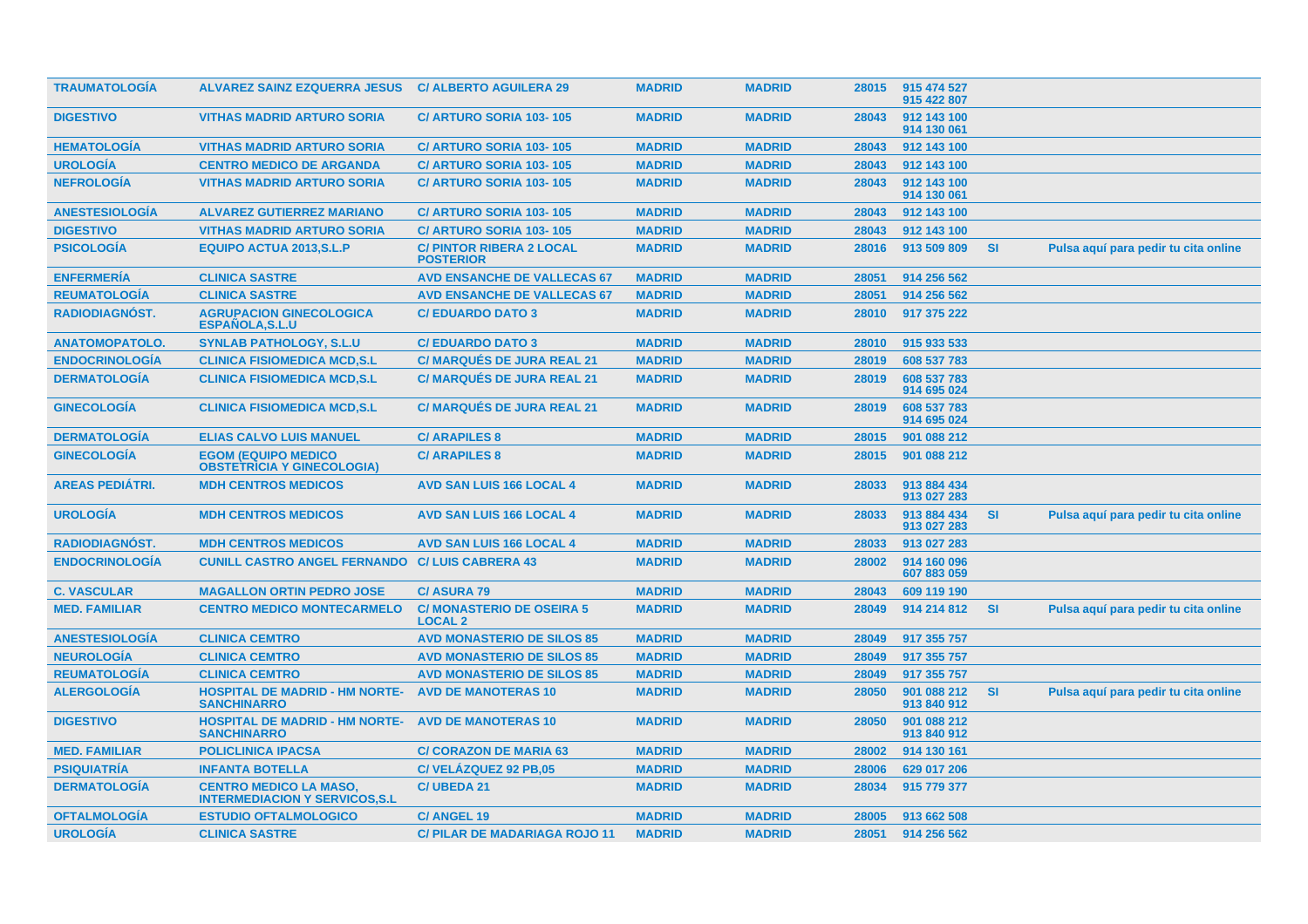| | | | | | | | | |
|---|---|---|---|---|---|---|---|---|
| **TRAUMATOLOGÍA** | **ALVAREZ SAINZ EZQUERRA JESUS** | **C/ ALBERTO AGUILERA 29** | **MADRID** | **MADRID** | **28015** | **915 474 527**<br>**915 422 807** | | |
| **DIGESTIVO** | **VITHAS MADRID ARTURO SORIA** | **C/ ARTURO SORIA 103- 105** | **MADRID** | **MADRID** | **28043** | **912 143 100**<br>**914 130 061** | | |
| **HEMATOLOGÍA** | **VITHAS MADRID ARTURO SORIA** | **C/ ARTURO SORIA 103- 105** | **MADRID** | **MADRID** | **28043** | **912 143 100** | | |
| **UROLOGÍA** | **CENTRO MEDICO DE ARGANDA** | **C/ ARTURO SORIA 103- 105** | **MADRID** | **MADRID** | **28043** | **912 143 100** | | |
| **NEFROLOGÍA** | **VITHAS MADRID ARTURO SORIA** | **C/ ARTURO SORIA 103- 105** | **MADRID** | **MADRID** | **28043** | **912 143 100**<br>**914 130 061** | | |
| **ANESTESIOLOGÍA** | **ALVAREZ GUTIERREZ MARIANO** | **C/ ARTURO SORIA 103- 105** | **MADRID** | **MADRID** | **28043** | **912 143 100** | | |
| **DIGESTIVO** | **VITHAS MADRID ARTURO SORIA** | **C/ ARTURO SORIA 103- 105** | **MADRID** | **MADRID** | **28043** | **912 143 100** | | |
| **PSICOLOGÍA** | **EQUIPO ACTUA 2013,S.L.P** | **C/ PINTOR RIBERA 2 LOCAL POSTERIOR** | **MADRID** | **MADRID** | **28016** | **913 509 809** | **SI** | **Pulsa aquí para pedir tu cita online** |
| **ENFERMERÍA** | **CLINICA SASTRE** | **AVD ENSANCHE DE VALLECAS 67** | **MADRID** | **MADRID** | **28051** | **914 256 562** | | |
| **REUMATOLOGÍA** | **CLINICA SASTRE** | **AVD ENSANCHE DE VALLECAS 67** | **MADRID** | **MADRID** | **28051** | **914 256 562** | | |
| **RADIODIAGNÓST.** | **AGRUPACION GINECOLOGICA ESPAÑOLA,S.L.U** | **C/ EDUARDO DATO 3** | **MADRID** | **MADRID** | **28010** | **917 375 222** | | |
| **ANATOMOPATOLO.** | **SYNLAB PATHOLOGY, S.L.U** | **C/ EDUARDO DATO 3** | **MADRID** | **MADRID** | **28010** | **915 933 533** | | |
| **ENDOCRINOLOGÍA** | **CLINICA FISIOMEDICA MCD,S.L** | **C/ MARQUÉS DE JURA REAL 21** | **MADRID** | **MADRID** | **28019** | **608 537 783** | | |
| **DERMATOLOGÍA** | **CLINICA FISIOMEDICA MCD,S.L** | **C/ MARQUÉS DE JURA REAL 21** | **MADRID** | **MADRID** | **28019** | **608 537 783**<br>**914 695 024** | | |
| **GINECOLOGÍA** | **CLINICA FISIOMEDICA MCD,S.L** | **C/ MARQUÉS DE JURA REAL 21** | **MADRID** | **MADRID** | **28019** | **608 537 783**<br>**914 695 024** | | |
| **DERMATOLOGÍA** | **ELIAS CALVO LUIS MANUEL** | **C/ ARAPILES 8** | **MADRID** | **MADRID** | **28015** | **901 088 212** | | |
| **GINECOLOGÍA** | **EGOM (EQUIPO MEDICO OBSTETRICIA Y GINECOLOGIA)** | **C/ ARAPILES 8** | **MADRID** | **MADRID** | **28015** | **901 088 212** | | |
| **AREAS PEDIÁTRI.** | **MDH CENTROS MEDICOS** | **AVD SAN LUIS 166 LOCAL 4** | **MADRID** | **MADRID** | **28033** | **913 884 434**<br>**913 027 283** | | |
| **UROLOGÍA** | **MDH CENTROS MEDICOS** | **AVD SAN LUIS 166 LOCAL 4** | **MADRID** | **MADRID** | **28033** | **913 884 434**<br>**913 027 283** | **SI** | **Pulsa aquí para pedir tu cita online** |
| **RADIODIAGNÓST.** | **MDH CENTROS MEDICOS** | **AVD SAN LUIS 166 LOCAL 4** | **MADRID** | **MADRID** | **28033** | **913 027 283** | | |
| **ENDOCRINOLOGÍA** | **CUNILL CASTRO ANGEL FERNANDO** | **C/ LUIS CABRERA 43** | **MADRID** | **MADRID** | **28002** | **914 160 096**<br>**607 883 059** | | |
| **C. VASCULAR** | **MAGALLON ORTIN PEDRO JOSE** | **C/ ASURA 79** | **MADRID** | **MADRID** | **28043** | **609 119 190** | | |
| **MED. FAMILIAR** | **CENTRO MEDICO MONTECARMELO** | **C/ MONASTERIO DE OSEIRA 5 LOCAL 2** | **MADRID** | **MADRID** | **28049** | **914 214 812** | **SI** | **Pulsa aquí para pedir tu cita online** |
| **ANESTESIOLOGÍA** | **CLINICA CEMTRO** | **AVD MONASTERIO DE SILOS 85** | **MADRID** | **MADRID** | **28049** | **917 355 757** | | |
| **NEUROLOGÍA** | **CLINICA CEMTRO** | **AVD MONASTERIO DE SILOS 85** | **MADRID** | **MADRID** | **28049** | **917 355 757** | | |
| **REUMATOLOGÍA** | **CLINICA CEMTRO** | **AVD MONASTERIO DE SILOS 85** | **MADRID** | **MADRID** | **28049** | **917 355 757** | | |
| **ALERGOLOGÍA** | **HOSPITAL DE MADRID - HM NORTE-SANCHINARRO** | **AVD DE MANOTERAS 10** | **MADRID** | **MADRID** | **28050** | **901 088 212**<br>**913 840 912** | **SI** | **Pulsa aquí para pedir tu cita online** |
| **DIGESTIVO** | **HOSPITAL DE MADRID - HM NORTE-SANCHINARRO** | **AVD DE MANOTERAS 10** | **MADRID** | **MADRID** | **28050** | **901 088 212**<br>**913 840 912** | | |
| **MED. FAMILIAR** | **POLICLINICA IPACSA** | **C/ CORAZON DE MARIA 63** | **MADRID** | **MADRID** | **28002** | **914 130 161** | | |
| **PSIQUIATRÍA** | **INFANTA BOTELLA** | **C/ VELÁZQUEZ 92 PB,05** | **MADRID** | **MADRID** | **28006** | **629 017 206** | | |
| **DERMATOLOGÍA** | **CENTRO MEDICO LA MASO, INTERMEDIACION Y SERVICOS,S.L** | **C/ UBEDA 21** | **MADRID** | **MADRID** | **28034** | **915 779 377** | | |
| **OFTALMOLOGÍA** | **ESTUDIO OFTALMOLOGICO** | **C/ ANGEL 19** | **MADRID** | **MADRID** | **28005** | **913 662 508** | | |
| **UROLOGÍA** | **CLINICA SASTRE** | **C/ PILAR DE MADARIAGA ROJO 11** | **MADRID** | **MADRID** | **28051** | **914 256 562** | | |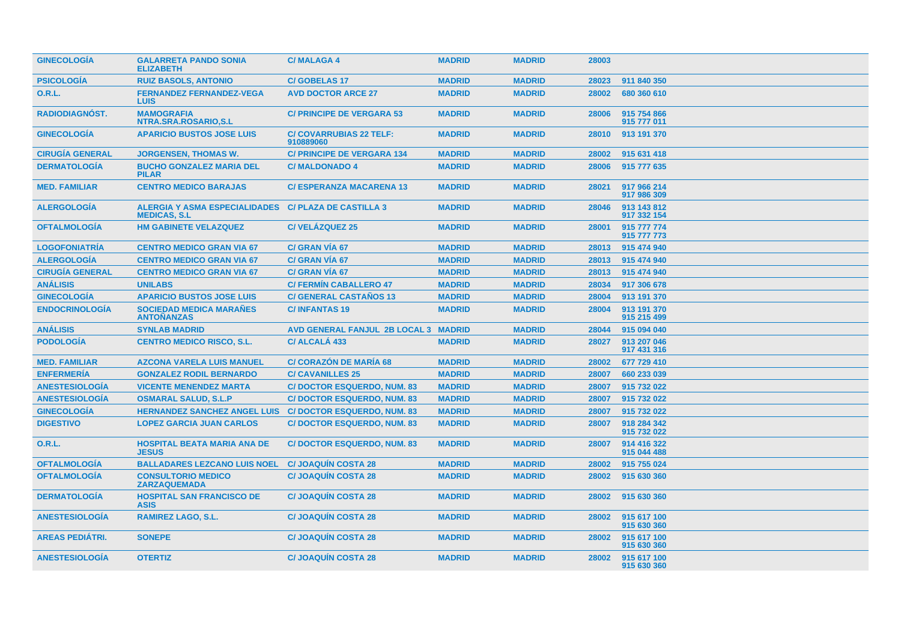| | | | | | | |
|---|---|---|---|---|---|---|
| **GINECOLOGÍA** | **GALARRETA PANDO SONIA ELIZABETH** | **C/ MALAGA 4** | **MADRID** | **MADRID** | **28003** | |
| **PSICOLOGÍA** | **RUIZ BASOLS, ANTONIO** | **C/ GOBELAS 17** | **MADRID** | **MADRID** | **28023** | **911 840 350** |
| **O.R.L.** | **FERNANDEZ FERNANDEZ-VEGA LUIS** | **AVD DOCTOR ARCE 27** | **MADRID** | **MADRID** | **28002** | **680 360 610** |
| **RADIODIAGNÓST.** | **MAMOGRAFIA NTRA.SRA.ROSARIO,S.L** | **C/ PRINCIPE DE VERGARA 53** | **MADRID** | **MADRID** | **28006** | **915 754 866 915 777 011** |
| **GINECOLOGÍA** | **APARICIO BUSTOS JOSE LUIS** | **C/ COVARRUBIAS 22 TELF: 910889060** | **MADRID** | **MADRID** | **28010** | **913 191 370** |
| **CIRUGÍA GENERAL** | **JORGENSEN, THOMAS W.** | **C/ PRINCIPE DE VERGARA 134** | **MADRID** | **MADRID** | **28002** | **915 631 418** |
| **DERMATOLOGÍA** | **BUCHO GONZALEZ MARIA DEL PILAR** | **C/ MALDONADO 4** | **MADRID** | **MADRID** | **28006** | **915 777 635** |
| **MED. FAMILIAR** | **CENTRO MEDICO BARAJAS** | **C/ ESPERANZA MACARENA 13** | **MADRID** | **MADRID** | **28021** | **917 966 214 917 986 309** |
| **ALERGOLOGÍA** | **ALERGIA Y ASMA ESPECIALIDADES MEDICAS, S.L** | **C/ PLAZA DE CASTILLA 3** | **MADRID** | **MADRID** | **28046** | **913 143 812 917 332 154** |
| **OFTALMOLOGÍA** | **HM GABINETE VELAZQUEZ** | **C/ VELÁZQUEZ 25** | **MADRID** | **MADRID** | **28001** | **915 777 774 915 777 773** |
| **LOGOFONIATRÍA** | **CENTRO MEDICO GRAN VIA 67** | **C/ GRAN VÍA 67** | **MADRID** | **MADRID** | **28013** | **915 474 940** |
| **ALERGOLOGÍA** | **CENTRO MEDICO GRAN VIA 67** | **C/ GRAN VÍA 67** | **MADRID** | **MADRID** | **28013** | **915 474 940** |
| **CIRUGÍA GENERAL** | **CENTRO MEDICO GRAN VIA 67** | **C/ GRAN VÍA 67** | **MADRID** | **MADRID** | **28013** | **915 474 940** |
| **ANÁLISIS** | **UNILABS** | **C/ FERMÍN CABALLERO 47** | **MADRID** | **MADRID** | **28034** | **917 306 678** |
| **GINECOLOGÍA** | **APARICIO BUSTOS JOSE LUIS** | **C/ GENERAL CASTAÑOS 13** | **MADRID** | **MADRID** | **28004** | **913 191 370** |
| **ENDOCRINOLOGÍA** | **SOCIEDAD MEDICA MARAÑES ANTOÑANZAS** | **C/ INFANTAS 19** | **MADRID** | **MADRID** | **28004** | **913 191 370 915 215 499** |
| **ANÁLISIS** | **SYNLAB MADRID** | **AVD GENERAL FANJUL 2B LOCAL 3** | **MADRID** | **MADRID** | **28044** | **915 094 040** |
| **PODOLOGÍA** | **CENTRO MEDICO RISCO, S.L.** | **C/ ALCALÁ 433** | **MADRID** | **MADRID** | **28027** | **913 207 046 917 431 316** |
| **MED. FAMILIAR** | **AZCONA VARELA LUIS MANUEL** | **C/ CORAZÓN DE MARÍA 68** | **MADRID** | **MADRID** | **28002** | **677 729 410** |
| **ENFERMERÍA** | **GONZALEZ RODIL BERNARDO** | **C/ CAVANILLES 25** | **MADRID** | **MADRID** | **28007** | **660 233 039** |
| **ANESTESIOLOGÍA** | **VICENTE MENENDEZ MARTA** | **C/ DOCTOR ESQUERDO, NUM. 83** | **MADRID** | **MADRID** | **28007** | **915 732 022** |
| **ANESTESIOLOGÍA** | **OSMARAL SALUD, S.L.P** | **C/ DOCTOR ESQUERDO, NUM. 83** | **MADRID** | **MADRID** | **28007** | **915 732 022** |
| **GINECOLOGÍA** | **HERNANDEZ SANCHEZ ANGEL LUIS** | **C/ DOCTOR ESQUERDO, NUM. 83** | **MADRID** | **MADRID** | **28007** | **915 732 022** |
| **DIGESTIVO** | **LOPEZ GARCIA JUAN CARLOS** | **C/ DOCTOR ESQUERDO, NUM. 83** | **MADRID** | **MADRID** | **28007** | **918 284 342 915 732 022** |
| **O.R.L.** | **HOSPITAL BEATA MARIA ANA DE JESUS** | **C/ DOCTOR ESQUERDO, NUM. 83** | **MADRID** | **MADRID** | **28007** | **914 416 322 915 044 488** |
| **OFTALMOLOGÍA** | **BALLADARES LEZCANO LUIS NOEL** | **C/ JOAQUÍN COSTA 28** | **MADRID** | **MADRID** | **28002** | **915 755 024** |
| **OFTALMOLOGÍA** | **CONSULTORIO MEDICO ZARZAQUEMADA** | **C/ JOAQUÍN COSTA 28** | **MADRID** | **MADRID** | **28002** | **915 630 360** |
| **DERMATOLOGÍA** | **HOSPITAL SAN FRANCISCO DE ASIS** | **C/ JOAQUÍN COSTA 28** | **MADRID** | **MADRID** | **28002** | **915 630 360** |
| **ANESTESIOLOGÍA** | **RAMIREZ LAGO, S.L.** | **C/ JOAQUÍN COSTA 28** | **MADRID** | **MADRID** | **28002** | **915 617 100 915 630 360** |
| **AREAS PEDIÁTRI.** | **SONEPE** | **C/ JOAQUÍN COSTA 28** | **MADRID** | **MADRID** | **28002** | **915 617 100 915 630 360** |
| **ANESTESIOLOGÍA** | **OTERTIZ** | **C/ JOAQUÍN COSTA 28** | **MADRID** | **MADRID** | **28002** | **915 617 100 915 630 360** |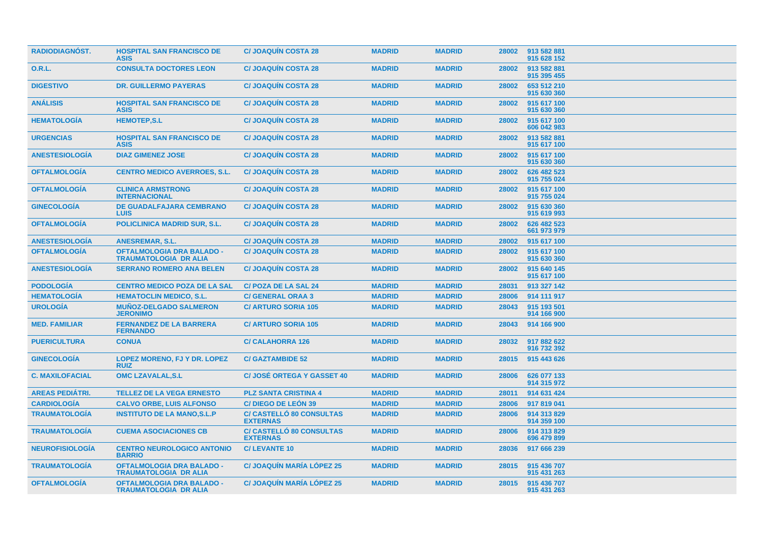| | | | | | | |
|---|---|---|---|---|---|---|
| **RADIODIAGNÓST.** | **HOSPITAL SAN FRANCISCO DE ASIS** | **C/ JOAQUÍN COSTA 28** | **MADRID** | **MADRID** | **28002** | **913 582 881 915 628 152** |
| **O.R.L.** | **CONSULTA DOCTORES LEON** | **C/ JOAQUÍN COSTA 28** | **MADRID** | **MADRID** | **28002** | **913 582 881 915 395 455** |
| **DIGESTIVO** | **DR. GUILLERMO PAYERAS** | **C/ JOAQUÍN COSTA 28** | **MADRID** | **MADRID** | **28002** | **653 512 210 915 630 360** |
| **ANÁLISIS** | **HOSPITAL SAN FRANCISCO DE ASIS** | **C/ JOAQUÍN COSTA 28** | **MADRID** | **MADRID** | **28002** | **915 617 100 915 630 360** |
| **HEMATOLOGÍA** | **HEMOTEP,S.L** | **C/ JOAQUÍN COSTA 28** | **MADRID** | **MADRID** | **28002** | **915 617 100 606 042 983** |
| **URGENCIAS** | **HOSPITAL SAN FRANCISCO DE ASIS** | **C/ JOAQUÍN COSTA 28** | **MADRID** | **MADRID** | **28002** | **913 582 881 915 617 100** |
| **ANESTESIOLOGÍA** | **DIAZ GIMENEZ JOSE** | **C/ JOAQUÍN COSTA 28** | **MADRID** | **MADRID** | **28002** | **915 617 100 915 630 360** |
| **OFTALMOLOGÍA** | **CENTRO MEDICO AVERROES, S.L.** | **C/ JOAQUÍN COSTA 28** | **MADRID** | **MADRID** | **28002** | **626 482 523 915 755 024** |
| **OFTALMOLOGÍA** | **CLINICA ARMSTRONG INTERNACIONAL** | **C/ JOAQUÍN COSTA 28** | **MADRID** | **MADRID** | **28002** | **915 617 100 915 755 024** |
| **GINECOLOGÍA** | **DE GUADALFAJARA CEMBRANO LUIS** | **C/ JOAQUÍN COSTA 28** | **MADRID** | **MADRID** | **28002** | **915 630 360 915 619 993** |
| **OFTALMOLOGÍA** | **POLICLINICA MADRID SUR, S.L.** | **C/ JOAQUÍN COSTA 28** | **MADRID** | **MADRID** | **28002** | **626 482 523 661 973 979** |
| **ANESTESIOLOGÍA** | **ANESREMAR, S.L.** | **C/ JOAQUÍN COSTA 28** | **MADRID** | **MADRID** | **28002** | **915 617 100** |
| **OFTALMOLOGÍA** | **OFTALMOLOGIA DRA BALADO - TRAUMATOLOGIA DR ALIA** | **C/ JOAQUÍN COSTA 28** | **MADRID** | **MADRID** | **28002** | **915 617 100 915 630 360** |
| **ANESTESIOLOGÍA** | **SERRANO ROMERO ANA BELEN** | **C/ JOAQUÍN COSTA 28** | **MADRID** | **MADRID** | **28002** | **915 640 145 915 617 100** |
| **PODOLOGÍA** | **CENTRO MEDICO POZA DE LA SAL** | **C/ POZA DE LA SAL 24** | **MADRID** | **MADRID** | **28031** | **913 327 142** |
| **HEMATOLOGÍA** | **HEMATOCLIN MEDICO, S.L.** | **C/ GENERAL ORAA 3** | **MADRID** | **MADRID** | **28006** | **914 111 917** |
| **UROLOGÍA** | **MUÑOZ-DELGADO SALMERON JERONIMO** | **C/ ARTURO SORIA 105** | **MADRID** | **MADRID** | **28043** | **915 193 501 914 166 900** |
| **MED. FAMILIAR** | **FERNANDEZ DE LA BARRERA FERNANDO** | **C/ ARTURO SORIA 105** | **MADRID** | **MADRID** | **28043** | **914 166 900** |
| **PUERICULTURA** | **CONUA** | **C/ CALAHORRA 126** | **MADRID** | **MADRID** | **28032** | **917 882 622 916 732 392** |
| **GINECOLOGÍA** | **LOPEZ MORENO, FJ Y DR. LOPEZ RUIZ** | **C/ GAZTAMBIDE 52** | **MADRID** | **MADRID** | **28015** | **915 443 626** |
| **C. MAXILOFACIAL** | **OMC LZAVALAL,S.L** | **C/ JOSÉ ORTEGA Y GASSET 40** | **MADRID** | **MADRID** | **28006** | **626 077 133 914 315 972** |
| **AREAS PEDIÁTRI.** | **TELLEZ DE LA VEGA ERNESTO** | **PLZ SANTA CRISTINA 4** | **MADRID** | **MADRID** | **28011** | **914 631 424** |
| **CARDIOLOGÍA** | **CALVO ORBE, LUIS ALFONSO** | **C/ DIEGO DE LEÓN 39** | **MADRID** | **MADRID** | **28006** | **917 819 041** |
| **TRAUMATOLOGÍA** | **INSTITUTO DE LA MANO,S.L.P** | **C/ CASTELLÓ 80 CONSULTAS EXTERNAS** | **MADRID** | **MADRID** | **28006** | **914 313 829 914 359 100** |
| **TRAUMATOLOGÍA** | **CUEMA ASOCIACIONES CB** | **C/ CASTELLÓ 80 CONSULTAS EXTERNAS** | **MADRID** | **MADRID** | **28006** | **914 313 829 696 479 899** |
| **NEUROFISIOLOGÍA** | **CENTRO NEUROLOGICO ANTONIO BARRIO** | **C/ LEVANTE 10** | **MADRID** | **MADRID** | **28036** | **917 666 239** |
| **TRAUMATOLOGÍA** | **OFTALMOLOGIA DRA BALADO - TRAUMATOLOGIA DR ALIA** | **C/ JOAQUÍN MARÍA LÓPEZ 25** | **MADRID** | **MADRID** | **28015** | **915 436 707 915 431 263** |
| **OFTALMOLOGÍA** | **OFTALMOLOGIA DRA BALADO - TRAUMATOLOGIA DR ALIA** | **C/ JOAQUÍN MARÍA LÓPEZ 25** | **MADRID** | **MADRID** | **28015** | **915 436 707 915 431 263** |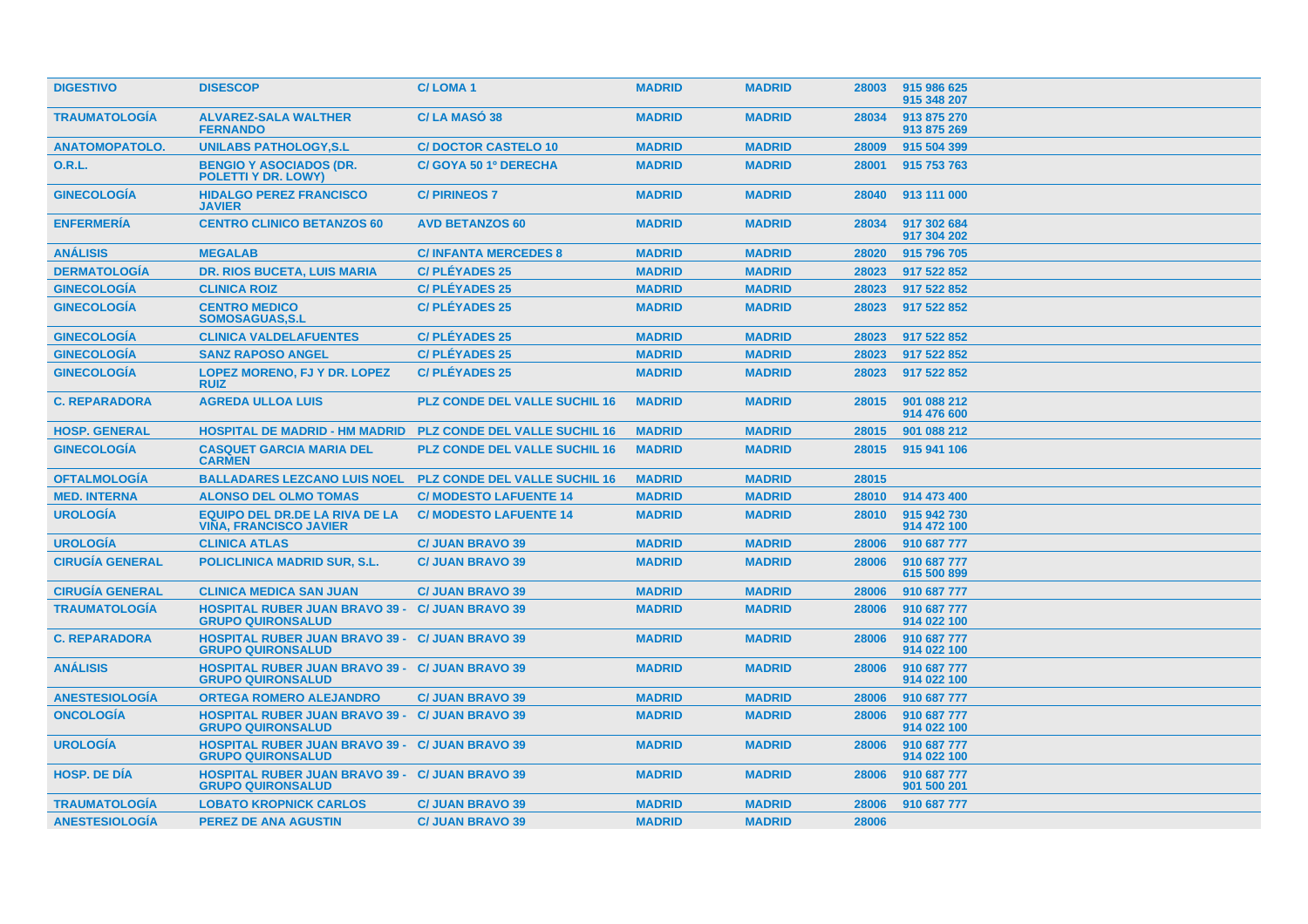| | | | | | | |
|---|---|---|---|---|---|---|
| **DIGESTIVO** | **DISESCOP** | **C/ LOMA 1** | **MADRID** | **MADRID** | **28003** | **915 986 625 915 348 207** |
| **TRAUMATOLOGÍA** | **ALVAREZ-SALA WALTHER FERNANDO** | **C/ LA MASÓ 38** | **MADRID** | **MADRID** | **28034** | **913 875 270 913 875 269** |
| **ANATOMOPATOLO.** | **UNILABS PATHOLOGY,S.L** | **C/ DOCTOR CASTELO 10** | **MADRID** | **MADRID** | **28009** | **915 504 399** |
| **O.R.L.** | **BENGIO Y ASOCIADOS (DR. POLETTI Y DR. LOWY)** | **C/ GOYA 50 1º DERECHA** | **MADRID** | **MADRID** | **28001** | **915 753 763** |
| **GINECOLOGÍA** | **HIDALGO PEREZ FRANCISCO JAVIER** | **C/ PIRINEOS 7** | **MADRID** | **MADRID** | **28040** | **913 111 000** |
| **ENFERMERÍA** | **CENTRO CLINICO BETANZOS 60** | **AVD BETANZOS 60** | **MADRID** | **MADRID** | **28034** | **917 302 684 917 304 202** |
| **ANÁLISIS** | **MEGALAB** | **C/ INFANTA MERCEDES 8** | **MADRID** | **MADRID** | **28020** | **915 796 705** |
| **DERMATOLOGÍA** | **DR. RIOS BUCETA, LUIS MARIA** | **C/ PLÉYADES 25** | **MADRID** | **MADRID** | **28023** | **917 522 852** |
| **GINECOLOGÍA** | **CLINICA ROIZ** | **C/ PLÉYADES 25** | **MADRID** | **MADRID** | **28023** | **917 522 852** |
| **GINECOLOGÍA** | **CENTRO MEDICO SOMOSAGUAS,S.L** | **C/ PLÉYADES 25** | **MADRID** | **MADRID** | **28023** | **917 522 852** |
| **GINECOLOGÍA** | **CLINICA VALDELAFUENTES** | **C/ PLÉYADES 25** | **MADRID** | **MADRID** | **28023** | **917 522 852** |
| **GINECOLOGÍA** | **SANZ RAPOSO ANGEL** | **C/ PLÉYADES 25** | **MADRID** | **MADRID** | **28023** | **917 522 852** |
| **GINECOLOGÍA** | **LOPEZ MORENO, FJ Y DR. LOPEZ RUIZ** | **C/ PLÉYADES 25** | **MADRID** | **MADRID** | **28023** | **917 522 852** |
| **C. REPARADORA** | **AGREDA ULLOA LUIS** | **PLZ CONDE DEL VALLE SUCHIL 16** | **MADRID** | **MADRID** | **28015** | **901 088 212 914 476 600** |
| **HOSP. GENERAL** | **HOSPITAL DE MADRID - HM MADRID** | **PLZ CONDE DEL VALLE SUCHIL 16** | **MADRID** | **MADRID** | **28015** | **901 088 212** |
| **GINECOLOGÍA** | **CASQUET GARCIA MARIA DEL CARMEN** | **PLZ CONDE DEL VALLE SUCHIL 16** | **MADRID** | **MADRID** | **28015** | **915 941 106** |
| **OFTALMOLOGÍA** | **BALLADARES LEZCANO LUIS NOEL** | **PLZ CONDE DEL VALLE SUCHIL 16** | **MADRID** | **MADRID** | **28015** | |
| **MED. INTERNA** | **ALONSO DEL OLMO TOMAS** | **C/ MODESTO LAFUENTE 14** | **MADRID** | **MADRID** | **28010** | **914 473 400** |
| **UROLOGÍA** | **EQUIPO DEL DR.DE LA RIVA DE LA VIÑA, FRANCISCO JAVIER** | **C/ MODESTO LAFUENTE 14** | **MADRID** | **MADRID** | **28010** | **915 942 730 914 472 100** |
| **UROLOGÍA** | **CLINICA ATLAS** | **C/ JUAN BRAVO 39** | **MADRID** | **MADRID** | **28006** | **910 687 777** |
| **CIRUGÍA GENERAL** | **POLICLINICA MADRID SUR, S.L.** | **C/ JUAN BRAVO 39** | **MADRID** | **MADRID** | **28006** | **910 687 777 615 500 899** |
| **CIRUGÍA GENERAL** | **CLINICA MEDICA SAN JUAN** | **C/ JUAN BRAVO 39** | **MADRID** | **MADRID** | **28006** | **910 687 777** |
| **TRAUMATOLOGÍA** | **HOSPITAL RUBER JUAN BRAVO 39 - GRUPO QUIRONSALUD** | **C/ JUAN BRAVO 39** | **MADRID** | **MADRID** | **28006** | **910 687 777 914 022 100** |
| **C. REPARADORA** | **HOSPITAL RUBER JUAN BRAVO 39 - GRUPO QUIRONSALUD** | **C/ JUAN BRAVO 39** | **MADRID** | **MADRID** | **28006** | **910 687 777 914 022 100** |
| **ANÁLISIS** | **HOSPITAL RUBER JUAN BRAVO 39 - GRUPO QUIRONSALUD** | **C/ JUAN BRAVO 39** | **MADRID** | **MADRID** | **28006** | **910 687 777 914 022 100** |
| **ANESTESIOLOGÍA** | **ORTEGA ROMERO ALEJANDRO** | **C/ JUAN BRAVO 39** | **MADRID** | **MADRID** | **28006** | **910 687 777** |
| **ONCOLOGÍA** | **HOSPITAL RUBER JUAN BRAVO 39 - GRUPO QUIRONSALUD** | **C/ JUAN BRAVO 39** | **MADRID** | **MADRID** | **28006** | **910 687 777 914 022 100** |
| **UROLOGÍA** | **HOSPITAL RUBER JUAN BRAVO 39 - GRUPO QUIRONSALUD** | **C/ JUAN BRAVO 39** | **MADRID** | **MADRID** | **28006** | **910 687 777 914 022 100** |
| **HOSP. DE DÍA** | **HOSPITAL RUBER JUAN BRAVO 39 - GRUPO QUIRONSALUD** | **C/ JUAN BRAVO 39** | **MADRID** | **MADRID** | **28006** | **910 687 777 901 500 201** |
| **TRAUMATOLOGÍA** | **LOBATO KROPNICK CARLOS** | **C/ JUAN BRAVO 39** | **MADRID** | **MADRID** | **28006** | **910 687 777** |
| **ANESTESIOLOGÍA** | **PEREZ DE ANA AGUSTIN** | **C/ JUAN BRAVO 39** | **MADRID** | **MADRID** | **28006** | |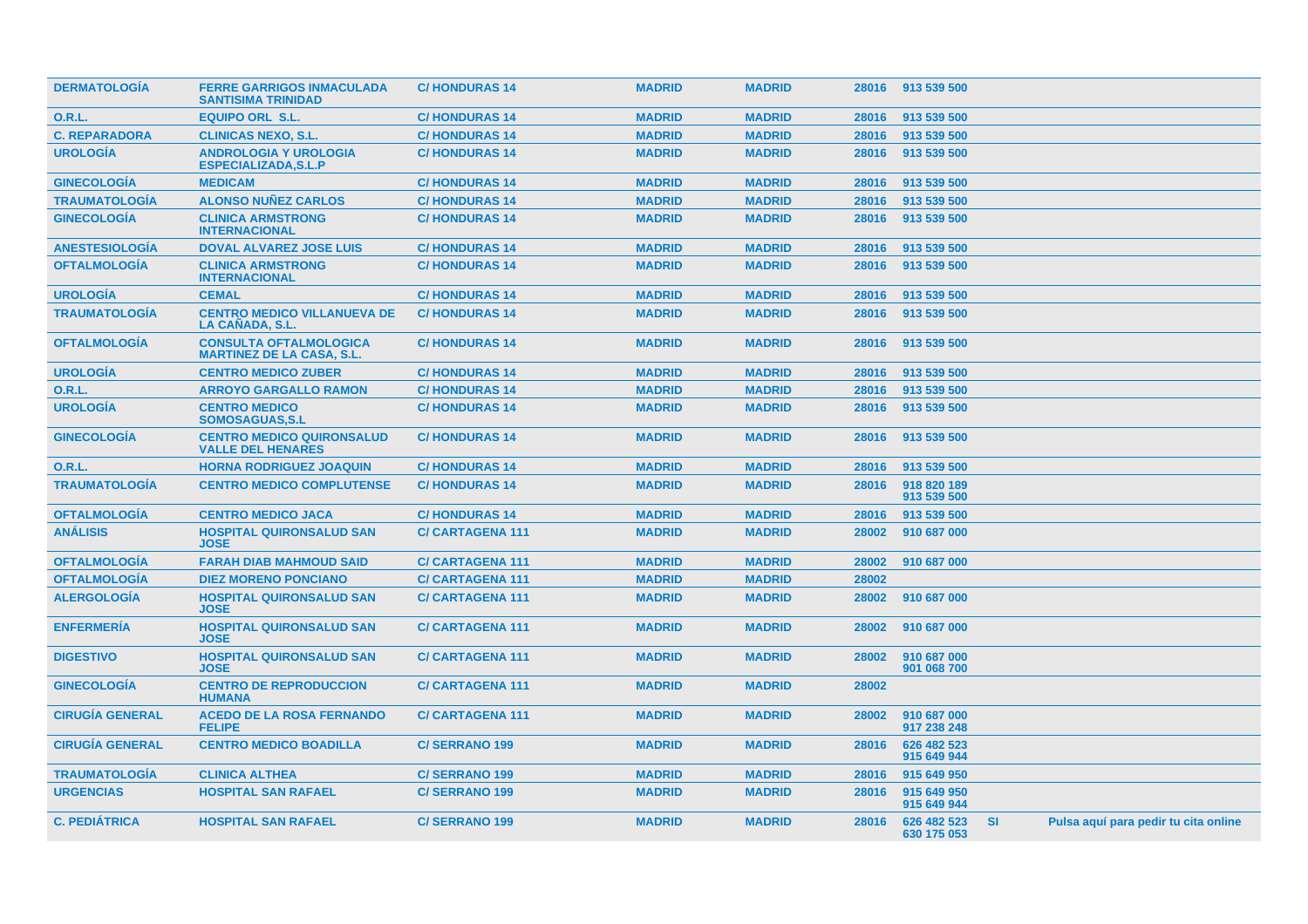| | | | | | | | | |
|---|---|---|---|---|---|---|---|---|
| **DERMATOLOGÍA** | **FERRE GARRIGOS INMACULADA SANTISIMA TRINIDAD** | **C/ HONDURAS 14** | **MADRID** | **MADRID** | **28016** | **913 539 500** | | |
| **O.R.L.** | **EQUIPO ORL S.L.** | **C/ HONDURAS 14** | **MADRID** | **MADRID** | **28016** | **913 539 500** | | |
| **C. REPARADORA** | **CLINICAS NEXO, S.L.** | **C/ HONDURAS 14** | **MADRID** | **MADRID** | **28016** | **913 539 500** | | |
| **UROLOGÍA** | **ANDROLOGIA Y UROLOGIA ESPECIALIZADA,S.L.P** | **C/ HONDURAS 14** | **MADRID** | **MADRID** | **28016** | **913 539 500** | | |
| **GINECOLOGÍA** | **MEDICAM** | **C/ HONDURAS 14** | **MADRID** | **MADRID** | **28016** | **913 539 500** | | |
| **TRAUMATOLOGÍA** | **ALONSO NUÑEZ CARLOS** | **C/ HONDURAS 14** | **MADRID** | **MADRID** | **28016** | **913 539 500** | | |
| **GINECOLOGÍA** | **CLINICA ARMSTRONG INTERNACIONAL** | **C/ HONDURAS 14** | **MADRID** | **MADRID** | **28016** | **913 539 500** | | |
| **ANESTESIOLOGÍA** | **DOVAL ALVAREZ JOSE LUIS** | **C/ HONDURAS 14** | **MADRID** | **MADRID** | **28016** | **913 539 500** | | |
| **OFTALMOLOGÍA** | **CLINICA ARMSTRONG INTERNACIONAL** | **C/ HONDURAS 14** | **MADRID** | **MADRID** | **28016** | **913 539 500** | | |
| **UROLOGÍA** | **CEMAL** | **C/ HONDURAS 14** | **MADRID** | **MADRID** | **28016** | **913 539 500** | | |
| **TRAUMATOLOGÍA** | **CENTRO MEDICO VILLANUEVA DE LA CAÑADA, S.L.** | **C/ HONDURAS 14** | **MADRID** | **MADRID** | **28016** | **913 539 500** | | |
| **OFTALMOLOGÍA** | **CONSULTA OFTALMOLOGICA MARTINEZ DE LA CASA, S.L.** | **C/ HONDURAS 14** | **MADRID** | **MADRID** | **28016** | **913 539 500** | | |
| **UROLOGÍA** | **CENTRO MEDICO ZUBER** | **C/ HONDURAS 14** | **MADRID** | **MADRID** | **28016** | **913 539 500** | | |
| **O.R.L.** | **ARROYO GARGALLO RAMON** | **C/ HONDURAS 14** | **MADRID** | **MADRID** | **28016** | **913 539 500** | | |
| **UROLOGÍA** | **CENTRO MEDICO SOMOSAGUAS,S.L** | **C/ HONDURAS 14** | **MADRID** | **MADRID** | **28016** | **913 539 500** | | |
| **GINECOLOGÍA** | **CENTRO MEDICO QUIRONSALUD VALLE DEL HENARES** | **C/ HONDURAS 14** | **MADRID** | **MADRID** | **28016** | **913 539 500** | | |
| **O.R.L.** | **HORNA RODRIGUEZ JOAQUIN** | **C/ HONDURAS 14** | **MADRID** | **MADRID** | **28016** | **913 539 500** | | |
| **TRAUMATOLOGÍA** | **CENTRO MEDICO COMPLUTENSE** | **C/ HONDURAS 14** | **MADRID** | **MADRID** | **28016** | **918 820 189 913 539 500** | | |
| **OFTALMOLOGÍA** | **CENTRO MEDICO JACA** | **C/ HONDURAS 14** | **MADRID** | **MADRID** | **28016** | **913 539 500** | | |
| **ANÁLISIS** | **HOSPITAL QUIRONSALUD SAN JOSE** | **C/ CARTAGENA 111** | **MADRID** | **MADRID** | **28002** | **910 687 000** | | |
| **OFTALMOLOGÍA** | **FARAH DIAB MAHMOUD SAID** | **C/ CARTAGENA 111** | **MADRID** | **MADRID** | **28002** | **910 687 000** | | |
| **OFTALMOLOGÍA** | **DIEZ MORENO PONCIANO** | **C/ CARTAGENA 111** | **MADRID** | **MADRID** | **28002** | | | |
| **ALERGOLOGÍA** | **HOSPITAL QUIRONSALUD SAN JOSE** | **C/ CARTAGENA 111** | **MADRID** | **MADRID** | **28002** | **910 687 000** | | |
| **ENFERMERÍA** | **HOSPITAL QUIRONSALUD SAN JOSE** | **C/ CARTAGENA 111** | **MADRID** | **MADRID** | **28002** | **910 687 000** | | |
| **DIGESTIVO** | **HOSPITAL QUIRONSALUD SAN JOSE** | **C/ CARTAGENA 111** | **MADRID** | **MADRID** | **28002** | **910 687 000 901 068 700** | | |
| **GINECOLOGÍA** | **CENTRO DE REPRODUCCION HUMANA** | **C/ CARTAGENA 111** | **MADRID** | **MADRID** | **28002** | | | |
| **CIRUGÍA GENERAL** | **ACEDO DE LA ROSA FERNANDO FELIPE** | **C/ CARTAGENA 111** | **MADRID** | **MADRID** | **28002** | **910 687 000 917 238 248** | | |
| **CIRUGÍA GENERAL** | **CENTRO MEDICO BOADILLA** | **C/ SERRANO 199** | **MADRID** | **MADRID** | **28016** | **626 482 523 915 649 944** | | |
| **TRAUMATOLOGÍA** | **CLINICA ALTHEA** | **C/ SERRANO 199** | **MADRID** | **MADRID** | **28016** | **915 649 950** | | |
| **URGENCIAS** | **HOSPITAL SAN RAFAEL** | **C/ SERRANO 199** | **MADRID** | **MADRID** | **28016** | **915 649 950 915 649 944** | | |
| **C. PEDIÁTRICA** | **HOSPITAL SAN RAFAEL** | **C/ SERRANO 199** | **MADRID** | **MADRID** | **28016** | **626 482 523 630 175 053** | **SI** | **Pulsa aquí para pedir tu cita online** |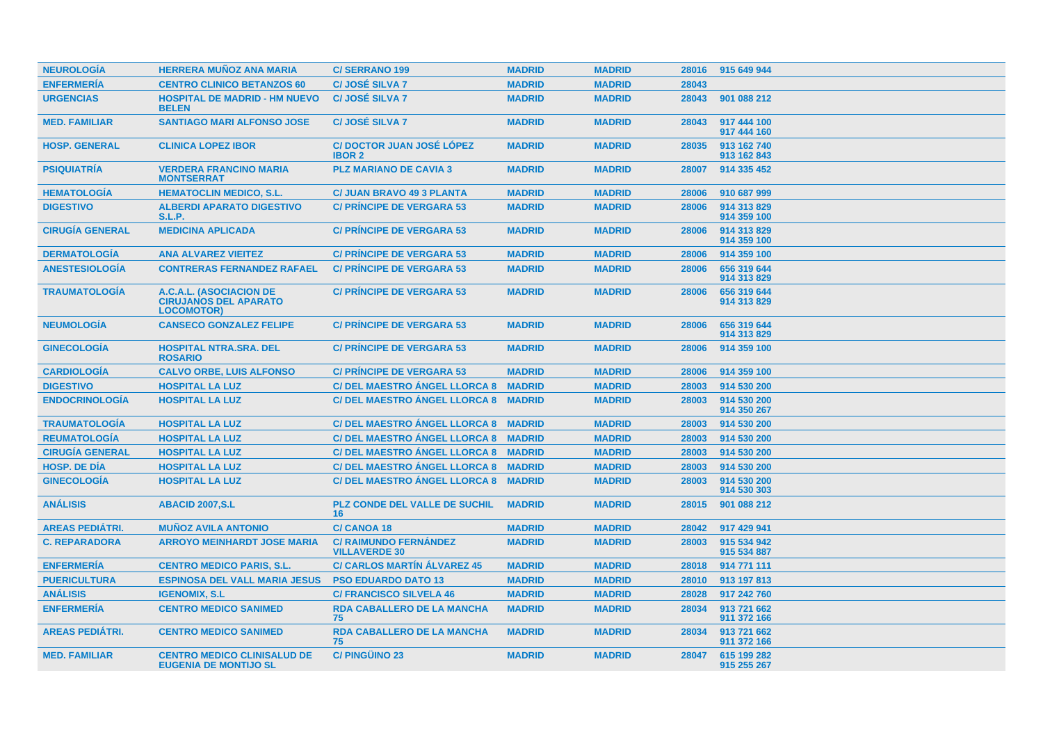| NEUROLOGÍA | HERRERA MUÑOZ ANA MARIA | C/ SERRANO 199 | MADRID | MADRID | 28016 | 915 649 944 |
|---|---|---|---|---|---|---|
| ENFERMERÍA | CENTRO CLINICO BETANZOS 60 | C/ JOSÉ SILVA 7 | MADRID | MADRID | 28043 | |
| URGENCIAS | HOSPITAL DE MADRID - HM NUEVO BELEN | C/ JOSÉ SILVA 7 | MADRID | MADRID | 28043 | 901 088 212 |
| MED. FAMILIAR | SANTIAGO MARI ALFONSO JOSE | C/ JOSÉ SILVA 7 | MADRID | MADRID | 28043 | 917 444 100<br>917 444 160 |
| HOSP. GENERAL | CLINICA LOPEZ IBOR | C/ DOCTOR JUAN JOSÉ LÓPEZ IBOR 2 | MADRID | MADRID | 28035 | 913 162 740<br>913 162 843 |
| PSIQUIATRÍA | VERDERA FRANCINO MARIA MONTSERRAT | PLZ MARIANO DE CAVIA 3 | MADRID | MADRID | 28007 | 914 335 452 |
| HEMATOLOGÍA | HEMATOCLIN MEDICO, S.L. | C/ JUAN BRAVO 49 3 PLANTA | MADRID | MADRID | 28006 | 910 687 999 |
| DIGESTIVO | ALBERDI APARATO DIGESTIVO S.L.P. | C/ PRÍNCIPE DE VERGARA 53 | MADRID | MADRID | 28006 | 914 313 829<br>914 359 100 |
| CIRUGÍA GENERAL | MEDICINA APLICADA | C/ PRÍNCIPE DE VERGARA 53 | MADRID | MADRID | 28006 | 914 313 829<br>914 359 100 |
| DERMATOLOGÍA | ANA ALVAREZ VIEITEZ | C/ PRÍNCIPE DE VERGARA 53 | MADRID | MADRID | 28006 | 914 359 100 |
| ANESTESIOLOGÍA | CONTRERAS FERNANDEZ RAFAEL | C/ PRÍNCIPE DE VERGARA 53 | MADRID | MADRID | 28006 | 656 319 644<br>914 313 829 |
| TRAUMATOLOGÍA | A.C.A.L. (ASOCIACION DE CIRUJANOS DEL APARATO LOCOMOTOR) | C/ PRÍNCIPE DE VERGARA 53 | MADRID | MADRID | 28006 | 656 319 644<br>914 313 829 |
| NEUMOLOGÍA | CANSECO GONZALEZ FELIPE | C/ PRÍNCIPE DE VERGARA 53 | MADRID | MADRID | 28006 | 656 319 644<br>914 313 829 |
| GINECOLOGÍA | HOSPITAL NTRA.SRA. DEL ROSARIO | C/ PRÍNCIPE DE VERGARA 53 | MADRID | MADRID | 28006 | 914 359 100 |
| CARDIOLOGÍA | CALVO ORBE, LUIS ALFONSO | C/ PRÍNCIPE DE VERGARA 53 | MADRID | MADRID | 28006 | 914 359 100 |
| DIGESTIVO | HOSPITAL LA LUZ | C/ DEL MAESTRO ÁNGEL LLORCA 8 | MADRID | MADRID | 28003 | 914 530 200 |
| ENDOCRINOLOGÍA | HOSPITAL LA LUZ | C/ DEL MAESTRO ÁNGEL LLORCA 8 | MADRID | MADRID | 28003 | 914 530 200<br>914 350 267 |
| TRAUMATOLOGÍA | HOSPITAL LA LUZ | C/ DEL MAESTRO ÁNGEL LLORCA 8 | MADRID | MADRID | 28003 | 914 530 200 |
| REUMATOLOGÍA | HOSPITAL LA LUZ | C/ DEL MAESTRO ÁNGEL LLORCA 8 | MADRID | MADRID | 28003 | 914 530 200 |
| CIRUGÍA GENERAL | HOSPITAL LA LUZ | C/ DEL MAESTRO ÁNGEL LLORCA 8 | MADRID | MADRID | 28003 | 914 530 200 |
| HOSP. DE DÍA | HOSPITAL LA LUZ | C/ DEL MAESTRO ÁNGEL LLORCA 8 | MADRID | MADRID | 28003 | 914 530 200 |
| GINECOLOGÍA | HOSPITAL LA LUZ | C/ DEL MAESTRO ÁNGEL LLORCA 8 | MADRID | MADRID | 28003 | 914 530 200<br>914 530 303 |
| ANÁLISIS | ABACID 2007,S.L | PLZ CONDE DEL VALLE DE SUCHIL 16 | MADRID | MADRID | 28015 | 901 088 212 |
| AREAS PEDIÁTRI. | MUÑOZ AVILA ANTONIO | C/ CANOA 18 | MADRID | MADRID | 28042 | 917 429 941 |
| C. REPARADORA | ARROYO MEINHARDT JOSE MARIA | C/ RAIMUNDO FERNÁNDEZ VILLAVERDE 30 | MADRID | MADRID | 28003 | 915 534 942<br>915 534 887 |
| ENFERMERÍA | CENTRO MEDICO PARIS, S.L. | C/ CARLOS MARTÍN ÁLVAREZ 45 | MADRID | MADRID | 28018 | 914 771 111 |
| PUERICULTURA | ESPINOSA DEL VALL MARIA JESUS | PSO EDUARDO DATO 13 | MADRID | MADRID | 28010 | 913 197 813 |
| ANÁLISIS | IGENOMIX, S.L | C/ FRANCISCO SILVELA 46 | MADRID | MADRID | 28028 | 917 242 760 |
| ENFERMERÍA | CENTRO MEDICO SANIMED | RDA CABALLERO DE LA MANCHA 75 | MADRID | MADRID | 28034 | 913 721 662<br>911 372 166 |
| AREAS PEDIÁTRI. | CENTRO MEDICO SANIMED | RDA CABALLERO DE LA MANCHA 75 | MADRID | MADRID | 28034 | 913 721 662<br>911 372 166 |
| MED. FAMILIAR | CENTRO MEDICO CLINISALUD DE EUGENIA DE MONTIJO SL | C/ PINGÜINO 23 | MADRID | MADRID | 28047 | 615 199 282<br>915 255 267 |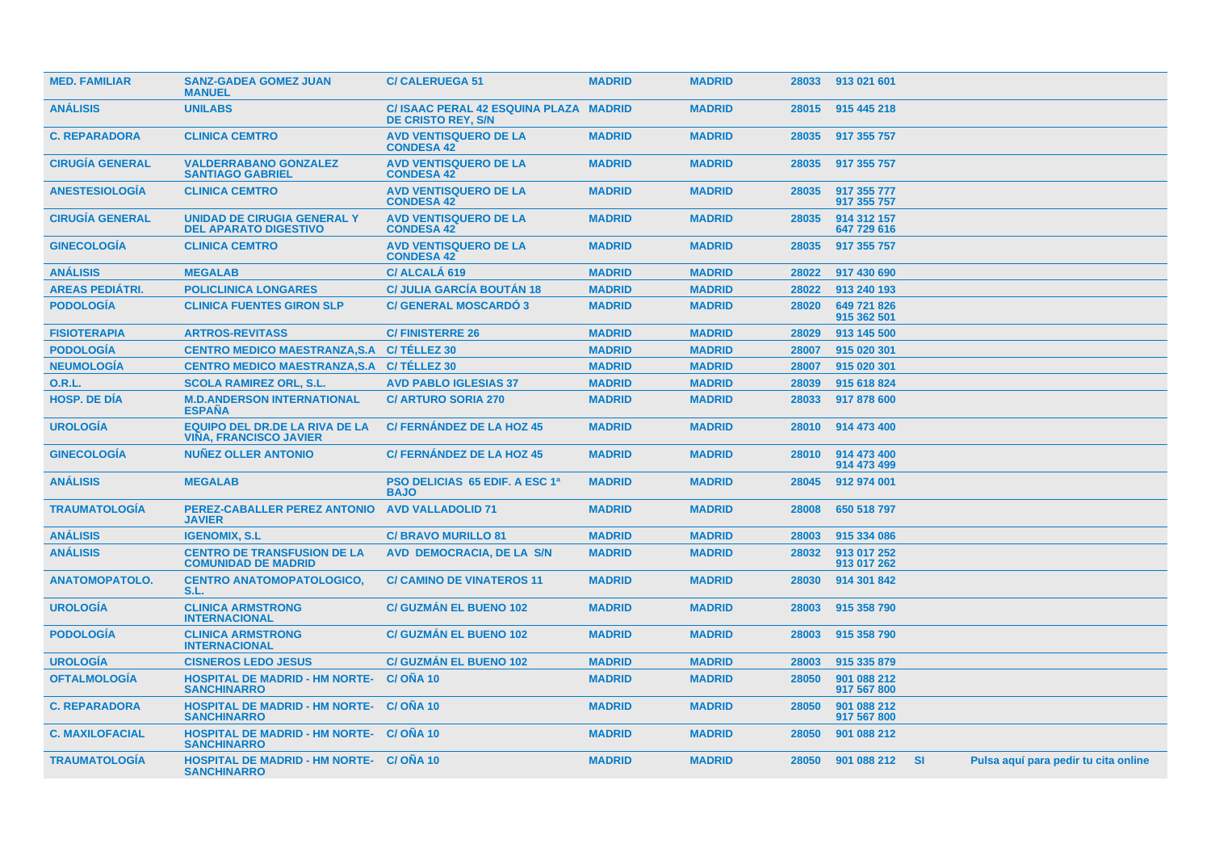| | | | | | | | | |
|---|---|---|---|---|---|---|---|---|
| MED. FAMILIAR | SANZ-GADEA GOMEZ JUAN MANUEL | C/ CALERUEGA 51 | MADRID | MADRID | 28033 | 913 021 601 | | |
| ANÁLISIS | UNILABS | C/ ISAAC PERAL 42 ESQUINA PLAZA DE CRISTO REY, S/N | MADRID | MADRID | 28015 | 915 445 218 | | |
| C. REPARADORA | CLINICA CEMTRO | AVD VENTISQUERO DE LA CONDESA 42 | MADRID | MADRID | 28035 | 917 355 757 | | |
| CIRUGÍA GENERAL | VALDERRABANO GONZALEZ SANTIAGO GABRIEL | AVD VENTISQUERO DE LA CONDESA 42 | MADRID | MADRID | 28035 | 917 355 757 | | |
| ANESTESIOLOGÍA | CLINICA CEMTRO | AVD VENTISQUERO DE LA CONDESA 42 | MADRID | MADRID | 28035 | 917 355 777<br>917 355 757 | | |
| CIRUGÍA GENERAL | UNIDAD DE CIRUGIA GENERAL Y DEL APARATO DIGESTIVO | AVD VENTISQUERO DE LA CONDESA 42 | MADRID | MADRID | 28035 | 914 312 157<br>647 729 616 | | |
| GINECOLOGÍA | CLINICA CEMTRO | AVD VENTISQUERO DE LA CONDESA 42 | MADRID | MADRID | 28035 | 917 355 757 | | |
| ANÁLISIS | MEGALAB | C/ ALCALÁ 619 | MADRID | MADRID | 28022 | 917 430 690 | | |
| AREAS PEDIÁTRI. | POLICLINICA LONGARES | C/ JULIA GARCÍA BOUTÁN 18 | MADRID | MADRID | 28022 | 913 240 193 | | |
| PODOLOGÍA | CLINICA FUENTES GIRON SLP | C/ GENERAL MOSCARDÓ 3 | MADRID | MADRID | 28020 | 649 721 826<br>915 362 501 | | |
| FISIOTERAPIA | ARTROS-REVITASS | C/ FINISTERRE 26 | MADRID | MADRID | 28029 | 913 145 500 | | |
| PODOLOGÍA | CENTRO MEDICO MAESTRANZA,S.A | C/ TÉLLEZ 30 | MADRID | MADRID | 28007 | 915 020 301 | | |
| NEUMOLOGÍA | CENTRO MEDICO MAESTRANZA,S.A | C/ TÉLLEZ 30 | MADRID | MADRID | 28007 | 915 020 301 | | |
| O.R.L. | SCOLA RAMIREZ ORL, S.L. | AVD PABLO IGLESIAS 37 | MADRID | MADRID | 28039 | 915 618 824 | | |
| HOSP. DE DÍA | M.D.ANDERSON INTERNATIONAL ESPAÑA | C/ ARTURO SORIA 270 | MADRID | MADRID | 28033 | 917 878 600 | | |
| UROLOGÍA | EQUIPO DEL DR.DE LA RIVA DE LA VIÑA, FRANCISCO JAVIER | C/ FERNÁNDEZ DE LA HOZ 45 | MADRID | MADRID | 28010 | 914 473 400 | | |
| GINECOLOGÍA | NUÑEZ OLLER ANTONIO | C/ FERNÁNDEZ DE LA HOZ 45 | MADRID | MADRID | 28010 | 914 473 400<br>914 473 499 | | |
| ANÁLISIS | MEGALAB | PSO DELICIAS 65 EDIF. A ESC 1ª BAJO | MADRID | MADRID | 28045 | 912 974 001 | | |
| TRAUMATOLOGÍA | PEREZ-CABALLER PEREZ ANTONIO JAVIER | AVD VALLADOLID 71 | MADRID | MADRID | 28008 | 650 518 797 | | |
| ANÁLISIS | IGENOMIX, S.L | C/ BRAVO MURILLO 81 | MADRID | MADRID | 28003 | 915 334 086 | | |
| ANÁLISIS | CENTRO DE TRANSFUSION DE LA COMUNIDAD DE MADRID | AVD DEMOCRACIA, DE LA S/N | MADRID | MADRID | 28032 | 913 017 252<br>913 017 262 | | |
| ANATOMOPATOLO. | CENTRO ANATOMOPATOLOGICO, S.L. | C/ CAMINO DE VINATEROS 11 | MADRID | MADRID | 28030 | 914 301 842 | | |
| UROLOGÍA | CLINICA ARMSTRONG INTERNACIONAL | C/ GUZMÁN EL BUENO 102 | MADRID | MADRID | 28003 | 915 358 790 | | |
| PODOLOGÍA | CLINICA ARMSTRONG INTERNACIONAL | C/ GUZMÁN EL BUENO 102 | MADRID | MADRID | 28003 | 915 358 790 | | |
| UROLOGÍA | CISNEROS LEDO JESUS | C/ GUZMÁN EL BUENO 102 | MADRID | MADRID | 28003 | 915 335 879 | | |
| OFTALMOLOGÍA | HOSPITAL DE MADRID - HM NORTE-SANCHINARRO | C/ OÑA 10 | MADRID | MADRID | 28050 | 901 088 212<br>917 567 800 | | |
| C. REPARADORA | HOSPITAL DE MADRID - HM NORTE-SANCHINARRO | C/ OÑA 10 | MADRID | MADRID | 28050 | 901 088 212<br>917 567 800 | | |
| C. MAXILOFACIAL | HOSPITAL DE MADRID - HM NORTE-SANCHINARRO | C/ OÑA 10 | MADRID | MADRID | 28050 | 901 088 212 | | |
| TRAUMATOLOGÍA | HOSPITAL DE MADRID - HM NORTE-SANCHINARRO | C/ OÑA 10 | MADRID | MADRID | 28050 | 901 088 212 | SI | Pulsa aquí para pedir tu cita online |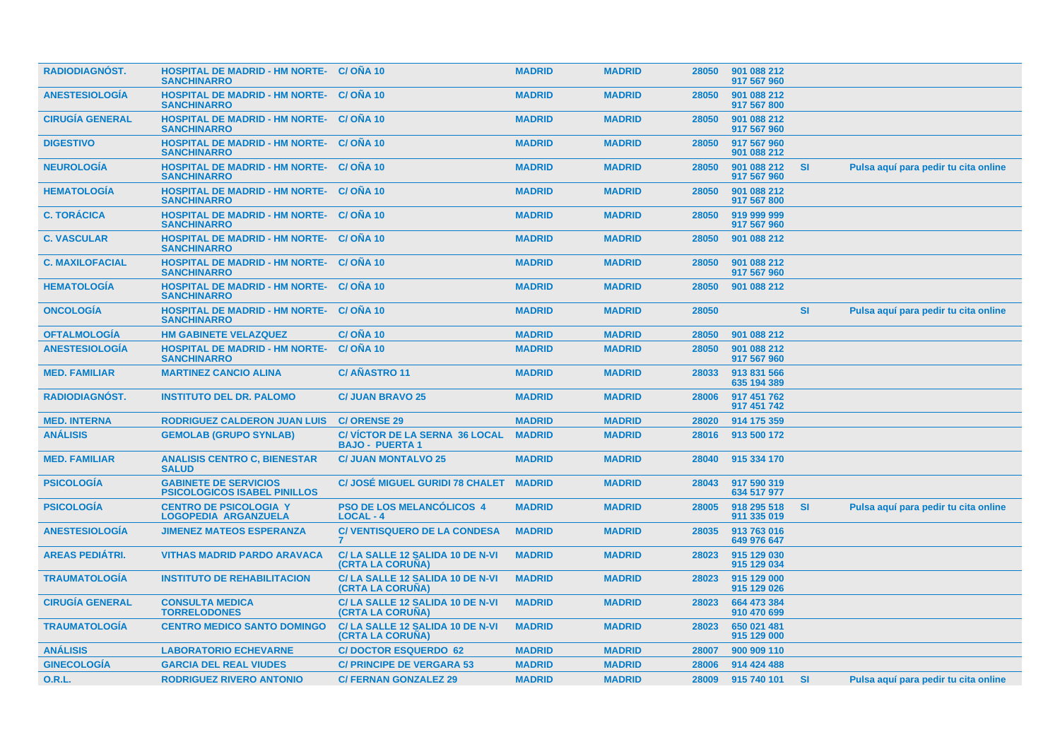| | | | | | | | | |
|---|---|---|---|---|---|---|---|---|
| RADIODIAGNÓST. | HOSPITAL DE MADRID - HM NORTE-SANCHINARRO | C/ OÑA 10 | MADRID | MADRID | 28050 | 901 088 212 917 567 960 | | |
| ANESTESIOLOGÍA | HOSPITAL DE MADRID - HM NORTE-SANCHINARRO | C/ OÑA 10 | MADRID | MADRID | 28050 | 901 088 212 917 567 800 | | |
| CIRUGÍA GENERAL | HOSPITAL DE MADRID - HM NORTE-SANCHINARRO | C/ OÑA 10 | MADRID | MADRID | 28050 | 901 088 212 917 567 960 | | |
| DIGESTIVO | HOSPITAL DE MADRID - HM NORTE-SANCHINARRO | C/ OÑA 10 | MADRID | MADRID | 28050 | 917 567 960 901 088 212 | | |
| NEUROLOGÍA | HOSPITAL DE MADRID - HM NORTE-SANCHINARRO | C/ OÑA 10 | MADRID | MADRID | 28050 | 901 088 212 917 567 960 | SI | Pulsa aquí para pedir tu cita online |
| HEMATOLOGÍA | HOSPITAL DE MADRID - HM NORTE-SANCHINARRO | C/ OÑA 10 | MADRID | MADRID | 28050 | 901 088 212 917 567 800 | | |
| C. TORÁCICA | HOSPITAL DE MADRID - HM NORTE-SANCHINARRO | C/ OÑA 10 | MADRID | MADRID | 28050 | 919 999 999 917 567 960 | | |
| C. VASCULAR | HOSPITAL DE MADRID - HM NORTE-SANCHINARRO | C/ OÑA 10 | MADRID | MADRID | 28050 | 901 088 212 | | |
| C. MAXILOFACIAL | HOSPITAL DE MADRID - HM NORTE-SANCHINARRO | C/ OÑA 10 | MADRID | MADRID | 28050 | 901 088 212 917 567 960 | | |
| HEMATOLOGÍA | HOSPITAL DE MADRID - HM NORTE-SANCHINARRO | C/ OÑA 10 | MADRID | MADRID | 28050 | 901 088 212 | | |
| ONCOLOGÍA | HOSPITAL DE MADRID - HM NORTE-SANCHINARRO | C/ OÑA 10 | MADRID | MADRID | 28050 | | SI | Pulsa aquí para pedir tu cita online |
| OFTALMOLOGÍA | HM GABINETE VELAZQUEZ | C/ OÑA 10 | MADRID | MADRID | 28050 | 901 088 212 | | |
| ANESTESIOLOGÍA | HOSPITAL DE MADRID - HM NORTE-SANCHINARRO | C/ OÑA 10 | MADRID | MADRID | 28050 | 901 088 212 917 567 960 | | |
| MED. FAMILIAR | MARTINEZ CANCIO ALINA | C/ AÑASTRO 11 | MADRID | MADRID | 28033 | 913 831 566 635 194 389 | | |
| RADIODIAGNÓST. | INSTITUTO DEL DR. PALOMO | C/ JUAN BRAVO 25 | MADRID | MADRID | 28006 | 917 451 762 917 451 742 | | |
| MED. INTERNA | RODRIGUEZ CALDERON JUAN LUIS | C/ ORENSE 29 | MADRID | MADRID | 28020 | 914 175 359 | | |
| ANÁLISIS | GEMOLAB (GRUPO SYNLAB) | C/ VÍCTOR DE LA SERNA 36 LOCAL BAJO - PUERTA 1 | MADRID | MADRID | 28016 | 913 500 172 | | |
| MED. FAMILIAR | ANALISIS CENTRO C, BIENESTAR SALUD | C/ JUAN MONTALVO 25 | MADRID | MADRID | 28040 | 915 334 170 | | |
| PSICOLOGÍA | GABINETE DE SERVICIOS PSICOLOGICOS ISABEL PINILLOS | C/ JOSÉ MIGUEL GURIDI 78 CHALET | MADRID | MADRID | 28043 | 917 590 319 634 517 977 | | |
| PSICOLOGÍA | CENTRO DE PSICOLOGIA Y LOGOPEDIA ARGANZUELA | PSO DE LOS MELANCÓLICOS 4 LOCAL - 4 | MADRID | MADRID | 28005 | 918 295 518 911 335 019 | SI | Pulsa aquí para pedir tu cita online |
| ANESTESIOLOGÍA | JIMENEZ MATEOS ESPERANZA | C/ VENTISQUERO DE LA CONDESA 7 | MADRID | MADRID | 28035 | 913 763 016 649 976 647 | | |
| AREAS PEDIÁTRI. | VITHAS MADRID PARDO ARAVACA | C/ LA SALLE 12 SALIDA 10 DE N-VI (CRTA LA CORUÑA) | MADRID | MADRID | 28023 | 915 129 030 915 129 034 | | |
| TRAUMATOLOGÍA | INSTITUTO DE REHABILITACION | C/ LA SALLE 12 SALIDA 10 DE N-VI (CRTA LA CORUÑA) | MADRID | MADRID | 28023 | 915 129 000 915 129 026 | | |
| CIRUGÍA GENERAL | CONSULTA MEDICA TORRELODONES | C/ LA SALLE 12 SALIDA 10 DE N-VI (CRTA LA CORUÑA) | MADRID | MADRID | 28023 | 664 473 384 910 470 699 | | |
| TRAUMATOLOGÍA | CENTRO MEDICO SANTO DOMINGO | C/ LA SALLE 12 SALIDA 10 DE N-VI (CRTA LA CORUÑA) | MADRID | MADRID | 28023 | 650 021 481 915 129 000 | | |
| ANÁLISIS | LABORATORIO ECHEVARNE | C/ DOCTOR ESQUERDO 62 | MADRID | MADRID | 28007 | 900 909 110 | | |
| GINECOLOGÍA | GARCIA DEL REAL VIUDES | C/ PRINCIPE DE VERGARA 53 | MADRID | MADRID | 28006 | 914 424 488 | | |
| O.R.L. | RODRIGUEZ RIVERO ANTONIO | C/ FERNAN GONZALEZ 29 | MADRID | MADRID | 28009 | 915 740 101 | SI | Pulsa aquí para pedir tu cita online |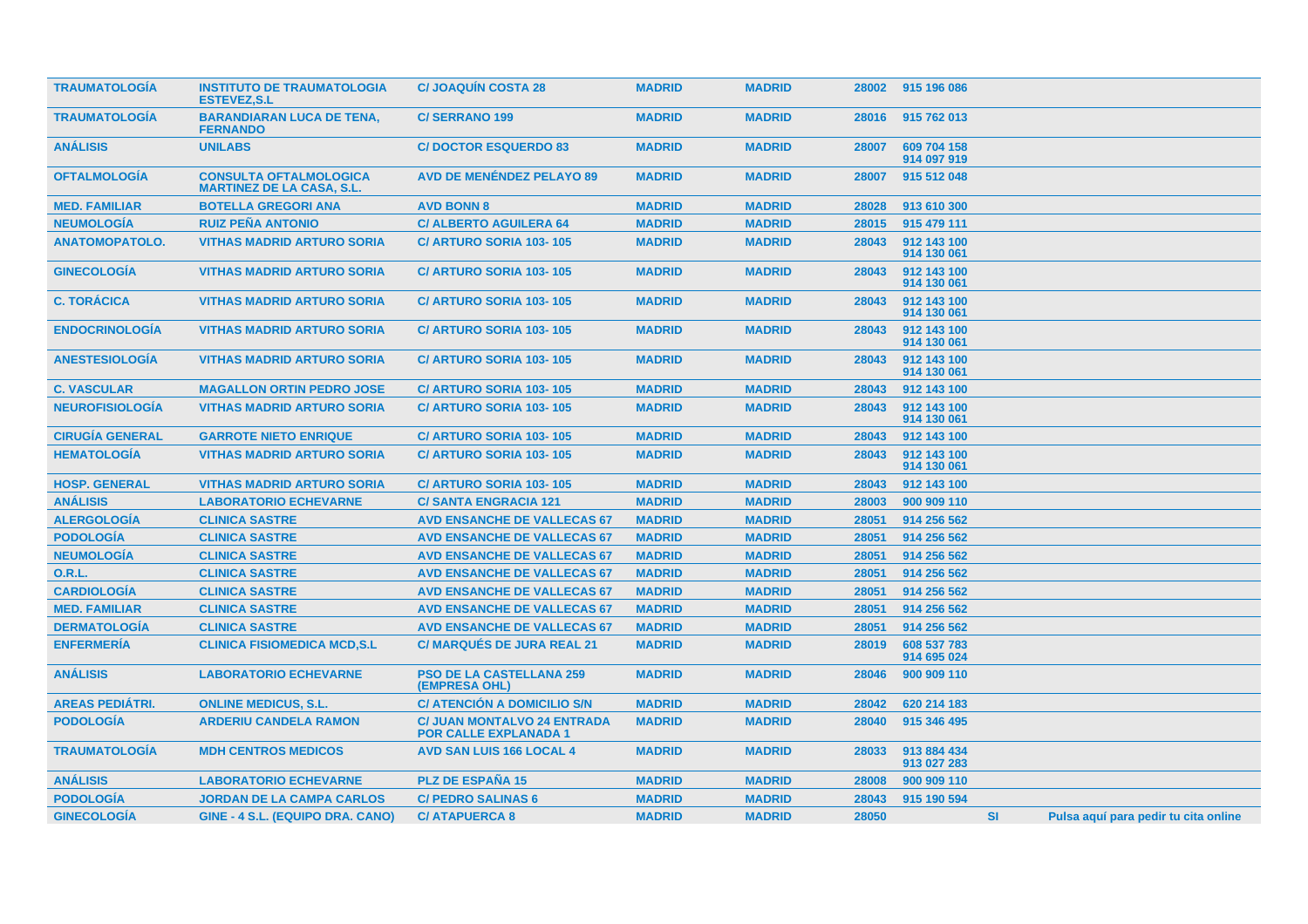| | | | | | | | | |
|---|---|---|---|---|---|---|---|---|
| **TRAUMATOLOGÍA** | **INSTITUTO DE TRAUMATOLOGIA ESTEVEZ,S.L** | **C/ JOAQUÍN COSTA 28** | **MADRID** | **MADRID** | **28002** | **915 196 086** | | |
| **TRAUMATOLOGÍA** | **BARANDIARAN LUCA DE TENA, FERNANDO** | **C/ SERRANO 199** | **MADRID** | **MADRID** | **28016** | **915 762 013** | | |
| **ANÁLISIS** | **UNILABS** | **C/ DOCTOR ESQUERDO 83** | **MADRID** | **MADRID** | **28007** | **609 704 158 914 097 919** | | |
| **OFTALMOLOGÍA** | **CONSULTA OFTALMOLOGICA MARTINEZ DE LA CASA, S.L.** | **AVD DE MENÉNDEZ PELAYO 89** | **MADRID** | **MADRID** | **28007** | **915 512 048** | | |
| **MED. FAMILIAR** | **BOTELLA GREGORI ANA** | **AVD BONN 8** | **MADRID** | **MADRID** | **28028** | **913 610 300** | | |
| **NEUMOLOGÍA** | **RUIZ PEÑA ANTONIO** | **C/ ALBERTO AGUILERA 64** | **MADRID** | **MADRID** | **28015** | **915 479 111** | | |
| **ANATOMOPATOLO.** | **VITHAS MADRID ARTURO SORIA** | **C/ ARTURO SORIA 103- 105** | **MADRID** | **MADRID** | **28043** | **912 143 100 914 130 061** | | |
| **GINECOLOGÍA** | **VITHAS MADRID ARTURO SORIA** | **C/ ARTURO SORIA 103- 105** | **MADRID** | **MADRID** | **28043** | **912 143 100 914 130 061** | | |
| **C. TORÁCICA** | **VITHAS MADRID ARTURO SORIA** | **C/ ARTURO SORIA 103- 105** | **MADRID** | **MADRID** | **28043** | **912 143 100 914 130 061** | | |
| **ENDOCRINOLOGÍA** | **VITHAS MADRID ARTURO SORIA** | **C/ ARTURO SORIA 103- 105** | **MADRID** | **MADRID** | **28043** | **912 143 100 914 130 061** | | |
| **ANESTESIOLOGÍA** | **VITHAS MADRID ARTURO SORIA** | **C/ ARTURO SORIA 103- 105** | **MADRID** | **MADRID** | **28043** | **912 143 100 914 130 061** | | |
| **C. VASCULAR** | **MAGALLON ORTIN PEDRO JOSE** | **C/ ARTURO SORIA 103- 105** | **MADRID** | **MADRID** | **28043** | **912 143 100** | | |
| **NEUROFISIOLOGÍA** | **VITHAS MADRID ARTURO SORIA** | **C/ ARTURO SORIA 103- 105** | **MADRID** | **MADRID** | **28043** | **912 143 100 914 130 061** | | |
| **CIRUGÍA GENERAL** | **GARROTE NIETO ENRIQUE** | **C/ ARTURO SORIA 103- 105** | **MADRID** | **MADRID** | **28043** | **912 143 100** | | |
| **HEMATOLOGÍA** | **VITHAS MADRID ARTURO SORIA** | **C/ ARTURO SORIA 103- 105** | **MADRID** | **MADRID** | **28043** | **912 143 100 914 130 061** | | |
| **HOSP. GENERAL** | **VITHAS MADRID ARTURO SORIA** | **C/ ARTURO SORIA 103- 105** | **MADRID** | **MADRID** | **28043** | **912 143 100** | | |
| **ANÁLISIS** | **LABORATORIO ECHEVARNE** | **C/ SANTA ENGRACIA 121** | **MADRID** | **MADRID** | **28003** | **900 909 110** | | |
| **ALERGOLOGÍA** | **CLINICA SASTRE** | **AVD ENSANCHE DE VALLECAS 67** | **MADRID** | **MADRID** | **28051** | **914 256 562** | | |
| **PODOLOGÍA** | **CLINICA SASTRE** | **AVD ENSANCHE DE VALLECAS 67** | **MADRID** | **MADRID** | **28051** | **914 256 562** | | |
| **NEUMOLOGÍA** | **CLINICA SASTRE** | **AVD ENSANCHE DE VALLECAS 67** | **MADRID** | **MADRID** | **28051** | **914 256 562** | | |
| **O.R.L.** | **CLINICA SASTRE** | **AVD ENSANCHE DE VALLECAS 67** | **MADRID** | **MADRID** | **28051** | **914 256 562** | | |
| **CARDIOLOGÍA** | **CLINICA SASTRE** | **AVD ENSANCHE DE VALLECAS 67** | **MADRID** | **MADRID** | **28051** | **914 256 562** | | |
| **MED. FAMILIAR** | **CLINICA SASTRE** | **AVD ENSANCHE DE VALLECAS 67** | **MADRID** | **MADRID** | **28051** | **914 256 562** | | |
| **DERMATOLOGÍA** | **CLINICA SASTRE** | **AVD ENSANCHE DE VALLECAS 67** | **MADRID** | **MADRID** | **28051** | **914 256 562** | | |
| **ENFERMERÍA** | **CLINICA FISIOMEDICA MCD,S.L** | **C/ MARQUÉS DE JURA REAL 21** | **MADRID** | **MADRID** | **28019** | **608 537 783 914 695 024** | | |
| **ANÁLISIS** | **LABORATORIO ECHEVARNE** | **PSO DE LA CASTELLANA 259 (EMPRESA OHL)** | **MADRID** | **MADRID** | **28046** | **900 909 110** | | |
| **AREAS PEDIÁTRI.** | **ONLINE MEDICUS, S.L.** | **C/ ATENCIÓN A DOMICILIO S/N** | **MADRID** | **MADRID** | **28042** | **620 214 183** | | |
| **PODOLOGÍA** | **ARDERIU CANDELA RAMON** | **C/ JUAN MONTALVO 24 ENTRADA POR CALLE EXPLANADA 1** | **MADRID** | **MADRID** | **28040** | **915 346 495** | | |
| **TRAUMATOLOGÍA** | **MDH CENTROS MEDICOS** | **AVD SAN LUIS 166 LOCAL 4** | **MADRID** | **MADRID** | **28033** | **913 884 434 913 027 283** | | |
| **ANÁLISIS** | **LABORATORIO ECHEVARNE** | **PLZ DE ESPAÑA 15** | **MADRID** | **MADRID** | **28008** | **900 909 110** | | |
| **PODOLOGÍA** | **JORDAN DE LA CAMPA CARLOS** | **C/ PEDRO SALINAS 6** | **MADRID** | **MADRID** | **28043** | **915 190 594** | | |
| **GINECOLOGÍA** | **GINE - 4 S.L. (EQUIPO DRA. CANO)** | **C/ ATAPUERCA 8** | **MADRID** | **MADRID** | **28050** | | **SI** | **Pulsa aquí para pedir tu cita online** |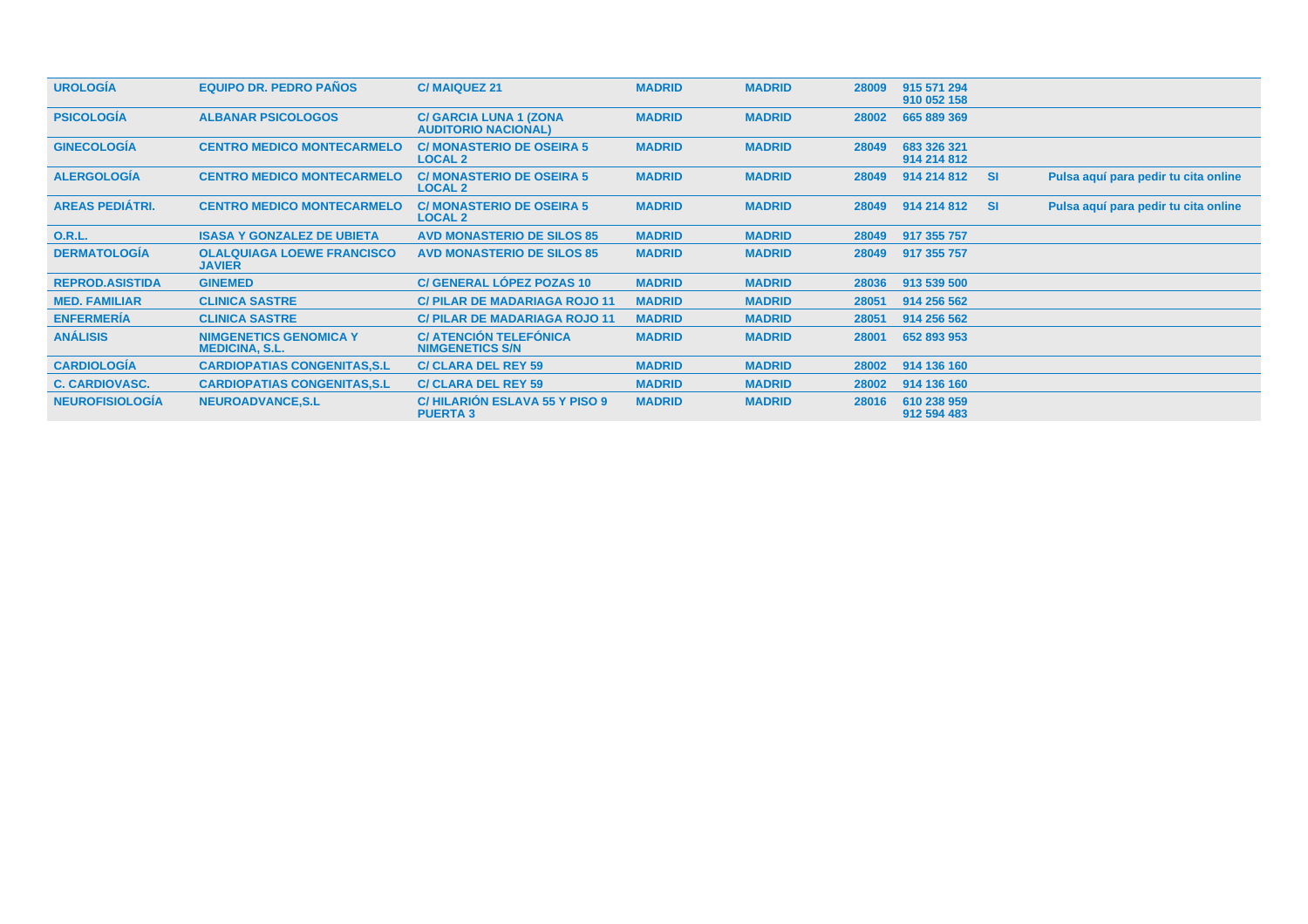| | | | | | | | | |
|---|---|---|---|---|---|---|---|---|
| UROLOGÍA | EQUIPO DR. PEDRO PAÑOS | C/ MAIQUEZ 21 | MADRID | MADRID | 28009 | 915 571 294 910 052 158 | | |
| PSICOLOGÍA | ALBANAR PSICOLOGOS | C/ GARCIA LUNA 1 (ZONA AUDITORIO NACIONAL) | MADRID | MADRID | 28002 | 665 889 369 | | |
| GINECOLOGÍA | CENTRO MEDICO MONTECARMELO | C/ MONASTERIO DE OSEIRA 5 LOCAL 2 | MADRID | MADRID | 28049 | 683 326 321 914 214 812 | | |
| ALERGOLOGÍA | CENTRO MEDICO MONTECARMELO | C/ MONASTERIO DE OSEIRA 5 LOCAL 2 | MADRID | MADRID | 28049 | 914 214 812 | SI | Pulsa aquí para pedir tu cita online |
| AREAS PEDIÁTRI. | CENTRO MEDICO MONTECARMELO | C/ MONASTERIO DE OSEIRA 5 LOCAL 2 | MADRID | MADRID | 28049 | 914 214 812 | SI | Pulsa aquí para pedir tu cita online |
| O.R.L. | ISASA Y GONZALEZ DE UBIETA | AVD MONASTERIO DE SILOS 85 | MADRID | MADRID | 28049 | 917 355 757 | | |
| DERMATOLOGÍA | OLALQUIAGA LOEWE FRANCISCO JAVIER | AVD MONASTERIO DE SILOS 85 | MADRID | MADRID | 28049 | 917 355 757 | | |
| REPROD.ASISTIDA | GINEMED | C/ GENERAL LÓPEZ POZAS 10 | MADRID | MADRID | 28036 | 913 539 500 | | |
| MED. FAMILIAR | CLINICA SASTRE | C/ PILAR DE MADARIAGA ROJO 11 | MADRID | MADRID | 28051 | 914 256 562 | | |
| ENFERMERÍA | CLINICA SASTRE | C/ PILAR DE MADARIAGA ROJO 11 | MADRID | MADRID | 28051 | 914 256 562 | | |
| ANÁLISIS | NIMGENETICS GENOMICA Y MEDICINA, S.L. | C/ ATENCIÓN TELEFÓNICA NIMGENETICS S/N | MADRID | MADRID | 28001 | 652 893 953 | | |
| CARDIOLOGÍA | CARDIOPATIAS CONGENITAS,S.L | C/ CLARA DEL REY 59 | MADRID | MADRID | 28002 | 914 136 160 | | |
| C. CARDIOVASC. | CARDIOPATIAS CONGENITAS,S.L | C/ CLARA DEL REY 59 | MADRID | MADRID | 28002 | 914 136 160 | | |
| NEUROFISIOLOGÍA | NEUROADVANCE,S.L | C/ HILARIÓN ESLAVA 55 Y PISO 9 PUERTA 3 | MADRID | MADRID | 28016 | 610 238 959 912 594 483 | | |